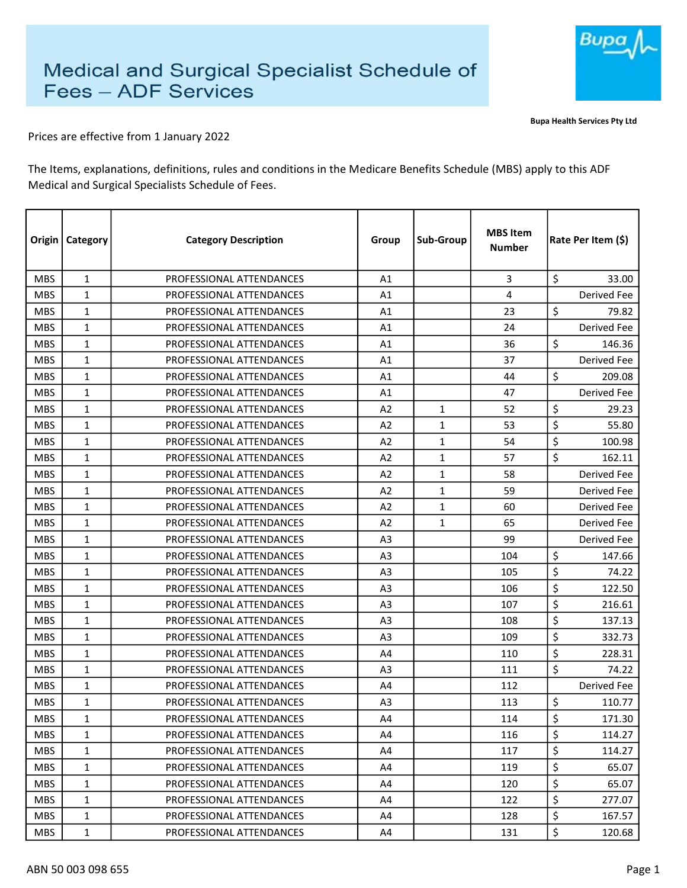# Medical and Surgical Specialist Schedule of Fees – ADF Services

Bupa Health Services Pty Ltd

Prices are effective from 1 January 2022

The Items, explanations, definitions, rules and conditions in the Medicare Benefits Schedule (MBS) apply to this ADF Medical and Surgical Specialists Schedule of Fees.

| Origin | Category | Category Description | Group | Sub-Group | MBS Item Number | Rate Per Item ($) |
|---|---|---|---|---|---|---|
| MBS | 1 | PROFESSIONAL ATTENDANCES | A1 | | 3 | $ 33.00 |
| MBS | 1 | PROFESSIONAL ATTENDANCES | A1 | | 4 | Derived Fee |
| MBS | 1 | PROFESSIONAL ATTENDANCES | A1 | | 23 | $ 79.82 |
| MBS | 1 | PROFESSIONAL ATTENDANCES | A1 | | 24 | Derived Fee |
| MBS | 1 | PROFESSIONAL ATTENDANCES | A1 | | 36 | $ 146.36 |
| MBS | 1 | PROFESSIONAL ATTENDANCES | A1 | | 37 | Derived Fee |
| MBS | 1 | PROFESSIONAL ATTENDANCES | A1 | | 44 | $ 209.08 |
| MBS | 1 | PROFESSIONAL ATTENDANCES | A1 | | 47 | Derived Fee |
| MBS | 1 | PROFESSIONAL ATTENDANCES | A2 | 1 | 52 | $ 29.23 |
| MBS | 1 | PROFESSIONAL ATTENDANCES | A2 | 1 | 53 | $ 55.80 |
| MBS | 1 | PROFESSIONAL ATTENDANCES | A2 | 1 | 54 | $ 100.98 |
| MBS | 1 | PROFESSIONAL ATTENDANCES | A2 | 1 | 57 | $ 162.11 |
| MBS | 1 | PROFESSIONAL ATTENDANCES | A2 | 1 | 58 | Derived Fee |
| MBS | 1 | PROFESSIONAL ATTENDANCES | A2 | 1 | 59 | Derived Fee |
| MBS | 1 | PROFESSIONAL ATTENDANCES | A2 | 1 | 60 | Derived Fee |
| MBS | 1 | PROFESSIONAL ATTENDANCES | A2 | 1 | 65 | Derived Fee |
| MBS | 1 | PROFESSIONAL ATTENDANCES | A3 | | 99 | Derived Fee |
| MBS | 1 | PROFESSIONAL ATTENDANCES | A3 | | 104 | $ 147.66 |
| MBS | 1 | PROFESSIONAL ATTENDANCES | A3 | | 105 | $ 74.22 |
| MBS | 1 | PROFESSIONAL ATTENDANCES | A3 | | 106 | $ 122.50 |
| MBS | 1 | PROFESSIONAL ATTENDANCES | A3 | | 107 | $ 216.61 |
| MBS | 1 | PROFESSIONAL ATTENDANCES | A3 | | 108 | $ 137.13 |
| MBS | 1 | PROFESSIONAL ATTENDANCES | A3 | | 109 | $ 332.73 |
| MBS | 1 | PROFESSIONAL ATTENDANCES | A4 | | 110 | $ 228.31 |
| MBS | 1 | PROFESSIONAL ATTENDANCES | A3 | | 111 | $ 74.22 |
| MBS | 1 | PROFESSIONAL ATTENDANCES | A4 | | 112 | Derived Fee |
| MBS | 1 | PROFESSIONAL ATTENDANCES | A3 | | 113 | $ 110.77 |
| MBS | 1 | PROFESSIONAL ATTENDANCES | A4 | | 114 | $ 171.30 |
| MBS | 1 | PROFESSIONAL ATTENDANCES | A4 | | 116 | $ 114.27 |
| MBS | 1 | PROFESSIONAL ATTENDANCES | A4 | | 117 | $ 114.27 |
| MBS | 1 | PROFESSIONAL ATTENDANCES | A4 | | 119 | $ 65.07 |
| MBS | 1 | PROFESSIONAL ATTENDANCES | A4 | | 120 | $ 65.07 |
| MBS | 1 | PROFESSIONAL ATTENDANCES | A4 | | 122 | $ 277.07 |
| MBS | 1 | PROFESSIONAL ATTENDANCES | A4 | | 128 | $ 167.57 |
| MBS | 1 | PROFESSIONAL ATTENDANCES | A4 | | 131 | $ 120.68 |

ABN 50 003 098 655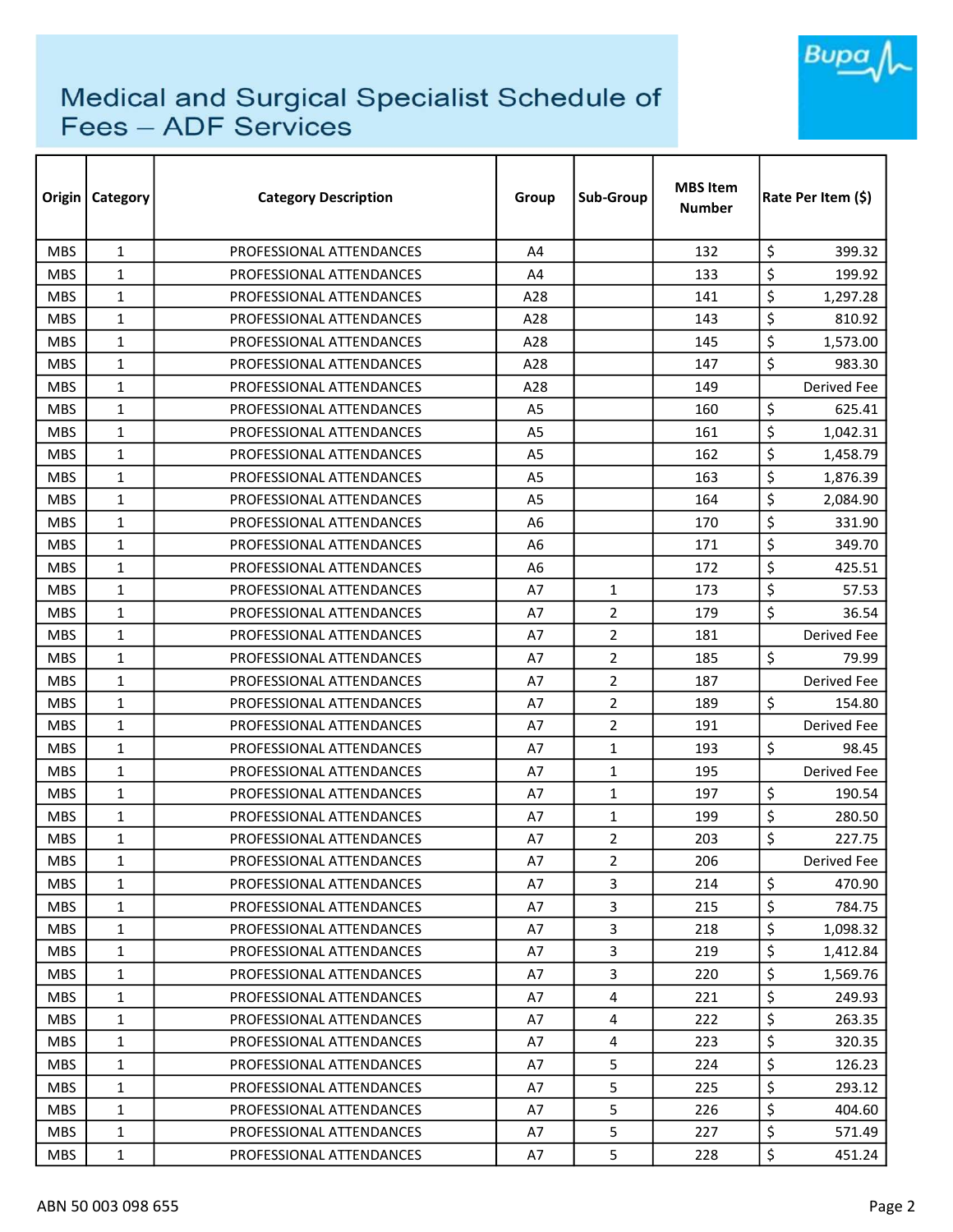# Medical and Surgical Specialist Schedule of Fees – ADF Services

| Origin | Category | Category Description | Group | Sub-Group | MBS Item Number | Rate Per Item ($) |
|---|---|---|---|---|---|---|
| MBS | 1 | PROFESSIONAL ATTENDANCES | A4 | | 132 | $ 399.32 |
| MBS | 1 | PROFESSIONAL ATTENDANCES | A4 | | 133 | $ 199.92 |
| MBS | 1 | PROFESSIONAL ATTENDANCES | A28 | | 141 | $ 1,297.28 |
| MBS | 1 | PROFESSIONAL ATTENDANCES | A28 | | 143 | $ 810.92 |
| MBS | 1 | PROFESSIONAL ATTENDANCES | A28 | | 145 | $ 1,573.00 |
| MBS | 1 | PROFESSIONAL ATTENDANCES | A28 | | 147 | $ 983.30 |
| MBS | 1 | PROFESSIONAL ATTENDANCES | A28 | | 149 | Derived Fee |
| MBS | 1 | PROFESSIONAL ATTENDANCES | A5 | | 160 | $ 625.41 |
| MBS | 1 | PROFESSIONAL ATTENDANCES | A5 | | 161 | $ 1,042.31 |
| MBS | 1 | PROFESSIONAL ATTENDANCES | A5 | | 162 | $ 1,458.79 |
| MBS | 1 | PROFESSIONAL ATTENDANCES | A5 | | 163 | $ 1,876.39 |
| MBS | 1 | PROFESSIONAL ATTENDANCES | A5 | | 164 | $ 2,084.90 |
| MBS | 1 | PROFESSIONAL ATTENDANCES | A6 | | 170 | $ 331.90 |
| MBS | 1 | PROFESSIONAL ATTENDANCES | A6 | | 171 | $ 349.70 |
| MBS | 1 | PROFESSIONAL ATTENDANCES | A6 | | 172 | $ 425.51 |
| MBS | 1 | PROFESSIONAL ATTENDANCES | A7 | 1 | 173 | $ 57.53 |
| MBS | 1 | PROFESSIONAL ATTENDANCES | A7 | 2 | 179 | $ 36.54 |
| MBS | 1 | PROFESSIONAL ATTENDANCES | A7 | 2 | 181 | Derived Fee |
| MBS | 1 | PROFESSIONAL ATTENDANCES | A7 | 2 | 185 | $ 79.99 |
| MBS | 1 | PROFESSIONAL ATTENDANCES | A7 | 2 | 187 | Derived Fee |
| MBS | 1 | PROFESSIONAL ATTENDANCES | A7 | 2 | 189 | $ 154.80 |
| MBS | 1 | PROFESSIONAL ATTENDANCES | A7 | 2 | 191 | Derived Fee |
| MBS | 1 | PROFESSIONAL ATTENDANCES | A7 | 1 | 193 | $ 98.45 |
| MBS | 1 | PROFESSIONAL ATTENDANCES | A7 | 1 | 195 | Derived Fee |
| MBS | 1 | PROFESSIONAL ATTENDANCES | A7 | 1 | 197 | $ 190.54 |
| MBS | 1 | PROFESSIONAL ATTENDANCES | A7 | 1 | 199 | $ 280.50 |
| MBS | 1 | PROFESSIONAL ATTENDANCES | A7 | 2 | 203 | $ 227.75 |
| MBS | 1 | PROFESSIONAL ATTENDANCES | A7 | 2 | 206 | Derived Fee |
| MBS | 1 | PROFESSIONAL ATTENDANCES | A7 | 3 | 214 | $ 470.90 |
| MBS | 1 | PROFESSIONAL ATTENDANCES | A7 | 3 | 215 | $ 784.75 |
| MBS | 1 | PROFESSIONAL ATTENDANCES | A7 | 3 | 218 | $ 1,098.32 |
| MBS | 1 | PROFESSIONAL ATTENDANCES | A7 | 3 | 219 | $ 1,412.84 |
| MBS | 1 | PROFESSIONAL ATTENDANCES | A7 | 3 | 220 | $ 1,569.76 |
| MBS | 1 | PROFESSIONAL ATTENDANCES | A7 | 4 | 221 | $ 249.93 |
| MBS | 1 | PROFESSIONAL ATTENDANCES | A7 | 4 | 222 | $ 263.35 |
| MBS | 1 | PROFESSIONAL ATTENDANCES | A7 | 4 | 223 | $ 320.35 |
| MBS | 1 | PROFESSIONAL ATTENDANCES | A7 | 5 | 224 | $ 126.23 |
| MBS | 1 | PROFESSIONAL ATTENDANCES | A7 | 5 | 225 | $ 293.12 |
| MBS | 1 | PROFESSIONAL ATTENDANCES | A7 | 5 | 226 | $ 404.60 |
| MBS | 1 | PROFESSIONAL ATTENDANCES | A7 | 5 | 227 | $ 571.49 |
| MBS | 1 | PROFESSIONAL ATTENDANCES | A7 | 5 | 228 | $ 451.24 |

ABN 50 003 098 655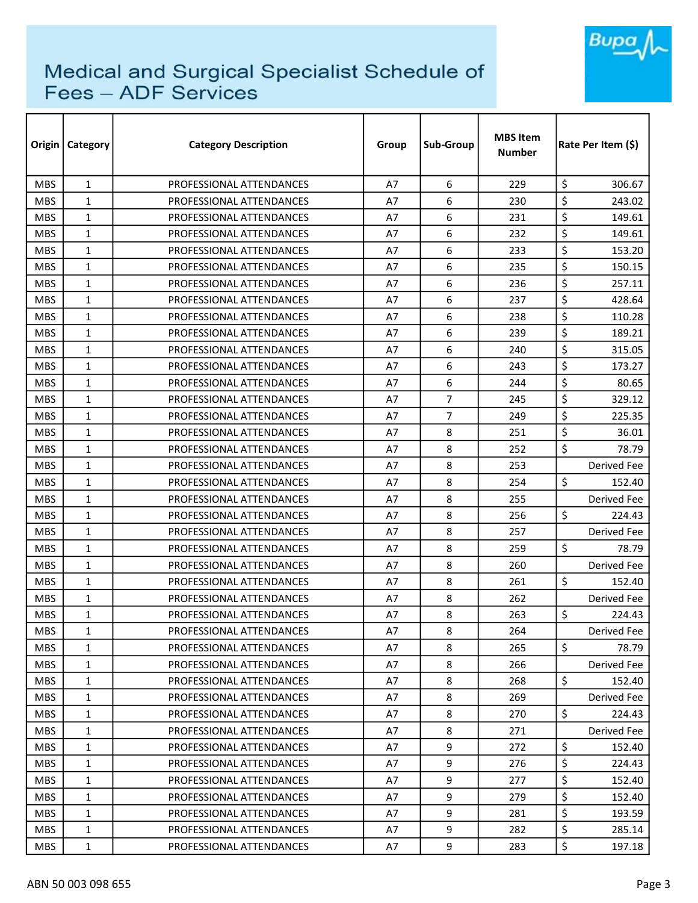# Medical and Surgical Specialist Schedule of Fees – ADF Services

| Origin | Category | Category Description | Group | Sub-Group | MBS Item Number | Rate Per Item ($) |
|---|---|---|---|---|---|---|
| MBS | 1 | PROFESSIONAL ATTENDANCES | A7 | 6 | 229 | $ 306.67 |
| MBS | 1 | PROFESSIONAL ATTENDANCES | A7 | 6 | 230 | $ 243.02 |
| MBS | 1 | PROFESSIONAL ATTENDANCES | A7 | 6 | 231 | $ 149.61 |
| MBS | 1 | PROFESSIONAL ATTENDANCES | A7 | 6 | 232 | $ 149.61 |
| MBS | 1 | PROFESSIONAL ATTENDANCES | A7 | 6 | 233 | $ 153.20 |
| MBS | 1 | PROFESSIONAL ATTENDANCES | A7 | 6 | 235 | $ 150.15 |
| MBS | 1 | PROFESSIONAL ATTENDANCES | A7 | 6 | 236 | $ 257.11 |
| MBS | 1 | PROFESSIONAL ATTENDANCES | A7 | 6 | 237 | $ 428.64 |
| MBS | 1 | PROFESSIONAL ATTENDANCES | A7 | 6 | 238 | $ 110.28 |
| MBS | 1 | PROFESSIONAL ATTENDANCES | A7 | 6 | 239 | $ 189.21 |
| MBS | 1 | PROFESSIONAL ATTENDANCES | A7 | 6 | 240 | $ 315.05 |
| MBS | 1 | PROFESSIONAL ATTENDANCES | A7 | 6 | 243 | $ 173.27 |
| MBS | 1 | PROFESSIONAL ATTENDANCES | A7 | 6 | 244 | $ 80.65 |
| MBS | 1 | PROFESSIONAL ATTENDANCES | A7 | 7 | 245 | $ 329.12 |
| MBS | 1 | PROFESSIONAL ATTENDANCES | A7 | 7 | 249 | $ 225.35 |
| MBS | 1 | PROFESSIONAL ATTENDANCES | A7 | 8 | 251 | $ 36.01 |
| MBS | 1 | PROFESSIONAL ATTENDANCES | A7 | 8 | 252 | $ 78.79 |
| MBS | 1 | PROFESSIONAL ATTENDANCES | A7 | 8 | 253 | Derived Fee |
| MBS | 1 | PROFESSIONAL ATTENDANCES | A7 | 8 | 254 | $ 152.40 |
| MBS | 1 | PROFESSIONAL ATTENDANCES | A7 | 8 | 255 | Derived Fee |
| MBS | 1 | PROFESSIONAL ATTENDANCES | A7 | 8 | 256 | $ 224.43 |
| MBS | 1 | PROFESSIONAL ATTENDANCES | A7 | 8 | 257 | Derived Fee |
| MBS | 1 | PROFESSIONAL ATTENDANCES | A7 | 8 | 259 | $ 78.79 |
| MBS | 1 | PROFESSIONAL ATTENDANCES | A7 | 8 | 260 | Derived Fee |
| MBS | 1 | PROFESSIONAL ATTENDANCES | A7 | 8 | 261 | $ 152.40 |
| MBS | 1 | PROFESSIONAL ATTENDANCES | A7 | 8 | 262 | Derived Fee |
| MBS | 1 | PROFESSIONAL ATTENDANCES | A7 | 8 | 263 | $ 224.43 |
| MBS | 1 | PROFESSIONAL ATTENDANCES | A7 | 8 | 264 | Derived Fee |
| MBS | 1 | PROFESSIONAL ATTENDANCES | A7 | 8 | 265 | $ 78.79 |
| MBS | 1 | PROFESSIONAL ATTENDANCES | A7 | 8 | 266 | Derived Fee |
| MBS | 1 | PROFESSIONAL ATTENDANCES | A7 | 8 | 268 | $ 152.40 |
| MBS | 1 | PROFESSIONAL ATTENDANCES | A7 | 8 | 269 | Derived Fee |
| MBS | 1 | PROFESSIONAL ATTENDANCES | A7 | 8 | 270 | $ 224.43 |
| MBS | 1 | PROFESSIONAL ATTENDANCES | A7 | 8 | 271 | Derived Fee |
| MBS | 1 | PROFESSIONAL ATTENDANCES | A7 | 9 | 272 | $ 152.40 |
| MBS | 1 | PROFESSIONAL ATTENDANCES | A7 | 9 | 276 | $ 224.43 |
| MBS | 1 | PROFESSIONAL ATTENDANCES | A7 | 9 | 277 | $ 152.40 |
| MBS | 1 | PROFESSIONAL ATTENDANCES | A7 | 9 | 279 | $ 152.40 |
| MBS | 1 | PROFESSIONAL ATTENDANCES | A7 | 9 | 281 | $ 193.59 |
| MBS | 1 | PROFESSIONAL ATTENDANCES | A7 | 9 | 282 | $ 285.14 |
| MBS | 1 | PROFESSIONAL ATTENDANCES | A7 | 9 | 283 | $ 197.18 |

ABN 50 003 098 655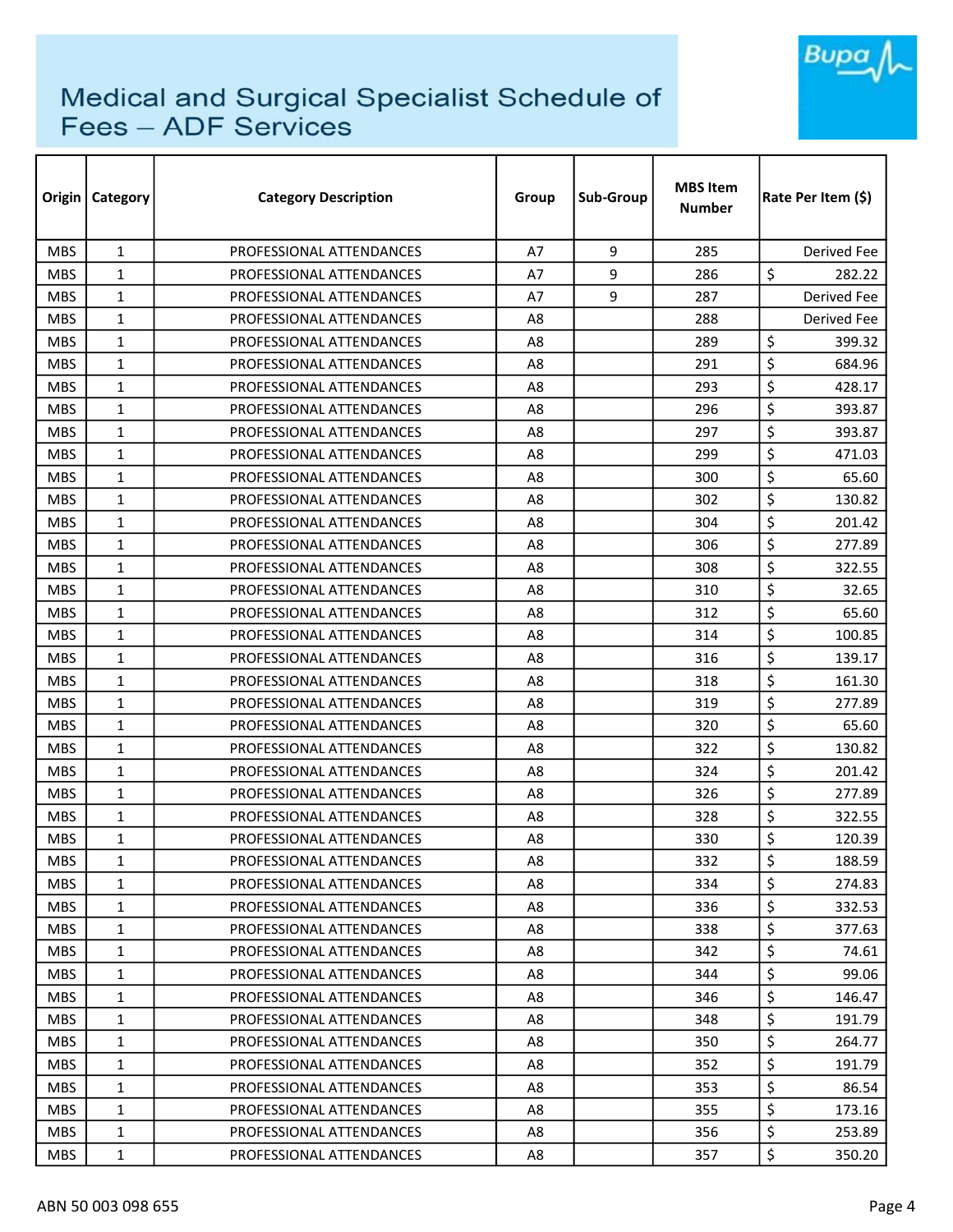# Medical and Surgical Specialist Schedule of Fees – ADF Services

| Origin | Category | Category Description | Group | Sub-Group | MBS Item Number | Rate Per Item ($) |
|---|---|---|---|---|---|---|
| MBS | 1 | PROFESSIONAL ATTENDANCES | A7 | 9 | 285 | Derived Fee |
| MBS | 1 | PROFESSIONAL ATTENDANCES | A7 | 9 | 286 | $ 282.22 |
| MBS | 1 | PROFESSIONAL ATTENDANCES | A7 | 9 | 287 | Derived Fee |
| MBS | 1 | PROFESSIONAL ATTENDANCES | A8 | | 288 | Derived Fee |
| MBS | 1 | PROFESSIONAL ATTENDANCES | A8 | | 289 | $ 399.32 |
| MBS | 1 | PROFESSIONAL ATTENDANCES | A8 | | 291 | $ 684.96 |
| MBS | 1 | PROFESSIONAL ATTENDANCES | A8 | | 293 | $ 428.17 |
| MBS | 1 | PROFESSIONAL ATTENDANCES | A8 | | 296 | $ 393.87 |
| MBS | 1 | PROFESSIONAL ATTENDANCES | A8 | | 297 | $ 393.87 |
| MBS | 1 | PROFESSIONAL ATTENDANCES | A8 | | 299 | $ 471.03 |
| MBS | 1 | PROFESSIONAL ATTENDANCES | A8 | | 300 | $ 65.60 |
| MBS | 1 | PROFESSIONAL ATTENDANCES | A8 | | 302 | $ 130.82 |
| MBS | 1 | PROFESSIONAL ATTENDANCES | A8 | | 304 | $ 201.42 |
| MBS | 1 | PROFESSIONAL ATTENDANCES | A8 | | 306 | $ 277.89 |
| MBS | 1 | PROFESSIONAL ATTENDANCES | A8 | | 308 | $ 322.55 |
| MBS | 1 | PROFESSIONAL ATTENDANCES | A8 | | 310 | $ 32.65 |
| MBS | 1 | PROFESSIONAL ATTENDANCES | A8 | | 312 | $ 65.60 |
| MBS | 1 | PROFESSIONAL ATTENDANCES | A8 | | 314 | $ 100.85 |
| MBS | 1 | PROFESSIONAL ATTENDANCES | A8 | | 316 | $ 139.17 |
| MBS | 1 | PROFESSIONAL ATTENDANCES | A8 | | 318 | $ 161.30 |
| MBS | 1 | PROFESSIONAL ATTENDANCES | A8 | | 319 | $ 277.89 |
| MBS | 1 | PROFESSIONAL ATTENDANCES | A8 | | 320 | $ 65.60 |
| MBS | 1 | PROFESSIONAL ATTENDANCES | A8 | | 322 | $ 130.82 |
| MBS | 1 | PROFESSIONAL ATTENDANCES | A8 | | 324 | $ 201.42 |
| MBS | 1 | PROFESSIONAL ATTENDANCES | A8 | | 326 | $ 277.89 |
| MBS | 1 | PROFESSIONAL ATTENDANCES | A8 | | 328 | $ 322.55 |
| MBS | 1 | PROFESSIONAL ATTENDANCES | A8 | | 330 | $ 120.39 |
| MBS | 1 | PROFESSIONAL ATTENDANCES | A8 | | 332 | $ 188.59 |
| MBS | 1 | PROFESSIONAL ATTENDANCES | A8 | | 334 | $ 274.83 |
| MBS | 1 | PROFESSIONAL ATTENDANCES | A8 | | 336 | $ 332.53 |
| MBS | 1 | PROFESSIONAL ATTENDANCES | A8 | | 338 | $ 377.63 |
| MBS | 1 | PROFESSIONAL ATTENDANCES | A8 | | 342 | $ 74.61 |
| MBS | 1 | PROFESSIONAL ATTENDANCES | A8 | | 344 | $ 99.06 |
| MBS | 1 | PROFESSIONAL ATTENDANCES | A8 | | 346 | $ 146.47 |
| MBS | 1 | PROFESSIONAL ATTENDANCES | A8 | | 348 | $ 191.79 |
| MBS | 1 | PROFESSIONAL ATTENDANCES | A8 | | 350 | $ 264.77 |
| MBS | 1 | PROFESSIONAL ATTENDANCES | A8 | | 352 | $ 191.79 |
| MBS | 1 | PROFESSIONAL ATTENDANCES | A8 | | 353 | $ 86.54 |
| MBS | 1 | PROFESSIONAL ATTENDANCES | A8 | | 355 | $ 173.16 |
| MBS | 1 | PROFESSIONAL ATTENDANCES | A8 | | 356 | $ 253.89 |
| MBS | 1 | PROFESSIONAL ATTENDANCES | A8 | | 357 | $ 350.20 |

ABN 50 003 098 655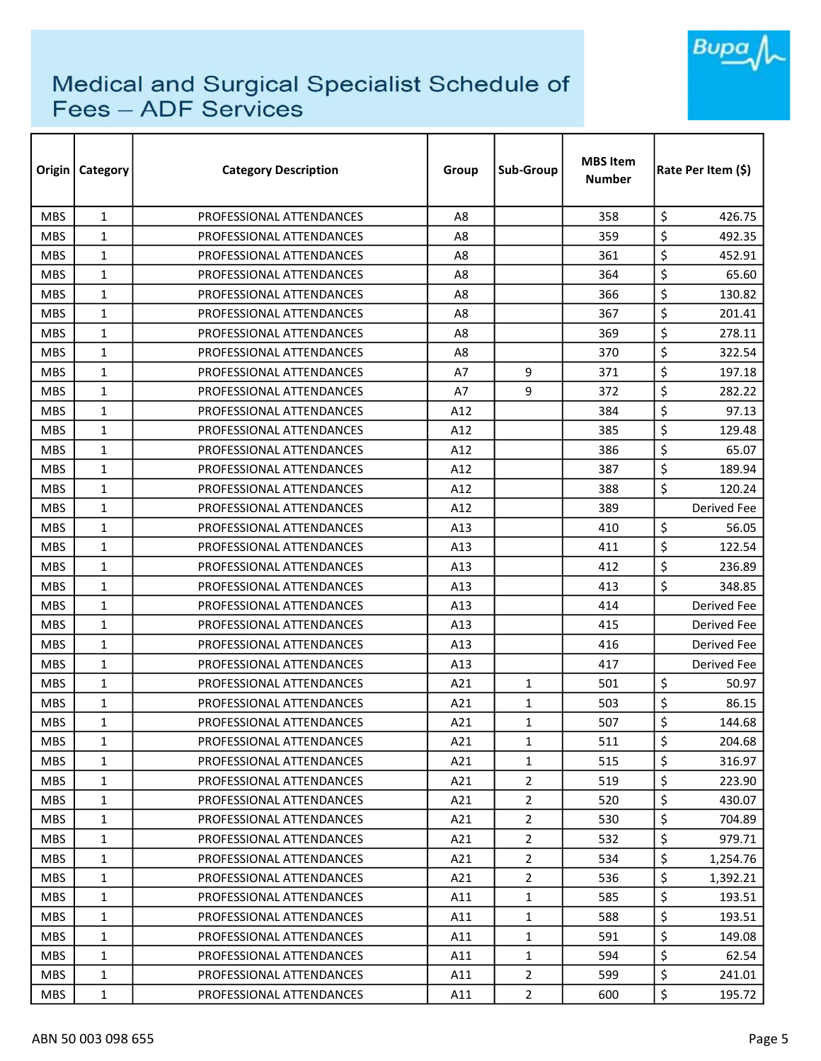# Medical and Surgical Specialist Schedule of Fees – ADF Services

| Origin | Category | Category Description | Group | Sub-Group | MBS Item Number | Rate Per Item ($) |
|---|---|---|---|---|---|---|
| MBS | 1 | PROFESSIONAL ATTENDANCES | A8 | | 358 | $ 426.75 |
| MBS | 1 | PROFESSIONAL ATTENDANCES | A8 | | 359 | $ 492.35 |
| MBS | 1 | PROFESSIONAL ATTENDANCES | A8 | | 361 | $ 452.91 |
| MBS | 1 | PROFESSIONAL ATTENDANCES | A8 | | 364 | $ 65.60 |
| MBS | 1 | PROFESSIONAL ATTENDANCES | A8 | | 366 | $ 130.82 |
| MBS | 1 | PROFESSIONAL ATTENDANCES | A8 | | 367 | $ 201.41 |
| MBS | 1 | PROFESSIONAL ATTENDANCES | A8 | | 369 | $ 278.11 |
| MBS | 1 | PROFESSIONAL ATTENDANCES | A8 | | 370 | $ 322.54 |
| MBS | 1 | PROFESSIONAL ATTENDANCES | A7 | 9 | 371 | $ 197.18 |
| MBS | 1 | PROFESSIONAL ATTENDANCES | A7 | 9 | 372 | $ 282.22 |
| MBS | 1 | PROFESSIONAL ATTENDANCES | A12 | | 384 | $ 97.13 |
| MBS | 1 | PROFESSIONAL ATTENDANCES | A12 | | 385 | $ 129.48 |
| MBS | 1 | PROFESSIONAL ATTENDANCES | A12 | | 386 | $ 65.07 |
| MBS | 1 | PROFESSIONAL ATTENDANCES | A12 | | 387 | $ 189.94 |
| MBS | 1 | PROFESSIONAL ATTENDANCES | A12 | | 388 | $ 120.24 |
| MBS | 1 | PROFESSIONAL ATTENDANCES | A12 | | 389 | Derived Fee |
| MBS | 1 | PROFESSIONAL ATTENDANCES | A13 | | 410 | $ 56.05 |
| MBS | 1 | PROFESSIONAL ATTENDANCES | A13 | | 411 | $ 122.54 |
| MBS | 1 | PROFESSIONAL ATTENDANCES | A13 | | 412 | $ 236.89 |
| MBS | 1 | PROFESSIONAL ATTENDANCES | A13 | | 413 | $ 348.85 |
| MBS | 1 | PROFESSIONAL ATTENDANCES | A13 | | 414 | Derived Fee |
| MBS | 1 | PROFESSIONAL ATTENDANCES | A13 | | 415 | Derived Fee |
| MBS | 1 | PROFESSIONAL ATTENDANCES | A13 | | 416 | Derived Fee |
| MBS | 1 | PROFESSIONAL ATTENDANCES | A13 | | 417 | Derived Fee |
| MBS | 1 | PROFESSIONAL ATTENDANCES | A21 | 1 | 501 | $ 50.97 |
| MBS | 1 | PROFESSIONAL ATTENDANCES | A21 | 1 | 503 | $ 86.15 |
| MBS | 1 | PROFESSIONAL ATTENDANCES | A21 | 1 | 507 | $ 144.68 |
| MBS | 1 | PROFESSIONAL ATTENDANCES | A21 | 1 | 511 | $ 204.68 |
| MBS | 1 | PROFESSIONAL ATTENDANCES | A21 | 1 | 515 | $ 316.97 |
| MBS | 1 | PROFESSIONAL ATTENDANCES | A21 | 2 | 519 | $ 223.90 |
| MBS | 1 | PROFESSIONAL ATTENDANCES | A21 | 2 | 520 | $ 430.07 |
| MBS | 1 | PROFESSIONAL ATTENDANCES | A21 | 2 | 530 | $ 704.89 |
| MBS | 1 | PROFESSIONAL ATTENDANCES | A21 | 2 | 532 | $ 979.71 |
| MBS | 1 | PROFESSIONAL ATTENDANCES | A21 | 2 | 534 | $ 1,254.76 |
| MBS | 1 | PROFESSIONAL ATTENDANCES | A21 | 2 | 536 | $ 1,392.21 |
| MBS | 1 | PROFESSIONAL ATTENDANCES | A11 | 1 | 585 | $ 193.51 |
| MBS | 1 | PROFESSIONAL ATTENDANCES | A11 | 1 | 588 | $ 193.51 |
| MBS | 1 | PROFESSIONAL ATTENDANCES | A11 | 1 | 591 | $ 149.08 |
| MBS | 1 | PROFESSIONAL ATTENDANCES | A11 | 1 | 594 | $ 62.54 |
| MBS | 1 | PROFESSIONAL ATTENDANCES | A11 | 2 | 599 | $ 241.01 |
| MBS | 1 | PROFESSIONAL ATTENDANCES | A11 | 2 | 600 | $ 195.72 |

ABN 50 003 098 655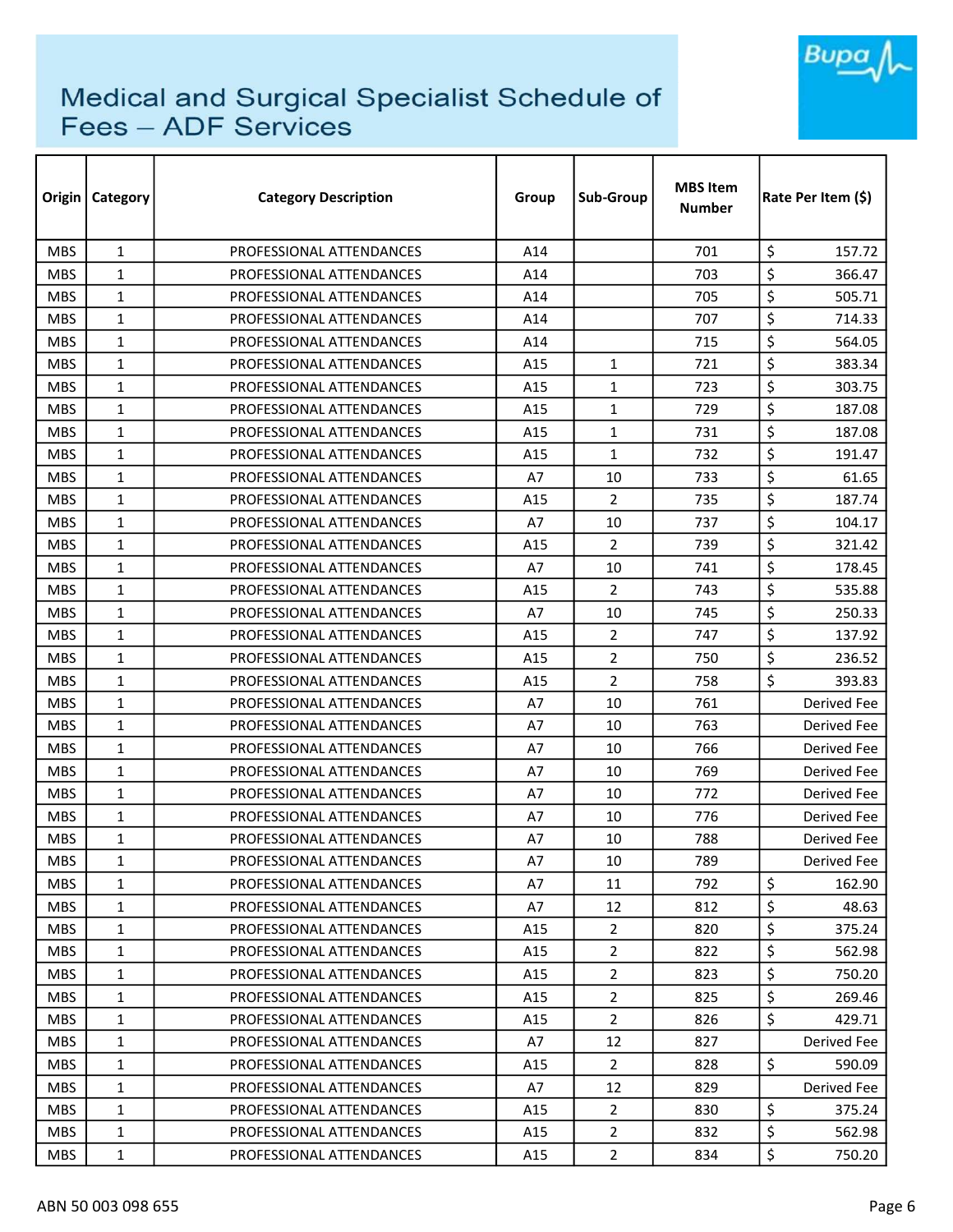# Medical and Surgical Specialist Schedule of Fees – ADF Services

| Origin | Category | Category Description | Group | Sub-Group | MBS Item Number | Rate Per Item ($) |
|---|---|---|---|---|---|---|
| MBS | 1 | PROFESSIONAL ATTENDANCES | A14 | | 701 | $ 157.72 |
| MBS | 1 | PROFESSIONAL ATTENDANCES | A14 | | 703 | $ 366.47 |
| MBS | 1 | PROFESSIONAL ATTENDANCES | A14 | | 705 | $ 505.71 |
| MBS | 1 | PROFESSIONAL ATTENDANCES | A14 | | 707 | $ 714.33 |
| MBS | 1 | PROFESSIONAL ATTENDANCES | A14 | | 715 | $ 564.05 |
| MBS | 1 | PROFESSIONAL ATTENDANCES | A15 | 1 | 721 | $ 383.34 |
| MBS | 1 | PROFESSIONAL ATTENDANCES | A15 | 1 | 723 | $ 303.75 |
| MBS | 1 | PROFESSIONAL ATTENDANCES | A15 | 1 | 729 | $ 187.08 |
| MBS | 1 | PROFESSIONAL ATTENDANCES | A15 | 1 | 731 | $ 187.08 |
| MBS | 1 | PROFESSIONAL ATTENDANCES | A15 | 1 | 732 | $ 191.47 |
| MBS | 1 | PROFESSIONAL ATTENDANCES | A7 | 10 | 733 | $ 61.65 |
| MBS | 1 | PROFESSIONAL ATTENDANCES | A15 | 2 | 735 | $ 187.74 |
| MBS | 1 | PROFESSIONAL ATTENDANCES | A7 | 10 | 737 | $ 104.17 |
| MBS | 1 | PROFESSIONAL ATTENDANCES | A15 | 2 | 739 | $ 321.42 |
| MBS | 1 | PROFESSIONAL ATTENDANCES | A7 | 10 | 741 | $ 178.45 |
| MBS | 1 | PROFESSIONAL ATTENDANCES | A15 | 2 | 743 | $ 535.88 |
| MBS | 1 | PROFESSIONAL ATTENDANCES | A7 | 10 | 745 | $ 250.33 |
| MBS | 1 | PROFESSIONAL ATTENDANCES | A15 | 2 | 747 | $ 137.92 |
| MBS | 1 | PROFESSIONAL ATTENDANCES | A15 | 2 | 750 | $ 236.52 |
| MBS | 1 | PROFESSIONAL ATTENDANCES | A15 | 2 | 758 | $ 393.83 |
| MBS | 1 | PROFESSIONAL ATTENDANCES | A7 | 10 | 761 | Derived Fee |
| MBS | 1 | PROFESSIONAL ATTENDANCES | A7 | 10 | 763 | Derived Fee |
| MBS | 1 | PROFESSIONAL ATTENDANCES | A7 | 10 | 766 | Derived Fee |
| MBS | 1 | PROFESSIONAL ATTENDANCES | A7 | 10 | 769 | Derived Fee |
| MBS | 1 | PROFESSIONAL ATTENDANCES | A7 | 10 | 772 | Derived Fee |
| MBS | 1 | PROFESSIONAL ATTENDANCES | A7 | 10 | 776 | Derived Fee |
| MBS | 1 | PROFESSIONAL ATTENDANCES | A7 | 10 | 788 | Derived Fee |
| MBS | 1 | PROFESSIONAL ATTENDANCES | A7 | 10 | 789 | Derived Fee |
| MBS | 1 | PROFESSIONAL ATTENDANCES | A7 | 11 | 792 | $ 162.90 |
| MBS | 1 | PROFESSIONAL ATTENDANCES | A7 | 12 | 812 | $ 48.63 |
| MBS | 1 | PROFESSIONAL ATTENDANCES | A15 | 2 | 820 | $ 375.24 |
| MBS | 1 | PROFESSIONAL ATTENDANCES | A15 | 2 | 822 | $ 562.98 |
| MBS | 1 | PROFESSIONAL ATTENDANCES | A15 | 2 | 823 | $ 750.20 |
| MBS | 1 | PROFESSIONAL ATTENDANCES | A15 | 2 | 825 | $ 269.46 |
| MBS | 1 | PROFESSIONAL ATTENDANCES | A15 | 2 | 826 | $ 429.71 |
| MBS | 1 | PROFESSIONAL ATTENDANCES | A7 | 12 | 827 | Derived Fee |
| MBS | 1 | PROFESSIONAL ATTENDANCES | A15 | 2 | 828 | $ 590.09 |
| MBS | 1 | PROFESSIONAL ATTENDANCES | A7 | 12 | 829 | Derived Fee |
| MBS | 1 | PROFESSIONAL ATTENDANCES | A15 | 2 | 830 | $ 375.24 |
| MBS | 1 | PROFESSIONAL ATTENDANCES | A15 | 2 | 832 | $ 562.98 |
| MBS | 1 | PROFESSIONAL ATTENDANCES | A15 | 2 | 834 | $ 750.20 |

ABN 50 003 098 655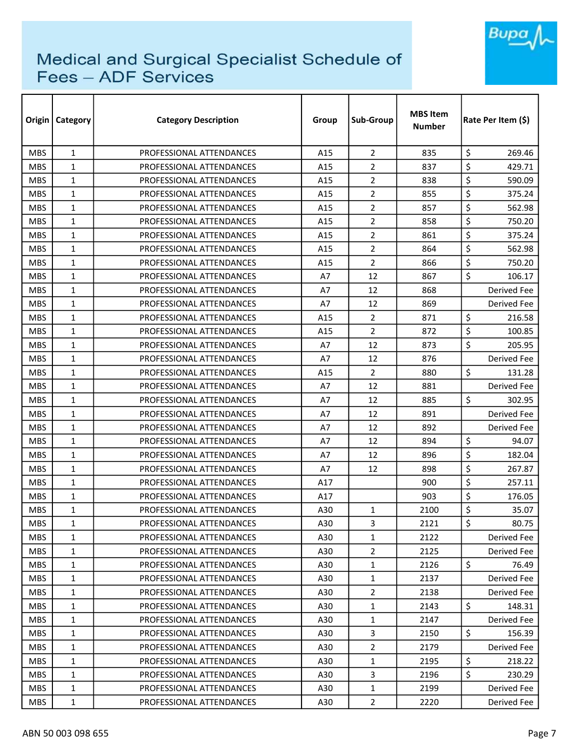# Medical and Surgical Specialist Schedule of Fees – ADF Services

| Origin | Category | Category Description | Group | Sub-Group | MBS Item Number | Rate Per Item ($) |
|---|---|---|---|---|---|---|
| MBS | 1 | PROFESSIONAL ATTENDANCES | A15 | 2 | 835 | $ 269.46 |
| MBS | 1 | PROFESSIONAL ATTENDANCES | A15 | 2 | 837 | $ 429.71 |
| MBS | 1 | PROFESSIONAL ATTENDANCES | A15 | 2 | 838 | $ 590.09 |
| MBS | 1 | PROFESSIONAL ATTENDANCES | A15 | 2 | 855 | $ 375.24 |
| MBS | 1 | PROFESSIONAL ATTENDANCES | A15 | 2 | 857 | $ 562.98 |
| MBS | 1 | PROFESSIONAL ATTENDANCES | A15 | 2 | 858 | $ 750.20 |
| MBS | 1 | PROFESSIONAL ATTENDANCES | A15 | 2 | 861 | $ 375.24 |
| MBS | 1 | PROFESSIONAL ATTENDANCES | A15 | 2 | 864 | $ 562.98 |
| MBS | 1 | PROFESSIONAL ATTENDANCES | A15 | 2 | 866 | $ 750.20 |
| MBS | 1 | PROFESSIONAL ATTENDANCES | A7 | 12 | 867 | $ 106.17 |
| MBS | 1 | PROFESSIONAL ATTENDANCES | A7 | 12 | 868 | Derived Fee |
| MBS | 1 | PROFESSIONAL ATTENDANCES | A7 | 12 | 869 | Derived Fee |
| MBS | 1 | PROFESSIONAL ATTENDANCES | A15 | 2 | 871 | $ 216.58 |
| MBS | 1 | PROFESSIONAL ATTENDANCES | A15 | 2 | 872 | $ 100.85 |
| MBS | 1 | PROFESSIONAL ATTENDANCES | A7 | 12 | 873 | $ 205.95 |
| MBS | 1 | PROFESSIONAL ATTENDANCES | A7 | 12 | 876 | Derived Fee |
| MBS | 1 | PROFESSIONAL ATTENDANCES | A15 | 2 | 880 | $ 131.28 |
| MBS | 1 | PROFESSIONAL ATTENDANCES | A7 | 12 | 881 | Derived Fee |
| MBS | 1 | PROFESSIONAL ATTENDANCES | A7 | 12 | 885 | $ 302.95 |
| MBS | 1 | PROFESSIONAL ATTENDANCES | A7 | 12 | 891 | Derived Fee |
| MBS | 1 | PROFESSIONAL ATTENDANCES | A7 | 12 | 892 | Derived Fee |
| MBS | 1 | PROFESSIONAL ATTENDANCES | A7 | 12 | 894 | $ 94.07 |
| MBS | 1 | PROFESSIONAL ATTENDANCES | A7 | 12 | 896 | $ 182.04 |
| MBS | 1 | PROFESSIONAL ATTENDANCES | A7 | 12 | 898 | $ 267.87 |
| MBS | 1 | PROFESSIONAL ATTENDANCES | A17 | | 900 | $ 257.11 |
| MBS | 1 | PROFESSIONAL ATTENDANCES | A17 | | 903 | $ 176.05 |
| MBS | 1 | PROFESSIONAL ATTENDANCES | A30 | 1 | 2100 | $ 35.07 |
| MBS | 1 | PROFESSIONAL ATTENDANCES | A30 | 3 | 2121 | $ 80.75 |
| MBS | 1 | PROFESSIONAL ATTENDANCES | A30 | 1 | 2122 | Derived Fee |
| MBS | 1 | PROFESSIONAL ATTENDANCES | A30 | 2 | 2125 | Derived Fee |
| MBS | 1 | PROFESSIONAL ATTENDANCES | A30 | 1 | 2126 | $ 76.49 |
| MBS | 1 | PROFESSIONAL ATTENDANCES | A30 | 1 | 2137 | Derived Fee |
| MBS | 1 | PROFESSIONAL ATTENDANCES | A30 | 2 | 2138 | Derived Fee |
| MBS | 1 | PROFESSIONAL ATTENDANCES | A30 | 1 | 2143 | $ 148.31 |
| MBS | 1 | PROFESSIONAL ATTENDANCES | A30 | 1 | 2147 | Derived Fee |
| MBS | 1 | PROFESSIONAL ATTENDANCES | A30 | 3 | 2150 | $ 156.39 |
| MBS | 1 | PROFESSIONAL ATTENDANCES | A30 | 2 | 2179 | Derived Fee |
| MBS | 1 | PROFESSIONAL ATTENDANCES | A30 | 1 | 2195 | $ 218.22 |
| MBS | 1 | PROFESSIONAL ATTENDANCES | A30 | 3 | 2196 | $ 230.29 |
| MBS | 1 | PROFESSIONAL ATTENDANCES | A30 | 1 | 2199 | Derived Fee |
| MBS | 1 | PROFESSIONAL ATTENDANCES | A30 | 2 | 2220 | Derived Fee |

ABN 50 003 098 655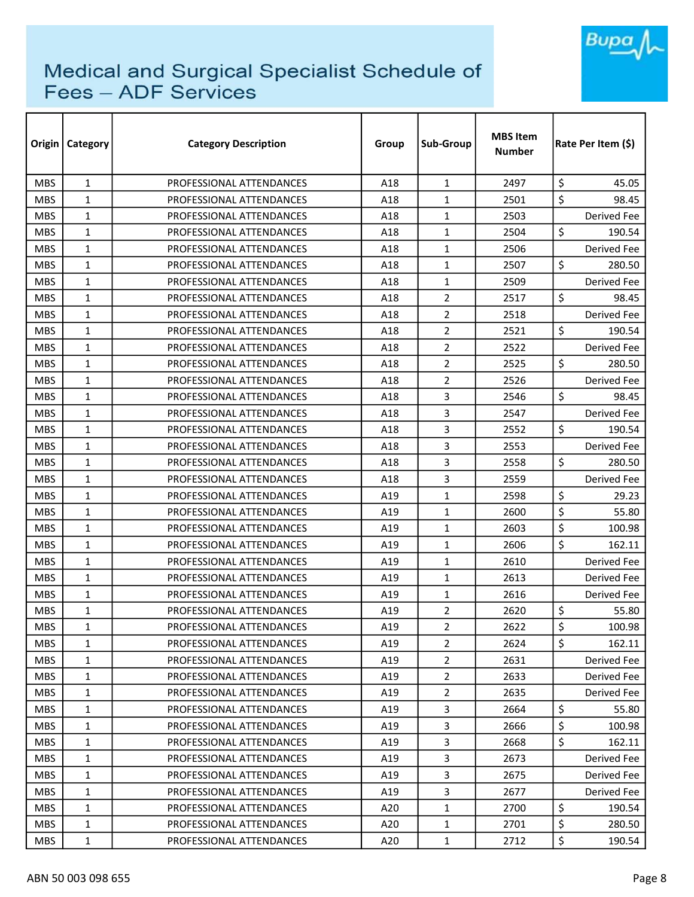# Medical and Surgical Specialist Schedule of Fees – ADF Services

| Origin | Category | Category Description | Group | Sub-Group | MBS Item Number | Rate Per Item ($) |
|---|---|---|---|---|---|---|
| MBS | 1 | PROFESSIONAL ATTENDANCES | A18 | 1 | 2497 | $ 45.05 |
| MBS | 1 | PROFESSIONAL ATTENDANCES | A18 | 1 | 2501 | $ 98.45 |
| MBS | 1 | PROFESSIONAL ATTENDANCES | A18 | 1 | 2503 | Derived Fee |
| MBS | 1 | PROFESSIONAL ATTENDANCES | A18 | 1 | 2504 | $ 190.54 |
| MBS | 1 | PROFESSIONAL ATTENDANCES | A18 | 1 | 2506 | Derived Fee |
| MBS | 1 | PROFESSIONAL ATTENDANCES | A18 | 1 | 2507 | $ 280.50 |
| MBS | 1 | PROFESSIONAL ATTENDANCES | A18 | 1 | 2509 | Derived Fee |
| MBS | 1 | PROFESSIONAL ATTENDANCES | A18 | 2 | 2517 | $ 98.45 |
| MBS | 1 | PROFESSIONAL ATTENDANCES | A18 | 2 | 2518 | Derived Fee |
| MBS | 1 | PROFESSIONAL ATTENDANCES | A18 | 2 | 2521 | $ 190.54 |
| MBS | 1 | PROFESSIONAL ATTENDANCES | A18 | 2 | 2522 | Derived Fee |
| MBS | 1 | PROFESSIONAL ATTENDANCES | A18 | 2 | 2525 | $ 280.50 |
| MBS | 1 | PROFESSIONAL ATTENDANCES | A18 | 2 | 2526 | Derived Fee |
| MBS | 1 | PROFESSIONAL ATTENDANCES | A18 | 3 | 2546 | $ 98.45 |
| MBS | 1 | PROFESSIONAL ATTENDANCES | A18 | 3 | 2547 | Derived Fee |
| MBS | 1 | PROFESSIONAL ATTENDANCES | A18 | 3 | 2552 | $ 190.54 |
| MBS | 1 | PROFESSIONAL ATTENDANCES | A18 | 3 | 2553 | Derived Fee |
| MBS | 1 | PROFESSIONAL ATTENDANCES | A18 | 3 | 2558 | $ 280.50 |
| MBS | 1 | PROFESSIONAL ATTENDANCES | A18 | 3 | 2559 | Derived Fee |
| MBS | 1 | PROFESSIONAL ATTENDANCES | A19 | 1 | 2598 | $ 29.23 |
| MBS | 1 | PROFESSIONAL ATTENDANCES | A19 | 1 | 2600 | $ 55.80 |
| MBS | 1 | PROFESSIONAL ATTENDANCES | A19 | 1 | 2603 | $ 100.98 |
| MBS | 1 | PROFESSIONAL ATTENDANCES | A19 | 1 | 2606 | $ 162.11 |
| MBS | 1 | PROFESSIONAL ATTENDANCES | A19 | 1 | 2610 | Derived Fee |
| MBS | 1 | PROFESSIONAL ATTENDANCES | A19 | 1 | 2613 | Derived Fee |
| MBS | 1 | PROFESSIONAL ATTENDANCES | A19 | 1 | 2616 | Derived Fee |
| MBS | 1 | PROFESSIONAL ATTENDANCES | A19 | 2 | 2620 | $ 55.80 |
| MBS | 1 | PROFESSIONAL ATTENDANCES | A19 | 2 | 2622 | $ 100.98 |
| MBS | 1 | PROFESSIONAL ATTENDANCES | A19 | 2 | 2624 | $ 162.11 |
| MBS | 1 | PROFESSIONAL ATTENDANCES | A19 | 2 | 2631 | Derived Fee |
| MBS | 1 | PROFESSIONAL ATTENDANCES | A19 | 2 | 2633 | Derived Fee |
| MBS | 1 | PROFESSIONAL ATTENDANCES | A19 | 2 | 2635 | Derived Fee |
| MBS | 1 | PROFESSIONAL ATTENDANCES | A19 | 3 | 2664 | $ 55.80 |
| MBS | 1 | PROFESSIONAL ATTENDANCES | A19 | 3 | 2666 | $ 100.98 |
| MBS | 1 | PROFESSIONAL ATTENDANCES | A19 | 3 | 2668 | $ 162.11 |
| MBS | 1 | PROFESSIONAL ATTENDANCES | A19 | 3 | 2673 | Derived Fee |
| MBS | 1 | PROFESSIONAL ATTENDANCES | A19 | 3 | 2675 | Derived Fee |
| MBS | 1 | PROFESSIONAL ATTENDANCES | A19 | 3 | 2677 | Derived Fee |
| MBS | 1 | PROFESSIONAL ATTENDANCES | A20 | 1 | 2700 | $ 190.54 |
| MBS | 1 | PROFESSIONAL ATTENDANCES | A20 | 1 | 2701 | $ 280.50 |
| MBS | 1 | PROFESSIONAL ATTENDANCES | A20 | 1 | 2712 | $ 190.54 |

ABN 50 003 098 655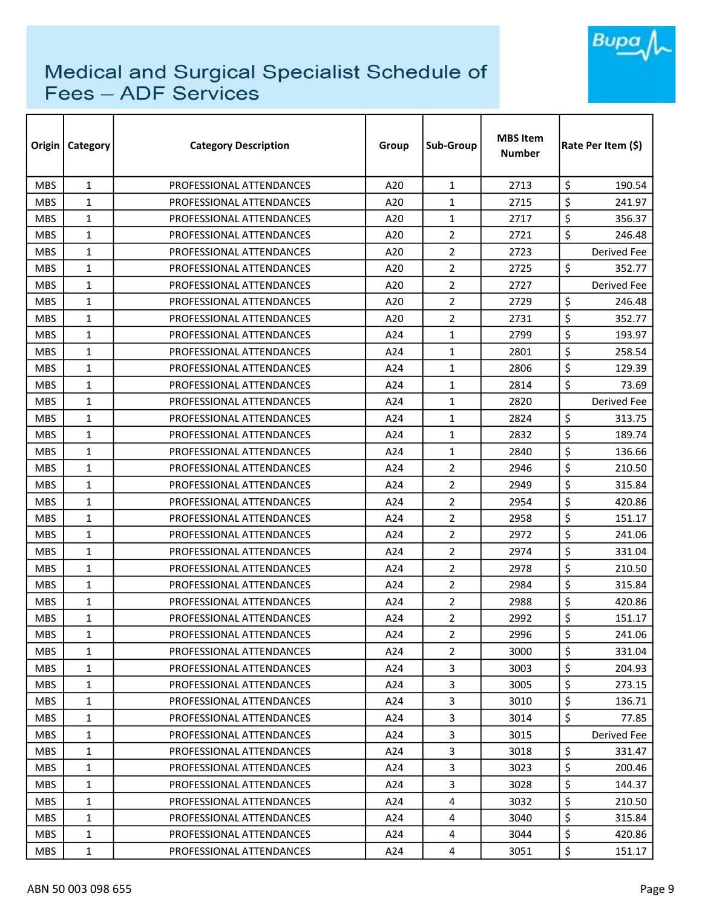# Medical and Surgical Specialist Schedule of Fees – ADF Services

| Origin | Category | Category Description | Group | Sub-Group | MBS Item Number | Rate Per Item ($) |
|---|---|---|---|---|---|---|
| MBS | 1 | PROFESSIONAL ATTENDANCES | A20 | 1 | 2713 | $ 190.54 |
| MBS | 1 | PROFESSIONAL ATTENDANCES | A20 | 1 | 2715 | $ 241.97 |
| MBS | 1 | PROFESSIONAL ATTENDANCES | A20 | 1 | 2717 | $ 356.37 |
| MBS | 1 | PROFESSIONAL ATTENDANCES | A20 | 2 | 2721 | $ 246.48 |
| MBS | 1 | PROFESSIONAL ATTENDANCES | A20 | 2 | 2723 | Derived Fee |
| MBS | 1 | PROFESSIONAL ATTENDANCES | A20 | 2 | 2725 | $ 352.77 |
| MBS | 1 | PROFESSIONAL ATTENDANCES | A20 | 2 | 2727 | Derived Fee |
| MBS | 1 | PROFESSIONAL ATTENDANCES | A20 | 2 | 2729 | $ 246.48 |
| MBS | 1 | PROFESSIONAL ATTENDANCES | A20 | 2 | 2731 | $ 352.77 |
| MBS | 1 | PROFESSIONAL ATTENDANCES | A24 | 1 | 2799 | $ 193.97 |
| MBS | 1 | PROFESSIONAL ATTENDANCES | A24 | 1 | 2801 | $ 258.54 |
| MBS | 1 | PROFESSIONAL ATTENDANCES | A24 | 1 | 2806 | $ 129.39 |
| MBS | 1 | PROFESSIONAL ATTENDANCES | A24 | 1 | 2814 | $ 73.69 |
| MBS | 1 | PROFESSIONAL ATTENDANCES | A24 | 1 | 2820 | Derived Fee |
| MBS | 1 | PROFESSIONAL ATTENDANCES | A24 | 1 | 2824 | $ 313.75 |
| MBS | 1 | PROFESSIONAL ATTENDANCES | A24 | 1 | 2832 | $ 189.74 |
| MBS | 1 | PROFESSIONAL ATTENDANCES | A24 | 1 | 2840 | $ 136.66 |
| MBS | 1 | PROFESSIONAL ATTENDANCES | A24 | 2 | 2946 | $ 210.50 |
| MBS | 1 | PROFESSIONAL ATTENDANCES | A24 | 2 | 2949 | $ 315.84 |
| MBS | 1 | PROFESSIONAL ATTENDANCES | A24 | 2 | 2954 | $ 420.86 |
| MBS | 1 | PROFESSIONAL ATTENDANCES | A24 | 2 | 2958 | $ 151.17 |
| MBS | 1 | PROFESSIONAL ATTENDANCES | A24 | 2 | 2972 | $ 241.06 |
| MBS | 1 | PROFESSIONAL ATTENDANCES | A24 | 2 | 2974 | $ 331.04 |
| MBS | 1 | PROFESSIONAL ATTENDANCES | A24 | 2 | 2978 | $ 210.50 |
| MBS | 1 | PROFESSIONAL ATTENDANCES | A24 | 2 | 2984 | $ 315.84 |
| MBS | 1 | PROFESSIONAL ATTENDANCES | A24 | 2 | 2988 | $ 420.86 |
| MBS | 1 | PROFESSIONAL ATTENDANCES | A24 | 2 | 2992 | $ 151.17 |
| MBS | 1 | PROFESSIONAL ATTENDANCES | A24 | 2 | 2996 | $ 241.06 |
| MBS | 1 | PROFESSIONAL ATTENDANCES | A24 | 2 | 3000 | $ 331.04 |
| MBS | 1 | PROFESSIONAL ATTENDANCES | A24 | 3 | 3003 | $ 204.93 |
| MBS | 1 | PROFESSIONAL ATTENDANCES | A24 | 3 | 3005 | $ 273.15 |
| MBS | 1 | PROFESSIONAL ATTENDANCES | A24 | 3 | 3010 | $ 136.71 |
| MBS | 1 | PROFESSIONAL ATTENDANCES | A24 | 3 | 3014 | $ 77.85 |
| MBS | 1 | PROFESSIONAL ATTENDANCES | A24 | 3 | 3015 | Derived Fee |
| MBS | 1 | PROFESSIONAL ATTENDANCES | A24 | 3 | 3018 | $ 331.47 |
| MBS | 1 | PROFESSIONAL ATTENDANCES | A24 | 3 | 3023 | $ 200.46 |
| MBS | 1 | PROFESSIONAL ATTENDANCES | A24 | 3 | 3028 | $ 144.37 |
| MBS | 1 | PROFESSIONAL ATTENDANCES | A24 | 4 | 3032 | $ 210.50 |
| MBS | 1 | PROFESSIONAL ATTENDANCES | A24 | 4 | 3040 | $ 315.84 |
| MBS | 1 | PROFESSIONAL ATTENDANCES | A24 | 4 | 3044 | $ 420.86 |
| MBS | 1 | PROFESSIONAL ATTENDANCES | A24 | 4 | 3051 | $ 151.17 |

ABN 50 003 098 655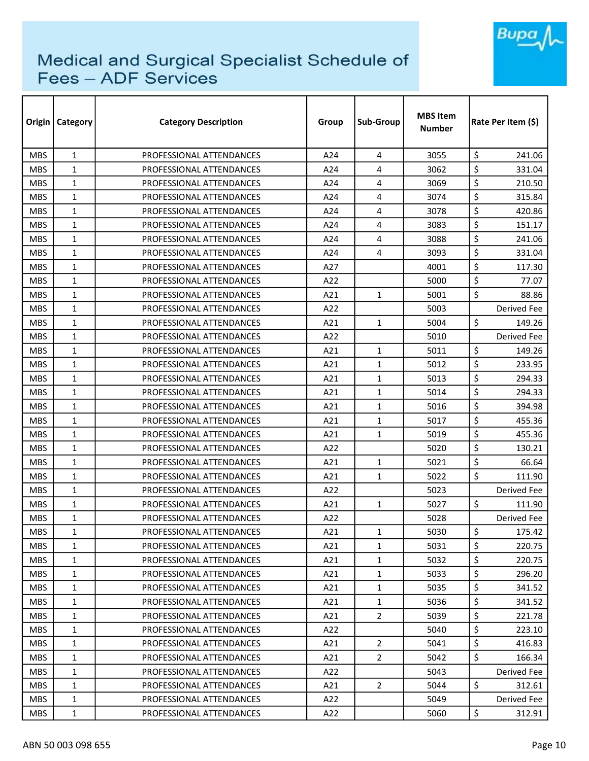# Medical and Surgical Specialist Schedule of Fees – ADF Services

| Origin | Category | Category Description | Group | Sub-Group | MBS Item Number | Rate Per Item ($) |
|---|---|---|---|---|---|---|
| MBS | 1 | PROFESSIONAL ATTENDANCES | A24 | 4 | 3055 | $ 241.06 |
| MBS | 1 | PROFESSIONAL ATTENDANCES | A24 | 4 | 3062 | $ 331.04 |
| MBS | 1 | PROFESSIONAL ATTENDANCES | A24 | 4 | 3069 | $ 210.50 |
| MBS | 1 | PROFESSIONAL ATTENDANCES | A24 | 4 | 3074 | $ 315.84 |
| MBS | 1 | PROFESSIONAL ATTENDANCES | A24 | 4 | 3078 | $ 420.86 |
| MBS | 1 | PROFESSIONAL ATTENDANCES | A24 | 4 | 3083 | $ 151.17 |
| MBS | 1 | PROFESSIONAL ATTENDANCES | A24 | 4 | 3088 | $ 241.06 |
| MBS | 1 | PROFESSIONAL ATTENDANCES | A24 | 4 | 3093 | $ 331.04 |
| MBS | 1 | PROFESSIONAL ATTENDANCES | A27 | | 4001 | $ 117.30 |
| MBS | 1 | PROFESSIONAL ATTENDANCES | A22 | | 5000 | $ 77.07 |
| MBS | 1 | PROFESSIONAL ATTENDANCES | A21 | 1 | 5001 | $ 88.86 |
| MBS | 1 | PROFESSIONAL ATTENDANCES | A22 | | 5003 | Derived Fee |
| MBS | 1 | PROFESSIONAL ATTENDANCES | A21 | 1 | 5004 | $ 149.26 |
| MBS | 1 | PROFESSIONAL ATTENDANCES | A22 | | 5010 | Derived Fee |
| MBS | 1 | PROFESSIONAL ATTENDANCES | A21 | 1 | 5011 | $ 149.26 |
| MBS | 1 | PROFESSIONAL ATTENDANCES | A21 | 1 | 5012 | $ 233.95 |
| MBS | 1 | PROFESSIONAL ATTENDANCES | A21 | 1 | 5013 | $ 294.33 |
| MBS | 1 | PROFESSIONAL ATTENDANCES | A21 | 1 | 5014 | $ 294.33 |
| MBS | 1 | PROFESSIONAL ATTENDANCES | A21 | 1 | 5016 | $ 394.98 |
| MBS | 1 | PROFESSIONAL ATTENDANCES | A21 | 1 | 5017 | $ 455.36 |
| MBS | 1 | PROFESSIONAL ATTENDANCES | A21 | 1 | 5019 | $ 455.36 |
| MBS | 1 | PROFESSIONAL ATTENDANCES | A22 | | 5020 | $ 130.21 |
| MBS | 1 | PROFESSIONAL ATTENDANCES | A21 | 1 | 5021 | $ 66.64 |
| MBS | 1 | PROFESSIONAL ATTENDANCES | A21 | 1 | 5022 | $ 111.90 |
| MBS | 1 | PROFESSIONAL ATTENDANCES | A22 | | 5023 | Derived Fee |
| MBS | 1 | PROFESSIONAL ATTENDANCES | A21 | 1 | 5027 | $ 111.90 |
| MBS | 1 | PROFESSIONAL ATTENDANCES | A22 | | 5028 | Derived Fee |
| MBS | 1 | PROFESSIONAL ATTENDANCES | A21 | 1 | 5030 | $ 175.42 |
| MBS | 1 | PROFESSIONAL ATTENDANCES | A21 | 1 | 5031 | $ 220.75 |
| MBS | 1 | PROFESSIONAL ATTENDANCES | A21 | 1 | 5032 | $ 220.75 |
| MBS | 1 | PROFESSIONAL ATTENDANCES | A21 | 1 | 5033 | $ 296.20 |
| MBS | 1 | PROFESSIONAL ATTENDANCES | A21 | 1 | 5035 | $ 341.52 |
| MBS | 1 | PROFESSIONAL ATTENDANCES | A21 | 1 | 5036 | $ 341.52 |
| MBS | 1 | PROFESSIONAL ATTENDANCES | A21 | 2 | 5039 | $ 221.78 |
| MBS | 1 | PROFESSIONAL ATTENDANCES | A22 | | 5040 | $ 223.10 |
| MBS | 1 | PROFESSIONAL ATTENDANCES | A21 | 2 | 5041 | $ 416.83 |
| MBS | 1 | PROFESSIONAL ATTENDANCES | A21 | 2 | 5042 | $ 166.34 |
| MBS | 1 | PROFESSIONAL ATTENDANCES | A22 | | 5043 | Derived Fee |
| MBS | 1 | PROFESSIONAL ATTENDANCES | A21 | 2 | 5044 | $ 312.61 |
| MBS | 1 | PROFESSIONAL ATTENDANCES | A22 | | 5049 | Derived Fee |
| MBS | 1 | PROFESSIONAL ATTENDANCES | A22 | | 5060 | $ 312.91 |

ABN 50 003 098 655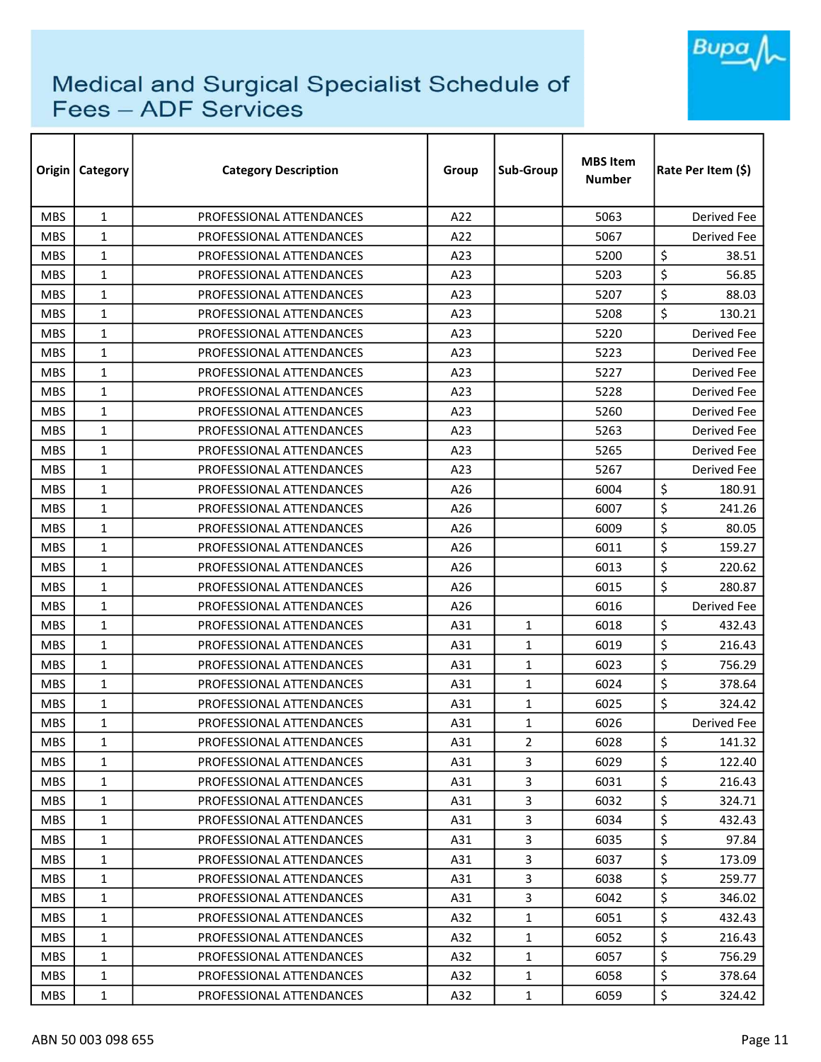# Medical and Surgical Specialist Schedule of Fees – ADF Services

| Origin | Category | Category Description | Group | Sub-Group | MBS Item Number | Rate Per Item ($) |
|---|---|---|---|---|---|---|
| MBS | 1 | PROFESSIONAL ATTENDANCES | A22 | | 5063 | Derived Fee |
| MBS | 1 | PROFESSIONAL ATTENDANCES | A22 | | 5067 | Derived Fee |
| MBS | 1 | PROFESSIONAL ATTENDANCES | A23 | | 5200 | $ 38.51 |
| MBS | 1 | PROFESSIONAL ATTENDANCES | A23 | | 5203 | $ 56.85 |
| MBS | 1 | PROFESSIONAL ATTENDANCES | A23 | | 5207 | $ 88.03 |
| MBS | 1 | PROFESSIONAL ATTENDANCES | A23 | | 5208 | $ 130.21 |
| MBS | 1 | PROFESSIONAL ATTENDANCES | A23 | | 5220 | Derived Fee |
| MBS | 1 | PROFESSIONAL ATTENDANCES | A23 | | 5223 | Derived Fee |
| MBS | 1 | PROFESSIONAL ATTENDANCES | A23 | | 5227 | Derived Fee |
| MBS | 1 | PROFESSIONAL ATTENDANCES | A23 | | 5228 | Derived Fee |
| MBS | 1 | PROFESSIONAL ATTENDANCES | A23 | | 5260 | Derived Fee |
| MBS | 1 | PROFESSIONAL ATTENDANCES | A23 | | 5263 | Derived Fee |
| MBS | 1 | PROFESSIONAL ATTENDANCES | A23 | | 5265 | Derived Fee |
| MBS | 1 | PROFESSIONAL ATTENDANCES | A23 | | 5267 | Derived Fee |
| MBS | 1 | PROFESSIONAL ATTENDANCES | A26 | | 6004 | $ 180.91 |
| MBS | 1 | PROFESSIONAL ATTENDANCES | A26 | | 6007 | $ 241.26 |
| MBS | 1 | PROFESSIONAL ATTENDANCES | A26 | | 6009 | $ 80.05 |
| MBS | 1 | PROFESSIONAL ATTENDANCES | A26 | | 6011 | $ 159.27 |
| MBS | 1 | PROFESSIONAL ATTENDANCES | A26 | | 6013 | $ 220.62 |
| MBS | 1 | PROFESSIONAL ATTENDANCES | A26 | | 6015 | $ 280.87 |
| MBS | 1 | PROFESSIONAL ATTENDANCES | A26 | | 6016 | Derived Fee |
| MBS | 1 | PROFESSIONAL ATTENDANCES | A31 | 1 | 6018 | $ 432.43 |
| MBS | 1 | PROFESSIONAL ATTENDANCES | A31 | 1 | 6019 | $ 216.43 |
| MBS | 1 | PROFESSIONAL ATTENDANCES | A31 | 1 | 6023 | $ 756.29 |
| MBS | 1 | PROFESSIONAL ATTENDANCES | A31 | 1 | 6024 | $ 378.64 |
| MBS | 1 | PROFESSIONAL ATTENDANCES | A31 | 1 | 6025 | $ 324.42 |
| MBS | 1 | PROFESSIONAL ATTENDANCES | A31 | 1 | 6026 | Derived Fee |
| MBS | 1 | PROFESSIONAL ATTENDANCES | A31 | 2 | 6028 | $ 141.32 |
| MBS | 1 | PROFESSIONAL ATTENDANCES | A31 | 3 | 6029 | $ 122.40 |
| MBS | 1 | PROFESSIONAL ATTENDANCES | A31 | 3 | 6031 | $ 216.43 |
| MBS | 1 | PROFESSIONAL ATTENDANCES | A31 | 3 | 6032 | $ 324.71 |
| MBS | 1 | PROFESSIONAL ATTENDANCES | A31 | 3 | 6034 | $ 432.43 |
| MBS | 1 | PROFESSIONAL ATTENDANCES | A31 | 3 | 6035 | $ 97.84 |
| MBS | 1 | PROFESSIONAL ATTENDANCES | A31 | 3 | 6037 | $ 173.09 |
| MBS | 1 | PROFESSIONAL ATTENDANCES | A31 | 3 | 6038 | $ 259.77 |
| MBS | 1 | PROFESSIONAL ATTENDANCES | A31 | 3 | 6042 | $ 346.02 |
| MBS | 1 | PROFESSIONAL ATTENDANCES | A32 | 1 | 6051 | $ 432.43 |
| MBS | 1 | PROFESSIONAL ATTENDANCES | A32 | 1 | 6052 | $ 216.43 |
| MBS | 1 | PROFESSIONAL ATTENDANCES | A32 | 1 | 6057 | $ 756.29 |
| MBS | 1 | PROFESSIONAL ATTENDANCES | A32 | 1 | 6058 | $ 378.64 |
| MBS | 1 | PROFESSIONAL ATTENDANCES | A32 | 1 | 6059 | $ 324.42 |

ABN 50 003 098 655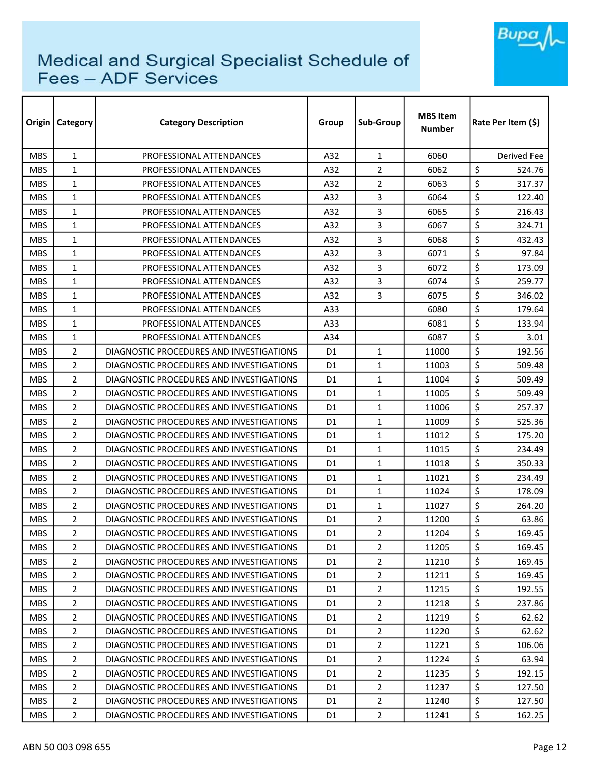# Medical and Surgical Specialist Schedule of Fees – ADF Services

| Origin | Category | Category Description | Group | Sub-Group | MBS Item Number | Rate Per Item ($) |
|---|---|---|---|---|---|---|
| MBS | 1 | PROFESSIONAL ATTENDANCES | A32 | 1 | 6060 | Derived Fee |
| MBS | 1 | PROFESSIONAL ATTENDANCES | A32 | 2 | 6062 | $ 524.76 |
| MBS | 1 | PROFESSIONAL ATTENDANCES | A32 | 2 | 6063 | $ 317.37 |
| MBS | 1 | PROFESSIONAL ATTENDANCES | A32 | 3 | 6064 | $ 122.40 |
| MBS | 1 | PROFESSIONAL ATTENDANCES | A32 | 3 | 6065 | $ 216.43 |
| MBS | 1 | PROFESSIONAL ATTENDANCES | A32 | 3 | 6067 | $ 324.71 |
| MBS | 1 | PROFESSIONAL ATTENDANCES | A32 | 3 | 6068 | $ 432.43 |
| MBS | 1 | PROFESSIONAL ATTENDANCES | A32 | 3 | 6071 | $ 97.84 |
| MBS | 1 | PROFESSIONAL ATTENDANCES | A32 | 3 | 6072 | $ 173.09 |
| MBS | 1 | PROFESSIONAL ATTENDANCES | A32 | 3 | 6074 | $ 259.77 |
| MBS | 1 | PROFESSIONAL ATTENDANCES | A32 | 3 | 6075 | $ 346.02 |
| MBS | 1 | PROFESSIONAL ATTENDANCES | A33 | | 6080 | $ 179.64 |
| MBS | 1 | PROFESSIONAL ATTENDANCES | A33 | | 6081 | $ 133.94 |
| MBS | 1 | PROFESSIONAL ATTENDANCES | A34 | | 6087 | $ 3.01 |
| MBS | 2 | DIAGNOSTIC PROCEDURES AND INVESTIGATIONS | D1 | 1 | 11000 | $ 192.56 |
| MBS | 2 | DIAGNOSTIC PROCEDURES AND INVESTIGATIONS | D1 | 1 | 11003 | $ 509.48 |
| MBS | 2 | DIAGNOSTIC PROCEDURES AND INVESTIGATIONS | D1 | 1 | 11004 | $ 509.49 |
| MBS | 2 | DIAGNOSTIC PROCEDURES AND INVESTIGATIONS | D1 | 1 | 11005 | $ 509.49 |
| MBS | 2 | DIAGNOSTIC PROCEDURES AND INVESTIGATIONS | D1 | 1 | 11006 | $ 257.37 |
| MBS | 2 | DIAGNOSTIC PROCEDURES AND INVESTIGATIONS | D1 | 1 | 11009 | $ 525.36 |
| MBS | 2 | DIAGNOSTIC PROCEDURES AND INVESTIGATIONS | D1 | 1 | 11012 | $ 175.20 |
| MBS | 2 | DIAGNOSTIC PROCEDURES AND INVESTIGATIONS | D1 | 1 | 11015 | $ 234.49 |
| MBS | 2 | DIAGNOSTIC PROCEDURES AND INVESTIGATIONS | D1 | 1 | 11018 | $ 350.33 |
| MBS | 2 | DIAGNOSTIC PROCEDURES AND INVESTIGATIONS | D1 | 1 | 11021 | $ 234.49 |
| MBS | 2 | DIAGNOSTIC PROCEDURES AND INVESTIGATIONS | D1 | 1 | 11024 | $ 178.09 |
| MBS | 2 | DIAGNOSTIC PROCEDURES AND INVESTIGATIONS | D1 | 1 | 11027 | $ 264.20 |
| MBS | 2 | DIAGNOSTIC PROCEDURES AND INVESTIGATIONS | D1 | 2 | 11200 | $ 63.86 |
| MBS | 2 | DIAGNOSTIC PROCEDURES AND INVESTIGATIONS | D1 | 2 | 11204 | $ 169.45 |
| MBS | 2 | DIAGNOSTIC PROCEDURES AND INVESTIGATIONS | D1 | 2 | 11205 | $ 169.45 |
| MBS | 2 | DIAGNOSTIC PROCEDURES AND INVESTIGATIONS | D1 | 2 | 11210 | $ 169.45 |
| MBS | 2 | DIAGNOSTIC PROCEDURES AND INVESTIGATIONS | D1 | 2 | 11211 | $ 169.45 |
| MBS | 2 | DIAGNOSTIC PROCEDURES AND INVESTIGATIONS | D1 | 2 | 11215 | $ 192.55 |
| MBS | 2 | DIAGNOSTIC PROCEDURES AND INVESTIGATIONS | D1 | 2 | 11218 | $ 237.86 |
| MBS | 2 | DIAGNOSTIC PROCEDURES AND INVESTIGATIONS | D1 | 2 | 11219 | $ 62.62 |
| MBS | 2 | DIAGNOSTIC PROCEDURES AND INVESTIGATIONS | D1 | 2 | 11220 | $ 62.62 |
| MBS | 2 | DIAGNOSTIC PROCEDURES AND INVESTIGATIONS | D1 | 2 | 11221 | $ 106.06 |
| MBS | 2 | DIAGNOSTIC PROCEDURES AND INVESTIGATIONS | D1 | 2 | 11224 | $ 63.94 |
| MBS | 2 | DIAGNOSTIC PROCEDURES AND INVESTIGATIONS | D1 | 2 | 11235 | $ 192.15 |
| MBS | 2 | DIAGNOSTIC PROCEDURES AND INVESTIGATIONS | D1 | 2 | 11237 | $ 127.50 |
| MBS | 2 | DIAGNOSTIC PROCEDURES AND INVESTIGATIONS | D1 | 2 | 11240 | $ 127.50 |
| MBS | 2 | DIAGNOSTIC PROCEDURES AND INVESTIGATIONS | D1 | 2 | 11241 | $ 162.25 |

ABN 50 003 098 655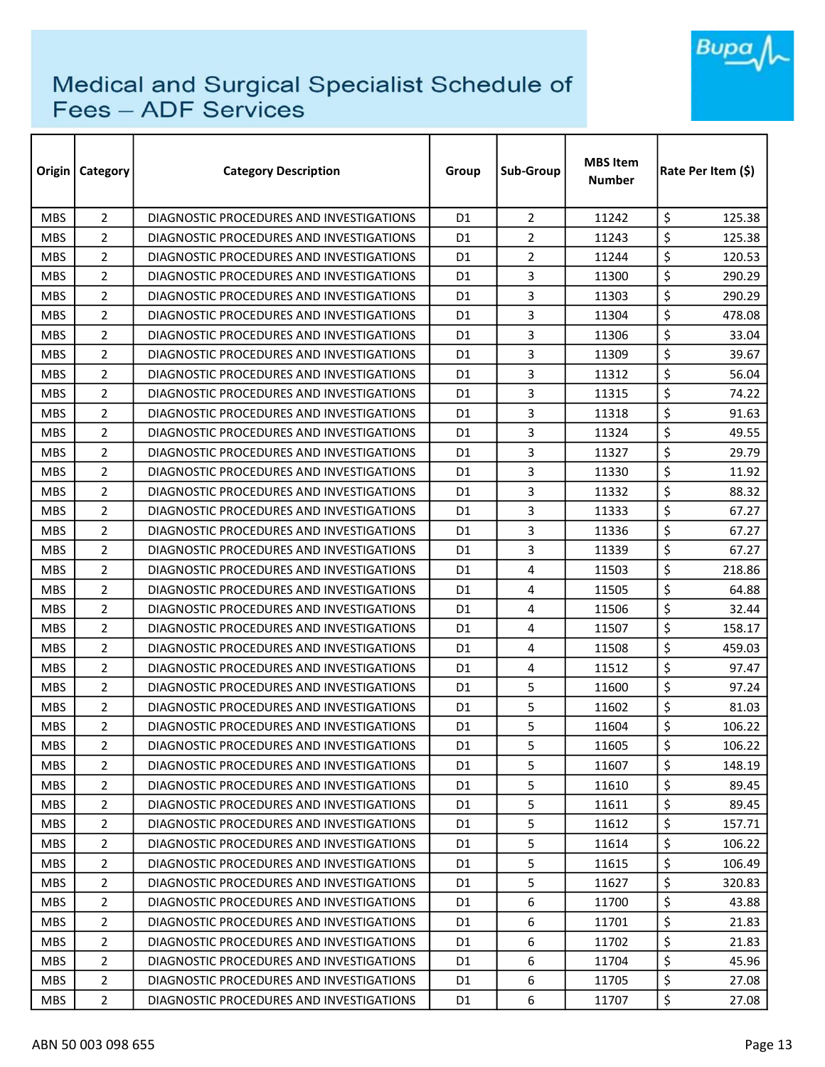# Medical and Surgical Specialist Schedule of Fees – ADF Services

| Origin | Category | Category Description | Group | Sub-Group | MBS Item Number | Rate Per Item ($) |
|---|---|---|---|---|---|---|
| MBS | 2 | DIAGNOSTIC PROCEDURES AND INVESTIGATIONS | D1 | 2 | 11242 | $ 125.38 |
| MBS | 2 | DIAGNOSTIC PROCEDURES AND INVESTIGATIONS | D1 | 2 | 11243 | $ 125.38 |
| MBS | 2 | DIAGNOSTIC PROCEDURES AND INVESTIGATIONS | D1 | 2 | 11244 | $ 120.53 |
| MBS | 2 | DIAGNOSTIC PROCEDURES AND INVESTIGATIONS | D1 | 3 | 11300 | $ 290.29 |
| MBS | 2 | DIAGNOSTIC PROCEDURES AND INVESTIGATIONS | D1 | 3 | 11303 | $ 290.29 |
| MBS | 2 | DIAGNOSTIC PROCEDURES AND INVESTIGATIONS | D1 | 3 | 11304 | $ 478.08 |
| MBS | 2 | DIAGNOSTIC PROCEDURES AND INVESTIGATIONS | D1 | 3 | 11306 | $ 33.04 |
| MBS | 2 | DIAGNOSTIC PROCEDURES AND INVESTIGATIONS | D1 | 3 | 11309 | $ 39.67 |
| MBS | 2 | DIAGNOSTIC PROCEDURES AND INVESTIGATIONS | D1 | 3 | 11312 | $ 56.04 |
| MBS | 2 | DIAGNOSTIC PROCEDURES AND INVESTIGATIONS | D1 | 3 | 11315 | $ 74.22 |
| MBS | 2 | DIAGNOSTIC PROCEDURES AND INVESTIGATIONS | D1 | 3 | 11318 | $ 91.63 |
| MBS | 2 | DIAGNOSTIC PROCEDURES AND INVESTIGATIONS | D1 | 3 | 11324 | $ 49.55 |
| MBS | 2 | DIAGNOSTIC PROCEDURES AND INVESTIGATIONS | D1 | 3 | 11327 | $ 29.79 |
| MBS | 2 | DIAGNOSTIC PROCEDURES AND INVESTIGATIONS | D1 | 3 | 11330 | $ 11.92 |
| MBS | 2 | DIAGNOSTIC PROCEDURES AND INVESTIGATIONS | D1 | 3 | 11332 | $ 88.32 |
| MBS | 2 | DIAGNOSTIC PROCEDURES AND INVESTIGATIONS | D1 | 3 | 11333 | $ 67.27 |
| MBS | 2 | DIAGNOSTIC PROCEDURES AND INVESTIGATIONS | D1 | 3 | 11336 | $ 67.27 |
| MBS | 2 | DIAGNOSTIC PROCEDURES AND INVESTIGATIONS | D1 | 3 | 11339 | $ 67.27 |
| MBS | 2 | DIAGNOSTIC PROCEDURES AND INVESTIGATIONS | D1 | 4 | 11503 | $ 218.86 |
| MBS | 2 | DIAGNOSTIC PROCEDURES AND INVESTIGATIONS | D1 | 4 | 11505 | $ 64.88 |
| MBS | 2 | DIAGNOSTIC PROCEDURES AND INVESTIGATIONS | D1 | 4 | 11506 | $ 32.44 |
| MBS | 2 | DIAGNOSTIC PROCEDURES AND INVESTIGATIONS | D1 | 4 | 11507 | $ 158.17 |
| MBS | 2 | DIAGNOSTIC PROCEDURES AND INVESTIGATIONS | D1 | 4 | 11508 | $ 459.03 |
| MBS | 2 | DIAGNOSTIC PROCEDURES AND INVESTIGATIONS | D1 | 4 | 11512 | $ 97.47 |
| MBS | 2 | DIAGNOSTIC PROCEDURES AND INVESTIGATIONS | D1 | 5 | 11600 | $ 97.24 |
| MBS | 2 | DIAGNOSTIC PROCEDURES AND INVESTIGATIONS | D1 | 5 | 11602 | $ 81.03 |
| MBS | 2 | DIAGNOSTIC PROCEDURES AND INVESTIGATIONS | D1 | 5 | 11604 | $ 106.22 |
| MBS | 2 | DIAGNOSTIC PROCEDURES AND INVESTIGATIONS | D1 | 5 | 11605 | $ 106.22 |
| MBS | 2 | DIAGNOSTIC PROCEDURES AND INVESTIGATIONS | D1 | 5 | 11607 | $ 148.19 |
| MBS | 2 | DIAGNOSTIC PROCEDURES AND INVESTIGATIONS | D1 | 5 | 11610 | $ 89.45 |
| MBS | 2 | DIAGNOSTIC PROCEDURES AND INVESTIGATIONS | D1 | 5 | 11611 | $ 89.45 |
| MBS | 2 | DIAGNOSTIC PROCEDURES AND INVESTIGATIONS | D1 | 5 | 11612 | $ 157.71 |
| MBS | 2 | DIAGNOSTIC PROCEDURES AND INVESTIGATIONS | D1 | 5 | 11614 | $ 106.22 |
| MBS | 2 | DIAGNOSTIC PROCEDURES AND INVESTIGATIONS | D1 | 5 | 11615 | $ 106.49 |
| MBS | 2 | DIAGNOSTIC PROCEDURES AND INVESTIGATIONS | D1 | 5 | 11627 | $ 320.83 |
| MBS | 2 | DIAGNOSTIC PROCEDURES AND INVESTIGATIONS | D1 | 6 | 11700 | $ 43.88 |
| MBS | 2 | DIAGNOSTIC PROCEDURES AND INVESTIGATIONS | D1 | 6 | 11701 | $ 21.83 |
| MBS | 2 | DIAGNOSTIC PROCEDURES AND INVESTIGATIONS | D1 | 6 | 11702 | $ 21.83 |
| MBS | 2 | DIAGNOSTIC PROCEDURES AND INVESTIGATIONS | D1 | 6 | 11704 | $ 45.96 |
| MBS | 2 | DIAGNOSTIC PROCEDURES AND INVESTIGATIONS | D1 | 6 | 11705 | $ 27.08 |
| MBS | 2 | DIAGNOSTIC PROCEDURES AND INVESTIGATIONS | D1 | 6 | 11707 | $ 27.08 |

ABN 50 003 098 655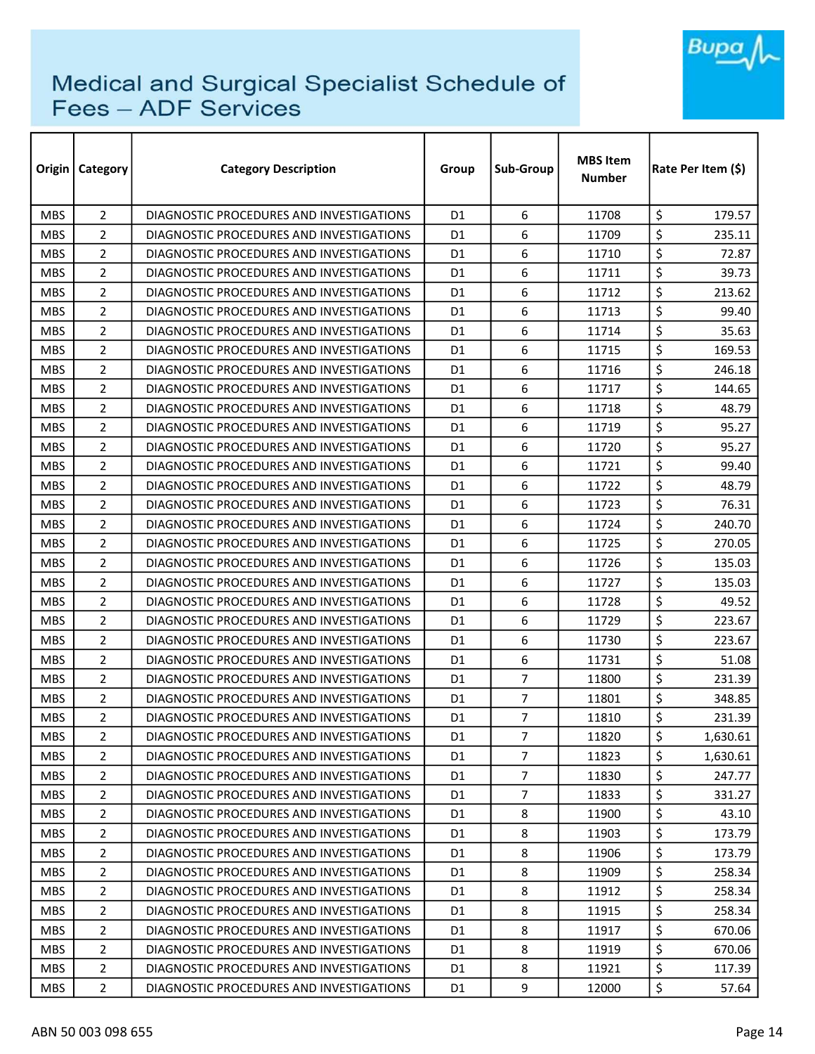# Medical and Surgical Specialist Schedule of Fees – ADF Services

| Origin | Category | Category Description | Group | Sub-Group | MBS Item Number | Rate Per Item ($) |
|---|---|---|---|---|---|---|
| MBS | 2 | DIAGNOSTIC PROCEDURES AND INVESTIGATIONS | D1 | 6 | 11708 | $ 179.57 |
| MBS | 2 | DIAGNOSTIC PROCEDURES AND INVESTIGATIONS | D1 | 6 | 11709 | $ 235.11 |
| MBS | 2 | DIAGNOSTIC PROCEDURES AND INVESTIGATIONS | D1 | 6 | 11710 | $ 72.87 |
| MBS | 2 | DIAGNOSTIC PROCEDURES AND INVESTIGATIONS | D1 | 6 | 11711 | $ 39.73 |
| MBS | 2 | DIAGNOSTIC PROCEDURES AND INVESTIGATIONS | D1 | 6 | 11712 | $ 213.62 |
| MBS | 2 | DIAGNOSTIC PROCEDURES AND INVESTIGATIONS | D1 | 6 | 11713 | $ 99.40 |
| MBS | 2 | DIAGNOSTIC PROCEDURES AND INVESTIGATIONS | D1 | 6 | 11714 | $ 35.63 |
| MBS | 2 | DIAGNOSTIC PROCEDURES AND INVESTIGATIONS | D1 | 6 | 11715 | $ 169.53 |
| MBS | 2 | DIAGNOSTIC PROCEDURES AND INVESTIGATIONS | D1 | 6 | 11716 | $ 246.18 |
| MBS | 2 | DIAGNOSTIC PROCEDURES AND INVESTIGATIONS | D1 | 6 | 11717 | $ 144.65 |
| MBS | 2 | DIAGNOSTIC PROCEDURES AND INVESTIGATIONS | D1 | 6 | 11718 | $ 48.79 |
| MBS | 2 | DIAGNOSTIC PROCEDURES AND INVESTIGATIONS | D1 | 6 | 11719 | $ 95.27 |
| MBS | 2 | DIAGNOSTIC PROCEDURES AND INVESTIGATIONS | D1 | 6 | 11720 | $ 95.27 |
| MBS | 2 | DIAGNOSTIC PROCEDURES AND INVESTIGATIONS | D1 | 6 | 11721 | $ 99.40 |
| MBS | 2 | DIAGNOSTIC PROCEDURES AND INVESTIGATIONS | D1 | 6 | 11722 | $ 48.79 |
| MBS | 2 | DIAGNOSTIC PROCEDURES AND INVESTIGATIONS | D1 | 6 | 11723 | $ 76.31 |
| MBS | 2 | DIAGNOSTIC PROCEDURES AND INVESTIGATIONS | D1 | 6 | 11724 | $ 240.70 |
| MBS | 2 | DIAGNOSTIC PROCEDURES AND INVESTIGATIONS | D1 | 6 | 11725 | $ 270.05 |
| MBS | 2 | DIAGNOSTIC PROCEDURES AND INVESTIGATIONS | D1 | 6 | 11726 | $ 135.03 |
| MBS | 2 | DIAGNOSTIC PROCEDURES AND INVESTIGATIONS | D1 | 6 | 11727 | $ 135.03 |
| MBS | 2 | DIAGNOSTIC PROCEDURES AND INVESTIGATIONS | D1 | 6 | 11728 | $ 49.52 |
| MBS | 2 | DIAGNOSTIC PROCEDURES AND INVESTIGATIONS | D1 | 6 | 11729 | $ 223.67 |
| MBS | 2 | DIAGNOSTIC PROCEDURES AND INVESTIGATIONS | D1 | 6 | 11730 | $ 223.67 |
| MBS | 2 | DIAGNOSTIC PROCEDURES AND INVESTIGATIONS | D1 | 6 | 11731 | $ 51.08 |
| MBS | 2 | DIAGNOSTIC PROCEDURES AND INVESTIGATIONS | D1 | 7 | 11800 | $ 231.39 |
| MBS | 2 | DIAGNOSTIC PROCEDURES AND INVESTIGATIONS | D1 | 7 | 11801 | $ 348.85 |
| MBS | 2 | DIAGNOSTIC PROCEDURES AND INVESTIGATIONS | D1 | 7 | 11810 | $ 231.39 |
| MBS | 2 | DIAGNOSTIC PROCEDURES AND INVESTIGATIONS | D1 | 7 | 11820 | $ 1,630.61 |
| MBS | 2 | DIAGNOSTIC PROCEDURES AND INVESTIGATIONS | D1 | 7 | 11823 | $ 1,630.61 |
| MBS | 2 | DIAGNOSTIC PROCEDURES AND INVESTIGATIONS | D1 | 7 | 11830 | $ 247.77 |
| MBS | 2 | DIAGNOSTIC PROCEDURES AND INVESTIGATIONS | D1 | 7 | 11833 | $ 331.27 |
| MBS | 2 | DIAGNOSTIC PROCEDURES AND INVESTIGATIONS | D1 | 8 | 11900 | $ 43.10 |
| MBS | 2 | DIAGNOSTIC PROCEDURES AND INVESTIGATIONS | D1 | 8 | 11903 | $ 173.79 |
| MBS | 2 | DIAGNOSTIC PROCEDURES AND INVESTIGATIONS | D1 | 8 | 11906 | $ 173.79 |
| MBS | 2 | DIAGNOSTIC PROCEDURES AND INVESTIGATIONS | D1 | 8 | 11909 | $ 258.34 |
| MBS | 2 | DIAGNOSTIC PROCEDURES AND INVESTIGATIONS | D1 | 8 | 11912 | $ 258.34 |
| MBS | 2 | DIAGNOSTIC PROCEDURES AND INVESTIGATIONS | D1 | 8 | 11915 | $ 258.34 |
| MBS | 2 | DIAGNOSTIC PROCEDURES AND INVESTIGATIONS | D1 | 8 | 11917 | $ 670.06 |
| MBS | 2 | DIAGNOSTIC PROCEDURES AND INVESTIGATIONS | D1 | 8 | 11919 | $ 670.06 |
| MBS | 2 | DIAGNOSTIC PROCEDURES AND INVESTIGATIONS | D1 | 8 | 11921 | $ 117.39 |
| MBS | 2 | DIAGNOSTIC PROCEDURES AND INVESTIGATIONS | D1 | 9 | 12000 | $ 57.64 |

ABN 50 003 098 655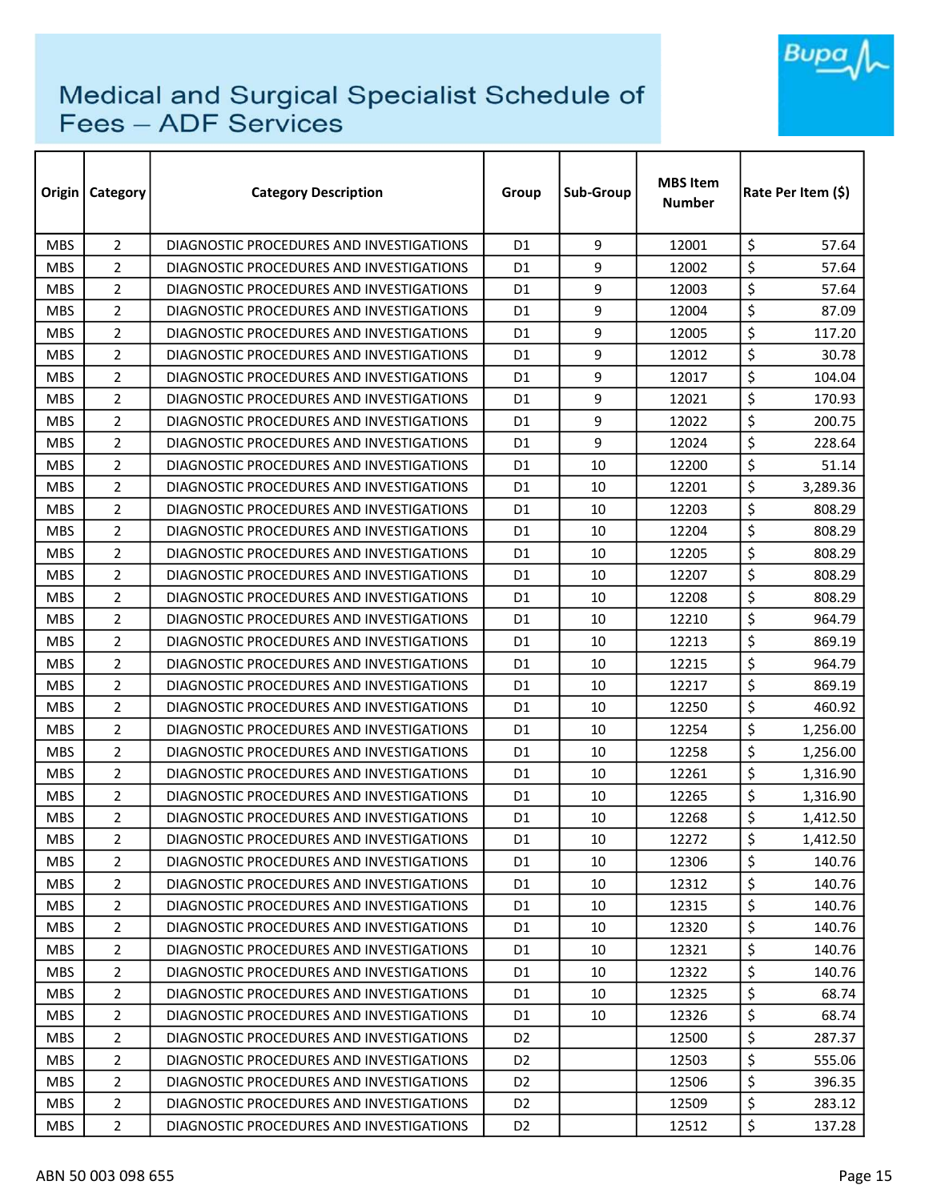# Medical and Surgical Specialist Schedule of Fees – ADF Services

| Origin | Category | Category Description | Group | Sub-Group | MBS Item Number | Rate Per Item ($) |
|---|---|---|---|---|---|---|
| MBS | 2 | DIAGNOSTIC PROCEDURES AND INVESTIGATIONS | D1 | 9 | 12001 | $ 57.64 |
| MBS | 2 | DIAGNOSTIC PROCEDURES AND INVESTIGATIONS | D1 | 9 | 12002 | $ 57.64 |
| MBS | 2 | DIAGNOSTIC PROCEDURES AND INVESTIGATIONS | D1 | 9 | 12003 | $ 57.64 |
| MBS | 2 | DIAGNOSTIC PROCEDURES AND INVESTIGATIONS | D1 | 9 | 12004 | $ 87.09 |
| MBS | 2 | DIAGNOSTIC PROCEDURES AND INVESTIGATIONS | D1 | 9 | 12005 | $ 117.20 |
| MBS | 2 | DIAGNOSTIC PROCEDURES AND INVESTIGATIONS | D1 | 9 | 12012 | $ 30.78 |
| MBS | 2 | DIAGNOSTIC PROCEDURES AND INVESTIGATIONS | D1 | 9 | 12017 | $ 104.04 |
| MBS | 2 | DIAGNOSTIC PROCEDURES AND INVESTIGATIONS | D1 | 9 | 12021 | $ 170.93 |
| MBS | 2 | DIAGNOSTIC PROCEDURES AND INVESTIGATIONS | D1 | 9 | 12022 | $ 200.75 |
| MBS | 2 | DIAGNOSTIC PROCEDURES AND INVESTIGATIONS | D1 | 9 | 12024 | $ 228.64 |
| MBS | 2 | DIAGNOSTIC PROCEDURES AND INVESTIGATIONS | D1 | 10 | 12200 | $ 51.14 |
| MBS | 2 | DIAGNOSTIC PROCEDURES AND INVESTIGATIONS | D1 | 10 | 12201 | $ 3,289.36 |
| MBS | 2 | DIAGNOSTIC PROCEDURES AND INVESTIGATIONS | D1 | 10 | 12203 | $ 808.29 |
| MBS | 2 | DIAGNOSTIC PROCEDURES AND INVESTIGATIONS | D1 | 10 | 12204 | $ 808.29 |
| MBS | 2 | DIAGNOSTIC PROCEDURES AND INVESTIGATIONS | D1 | 10 | 12205 | $ 808.29 |
| MBS | 2 | DIAGNOSTIC PROCEDURES AND INVESTIGATIONS | D1 | 10 | 12207 | $ 808.29 |
| MBS | 2 | DIAGNOSTIC PROCEDURES AND INVESTIGATIONS | D1 | 10 | 12208 | $ 808.29 |
| MBS | 2 | DIAGNOSTIC PROCEDURES AND INVESTIGATIONS | D1 | 10 | 12210 | $ 964.79 |
| MBS | 2 | DIAGNOSTIC PROCEDURES AND INVESTIGATIONS | D1 | 10 | 12213 | $ 869.19 |
| MBS | 2 | DIAGNOSTIC PROCEDURES AND INVESTIGATIONS | D1 | 10 | 12215 | $ 964.79 |
| MBS | 2 | DIAGNOSTIC PROCEDURES AND INVESTIGATIONS | D1 | 10 | 12217 | $ 869.19 |
| MBS | 2 | DIAGNOSTIC PROCEDURES AND INVESTIGATIONS | D1 | 10 | 12250 | $ 460.92 |
| MBS | 2 | DIAGNOSTIC PROCEDURES AND INVESTIGATIONS | D1 | 10 | 12254 | $ 1,256.00 |
| MBS | 2 | DIAGNOSTIC PROCEDURES AND INVESTIGATIONS | D1 | 10 | 12258 | $ 1,256.00 |
| MBS | 2 | DIAGNOSTIC PROCEDURES AND INVESTIGATIONS | D1 | 10 | 12261 | $ 1,316.90 |
| MBS | 2 | DIAGNOSTIC PROCEDURES AND INVESTIGATIONS | D1 | 10 | 12265 | $ 1,316.90 |
| MBS | 2 | DIAGNOSTIC PROCEDURES AND INVESTIGATIONS | D1 | 10 | 12268 | $ 1,412.50 |
| MBS | 2 | DIAGNOSTIC PROCEDURES AND INVESTIGATIONS | D1 | 10 | 12272 | $ 1,412.50 |
| MBS | 2 | DIAGNOSTIC PROCEDURES AND INVESTIGATIONS | D1 | 10 | 12306 | $ 140.76 |
| MBS | 2 | DIAGNOSTIC PROCEDURES AND INVESTIGATIONS | D1 | 10 | 12312 | $ 140.76 |
| MBS | 2 | DIAGNOSTIC PROCEDURES AND INVESTIGATIONS | D1 | 10 | 12315 | $ 140.76 |
| MBS | 2 | DIAGNOSTIC PROCEDURES AND INVESTIGATIONS | D1 | 10 | 12320 | $ 140.76 |
| MBS | 2 | DIAGNOSTIC PROCEDURES AND INVESTIGATIONS | D1 | 10 | 12321 | $ 140.76 |
| MBS | 2 | DIAGNOSTIC PROCEDURES AND INVESTIGATIONS | D1 | 10 | 12322 | $ 140.76 |
| MBS | 2 | DIAGNOSTIC PROCEDURES AND INVESTIGATIONS | D1 | 10 | 12325 | $ 68.74 |
| MBS | 2 | DIAGNOSTIC PROCEDURES AND INVESTIGATIONS | D1 | 10 | 12326 | $ 68.74 |
| MBS | 2 | DIAGNOSTIC PROCEDURES AND INVESTIGATIONS | D2 | | 12500 | $ 287.37 |
| MBS | 2 | DIAGNOSTIC PROCEDURES AND INVESTIGATIONS | D2 | | 12503 | $ 555.06 |
| MBS | 2 | DIAGNOSTIC PROCEDURES AND INVESTIGATIONS | D2 | | 12506 | $ 396.35 |
| MBS | 2 | DIAGNOSTIC PROCEDURES AND INVESTIGATIONS | D2 | | 12509 | $ 283.12 |
| MBS | 2 | DIAGNOSTIC PROCEDURES AND INVESTIGATIONS | D2 | | 12512 | $ 137.28 |

ABN 50 003 098 655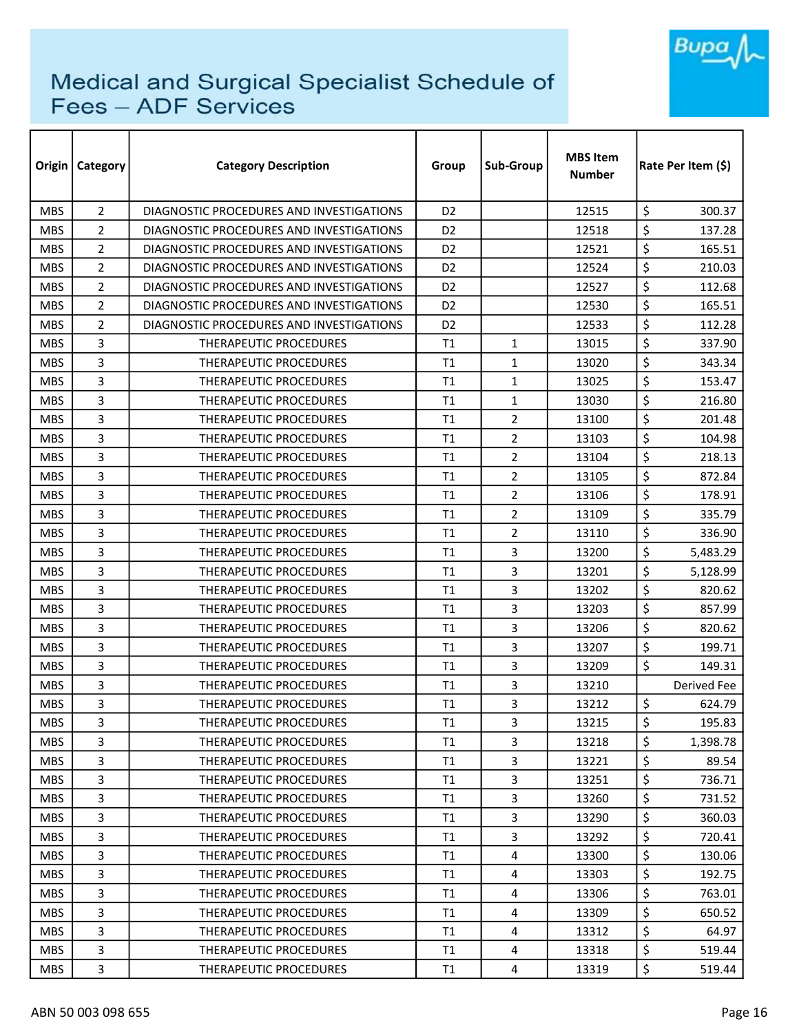# Medical and Surgical Specialist Schedule of Fees – ADF Services

| Origin | Category | Category Description | Group | Sub-Group | MBS Item Number | Rate Per Item ($) |
|---|---|---|---|---|---|---|
| MBS | 2 | DIAGNOSTIC PROCEDURES AND INVESTIGATIONS | D2 | | 12515 | $ 300.37 |
| MBS | 2 | DIAGNOSTIC PROCEDURES AND INVESTIGATIONS | D2 | | 12518 | $ 137.28 |
| MBS | 2 | DIAGNOSTIC PROCEDURES AND INVESTIGATIONS | D2 | | 12521 | $ 165.51 |
| MBS | 2 | DIAGNOSTIC PROCEDURES AND INVESTIGATIONS | D2 | | 12524 | $ 210.03 |
| MBS | 2 | DIAGNOSTIC PROCEDURES AND INVESTIGATIONS | D2 | | 12527 | $ 112.68 |
| MBS | 2 | DIAGNOSTIC PROCEDURES AND INVESTIGATIONS | D2 | | 12530 | $ 165.51 |
| MBS | 2 | DIAGNOSTIC PROCEDURES AND INVESTIGATIONS | D2 | | 12533 | $ 112.28 |
| MBS | 3 | THERAPEUTIC PROCEDURES | T1 | 1 | 13015 | $ 337.90 |
| MBS | 3 | THERAPEUTIC PROCEDURES | T1 | 1 | 13020 | $ 343.34 |
| MBS | 3 | THERAPEUTIC PROCEDURES | T1 | 1 | 13025 | $ 153.47 |
| MBS | 3 | THERAPEUTIC PROCEDURES | T1 | 1 | 13030 | $ 216.80 |
| MBS | 3 | THERAPEUTIC PROCEDURES | T1 | 2 | 13100 | $ 201.48 |
| MBS | 3 | THERAPEUTIC PROCEDURES | T1 | 2 | 13103 | $ 104.98 |
| MBS | 3 | THERAPEUTIC PROCEDURES | T1 | 2 | 13104 | $ 218.13 |
| MBS | 3 | THERAPEUTIC PROCEDURES | T1 | 2 | 13105 | $ 872.84 |
| MBS | 3 | THERAPEUTIC PROCEDURES | T1 | 2 | 13106 | $ 178.91 |
| MBS | 3 | THERAPEUTIC PROCEDURES | T1 | 2 | 13109 | $ 335.79 |
| MBS | 3 | THERAPEUTIC PROCEDURES | T1 | 2 | 13110 | $ 336.90 |
| MBS | 3 | THERAPEUTIC PROCEDURES | T1 | 3 | 13200 | $ 5,483.29 |
| MBS | 3 | THERAPEUTIC PROCEDURES | T1 | 3 | 13201 | $ 5,128.99 |
| MBS | 3 | THERAPEUTIC PROCEDURES | T1 | 3 | 13202 | $ 820.62 |
| MBS | 3 | THERAPEUTIC PROCEDURES | T1 | 3 | 13203 | $ 857.99 |
| MBS | 3 | THERAPEUTIC PROCEDURES | T1 | 3 | 13206 | $ 820.62 |
| MBS | 3 | THERAPEUTIC PROCEDURES | T1 | 3 | 13207 | $ 199.71 |
| MBS | 3 | THERAPEUTIC PROCEDURES | T1 | 3 | 13209 | $ 149.31 |
| MBS | 3 | THERAPEUTIC PROCEDURES | T1 | 3 | 13210 | Derived Fee |
| MBS | 3 | THERAPEUTIC PROCEDURES | T1 | 3 | 13212 | $ 624.79 |
| MBS | 3 | THERAPEUTIC PROCEDURES | T1 | 3 | 13215 | $ 195.83 |
| MBS | 3 | THERAPEUTIC PROCEDURES | T1 | 3 | 13218 | $ 1,398.78 |
| MBS | 3 | THERAPEUTIC PROCEDURES | T1 | 3 | 13221 | $ 89.54 |
| MBS | 3 | THERAPEUTIC PROCEDURES | T1 | 3 | 13251 | $ 736.71 |
| MBS | 3 | THERAPEUTIC PROCEDURES | T1 | 3 | 13260 | $ 731.52 |
| MBS | 3 | THERAPEUTIC PROCEDURES | T1 | 3 | 13290 | $ 360.03 |
| MBS | 3 | THERAPEUTIC PROCEDURES | T1 | 3 | 13292 | $ 720.41 |
| MBS | 3 | THERAPEUTIC PROCEDURES | T1 | 4 | 13300 | $ 130.06 |
| MBS | 3 | THERAPEUTIC PROCEDURES | T1 | 4 | 13303 | $ 192.75 |
| MBS | 3 | THERAPEUTIC PROCEDURES | T1 | 4 | 13306 | $ 763.01 |
| MBS | 3 | THERAPEUTIC PROCEDURES | T1 | 4 | 13309 | $ 650.52 |
| MBS | 3 | THERAPEUTIC PROCEDURES | T1 | 4 | 13312 | $ 64.97 |
| MBS | 3 | THERAPEUTIC PROCEDURES | T1 | 4 | 13318 | $ 519.44 |
| MBS | 3 | THERAPEUTIC PROCEDURES | T1 | 4 | 13319 | $ 519.44 |

ABN 50 003 098 655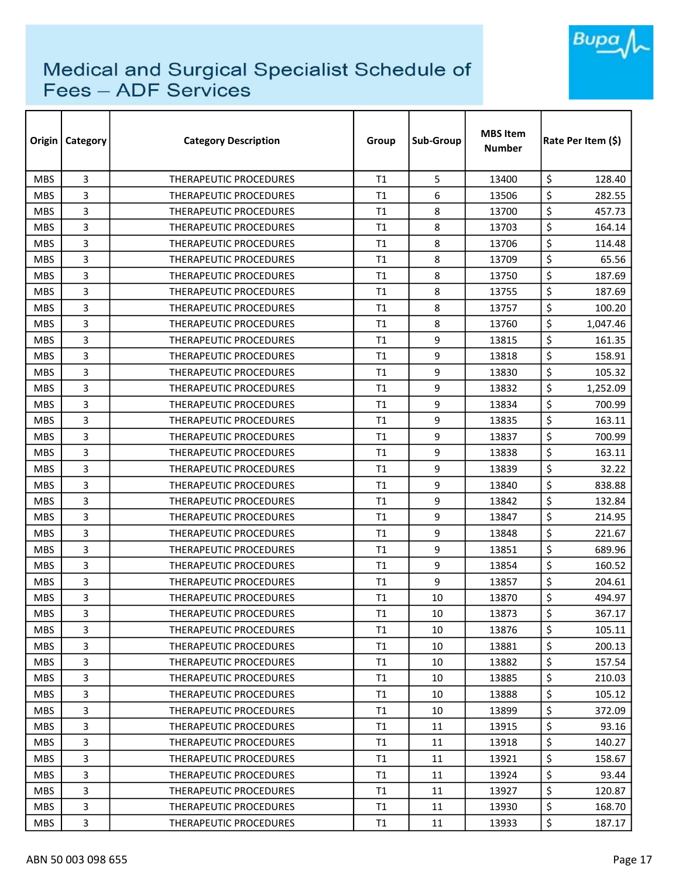# Medical and Surgical Specialist Schedule of Fees – ADF Services

| Origin | Category | Category Description | Group | Sub-Group | MBS Item Number | Rate Per Item ($) |
|---|---|---|---|---|---|---|
| MBS | 3 | THERAPEUTIC PROCEDURES | T1 | 5 | 13400 | $ 128.40 |
| MBS | 3 | THERAPEUTIC PROCEDURES | T1 | 6 | 13506 | $ 282.55 |
| MBS | 3 | THERAPEUTIC PROCEDURES | T1 | 8 | 13700 | $ 457.73 |
| MBS | 3 | THERAPEUTIC PROCEDURES | T1 | 8 | 13703 | $ 164.14 |
| MBS | 3 | THERAPEUTIC PROCEDURES | T1 | 8 | 13706 | $ 114.48 |
| MBS | 3 | THERAPEUTIC PROCEDURES | T1 | 8 | 13709 | $ 65.56 |
| MBS | 3 | THERAPEUTIC PROCEDURES | T1 | 8 | 13750 | $ 187.69 |
| MBS | 3 | THERAPEUTIC PROCEDURES | T1 | 8 | 13755 | $ 187.69 |
| MBS | 3 | THERAPEUTIC PROCEDURES | T1 | 8 | 13757 | $ 100.20 |
| MBS | 3 | THERAPEUTIC PROCEDURES | T1 | 8 | 13760 | $ 1,047.46 |
| MBS | 3 | THERAPEUTIC PROCEDURES | T1 | 9 | 13815 | $ 161.35 |
| MBS | 3 | THERAPEUTIC PROCEDURES | T1 | 9 | 13818 | $ 158.91 |
| MBS | 3 | THERAPEUTIC PROCEDURES | T1 | 9 | 13830 | $ 105.32 |
| MBS | 3 | THERAPEUTIC PROCEDURES | T1 | 9 | 13832 | $ 1,252.09 |
| MBS | 3 | THERAPEUTIC PROCEDURES | T1 | 9 | 13834 | $ 700.99 |
| MBS | 3 | THERAPEUTIC PROCEDURES | T1 | 9 | 13835 | $ 163.11 |
| MBS | 3 | THERAPEUTIC PROCEDURES | T1 | 9 | 13837 | $ 700.99 |
| MBS | 3 | THERAPEUTIC PROCEDURES | T1 | 9 | 13838 | $ 163.11 |
| MBS | 3 | THERAPEUTIC PROCEDURES | T1 | 9 | 13839 | $ 32.22 |
| MBS | 3 | THERAPEUTIC PROCEDURES | T1 | 9 | 13840 | $ 838.88 |
| MBS | 3 | THERAPEUTIC PROCEDURES | T1 | 9 | 13842 | $ 132.84 |
| MBS | 3 | THERAPEUTIC PROCEDURES | T1 | 9 | 13847 | $ 214.95 |
| MBS | 3 | THERAPEUTIC PROCEDURES | T1 | 9 | 13848 | $ 221.67 |
| MBS | 3 | THERAPEUTIC PROCEDURES | T1 | 9 | 13851 | $ 689.96 |
| MBS | 3 | THERAPEUTIC PROCEDURES | T1 | 9 | 13854 | $ 160.52 |
| MBS | 3 | THERAPEUTIC PROCEDURES | T1 | 9 | 13857 | $ 204.61 |
| MBS | 3 | THERAPEUTIC PROCEDURES | T1 | 10 | 13870 | $ 494.97 |
| MBS | 3 | THERAPEUTIC PROCEDURES | T1 | 10 | 13873 | $ 367.17 |
| MBS | 3 | THERAPEUTIC PROCEDURES | T1 | 10 | 13876 | $ 105.11 |
| MBS | 3 | THERAPEUTIC PROCEDURES | T1 | 10 | 13881 | $ 200.13 |
| MBS | 3 | THERAPEUTIC PROCEDURES | T1 | 10 | 13882 | $ 157.54 |
| MBS | 3 | THERAPEUTIC PROCEDURES | T1 | 10 | 13885 | $ 210.03 |
| MBS | 3 | THERAPEUTIC PROCEDURES | T1 | 10 | 13888 | $ 105.12 |
| MBS | 3 | THERAPEUTIC PROCEDURES | T1 | 10 | 13899 | $ 372.09 |
| MBS | 3 | THERAPEUTIC PROCEDURES | T1 | 11 | 13915 | $ 93.16 |
| MBS | 3 | THERAPEUTIC PROCEDURES | T1 | 11 | 13918 | $ 140.27 |
| MBS | 3 | THERAPEUTIC PROCEDURES | T1 | 11 | 13921 | $ 158.67 |
| MBS | 3 | THERAPEUTIC PROCEDURES | T1 | 11 | 13924 | $ 93.44 |
| MBS | 3 | THERAPEUTIC PROCEDURES | T1 | 11 | 13927 | $ 120.87 |
| MBS | 3 | THERAPEUTIC PROCEDURES | T1 | 11 | 13930 | $ 168.70 |
| MBS | 3 | THERAPEUTIC PROCEDURES | T1 | 11 | 13933 | $ 187.17 |

ABN 50 003 098 655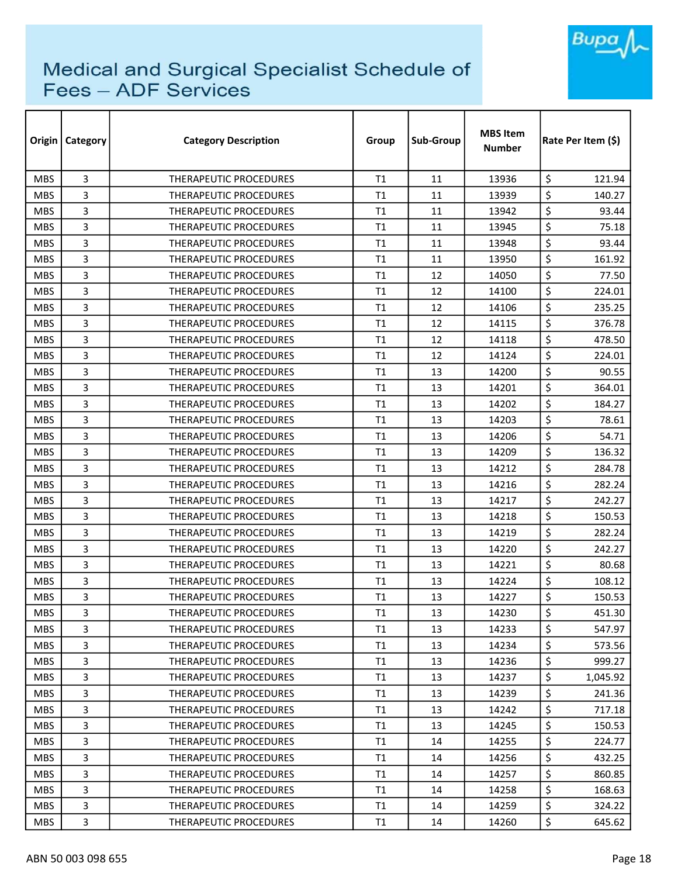# Medical and Surgical Specialist Schedule of Fees – ADF Services

| Origin | Category | Category Description | Group | Sub-Group | MBS Item Number | Rate Per Item ($) |
|---|---|---|---|---|---|---|
| MBS | 3 | THERAPEUTIC PROCEDURES | T1 | 11 | 13936 | $ 121.94 |
| MBS | 3 | THERAPEUTIC PROCEDURES | T1 | 11 | 13939 | $ 140.27 |
| MBS | 3 | THERAPEUTIC PROCEDURES | T1 | 11 | 13942 | $ 93.44 |
| MBS | 3 | THERAPEUTIC PROCEDURES | T1 | 11 | 13945 | $ 75.18 |
| MBS | 3 | THERAPEUTIC PROCEDURES | T1 | 11 | 13948 | $ 93.44 |
| MBS | 3 | THERAPEUTIC PROCEDURES | T1 | 11 | 13950 | $ 161.92 |
| MBS | 3 | THERAPEUTIC PROCEDURES | T1 | 12 | 14050 | $ 77.50 |
| MBS | 3 | THERAPEUTIC PROCEDURES | T1 | 12 | 14100 | $ 224.01 |
| MBS | 3 | THERAPEUTIC PROCEDURES | T1 | 12 | 14106 | $ 235.25 |
| MBS | 3 | THERAPEUTIC PROCEDURES | T1 | 12 | 14115 | $ 376.78 |
| MBS | 3 | THERAPEUTIC PROCEDURES | T1 | 12 | 14118 | $ 478.50 |
| MBS | 3 | THERAPEUTIC PROCEDURES | T1 | 12 | 14124 | $ 224.01 |
| MBS | 3 | THERAPEUTIC PROCEDURES | T1 | 13 | 14200 | $ 90.55 |
| MBS | 3 | THERAPEUTIC PROCEDURES | T1 | 13 | 14201 | $ 364.01 |
| MBS | 3 | THERAPEUTIC PROCEDURES | T1 | 13 | 14202 | $ 184.27 |
| MBS | 3 | THERAPEUTIC PROCEDURES | T1 | 13 | 14203 | $ 78.61 |
| MBS | 3 | THERAPEUTIC PROCEDURES | T1 | 13 | 14206 | $ 54.71 |
| MBS | 3 | THERAPEUTIC PROCEDURES | T1 | 13 | 14209 | $ 136.32 |
| MBS | 3 | THERAPEUTIC PROCEDURES | T1 | 13 | 14212 | $ 284.78 |
| MBS | 3 | THERAPEUTIC PROCEDURES | T1 | 13 | 14216 | $ 282.24 |
| MBS | 3 | THERAPEUTIC PROCEDURES | T1 | 13 | 14217 | $ 242.27 |
| MBS | 3 | THERAPEUTIC PROCEDURES | T1 | 13 | 14218 | $ 150.53 |
| MBS | 3 | THERAPEUTIC PROCEDURES | T1 | 13 | 14219 | $ 282.24 |
| MBS | 3 | THERAPEUTIC PROCEDURES | T1 | 13 | 14220 | $ 242.27 |
| MBS | 3 | THERAPEUTIC PROCEDURES | T1 | 13 | 14221 | $ 80.68 |
| MBS | 3 | THERAPEUTIC PROCEDURES | T1 | 13 | 14224 | $ 108.12 |
| MBS | 3 | THERAPEUTIC PROCEDURES | T1 | 13 | 14227 | $ 150.53 |
| MBS | 3 | THERAPEUTIC PROCEDURES | T1 | 13 | 14230 | $ 451.30 |
| MBS | 3 | THERAPEUTIC PROCEDURES | T1 | 13 | 14233 | $ 547.97 |
| MBS | 3 | THERAPEUTIC PROCEDURES | T1 | 13 | 14234 | $ 573.56 |
| MBS | 3 | THERAPEUTIC PROCEDURES | T1 | 13 | 14236 | $ 999.27 |
| MBS | 3 | THERAPEUTIC PROCEDURES | T1 | 13 | 14237 | $ 1,045.92 |
| MBS | 3 | THERAPEUTIC PROCEDURES | T1 | 13 | 14239 | $ 241.36 |
| MBS | 3 | THERAPEUTIC PROCEDURES | T1 | 13 | 14242 | $ 717.18 |
| MBS | 3 | THERAPEUTIC PROCEDURES | T1 | 13 | 14245 | $ 150.53 |
| MBS | 3 | THERAPEUTIC PROCEDURES | T1 | 14 | 14255 | $ 224.77 |
| MBS | 3 | THERAPEUTIC PROCEDURES | T1 | 14 | 14256 | $ 432.25 |
| MBS | 3 | THERAPEUTIC PROCEDURES | T1 | 14 | 14257 | $ 860.85 |
| MBS | 3 | THERAPEUTIC PROCEDURES | T1 | 14 | 14258 | $ 168.63 |
| MBS | 3 | THERAPEUTIC PROCEDURES | T1 | 14 | 14259 | $ 324.22 |
| MBS | 3 | THERAPEUTIC PROCEDURES | T1 | 14 | 14260 | $ 645.62 |

ABN 50 003 098 655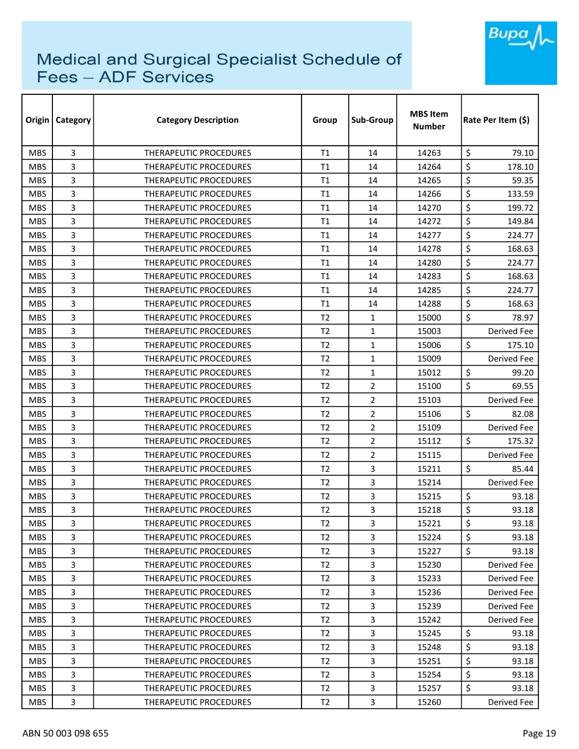# Medical and Surgical Specialist Schedule of Fees – ADF Services

| Origin | Category | Category Description | Group | Sub-Group | MBS Item Number | Rate Per Item ($) |
|---|---|---|---|---|---|---|
| MBS | 3 | THERAPEUTIC PROCEDURES | T1 | 14 | 14263 | $ 79.10 |
| MBS | 3 | THERAPEUTIC PROCEDURES | T1 | 14 | 14264 | $ 178.10 |
| MBS | 3 | THERAPEUTIC PROCEDURES | T1 | 14 | 14265 | $ 59.35 |
| MBS | 3 | THERAPEUTIC PROCEDURES | T1 | 14 | 14266 | $ 133.59 |
| MBS | 3 | THERAPEUTIC PROCEDURES | T1 | 14 | 14270 | $ 199.72 |
| MBS | 3 | THERAPEUTIC PROCEDURES | T1 | 14 | 14272 | $ 149.84 |
| MBS | 3 | THERAPEUTIC PROCEDURES | T1 | 14 | 14277 | $ 224.77 |
| MBS | 3 | THERAPEUTIC PROCEDURES | T1 | 14 | 14278 | $ 168.63 |
| MBS | 3 | THERAPEUTIC PROCEDURES | T1 | 14 | 14280 | $ 224.77 |
| MBS | 3 | THERAPEUTIC PROCEDURES | T1 | 14 | 14283 | $ 168.63 |
| MBS | 3 | THERAPEUTIC PROCEDURES | T1 | 14 | 14285 | $ 224.77 |
| MBS | 3 | THERAPEUTIC PROCEDURES | T1 | 14 | 14288 | $ 168.63 |
| MBS | 3 | THERAPEUTIC PROCEDURES | T2 | 1 | 15000 | $ 78.97 |
| MBS | 3 | THERAPEUTIC PROCEDURES | T2 | 1 | 15003 | Derived Fee |
| MBS | 3 | THERAPEUTIC PROCEDURES | T2 | 1 | 15006 | $ 175.10 |
| MBS | 3 | THERAPEUTIC PROCEDURES | T2 | 1 | 15009 | Derived Fee |
| MBS | 3 | THERAPEUTIC PROCEDURES | T2 | 1 | 15012 | $ 99.20 |
| MBS | 3 | THERAPEUTIC PROCEDURES | T2 | 2 | 15100 | $ 69.55 |
| MBS | 3 | THERAPEUTIC PROCEDURES | T2 | 2 | 15103 | Derived Fee |
| MBS | 3 | THERAPEUTIC PROCEDURES | T2 | 2 | 15106 | $ 82.08 |
| MBS | 3 | THERAPEUTIC PROCEDURES | T2 | 2 | 15109 | Derived Fee |
| MBS | 3 | THERAPEUTIC PROCEDURES | T2 | 2 | 15112 | $ 175.32 |
| MBS | 3 | THERAPEUTIC PROCEDURES | T2 | 2 | 15115 | Derived Fee |
| MBS | 3 | THERAPEUTIC PROCEDURES | T2 | 3 | 15211 | $ 85.44 |
| MBS | 3 | THERAPEUTIC PROCEDURES | T2 | 3 | 15214 | Derived Fee |
| MBS | 3 | THERAPEUTIC PROCEDURES | T2 | 3 | 15215 | $ 93.18 |
| MBS | 3 | THERAPEUTIC PROCEDURES | T2 | 3 | 15218 | $ 93.18 |
| MBS | 3 | THERAPEUTIC PROCEDURES | T2 | 3 | 15221 | $ 93.18 |
| MBS | 3 | THERAPEUTIC PROCEDURES | T2 | 3 | 15224 | $ 93.18 |
| MBS | 3 | THERAPEUTIC PROCEDURES | T2 | 3 | 15227 | $ 93.18 |
| MBS | 3 | THERAPEUTIC PROCEDURES | T2 | 3 | 15230 | Derived Fee |
| MBS | 3 | THERAPEUTIC PROCEDURES | T2 | 3 | 15233 | Derived Fee |
| MBS | 3 | THERAPEUTIC PROCEDURES | T2 | 3 | 15236 | Derived Fee |
| MBS | 3 | THERAPEUTIC PROCEDURES | T2 | 3 | 15239 | Derived Fee |
| MBS | 3 | THERAPEUTIC PROCEDURES | T2 | 3 | 15242 | Derived Fee |
| MBS | 3 | THERAPEUTIC PROCEDURES | T2 | 3 | 15245 | $ 93.18 |
| MBS | 3 | THERAPEUTIC PROCEDURES | T2 | 3 | 15248 | $ 93.18 |
| MBS | 3 | THERAPEUTIC PROCEDURES | T2 | 3 | 15251 | $ 93.18 |
| MBS | 3 | THERAPEUTIC PROCEDURES | T2 | 3 | 15254 | $ 93.18 |
| MBS | 3 | THERAPEUTIC PROCEDURES | T2 | 3 | 15257 | $ 93.18 |
| MBS | 3 | THERAPEUTIC PROCEDURES | T2 | 3 | 15260 | Derived Fee |

ABN 50 003 098 655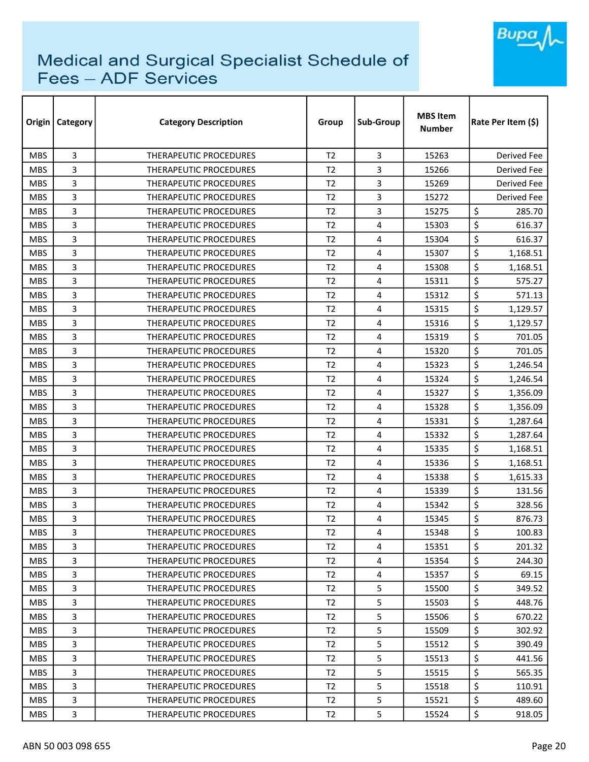# Medical and Surgical Specialist Schedule of Fees – ADF Services

| Origin | Category | Category Description | Group | Sub-Group | MBS Item Number | Rate Per Item ($) |
|---|---|---|---|---|---|---|
| MBS | 3 | THERAPEUTIC PROCEDURES | T2 | 3 | 15263 | Derived Fee |
| MBS | 3 | THERAPEUTIC PROCEDURES | T2 | 3 | 15266 | Derived Fee |
| MBS | 3 | THERAPEUTIC PROCEDURES | T2 | 3 | 15269 | Derived Fee |
| MBS | 3 | THERAPEUTIC PROCEDURES | T2 | 3 | 15272 | Derived Fee |
| MBS | 3 | THERAPEUTIC PROCEDURES | T2 | 3 | 15275 | $ 285.70 |
| MBS | 3 | THERAPEUTIC PROCEDURES | T2 | 4 | 15303 | $ 616.37 |
| MBS | 3 | THERAPEUTIC PROCEDURES | T2 | 4 | 15304 | $ 616.37 |
| MBS | 3 | THERAPEUTIC PROCEDURES | T2 | 4 | 15307 | $ 1,168.51 |
| MBS | 3 | THERAPEUTIC PROCEDURES | T2 | 4 | 15308 | $ 1,168.51 |
| MBS | 3 | THERAPEUTIC PROCEDURES | T2 | 4 | 15311 | $ 575.27 |
| MBS | 3 | THERAPEUTIC PROCEDURES | T2 | 4 | 15312 | $ 571.13 |
| MBS | 3 | THERAPEUTIC PROCEDURES | T2 | 4 | 15315 | $ 1,129.57 |
| MBS | 3 | THERAPEUTIC PROCEDURES | T2 | 4 | 15316 | $ 1,129.57 |
| MBS | 3 | THERAPEUTIC PROCEDURES | T2 | 4 | 15319 | $ 701.05 |
| MBS | 3 | THERAPEUTIC PROCEDURES | T2 | 4 | 15320 | $ 701.05 |
| MBS | 3 | THERAPEUTIC PROCEDURES | T2 | 4 | 15323 | $ 1,246.54 |
| MBS | 3 | THERAPEUTIC PROCEDURES | T2 | 4 | 15324 | $ 1,246.54 |
| MBS | 3 | THERAPEUTIC PROCEDURES | T2 | 4 | 15327 | $ 1,356.09 |
| MBS | 3 | THERAPEUTIC PROCEDURES | T2 | 4 | 15328 | $ 1,356.09 |
| MBS | 3 | THERAPEUTIC PROCEDURES | T2 | 4 | 15331 | $ 1,287.64 |
| MBS | 3 | THERAPEUTIC PROCEDURES | T2 | 4 | 15332 | $ 1,287.64 |
| MBS | 3 | THERAPEUTIC PROCEDURES | T2 | 4 | 15335 | $ 1,168.51 |
| MBS | 3 | THERAPEUTIC PROCEDURES | T2 | 4 | 15336 | $ 1,168.51 |
| MBS | 3 | THERAPEUTIC PROCEDURES | T2 | 4 | 15338 | $ 1,615.33 |
| MBS | 3 | THERAPEUTIC PROCEDURES | T2 | 4 | 15339 | $ 131.56 |
| MBS | 3 | THERAPEUTIC PROCEDURES | T2 | 4 | 15342 | $ 328.56 |
| MBS | 3 | THERAPEUTIC PROCEDURES | T2 | 4 | 15345 | $ 876.73 |
| MBS | 3 | THERAPEUTIC PROCEDURES | T2 | 4 | 15348 | $ 100.83 |
| MBS | 3 | THERAPEUTIC PROCEDURES | T2 | 4 | 15351 | $ 201.32 |
| MBS | 3 | THERAPEUTIC PROCEDURES | T2 | 4 | 15354 | $ 244.30 |
| MBS | 3 | THERAPEUTIC PROCEDURES | T2 | 4 | 15357 | $ 69.15 |
| MBS | 3 | THERAPEUTIC PROCEDURES | T2 | 5 | 15500 | $ 349.52 |
| MBS | 3 | THERAPEUTIC PROCEDURES | T2 | 5 | 15503 | $ 448.76 |
| MBS | 3 | THERAPEUTIC PROCEDURES | T2 | 5 | 15506 | $ 670.22 |
| MBS | 3 | THERAPEUTIC PROCEDURES | T2 | 5 | 15509 | $ 302.92 |
| MBS | 3 | THERAPEUTIC PROCEDURES | T2 | 5 | 15512 | $ 390.49 |
| MBS | 3 | THERAPEUTIC PROCEDURES | T2 | 5 | 15513 | $ 441.56 |
| MBS | 3 | THERAPEUTIC PROCEDURES | T2 | 5 | 15515 | $ 565.35 |
| MBS | 3 | THERAPEUTIC PROCEDURES | T2 | 5 | 15518 | $ 110.91 |
| MBS | 3 | THERAPEUTIC PROCEDURES | T2 | 5 | 15521 | $ 489.60 |
| MBS | 3 | THERAPEUTIC PROCEDURES | T2 | 5 | 15524 | $ 918.05 |

ABN 50 003 098 655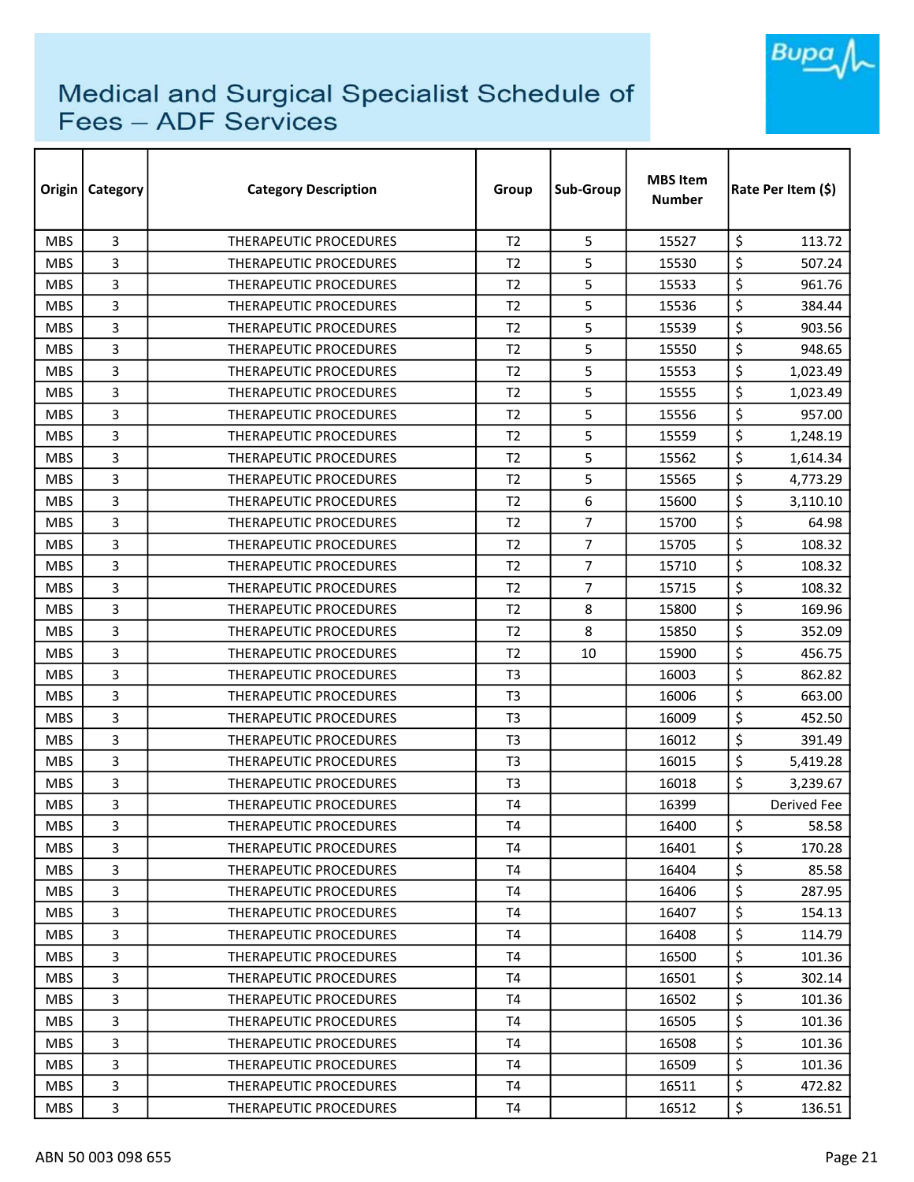# Medical and Surgical Specialist Schedule of Fees – ADF Services

| Origin | Category | Category Description | Group | Sub-Group | MBS Item Number | Rate Per Item ($) |
|---|---|---|---|---|---|---|
| MBS | 3 | THERAPEUTIC PROCEDURES | T2 | 5 | 15527 | $ 113.72 |
| MBS | 3 | THERAPEUTIC PROCEDURES | T2 | 5 | 15530 | $ 507.24 |
| MBS | 3 | THERAPEUTIC PROCEDURES | T2 | 5 | 15533 | $ 961.76 |
| MBS | 3 | THERAPEUTIC PROCEDURES | T2 | 5 | 15536 | $ 384.44 |
| MBS | 3 | THERAPEUTIC PROCEDURES | T2 | 5 | 15539 | $ 903.56 |
| MBS | 3 | THERAPEUTIC PROCEDURES | T2 | 5 | 15550 | $ 948.65 |
| MBS | 3 | THERAPEUTIC PROCEDURES | T2 | 5 | 15553 | $ 1,023.49 |
| MBS | 3 | THERAPEUTIC PROCEDURES | T2 | 5 | 15555 | $ 1,023.49 |
| MBS | 3 | THERAPEUTIC PROCEDURES | T2 | 5 | 15556 | $ 957.00 |
| MBS | 3 | THERAPEUTIC PROCEDURES | T2 | 5 | 15559 | $ 1,248.19 |
| MBS | 3 | THERAPEUTIC PROCEDURES | T2 | 5 | 15562 | $ 1,614.34 |
| MBS | 3 | THERAPEUTIC PROCEDURES | T2 | 5 | 15565 | $ 4,773.29 |
| MBS | 3 | THERAPEUTIC PROCEDURES | T2 | 6 | 15600 | $ 3,110.10 |
| MBS | 3 | THERAPEUTIC PROCEDURES | T2 | 7 | 15700 | $ 64.98 |
| MBS | 3 | THERAPEUTIC PROCEDURES | T2 | 7 | 15705 | $ 108.32 |
| MBS | 3 | THERAPEUTIC PROCEDURES | T2 | 7 | 15710 | $ 108.32 |
| MBS | 3 | THERAPEUTIC PROCEDURES | T2 | 7 | 15715 | $ 108.32 |
| MBS | 3 | THERAPEUTIC PROCEDURES | T2 | 8 | 15800 | $ 169.96 |
| MBS | 3 | THERAPEUTIC PROCEDURES | T2 | 8 | 15850 | $ 352.09 |
| MBS | 3 | THERAPEUTIC PROCEDURES | T2 | 10 | 15900 | $ 456.75 |
| MBS | 3 | THERAPEUTIC PROCEDURES | T3 | | 16003 | $ 862.82 |
| MBS | 3 | THERAPEUTIC PROCEDURES | T3 | | 16006 | $ 663.00 |
| MBS | 3 | THERAPEUTIC PROCEDURES | T3 | | 16009 | $ 452.50 |
| MBS | 3 | THERAPEUTIC PROCEDURES | T3 | | 16012 | $ 391.49 |
| MBS | 3 | THERAPEUTIC PROCEDURES | T3 | | 16015 | $ 5,419.28 |
| MBS | 3 | THERAPEUTIC PROCEDURES | T3 | | 16018 | $ 3,239.67 |
| MBS | 3 | THERAPEUTIC PROCEDURES | T4 | | 16399 | Derived Fee |
| MBS | 3 | THERAPEUTIC PROCEDURES | T4 | | 16400 | $ 58.58 |
| MBS | 3 | THERAPEUTIC PROCEDURES | T4 | | 16401 | $ 170.28 |
| MBS | 3 | THERAPEUTIC PROCEDURES | T4 | | 16404 | $ 85.58 |
| MBS | 3 | THERAPEUTIC PROCEDURES | T4 | | 16406 | $ 287.95 |
| MBS | 3 | THERAPEUTIC PROCEDURES | T4 | | 16407 | $ 154.13 |
| MBS | 3 | THERAPEUTIC PROCEDURES | T4 | | 16408 | $ 114.79 |
| MBS | 3 | THERAPEUTIC PROCEDURES | T4 | | 16500 | $ 101.36 |
| MBS | 3 | THERAPEUTIC PROCEDURES | T4 | | 16501 | $ 302.14 |
| MBS | 3 | THERAPEUTIC PROCEDURES | T4 | | 16502 | $ 101.36 |
| MBS | 3 | THERAPEUTIC PROCEDURES | T4 | | 16505 | $ 101.36 |
| MBS | 3 | THERAPEUTIC PROCEDURES | T4 | | 16508 | $ 101.36 |
| MBS | 3 | THERAPEUTIC PROCEDURES | T4 | | 16509 | $ 101.36 |
| MBS | 3 | THERAPEUTIC PROCEDURES | T4 | | 16511 | $ 472.82 |
| MBS | 3 | THERAPEUTIC PROCEDURES | T4 | | 16512 | $ 136.51 |

ABN 50 003 098 655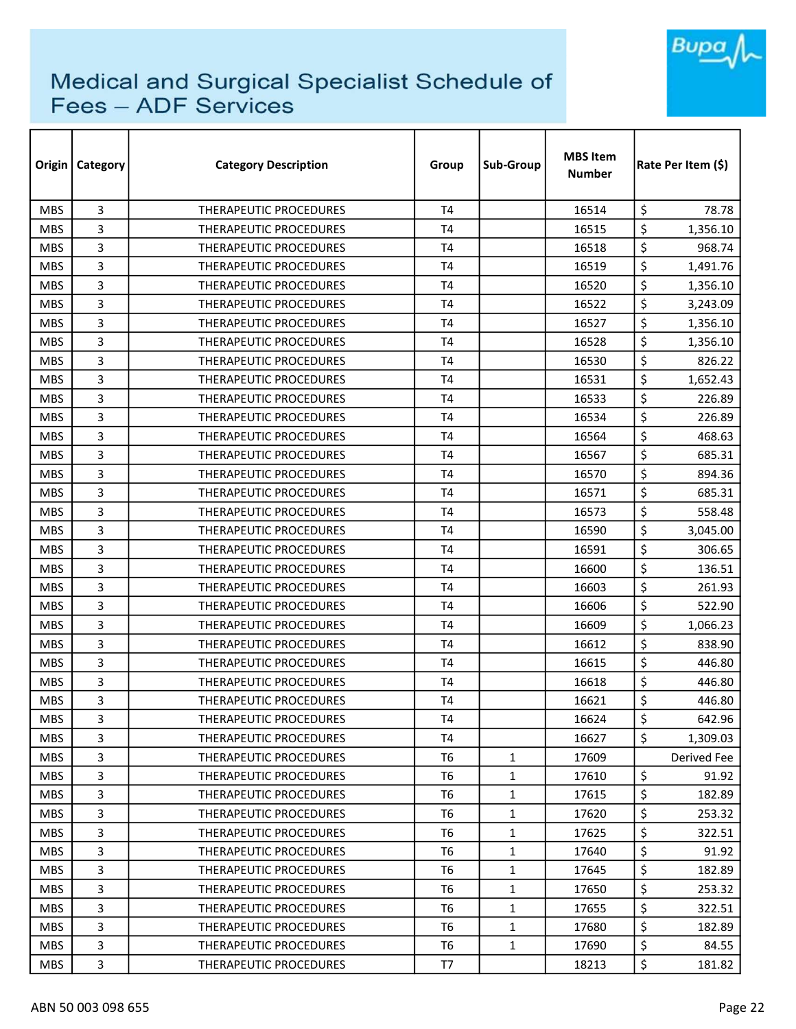# Medical and Surgical Specialist Schedule of Fees – ADF Services

| Origin | Category | Category Description | Group | Sub-Group | MBS Item Number | Rate Per Item ($) |
|---|---|---|---|---|---|---|
| MBS | 3 | THERAPEUTIC PROCEDURES | T4 | | 16514 | $ 78.78 |
| MBS | 3 | THERAPEUTIC PROCEDURES | T4 | | 16515 | $ 1,356.10 |
| MBS | 3 | THERAPEUTIC PROCEDURES | T4 | | 16518 | $ 968.74 |
| MBS | 3 | THERAPEUTIC PROCEDURES | T4 | | 16519 | $ 1,491.76 |
| MBS | 3 | THERAPEUTIC PROCEDURES | T4 | | 16520 | $ 1,356.10 |
| MBS | 3 | THERAPEUTIC PROCEDURES | T4 | | 16522 | $ 3,243.09 |
| MBS | 3 | THERAPEUTIC PROCEDURES | T4 | | 16527 | $ 1,356.10 |
| MBS | 3 | THERAPEUTIC PROCEDURES | T4 | | 16528 | $ 1,356.10 |
| MBS | 3 | THERAPEUTIC PROCEDURES | T4 | | 16530 | $ 826.22 |
| MBS | 3 | THERAPEUTIC PROCEDURES | T4 | | 16531 | $ 1,652.43 |
| MBS | 3 | THERAPEUTIC PROCEDURES | T4 | | 16533 | $ 226.89 |
| MBS | 3 | THERAPEUTIC PROCEDURES | T4 | | 16534 | $ 226.89 |
| MBS | 3 | THERAPEUTIC PROCEDURES | T4 | | 16564 | $ 468.63 |
| MBS | 3 | THERAPEUTIC PROCEDURES | T4 | | 16567 | $ 685.31 |
| MBS | 3 | THERAPEUTIC PROCEDURES | T4 | | 16570 | $ 894.36 |
| MBS | 3 | THERAPEUTIC PROCEDURES | T4 | | 16571 | $ 685.31 |
| MBS | 3 | THERAPEUTIC PROCEDURES | T4 | | 16573 | $ 558.48 |
| MBS | 3 | THERAPEUTIC PROCEDURES | T4 | | 16590 | $ 3,045.00 |
| MBS | 3 | THERAPEUTIC PROCEDURES | T4 | | 16591 | $ 306.65 |
| MBS | 3 | THERAPEUTIC PROCEDURES | T4 | | 16600 | $ 136.51 |
| MBS | 3 | THERAPEUTIC PROCEDURES | T4 | | 16603 | $ 261.93 |
| MBS | 3 | THERAPEUTIC PROCEDURES | T4 | | 16606 | $ 522.90 |
| MBS | 3 | THERAPEUTIC PROCEDURES | T4 | | 16609 | $ 1,066.23 |
| MBS | 3 | THERAPEUTIC PROCEDURES | T4 | | 16612 | $ 838.90 |
| MBS | 3 | THERAPEUTIC PROCEDURES | T4 | | 16615 | $ 446.80 |
| MBS | 3 | THERAPEUTIC PROCEDURES | T4 | | 16618 | $ 446.80 |
| MBS | 3 | THERAPEUTIC PROCEDURES | T4 | | 16621 | $ 446.80 |
| MBS | 3 | THERAPEUTIC PROCEDURES | T4 | | 16624 | $ 642.96 |
| MBS | 3 | THERAPEUTIC PROCEDURES | T4 | | 16627 | $ 1,309.03 |
| MBS | 3 | THERAPEUTIC PROCEDURES | T6 | 1 | 17609 | Derived Fee |
| MBS | 3 | THERAPEUTIC PROCEDURES | T6 | 1 | 17610 | $ 91.92 |
| MBS | 3 | THERAPEUTIC PROCEDURES | T6 | 1 | 17615 | $ 182.89 |
| MBS | 3 | THERAPEUTIC PROCEDURES | T6 | 1 | 17620 | $ 253.32 |
| MBS | 3 | THERAPEUTIC PROCEDURES | T6 | 1 | 17625 | $ 322.51 |
| MBS | 3 | THERAPEUTIC PROCEDURES | T6 | 1 | 17640 | $ 91.92 |
| MBS | 3 | THERAPEUTIC PROCEDURES | T6 | 1 | 17645 | $ 182.89 |
| MBS | 3 | THERAPEUTIC PROCEDURES | T6 | 1 | 17650 | $ 253.32 |
| MBS | 3 | THERAPEUTIC PROCEDURES | T6 | 1 | 17655 | $ 322.51 |
| MBS | 3 | THERAPEUTIC PROCEDURES | T6 | 1 | 17680 | $ 182.89 |
| MBS | 3 | THERAPEUTIC PROCEDURES | T6 | 1 | 17690 | $ 84.55 |
| MBS | 3 | THERAPEUTIC PROCEDURES | T7 | | 18213 | $ 181.82 |

ABN 50 003 098 655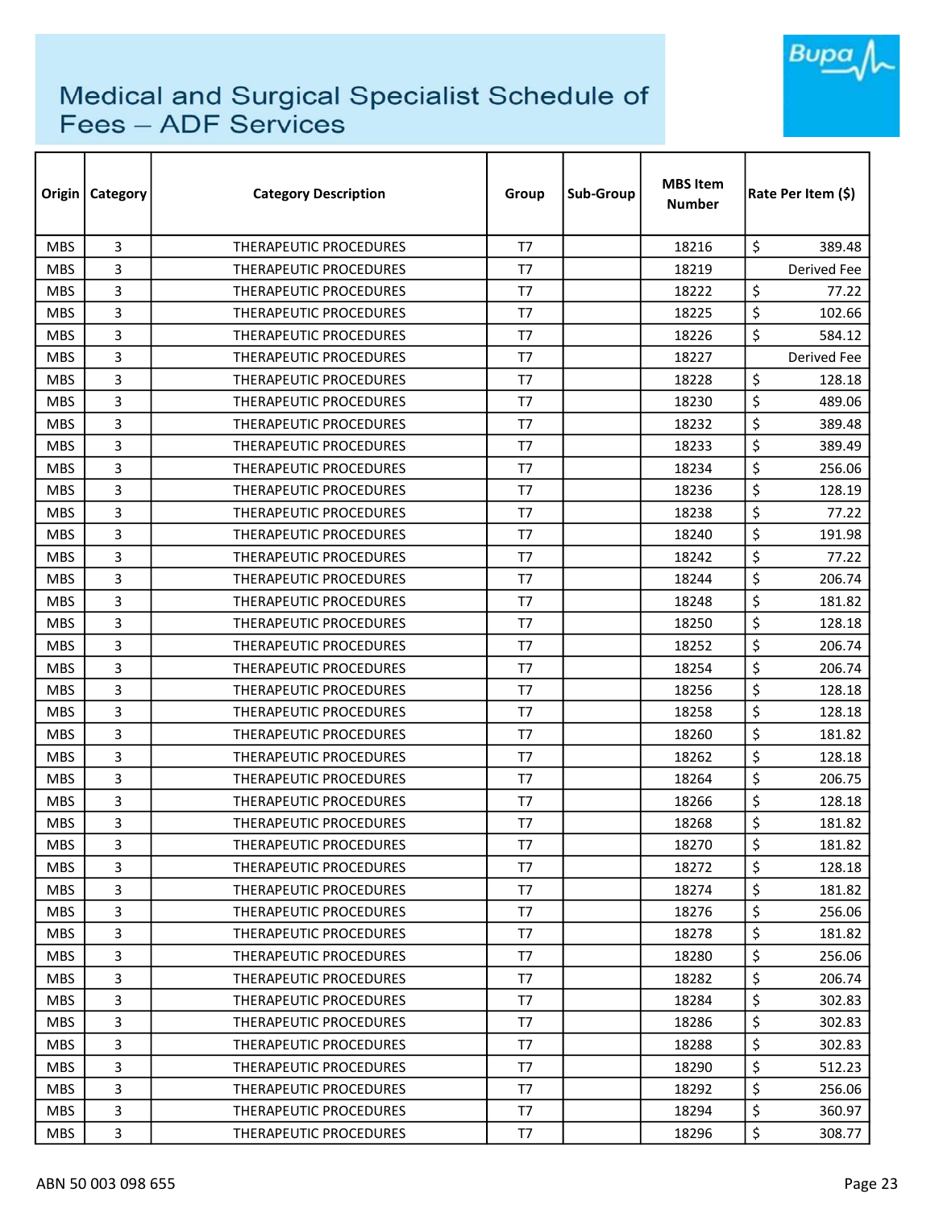# Medical and Surgical Specialist Schedule of Fees – ADF Services

| Origin | Category | Category Description | Group | Sub-Group | MBS Item Number | Rate Per Item ($) |
|---|---|---|---|---|---|---|
| MBS | 3 | THERAPEUTIC PROCEDURES | T7 | | 18216 | $ 389.48 |
| MBS | 3 | THERAPEUTIC PROCEDURES | T7 | | 18219 | Derived Fee |
| MBS | 3 | THERAPEUTIC PROCEDURES | T7 | | 18222 | $ 77.22 |
| MBS | 3 | THERAPEUTIC PROCEDURES | T7 | | 18225 | $ 102.66 |
| MBS | 3 | THERAPEUTIC PROCEDURES | T7 | | 18226 | $ 584.12 |
| MBS | 3 | THERAPEUTIC PROCEDURES | T7 | | 18227 | Derived Fee |
| MBS | 3 | THERAPEUTIC PROCEDURES | T7 | | 18228 | $ 128.18 |
| MBS | 3 | THERAPEUTIC PROCEDURES | T7 | | 18230 | $ 489.06 |
| MBS | 3 | THERAPEUTIC PROCEDURES | T7 | | 18232 | $ 389.48 |
| MBS | 3 | THERAPEUTIC PROCEDURES | T7 | | 18233 | $ 389.49 |
| MBS | 3 | THERAPEUTIC PROCEDURES | T7 | | 18234 | $ 256.06 |
| MBS | 3 | THERAPEUTIC PROCEDURES | T7 | | 18236 | $ 128.19 |
| MBS | 3 | THERAPEUTIC PROCEDURES | T7 | | 18238 | $ 77.22 |
| MBS | 3 | THERAPEUTIC PROCEDURES | T7 | | 18240 | $ 191.98 |
| MBS | 3 | THERAPEUTIC PROCEDURES | T7 | | 18242 | $ 77.22 |
| MBS | 3 | THERAPEUTIC PROCEDURES | T7 | | 18244 | $ 206.74 |
| MBS | 3 | THERAPEUTIC PROCEDURES | T7 | | 18248 | $ 181.82 |
| MBS | 3 | THERAPEUTIC PROCEDURES | T7 | | 18250 | $ 128.18 |
| MBS | 3 | THERAPEUTIC PROCEDURES | T7 | | 18252 | $ 206.74 |
| MBS | 3 | THERAPEUTIC PROCEDURES | T7 | | 18254 | $ 206.74 |
| MBS | 3 | THERAPEUTIC PROCEDURES | T7 | | 18256 | $ 128.18 |
| MBS | 3 | THERAPEUTIC PROCEDURES | T7 | | 18258 | $ 128.18 |
| MBS | 3 | THERAPEUTIC PROCEDURES | T7 | | 18260 | $ 181.82 |
| MBS | 3 | THERAPEUTIC PROCEDURES | T7 | | 18262 | $ 128.18 |
| MBS | 3 | THERAPEUTIC PROCEDURES | T7 | | 18264 | $ 206.75 |
| MBS | 3 | THERAPEUTIC PROCEDURES | T7 | | 18266 | $ 128.18 |
| MBS | 3 | THERAPEUTIC PROCEDURES | T7 | | 18268 | $ 181.82 |
| MBS | 3 | THERAPEUTIC PROCEDURES | T7 | | 18270 | $ 181.82 |
| MBS | 3 | THERAPEUTIC PROCEDURES | T7 | | 18272 | $ 128.18 |
| MBS | 3 | THERAPEUTIC PROCEDURES | T7 | | 18274 | $ 181.82 |
| MBS | 3 | THERAPEUTIC PROCEDURES | T7 | | 18276 | $ 256.06 |
| MBS | 3 | THERAPEUTIC PROCEDURES | T7 | | 18278 | $ 181.82 |
| MBS | 3 | THERAPEUTIC PROCEDURES | T7 | | 18280 | $ 256.06 |
| MBS | 3 | THERAPEUTIC PROCEDURES | T7 | | 18282 | $ 206.74 |
| MBS | 3 | THERAPEUTIC PROCEDURES | T7 | | 18284 | $ 302.83 |
| MBS | 3 | THERAPEUTIC PROCEDURES | T7 | | 18286 | $ 302.83 |
| MBS | 3 | THERAPEUTIC PROCEDURES | T7 | | 18288 | $ 302.83 |
| MBS | 3 | THERAPEUTIC PROCEDURES | T7 | | 18290 | $ 512.23 |
| MBS | 3 | THERAPEUTIC PROCEDURES | T7 | | 18292 | $ 256.06 |
| MBS | 3 | THERAPEUTIC PROCEDURES | T7 | | 18294 | $ 360.97 |
| MBS | 3 | THERAPEUTIC PROCEDURES | T7 | | 18296 | $ 308.77 |

ABN 50 003 098 655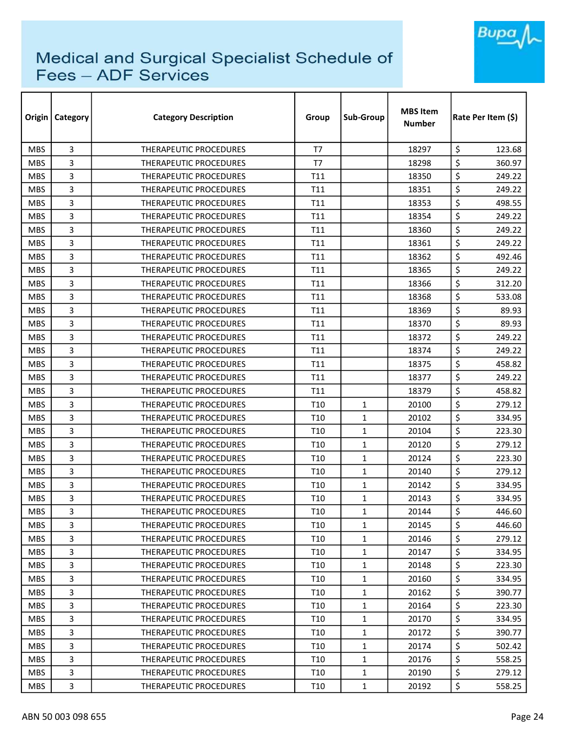# Medical and Surgical Specialist Schedule of Fees – ADF Services

| Origin | Category | Category Description | Group | Sub-Group | MBS Item Number | Rate Per Item ($) |
|---|---|---|---|---|---|---|
| MBS | 3 | THERAPEUTIC PROCEDURES | T7 | | 18297 | $ 123.68 |
| MBS | 3 | THERAPEUTIC PROCEDURES | T7 | | 18298 | $ 360.97 |
| MBS | 3 | THERAPEUTIC PROCEDURES | T11 | | 18350 | $ 249.22 |
| MBS | 3 | THERAPEUTIC PROCEDURES | T11 | | 18351 | $ 249.22 |
| MBS | 3 | THERAPEUTIC PROCEDURES | T11 | | 18353 | $ 498.55 |
| MBS | 3 | THERAPEUTIC PROCEDURES | T11 | | 18354 | $ 249.22 |
| MBS | 3 | THERAPEUTIC PROCEDURES | T11 | | 18360 | $ 249.22 |
| MBS | 3 | THERAPEUTIC PROCEDURES | T11 | | 18361 | $ 249.22 |
| MBS | 3 | THERAPEUTIC PROCEDURES | T11 | | 18362 | $ 492.46 |
| MBS | 3 | THERAPEUTIC PROCEDURES | T11 | | 18365 | $ 249.22 |
| MBS | 3 | THERAPEUTIC PROCEDURES | T11 | | 18366 | $ 312.20 |
| MBS | 3 | THERAPEUTIC PROCEDURES | T11 | | 18368 | $ 533.08 |
| MBS | 3 | THERAPEUTIC PROCEDURES | T11 | | 18369 | $ 89.93 |
| MBS | 3 | THERAPEUTIC PROCEDURES | T11 | | 18370 | $ 89.93 |
| MBS | 3 | THERAPEUTIC PROCEDURES | T11 | | 18372 | $ 249.22 |
| MBS | 3 | THERAPEUTIC PROCEDURES | T11 | | 18374 | $ 249.22 |
| MBS | 3 | THERAPEUTIC PROCEDURES | T11 | | 18375 | $ 458.82 |
| MBS | 3 | THERAPEUTIC PROCEDURES | T11 | | 18377 | $ 249.22 |
| MBS | 3 | THERAPEUTIC PROCEDURES | T11 | | 18379 | $ 458.82 |
| MBS | 3 | THERAPEUTIC PROCEDURES | T10 | 1 | 20100 | $ 279.12 |
| MBS | 3 | THERAPEUTIC PROCEDURES | T10 | 1 | 20102 | $ 334.95 |
| MBS | 3 | THERAPEUTIC PROCEDURES | T10 | 1 | 20104 | $ 223.30 |
| MBS | 3 | THERAPEUTIC PROCEDURES | T10 | 1 | 20120 | $ 279.12 |
| MBS | 3 | THERAPEUTIC PROCEDURES | T10 | 1 | 20124 | $ 223.30 |
| MBS | 3 | THERAPEUTIC PROCEDURES | T10 | 1 | 20140 | $ 279.12 |
| MBS | 3 | THERAPEUTIC PROCEDURES | T10 | 1 | 20142 | $ 334.95 |
| MBS | 3 | THERAPEUTIC PROCEDURES | T10 | 1 | 20143 | $ 334.95 |
| MBS | 3 | THERAPEUTIC PROCEDURES | T10 | 1 | 20144 | $ 446.60 |
| MBS | 3 | THERAPEUTIC PROCEDURES | T10 | 1 | 20145 | $ 446.60 |
| MBS | 3 | THERAPEUTIC PROCEDURES | T10 | 1 | 20146 | $ 279.12 |
| MBS | 3 | THERAPEUTIC PROCEDURES | T10 | 1 | 20147 | $ 334.95 |
| MBS | 3 | THERAPEUTIC PROCEDURES | T10 | 1 | 20148 | $ 223.30 |
| MBS | 3 | THERAPEUTIC PROCEDURES | T10 | 1 | 20160 | $ 334.95 |
| MBS | 3 | THERAPEUTIC PROCEDURES | T10 | 1 | 20162 | $ 390.77 |
| MBS | 3 | THERAPEUTIC PROCEDURES | T10 | 1 | 20164 | $ 223.30 |
| MBS | 3 | THERAPEUTIC PROCEDURES | T10 | 1 | 20170 | $ 334.95 |
| MBS | 3 | THERAPEUTIC PROCEDURES | T10 | 1 | 20172 | $ 390.77 |
| MBS | 3 | THERAPEUTIC PROCEDURES | T10 | 1 | 20174 | $ 502.42 |
| MBS | 3 | THERAPEUTIC PROCEDURES | T10 | 1 | 20176 | $ 558.25 |
| MBS | 3 | THERAPEUTIC PROCEDURES | T10 | 1 | 20190 | $ 279.12 |
| MBS | 3 | THERAPEUTIC PROCEDURES | T10 | 1 | 20192 | $ 558.25 |

ABN 50 003 098 655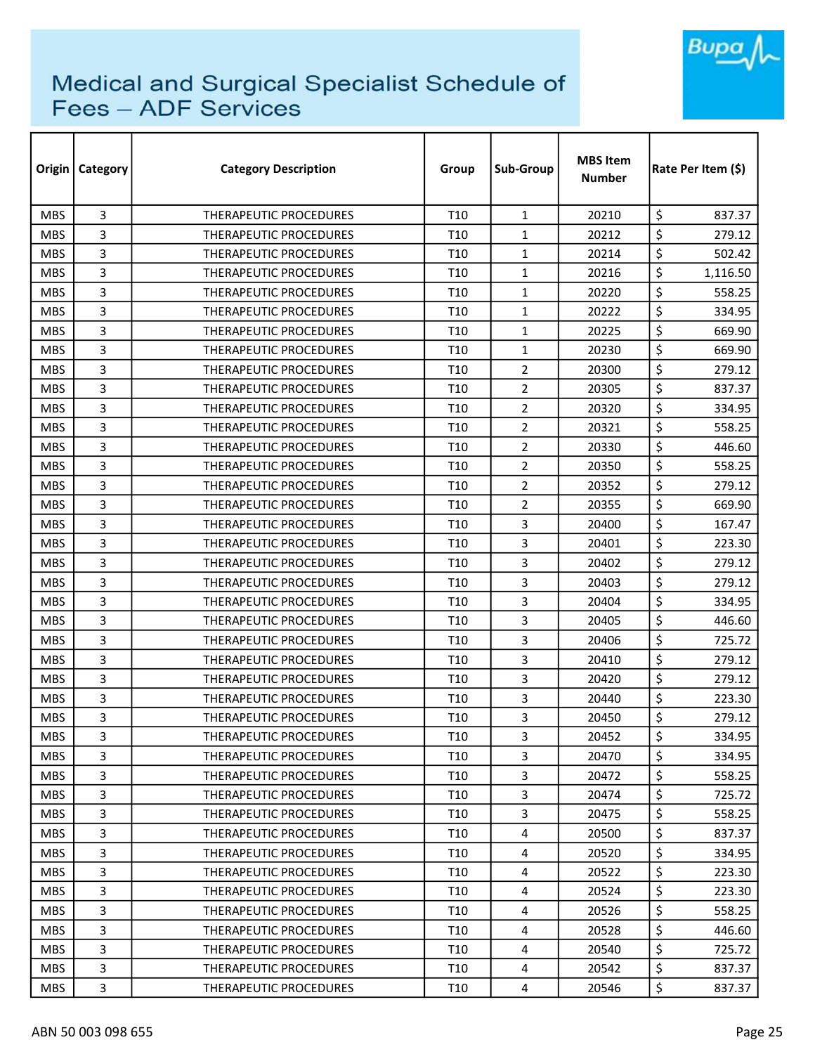# Medical and Surgical Specialist Schedule of Fees – ADF Services

| Origin | Category | Category Description | Group | Sub-Group | MBS Item Number | Rate Per Item ($) |
|---|---|---|---|---|---|---|
| MBS | 3 | THERAPEUTIC PROCEDURES | T10 | 1 | 20210 | $ 837.37 |
| MBS | 3 | THERAPEUTIC PROCEDURES | T10 | 1 | 20212 | $ 279.12 |
| MBS | 3 | THERAPEUTIC PROCEDURES | T10 | 1 | 20214 | $ 502.42 |
| MBS | 3 | THERAPEUTIC PROCEDURES | T10 | 1 | 20216 | $ 1,116.50 |
| MBS | 3 | THERAPEUTIC PROCEDURES | T10 | 1 | 20220 | $ 558.25 |
| MBS | 3 | THERAPEUTIC PROCEDURES | T10 | 1 | 20222 | $ 334.95 |
| MBS | 3 | THERAPEUTIC PROCEDURES | T10 | 1 | 20225 | $ 669.90 |
| MBS | 3 | THERAPEUTIC PROCEDURES | T10 | 1 | 20230 | $ 669.90 |
| MBS | 3 | THERAPEUTIC PROCEDURES | T10 | 2 | 20300 | $ 279.12 |
| MBS | 3 | THERAPEUTIC PROCEDURES | T10 | 2 | 20305 | $ 837.37 |
| MBS | 3 | THERAPEUTIC PROCEDURES | T10 | 2 | 20320 | $ 334.95 |
| MBS | 3 | THERAPEUTIC PROCEDURES | T10 | 2 | 20321 | $ 558.25 |
| MBS | 3 | THERAPEUTIC PROCEDURES | T10 | 2 | 20330 | $ 446.60 |
| MBS | 3 | THERAPEUTIC PROCEDURES | T10 | 2 | 20350 | $ 558.25 |
| MBS | 3 | THERAPEUTIC PROCEDURES | T10 | 2 | 20352 | $ 279.12 |
| MBS | 3 | THERAPEUTIC PROCEDURES | T10 | 2 | 20355 | $ 669.90 |
| MBS | 3 | THERAPEUTIC PROCEDURES | T10 | 3 | 20400 | $ 167.47 |
| MBS | 3 | THERAPEUTIC PROCEDURES | T10 | 3 | 20401 | $ 223.30 |
| MBS | 3 | THERAPEUTIC PROCEDURES | T10 | 3 | 20402 | $ 279.12 |
| MBS | 3 | THERAPEUTIC PROCEDURES | T10 | 3 | 20403 | $ 279.12 |
| MBS | 3 | THERAPEUTIC PROCEDURES | T10 | 3 | 20404 | $ 334.95 |
| MBS | 3 | THERAPEUTIC PROCEDURES | T10 | 3 | 20405 | $ 446.60 |
| MBS | 3 | THERAPEUTIC PROCEDURES | T10 | 3 | 20406 | $ 725.72 |
| MBS | 3 | THERAPEUTIC PROCEDURES | T10 | 3 | 20410 | $ 279.12 |
| MBS | 3 | THERAPEUTIC PROCEDURES | T10 | 3 | 20420 | $ 279.12 |
| MBS | 3 | THERAPEUTIC PROCEDURES | T10 | 3 | 20440 | $ 223.30 |
| MBS | 3 | THERAPEUTIC PROCEDURES | T10 | 3 | 20450 | $ 279.12 |
| MBS | 3 | THERAPEUTIC PROCEDURES | T10 | 3 | 20452 | $ 334.95 |
| MBS | 3 | THERAPEUTIC PROCEDURES | T10 | 3 | 20470 | $ 334.95 |
| MBS | 3 | THERAPEUTIC PROCEDURES | T10 | 3 | 20472 | $ 558.25 |
| MBS | 3 | THERAPEUTIC PROCEDURES | T10 | 3 | 20474 | $ 725.72 |
| MBS | 3 | THERAPEUTIC PROCEDURES | T10 | 3 | 20475 | $ 558.25 |
| MBS | 3 | THERAPEUTIC PROCEDURES | T10 | 4 | 20500 | $ 837.37 |
| MBS | 3 | THERAPEUTIC PROCEDURES | T10 | 4 | 20520 | $ 334.95 |
| MBS | 3 | THERAPEUTIC PROCEDURES | T10 | 4 | 20522 | $ 223.30 |
| MBS | 3 | THERAPEUTIC PROCEDURES | T10 | 4 | 20524 | $ 223.30 |
| MBS | 3 | THERAPEUTIC PROCEDURES | T10 | 4 | 20526 | $ 558.25 |
| MBS | 3 | THERAPEUTIC PROCEDURES | T10 | 4 | 20528 | $ 446.60 |
| MBS | 3 | THERAPEUTIC PROCEDURES | T10 | 4 | 20540 | $ 725.72 |
| MBS | 3 | THERAPEUTIC PROCEDURES | T10 | 4 | 20542 | $ 837.37 |
| MBS | 3 | THERAPEUTIC PROCEDURES | T10 | 4 | 20546 | $ 837.37 |

ABN 50 003 098 655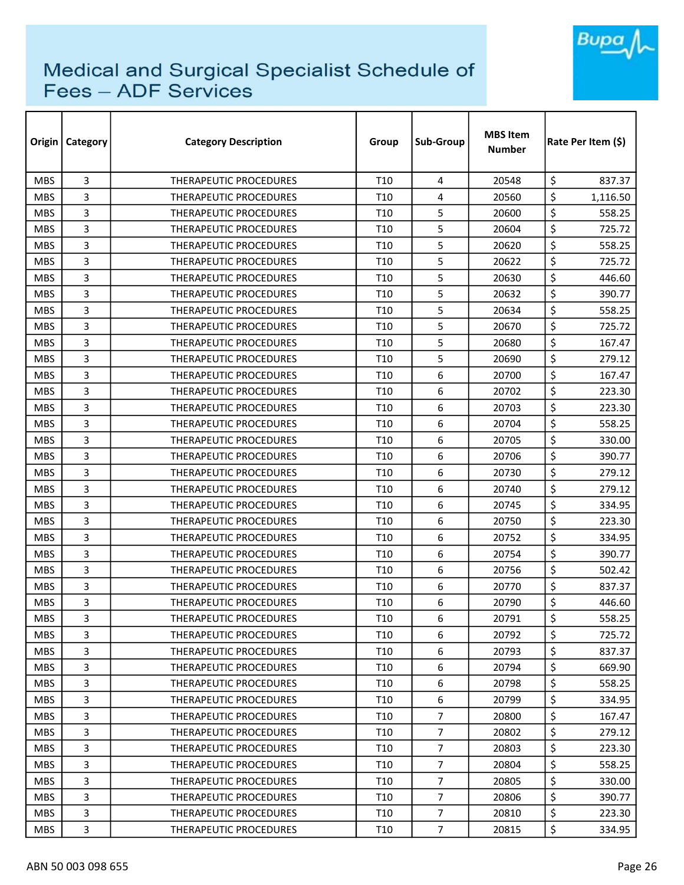# Medical and Surgical Specialist Schedule of Fees – ADF Services

| Origin | Category | Category Description | Group | Sub-Group | MBS Item Number | Rate Per Item ($) |
|---|---|---|---|---|---|---|
| MBS | 3 | THERAPEUTIC PROCEDURES | T10 | 4 | 20548 | $ 837.37 |
| MBS | 3 | THERAPEUTIC PROCEDURES | T10 | 4 | 20560 | $ 1,116.50 |
| MBS | 3 | THERAPEUTIC PROCEDURES | T10 | 5 | 20600 | $ 558.25 |
| MBS | 3 | THERAPEUTIC PROCEDURES | T10 | 5 | 20604 | $ 725.72 |
| MBS | 3 | THERAPEUTIC PROCEDURES | T10 | 5 | 20620 | $ 558.25 |
| MBS | 3 | THERAPEUTIC PROCEDURES | T10 | 5 | 20622 | $ 725.72 |
| MBS | 3 | THERAPEUTIC PROCEDURES | T10 | 5 | 20630 | $ 446.60 |
| MBS | 3 | THERAPEUTIC PROCEDURES | T10 | 5 | 20632 | $ 390.77 |
| MBS | 3 | THERAPEUTIC PROCEDURES | T10 | 5 | 20634 | $ 558.25 |
| MBS | 3 | THERAPEUTIC PROCEDURES | T10 | 5 | 20670 | $ 725.72 |
| MBS | 3 | THERAPEUTIC PROCEDURES | T10 | 5 | 20680 | $ 167.47 |
| MBS | 3 | THERAPEUTIC PROCEDURES | T10 | 5 | 20690 | $ 279.12 |
| MBS | 3 | THERAPEUTIC PROCEDURES | T10 | 6 | 20700 | $ 167.47 |
| MBS | 3 | THERAPEUTIC PROCEDURES | T10 | 6 | 20702 | $ 223.30 |
| MBS | 3 | THERAPEUTIC PROCEDURES | T10 | 6 | 20703 | $ 223.30 |
| MBS | 3 | THERAPEUTIC PROCEDURES | T10 | 6 | 20704 | $ 558.25 |
| MBS | 3 | THERAPEUTIC PROCEDURES | T10 | 6 | 20705 | $ 330.00 |
| MBS | 3 | THERAPEUTIC PROCEDURES | T10 | 6 | 20706 | $ 390.77 |
| MBS | 3 | THERAPEUTIC PROCEDURES | T10 | 6 | 20730 | $ 279.12 |
| MBS | 3 | THERAPEUTIC PROCEDURES | T10 | 6 | 20740 | $ 279.12 |
| MBS | 3 | THERAPEUTIC PROCEDURES | T10 | 6 | 20745 | $ 334.95 |
| MBS | 3 | THERAPEUTIC PROCEDURES | T10 | 6 | 20750 | $ 223.30 |
| MBS | 3 | THERAPEUTIC PROCEDURES | T10 | 6 | 20752 | $ 334.95 |
| MBS | 3 | THERAPEUTIC PROCEDURES | T10 | 6 | 20754 | $ 390.77 |
| MBS | 3 | THERAPEUTIC PROCEDURES | T10 | 6 | 20756 | $ 502.42 |
| MBS | 3 | THERAPEUTIC PROCEDURES | T10 | 6 | 20770 | $ 837.37 |
| MBS | 3 | THERAPEUTIC PROCEDURES | T10 | 6 | 20790 | $ 446.60 |
| MBS | 3 | THERAPEUTIC PROCEDURES | T10 | 6 | 20791 | $ 558.25 |
| MBS | 3 | THERAPEUTIC PROCEDURES | T10 | 6 | 20792 | $ 725.72 |
| MBS | 3 | THERAPEUTIC PROCEDURES | T10 | 6 | 20793 | $ 837.37 |
| MBS | 3 | THERAPEUTIC PROCEDURES | T10 | 6 | 20794 | $ 669.90 |
| MBS | 3 | THERAPEUTIC PROCEDURES | T10 | 6 | 20798 | $ 558.25 |
| MBS | 3 | THERAPEUTIC PROCEDURES | T10 | 6 | 20799 | $ 334.95 |
| MBS | 3 | THERAPEUTIC PROCEDURES | T10 | 7 | 20800 | $ 167.47 |
| MBS | 3 | THERAPEUTIC PROCEDURES | T10 | 7 | 20802 | $ 279.12 |
| MBS | 3 | THERAPEUTIC PROCEDURES | T10 | 7 | 20803 | $ 223.30 |
| MBS | 3 | THERAPEUTIC PROCEDURES | T10 | 7 | 20804 | $ 558.25 |
| MBS | 3 | THERAPEUTIC PROCEDURES | T10 | 7 | 20805 | $ 330.00 |
| MBS | 3 | THERAPEUTIC PROCEDURES | T10 | 7 | 20806 | $ 390.77 |
| MBS | 3 | THERAPEUTIC PROCEDURES | T10 | 7 | 20810 | $ 223.30 |
| MBS | 3 | THERAPEUTIC PROCEDURES | T10 | 7 | 20815 | $ 334.95 |

ABN 50 003 098 655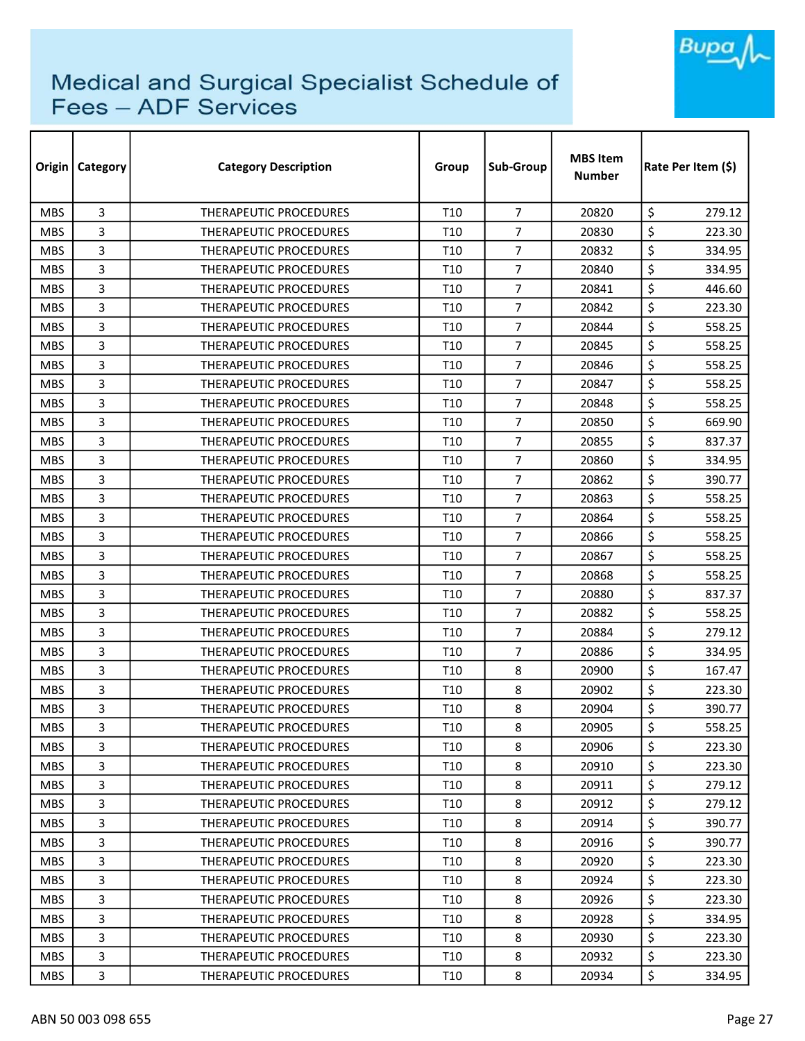# Medical and Surgical Specialist Schedule of Fees – ADF Services

| Origin | Category | Category Description | Group | Sub-Group | MBS Item Number | Rate Per Item ($) |
|---|---|---|---|---|---|---|
| MBS | 3 | THERAPEUTIC PROCEDURES | T10 | 7 | 20820 | $ 279.12 |
| MBS | 3 | THERAPEUTIC PROCEDURES | T10 | 7 | 20830 | $ 223.30 |
| MBS | 3 | THERAPEUTIC PROCEDURES | T10 | 7 | 20832 | $ 334.95 |
| MBS | 3 | THERAPEUTIC PROCEDURES | T10 | 7 | 20840 | $ 334.95 |
| MBS | 3 | THERAPEUTIC PROCEDURES | T10 | 7 | 20841 | $ 446.60 |
| MBS | 3 | THERAPEUTIC PROCEDURES | T10 | 7 | 20842 | $ 223.30 |
| MBS | 3 | THERAPEUTIC PROCEDURES | T10 | 7 | 20844 | $ 558.25 |
| MBS | 3 | THERAPEUTIC PROCEDURES | T10 | 7 | 20845 | $ 558.25 |
| MBS | 3 | THERAPEUTIC PROCEDURES | T10 | 7 | 20846 | $ 558.25 |
| MBS | 3 | THERAPEUTIC PROCEDURES | T10 | 7 | 20847 | $ 558.25 |
| MBS | 3 | THERAPEUTIC PROCEDURES | T10 | 7 | 20848 | $ 558.25 |
| MBS | 3 | THERAPEUTIC PROCEDURES | T10 | 7 | 20850 | $ 669.90 |
| MBS | 3 | THERAPEUTIC PROCEDURES | T10 | 7 | 20855 | $ 837.37 |
| MBS | 3 | THERAPEUTIC PROCEDURES | T10 | 7 | 20860 | $ 334.95 |
| MBS | 3 | THERAPEUTIC PROCEDURES | T10 | 7 | 20862 | $ 390.77 |
| MBS | 3 | THERAPEUTIC PROCEDURES | T10 | 7 | 20863 | $ 558.25 |
| MBS | 3 | THERAPEUTIC PROCEDURES | T10 | 7 | 20864 | $ 558.25 |
| MBS | 3 | THERAPEUTIC PROCEDURES | T10 | 7 | 20866 | $ 558.25 |
| MBS | 3 | THERAPEUTIC PROCEDURES | T10 | 7 | 20867 | $ 558.25 |
| MBS | 3 | THERAPEUTIC PROCEDURES | T10 | 7 | 20868 | $ 558.25 |
| MBS | 3 | THERAPEUTIC PROCEDURES | T10 | 7 | 20880 | $ 837.37 |
| MBS | 3 | THERAPEUTIC PROCEDURES | T10 | 7 | 20882 | $ 558.25 |
| MBS | 3 | THERAPEUTIC PROCEDURES | T10 | 7 | 20884 | $ 279.12 |
| MBS | 3 | THERAPEUTIC PROCEDURES | T10 | 7 | 20886 | $ 334.95 |
| MBS | 3 | THERAPEUTIC PROCEDURES | T10 | 8 | 20900 | $ 167.47 |
| MBS | 3 | THERAPEUTIC PROCEDURES | T10 | 8 | 20902 | $ 223.30 |
| MBS | 3 | THERAPEUTIC PROCEDURES | T10 | 8 | 20904 | $ 390.77 |
| MBS | 3 | THERAPEUTIC PROCEDURES | T10 | 8 | 20905 | $ 558.25 |
| MBS | 3 | THERAPEUTIC PROCEDURES | T10 | 8 | 20906 | $ 223.30 |
| MBS | 3 | THERAPEUTIC PROCEDURES | T10 | 8 | 20910 | $ 223.30 |
| MBS | 3 | THERAPEUTIC PROCEDURES | T10 | 8 | 20911 | $ 279.12 |
| MBS | 3 | THERAPEUTIC PROCEDURES | T10 | 8 | 20912 | $ 279.12 |
| MBS | 3 | THERAPEUTIC PROCEDURES | T10 | 8 | 20914 | $ 390.77 |
| MBS | 3 | THERAPEUTIC PROCEDURES | T10 | 8 | 20916 | $ 390.77 |
| MBS | 3 | THERAPEUTIC PROCEDURES | T10 | 8 | 20920 | $ 223.30 |
| MBS | 3 | THERAPEUTIC PROCEDURES | T10 | 8 | 20924 | $ 223.30 |
| MBS | 3 | THERAPEUTIC PROCEDURES | T10 | 8 | 20926 | $ 223.30 |
| MBS | 3 | THERAPEUTIC PROCEDURES | T10 | 8 | 20928 | $ 334.95 |
| MBS | 3 | THERAPEUTIC PROCEDURES | T10 | 8 | 20930 | $ 223.30 |
| MBS | 3 | THERAPEUTIC PROCEDURES | T10 | 8 | 20932 | $ 223.30 |
| MBS | 3 | THERAPEUTIC PROCEDURES | T10 | 8 | 20934 | $ 334.95 |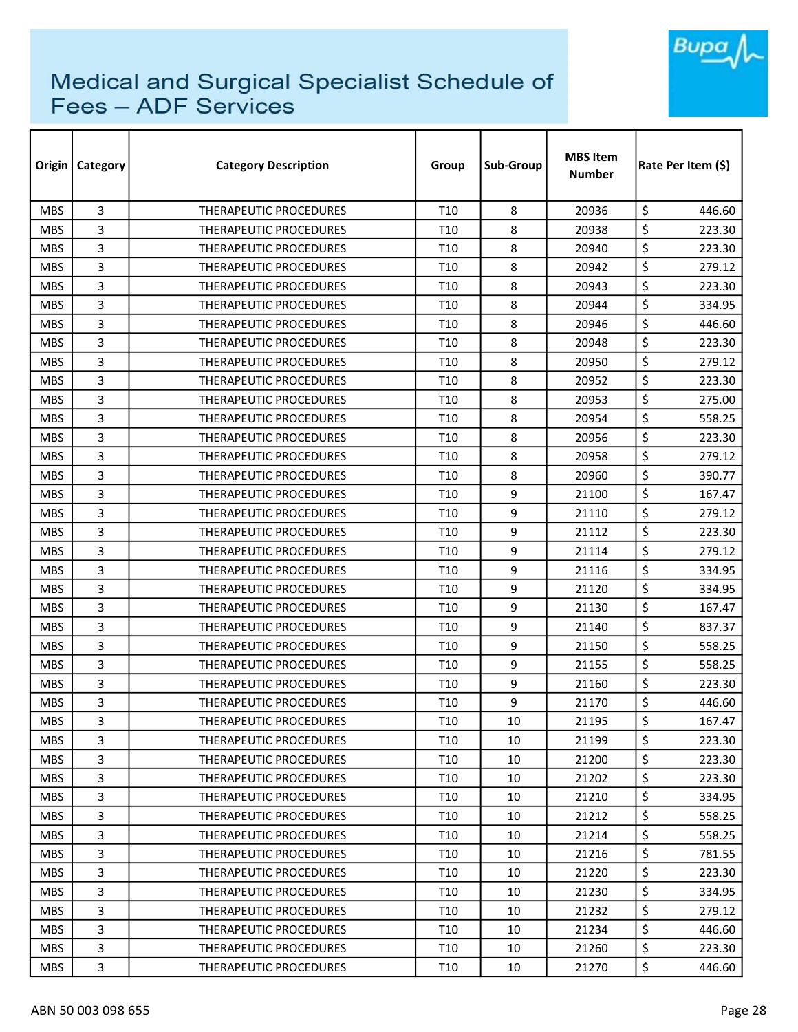# Medical and Surgical Specialist Schedule of Fees – ADF Services

| Origin | Category | Category Description | Group | Sub-Group | MBS Item Number | Rate Per Item ($) |
|---|---|---|---|---|---|---|
| MBS | 3 | THERAPEUTIC PROCEDURES | T10 | 8 | 20936 | $ 446.60 |
| MBS | 3 | THERAPEUTIC PROCEDURES | T10 | 8 | 20938 | $ 223.30 |
| MBS | 3 | THERAPEUTIC PROCEDURES | T10 | 8 | 20940 | $ 223.30 |
| MBS | 3 | THERAPEUTIC PROCEDURES | T10 | 8 | 20942 | $ 279.12 |
| MBS | 3 | THERAPEUTIC PROCEDURES | T10 | 8 | 20943 | $ 223.30 |
| MBS | 3 | THERAPEUTIC PROCEDURES | T10 | 8 | 20944 | $ 334.95 |
| MBS | 3 | THERAPEUTIC PROCEDURES | T10 | 8 | 20946 | $ 446.60 |
| MBS | 3 | THERAPEUTIC PROCEDURES | T10 | 8 | 20948 | $ 223.30 |
| MBS | 3 | THERAPEUTIC PROCEDURES | T10 | 8 | 20950 | $ 279.12 |
| MBS | 3 | THERAPEUTIC PROCEDURES | T10 | 8 | 20952 | $ 223.30 |
| MBS | 3 | THERAPEUTIC PROCEDURES | T10 | 8 | 20953 | $ 275.00 |
| MBS | 3 | THERAPEUTIC PROCEDURES | T10 | 8 | 20954 | $ 558.25 |
| MBS | 3 | THERAPEUTIC PROCEDURES | T10 | 8 | 20956 | $ 223.30 |
| MBS | 3 | THERAPEUTIC PROCEDURES | T10 | 8 | 20958 | $ 279.12 |
| MBS | 3 | THERAPEUTIC PROCEDURES | T10 | 8 | 20960 | $ 390.77 |
| MBS | 3 | THERAPEUTIC PROCEDURES | T10 | 9 | 21100 | $ 167.47 |
| MBS | 3 | THERAPEUTIC PROCEDURES | T10 | 9 | 21110 | $ 279.12 |
| MBS | 3 | THERAPEUTIC PROCEDURES | T10 | 9 | 21112 | $ 223.30 |
| MBS | 3 | THERAPEUTIC PROCEDURES | T10 | 9 | 21114 | $ 279.12 |
| MBS | 3 | THERAPEUTIC PROCEDURES | T10 | 9 | 21116 | $ 334.95 |
| MBS | 3 | THERAPEUTIC PROCEDURES | T10 | 9 | 21120 | $ 334.95 |
| MBS | 3 | THERAPEUTIC PROCEDURES | T10 | 9 | 21130 | $ 167.47 |
| MBS | 3 | THERAPEUTIC PROCEDURES | T10 | 9 | 21140 | $ 837.37 |
| MBS | 3 | THERAPEUTIC PROCEDURES | T10 | 9 | 21150 | $ 558.25 |
| MBS | 3 | THERAPEUTIC PROCEDURES | T10 | 9 | 21155 | $ 558.25 |
| MBS | 3 | THERAPEUTIC PROCEDURES | T10 | 9 | 21160 | $ 223.30 |
| MBS | 3 | THERAPEUTIC PROCEDURES | T10 | 9 | 21170 | $ 446.60 |
| MBS | 3 | THERAPEUTIC PROCEDURES | T10 | 10 | 21195 | $ 167.47 |
| MBS | 3 | THERAPEUTIC PROCEDURES | T10 | 10 | 21199 | $ 223.30 |
| MBS | 3 | THERAPEUTIC PROCEDURES | T10 | 10 | 21200 | $ 223.30 |
| MBS | 3 | THERAPEUTIC PROCEDURES | T10 | 10 | 21202 | $ 223.30 |
| MBS | 3 | THERAPEUTIC PROCEDURES | T10 | 10 | 21210 | $ 334.95 |
| MBS | 3 | THERAPEUTIC PROCEDURES | T10 | 10 | 21212 | $ 558.25 |
| MBS | 3 | THERAPEUTIC PROCEDURES | T10 | 10 | 21214 | $ 558.25 |
| MBS | 3 | THERAPEUTIC PROCEDURES | T10 | 10 | 21216 | $ 781.55 |
| MBS | 3 | THERAPEUTIC PROCEDURES | T10 | 10 | 21220 | $ 223.30 |
| MBS | 3 | THERAPEUTIC PROCEDURES | T10 | 10 | 21230 | $ 334.95 |
| MBS | 3 | THERAPEUTIC PROCEDURES | T10 | 10 | 21232 | $ 279.12 |
| MBS | 3 | THERAPEUTIC PROCEDURES | T10 | 10 | 21234 | $ 446.60 |
| MBS | 3 | THERAPEUTIC PROCEDURES | T10 | 10 | 21260 | $ 223.30 |
| MBS | 3 | THERAPEUTIC PROCEDURES | T10 | 10 | 21270 | $ 446.60 |

ABN 50 003 098 655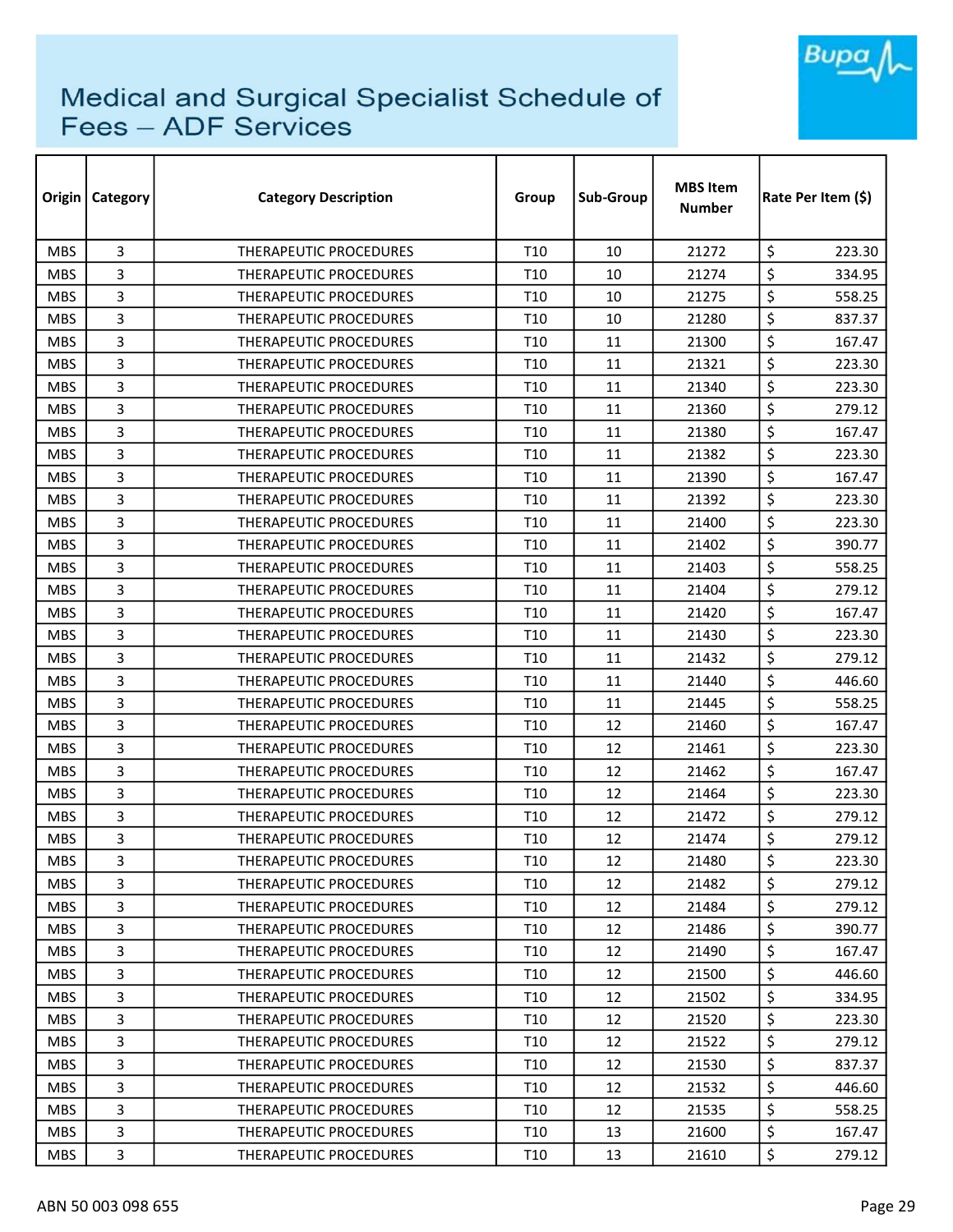# Medical and Surgical Specialist Schedule of Fees – ADF Services

| Origin | Category | Category Description | Group | Sub-Group | MBS Item Number | Rate Per Item ($) |
|---|---|---|---|---|---|---|
| MBS | 3 | THERAPEUTIC PROCEDURES | T10 | 10 | 21272 | $ 223.30 |
| MBS | 3 | THERAPEUTIC PROCEDURES | T10 | 10 | 21274 | $ 334.95 |
| MBS | 3 | THERAPEUTIC PROCEDURES | T10 | 10 | 21275 | $ 558.25 |
| MBS | 3 | THERAPEUTIC PROCEDURES | T10 | 10 | 21280 | $ 837.37 |
| MBS | 3 | THERAPEUTIC PROCEDURES | T10 | 11 | 21300 | $ 167.47 |
| MBS | 3 | THERAPEUTIC PROCEDURES | T10 | 11 | 21321 | $ 223.30 |
| MBS | 3 | THERAPEUTIC PROCEDURES | T10 | 11 | 21340 | $ 223.30 |
| MBS | 3 | THERAPEUTIC PROCEDURES | T10 | 11 | 21360 | $ 279.12 |
| MBS | 3 | THERAPEUTIC PROCEDURES | T10 | 11 | 21380 | $ 167.47 |
| MBS | 3 | THERAPEUTIC PROCEDURES | T10 | 11 | 21382 | $ 223.30 |
| MBS | 3 | THERAPEUTIC PROCEDURES | T10 | 11 | 21390 | $ 167.47 |
| MBS | 3 | THERAPEUTIC PROCEDURES | T10 | 11 | 21392 | $ 223.30 |
| MBS | 3 | THERAPEUTIC PROCEDURES | T10 | 11 | 21400 | $ 223.30 |
| MBS | 3 | THERAPEUTIC PROCEDURES | T10 | 11 | 21402 | $ 390.77 |
| MBS | 3 | THERAPEUTIC PROCEDURES | T10 | 11 | 21403 | $ 558.25 |
| MBS | 3 | THERAPEUTIC PROCEDURES | T10 | 11 | 21404 | $ 279.12 |
| MBS | 3 | THERAPEUTIC PROCEDURES | T10 | 11 | 21420 | $ 167.47 |
| MBS | 3 | THERAPEUTIC PROCEDURES | T10 | 11 | 21430 | $ 223.30 |
| MBS | 3 | THERAPEUTIC PROCEDURES | T10 | 11 | 21432 | $ 279.12 |
| MBS | 3 | THERAPEUTIC PROCEDURES | T10 | 11 | 21440 | $ 446.60 |
| MBS | 3 | THERAPEUTIC PROCEDURES | T10 | 11 | 21445 | $ 558.25 |
| MBS | 3 | THERAPEUTIC PROCEDURES | T10 | 12 | 21460 | $ 167.47 |
| MBS | 3 | THERAPEUTIC PROCEDURES | T10 | 12 | 21461 | $ 223.30 |
| MBS | 3 | THERAPEUTIC PROCEDURES | T10 | 12 | 21462 | $ 167.47 |
| MBS | 3 | THERAPEUTIC PROCEDURES | T10 | 12 | 21464 | $ 223.30 |
| MBS | 3 | THERAPEUTIC PROCEDURES | T10 | 12 | 21472 | $ 279.12 |
| MBS | 3 | THERAPEUTIC PROCEDURES | T10 | 12 | 21474 | $ 279.12 |
| MBS | 3 | THERAPEUTIC PROCEDURES | T10 | 12 | 21480 | $ 223.30 |
| MBS | 3 | THERAPEUTIC PROCEDURES | T10 | 12 | 21482 | $ 279.12 |
| MBS | 3 | THERAPEUTIC PROCEDURES | T10 | 12 | 21484 | $ 279.12 |
| MBS | 3 | THERAPEUTIC PROCEDURES | T10 | 12 | 21486 | $ 390.77 |
| MBS | 3 | THERAPEUTIC PROCEDURES | T10 | 12 | 21490 | $ 167.47 |
| MBS | 3 | THERAPEUTIC PROCEDURES | T10 | 12 | 21500 | $ 446.60 |
| MBS | 3 | THERAPEUTIC PROCEDURES | T10 | 12 | 21502 | $ 334.95 |
| MBS | 3 | THERAPEUTIC PROCEDURES | T10 | 12 | 21520 | $ 223.30 |
| MBS | 3 | THERAPEUTIC PROCEDURES | T10 | 12 | 21522 | $ 279.12 |
| MBS | 3 | THERAPEUTIC PROCEDURES | T10 | 12 | 21530 | $ 837.37 |
| MBS | 3 | THERAPEUTIC PROCEDURES | T10 | 12 | 21532 | $ 446.60 |
| MBS | 3 | THERAPEUTIC PROCEDURES | T10 | 12 | 21535 | $ 558.25 |
| MBS | 3 | THERAPEUTIC PROCEDURES | T10 | 13 | 21600 | $ 167.47 |
| MBS | 3 | THERAPEUTIC PROCEDURES | T10 | 13 | 21610 | $ 279.12 |

ABN 50 003 098 655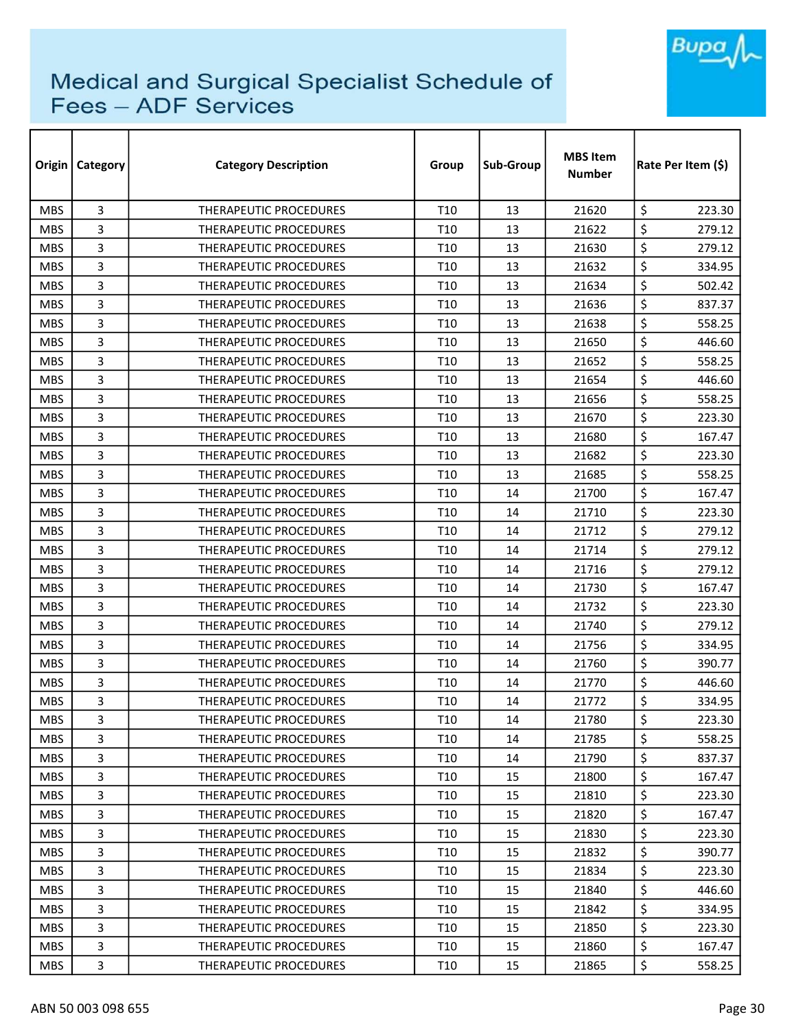# Medical and Surgical Specialist Schedule of Fees – ADF Services

| Origin | Category | Category Description | Group | Sub-Group | MBS Item Number | Rate Per Item ($) |
|---|---|---|---|---|---|---|
| MBS | 3 | THERAPEUTIC PROCEDURES | T10 | 13 | 21620 | $ 223.30 |
| MBS | 3 | THERAPEUTIC PROCEDURES | T10 | 13 | 21622 | $ 279.12 |
| MBS | 3 | THERAPEUTIC PROCEDURES | T10 | 13 | 21630 | $ 279.12 |
| MBS | 3 | THERAPEUTIC PROCEDURES | T10 | 13 | 21632 | $ 334.95 |
| MBS | 3 | THERAPEUTIC PROCEDURES | T10 | 13 | 21634 | $ 502.42 |
| MBS | 3 | THERAPEUTIC PROCEDURES | T10 | 13 | 21636 | $ 837.37 |
| MBS | 3 | THERAPEUTIC PROCEDURES | T10 | 13 | 21638 | $ 558.25 |
| MBS | 3 | THERAPEUTIC PROCEDURES | T10 | 13 | 21650 | $ 446.60 |
| MBS | 3 | THERAPEUTIC PROCEDURES | T10 | 13 | 21652 | $ 558.25 |
| MBS | 3 | THERAPEUTIC PROCEDURES | T10 | 13 | 21654 | $ 446.60 |
| MBS | 3 | THERAPEUTIC PROCEDURES | T10 | 13 | 21656 | $ 558.25 |
| MBS | 3 | THERAPEUTIC PROCEDURES | T10 | 13 | 21670 | $ 223.30 |
| MBS | 3 | THERAPEUTIC PROCEDURES | T10 | 13 | 21680 | $ 167.47 |
| MBS | 3 | THERAPEUTIC PROCEDURES | T10 | 13 | 21682 | $ 223.30 |
| MBS | 3 | THERAPEUTIC PROCEDURES | T10 | 13 | 21685 | $ 558.25 |
| MBS | 3 | THERAPEUTIC PROCEDURES | T10 | 14 | 21700 | $ 167.47 |
| MBS | 3 | THERAPEUTIC PROCEDURES | T10 | 14 | 21710 | $ 223.30 |
| MBS | 3 | THERAPEUTIC PROCEDURES | T10 | 14 | 21712 | $ 279.12 |
| MBS | 3 | THERAPEUTIC PROCEDURES | T10 | 14 | 21714 | $ 279.12 |
| MBS | 3 | THERAPEUTIC PROCEDURES | T10 | 14 | 21716 | $ 279.12 |
| MBS | 3 | THERAPEUTIC PROCEDURES | T10 | 14 | 21730 | $ 167.47 |
| MBS | 3 | THERAPEUTIC PROCEDURES | T10 | 14 | 21732 | $ 223.30 |
| MBS | 3 | THERAPEUTIC PROCEDURES | T10 | 14 | 21740 | $ 279.12 |
| MBS | 3 | THERAPEUTIC PROCEDURES | T10 | 14 | 21756 | $ 334.95 |
| MBS | 3 | THERAPEUTIC PROCEDURES | T10 | 14 | 21760 | $ 390.77 |
| MBS | 3 | THERAPEUTIC PROCEDURES | T10 | 14 | 21770 | $ 446.60 |
| MBS | 3 | THERAPEUTIC PROCEDURES | T10 | 14 | 21772 | $ 334.95 |
| MBS | 3 | THERAPEUTIC PROCEDURES | T10 | 14 | 21780 | $ 223.30 |
| MBS | 3 | THERAPEUTIC PROCEDURES | T10 | 14 | 21785 | $ 558.25 |
| MBS | 3 | THERAPEUTIC PROCEDURES | T10 | 14 | 21790 | $ 837.37 |
| MBS | 3 | THERAPEUTIC PROCEDURES | T10 | 15 | 21800 | $ 167.47 |
| MBS | 3 | THERAPEUTIC PROCEDURES | T10 | 15 | 21810 | $ 223.30 |
| MBS | 3 | THERAPEUTIC PROCEDURES | T10 | 15 | 21820 | $ 167.47 |
| MBS | 3 | THERAPEUTIC PROCEDURES | T10 | 15 | 21830 | $ 223.30 |
| MBS | 3 | THERAPEUTIC PROCEDURES | T10 | 15 | 21832 | $ 390.77 |
| MBS | 3 | THERAPEUTIC PROCEDURES | T10 | 15 | 21834 | $ 223.30 |
| MBS | 3 | THERAPEUTIC PROCEDURES | T10 | 15 | 21840 | $ 446.60 |
| MBS | 3 | THERAPEUTIC PROCEDURES | T10 | 15 | 21842 | $ 334.95 |
| MBS | 3 | THERAPEUTIC PROCEDURES | T10 | 15 | 21850 | $ 223.30 |
| MBS | 3 | THERAPEUTIC PROCEDURES | T10 | 15 | 21860 | $ 167.47 |
| MBS | 3 | THERAPEUTIC PROCEDURES | T10 | 15 | 21865 | $ 558.25 |

ABN 50 003 098 655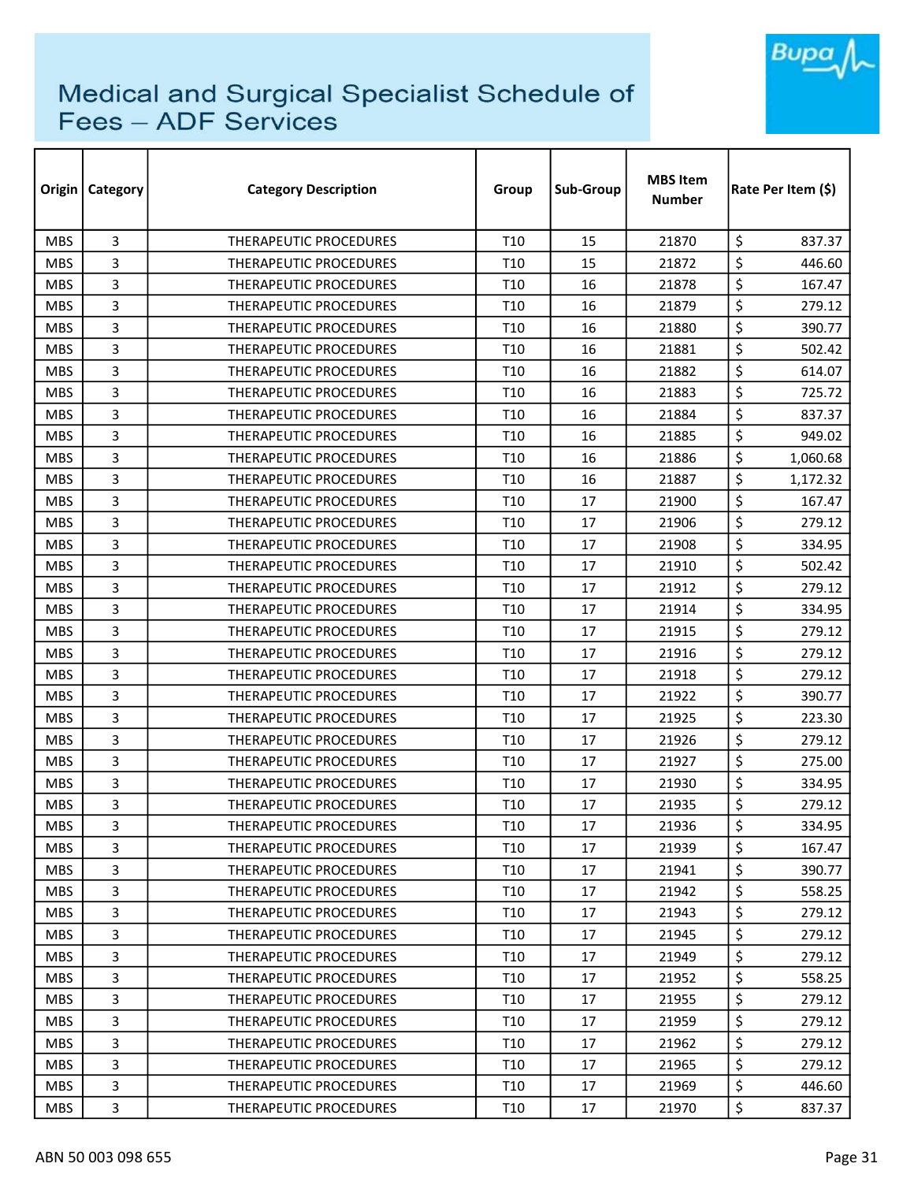# Medical and Surgical Specialist Schedule of Fees – ADF Services

| Origin | Category | Category Description | Group | Sub-Group | MBS Item Number | Rate Per Item ($) |
|---|---|---|---|---|---|---|
| MBS | 3 | THERAPEUTIC PROCEDURES | T10 | 15 | 21870 | $ 837.37 |
| MBS | 3 | THERAPEUTIC PROCEDURES | T10 | 15 | 21872 | $ 446.60 |
| MBS | 3 | THERAPEUTIC PROCEDURES | T10 | 16 | 21878 | $ 167.47 |
| MBS | 3 | THERAPEUTIC PROCEDURES | T10 | 16 | 21879 | $ 279.12 |
| MBS | 3 | THERAPEUTIC PROCEDURES | T10 | 16 | 21880 | $ 390.77 |
| MBS | 3 | THERAPEUTIC PROCEDURES | T10 | 16 | 21881 | $ 502.42 |
| MBS | 3 | THERAPEUTIC PROCEDURES | T10 | 16 | 21882 | $ 614.07 |
| MBS | 3 | THERAPEUTIC PROCEDURES | T10 | 16 | 21883 | $ 725.72 |
| MBS | 3 | THERAPEUTIC PROCEDURES | T10 | 16 | 21884 | $ 837.37 |
| MBS | 3 | THERAPEUTIC PROCEDURES | T10 | 16 | 21885 | $ 949.02 |
| MBS | 3 | THERAPEUTIC PROCEDURES | T10 | 16 | 21886 | $ 1,060.68 |
| MBS | 3 | THERAPEUTIC PROCEDURES | T10 | 16 | 21887 | $ 1,172.32 |
| MBS | 3 | THERAPEUTIC PROCEDURES | T10 | 17 | 21900 | $ 167.47 |
| MBS | 3 | THERAPEUTIC PROCEDURES | T10 | 17 | 21906 | $ 279.12 |
| MBS | 3 | THERAPEUTIC PROCEDURES | T10 | 17 | 21908 | $ 334.95 |
| MBS | 3 | THERAPEUTIC PROCEDURES | T10 | 17 | 21910 | $ 502.42 |
| MBS | 3 | THERAPEUTIC PROCEDURES | T10 | 17 | 21912 | $ 279.12 |
| MBS | 3 | THERAPEUTIC PROCEDURES | T10 | 17 | 21914 | $ 334.95 |
| MBS | 3 | THERAPEUTIC PROCEDURES | T10 | 17 | 21915 | $ 279.12 |
| MBS | 3 | THERAPEUTIC PROCEDURES | T10 | 17 | 21916 | $ 279.12 |
| MBS | 3 | THERAPEUTIC PROCEDURES | T10 | 17 | 21918 | $ 279.12 |
| MBS | 3 | THERAPEUTIC PROCEDURES | T10 | 17 | 21922 | $ 390.77 |
| MBS | 3 | THERAPEUTIC PROCEDURES | T10 | 17 | 21925 | $ 223.30 |
| MBS | 3 | THERAPEUTIC PROCEDURES | T10 | 17 | 21926 | $ 279.12 |
| MBS | 3 | THERAPEUTIC PROCEDURES | T10 | 17 | 21927 | $ 275.00 |
| MBS | 3 | THERAPEUTIC PROCEDURES | T10 | 17 | 21930 | $ 334.95 |
| MBS | 3 | THERAPEUTIC PROCEDURES | T10 | 17 | 21935 | $ 279.12 |
| MBS | 3 | THERAPEUTIC PROCEDURES | T10 | 17 | 21936 | $ 334.95 |
| MBS | 3 | THERAPEUTIC PROCEDURES | T10 | 17 | 21939 | $ 167.47 |
| MBS | 3 | THERAPEUTIC PROCEDURES | T10 | 17 | 21941 | $ 390.77 |
| MBS | 3 | THERAPEUTIC PROCEDURES | T10 | 17 | 21942 | $ 558.25 |
| MBS | 3 | THERAPEUTIC PROCEDURES | T10 | 17 | 21943 | $ 279.12 |
| MBS | 3 | THERAPEUTIC PROCEDURES | T10 | 17 | 21945 | $ 279.12 |
| MBS | 3 | THERAPEUTIC PROCEDURES | T10 | 17 | 21949 | $ 279.12 |
| MBS | 3 | THERAPEUTIC PROCEDURES | T10 | 17 | 21952 | $ 558.25 |
| MBS | 3 | THERAPEUTIC PROCEDURES | T10 | 17 | 21955 | $ 279.12 |
| MBS | 3 | THERAPEUTIC PROCEDURES | T10 | 17 | 21959 | $ 279.12 |
| MBS | 3 | THERAPEUTIC PROCEDURES | T10 | 17 | 21962 | $ 279.12 |
| MBS | 3 | THERAPEUTIC PROCEDURES | T10 | 17 | 21965 | $ 279.12 |
| MBS | 3 | THERAPEUTIC PROCEDURES | T10 | 17 | 21969 | $ 446.60 |
| MBS | 3 | THERAPEUTIC PROCEDURES | T10 | 17 | 21970 | $ 837.37 |

ABN 50 003 098 655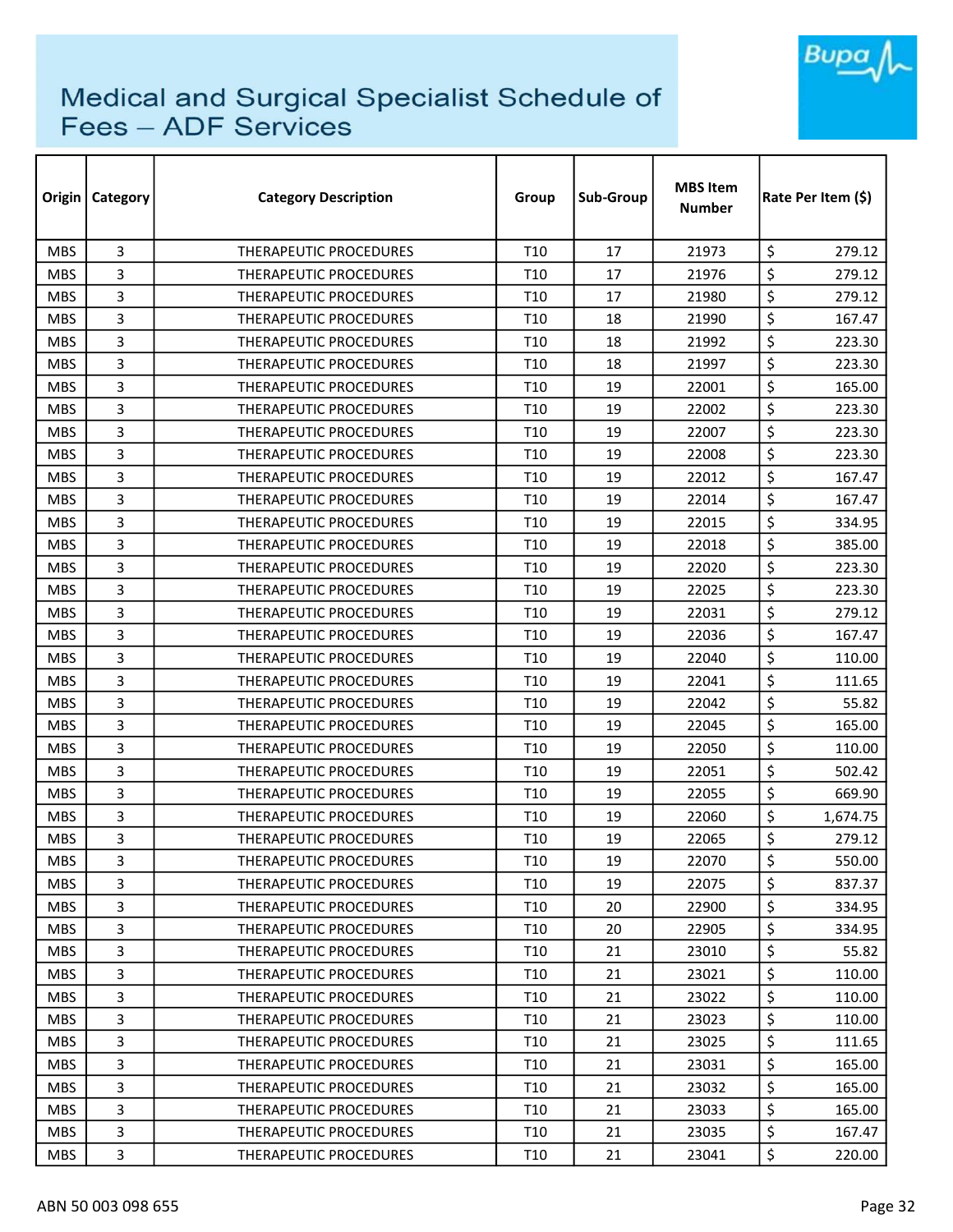# Medical and Surgical Specialist Schedule of Fees – ADF Services

| Origin | Category | Category Description | Group | Sub-Group | MBS Item Number | Rate Per Item ($) |
|---|---|---|---|---|---|---|
| MBS | 3 | THERAPEUTIC PROCEDURES | T10 | 17 | 21973 | $ 279.12 |
| MBS | 3 | THERAPEUTIC PROCEDURES | T10 | 17 | 21976 | $ 279.12 |
| MBS | 3 | THERAPEUTIC PROCEDURES | T10 | 17 | 21980 | $ 279.12 |
| MBS | 3 | THERAPEUTIC PROCEDURES | T10 | 18 | 21990 | $ 167.47 |
| MBS | 3 | THERAPEUTIC PROCEDURES | T10 | 18 | 21992 | $ 223.30 |
| MBS | 3 | THERAPEUTIC PROCEDURES | T10 | 18 | 21997 | $ 223.30 |
| MBS | 3 | THERAPEUTIC PROCEDURES | T10 | 19 | 22001 | $ 165.00 |
| MBS | 3 | THERAPEUTIC PROCEDURES | T10 | 19 | 22002 | $ 223.30 |
| MBS | 3 | THERAPEUTIC PROCEDURES | T10 | 19 | 22007 | $ 223.30 |
| MBS | 3 | THERAPEUTIC PROCEDURES | T10 | 19 | 22008 | $ 223.30 |
| MBS | 3 | THERAPEUTIC PROCEDURES | T10 | 19 | 22012 | $ 167.47 |
| MBS | 3 | THERAPEUTIC PROCEDURES | T10 | 19 | 22014 | $ 167.47 |
| MBS | 3 | THERAPEUTIC PROCEDURES | T10 | 19 | 22015 | $ 334.95 |
| MBS | 3 | THERAPEUTIC PROCEDURES | T10 | 19 | 22018 | $ 385.00 |
| MBS | 3 | THERAPEUTIC PROCEDURES | T10 | 19 | 22020 | $ 223.30 |
| MBS | 3 | THERAPEUTIC PROCEDURES | T10 | 19 | 22025 | $ 223.30 |
| MBS | 3 | THERAPEUTIC PROCEDURES | T10 | 19 | 22031 | $ 279.12 |
| MBS | 3 | THERAPEUTIC PROCEDURES | T10 | 19 | 22036 | $ 167.47 |
| MBS | 3 | THERAPEUTIC PROCEDURES | T10 | 19 | 22040 | $ 110.00 |
| MBS | 3 | THERAPEUTIC PROCEDURES | T10 | 19 | 22041 | $ 111.65 |
| MBS | 3 | THERAPEUTIC PROCEDURES | T10 | 19 | 22042 | $ 55.82 |
| MBS | 3 | THERAPEUTIC PROCEDURES | T10 | 19 | 22045 | $ 165.00 |
| MBS | 3 | THERAPEUTIC PROCEDURES | T10 | 19 | 22050 | $ 110.00 |
| MBS | 3 | THERAPEUTIC PROCEDURES | T10 | 19 | 22051 | $ 502.42 |
| MBS | 3 | THERAPEUTIC PROCEDURES | T10 | 19 | 22055 | $ 669.90 |
| MBS | 3 | THERAPEUTIC PROCEDURES | T10 | 19 | 22060 | $ 1,674.75 |
| MBS | 3 | THERAPEUTIC PROCEDURES | T10 | 19 | 22065 | $ 279.12 |
| MBS | 3 | THERAPEUTIC PROCEDURES | T10 | 19 | 22070 | $ 550.00 |
| MBS | 3 | THERAPEUTIC PROCEDURES | T10 | 19 | 22075 | $ 837.37 |
| MBS | 3 | THERAPEUTIC PROCEDURES | T10 | 20 | 22900 | $ 334.95 |
| MBS | 3 | THERAPEUTIC PROCEDURES | T10 | 20 | 22905 | $ 334.95 |
| MBS | 3 | THERAPEUTIC PROCEDURES | T10 | 21 | 23010 | $ 55.82 |
| MBS | 3 | THERAPEUTIC PROCEDURES | T10 | 21 | 23021 | $ 110.00 |
| MBS | 3 | THERAPEUTIC PROCEDURES | T10 | 21 | 23022 | $ 110.00 |
| MBS | 3 | THERAPEUTIC PROCEDURES | T10 | 21 | 23023 | $ 110.00 |
| MBS | 3 | THERAPEUTIC PROCEDURES | T10 | 21 | 23025 | $ 111.65 |
| MBS | 3 | THERAPEUTIC PROCEDURES | T10 | 21 | 23031 | $ 165.00 |
| MBS | 3 | THERAPEUTIC PROCEDURES | T10 | 21 | 23032 | $ 165.00 |
| MBS | 3 | THERAPEUTIC PROCEDURES | T10 | 21 | 23033 | $ 165.00 |
| MBS | 3 | THERAPEUTIC PROCEDURES | T10 | 21 | 23035 | $ 167.47 |
| MBS | 3 | THERAPEUTIC PROCEDURES | T10 | 21 | 23041 | $ 220.00 |

ABN 50 003 098 655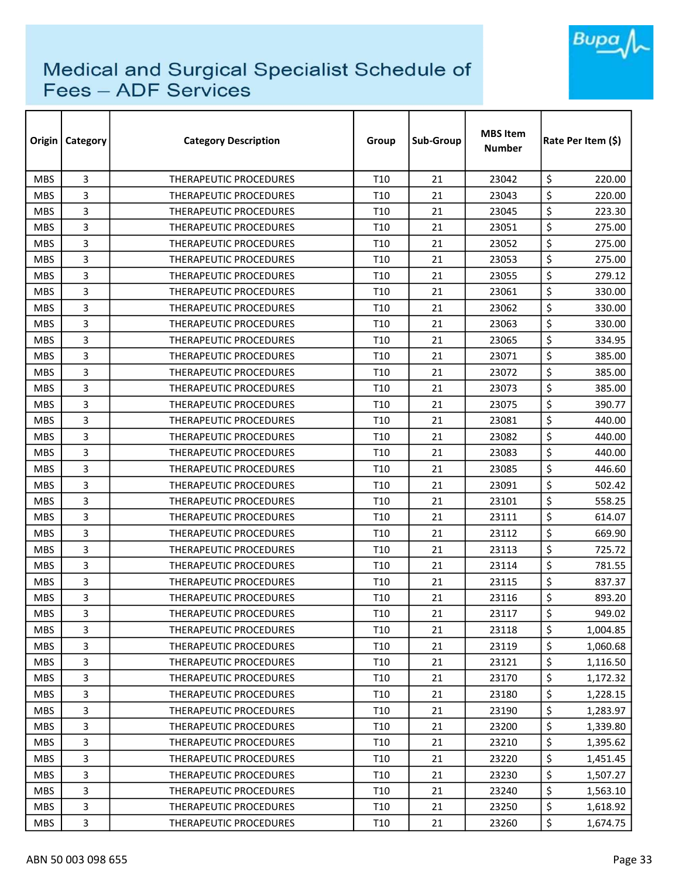# Medical and Surgical Specialist Schedule of Fees – ADF Services

| Origin | Category | Category Description | Group | Sub-Group | MBS Item Number | Rate Per Item ($) |
|---|---|---|---|---|---|---|
| MBS | 3 | THERAPEUTIC PROCEDURES | T10 | 21 | 23042 | $ 220.00 |
| MBS | 3 | THERAPEUTIC PROCEDURES | T10 | 21 | 23043 | $ 220.00 |
| MBS | 3 | THERAPEUTIC PROCEDURES | T10 | 21 | 23045 | $ 223.30 |
| MBS | 3 | THERAPEUTIC PROCEDURES | T10 | 21 | 23051 | $ 275.00 |
| MBS | 3 | THERAPEUTIC PROCEDURES | T10 | 21 | 23052 | $ 275.00 |
| MBS | 3 | THERAPEUTIC PROCEDURES | T10 | 21 | 23053 | $ 275.00 |
| MBS | 3 | THERAPEUTIC PROCEDURES | T10 | 21 | 23055 | $ 279.12 |
| MBS | 3 | THERAPEUTIC PROCEDURES | T10 | 21 | 23061 | $ 330.00 |
| MBS | 3 | THERAPEUTIC PROCEDURES | T10 | 21 | 23062 | $ 330.00 |
| MBS | 3 | THERAPEUTIC PROCEDURES | T10 | 21 | 23063 | $ 330.00 |
| MBS | 3 | THERAPEUTIC PROCEDURES | T10 | 21 | 23065 | $ 334.95 |
| MBS | 3 | THERAPEUTIC PROCEDURES | T10 | 21 | 23071 | $ 385.00 |
| MBS | 3 | THERAPEUTIC PROCEDURES | T10 | 21 | 23072 | $ 385.00 |
| MBS | 3 | THERAPEUTIC PROCEDURES | T10 | 21 | 23073 | $ 385.00 |
| MBS | 3 | THERAPEUTIC PROCEDURES | T10 | 21 | 23075 | $ 390.77 |
| MBS | 3 | THERAPEUTIC PROCEDURES | T10 | 21 | 23081 | $ 440.00 |
| MBS | 3 | THERAPEUTIC PROCEDURES | T10 | 21 | 23082 | $ 440.00 |
| MBS | 3 | THERAPEUTIC PROCEDURES | T10 | 21 | 23083 | $ 440.00 |
| MBS | 3 | THERAPEUTIC PROCEDURES | T10 | 21 | 23085 | $ 446.60 |
| MBS | 3 | THERAPEUTIC PROCEDURES | T10 | 21 | 23091 | $ 502.42 |
| MBS | 3 | THERAPEUTIC PROCEDURES | T10 | 21 | 23101 | $ 558.25 |
| MBS | 3 | THERAPEUTIC PROCEDURES | T10 | 21 | 23111 | $ 614.07 |
| MBS | 3 | THERAPEUTIC PROCEDURES | T10 | 21 | 23112 | $ 669.90 |
| MBS | 3 | THERAPEUTIC PROCEDURES | T10 | 21 | 23113 | $ 725.72 |
| MBS | 3 | THERAPEUTIC PROCEDURES | T10 | 21 | 23114 | $ 781.55 |
| MBS | 3 | THERAPEUTIC PROCEDURES | T10 | 21 | 23115 | $ 837.37 |
| MBS | 3 | THERAPEUTIC PROCEDURES | T10 | 21 | 23116 | $ 893.20 |
| MBS | 3 | THERAPEUTIC PROCEDURES | T10 | 21 | 23117 | $ 949.02 |
| MBS | 3 | THERAPEUTIC PROCEDURES | T10 | 21 | 23118 | $ 1,004.85 |
| MBS | 3 | THERAPEUTIC PROCEDURES | T10 | 21 | 23119 | $ 1,060.68 |
| MBS | 3 | THERAPEUTIC PROCEDURES | T10 | 21 | 23121 | $ 1,116.50 |
| MBS | 3 | THERAPEUTIC PROCEDURES | T10 | 21 | 23170 | $ 1,172.32 |
| MBS | 3 | THERAPEUTIC PROCEDURES | T10 | 21 | 23180 | $ 1,228.15 |
| MBS | 3 | THERAPEUTIC PROCEDURES | T10 | 21 | 23190 | $ 1,283.97 |
| MBS | 3 | THERAPEUTIC PROCEDURES | T10 | 21 | 23200 | $ 1,339.80 |
| MBS | 3 | THERAPEUTIC PROCEDURES | T10 | 21 | 23210 | $ 1,395.62 |
| MBS | 3 | THERAPEUTIC PROCEDURES | T10 | 21 | 23220 | $ 1,451.45 |
| MBS | 3 | THERAPEUTIC PROCEDURES | T10 | 21 | 23230 | $ 1,507.27 |
| MBS | 3 | THERAPEUTIC PROCEDURES | T10 | 21 | 23240 | $ 1,563.10 |
| MBS | 3 | THERAPEUTIC PROCEDURES | T10 | 21 | 23250 | $ 1,618.92 |
| MBS | 3 | THERAPEUTIC PROCEDURES | T10 | 21 | 23260 | $ 1,674.75 |

ABN 50 003 098 655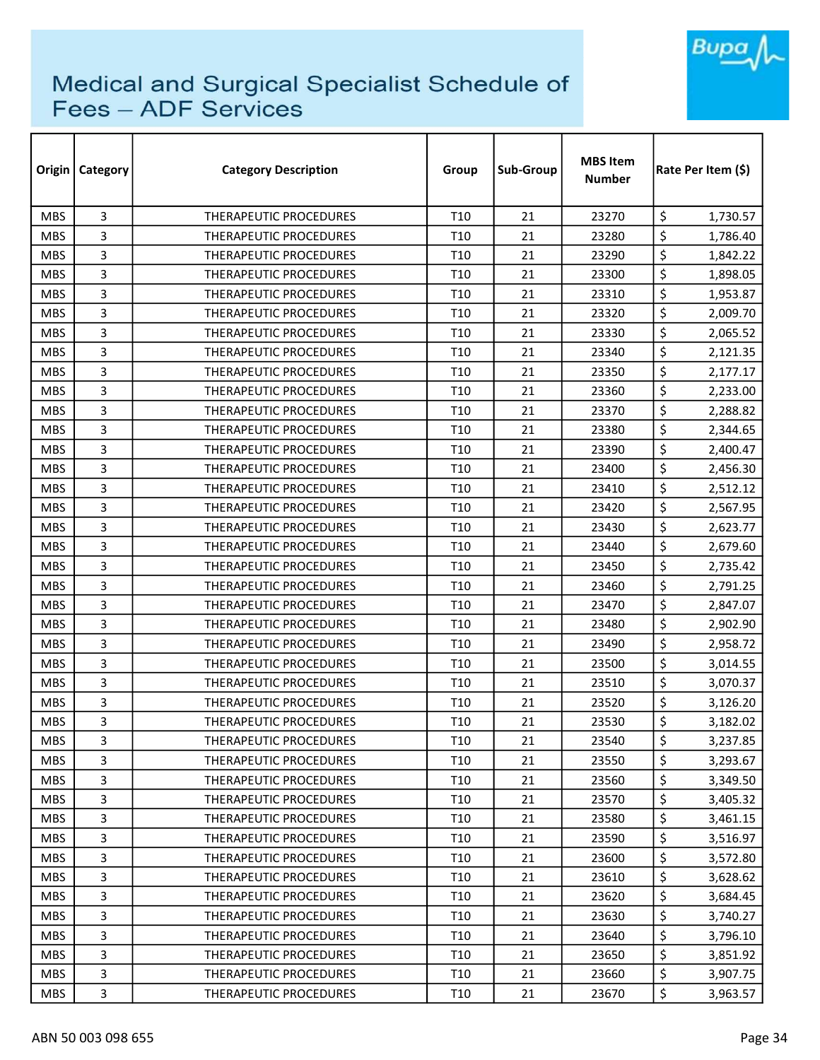# Medical and Surgical Specialist Schedule of Fees – ADF Services

| Origin | Category | Category Description | Group | Sub-Group | MBS Item Number | Rate Per Item ($) |
|---|---|---|---|---|---|---|
| MBS | 3 | THERAPEUTIC PROCEDURES | T10 | 21 | 23270 | $ 1,730.57 |
| MBS | 3 | THERAPEUTIC PROCEDURES | T10 | 21 | 23280 | $ 1,786.40 |
| MBS | 3 | THERAPEUTIC PROCEDURES | T10 | 21 | 23290 | $ 1,842.22 |
| MBS | 3 | THERAPEUTIC PROCEDURES | T10 | 21 | 23300 | $ 1,898.05 |
| MBS | 3 | THERAPEUTIC PROCEDURES | T10 | 21 | 23310 | $ 1,953.87 |
| MBS | 3 | THERAPEUTIC PROCEDURES | T10 | 21 | 23320 | $ 2,009.70 |
| MBS | 3 | THERAPEUTIC PROCEDURES | T10 | 21 | 23330 | $ 2,065.52 |
| MBS | 3 | THERAPEUTIC PROCEDURES | T10 | 21 | 23340 | $ 2,121.35 |
| MBS | 3 | THERAPEUTIC PROCEDURES | T10 | 21 | 23350 | $ 2,177.17 |
| MBS | 3 | THERAPEUTIC PROCEDURES | T10 | 21 | 23360 | $ 2,233.00 |
| MBS | 3 | THERAPEUTIC PROCEDURES | T10 | 21 | 23370 | $ 2,288.82 |
| MBS | 3 | THERAPEUTIC PROCEDURES | T10 | 21 | 23380 | $ 2,344.65 |
| MBS | 3 | THERAPEUTIC PROCEDURES | T10 | 21 | 23390 | $ 2,400.47 |
| MBS | 3 | THERAPEUTIC PROCEDURES | T10 | 21 | 23400 | $ 2,456.30 |
| MBS | 3 | THERAPEUTIC PROCEDURES | T10 | 21 | 23410 | $ 2,512.12 |
| MBS | 3 | THERAPEUTIC PROCEDURES | T10 | 21 | 23420 | $ 2,567.95 |
| MBS | 3 | THERAPEUTIC PROCEDURES | T10 | 21 | 23430 | $ 2,623.77 |
| MBS | 3 | THERAPEUTIC PROCEDURES | T10 | 21 | 23440 | $ 2,679.60 |
| MBS | 3 | THERAPEUTIC PROCEDURES | T10 | 21 | 23450 | $ 2,735.42 |
| MBS | 3 | THERAPEUTIC PROCEDURES | T10 | 21 | 23460 | $ 2,791.25 |
| MBS | 3 | THERAPEUTIC PROCEDURES | T10 | 21 | 23470 | $ 2,847.07 |
| MBS | 3 | THERAPEUTIC PROCEDURES | T10 | 21 | 23480 | $ 2,902.90 |
| MBS | 3 | THERAPEUTIC PROCEDURES | T10 | 21 | 23490 | $ 2,958.72 |
| MBS | 3 | THERAPEUTIC PROCEDURES | T10 | 21 | 23500 | $ 3,014.55 |
| MBS | 3 | THERAPEUTIC PROCEDURES | T10 | 21 | 23510 | $ 3,070.37 |
| MBS | 3 | THERAPEUTIC PROCEDURES | T10 | 21 | 23520 | $ 3,126.20 |
| MBS | 3 | THERAPEUTIC PROCEDURES | T10 | 21 | 23530 | $ 3,182.02 |
| MBS | 3 | THERAPEUTIC PROCEDURES | T10 | 21 | 23540 | $ 3,237.85 |
| MBS | 3 | THERAPEUTIC PROCEDURES | T10 | 21 | 23550 | $ 3,293.67 |
| MBS | 3 | THERAPEUTIC PROCEDURES | T10 | 21 | 23560 | $ 3,349.50 |
| MBS | 3 | THERAPEUTIC PROCEDURES | T10 | 21 | 23570 | $ 3,405.32 |
| MBS | 3 | THERAPEUTIC PROCEDURES | T10 | 21 | 23580 | $ 3,461.15 |
| MBS | 3 | THERAPEUTIC PROCEDURES | T10 | 21 | 23590 | $ 3,516.97 |
| MBS | 3 | THERAPEUTIC PROCEDURES | T10 | 21 | 23600 | $ 3,572.80 |
| MBS | 3 | THERAPEUTIC PROCEDURES | T10 | 21 | 23610 | $ 3,628.62 |
| MBS | 3 | THERAPEUTIC PROCEDURES | T10 | 21 | 23620 | $ 3,684.45 |
| MBS | 3 | THERAPEUTIC PROCEDURES | T10 | 21 | 23630 | $ 3,740.27 |
| MBS | 3 | THERAPEUTIC PROCEDURES | T10 | 21 | 23640 | $ 3,796.10 |
| MBS | 3 | THERAPEUTIC PROCEDURES | T10 | 21 | 23650 | $ 3,851.92 |
| MBS | 3 | THERAPEUTIC PROCEDURES | T10 | 21 | 23660 | $ 3,907.75 |
| MBS | 3 | THERAPEUTIC PROCEDURES | T10 | 21 | 23670 | $ 3,963.57 |

ABN 50 003 098 655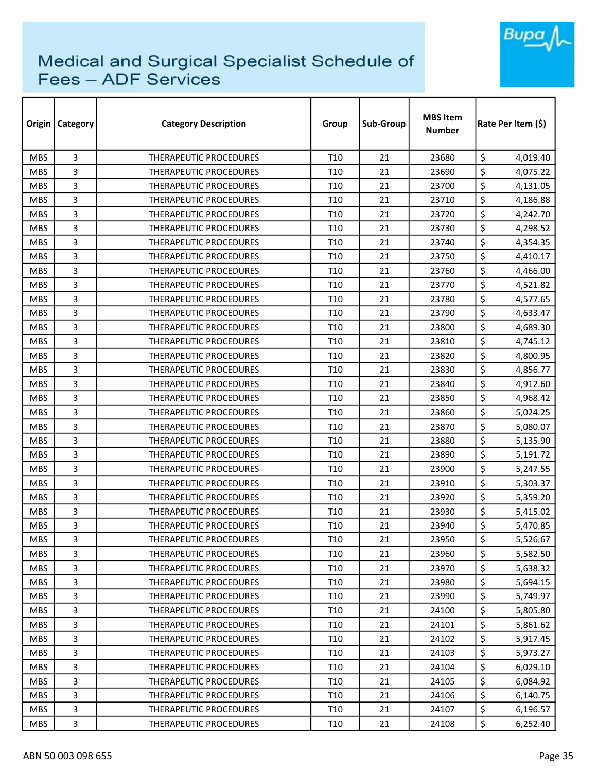# Medical and Surgical Specialist Schedule of Fees – ADF Services

| Origin | Category | Category Description | Group | Sub-Group | MBS Item Number | Rate Per Item ($) |
|---|---|---|---|---|---|---|
| MBS | 3 | THERAPEUTIC PROCEDURES | T10 | 21 | 23680 | $ 4,019.40 |
| MBS | 3 | THERAPEUTIC PROCEDURES | T10 | 21 | 23690 | $ 4,075.22 |
| MBS | 3 | THERAPEUTIC PROCEDURES | T10 | 21 | 23700 | $ 4,131.05 |
| MBS | 3 | THERAPEUTIC PROCEDURES | T10 | 21 | 23710 | $ 4,186.88 |
| MBS | 3 | THERAPEUTIC PROCEDURES | T10 | 21 | 23720 | $ 4,242.70 |
| MBS | 3 | THERAPEUTIC PROCEDURES | T10 | 21 | 23730 | $ 4,298.52 |
| MBS | 3 | THERAPEUTIC PROCEDURES | T10 | 21 | 23740 | $ 4,354.35 |
| MBS | 3 | THERAPEUTIC PROCEDURES | T10 | 21 | 23750 | $ 4,410.17 |
| MBS | 3 | THERAPEUTIC PROCEDURES | T10 | 21 | 23760 | $ 4,466.00 |
| MBS | 3 | THERAPEUTIC PROCEDURES | T10 | 21 | 23770 | $ 4,521.82 |
| MBS | 3 | THERAPEUTIC PROCEDURES | T10 | 21 | 23780 | $ 4,577.65 |
| MBS | 3 | THERAPEUTIC PROCEDURES | T10 | 21 | 23790 | $ 4,633.47 |
| MBS | 3 | THERAPEUTIC PROCEDURES | T10 | 21 | 23800 | $ 4,689.30 |
| MBS | 3 | THERAPEUTIC PROCEDURES | T10 | 21 | 23810 | $ 4,745.12 |
| MBS | 3 | THERAPEUTIC PROCEDURES | T10 | 21 | 23820 | $ 4,800.95 |
| MBS | 3 | THERAPEUTIC PROCEDURES | T10 | 21 | 23830 | $ 4,856.77 |
| MBS | 3 | THERAPEUTIC PROCEDURES | T10 | 21 | 23840 | $ 4,912.60 |
| MBS | 3 | THERAPEUTIC PROCEDURES | T10 | 21 | 23850 | $ 4,968.42 |
| MBS | 3 | THERAPEUTIC PROCEDURES | T10 | 21 | 23860 | $ 5,024.25 |
| MBS | 3 | THERAPEUTIC PROCEDURES | T10 | 21 | 23870 | $ 5,080.07 |
| MBS | 3 | THERAPEUTIC PROCEDURES | T10 | 21 | 23880 | $ 5,135.90 |
| MBS | 3 | THERAPEUTIC PROCEDURES | T10 | 21 | 23890 | $ 5,191.72 |
| MBS | 3 | THERAPEUTIC PROCEDURES | T10 | 21 | 23900 | $ 5,247.55 |
| MBS | 3 | THERAPEUTIC PROCEDURES | T10 | 21 | 23910 | $ 5,303.37 |
| MBS | 3 | THERAPEUTIC PROCEDURES | T10 | 21 | 23920 | $ 5,359.20 |
| MBS | 3 | THERAPEUTIC PROCEDURES | T10 | 21 | 23930 | $ 5,415.02 |
| MBS | 3 | THERAPEUTIC PROCEDURES | T10 | 21 | 23940 | $ 5,470.85 |
| MBS | 3 | THERAPEUTIC PROCEDURES | T10 | 21 | 23950 | $ 5,526.67 |
| MBS | 3 | THERAPEUTIC PROCEDURES | T10 | 21 | 23960 | $ 5,582.50 |
| MBS | 3 | THERAPEUTIC PROCEDURES | T10 | 21 | 23970 | $ 5,638.32 |
| MBS | 3 | THERAPEUTIC PROCEDURES | T10 | 21 | 23980 | $ 5,694.15 |
| MBS | 3 | THERAPEUTIC PROCEDURES | T10 | 21 | 23990 | $ 5,749.97 |
| MBS | 3 | THERAPEUTIC PROCEDURES | T10 | 21 | 24100 | $ 5,805.80 |
| MBS | 3 | THERAPEUTIC PROCEDURES | T10 | 21 | 24101 | $ 5,861.62 |
| MBS | 3 | THERAPEUTIC PROCEDURES | T10 | 21 | 24102 | $ 5,917.45 |
| MBS | 3 | THERAPEUTIC PROCEDURES | T10 | 21 | 24103 | $ 5,973.27 |
| MBS | 3 | THERAPEUTIC PROCEDURES | T10 | 21 | 24104 | $ 6,029.10 |
| MBS | 3 | THERAPEUTIC PROCEDURES | T10 | 21 | 24105 | $ 6,084.92 |
| MBS | 3 | THERAPEUTIC PROCEDURES | T10 | 21 | 24106 | $ 6,140.75 |
| MBS | 3 | THERAPEUTIC PROCEDURES | T10 | 21 | 24107 | $ 6,196.57 |
| MBS | 3 | THERAPEUTIC PROCEDURES | T10 | 21 | 24108 | $ 6,252.40 |

ABN 50 003 098 655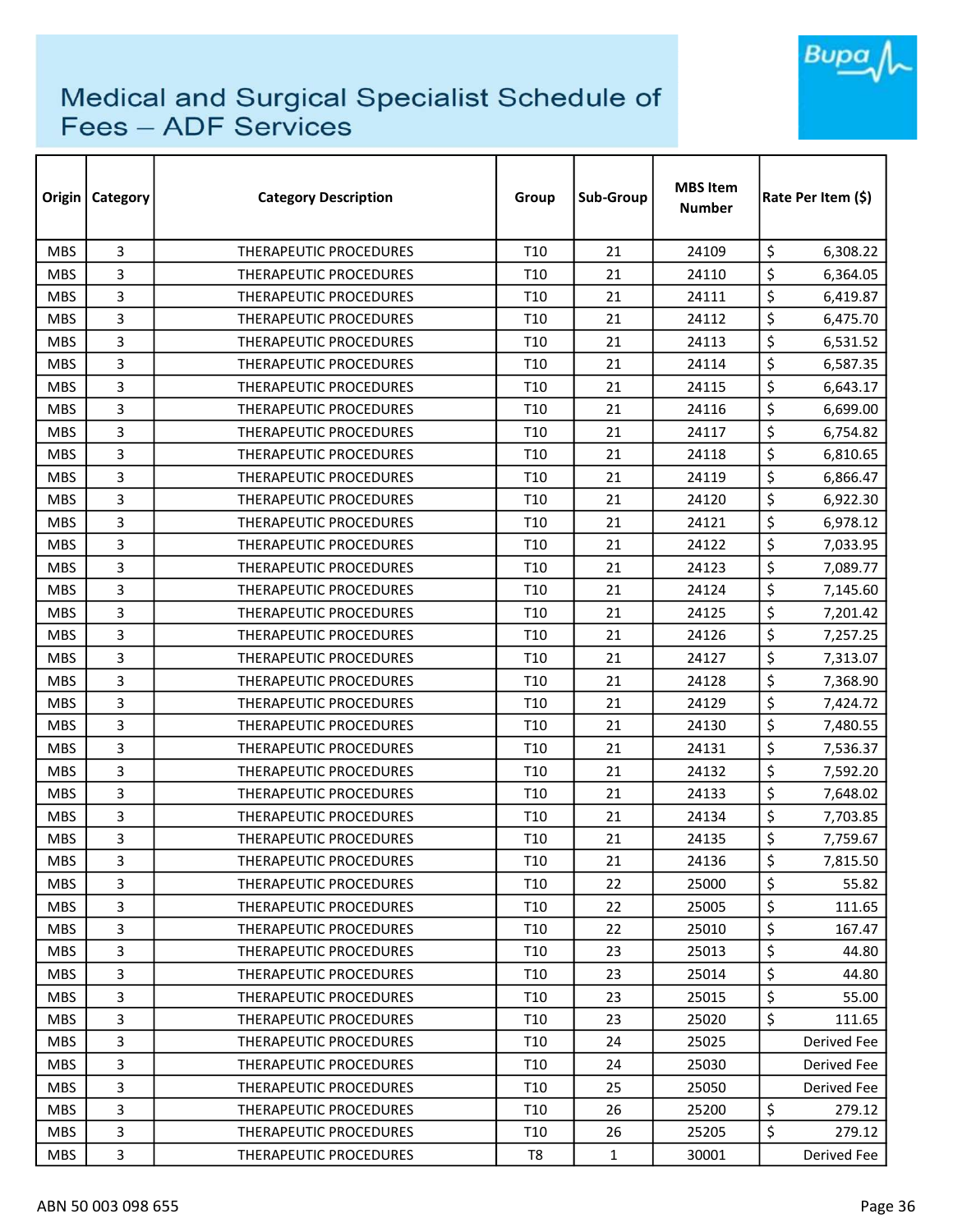# Medical and Surgical Specialist Schedule of Fees – ADF Services

| Origin | Category | Category Description | Group | Sub-Group | MBS Item Number | Rate Per Item ($) |
|---|---|---|---|---|---|---|
| MBS | 3 | THERAPEUTIC PROCEDURES | T10 | 21 | 24109 | $ 6,308.22 |
| MBS | 3 | THERAPEUTIC PROCEDURES | T10 | 21 | 24110 | $ 6,364.05 |
| MBS | 3 | THERAPEUTIC PROCEDURES | T10 | 21 | 24111 | $ 6,419.87 |
| MBS | 3 | THERAPEUTIC PROCEDURES | T10 | 21 | 24112 | $ 6,475.70 |
| MBS | 3 | THERAPEUTIC PROCEDURES | T10 | 21 | 24113 | $ 6,531.52 |
| MBS | 3 | THERAPEUTIC PROCEDURES | T10 | 21 | 24114 | $ 6,587.35 |
| MBS | 3 | THERAPEUTIC PROCEDURES | T10 | 21 | 24115 | $ 6,643.17 |
| MBS | 3 | THERAPEUTIC PROCEDURES | T10 | 21 | 24116 | $ 6,699.00 |
| MBS | 3 | THERAPEUTIC PROCEDURES | T10 | 21 | 24117 | $ 6,754.82 |
| MBS | 3 | THERAPEUTIC PROCEDURES | T10 | 21 | 24118 | $ 6,810.65 |
| MBS | 3 | THERAPEUTIC PROCEDURES | T10 | 21 | 24119 | $ 6,866.47 |
| MBS | 3 | THERAPEUTIC PROCEDURES | T10 | 21 | 24120 | $ 6,922.30 |
| MBS | 3 | THERAPEUTIC PROCEDURES | T10 | 21 | 24121 | $ 6,978.12 |
| MBS | 3 | THERAPEUTIC PROCEDURES | T10 | 21 | 24122 | $ 7,033.95 |
| MBS | 3 | THERAPEUTIC PROCEDURES | T10 | 21 | 24123 | $ 7,089.77 |
| MBS | 3 | THERAPEUTIC PROCEDURES | T10 | 21 | 24124 | $ 7,145.60 |
| MBS | 3 | THERAPEUTIC PROCEDURES | T10 | 21 | 24125 | $ 7,201.42 |
| MBS | 3 | THERAPEUTIC PROCEDURES | T10 | 21 | 24126 | $ 7,257.25 |
| MBS | 3 | THERAPEUTIC PROCEDURES | T10 | 21 | 24127 | $ 7,313.07 |
| MBS | 3 | THERAPEUTIC PROCEDURES | T10 | 21 | 24128 | $ 7,368.90 |
| MBS | 3 | THERAPEUTIC PROCEDURES | T10 | 21 | 24129 | $ 7,424.72 |
| MBS | 3 | THERAPEUTIC PROCEDURES | T10 | 21 | 24130 | $ 7,480.55 |
| MBS | 3 | THERAPEUTIC PROCEDURES | T10 | 21 | 24131 | $ 7,536.37 |
| MBS | 3 | THERAPEUTIC PROCEDURES | T10 | 21 | 24132 | $ 7,592.20 |
| MBS | 3 | THERAPEUTIC PROCEDURES | T10 | 21 | 24133 | $ 7,648.02 |
| MBS | 3 | THERAPEUTIC PROCEDURES | T10 | 21 | 24134 | $ 7,703.85 |
| MBS | 3 | THERAPEUTIC PROCEDURES | T10 | 21 | 24135 | $ 7,759.67 |
| MBS | 3 | THERAPEUTIC PROCEDURES | T10 | 21 | 24136 | $ 7,815.50 |
| MBS | 3 | THERAPEUTIC PROCEDURES | T10 | 22 | 25000 | $ 55.82 |
| MBS | 3 | THERAPEUTIC PROCEDURES | T10 | 22 | 25005 | $ 111.65 |
| MBS | 3 | THERAPEUTIC PROCEDURES | T10 | 22 | 25010 | $ 167.47 |
| MBS | 3 | THERAPEUTIC PROCEDURES | T10 | 23 | 25013 | $ 44.80 |
| MBS | 3 | THERAPEUTIC PROCEDURES | T10 | 23 | 25014 | $ 44.80 |
| MBS | 3 | THERAPEUTIC PROCEDURES | T10 | 23 | 25015 | $ 55.00 |
| MBS | 3 | THERAPEUTIC PROCEDURES | T10 | 23 | 25020 | $ 111.65 |
| MBS | 3 | THERAPEUTIC PROCEDURES | T10 | 24 | 25025 | Derived Fee |
| MBS | 3 | THERAPEUTIC PROCEDURES | T10 | 24 | 25030 | Derived Fee |
| MBS | 3 | THERAPEUTIC PROCEDURES | T10 | 25 | 25050 | Derived Fee |
| MBS | 3 | THERAPEUTIC PROCEDURES | T10 | 26 | 25200 | $ 279.12 |
| MBS | 3 | THERAPEUTIC PROCEDURES | T10 | 26 | 25205 | $ 279.12 |
| MBS | 3 | THERAPEUTIC PROCEDURES | T8 | 1 | 30001 | Derived Fee |

ABN 50 003 098 655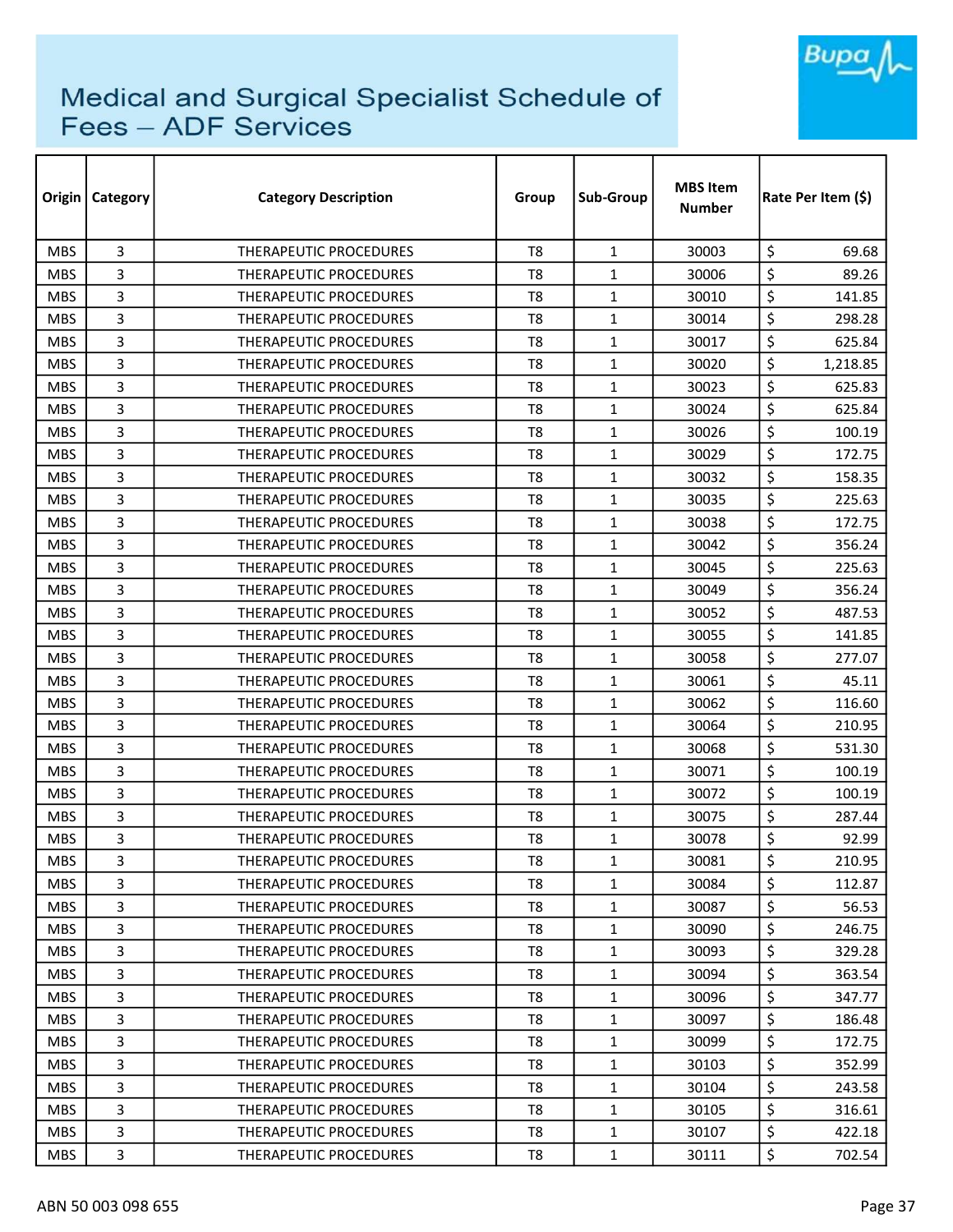# Medical and Surgical Specialist Schedule of Fees – ADF Services

| Origin | Category | Category Description | Group | Sub-Group | MBS Item Number | Rate Per Item ($) |
|---|---|---|---|---|---|---|
| MBS | 3 | THERAPEUTIC PROCEDURES | T8 | 1 | 30003 | $ 69.68 |
| MBS | 3 | THERAPEUTIC PROCEDURES | T8 | 1 | 30006 | $ 89.26 |
| MBS | 3 | THERAPEUTIC PROCEDURES | T8 | 1 | 30010 | $ 141.85 |
| MBS | 3 | THERAPEUTIC PROCEDURES | T8 | 1 | 30014 | $ 298.28 |
| MBS | 3 | THERAPEUTIC PROCEDURES | T8 | 1 | 30017 | $ 625.84 |
| MBS | 3 | THERAPEUTIC PROCEDURES | T8 | 1 | 30020 | $ 1,218.85 |
| MBS | 3 | THERAPEUTIC PROCEDURES | T8 | 1 | 30023 | $ 625.83 |
| MBS | 3 | THERAPEUTIC PROCEDURES | T8 | 1 | 30024 | $ 625.84 |
| MBS | 3 | THERAPEUTIC PROCEDURES | T8 | 1 | 30026 | $ 100.19 |
| MBS | 3 | THERAPEUTIC PROCEDURES | T8 | 1 | 30029 | $ 172.75 |
| MBS | 3 | THERAPEUTIC PROCEDURES | T8 | 1 | 30032 | $ 158.35 |
| MBS | 3 | THERAPEUTIC PROCEDURES | T8 | 1 | 30035 | $ 225.63 |
| MBS | 3 | THERAPEUTIC PROCEDURES | T8 | 1 | 30038 | $ 172.75 |
| MBS | 3 | THERAPEUTIC PROCEDURES | T8 | 1 | 30042 | $ 356.24 |
| MBS | 3 | THERAPEUTIC PROCEDURES | T8 | 1 | 30045 | $ 225.63 |
| MBS | 3 | THERAPEUTIC PROCEDURES | T8 | 1 | 30049 | $ 356.24 |
| MBS | 3 | THERAPEUTIC PROCEDURES | T8 | 1 | 30052 | $ 487.53 |
| MBS | 3 | THERAPEUTIC PROCEDURES | T8 | 1 | 30055 | $ 141.85 |
| MBS | 3 | THERAPEUTIC PROCEDURES | T8 | 1 | 30058 | $ 277.07 |
| MBS | 3 | THERAPEUTIC PROCEDURES | T8 | 1 | 30061 | $ 45.11 |
| MBS | 3 | THERAPEUTIC PROCEDURES | T8 | 1 | 30062 | $ 116.60 |
| MBS | 3 | THERAPEUTIC PROCEDURES | T8 | 1 | 30064 | $ 210.95 |
| MBS | 3 | THERAPEUTIC PROCEDURES | T8 | 1 | 30068 | $ 531.30 |
| MBS | 3 | THERAPEUTIC PROCEDURES | T8 | 1 | 30071 | $ 100.19 |
| MBS | 3 | THERAPEUTIC PROCEDURES | T8 | 1 | 30072 | $ 100.19 |
| MBS | 3 | THERAPEUTIC PROCEDURES | T8 | 1 | 30075 | $ 287.44 |
| MBS | 3 | THERAPEUTIC PROCEDURES | T8 | 1 | 30078 | $ 92.99 |
| MBS | 3 | THERAPEUTIC PROCEDURES | T8 | 1 | 30081 | $ 210.95 |
| MBS | 3 | THERAPEUTIC PROCEDURES | T8 | 1 | 30084 | $ 112.87 |
| MBS | 3 | THERAPEUTIC PROCEDURES | T8 | 1 | 30087 | $ 56.53 |
| MBS | 3 | THERAPEUTIC PROCEDURES | T8 | 1 | 30090 | $ 246.75 |
| MBS | 3 | THERAPEUTIC PROCEDURES | T8 | 1 | 30093 | $ 329.28 |
| MBS | 3 | THERAPEUTIC PROCEDURES | T8 | 1 | 30094 | $ 363.54 |
| MBS | 3 | THERAPEUTIC PROCEDURES | T8 | 1 | 30096 | $ 347.77 |
| MBS | 3 | THERAPEUTIC PROCEDURES | T8 | 1 | 30097 | $ 186.48 |
| MBS | 3 | THERAPEUTIC PROCEDURES | T8 | 1 | 30099 | $ 172.75 |
| MBS | 3 | THERAPEUTIC PROCEDURES | T8 | 1 | 30103 | $ 352.99 |
| MBS | 3 | THERAPEUTIC PROCEDURES | T8 | 1 | 30104 | $ 243.58 |
| MBS | 3 | THERAPEUTIC PROCEDURES | T8 | 1 | 30105 | $ 316.61 |
| MBS | 3 | THERAPEUTIC PROCEDURES | T8 | 1 | 30107 | $ 422.18 |
| MBS | 3 | THERAPEUTIC PROCEDURES | T8 | 1 | 30111 | $ 702.54 |

ABN 50 003 098 655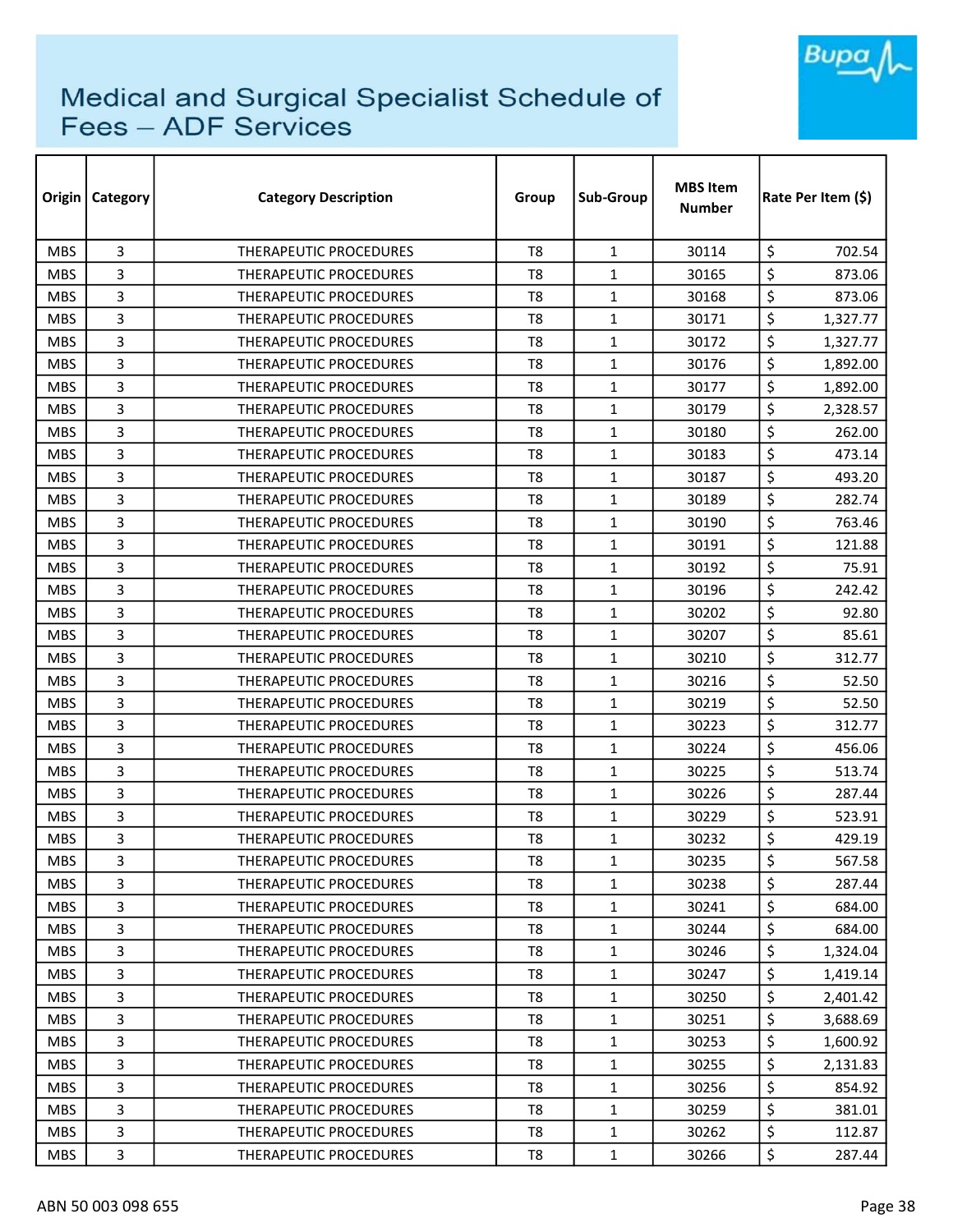# Medical and Surgical Specialist Schedule of Fees – ADF Services

| Origin | Category | Category Description | Group | Sub-Group | MBS Item Number | Rate Per Item ($) |
|---|---|---|---|---|---|---|
| MBS | 3 | THERAPEUTIC PROCEDURES | T8 | 1 | 30114 | $ 702.54 |
| MBS | 3 | THERAPEUTIC PROCEDURES | T8 | 1 | 30165 | $ 873.06 |
| MBS | 3 | THERAPEUTIC PROCEDURES | T8 | 1 | 30168 | $ 873.06 |
| MBS | 3 | THERAPEUTIC PROCEDURES | T8 | 1 | 30171 | $ 1,327.77 |
| MBS | 3 | THERAPEUTIC PROCEDURES | T8 | 1 | 30172 | $ 1,327.77 |
| MBS | 3 | THERAPEUTIC PROCEDURES | T8 | 1 | 30176 | $ 1,892.00 |
| MBS | 3 | THERAPEUTIC PROCEDURES | T8 | 1 | 30177 | $ 1,892.00 |
| MBS | 3 | THERAPEUTIC PROCEDURES | T8 | 1 | 30179 | $ 2,328.57 |
| MBS | 3 | THERAPEUTIC PROCEDURES | T8 | 1 | 30180 | $ 262.00 |
| MBS | 3 | THERAPEUTIC PROCEDURES | T8 | 1 | 30183 | $ 473.14 |
| MBS | 3 | THERAPEUTIC PROCEDURES | T8 | 1 | 30187 | $ 493.20 |
| MBS | 3 | THERAPEUTIC PROCEDURES | T8 | 1 | 30189 | $ 282.74 |
| MBS | 3 | THERAPEUTIC PROCEDURES | T8 | 1 | 30190 | $ 763.46 |
| MBS | 3 | THERAPEUTIC PROCEDURES | T8 | 1 | 30191 | $ 121.88 |
| MBS | 3 | THERAPEUTIC PROCEDURES | T8 | 1 | 30192 | $ 75.91 |
| MBS | 3 | THERAPEUTIC PROCEDURES | T8 | 1 | 30196 | $ 242.42 |
| MBS | 3 | THERAPEUTIC PROCEDURES | T8 | 1 | 30202 | $ 92.80 |
| MBS | 3 | THERAPEUTIC PROCEDURES | T8 | 1 | 30207 | $ 85.61 |
| MBS | 3 | THERAPEUTIC PROCEDURES | T8 | 1 | 30210 | $ 312.77 |
| MBS | 3 | THERAPEUTIC PROCEDURES | T8 | 1 | 30216 | $ 52.50 |
| MBS | 3 | THERAPEUTIC PROCEDURES | T8 | 1 | 30219 | $ 52.50 |
| MBS | 3 | THERAPEUTIC PROCEDURES | T8 | 1 | 30223 | $ 312.77 |
| MBS | 3 | THERAPEUTIC PROCEDURES | T8 | 1 | 30224 | $ 456.06 |
| MBS | 3 | THERAPEUTIC PROCEDURES | T8 | 1 | 30225 | $ 513.74 |
| MBS | 3 | THERAPEUTIC PROCEDURES | T8 | 1 | 30226 | $ 287.44 |
| MBS | 3 | THERAPEUTIC PROCEDURES | T8 | 1 | 30229 | $ 523.91 |
| MBS | 3 | THERAPEUTIC PROCEDURES | T8 | 1 | 30232 | $ 429.19 |
| MBS | 3 | THERAPEUTIC PROCEDURES | T8 | 1 | 30235 | $ 567.58 |
| MBS | 3 | THERAPEUTIC PROCEDURES | T8 | 1 | 30238 | $ 287.44 |
| MBS | 3 | THERAPEUTIC PROCEDURES | T8 | 1 | 30241 | $ 684.00 |
| MBS | 3 | THERAPEUTIC PROCEDURES | T8 | 1 | 30244 | $ 684.00 |
| MBS | 3 | THERAPEUTIC PROCEDURES | T8 | 1 | 30246 | $ 1,324.04 |
| MBS | 3 | THERAPEUTIC PROCEDURES | T8 | 1 | 30247 | $ 1,419.14 |
| MBS | 3 | THERAPEUTIC PROCEDURES | T8 | 1 | 30250 | $ 2,401.42 |
| MBS | 3 | THERAPEUTIC PROCEDURES | T8 | 1 | 30251 | $ 3,688.69 |
| MBS | 3 | THERAPEUTIC PROCEDURES | T8 | 1 | 30253 | $ 1,600.92 |
| MBS | 3 | THERAPEUTIC PROCEDURES | T8 | 1 | 30255 | $ 2,131.83 |
| MBS | 3 | THERAPEUTIC PROCEDURES | T8 | 1 | 30256 | $ 854.92 |
| MBS | 3 | THERAPEUTIC PROCEDURES | T8 | 1 | 30259 | $ 381.01 |
| MBS | 3 | THERAPEUTIC PROCEDURES | T8 | 1 | 30262 | $ 112.87 |
| MBS | 3 | THERAPEUTIC PROCEDURES | T8 | 1 | 30266 | $ 287.44 |

ABN 50 003 098 655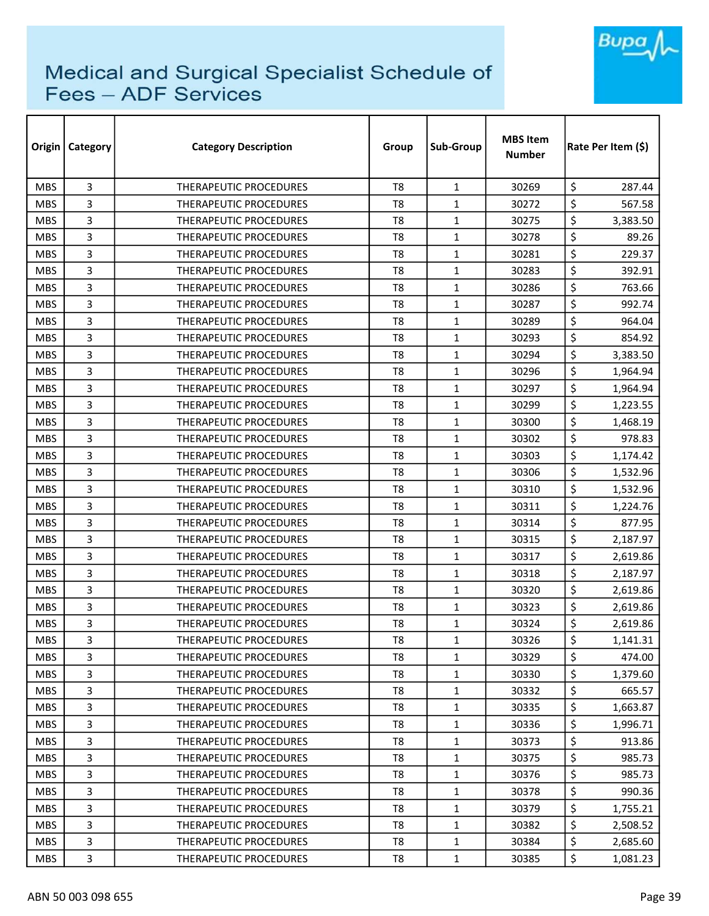# Medical and Surgical Specialist Schedule of Fees – ADF Services

| Origin | Category | Category Description | Group | Sub-Group | MBS Item Number | Rate Per Item ($) |
|---|---|---|---|---|---|---|
| MBS | 3 | THERAPEUTIC PROCEDURES | T8 | 1 | 30269 | $ 287.44 |
| MBS | 3 | THERAPEUTIC PROCEDURES | T8 | 1 | 30272 | $ 567.58 |
| MBS | 3 | THERAPEUTIC PROCEDURES | T8 | 1 | 30275 | $ 3,383.50 |
| MBS | 3 | THERAPEUTIC PROCEDURES | T8 | 1 | 30278 | $ 89.26 |
| MBS | 3 | THERAPEUTIC PROCEDURES | T8 | 1 | 30281 | $ 229.37 |
| MBS | 3 | THERAPEUTIC PROCEDURES | T8 | 1 | 30283 | $ 392.91 |
| MBS | 3 | THERAPEUTIC PROCEDURES | T8 | 1 | 30286 | $ 763.66 |
| MBS | 3 | THERAPEUTIC PROCEDURES | T8 | 1 | 30287 | $ 992.74 |
| MBS | 3 | THERAPEUTIC PROCEDURES | T8 | 1 | 30289 | $ 964.04 |
| MBS | 3 | THERAPEUTIC PROCEDURES | T8 | 1 | 30293 | $ 854.92 |
| MBS | 3 | THERAPEUTIC PROCEDURES | T8 | 1 | 30294 | $ 3,383.50 |
| MBS | 3 | THERAPEUTIC PROCEDURES | T8 | 1 | 30296 | $ 1,964.94 |
| MBS | 3 | THERAPEUTIC PROCEDURES | T8 | 1 | 30297 | $ 1,964.94 |
| MBS | 3 | THERAPEUTIC PROCEDURES | T8 | 1 | 30299 | $ 1,223.55 |
| MBS | 3 | THERAPEUTIC PROCEDURES | T8 | 1 | 30300 | $ 1,468.19 |
| MBS | 3 | THERAPEUTIC PROCEDURES | T8 | 1 | 30302 | $ 978.83 |
| MBS | 3 | THERAPEUTIC PROCEDURES | T8 | 1 | 30303 | $ 1,174.42 |
| MBS | 3 | THERAPEUTIC PROCEDURES | T8 | 1 | 30306 | $ 1,532.96 |
| MBS | 3 | THERAPEUTIC PROCEDURES | T8 | 1 | 30310 | $ 1,532.96 |
| MBS | 3 | THERAPEUTIC PROCEDURES | T8 | 1 | 30311 | $ 1,224.76 |
| MBS | 3 | THERAPEUTIC PROCEDURES | T8 | 1 | 30314 | $ 877.95 |
| MBS | 3 | THERAPEUTIC PROCEDURES | T8 | 1 | 30315 | $ 2,187.97 |
| MBS | 3 | THERAPEUTIC PROCEDURES | T8 | 1 | 30317 | $ 2,619.86 |
| MBS | 3 | THERAPEUTIC PROCEDURES | T8 | 1 | 30318 | $ 2,187.97 |
| MBS | 3 | THERAPEUTIC PROCEDURES | T8 | 1 | 30320 | $ 2,619.86 |
| MBS | 3 | THERAPEUTIC PROCEDURES | T8 | 1 | 30323 | $ 2,619.86 |
| MBS | 3 | THERAPEUTIC PROCEDURES | T8 | 1 | 30324 | $ 2,619.86 |
| MBS | 3 | THERAPEUTIC PROCEDURES | T8 | 1 | 30326 | $ 1,141.31 |
| MBS | 3 | THERAPEUTIC PROCEDURES | T8 | 1 | 30329 | $ 474.00 |
| MBS | 3 | THERAPEUTIC PROCEDURES | T8 | 1 | 30330 | $ 1,379.60 |
| MBS | 3 | THERAPEUTIC PROCEDURES | T8 | 1 | 30332 | $ 665.57 |
| MBS | 3 | THERAPEUTIC PROCEDURES | T8 | 1 | 30335 | $ 1,663.87 |
| MBS | 3 | THERAPEUTIC PROCEDURES | T8 | 1 | 30336 | $ 1,996.71 |
| MBS | 3 | THERAPEUTIC PROCEDURES | T8 | 1 | 30373 | $ 913.86 |
| MBS | 3 | THERAPEUTIC PROCEDURES | T8 | 1 | 30375 | $ 985.73 |
| MBS | 3 | THERAPEUTIC PROCEDURES | T8 | 1 | 30376 | $ 985.73 |
| MBS | 3 | THERAPEUTIC PROCEDURES | T8 | 1 | 30378 | $ 990.36 |
| MBS | 3 | THERAPEUTIC PROCEDURES | T8 | 1 | 30379 | $ 1,755.21 |
| MBS | 3 | THERAPEUTIC PROCEDURES | T8 | 1 | 30382 | $ 2,508.52 |
| MBS | 3 | THERAPEUTIC PROCEDURES | T8 | 1 | 30384 | $ 2,685.60 |
| MBS | 3 | THERAPEUTIC PROCEDURES | T8 | 1 | 30385 | $ 1,081.23 |

ABN 50 003 098 655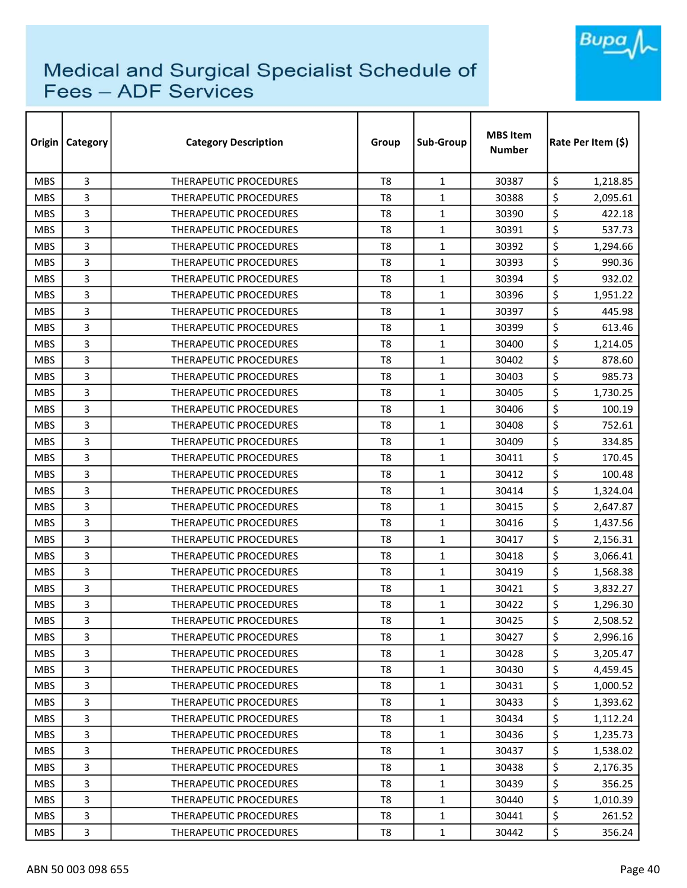# Medical and Surgical Specialist Schedule of Fees – ADF Services

| Origin | Category | Category Description | Group | Sub-Group | MBS Item Number | Rate Per Item ($) |
|---|---|---|---|---|---|---|
| MBS | 3 | THERAPEUTIC PROCEDURES | T8 | 1 | 30387 | $ 1,218.85 |
| MBS | 3 | THERAPEUTIC PROCEDURES | T8 | 1 | 30388 | $ 2,095.61 |
| MBS | 3 | THERAPEUTIC PROCEDURES | T8 | 1 | 30390 | $ 422.18 |
| MBS | 3 | THERAPEUTIC PROCEDURES | T8 | 1 | 30391 | $ 537.73 |
| MBS | 3 | THERAPEUTIC PROCEDURES | T8 | 1 | 30392 | $ 1,294.66 |
| MBS | 3 | THERAPEUTIC PROCEDURES | T8 | 1 | 30393 | $ 990.36 |
| MBS | 3 | THERAPEUTIC PROCEDURES | T8 | 1 | 30394 | $ 932.02 |
| MBS | 3 | THERAPEUTIC PROCEDURES | T8 | 1 | 30396 | $ 1,951.22 |
| MBS | 3 | THERAPEUTIC PROCEDURES | T8 | 1 | 30397 | $ 445.98 |
| MBS | 3 | THERAPEUTIC PROCEDURES | T8 | 1 | 30399 | $ 613.46 |
| MBS | 3 | THERAPEUTIC PROCEDURES | T8 | 1 | 30400 | $ 1,214.05 |
| MBS | 3 | THERAPEUTIC PROCEDURES | T8 | 1 | 30402 | $ 878.60 |
| MBS | 3 | THERAPEUTIC PROCEDURES | T8 | 1 | 30403 | $ 985.73 |
| MBS | 3 | THERAPEUTIC PROCEDURES | T8 | 1 | 30405 | $ 1,730.25 |
| MBS | 3 | THERAPEUTIC PROCEDURES | T8 | 1 | 30406 | $ 100.19 |
| MBS | 3 | THERAPEUTIC PROCEDURES | T8 | 1 | 30408 | $ 752.61 |
| MBS | 3 | THERAPEUTIC PROCEDURES | T8 | 1 | 30409 | $ 334.85 |
| MBS | 3 | THERAPEUTIC PROCEDURES | T8 | 1 | 30411 | $ 170.45 |
| MBS | 3 | THERAPEUTIC PROCEDURES | T8 | 1 | 30412 | $ 100.48 |
| MBS | 3 | THERAPEUTIC PROCEDURES | T8 | 1 | 30414 | $ 1,324.04 |
| MBS | 3 | THERAPEUTIC PROCEDURES | T8 | 1 | 30415 | $ 2,647.87 |
| MBS | 3 | THERAPEUTIC PROCEDURES | T8 | 1 | 30416 | $ 1,437.56 |
| MBS | 3 | THERAPEUTIC PROCEDURES | T8 | 1 | 30417 | $ 2,156.31 |
| MBS | 3 | THERAPEUTIC PROCEDURES | T8 | 1 | 30418 | $ 3,066.41 |
| MBS | 3 | THERAPEUTIC PROCEDURES | T8 | 1 | 30419 | $ 1,568.38 |
| MBS | 3 | THERAPEUTIC PROCEDURES | T8 | 1 | 30421 | $ 3,832.27 |
| MBS | 3 | THERAPEUTIC PROCEDURES | T8 | 1 | 30422 | $ 1,296.30 |
| MBS | 3 | THERAPEUTIC PROCEDURES | T8 | 1 | 30425 | $ 2,508.52 |
| MBS | 3 | THERAPEUTIC PROCEDURES | T8 | 1 | 30427 | $ 2,996.16 |
| MBS | 3 | THERAPEUTIC PROCEDURES | T8 | 1 | 30428 | $ 3,205.47 |
| MBS | 3 | THERAPEUTIC PROCEDURES | T8 | 1 | 30430 | $ 4,459.45 |
| MBS | 3 | THERAPEUTIC PROCEDURES | T8 | 1 | 30431 | $ 1,000.52 |
| MBS | 3 | THERAPEUTIC PROCEDURES | T8 | 1 | 30433 | $ 1,393.62 |
| MBS | 3 | THERAPEUTIC PROCEDURES | T8 | 1 | 30434 | $ 1,112.24 |
| MBS | 3 | THERAPEUTIC PROCEDURES | T8 | 1 | 30436 | $ 1,235.73 |
| MBS | 3 | THERAPEUTIC PROCEDURES | T8 | 1 | 30437 | $ 1,538.02 |
| MBS | 3 | THERAPEUTIC PROCEDURES | T8 | 1 | 30438 | $ 2,176.35 |
| MBS | 3 | THERAPEUTIC PROCEDURES | T8 | 1 | 30439 | $ 356.25 |
| MBS | 3 | THERAPEUTIC PROCEDURES | T8 | 1 | 30440 | $ 1,010.39 |
| MBS | 3 | THERAPEUTIC PROCEDURES | T8 | 1 | 30441 | $ 261.52 |
| MBS | 3 | THERAPEUTIC PROCEDURES | T8 | 1 | 30442 | $ 356.24 |

ABN 50 003 098 655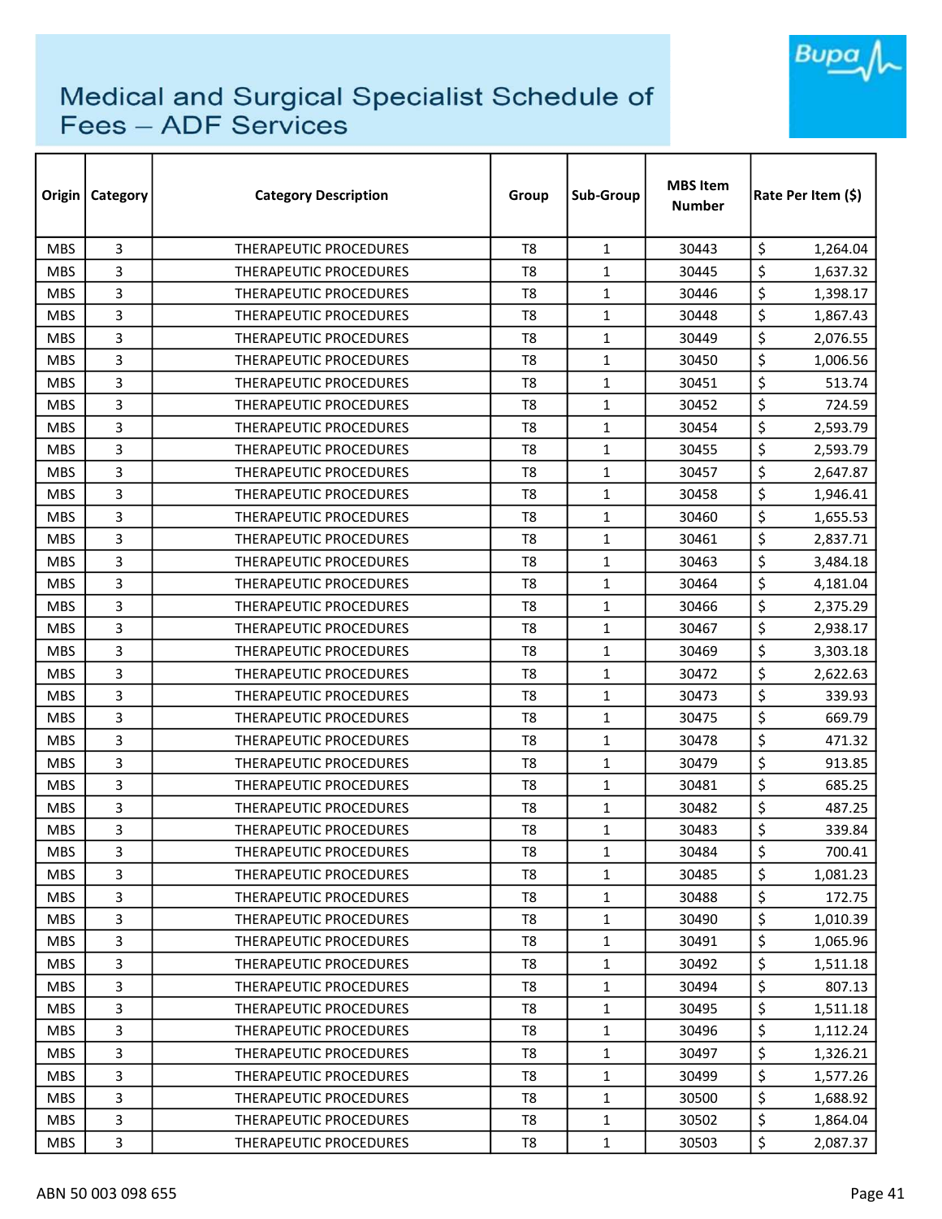# Medical and Surgical Specialist Schedule of Fees – ADF Services

| Origin | Category | Category Description | Group | Sub-Group | MBS Item Number | Rate Per Item ($) |
|---|---|---|---|---|---|---|
| MBS | 3 | THERAPEUTIC PROCEDURES | T8 | 1 | 30443 | $ 1,264.04 |
| MBS | 3 | THERAPEUTIC PROCEDURES | T8 | 1 | 30445 | $ 1,637.32 |
| MBS | 3 | THERAPEUTIC PROCEDURES | T8 | 1 | 30446 | $ 1,398.17 |
| MBS | 3 | THERAPEUTIC PROCEDURES | T8 | 1 | 30448 | $ 1,867.43 |
| MBS | 3 | THERAPEUTIC PROCEDURES | T8 | 1 | 30449 | $ 2,076.55 |
| MBS | 3 | THERAPEUTIC PROCEDURES | T8 | 1 | 30450 | $ 1,006.56 |
| MBS | 3 | THERAPEUTIC PROCEDURES | T8 | 1 | 30451 | $ 513.74 |
| MBS | 3 | THERAPEUTIC PROCEDURES | T8 | 1 | 30452 | $ 724.59 |
| MBS | 3 | THERAPEUTIC PROCEDURES | T8 | 1 | 30454 | $ 2,593.79 |
| MBS | 3 | THERAPEUTIC PROCEDURES | T8 | 1 | 30455 | $ 2,593.79 |
| MBS | 3 | THERAPEUTIC PROCEDURES | T8 | 1 | 30457 | $ 2,647.87 |
| MBS | 3 | THERAPEUTIC PROCEDURES | T8 | 1 | 30458 | $ 1,946.41 |
| MBS | 3 | THERAPEUTIC PROCEDURES | T8 | 1 | 30460 | $ 1,655.53 |
| MBS | 3 | THERAPEUTIC PROCEDURES | T8 | 1 | 30461 | $ 2,837.71 |
| MBS | 3 | THERAPEUTIC PROCEDURES | T8 | 1 | 30463 | $ 3,484.18 |
| MBS | 3 | THERAPEUTIC PROCEDURES | T8 | 1 | 30464 | $ 4,181.04 |
| MBS | 3 | THERAPEUTIC PROCEDURES | T8 | 1 | 30466 | $ 2,375.29 |
| MBS | 3 | THERAPEUTIC PROCEDURES | T8 | 1 | 30467 | $ 2,938.17 |
| MBS | 3 | THERAPEUTIC PROCEDURES | T8 | 1 | 30469 | $ 3,303.18 |
| MBS | 3 | THERAPEUTIC PROCEDURES | T8 | 1 | 30472 | $ 2,622.63 |
| MBS | 3 | THERAPEUTIC PROCEDURES | T8 | 1 | 30473 | $ 339.93 |
| MBS | 3 | THERAPEUTIC PROCEDURES | T8 | 1 | 30475 | $ 669.79 |
| MBS | 3 | THERAPEUTIC PROCEDURES | T8 | 1 | 30478 | $ 471.32 |
| MBS | 3 | THERAPEUTIC PROCEDURES | T8 | 1 | 30479 | $ 913.85 |
| MBS | 3 | THERAPEUTIC PROCEDURES | T8 | 1 | 30481 | $ 685.25 |
| MBS | 3 | THERAPEUTIC PROCEDURES | T8 | 1 | 30482 | $ 487.25 |
| MBS | 3 | THERAPEUTIC PROCEDURES | T8 | 1 | 30483 | $ 339.84 |
| MBS | 3 | THERAPEUTIC PROCEDURES | T8 | 1 | 30484 | $ 700.41 |
| MBS | 3 | THERAPEUTIC PROCEDURES | T8 | 1 | 30485 | $ 1,081.23 |
| MBS | 3 | THERAPEUTIC PROCEDURES | T8 | 1 | 30488 | $ 172.75 |
| MBS | 3 | THERAPEUTIC PROCEDURES | T8 | 1 | 30490 | $ 1,010.39 |
| MBS | 3 | THERAPEUTIC PROCEDURES | T8 | 1 | 30491 | $ 1,065.96 |
| MBS | 3 | THERAPEUTIC PROCEDURES | T8 | 1 | 30492 | $ 1,511.18 |
| MBS | 3 | THERAPEUTIC PROCEDURES | T8 | 1 | 30494 | $ 807.13 |
| MBS | 3 | THERAPEUTIC PROCEDURES | T8 | 1 | 30495 | $ 1,511.18 |
| MBS | 3 | THERAPEUTIC PROCEDURES | T8 | 1 | 30496 | $ 1,112.24 |
| MBS | 3 | THERAPEUTIC PROCEDURES | T8 | 1 | 30497 | $ 1,326.21 |
| MBS | 3 | THERAPEUTIC PROCEDURES | T8 | 1 | 30499 | $ 1,577.26 |
| MBS | 3 | THERAPEUTIC PROCEDURES | T8 | 1 | 30500 | $ 1,688.92 |
| MBS | 3 | THERAPEUTIC PROCEDURES | T8 | 1 | 30502 | $ 1,864.04 |
| MBS | 3 | THERAPEUTIC PROCEDURES | T8 | 1 | 30503 | $ 2,087.37 |

ABN 50 003 098 655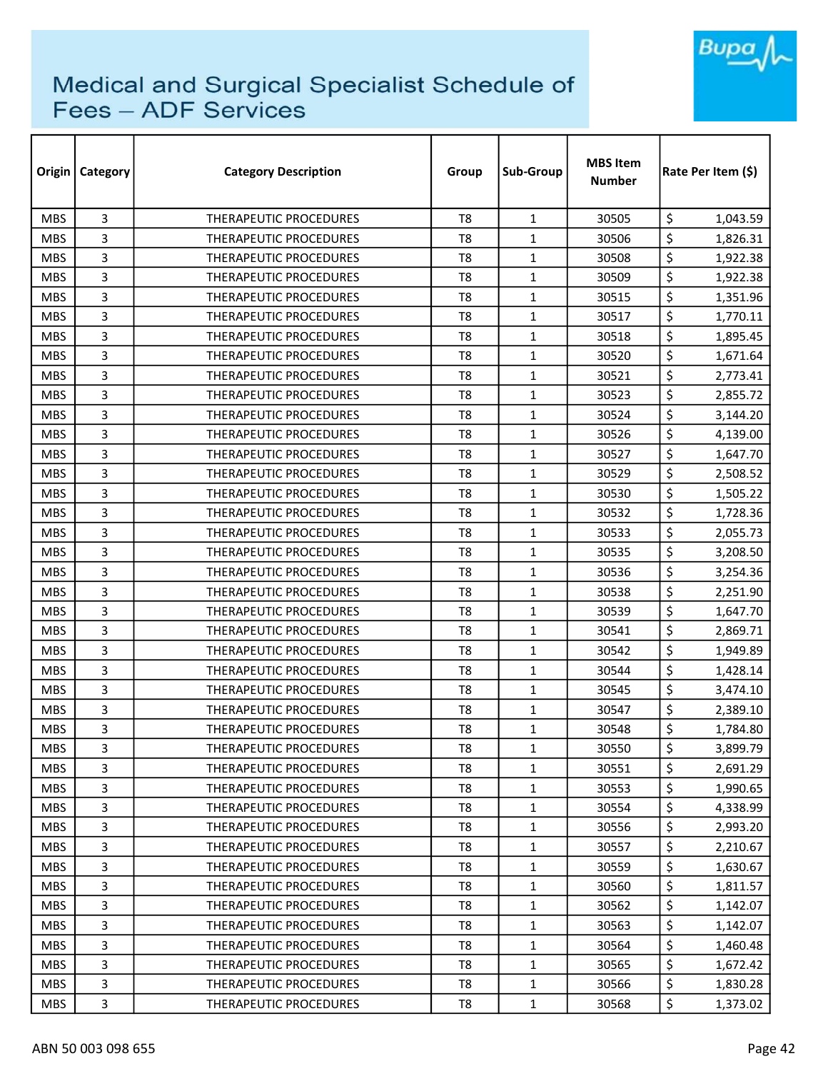# Medical and Surgical Specialist Schedule of Fees – ADF Services

| Origin | Category | Category Description | Group | Sub-Group | MBS Item Number | Rate Per Item ($) |
|---|---|---|---|---|---|---|
| MBS | 3 | THERAPEUTIC PROCEDURES | T8 | 1 | 30505 | $ 1,043.59 |
| MBS | 3 | THERAPEUTIC PROCEDURES | T8 | 1 | 30506 | $ 1,826.31 |
| MBS | 3 | THERAPEUTIC PROCEDURES | T8 | 1 | 30508 | $ 1,922.38 |
| MBS | 3 | THERAPEUTIC PROCEDURES | T8 | 1 | 30509 | $ 1,922.38 |
| MBS | 3 | THERAPEUTIC PROCEDURES | T8 | 1 | 30515 | $ 1,351.96 |
| MBS | 3 | THERAPEUTIC PROCEDURES | T8 | 1 | 30517 | $ 1,770.11 |
| MBS | 3 | THERAPEUTIC PROCEDURES | T8 | 1 | 30518 | $ 1,895.45 |
| MBS | 3 | THERAPEUTIC PROCEDURES | T8 | 1 | 30520 | $ 1,671.64 |
| MBS | 3 | THERAPEUTIC PROCEDURES | T8 | 1 | 30521 | $ 2,773.41 |
| MBS | 3 | THERAPEUTIC PROCEDURES | T8 | 1 | 30523 | $ 2,855.72 |
| MBS | 3 | THERAPEUTIC PROCEDURES | T8 | 1 | 30524 | $ 3,144.20 |
| MBS | 3 | THERAPEUTIC PROCEDURES | T8 | 1 | 30526 | $ 4,139.00 |
| MBS | 3 | THERAPEUTIC PROCEDURES | T8 | 1 | 30527 | $ 1,647.70 |
| MBS | 3 | THERAPEUTIC PROCEDURES | T8 | 1 | 30529 | $ 2,508.52 |
| MBS | 3 | THERAPEUTIC PROCEDURES | T8 | 1 | 30530 | $ 1,505.22 |
| MBS | 3 | THERAPEUTIC PROCEDURES | T8 | 1 | 30532 | $ 1,728.36 |
| MBS | 3 | THERAPEUTIC PROCEDURES | T8 | 1 | 30533 | $ 2,055.73 |
| MBS | 3 | THERAPEUTIC PROCEDURES | T8 | 1 | 30535 | $ 3,208.50 |
| MBS | 3 | THERAPEUTIC PROCEDURES | T8 | 1 | 30536 | $ 3,254.36 |
| MBS | 3 | THERAPEUTIC PROCEDURES | T8 | 1 | 30538 | $ 2,251.90 |
| MBS | 3 | THERAPEUTIC PROCEDURES | T8 | 1 | 30539 | $ 1,647.70 |
| MBS | 3 | THERAPEUTIC PROCEDURES | T8 | 1 | 30541 | $ 2,869.71 |
| MBS | 3 | THERAPEUTIC PROCEDURES | T8 | 1 | 30542 | $ 1,949.89 |
| MBS | 3 | THERAPEUTIC PROCEDURES | T8 | 1 | 30544 | $ 1,428.14 |
| MBS | 3 | THERAPEUTIC PROCEDURES | T8 | 1 | 30545 | $ 3,474.10 |
| MBS | 3 | THERAPEUTIC PROCEDURES | T8 | 1 | 30547 | $ 2,389.10 |
| MBS | 3 | THERAPEUTIC PROCEDURES | T8 | 1 | 30548 | $ 1,784.80 |
| MBS | 3 | THERAPEUTIC PROCEDURES | T8 | 1 | 30550 | $ 3,899.79 |
| MBS | 3 | THERAPEUTIC PROCEDURES | T8 | 1 | 30551 | $ 2,691.29 |
| MBS | 3 | THERAPEUTIC PROCEDURES | T8 | 1 | 30553 | $ 1,990.65 |
| MBS | 3 | THERAPEUTIC PROCEDURES | T8 | 1 | 30554 | $ 4,338.99 |
| MBS | 3 | THERAPEUTIC PROCEDURES | T8 | 1 | 30556 | $ 2,993.20 |
| MBS | 3 | THERAPEUTIC PROCEDURES | T8 | 1 | 30557 | $ 2,210.67 |
| MBS | 3 | THERAPEUTIC PROCEDURES | T8 | 1 | 30559 | $ 1,630.67 |
| MBS | 3 | THERAPEUTIC PROCEDURES | T8 | 1 | 30560 | $ 1,811.57 |
| MBS | 3 | THERAPEUTIC PROCEDURES | T8 | 1 | 30562 | $ 1,142.07 |
| MBS | 3 | THERAPEUTIC PROCEDURES | T8 | 1 | 30563 | $ 1,142.07 |
| MBS | 3 | THERAPEUTIC PROCEDURES | T8 | 1 | 30564 | $ 1,460.48 |
| MBS | 3 | THERAPEUTIC PROCEDURES | T8 | 1 | 30565 | $ 1,672.42 |
| MBS | 3 | THERAPEUTIC PROCEDURES | T8 | 1 | 30566 | $ 1,830.28 |
| MBS | 3 | THERAPEUTIC PROCEDURES | T8 | 1 | 30568 | $ 1,373.02 |

ABN 50 003 098 655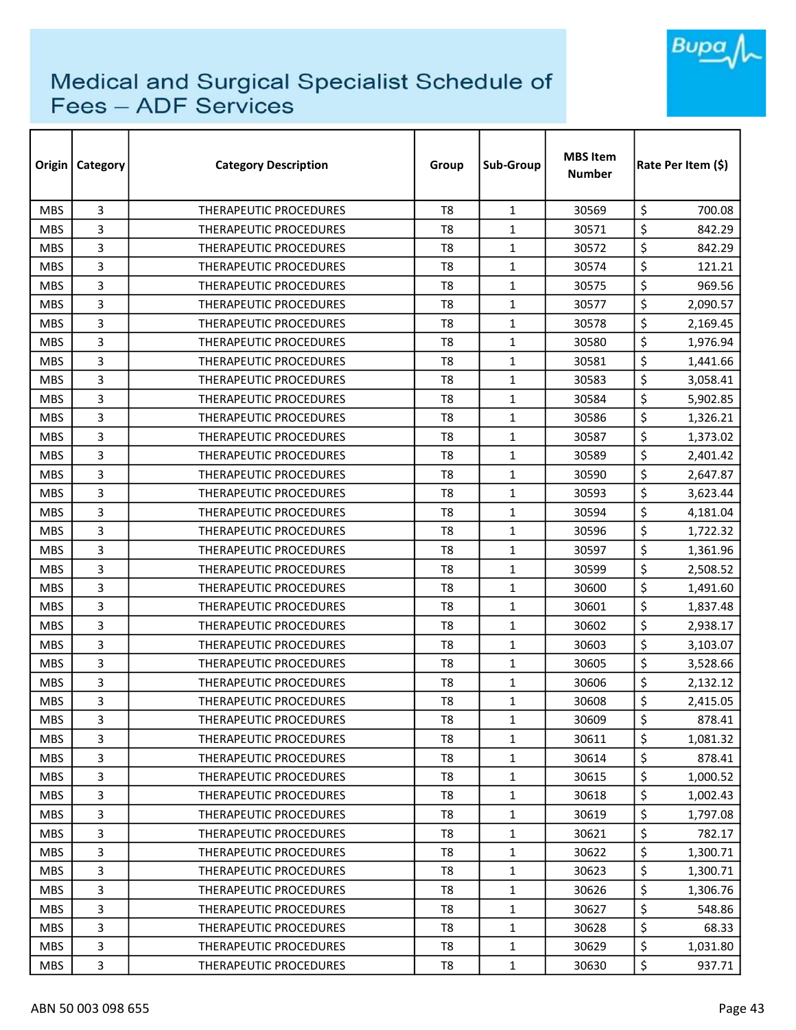# Medical and Surgical Specialist Schedule of Fees – ADF Services

| Origin | Category | Category Description | Group | Sub-Group | MBS Item Number | Rate Per Item ($) |
|---|---|---|---|---|---|---|
| MBS | 3 | THERAPEUTIC PROCEDURES | T8 | 1 | 30569 | $ 700.08 |
| MBS | 3 | THERAPEUTIC PROCEDURES | T8 | 1 | 30571 | $ 842.29 |
| MBS | 3 | THERAPEUTIC PROCEDURES | T8 | 1 | 30572 | $ 842.29 |
| MBS | 3 | THERAPEUTIC PROCEDURES | T8 | 1 | 30574 | $ 121.21 |
| MBS | 3 | THERAPEUTIC PROCEDURES | T8 | 1 | 30575 | $ 969.56 |
| MBS | 3 | THERAPEUTIC PROCEDURES | T8 | 1 | 30577 | $ 2,090.57 |
| MBS | 3 | THERAPEUTIC PROCEDURES | T8 | 1 | 30578 | $ 2,169.45 |
| MBS | 3 | THERAPEUTIC PROCEDURES | T8 | 1 | 30580 | $ 1,976.94 |
| MBS | 3 | THERAPEUTIC PROCEDURES | T8 | 1 | 30581 | $ 1,441.66 |
| MBS | 3 | THERAPEUTIC PROCEDURES | T8 | 1 | 30583 | $ 3,058.41 |
| MBS | 3 | THERAPEUTIC PROCEDURES | T8 | 1 | 30584 | $ 5,902.85 |
| MBS | 3 | THERAPEUTIC PROCEDURES | T8 | 1 | 30586 | $ 1,326.21 |
| MBS | 3 | THERAPEUTIC PROCEDURES | T8 | 1 | 30587 | $ 1,373.02 |
| MBS | 3 | THERAPEUTIC PROCEDURES | T8 | 1 | 30589 | $ 2,401.42 |
| MBS | 3 | THERAPEUTIC PROCEDURES | T8 | 1 | 30590 | $ 2,647.87 |
| MBS | 3 | THERAPEUTIC PROCEDURES | T8 | 1 | 30593 | $ 3,623.44 |
| MBS | 3 | THERAPEUTIC PROCEDURES | T8 | 1 | 30594 | $ 4,181.04 |
| MBS | 3 | THERAPEUTIC PROCEDURES | T8 | 1 | 30596 | $ 1,722.32 |
| MBS | 3 | THERAPEUTIC PROCEDURES | T8 | 1 | 30597 | $ 1,361.96 |
| MBS | 3 | THERAPEUTIC PROCEDURES | T8 | 1 | 30599 | $ 2,508.52 |
| MBS | 3 | THERAPEUTIC PROCEDURES | T8 | 1 | 30600 | $ 1,491.60 |
| MBS | 3 | THERAPEUTIC PROCEDURES | T8 | 1 | 30601 | $ 1,837.48 |
| MBS | 3 | THERAPEUTIC PROCEDURES | T8 | 1 | 30602 | $ 2,938.17 |
| MBS | 3 | THERAPEUTIC PROCEDURES | T8 | 1 | 30603 | $ 3,103.07 |
| MBS | 3 | THERAPEUTIC PROCEDURES | T8 | 1 | 30605 | $ 3,528.66 |
| MBS | 3 | THERAPEUTIC PROCEDURES | T8 | 1 | 30606 | $ 2,132.12 |
| MBS | 3 | THERAPEUTIC PROCEDURES | T8 | 1 | 30608 | $ 2,415.05 |
| MBS | 3 | THERAPEUTIC PROCEDURES | T8 | 1 | 30609 | $ 878.41 |
| MBS | 3 | THERAPEUTIC PROCEDURES | T8 | 1 | 30611 | $ 1,081.32 |
| MBS | 3 | THERAPEUTIC PROCEDURES | T8 | 1 | 30614 | $ 878.41 |
| MBS | 3 | THERAPEUTIC PROCEDURES | T8 | 1 | 30615 | $ 1,000.52 |
| MBS | 3 | THERAPEUTIC PROCEDURES | T8 | 1 | 30618 | $ 1,002.43 |
| MBS | 3 | THERAPEUTIC PROCEDURES | T8 | 1 | 30619 | $ 1,797.08 |
| MBS | 3 | THERAPEUTIC PROCEDURES | T8 | 1 | 30621 | $ 782.17 |
| MBS | 3 | THERAPEUTIC PROCEDURES | T8 | 1 | 30622 | $ 1,300.71 |
| MBS | 3 | THERAPEUTIC PROCEDURES | T8 | 1 | 30623 | $ 1,300.71 |
| MBS | 3 | THERAPEUTIC PROCEDURES | T8 | 1 | 30626 | $ 1,306.76 |
| MBS | 3 | THERAPEUTIC PROCEDURES | T8 | 1 | 30627 | $ 548.86 |
| MBS | 3 | THERAPEUTIC PROCEDURES | T8 | 1 | 30628 | $ 68.33 |
| MBS | 3 | THERAPEUTIC PROCEDURES | T8 | 1 | 30629 | $ 1,031.80 |
| MBS | 3 | THERAPEUTIC PROCEDURES | T8 | 1 | 30630 | $ 937.71 |

ABN 50 003 098 655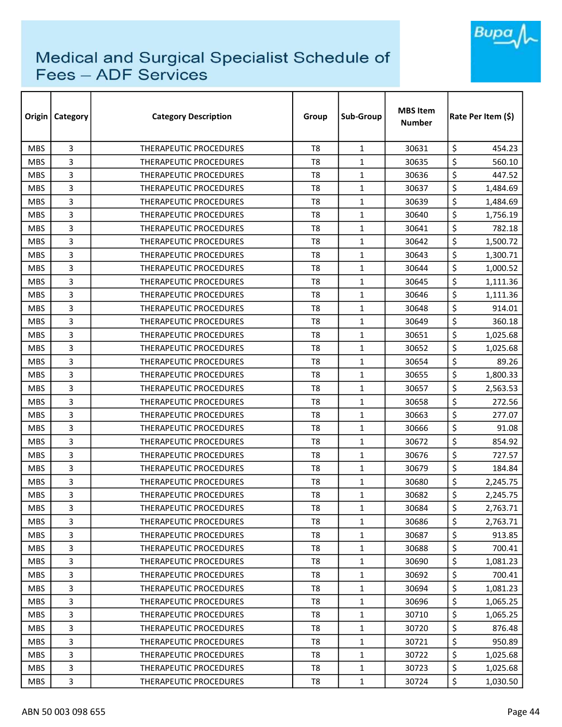# Medical and Surgical Specialist Schedule of Fees – ADF Services

| Origin | Category | Category Description | Group | Sub-Group | MBS Item Number | Rate Per Item ($) |
|---|---|---|---|---|---|---|
| MBS | 3 | THERAPEUTIC PROCEDURES | T8 | 1 | 30631 | $ 454.23 |
| MBS | 3 | THERAPEUTIC PROCEDURES | T8 | 1 | 30635 | $ 560.10 |
| MBS | 3 | THERAPEUTIC PROCEDURES | T8 | 1 | 30636 | $ 447.52 |
| MBS | 3 | THERAPEUTIC PROCEDURES | T8 | 1 | 30637 | $ 1,484.69 |
| MBS | 3 | THERAPEUTIC PROCEDURES | T8 | 1 | 30639 | $ 1,484.69 |
| MBS | 3 | THERAPEUTIC PROCEDURES | T8 | 1 | 30640 | $ 1,756.19 |
| MBS | 3 | THERAPEUTIC PROCEDURES | T8 | 1 | 30641 | $ 782.18 |
| MBS | 3 | THERAPEUTIC PROCEDURES | T8 | 1 | 30642 | $ 1,500.72 |
| MBS | 3 | THERAPEUTIC PROCEDURES | T8 | 1 | 30643 | $ 1,300.71 |
| MBS | 3 | THERAPEUTIC PROCEDURES | T8 | 1 | 30644 | $ 1,000.52 |
| MBS | 3 | THERAPEUTIC PROCEDURES | T8 | 1 | 30645 | $ 1,111.36 |
| MBS | 3 | THERAPEUTIC PROCEDURES | T8 | 1 | 30646 | $ 1,111.36 |
| MBS | 3 | THERAPEUTIC PROCEDURES | T8 | 1 | 30648 | $ 914.01 |
| MBS | 3 | THERAPEUTIC PROCEDURES | T8 | 1 | 30649 | $ 360.18 |
| MBS | 3 | THERAPEUTIC PROCEDURES | T8 | 1 | 30651 | $ 1,025.68 |
| MBS | 3 | THERAPEUTIC PROCEDURES | T8 | 1 | 30652 | $ 1,025.68 |
| MBS | 3 | THERAPEUTIC PROCEDURES | T8 | 1 | 30654 | $ 89.26 |
| MBS | 3 | THERAPEUTIC PROCEDURES | T8 | 1 | 30655 | $ 1,800.33 |
| MBS | 3 | THERAPEUTIC PROCEDURES | T8 | 1 | 30657 | $ 2,563.53 |
| MBS | 3 | THERAPEUTIC PROCEDURES | T8 | 1 | 30658 | $ 272.56 |
| MBS | 3 | THERAPEUTIC PROCEDURES | T8 | 1 | 30663 | $ 277.07 |
| MBS | 3 | THERAPEUTIC PROCEDURES | T8 | 1 | 30666 | $ 91.08 |
| MBS | 3 | THERAPEUTIC PROCEDURES | T8 | 1 | 30672 | $ 854.92 |
| MBS | 3 | THERAPEUTIC PROCEDURES | T8 | 1 | 30676 | $ 727.57 |
| MBS | 3 | THERAPEUTIC PROCEDURES | T8 | 1 | 30679 | $ 184.84 |
| MBS | 3 | THERAPEUTIC PROCEDURES | T8 | 1 | 30680 | $ 2,245.75 |
| MBS | 3 | THERAPEUTIC PROCEDURES | T8 | 1 | 30682 | $ 2,245.75 |
| MBS | 3 | THERAPEUTIC PROCEDURES | T8 | 1 | 30684 | $ 2,763.71 |
| MBS | 3 | THERAPEUTIC PROCEDURES | T8 | 1 | 30686 | $ 2,763.71 |
| MBS | 3 | THERAPEUTIC PROCEDURES | T8 | 1 | 30687 | $ 913.85 |
| MBS | 3 | THERAPEUTIC PROCEDURES | T8 | 1 | 30688 | $ 700.41 |
| MBS | 3 | THERAPEUTIC PROCEDURES | T8 | 1 | 30690 | $ 1,081.23 |
| MBS | 3 | THERAPEUTIC PROCEDURES | T8 | 1 | 30692 | $ 700.41 |
| MBS | 3 | THERAPEUTIC PROCEDURES | T8 | 1 | 30694 | $ 1,081.23 |
| MBS | 3 | THERAPEUTIC PROCEDURES | T8 | 1 | 30696 | $ 1,065.25 |
| MBS | 3 | THERAPEUTIC PROCEDURES | T8 | 1 | 30710 | $ 1,065.25 |
| MBS | 3 | THERAPEUTIC PROCEDURES | T8 | 1 | 30720 | $ 876.48 |
| MBS | 3 | THERAPEUTIC PROCEDURES | T8 | 1 | 30721 | $ 950.89 |
| MBS | 3 | THERAPEUTIC PROCEDURES | T8 | 1 | 30722 | $ 1,025.68 |
| MBS | 3 | THERAPEUTIC PROCEDURES | T8 | 1 | 30723 | $ 1,025.68 |
| MBS | 3 | THERAPEUTIC PROCEDURES | T8 | 1 | 30724 | $ 1,030.50 |

ABN 50 003 098 655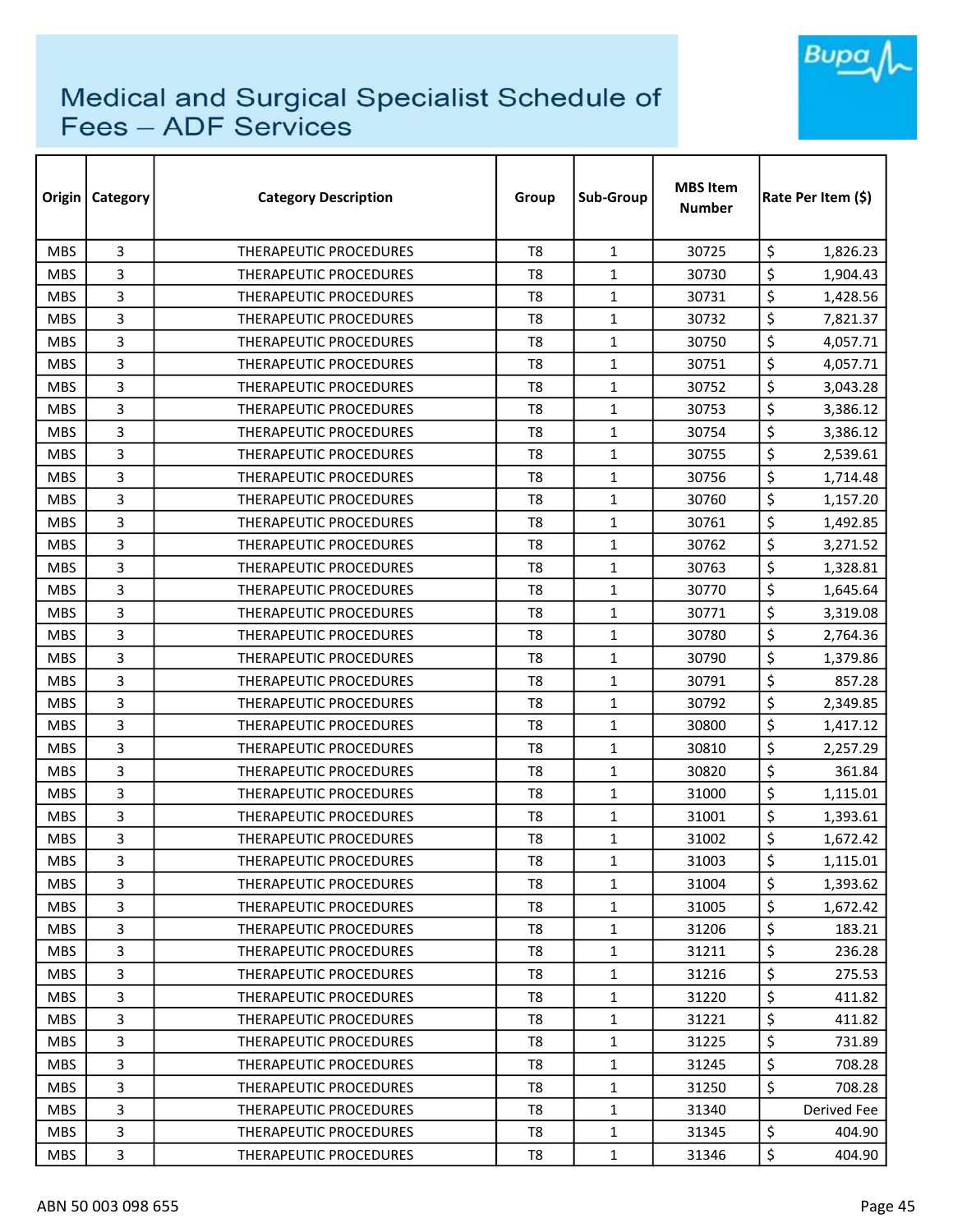# Medical and Surgical Specialist Schedule of Fees – ADF Services

| Origin | Category | Category Description | Group | Sub-Group | MBS Item Number | Rate Per Item ($) |
|---|---|---|---|---|---|---|
| MBS | 3 | THERAPEUTIC PROCEDURES | T8 | 1 | 30725 | $ 1,826.23 |
| MBS | 3 | THERAPEUTIC PROCEDURES | T8 | 1 | 30730 | $ 1,904.43 |
| MBS | 3 | THERAPEUTIC PROCEDURES | T8 | 1 | 30731 | $ 1,428.56 |
| MBS | 3 | THERAPEUTIC PROCEDURES | T8 | 1 | 30732 | $ 7,821.37 |
| MBS | 3 | THERAPEUTIC PROCEDURES | T8 | 1 | 30750 | $ 4,057.71 |
| MBS | 3 | THERAPEUTIC PROCEDURES | T8 | 1 | 30751 | $ 4,057.71 |
| MBS | 3 | THERAPEUTIC PROCEDURES | T8 | 1 | 30752 | $ 3,043.28 |
| MBS | 3 | THERAPEUTIC PROCEDURES | T8 | 1 | 30753 | $ 3,386.12 |
| MBS | 3 | THERAPEUTIC PROCEDURES | T8 | 1 | 30754 | $ 3,386.12 |
| MBS | 3 | THERAPEUTIC PROCEDURES | T8 | 1 | 30755 | $ 2,539.61 |
| MBS | 3 | THERAPEUTIC PROCEDURES | T8 | 1 | 30756 | $ 1,714.48 |
| MBS | 3 | THERAPEUTIC PROCEDURES | T8 | 1 | 30760 | $ 1,157.20 |
| MBS | 3 | THERAPEUTIC PROCEDURES | T8 | 1 | 30761 | $ 1,492.85 |
| MBS | 3 | THERAPEUTIC PROCEDURES | T8 | 1 | 30762 | $ 3,271.52 |
| MBS | 3 | THERAPEUTIC PROCEDURES | T8 | 1 | 30763 | $ 1,328.81 |
| MBS | 3 | THERAPEUTIC PROCEDURES | T8 | 1 | 30770 | $ 1,645.64 |
| MBS | 3 | THERAPEUTIC PROCEDURES | T8 | 1 | 30771 | $ 3,319.08 |
| MBS | 3 | THERAPEUTIC PROCEDURES | T8 | 1 | 30780 | $ 2,764.36 |
| MBS | 3 | THERAPEUTIC PROCEDURES | T8 | 1 | 30790 | $ 1,379.86 |
| MBS | 3 | THERAPEUTIC PROCEDURES | T8 | 1 | 30791 | $ 857.28 |
| MBS | 3 | THERAPEUTIC PROCEDURES | T8 | 1 | 30792 | $ 2,349.85 |
| MBS | 3 | THERAPEUTIC PROCEDURES | T8 | 1 | 30800 | $ 1,417.12 |
| MBS | 3 | THERAPEUTIC PROCEDURES | T8 | 1 | 30810 | $ 2,257.29 |
| MBS | 3 | THERAPEUTIC PROCEDURES | T8 | 1 | 30820 | $ 361.84 |
| MBS | 3 | THERAPEUTIC PROCEDURES | T8 | 1 | 31000 | $ 1,115.01 |
| MBS | 3 | THERAPEUTIC PROCEDURES | T8 | 1 | 31001 | $ 1,393.61 |
| MBS | 3 | THERAPEUTIC PROCEDURES | T8 | 1 | 31002 | $ 1,672.42 |
| MBS | 3 | THERAPEUTIC PROCEDURES | T8 | 1 | 31003 | $ 1,115.01 |
| MBS | 3 | THERAPEUTIC PROCEDURES | T8 | 1 | 31004 | $ 1,393.62 |
| MBS | 3 | THERAPEUTIC PROCEDURES | T8 | 1 | 31005 | $ 1,672.42 |
| MBS | 3 | THERAPEUTIC PROCEDURES | T8 | 1 | 31206 | $ 183.21 |
| MBS | 3 | THERAPEUTIC PROCEDURES | T8 | 1 | 31211 | $ 236.28 |
| MBS | 3 | THERAPEUTIC PROCEDURES | T8 | 1 | 31216 | $ 275.53 |
| MBS | 3 | THERAPEUTIC PROCEDURES | T8 | 1 | 31220 | $ 411.82 |
| MBS | 3 | THERAPEUTIC PROCEDURES | T8 | 1 | 31221 | $ 411.82 |
| MBS | 3 | THERAPEUTIC PROCEDURES | T8 | 1 | 31225 | $ 731.89 |
| MBS | 3 | THERAPEUTIC PROCEDURES | T8 | 1 | 31245 | $ 708.28 |
| MBS | 3 | THERAPEUTIC PROCEDURES | T8 | 1 | 31250 | $ 708.28 |
| MBS | 3 | THERAPEUTIC PROCEDURES | T8 | 1 | 31340 | Derived Fee |
| MBS | 3 | THERAPEUTIC PROCEDURES | T8 | 1 | 31345 | $ 404.90 |
| MBS | 3 | THERAPEUTIC PROCEDURES | T8 | 1 | 31346 | $ 404.90 |

ABN 50 003 098 655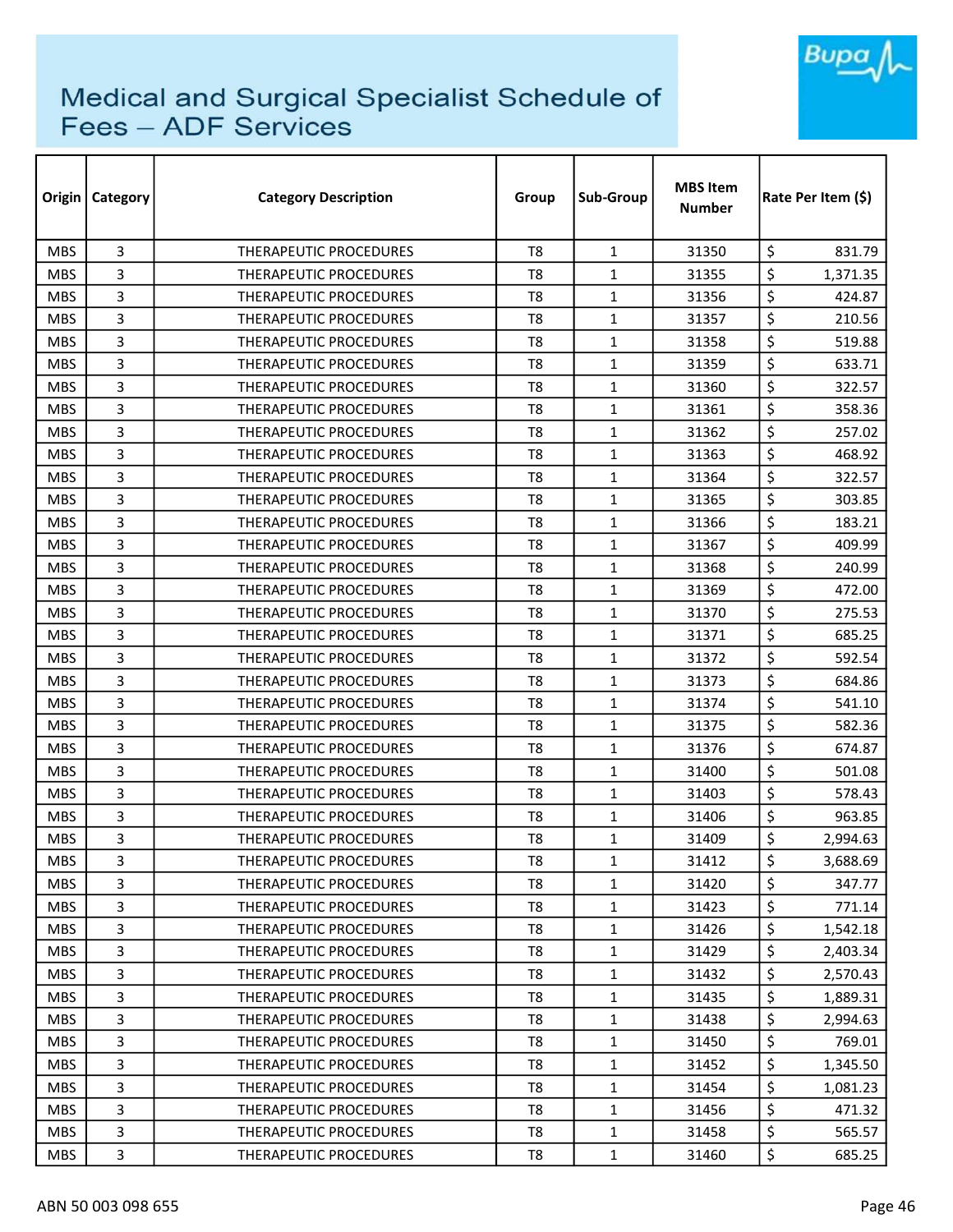# Medical and Surgical Specialist Schedule of Fees – ADF Services

| Origin | Category | Category Description | Group | Sub-Group | MBS Item Number | Rate Per Item ($) |
|---|---|---|---|---|---|---|
| MBS | 3 | THERAPEUTIC PROCEDURES | T8 | 1 | 31350 | $ 831.79 |
| MBS | 3 | THERAPEUTIC PROCEDURES | T8 | 1 | 31355 | $ 1,371.35 |
| MBS | 3 | THERAPEUTIC PROCEDURES | T8 | 1 | 31356 | $ 424.87 |
| MBS | 3 | THERAPEUTIC PROCEDURES | T8 | 1 | 31357 | $ 210.56 |
| MBS | 3 | THERAPEUTIC PROCEDURES | T8 | 1 | 31358 | $ 519.88 |
| MBS | 3 | THERAPEUTIC PROCEDURES | T8 | 1 | 31359 | $ 633.71 |
| MBS | 3 | THERAPEUTIC PROCEDURES | T8 | 1 | 31360 | $ 322.57 |
| MBS | 3 | THERAPEUTIC PROCEDURES | T8 | 1 | 31361 | $ 358.36 |
| MBS | 3 | THERAPEUTIC PROCEDURES | T8 | 1 | 31362 | $ 257.02 |
| MBS | 3 | THERAPEUTIC PROCEDURES | T8 | 1 | 31363 | $ 468.92 |
| MBS | 3 | THERAPEUTIC PROCEDURES | T8 | 1 | 31364 | $ 322.57 |
| MBS | 3 | THERAPEUTIC PROCEDURES | T8 | 1 | 31365 | $ 303.85 |
| MBS | 3 | THERAPEUTIC PROCEDURES | T8 | 1 | 31366 | $ 183.21 |
| MBS | 3 | THERAPEUTIC PROCEDURES | T8 | 1 | 31367 | $ 409.99 |
| MBS | 3 | THERAPEUTIC PROCEDURES | T8 | 1 | 31368 | $ 240.99 |
| MBS | 3 | THERAPEUTIC PROCEDURES | T8 | 1 | 31369 | $ 472.00 |
| MBS | 3 | THERAPEUTIC PROCEDURES | T8 | 1 | 31370 | $ 275.53 |
| MBS | 3 | THERAPEUTIC PROCEDURES | T8 | 1 | 31371 | $ 685.25 |
| MBS | 3 | THERAPEUTIC PROCEDURES | T8 | 1 | 31372 | $ 592.54 |
| MBS | 3 | THERAPEUTIC PROCEDURES | T8 | 1 | 31373 | $ 684.86 |
| MBS | 3 | THERAPEUTIC PROCEDURES | T8 | 1 | 31374 | $ 541.10 |
| MBS | 3 | THERAPEUTIC PROCEDURES | T8 | 1 | 31375 | $ 582.36 |
| MBS | 3 | THERAPEUTIC PROCEDURES | T8 | 1 | 31376 | $ 674.87 |
| MBS | 3 | THERAPEUTIC PROCEDURES | T8 | 1 | 31400 | $ 501.08 |
| MBS | 3 | THERAPEUTIC PROCEDURES | T8 | 1 | 31403 | $ 578.43 |
| MBS | 3 | THERAPEUTIC PROCEDURES | T8 | 1 | 31406 | $ 963.85 |
| MBS | 3 | THERAPEUTIC PROCEDURES | T8 | 1 | 31409 | $ 2,994.63 |
| MBS | 3 | THERAPEUTIC PROCEDURES | T8 | 1 | 31412 | $ 3,688.69 |
| MBS | 3 | THERAPEUTIC PROCEDURES | T8 | 1 | 31420 | $ 347.77 |
| MBS | 3 | THERAPEUTIC PROCEDURES | T8 | 1 | 31423 | $ 771.14 |
| MBS | 3 | THERAPEUTIC PROCEDURES | T8 | 1 | 31426 | $ 1,542.18 |
| MBS | 3 | THERAPEUTIC PROCEDURES | T8 | 1 | 31429 | $ 2,403.34 |
| MBS | 3 | THERAPEUTIC PROCEDURES | T8 | 1 | 31432 | $ 2,570.43 |
| MBS | 3 | THERAPEUTIC PROCEDURES | T8 | 1 | 31435 | $ 1,889.31 |
| MBS | 3 | THERAPEUTIC PROCEDURES | T8 | 1 | 31438 | $ 2,994.63 |
| MBS | 3 | THERAPEUTIC PROCEDURES | T8 | 1 | 31450 | $ 769.01 |
| MBS | 3 | THERAPEUTIC PROCEDURES | T8 | 1 | 31452 | $ 1,345.50 |
| MBS | 3 | THERAPEUTIC PROCEDURES | T8 | 1 | 31454 | $ 1,081.23 |
| MBS | 3 | THERAPEUTIC PROCEDURES | T8 | 1 | 31456 | $ 471.32 |
| MBS | 3 | THERAPEUTIC PROCEDURES | T8 | 1 | 31458 | $ 565.57 |
| MBS | 3 | THERAPEUTIC PROCEDURES | T8 | 1 | 31460 | $ 685.25 |

ABN 50 003 098 655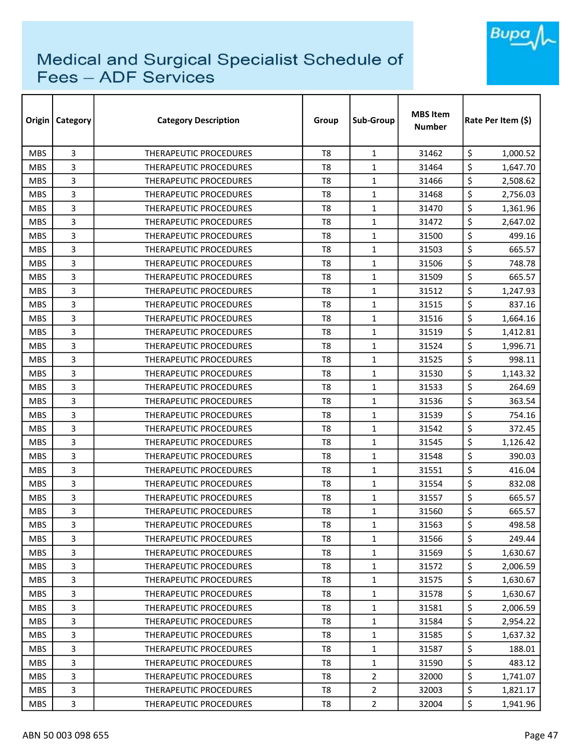# Medical and Surgical Specialist Schedule of Fees – ADF Services

| Origin | Category | Category Description | Group | Sub-Group | MBS Item Number | Rate Per Item ($) |
|---|---|---|---|---|---|---|
| MBS | 3 | THERAPEUTIC PROCEDURES | T8 | 1 | 31462 | $ 1,000.52 |
| MBS | 3 | THERAPEUTIC PROCEDURES | T8 | 1 | 31464 | $ 1,647.70 |
| MBS | 3 | THERAPEUTIC PROCEDURES | T8 | 1 | 31466 | $ 2,508.62 |
| MBS | 3 | THERAPEUTIC PROCEDURES | T8 | 1 | 31468 | $ 2,756.03 |
| MBS | 3 | THERAPEUTIC PROCEDURES | T8 | 1 | 31470 | $ 1,361.96 |
| MBS | 3 | THERAPEUTIC PROCEDURES | T8 | 1 | 31472 | $ 2,647.02 |
| MBS | 3 | THERAPEUTIC PROCEDURES | T8 | 1 | 31500 | $ 499.16 |
| MBS | 3 | THERAPEUTIC PROCEDURES | T8 | 1 | 31503 | $ 665.57 |
| MBS | 3 | THERAPEUTIC PROCEDURES | T8 | 1 | 31506 | $ 748.78 |
| MBS | 3 | THERAPEUTIC PROCEDURES | T8 | 1 | 31509 | $ 665.57 |
| MBS | 3 | THERAPEUTIC PROCEDURES | T8 | 1 | 31512 | $ 1,247.93 |
| MBS | 3 | THERAPEUTIC PROCEDURES | T8 | 1 | 31515 | $ 837.16 |
| MBS | 3 | THERAPEUTIC PROCEDURES | T8 | 1 | 31516 | $ 1,664.16 |
| MBS | 3 | THERAPEUTIC PROCEDURES | T8 | 1 | 31519 | $ 1,412.81 |
| MBS | 3 | THERAPEUTIC PROCEDURES | T8 | 1 | 31524 | $ 1,996.71 |
| MBS | 3 | THERAPEUTIC PROCEDURES | T8 | 1 | 31525 | $ 998.11 |
| MBS | 3 | THERAPEUTIC PROCEDURES | T8 | 1 | 31530 | $ 1,143.32 |
| MBS | 3 | THERAPEUTIC PROCEDURES | T8 | 1 | 31533 | $ 264.69 |
| MBS | 3 | THERAPEUTIC PROCEDURES | T8 | 1 | 31536 | $ 363.54 |
| MBS | 3 | THERAPEUTIC PROCEDURES | T8 | 1 | 31539 | $ 754.16 |
| MBS | 3 | THERAPEUTIC PROCEDURES | T8 | 1 | 31542 | $ 372.45 |
| MBS | 3 | THERAPEUTIC PROCEDURES | T8 | 1 | 31545 | $ 1,126.42 |
| MBS | 3 | THERAPEUTIC PROCEDURES | T8 | 1 | 31548 | $ 390.03 |
| MBS | 3 | THERAPEUTIC PROCEDURES | T8 | 1 | 31551 | $ 416.04 |
| MBS | 3 | THERAPEUTIC PROCEDURES | T8 | 1 | 31554 | $ 832.08 |
| MBS | 3 | THERAPEUTIC PROCEDURES | T8 | 1 | 31557 | $ 665.57 |
| MBS | 3 | THERAPEUTIC PROCEDURES | T8 | 1 | 31560 | $ 665.57 |
| MBS | 3 | THERAPEUTIC PROCEDURES | T8 | 1 | 31563 | $ 498.58 |
| MBS | 3 | THERAPEUTIC PROCEDURES | T8 | 1 | 31566 | $ 249.44 |
| MBS | 3 | THERAPEUTIC PROCEDURES | T8 | 1 | 31569 | $ 1,630.67 |
| MBS | 3 | THERAPEUTIC PROCEDURES | T8 | 1 | 31572 | $ 2,006.59 |
| MBS | 3 | THERAPEUTIC PROCEDURES | T8 | 1 | 31575 | $ 1,630.67 |
| MBS | 3 | THERAPEUTIC PROCEDURES | T8 | 1 | 31578 | $ 1,630.67 |
| MBS | 3 | THERAPEUTIC PROCEDURES | T8 | 1 | 31581 | $ 2,006.59 |
| MBS | 3 | THERAPEUTIC PROCEDURES | T8 | 1 | 31584 | $ 2,954.22 |
| MBS | 3 | THERAPEUTIC PROCEDURES | T8 | 1 | 31585 | $ 1,637.32 |
| MBS | 3 | THERAPEUTIC PROCEDURES | T8 | 1 | 31587 | $ 188.01 |
| MBS | 3 | THERAPEUTIC PROCEDURES | T8 | 1 | 31590 | $ 483.12 |
| MBS | 3 | THERAPEUTIC PROCEDURES | T8 | 2 | 32000 | $ 1,741.07 |
| MBS | 3 | THERAPEUTIC PROCEDURES | T8 | 2 | 32003 | $ 1,821.17 |
| MBS | 3 | THERAPEUTIC PROCEDURES | T8 | 2 | 32004 | $ 1,941.96 |

ABN 50 003 098 655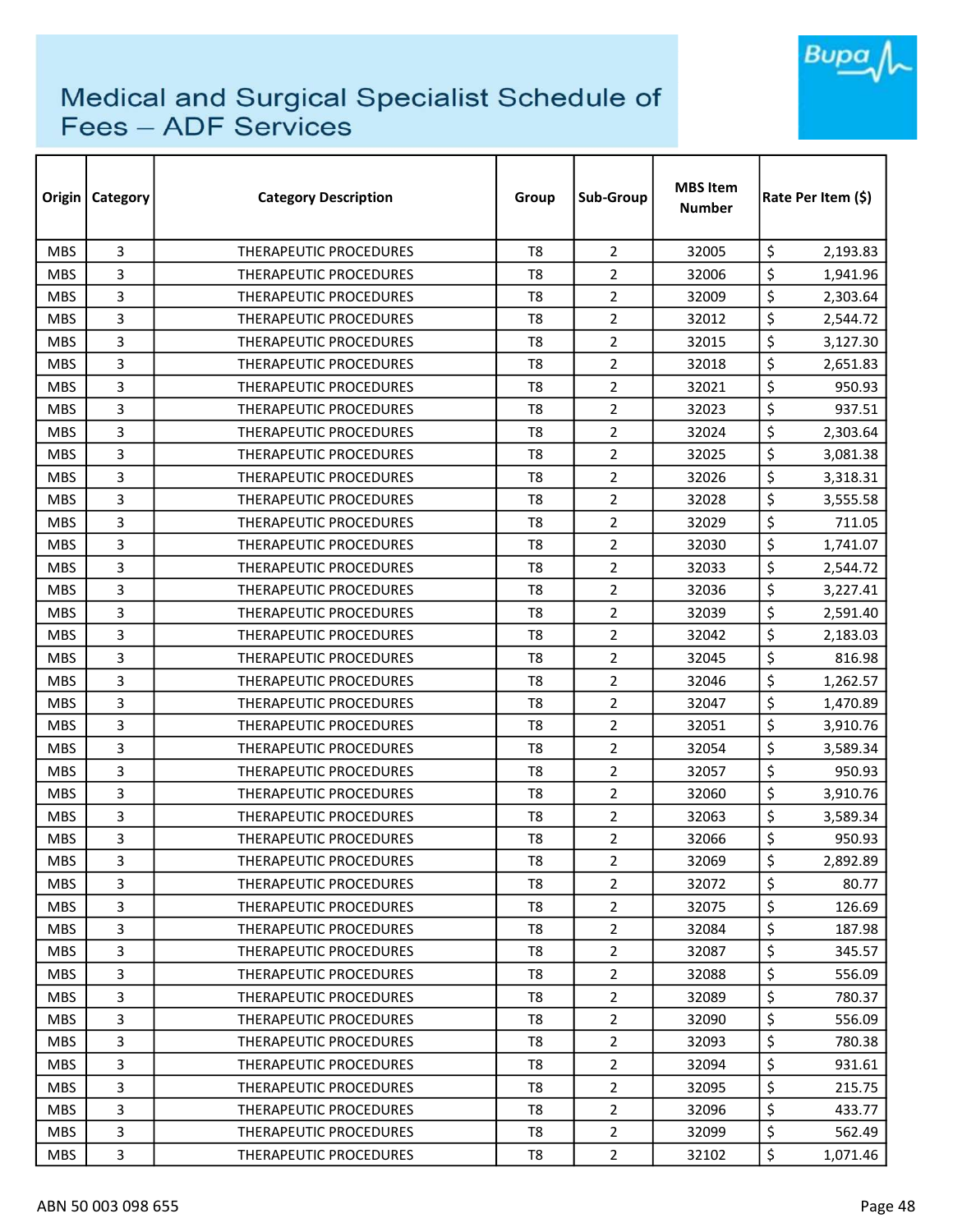# Medical and Surgical Specialist Schedule of Fees – ADF Services

| Origin | Category | Category Description | Group | Sub-Group | MBS Item Number | Rate Per Item ($) |
|---|---|---|---|---|---|---|
| MBS | 3 | THERAPEUTIC PROCEDURES | T8 | 2 | 32005 | $ 2,193.83 |
| MBS | 3 | THERAPEUTIC PROCEDURES | T8 | 2 | 32006 | $ 1,941.96 |
| MBS | 3 | THERAPEUTIC PROCEDURES | T8 | 2 | 32009 | $ 2,303.64 |
| MBS | 3 | THERAPEUTIC PROCEDURES | T8 | 2 | 32012 | $ 2,544.72 |
| MBS | 3 | THERAPEUTIC PROCEDURES | T8 | 2 | 32015 | $ 3,127.30 |
| MBS | 3 | THERAPEUTIC PROCEDURES | T8 | 2 | 32018 | $ 2,651.83 |
| MBS | 3 | THERAPEUTIC PROCEDURES | T8 | 2 | 32021 | $ 950.93 |
| MBS | 3 | THERAPEUTIC PROCEDURES | T8 | 2 | 32023 | $ 937.51 |
| MBS | 3 | THERAPEUTIC PROCEDURES | T8 | 2 | 32024 | $ 2,303.64 |
| MBS | 3 | THERAPEUTIC PROCEDURES | T8 | 2 | 32025 | $ 3,081.38 |
| MBS | 3 | THERAPEUTIC PROCEDURES | T8 | 2 | 32026 | $ 3,318.31 |
| MBS | 3 | THERAPEUTIC PROCEDURES | T8 | 2 | 32028 | $ 3,555.58 |
| MBS | 3 | THERAPEUTIC PROCEDURES | T8 | 2 | 32029 | $ 711.05 |
| MBS | 3 | THERAPEUTIC PROCEDURES | T8 | 2 | 32030 | $ 1,741.07 |
| MBS | 3 | THERAPEUTIC PROCEDURES | T8 | 2 | 32033 | $ 2,544.72 |
| MBS | 3 | THERAPEUTIC PROCEDURES | T8 | 2 | 32036 | $ 3,227.41 |
| MBS | 3 | THERAPEUTIC PROCEDURES | T8 | 2 | 32039 | $ 2,591.40 |
| MBS | 3 | THERAPEUTIC PROCEDURES | T8 | 2 | 32042 | $ 2,183.03 |
| MBS | 3 | THERAPEUTIC PROCEDURES | T8 | 2 | 32045 | $ 816.98 |
| MBS | 3 | THERAPEUTIC PROCEDURES | T8 | 2 | 32046 | $ 1,262.57 |
| MBS | 3 | THERAPEUTIC PROCEDURES | T8 | 2 | 32047 | $ 1,470.89 |
| MBS | 3 | THERAPEUTIC PROCEDURES | T8 | 2 | 32051 | $ 3,910.76 |
| MBS | 3 | THERAPEUTIC PROCEDURES | T8 | 2 | 32054 | $ 3,589.34 |
| MBS | 3 | THERAPEUTIC PROCEDURES | T8 | 2 | 32057 | $ 950.93 |
| MBS | 3 | THERAPEUTIC PROCEDURES | T8 | 2 | 32060 | $ 3,910.76 |
| MBS | 3 | THERAPEUTIC PROCEDURES | T8 | 2 | 32063 | $ 3,589.34 |
| MBS | 3 | THERAPEUTIC PROCEDURES | T8 | 2 | 32066 | $ 950.93 |
| MBS | 3 | THERAPEUTIC PROCEDURES | T8 | 2 | 32069 | $ 2,892.89 |
| MBS | 3 | THERAPEUTIC PROCEDURES | T8 | 2 | 32072 | $ 80.77 |
| MBS | 3 | THERAPEUTIC PROCEDURES | T8 | 2 | 32075 | $ 126.69 |
| MBS | 3 | THERAPEUTIC PROCEDURES | T8 | 2 | 32084 | $ 187.98 |
| MBS | 3 | THERAPEUTIC PROCEDURES | T8 | 2 | 32087 | $ 345.57 |
| MBS | 3 | THERAPEUTIC PROCEDURES | T8 | 2 | 32088 | $ 556.09 |
| MBS | 3 | THERAPEUTIC PROCEDURES | T8 | 2 | 32089 | $ 780.37 |
| MBS | 3 | THERAPEUTIC PROCEDURES | T8 | 2 | 32090 | $ 556.09 |
| MBS | 3 | THERAPEUTIC PROCEDURES | T8 | 2 | 32093 | $ 780.38 |
| MBS | 3 | THERAPEUTIC PROCEDURES | T8 | 2 | 32094 | $ 931.61 |
| MBS | 3 | THERAPEUTIC PROCEDURES | T8 | 2 | 32095 | $ 215.75 |
| MBS | 3 | THERAPEUTIC PROCEDURES | T8 | 2 | 32096 | $ 433.77 |
| MBS | 3 | THERAPEUTIC PROCEDURES | T8 | 2 | 32099 | $ 562.49 |
| MBS | 3 | THERAPEUTIC PROCEDURES | T8 | 2 | 32102 | $ 1,071.46 |

ABN 50 003 098 655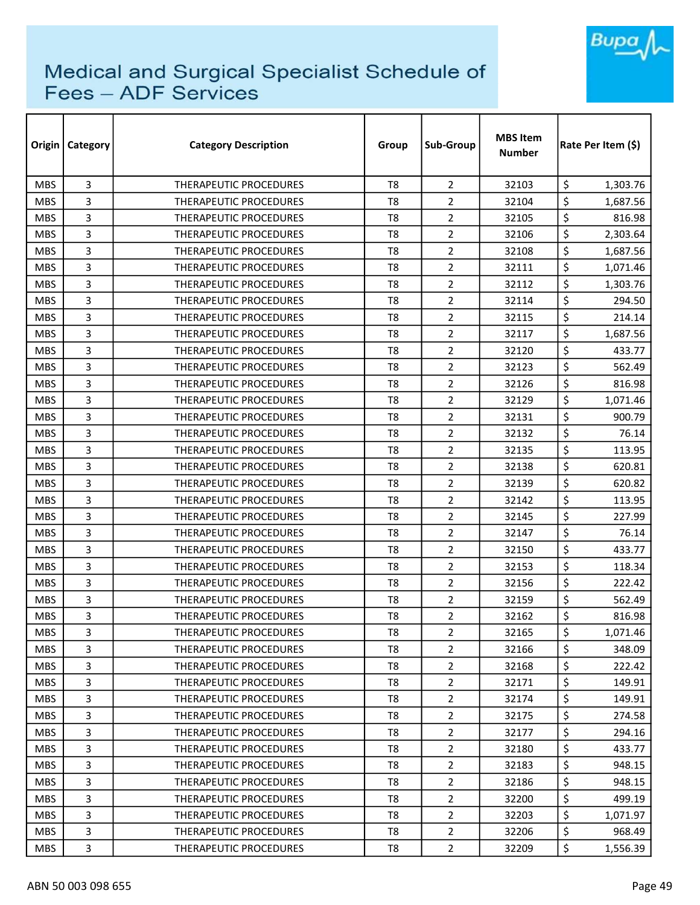# Medical and Surgical Specialist Schedule of Fees – ADF Services

| Origin | Category | Category Description | Group | Sub-Group | MBS Item Number | Rate Per Item ($) |
|---|---|---|---|---|---|---|
| MBS | 3 | THERAPEUTIC PROCEDURES | T8 | 2 | 32103 | $ 1,303.76 |
| MBS | 3 | THERAPEUTIC PROCEDURES | T8 | 2 | 32104 | $ 1,687.56 |
| MBS | 3 | THERAPEUTIC PROCEDURES | T8 | 2 | 32105 | $ 816.98 |
| MBS | 3 | THERAPEUTIC PROCEDURES | T8 | 2 | 32106 | $ 2,303.64 |
| MBS | 3 | THERAPEUTIC PROCEDURES | T8 | 2 | 32108 | $ 1,687.56 |
| MBS | 3 | THERAPEUTIC PROCEDURES | T8 | 2 | 32111 | $ 1,071.46 |
| MBS | 3 | THERAPEUTIC PROCEDURES | T8 | 2 | 32112 | $ 1,303.76 |
| MBS | 3 | THERAPEUTIC PROCEDURES | T8 | 2 | 32114 | $ 294.50 |
| MBS | 3 | THERAPEUTIC PROCEDURES | T8 | 2 | 32115 | $ 214.14 |
| MBS | 3 | THERAPEUTIC PROCEDURES | T8 | 2 | 32117 | $ 1,687.56 |
| MBS | 3 | THERAPEUTIC PROCEDURES | T8 | 2 | 32120 | $ 433.77 |
| MBS | 3 | THERAPEUTIC PROCEDURES | T8 | 2 | 32123 | $ 562.49 |
| MBS | 3 | THERAPEUTIC PROCEDURES | T8 | 2 | 32126 | $ 816.98 |
| MBS | 3 | THERAPEUTIC PROCEDURES | T8 | 2 | 32129 | $ 1,071.46 |
| MBS | 3 | THERAPEUTIC PROCEDURES | T8 | 2 | 32131 | $ 900.79 |
| MBS | 3 | THERAPEUTIC PROCEDURES | T8 | 2 | 32132 | $ 76.14 |
| MBS | 3 | THERAPEUTIC PROCEDURES | T8 | 2 | 32135 | $ 113.95 |
| MBS | 3 | THERAPEUTIC PROCEDURES | T8 | 2 | 32138 | $ 620.81 |
| MBS | 3 | THERAPEUTIC PROCEDURES | T8 | 2 | 32139 | $ 620.82 |
| MBS | 3 | THERAPEUTIC PROCEDURES | T8 | 2 | 32142 | $ 113.95 |
| MBS | 3 | THERAPEUTIC PROCEDURES | T8 | 2 | 32145 | $ 227.99 |
| MBS | 3 | THERAPEUTIC PROCEDURES | T8 | 2 | 32147 | $ 76.14 |
| MBS | 3 | THERAPEUTIC PROCEDURES | T8 | 2 | 32150 | $ 433.77 |
| MBS | 3 | THERAPEUTIC PROCEDURES | T8 | 2 | 32153 | $ 118.34 |
| MBS | 3 | THERAPEUTIC PROCEDURES | T8 | 2 | 32156 | $ 222.42 |
| MBS | 3 | THERAPEUTIC PROCEDURES | T8 | 2 | 32159 | $ 562.49 |
| MBS | 3 | THERAPEUTIC PROCEDURES | T8 | 2 | 32162 | $ 816.98 |
| MBS | 3 | THERAPEUTIC PROCEDURES | T8 | 2 | 32165 | $ 1,071.46 |
| MBS | 3 | THERAPEUTIC PROCEDURES | T8 | 2 | 32166 | $ 348.09 |
| MBS | 3 | THERAPEUTIC PROCEDURES | T8 | 2 | 32168 | $ 222.42 |
| MBS | 3 | THERAPEUTIC PROCEDURES | T8 | 2 | 32171 | $ 149.91 |
| MBS | 3 | THERAPEUTIC PROCEDURES | T8 | 2 | 32174 | $ 149.91 |
| MBS | 3 | THERAPEUTIC PROCEDURES | T8 | 2 | 32175 | $ 274.58 |
| MBS | 3 | THERAPEUTIC PROCEDURES | T8 | 2 | 32177 | $ 294.16 |
| MBS | 3 | THERAPEUTIC PROCEDURES | T8 | 2 | 32180 | $ 433.77 |
| MBS | 3 | THERAPEUTIC PROCEDURES | T8 | 2 | 32183 | $ 948.15 |
| MBS | 3 | THERAPEUTIC PROCEDURES | T8 | 2 | 32186 | $ 948.15 |
| MBS | 3 | THERAPEUTIC PROCEDURES | T8 | 2 | 32200 | $ 499.19 |
| MBS | 3 | THERAPEUTIC PROCEDURES | T8 | 2 | 32203 | $ 1,071.97 |
| MBS | 3 | THERAPEUTIC PROCEDURES | T8 | 2 | 32206 | $ 968.49 |
| MBS | 3 | THERAPEUTIC PROCEDURES | T8 | 2 | 32209 | $ 1,556.39 |

ABN 50 003 098 655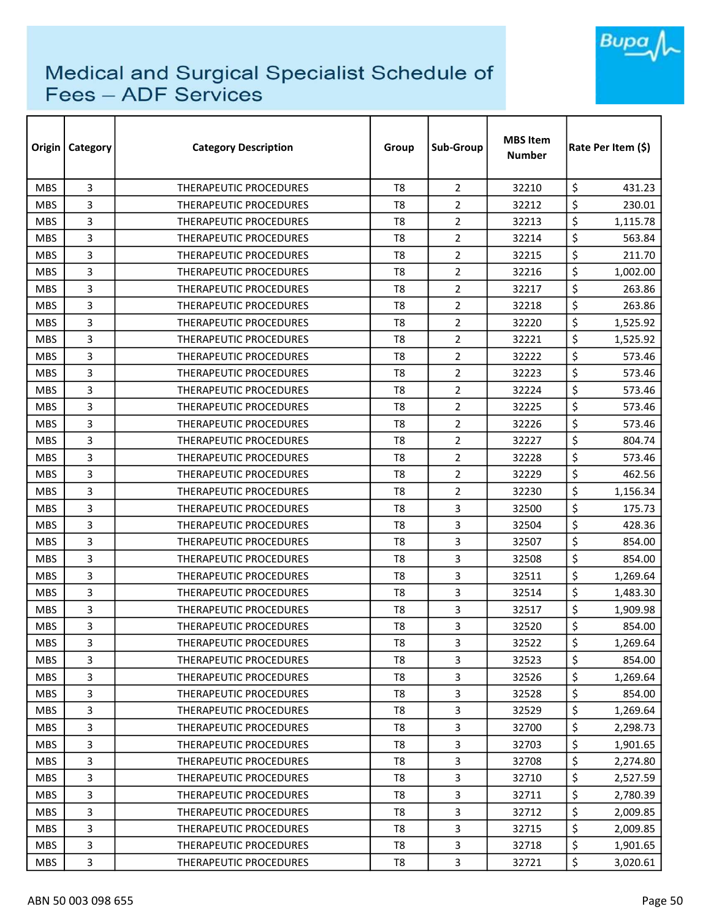# Medical and Surgical Specialist Schedule of Fees – ADF Services

| Origin | Category | Category Description | Group | Sub-Group | MBS Item Number | Rate Per Item ($) |
|---|---|---|---|---|---|---|
| MBS | 3 | THERAPEUTIC PROCEDURES | T8 | 2 | 32210 | $ 431.23 |
| MBS | 3 | THERAPEUTIC PROCEDURES | T8 | 2 | 32212 | $ 230.01 |
| MBS | 3 | THERAPEUTIC PROCEDURES | T8 | 2 | 32213 | $ 1,115.78 |
| MBS | 3 | THERAPEUTIC PROCEDURES | T8 | 2 | 32214 | $ 563.84 |
| MBS | 3 | THERAPEUTIC PROCEDURES | T8 | 2 | 32215 | $ 211.70 |
| MBS | 3 | THERAPEUTIC PROCEDURES | T8 | 2 | 32216 | $ 1,002.00 |
| MBS | 3 | THERAPEUTIC PROCEDURES | T8 | 2 | 32217 | $ 263.86 |
| MBS | 3 | THERAPEUTIC PROCEDURES | T8 | 2 | 32218 | $ 263.86 |
| MBS | 3 | THERAPEUTIC PROCEDURES | T8 | 2 | 32220 | $ 1,525.92 |
| MBS | 3 | THERAPEUTIC PROCEDURES | T8 | 2 | 32221 | $ 1,525.92 |
| MBS | 3 | THERAPEUTIC PROCEDURES | T8 | 2 | 32222 | $ 573.46 |
| MBS | 3 | THERAPEUTIC PROCEDURES | T8 | 2 | 32223 | $ 573.46 |
| MBS | 3 | THERAPEUTIC PROCEDURES | T8 | 2 | 32224 | $ 573.46 |
| MBS | 3 | THERAPEUTIC PROCEDURES | T8 | 2 | 32225 | $ 573.46 |
| MBS | 3 | THERAPEUTIC PROCEDURES | T8 | 2 | 32226 | $ 573.46 |
| MBS | 3 | THERAPEUTIC PROCEDURES | T8 | 2 | 32227 | $ 804.74 |
| MBS | 3 | THERAPEUTIC PROCEDURES | T8 | 2 | 32228 | $ 573.46 |
| MBS | 3 | THERAPEUTIC PROCEDURES | T8 | 2 | 32229 | $ 462.56 |
| MBS | 3 | THERAPEUTIC PROCEDURES | T8 | 2 | 32230 | $ 1,156.34 |
| MBS | 3 | THERAPEUTIC PROCEDURES | T8 | 3 | 32500 | $ 175.73 |
| MBS | 3 | THERAPEUTIC PROCEDURES | T8 | 3 | 32504 | $ 428.36 |
| MBS | 3 | THERAPEUTIC PROCEDURES | T8 | 3 | 32507 | $ 854.00 |
| MBS | 3 | THERAPEUTIC PROCEDURES | T8 | 3 | 32508 | $ 854.00 |
| MBS | 3 | THERAPEUTIC PROCEDURES | T8 | 3 | 32511 | $ 1,269.64 |
| MBS | 3 | THERAPEUTIC PROCEDURES | T8 | 3 | 32514 | $ 1,483.30 |
| MBS | 3 | THERAPEUTIC PROCEDURES | T8 | 3 | 32517 | $ 1,909.98 |
| MBS | 3 | THERAPEUTIC PROCEDURES | T8 | 3 | 32520 | $ 854.00 |
| MBS | 3 | THERAPEUTIC PROCEDURES | T8 | 3 | 32522 | $ 1,269.64 |
| MBS | 3 | THERAPEUTIC PROCEDURES | T8 | 3 | 32523 | $ 854.00 |
| MBS | 3 | THERAPEUTIC PROCEDURES | T8 | 3 | 32526 | $ 1,269.64 |
| MBS | 3 | THERAPEUTIC PROCEDURES | T8 | 3 | 32528 | $ 854.00 |
| MBS | 3 | THERAPEUTIC PROCEDURES | T8 | 3 | 32529 | $ 1,269.64 |
| MBS | 3 | THERAPEUTIC PROCEDURES | T8 | 3 | 32700 | $ 2,298.73 |
| MBS | 3 | THERAPEUTIC PROCEDURES | T8 | 3 | 32703 | $ 1,901.65 |
| MBS | 3 | THERAPEUTIC PROCEDURES | T8 | 3 | 32708 | $ 2,274.80 |
| MBS | 3 | THERAPEUTIC PROCEDURES | T8 | 3 | 32710 | $ 2,527.59 |
| MBS | 3 | THERAPEUTIC PROCEDURES | T8 | 3 | 32711 | $ 2,780.39 |
| MBS | 3 | THERAPEUTIC PROCEDURES | T8 | 3 | 32712 | $ 2,009.85 |
| MBS | 3 | THERAPEUTIC PROCEDURES | T8 | 3 | 32715 | $ 2,009.85 |
| MBS | 3 | THERAPEUTIC PROCEDURES | T8 | 3 | 32718 | $ 1,901.65 |
| MBS | 3 | THERAPEUTIC PROCEDURES | T8 | 3 | 32721 | $ 3,020.61 |

ABN 50 003 098 655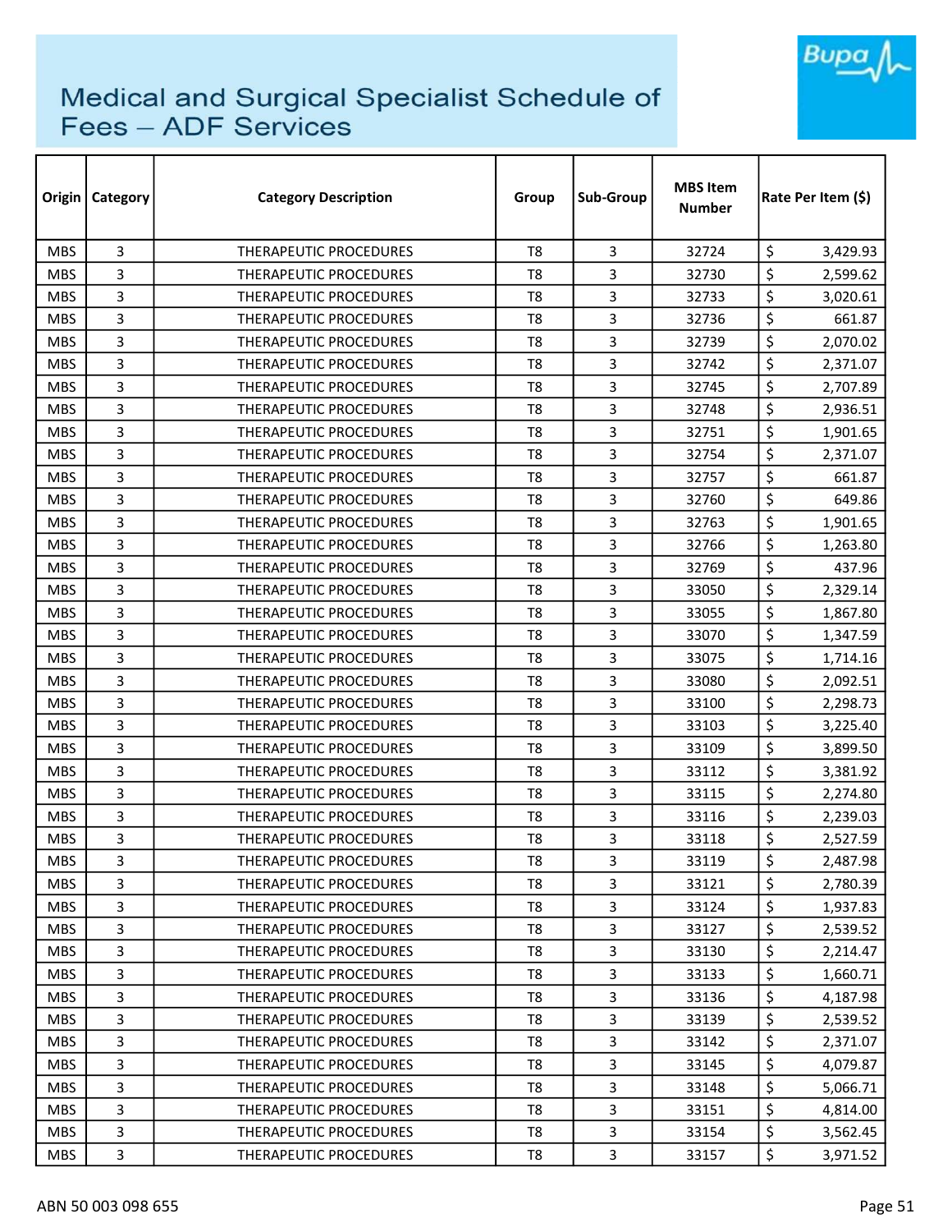# Medical and Surgical Specialist Schedule of Fees – ADF Services

| Origin | Category | Category Description | Group | Sub-Group | MBS Item Number | Rate Per Item ($) |
|---|---|---|---|---|---|---|
| MBS | 3 | THERAPEUTIC PROCEDURES | T8 | 3 | 32724 | $ 3,429.93 |
| MBS | 3 | THERAPEUTIC PROCEDURES | T8 | 3 | 32730 | $ 2,599.62 |
| MBS | 3 | THERAPEUTIC PROCEDURES | T8 | 3 | 32733 | $ 3,020.61 |
| MBS | 3 | THERAPEUTIC PROCEDURES | T8 | 3 | 32736 | $ 661.87 |
| MBS | 3 | THERAPEUTIC PROCEDURES | T8 | 3 | 32739 | $ 2,070.02 |
| MBS | 3 | THERAPEUTIC PROCEDURES | T8 | 3 | 32742 | $ 2,371.07 |
| MBS | 3 | THERAPEUTIC PROCEDURES | T8 | 3 | 32745 | $ 2,707.89 |
| MBS | 3 | THERAPEUTIC PROCEDURES | T8 | 3 | 32748 | $ 2,936.51 |
| MBS | 3 | THERAPEUTIC PROCEDURES | T8 | 3 | 32751 | $ 1,901.65 |
| MBS | 3 | THERAPEUTIC PROCEDURES | T8 | 3 | 32754 | $ 2,371.07 |
| MBS | 3 | THERAPEUTIC PROCEDURES | T8 | 3 | 32757 | $ 661.87 |
| MBS | 3 | THERAPEUTIC PROCEDURES | T8 | 3 | 32760 | $ 649.86 |
| MBS | 3 | THERAPEUTIC PROCEDURES | T8 | 3 | 32763 | $ 1,901.65 |
| MBS | 3 | THERAPEUTIC PROCEDURES | T8 | 3 | 32766 | $ 1,263.80 |
| MBS | 3 | THERAPEUTIC PROCEDURES | T8 | 3 | 32769 | $ 437.96 |
| MBS | 3 | THERAPEUTIC PROCEDURES | T8 | 3 | 33050 | $ 2,329.14 |
| MBS | 3 | THERAPEUTIC PROCEDURES | T8 | 3 | 33055 | $ 1,867.80 |
| MBS | 3 | THERAPEUTIC PROCEDURES | T8 | 3 | 33070 | $ 1,347.59 |
| MBS | 3 | THERAPEUTIC PROCEDURES | T8 | 3 | 33075 | $ 1,714.16 |
| MBS | 3 | THERAPEUTIC PROCEDURES | T8 | 3 | 33080 | $ 2,092.51 |
| MBS | 3 | THERAPEUTIC PROCEDURES | T8 | 3 | 33100 | $ 2,298.73 |
| MBS | 3 | THERAPEUTIC PROCEDURES | T8 | 3 | 33103 | $ 3,225.40 |
| MBS | 3 | THERAPEUTIC PROCEDURES | T8 | 3 | 33109 | $ 3,899.50 |
| MBS | 3 | THERAPEUTIC PROCEDURES | T8 | 3 | 33112 | $ 3,381.92 |
| MBS | 3 | THERAPEUTIC PROCEDURES | T8 | 3 | 33115 | $ 2,274.80 |
| MBS | 3 | THERAPEUTIC PROCEDURES | T8 | 3 | 33116 | $ 2,239.03 |
| MBS | 3 | THERAPEUTIC PROCEDURES | T8 | 3 | 33118 | $ 2,527.59 |
| MBS | 3 | THERAPEUTIC PROCEDURES | T8 | 3 | 33119 | $ 2,487.98 |
| MBS | 3 | THERAPEUTIC PROCEDURES | T8 | 3 | 33121 | $ 2,780.39 |
| MBS | 3 | THERAPEUTIC PROCEDURES | T8 | 3 | 33124 | $ 1,937.83 |
| MBS | 3 | THERAPEUTIC PROCEDURES | T8 | 3 | 33127 | $ 2,539.52 |
| MBS | 3 | THERAPEUTIC PROCEDURES | T8 | 3 | 33130 | $ 2,214.47 |
| MBS | 3 | THERAPEUTIC PROCEDURES | T8 | 3 | 33133 | $ 1,660.71 |
| MBS | 3 | THERAPEUTIC PROCEDURES | T8 | 3 | 33136 | $ 4,187.98 |
| MBS | 3 | THERAPEUTIC PROCEDURES | T8 | 3 | 33139 | $ 2,539.52 |
| MBS | 3 | THERAPEUTIC PROCEDURES | T8 | 3 | 33142 | $ 2,371.07 |
| MBS | 3 | THERAPEUTIC PROCEDURES | T8 | 3 | 33145 | $ 4,079.87 |
| MBS | 3 | THERAPEUTIC PROCEDURES | T8 | 3 | 33148 | $ 5,066.71 |
| MBS | 3 | THERAPEUTIC PROCEDURES | T8 | 3 | 33151 | $ 4,814.00 |
| MBS | 3 | THERAPEUTIC PROCEDURES | T8 | 3 | 33154 | $ 3,562.45 |
| MBS | 3 | THERAPEUTIC PROCEDURES | T8 | 3 | 33157 | $ 3,971.52 |

ABN 50 003 098 655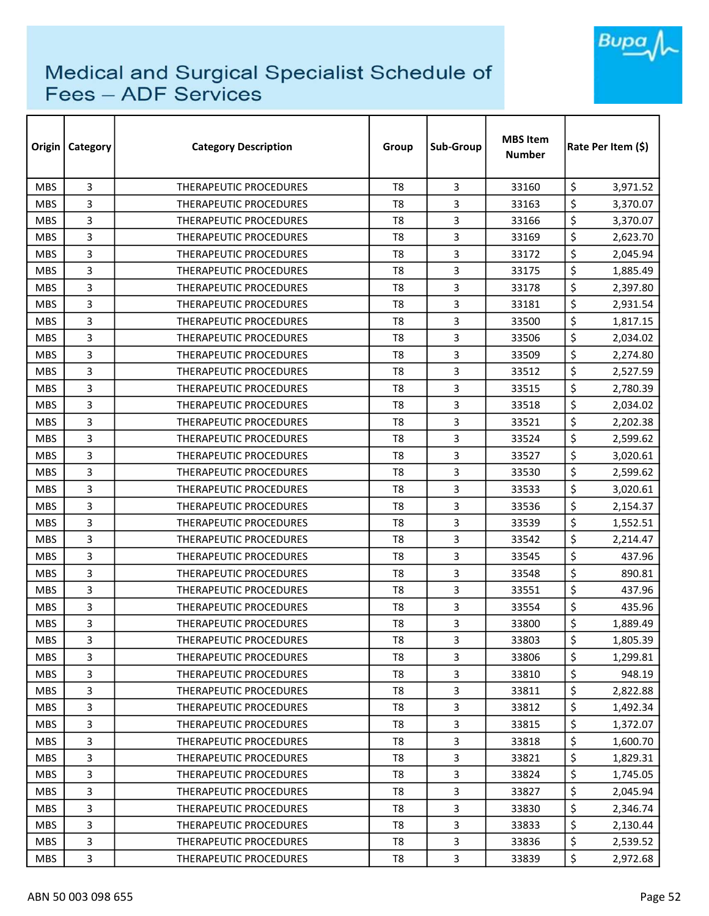# Medical and Surgical Specialist Schedule of Fees – ADF Services

| Origin | Category | Category Description | Group | Sub-Group | MBS Item Number | Rate Per Item ($) |
|---|---|---|---|---|---|---|
| MBS | 3 | THERAPEUTIC PROCEDURES | T8 | 3 | 33160 | $ 3,971.52 |
| MBS | 3 | THERAPEUTIC PROCEDURES | T8 | 3 | 33163 | $ 3,370.07 |
| MBS | 3 | THERAPEUTIC PROCEDURES | T8 | 3 | 33166 | $ 3,370.07 |
| MBS | 3 | THERAPEUTIC PROCEDURES | T8 | 3 | 33169 | $ 2,623.70 |
| MBS | 3 | THERAPEUTIC PROCEDURES | T8 | 3 | 33172 | $ 2,045.94 |
| MBS | 3 | THERAPEUTIC PROCEDURES | T8 | 3 | 33175 | $ 1,885.49 |
| MBS | 3 | THERAPEUTIC PROCEDURES | T8 | 3 | 33178 | $ 2,397.80 |
| MBS | 3 | THERAPEUTIC PROCEDURES | T8 | 3 | 33181 | $ 2,931.54 |
| MBS | 3 | THERAPEUTIC PROCEDURES | T8 | 3 | 33500 | $ 1,817.15 |
| MBS | 3 | THERAPEUTIC PROCEDURES | T8 | 3 | 33506 | $ 2,034.02 |
| MBS | 3 | THERAPEUTIC PROCEDURES | T8 | 3 | 33509 | $ 2,274.80 |
| MBS | 3 | THERAPEUTIC PROCEDURES | T8 | 3 | 33512 | $ 2,527.59 |
| MBS | 3 | THERAPEUTIC PROCEDURES | T8 | 3 | 33515 | $ 2,780.39 |
| MBS | 3 | THERAPEUTIC PROCEDURES | T8 | 3 | 33518 | $ 2,034.02 |
| MBS | 3 | THERAPEUTIC PROCEDURES | T8 | 3 | 33521 | $ 2,202.38 |
| MBS | 3 | THERAPEUTIC PROCEDURES | T8 | 3 | 33524 | $ 2,599.62 |
| MBS | 3 | THERAPEUTIC PROCEDURES | T8 | 3 | 33527 | $ 3,020.61 |
| MBS | 3 | THERAPEUTIC PROCEDURES | T8 | 3 | 33530 | $ 2,599.62 |
| MBS | 3 | THERAPEUTIC PROCEDURES | T8 | 3 | 33533 | $ 3,020.61 |
| MBS | 3 | THERAPEUTIC PROCEDURES | T8 | 3 | 33536 | $ 2,154.37 |
| MBS | 3 | THERAPEUTIC PROCEDURES | T8 | 3 | 33539 | $ 1,552.51 |
| MBS | 3 | THERAPEUTIC PROCEDURES | T8 | 3 | 33542 | $ 2,214.47 |
| MBS | 3 | THERAPEUTIC PROCEDURES | T8 | 3 | 33545 | $ 437.96 |
| MBS | 3 | THERAPEUTIC PROCEDURES | T8 | 3 | 33548 | $ 890.81 |
| MBS | 3 | THERAPEUTIC PROCEDURES | T8 | 3 | 33551 | $ 437.96 |
| MBS | 3 | THERAPEUTIC PROCEDURES | T8 | 3 | 33554 | $ 435.96 |
| MBS | 3 | THERAPEUTIC PROCEDURES | T8 | 3 | 33800 | $ 1,889.49 |
| MBS | 3 | THERAPEUTIC PROCEDURES | T8 | 3 | 33803 | $ 1,805.39 |
| MBS | 3 | THERAPEUTIC PROCEDURES | T8 | 3 | 33806 | $ 1,299.81 |
| MBS | 3 | THERAPEUTIC PROCEDURES | T8 | 3 | 33810 | $ 948.19 |
| MBS | 3 | THERAPEUTIC PROCEDURES | T8 | 3 | 33811 | $ 2,822.88 |
| MBS | 3 | THERAPEUTIC PROCEDURES | T8 | 3 | 33812 | $ 1,492.34 |
| MBS | 3 | THERAPEUTIC PROCEDURES | T8 | 3 | 33815 | $ 1,372.07 |
| MBS | 3 | THERAPEUTIC PROCEDURES | T8 | 3 | 33818 | $ 1,600.70 |
| MBS | 3 | THERAPEUTIC PROCEDURES | T8 | 3 | 33821 | $ 1,829.31 |
| MBS | 3 | THERAPEUTIC PROCEDURES | T8 | 3 | 33824 | $ 1,745.05 |
| MBS | 3 | THERAPEUTIC PROCEDURES | T8 | 3 | 33827 | $ 2,045.94 |
| MBS | 3 | THERAPEUTIC PROCEDURES | T8 | 3 | 33830 | $ 2,346.74 |
| MBS | 3 | THERAPEUTIC PROCEDURES | T8 | 3 | 33833 | $ 2,130.44 |
| MBS | 3 | THERAPEUTIC PROCEDURES | T8 | 3 | 33836 | $ 2,539.52 |
| MBS | 3 | THERAPEUTIC PROCEDURES | T8 | 3 | 33839 | $ 2,972.68 |

ABN 50 003 098 655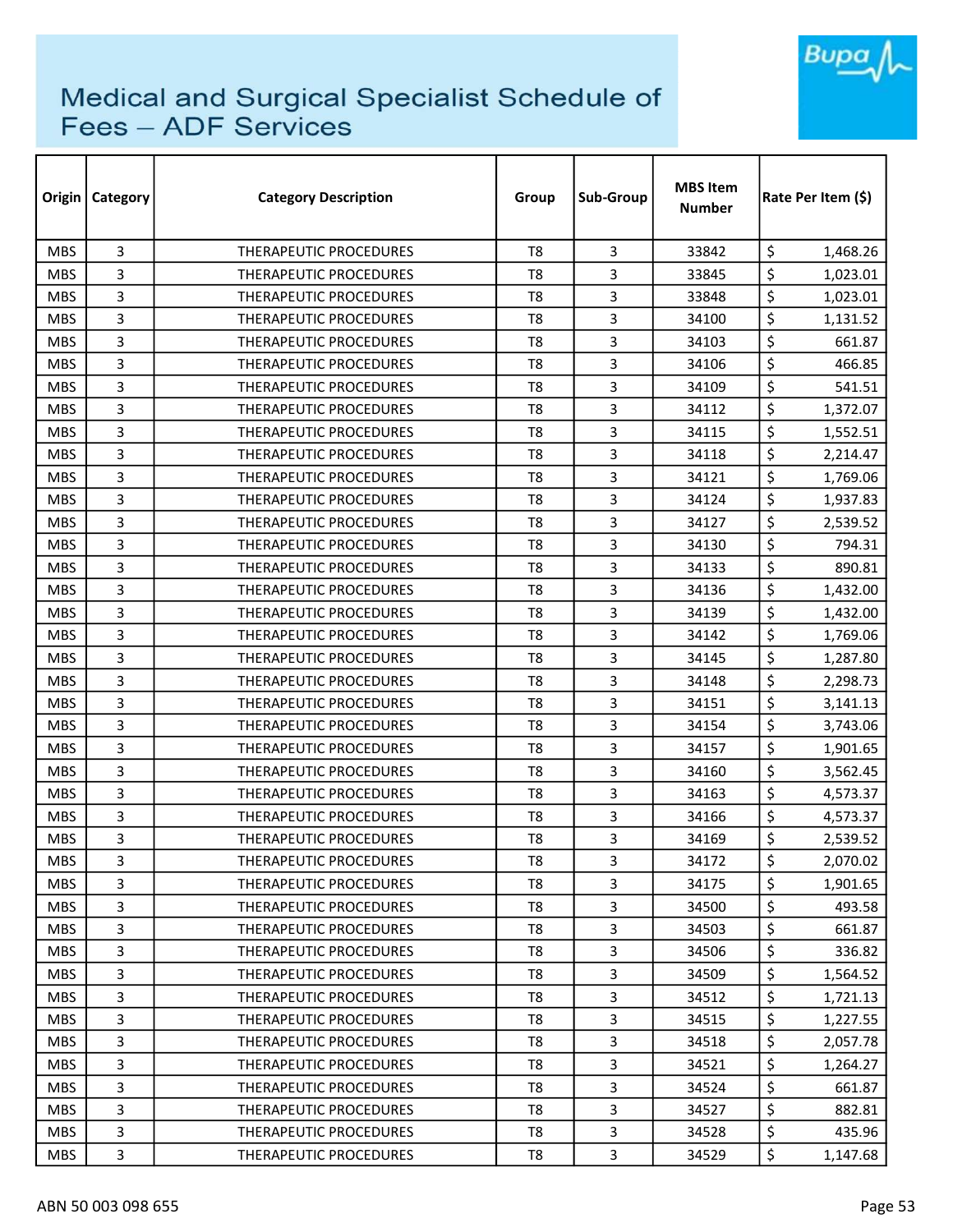# Medical and Surgical Specialist Schedule of Fees – ADF Services

| Origin | Category | Category Description | Group | Sub-Group | MBS Item Number | Rate Per Item ($) |
|---|---|---|---|---|---|---|
| MBS | 3 | THERAPEUTIC PROCEDURES | T8 | 3 | 33842 | $ 1,468.26 |
| MBS | 3 | THERAPEUTIC PROCEDURES | T8 | 3 | 33845 | $ 1,023.01 |
| MBS | 3 | THERAPEUTIC PROCEDURES | T8 | 3 | 33848 | $ 1,023.01 |
| MBS | 3 | THERAPEUTIC PROCEDURES | T8 | 3 | 34100 | $ 1,131.52 |
| MBS | 3 | THERAPEUTIC PROCEDURES | T8 | 3 | 34103 | $ 661.87 |
| MBS | 3 | THERAPEUTIC PROCEDURES | T8 | 3 | 34106 | $ 466.85 |
| MBS | 3 | THERAPEUTIC PROCEDURES | T8 | 3 | 34109 | $ 541.51 |
| MBS | 3 | THERAPEUTIC PROCEDURES | T8 | 3 | 34112 | $ 1,372.07 |
| MBS | 3 | THERAPEUTIC PROCEDURES | T8 | 3 | 34115 | $ 1,552.51 |
| MBS | 3 | THERAPEUTIC PROCEDURES | T8 | 3 | 34118 | $ 2,214.47 |
| MBS | 3 | THERAPEUTIC PROCEDURES | T8 | 3 | 34121 | $ 1,769.06 |
| MBS | 3 | THERAPEUTIC PROCEDURES | T8 | 3 | 34124 | $ 1,937.83 |
| MBS | 3 | THERAPEUTIC PROCEDURES | T8 | 3 | 34127 | $ 2,539.52 |
| MBS | 3 | THERAPEUTIC PROCEDURES | T8 | 3 | 34130 | $ 794.31 |
| MBS | 3 | THERAPEUTIC PROCEDURES | T8 | 3 | 34133 | $ 890.81 |
| MBS | 3 | THERAPEUTIC PROCEDURES | T8 | 3 | 34136 | $ 1,432.00 |
| MBS | 3 | THERAPEUTIC PROCEDURES | T8 | 3 | 34139 | $ 1,432.00 |
| MBS | 3 | THERAPEUTIC PROCEDURES | T8 | 3 | 34142 | $ 1,769.06 |
| MBS | 3 | THERAPEUTIC PROCEDURES | T8 | 3 | 34145 | $ 1,287.80 |
| MBS | 3 | THERAPEUTIC PROCEDURES | T8 | 3 | 34148 | $ 2,298.73 |
| MBS | 3 | THERAPEUTIC PROCEDURES | T8 | 3 | 34151 | $ 3,141.13 |
| MBS | 3 | THERAPEUTIC PROCEDURES | T8 | 3 | 34154 | $ 3,743.06 |
| MBS | 3 | THERAPEUTIC PROCEDURES | T8 | 3 | 34157 | $ 1,901.65 |
| MBS | 3 | THERAPEUTIC PROCEDURES | T8 | 3 | 34160 | $ 3,562.45 |
| MBS | 3 | THERAPEUTIC PROCEDURES | T8 | 3 | 34163 | $ 4,573.37 |
| MBS | 3 | THERAPEUTIC PROCEDURES | T8 | 3 | 34166 | $ 4,573.37 |
| MBS | 3 | THERAPEUTIC PROCEDURES | T8 | 3 | 34169 | $ 2,539.52 |
| MBS | 3 | THERAPEUTIC PROCEDURES | T8 | 3 | 34172 | $ 2,070.02 |
| MBS | 3 | THERAPEUTIC PROCEDURES | T8 | 3 | 34175 | $ 1,901.65 |
| MBS | 3 | THERAPEUTIC PROCEDURES | T8 | 3 | 34500 | $ 493.58 |
| MBS | 3 | THERAPEUTIC PROCEDURES | T8 | 3 | 34503 | $ 661.87 |
| MBS | 3 | THERAPEUTIC PROCEDURES | T8 | 3 | 34506 | $ 336.82 |
| MBS | 3 | THERAPEUTIC PROCEDURES | T8 | 3 | 34509 | $ 1,564.52 |
| MBS | 3 | THERAPEUTIC PROCEDURES | T8 | 3 | 34512 | $ 1,721.13 |
| MBS | 3 | THERAPEUTIC PROCEDURES | T8 | 3 | 34515 | $ 1,227.55 |
| MBS | 3 | THERAPEUTIC PROCEDURES | T8 | 3 | 34518 | $ 2,057.78 |
| MBS | 3 | THERAPEUTIC PROCEDURES | T8 | 3 | 34521 | $ 1,264.27 |
| MBS | 3 | THERAPEUTIC PROCEDURES | T8 | 3 | 34524 | $ 661.87 |
| MBS | 3 | THERAPEUTIC PROCEDURES | T8 | 3 | 34527 | $ 882.81 |
| MBS | 3 | THERAPEUTIC PROCEDURES | T8 | 3 | 34528 | $ 435.96 |
| MBS | 3 | THERAPEUTIC PROCEDURES | T8 | 3 | 34529 | $ 1,147.68 |

ABN 50 003 098 655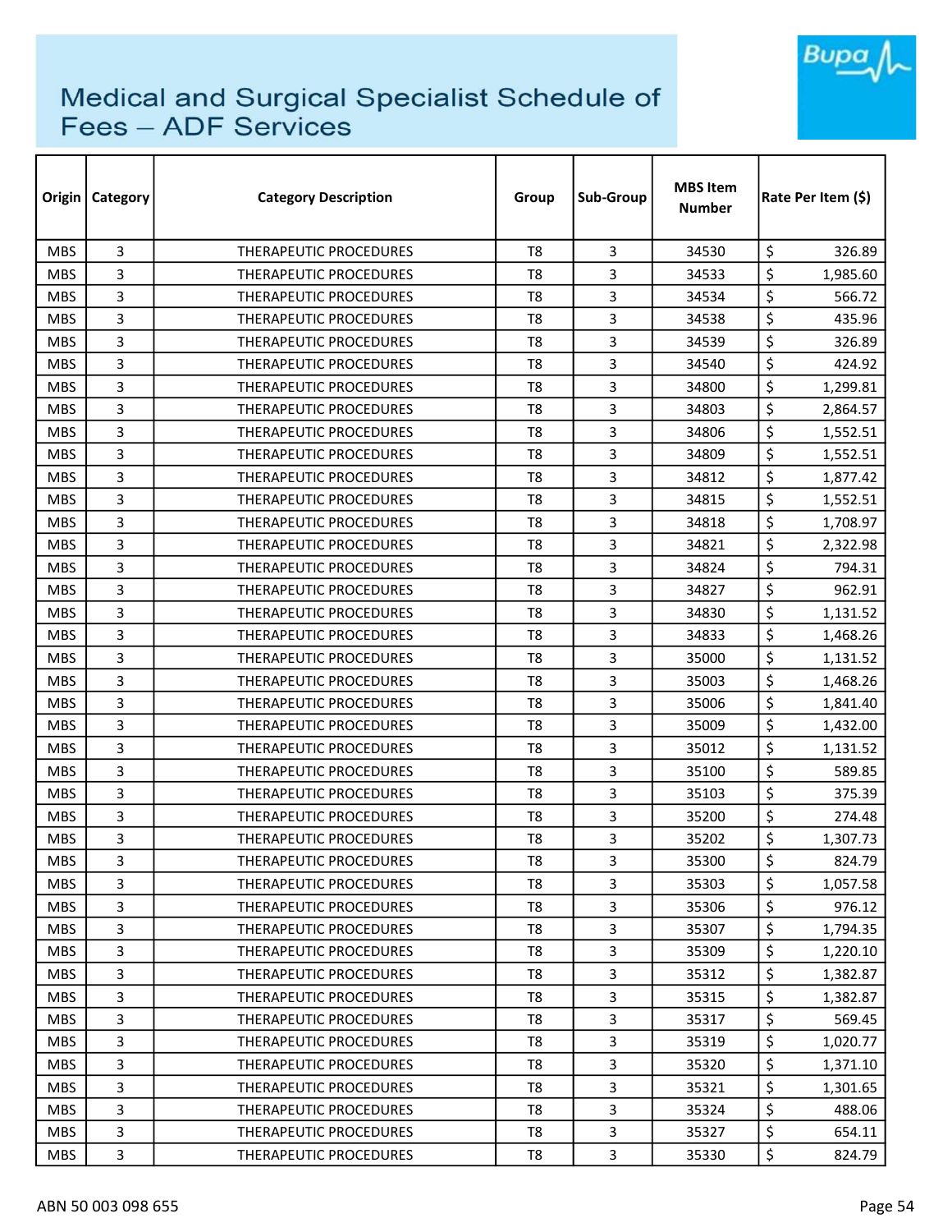# Medical and Surgical Specialist Schedule of Fees – ADF Services

| Origin | Category | Category Description | Group | Sub-Group | MBS Item Number | Rate Per Item ($) |
|---|---|---|---|---|---|---|
| MBS | 3 | THERAPEUTIC PROCEDURES | T8 | 3 | 34530 | $ 326.89 |
| MBS | 3 | THERAPEUTIC PROCEDURES | T8 | 3 | 34533 | $ 1,985.60 |
| MBS | 3 | THERAPEUTIC PROCEDURES | T8 | 3 | 34534 | $ 566.72 |
| MBS | 3 | THERAPEUTIC PROCEDURES | T8 | 3 | 34538 | $ 435.96 |
| MBS | 3 | THERAPEUTIC PROCEDURES | T8 | 3 | 34539 | $ 326.89 |
| MBS | 3 | THERAPEUTIC PROCEDURES | T8 | 3 | 34540 | $ 424.92 |
| MBS | 3 | THERAPEUTIC PROCEDURES | T8 | 3 | 34800 | $ 1,299.81 |
| MBS | 3 | THERAPEUTIC PROCEDURES | T8 | 3 | 34803 | $ 2,864.57 |
| MBS | 3 | THERAPEUTIC PROCEDURES | T8 | 3 | 34806 | $ 1,552.51 |
| MBS | 3 | THERAPEUTIC PROCEDURES | T8 | 3 | 34809 | $ 1,552.51 |
| MBS | 3 | THERAPEUTIC PROCEDURES | T8 | 3 | 34812 | $ 1,877.42 |
| MBS | 3 | THERAPEUTIC PROCEDURES | T8 | 3 | 34815 | $ 1,552.51 |
| MBS | 3 | THERAPEUTIC PROCEDURES | T8 | 3 | 34818 | $ 1,708.97 |
| MBS | 3 | THERAPEUTIC PROCEDURES | T8 | 3 | 34821 | $ 2,322.98 |
| MBS | 3 | THERAPEUTIC PROCEDURES | T8 | 3 | 34824 | $ 794.31 |
| MBS | 3 | THERAPEUTIC PROCEDURES | T8 | 3 | 34827 | $ 962.91 |
| MBS | 3 | THERAPEUTIC PROCEDURES | T8 | 3 | 34830 | $ 1,131.52 |
| MBS | 3 | THERAPEUTIC PROCEDURES | T8 | 3 | 34833 | $ 1,468.26 |
| MBS | 3 | THERAPEUTIC PROCEDURES | T8 | 3 | 35000 | $ 1,131.52 |
| MBS | 3 | THERAPEUTIC PROCEDURES | T8 | 3 | 35003 | $ 1,468.26 |
| MBS | 3 | THERAPEUTIC PROCEDURES | T8 | 3 | 35006 | $ 1,841.40 |
| MBS | 3 | THERAPEUTIC PROCEDURES | T8 | 3 | 35009 | $ 1,432.00 |
| MBS | 3 | THERAPEUTIC PROCEDURES | T8 | 3 | 35012 | $ 1,131.52 |
| MBS | 3 | THERAPEUTIC PROCEDURES | T8 | 3 | 35100 | $ 589.85 |
| MBS | 3 | THERAPEUTIC PROCEDURES | T8 | 3 | 35103 | $ 375.39 |
| MBS | 3 | THERAPEUTIC PROCEDURES | T8 | 3 | 35200 | $ 274.48 |
| MBS | 3 | THERAPEUTIC PROCEDURES | T8 | 3 | 35202 | $ 1,307.73 |
| MBS | 3 | THERAPEUTIC PROCEDURES | T8 | 3 | 35300 | $ 824.79 |
| MBS | 3 | THERAPEUTIC PROCEDURES | T8 | 3 | 35303 | $ 1,057.58 |
| MBS | 3 | THERAPEUTIC PROCEDURES | T8 | 3 | 35306 | $ 976.12 |
| MBS | 3 | THERAPEUTIC PROCEDURES | T8 | 3 | 35307 | $ 1,794.35 |
| MBS | 3 | THERAPEUTIC PROCEDURES | T8 | 3 | 35309 | $ 1,220.10 |
| MBS | 3 | THERAPEUTIC PROCEDURES | T8 | 3 | 35312 | $ 1,382.87 |
| MBS | 3 | THERAPEUTIC PROCEDURES | T8 | 3 | 35315 | $ 1,382.87 |
| MBS | 3 | THERAPEUTIC PROCEDURES | T8 | 3 | 35317 | $ 569.45 |
| MBS | 3 | THERAPEUTIC PROCEDURES | T8 | 3 | 35319 | $ 1,020.77 |
| MBS | 3 | THERAPEUTIC PROCEDURES | T8 | 3 | 35320 | $ 1,371.10 |
| MBS | 3 | THERAPEUTIC PROCEDURES | T8 | 3 | 35321 | $ 1,301.65 |
| MBS | 3 | THERAPEUTIC PROCEDURES | T8 | 3 | 35324 | $ 488.06 |
| MBS | 3 | THERAPEUTIC PROCEDURES | T8 | 3 | 35327 | $ 654.11 |
| MBS | 3 | THERAPEUTIC PROCEDURES | T8 | 3 | 35330 | $ 824.79 |

ABN 50 003 098 655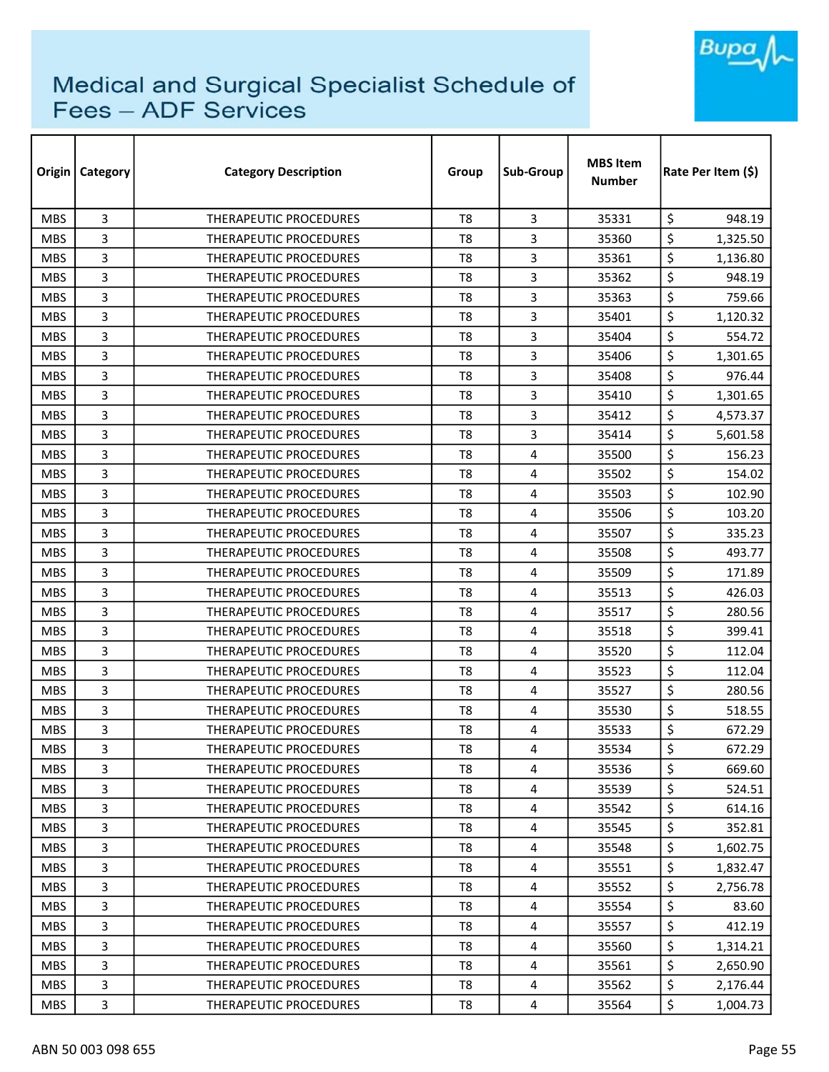# Medical and Surgical Specialist Schedule of Fees – ADF Services

| Origin | Category | Category Description | Group | Sub-Group | MBS Item Number | Rate Per Item ($) |
|---|---|---|---|---|---|---|
| MBS | 3 | THERAPEUTIC PROCEDURES | T8 | 3 | 35331 | $ 948.19 |
| MBS | 3 | THERAPEUTIC PROCEDURES | T8 | 3 | 35360 | $ 1,325.50 |
| MBS | 3 | THERAPEUTIC PROCEDURES | T8 | 3 | 35361 | $ 1,136.80 |
| MBS | 3 | THERAPEUTIC PROCEDURES | T8 | 3 | 35362 | $ 948.19 |
| MBS | 3 | THERAPEUTIC PROCEDURES | T8 | 3 | 35363 | $ 759.66 |
| MBS | 3 | THERAPEUTIC PROCEDURES | T8 | 3 | 35401 | $ 1,120.32 |
| MBS | 3 | THERAPEUTIC PROCEDURES | T8 | 3 | 35404 | $ 554.72 |
| MBS | 3 | THERAPEUTIC PROCEDURES | T8 | 3 | 35406 | $ 1,301.65 |
| MBS | 3 | THERAPEUTIC PROCEDURES | T8 | 3 | 35408 | $ 976.44 |
| MBS | 3 | THERAPEUTIC PROCEDURES | T8 | 3 | 35410 | $ 1,301.65 |
| MBS | 3 | THERAPEUTIC PROCEDURES | T8 | 3 | 35412 | $ 4,573.37 |
| MBS | 3 | THERAPEUTIC PROCEDURES | T8 | 3 | 35414 | $ 5,601.58 |
| MBS | 3 | THERAPEUTIC PROCEDURES | T8 | 4 | 35500 | $ 156.23 |
| MBS | 3 | THERAPEUTIC PROCEDURES | T8 | 4 | 35502 | $ 154.02 |
| MBS | 3 | THERAPEUTIC PROCEDURES | T8 | 4 | 35503 | $ 102.90 |
| MBS | 3 | THERAPEUTIC PROCEDURES | T8 | 4 | 35506 | $ 103.20 |
| MBS | 3 | THERAPEUTIC PROCEDURES | T8 | 4 | 35507 | $ 335.23 |
| MBS | 3 | THERAPEUTIC PROCEDURES | T8 | 4 | 35508 | $ 493.77 |
| MBS | 3 | THERAPEUTIC PROCEDURES | T8 | 4 | 35509 | $ 171.89 |
| MBS | 3 | THERAPEUTIC PROCEDURES | T8 | 4 | 35513 | $ 426.03 |
| MBS | 3 | THERAPEUTIC PROCEDURES | T8 | 4 | 35517 | $ 280.56 |
| MBS | 3 | THERAPEUTIC PROCEDURES | T8 | 4 | 35518 | $ 399.41 |
| MBS | 3 | THERAPEUTIC PROCEDURES | T8 | 4 | 35520 | $ 112.04 |
| MBS | 3 | THERAPEUTIC PROCEDURES | T8 | 4 | 35523 | $ 112.04 |
| MBS | 3 | THERAPEUTIC PROCEDURES | T8 | 4 | 35527 | $ 280.56 |
| MBS | 3 | THERAPEUTIC PROCEDURES | T8 | 4 | 35530 | $ 518.55 |
| MBS | 3 | THERAPEUTIC PROCEDURES | T8 | 4 | 35533 | $ 672.29 |
| MBS | 3 | THERAPEUTIC PROCEDURES | T8 | 4 | 35534 | $ 672.29 |
| MBS | 3 | THERAPEUTIC PROCEDURES | T8 | 4 | 35536 | $ 669.60 |
| MBS | 3 | THERAPEUTIC PROCEDURES | T8 | 4 | 35539 | $ 524.51 |
| MBS | 3 | THERAPEUTIC PROCEDURES | T8 | 4 | 35542 | $ 614.16 |
| MBS | 3 | THERAPEUTIC PROCEDURES | T8 | 4 | 35545 | $ 352.81 |
| MBS | 3 | THERAPEUTIC PROCEDURES | T8 | 4 | 35548 | $ 1,602.75 |
| MBS | 3 | THERAPEUTIC PROCEDURES | T8 | 4 | 35551 | $ 1,832.47 |
| MBS | 3 | THERAPEUTIC PROCEDURES | T8 | 4 | 35552 | $ 2,756.78 |
| MBS | 3 | THERAPEUTIC PROCEDURES | T8 | 4 | 35554 | $ 83.60 |
| MBS | 3 | THERAPEUTIC PROCEDURES | T8 | 4 | 35557 | $ 412.19 |
| MBS | 3 | THERAPEUTIC PROCEDURES | T8 | 4 | 35560 | $ 1,314.21 |
| MBS | 3 | THERAPEUTIC PROCEDURES | T8 | 4 | 35561 | $ 2,650.90 |
| MBS | 3 | THERAPEUTIC PROCEDURES | T8 | 4 | 35562 | $ 2,176.44 |
| MBS | 3 | THERAPEUTIC PROCEDURES | T8 | 4 | 35564 | $ 1,004.73 |

ABN 50 003 098 655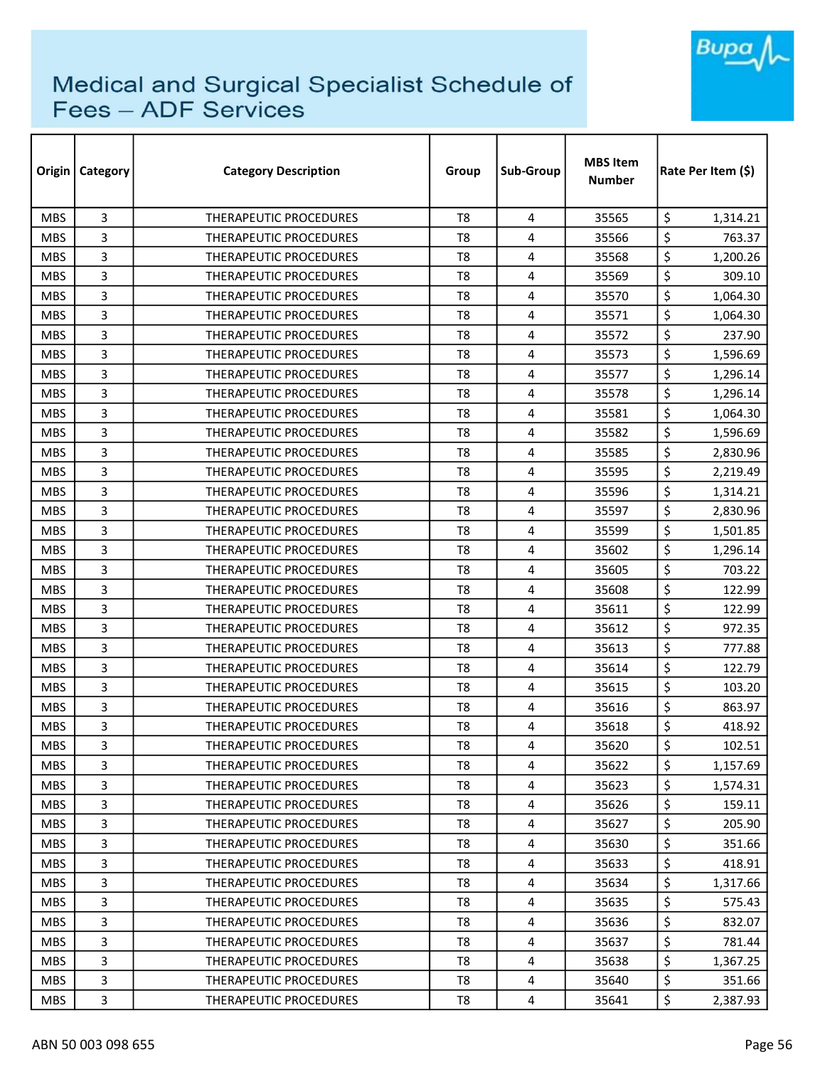# Medical and Surgical Specialist Schedule of Fees – ADF Services

| Origin | Category | Category Description | Group | Sub-Group | MBS Item Number | Rate Per Item ($) |
|---|---|---|---|---|---|---|
| MBS | 3 | THERAPEUTIC PROCEDURES | T8 | 4 | 35565 | $ 1,314.21 |
| MBS | 3 | THERAPEUTIC PROCEDURES | T8 | 4 | 35566 | $ 763.37 |
| MBS | 3 | THERAPEUTIC PROCEDURES | T8 | 4 | 35568 | $ 1,200.26 |
| MBS | 3 | THERAPEUTIC PROCEDURES | T8 | 4 | 35569 | $ 309.10 |
| MBS | 3 | THERAPEUTIC PROCEDURES | T8 | 4 | 35570 | $ 1,064.30 |
| MBS | 3 | THERAPEUTIC PROCEDURES | T8 | 4 | 35571 | $ 1,064.30 |
| MBS | 3 | THERAPEUTIC PROCEDURES | T8 | 4 | 35572 | $ 237.90 |
| MBS | 3 | THERAPEUTIC PROCEDURES | T8 | 4 | 35573 | $ 1,596.69 |
| MBS | 3 | THERAPEUTIC PROCEDURES | T8 | 4 | 35577 | $ 1,296.14 |
| MBS | 3 | THERAPEUTIC PROCEDURES | T8 | 4 | 35578 | $ 1,296.14 |
| MBS | 3 | THERAPEUTIC PROCEDURES | T8 | 4 | 35581 | $ 1,064.30 |
| MBS | 3 | THERAPEUTIC PROCEDURES | T8 | 4 | 35582 | $ 1,596.69 |
| MBS | 3 | THERAPEUTIC PROCEDURES | T8 | 4 | 35585 | $ 2,830.96 |
| MBS | 3 | THERAPEUTIC PROCEDURES | T8 | 4 | 35595 | $ 2,219.49 |
| MBS | 3 | THERAPEUTIC PROCEDURES | T8 | 4 | 35596 | $ 1,314.21 |
| MBS | 3 | THERAPEUTIC PROCEDURES | T8 | 4 | 35597 | $ 2,830.96 |
| MBS | 3 | THERAPEUTIC PROCEDURES | T8 | 4 | 35599 | $ 1,501.85 |
| MBS | 3 | THERAPEUTIC PROCEDURES | T8 | 4 | 35602 | $ 1,296.14 |
| MBS | 3 | THERAPEUTIC PROCEDURES | T8 | 4 | 35605 | $ 703.22 |
| MBS | 3 | THERAPEUTIC PROCEDURES | T8 | 4 | 35608 | $ 122.99 |
| MBS | 3 | THERAPEUTIC PROCEDURES | T8 | 4 | 35611 | $ 122.99 |
| MBS | 3 | THERAPEUTIC PROCEDURES | T8 | 4 | 35612 | $ 972.35 |
| MBS | 3 | THERAPEUTIC PROCEDURES | T8 | 4 | 35613 | $ 777.88 |
| MBS | 3 | THERAPEUTIC PROCEDURES | T8 | 4 | 35614 | $ 122.79 |
| MBS | 3 | THERAPEUTIC PROCEDURES | T8 | 4 | 35615 | $ 103.20 |
| MBS | 3 | THERAPEUTIC PROCEDURES | T8 | 4 | 35616 | $ 863.97 |
| MBS | 3 | THERAPEUTIC PROCEDURES | T8 | 4 | 35618 | $ 418.92 |
| MBS | 3 | THERAPEUTIC PROCEDURES | T8 | 4 | 35620 | $ 102.51 |
| MBS | 3 | THERAPEUTIC PROCEDURES | T8 | 4 | 35622 | $ 1,157.69 |
| MBS | 3 | THERAPEUTIC PROCEDURES | T8 | 4 | 35623 | $ 1,574.31 |
| MBS | 3 | THERAPEUTIC PROCEDURES | T8 | 4 | 35626 | $ 159.11 |
| MBS | 3 | THERAPEUTIC PROCEDURES | T8 | 4 | 35627 | $ 205.90 |
| MBS | 3 | THERAPEUTIC PROCEDURES | T8 | 4 | 35630 | $ 351.66 |
| MBS | 3 | THERAPEUTIC PROCEDURES | T8 | 4 | 35633 | $ 418.91 |
| MBS | 3 | THERAPEUTIC PROCEDURES | T8 | 4 | 35634 | $ 1,317.66 |
| MBS | 3 | THERAPEUTIC PROCEDURES | T8 | 4 | 35635 | $ 575.43 |
| MBS | 3 | THERAPEUTIC PROCEDURES | T8 | 4 | 35636 | $ 832.07 |
| MBS | 3 | THERAPEUTIC PROCEDURES | T8 | 4 | 35637 | $ 781.44 |
| MBS | 3 | THERAPEUTIC PROCEDURES | T8 | 4 | 35638 | $ 1,367.25 |
| MBS | 3 | THERAPEUTIC PROCEDURES | T8 | 4 | 35640 | $ 351.66 |
| MBS | 3 | THERAPEUTIC PROCEDURES | T8 | 4 | 35641 | $ 2,387.93 |

ABN 50 003 098 655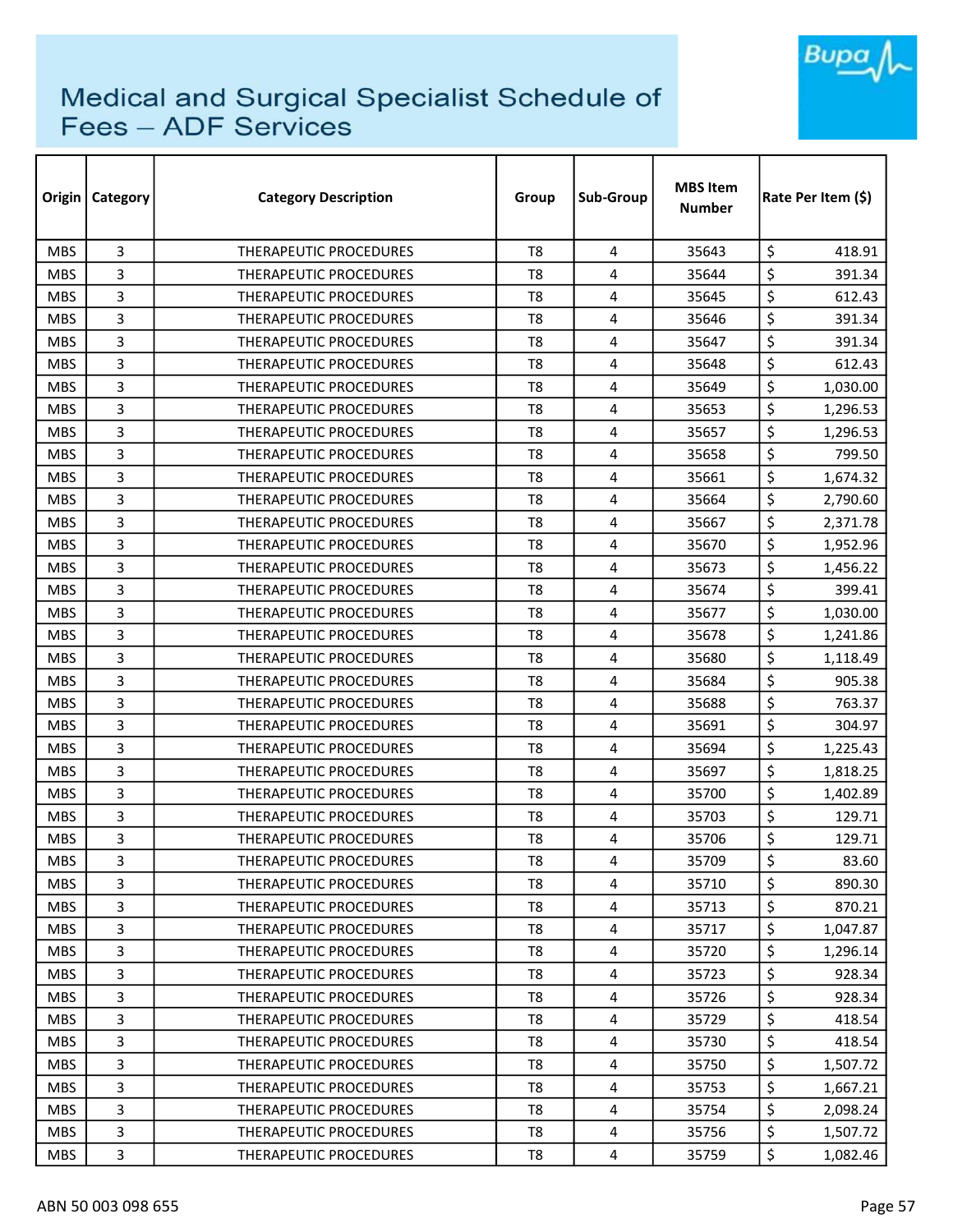# Medical and Surgical Specialist Schedule of Fees – ADF Services

| Origin | Category | Category Description | Group | Sub-Group | MBS Item Number | Rate Per Item ($) |
|---|---|---|---|---|---|---|
| MBS | 3 | THERAPEUTIC PROCEDURES | T8 | 4 | 35643 | $ 418.91 |
| MBS | 3 | THERAPEUTIC PROCEDURES | T8 | 4 | 35644 | $ 391.34 |
| MBS | 3 | THERAPEUTIC PROCEDURES | T8 | 4 | 35645 | $ 612.43 |
| MBS | 3 | THERAPEUTIC PROCEDURES | T8 | 4 | 35646 | $ 391.34 |
| MBS | 3 | THERAPEUTIC PROCEDURES | T8 | 4 | 35647 | $ 391.34 |
| MBS | 3 | THERAPEUTIC PROCEDURES | T8 | 4 | 35648 | $ 612.43 |
| MBS | 3 | THERAPEUTIC PROCEDURES | T8 | 4 | 35649 | $ 1,030.00 |
| MBS | 3 | THERAPEUTIC PROCEDURES | T8 | 4 | 35653 | $ 1,296.53 |
| MBS | 3 | THERAPEUTIC PROCEDURES | T8 | 4 | 35657 | $ 1,296.53 |
| MBS | 3 | THERAPEUTIC PROCEDURES | T8 | 4 | 35658 | $ 799.50 |
| MBS | 3 | THERAPEUTIC PROCEDURES | T8 | 4 | 35661 | $ 1,674.32 |
| MBS | 3 | THERAPEUTIC PROCEDURES | T8 | 4 | 35664 | $ 2,790.60 |
| MBS | 3 | THERAPEUTIC PROCEDURES | T8 | 4 | 35667 | $ 2,371.78 |
| MBS | 3 | THERAPEUTIC PROCEDURES | T8 | 4 | 35670 | $ 1,952.96 |
| MBS | 3 | THERAPEUTIC PROCEDURES | T8 | 4 | 35673 | $ 1,456.22 |
| MBS | 3 | THERAPEUTIC PROCEDURES | T8 | 4 | 35674 | $ 399.41 |
| MBS | 3 | THERAPEUTIC PROCEDURES | T8 | 4 | 35677 | $ 1,030.00 |
| MBS | 3 | THERAPEUTIC PROCEDURES | T8 | 4 | 35678 | $ 1,241.86 |
| MBS | 3 | THERAPEUTIC PROCEDURES | T8 | 4 | 35680 | $ 1,118.49 |
| MBS | 3 | THERAPEUTIC PROCEDURES | T8 | 4 | 35684 | $ 905.38 |
| MBS | 3 | THERAPEUTIC PROCEDURES | T8 | 4 | 35688 | $ 763.37 |
| MBS | 3 | THERAPEUTIC PROCEDURES | T8 | 4 | 35691 | $ 304.97 |
| MBS | 3 | THERAPEUTIC PROCEDURES | T8 | 4 | 35694 | $ 1,225.43 |
| MBS | 3 | THERAPEUTIC PROCEDURES | T8 | 4 | 35697 | $ 1,818.25 |
| MBS | 3 | THERAPEUTIC PROCEDURES | T8 | 4 | 35700 | $ 1,402.89 |
| MBS | 3 | THERAPEUTIC PROCEDURES | T8 | 4 | 35703 | $ 129.71 |
| MBS | 3 | THERAPEUTIC PROCEDURES | T8 | 4 | 35706 | $ 129.71 |
| MBS | 3 | THERAPEUTIC PROCEDURES | T8 | 4 | 35709 | $ 83.60 |
| MBS | 3 | THERAPEUTIC PROCEDURES | T8 | 4 | 35710 | $ 890.30 |
| MBS | 3 | THERAPEUTIC PROCEDURES | T8 | 4 | 35713 | $ 870.21 |
| MBS | 3 | THERAPEUTIC PROCEDURES | T8 | 4 | 35717 | $ 1,047.87 |
| MBS | 3 | THERAPEUTIC PROCEDURES | T8 | 4 | 35720 | $ 1,296.14 |
| MBS | 3 | THERAPEUTIC PROCEDURES | T8 | 4 | 35723 | $ 928.34 |
| MBS | 3 | THERAPEUTIC PROCEDURES | T8 | 4 | 35726 | $ 928.34 |
| MBS | 3 | THERAPEUTIC PROCEDURES | T8 | 4 | 35729 | $ 418.54 |
| MBS | 3 | THERAPEUTIC PROCEDURES | T8 | 4 | 35730 | $ 418.54 |
| MBS | 3 | THERAPEUTIC PROCEDURES | T8 | 4 | 35750 | $ 1,507.72 |
| MBS | 3 | THERAPEUTIC PROCEDURES | T8 | 4 | 35753 | $ 1,667.21 |
| MBS | 3 | THERAPEUTIC PROCEDURES | T8 | 4 | 35754 | $ 2,098.24 |
| MBS | 3 | THERAPEUTIC PROCEDURES | T8 | 4 | 35756 | $ 1,507.72 |
| MBS | 3 | THERAPEUTIC PROCEDURES | T8 | 4 | 35759 | $ 1,082.46 |

ABN 50 003 098 655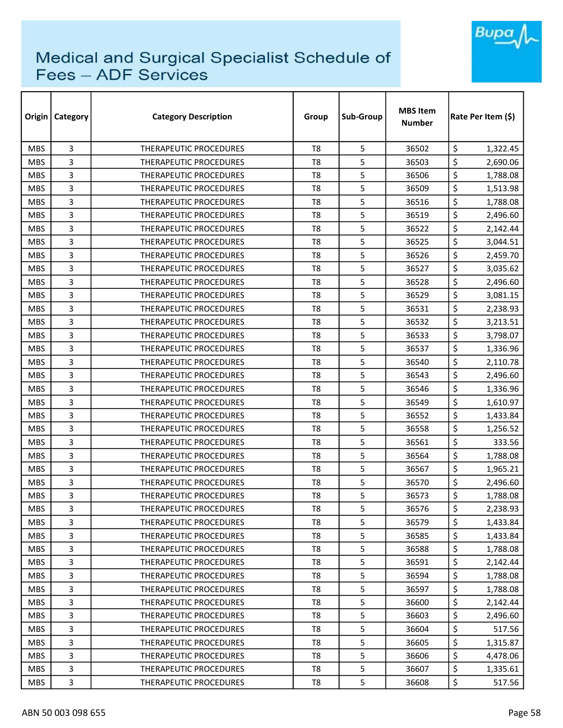# Medical and Surgical Specialist Schedule of Fees – ADF Services

| Origin | Category | Category Description | Group | Sub-Group | MBS Item Number | Rate Per Item ($) |
|---|---|---|---|---|---|---|
| MBS | 3 | THERAPEUTIC PROCEDURES | T8 | 5 | 36502 | $ 1,322.45 |
| MBS | 3 | THERAPEUTIC PROCEDURES | T8 | 5 | 36503 | $ 2,690.06 |
| MBS | 3 | THERAPEUTIC PROCEDURES | T8 | 5 | 36506 | $ 1,788.08 |
| MBS | 3 | THERAPEUTIC PROCEDURES | T8 | 5 | 36509 | $ 1,513.98 |
| MBS | 3 | THERAPEUTIC PROCEDURES | T8 | 5 | 36516 | $ 1,788.08 |
| MBS | 3 | THERAPEUTIC PROCEDURES | T8 | 5 | 36519 | $ 2,496.60 |
| MBS | 3 | THERAPEUTIC PROCEDURES | T8 | 5 | 36522 | $ 2,142.44 |
| MBS | 3 | THERAPEUTIC PROCEDURES | T8 | 5 | 36525 | $ 3,044.51 |
| MBS | 3 | THERAPEUTIC PROCEDURES | T8 | 5 | 36526 | $ 2,459.70 |
| MBS | 3 | THERAPEUTIC PROCEDURES | T8 | 5 | 36527 | $ 3,035.62 |
| MBS | 3 | THERAPEUTIC PROCEDURES | T8 | 5 | 36528 | $ 2,496.60 |
| MBS | 3 | THERAPEUTIC PROCEDURES | T8 | 5 | 36529 | $ 3,081.15 |
| MBS | 3 | THERAPEUTIC PROCEDURES | T8 | 5 | 36531 | $ 2,238.93 |
| MBS | 3 | THERAPEUTIC PROCEDURES | T8 | 5 | 36532 | $ 3,213.51 |
| MBS | 3 | THERAPEUTIC PROCEDURES | T8 | 5 | 36533 | $ 3,798.07 |
| MBS | 3 | THERAPEUTIC PROCEDURES | T8 | 5 | 36537 | $ 1,336.96 |
| MBS | 3 | THERAPEUTIC PROCEDURES | T8 | 5 | 36540 | $ 2,110.78 |
| MBS | 3 | THERAPEUTIC PROCEDURES | T8 | 5 | 36543 | $ 2,496.60 |
| MBS | 3 | THERAPEUTIC PROCEDURES | T8 | 5 | 36546 | $ 1,336.96 |
| MBS | 3 | THERAPEUTIC PROCEDURES | T8 | 5 | 36549 | $ 1,610.97 |
| MBS | 3 | THERAPEUTIC PROCEDURES | T8 | 5 | 36552 | $ 1,433.84 |
| MBS | 3 | THERAPEUTIC PROCEDURES | T8 | 5 | 36558 | $ 1,256.52 |
| MBS | 3 | THERAPEUTIC PROCEDURES | T8 | 5 | 36561 | $ 333.56 |
| MBS | 3 | THERAPEUTIC PROCEDURES | T8 | 5 | 36564 | $ 1,788.08 |
| MBS | 3 | THERAPEUTIC PROCEDURES | T8 | 5 | 36567 | $ 1,965.21 |
| MBS | 3 | THERAPEUTIC PROCEDURES | T8 | 5 | 36570 | $ 2,496.60 |
| MBS | 3 | THERAPEUTIC PROCEDURES | T8 | 5 | 36573 | $ 1,788.08 |
| MBS | 3 | THERAPEUTIC PROCEDURES | T8 | 5 | 36576 | $ 2,238.93 |
| MBS | 3 | THERAPEUTIC PROCEDURES | T8 | 5 | 36579 | $ 1,433.84 |
| MBS | 3 | THERAPEUTIC PROCEDURES | T8 | 5 | 36585 | $ 1,433.84 |
| MBS | 3 | THERAPEUTIC PROCEDURES | T8 | 5 | 36588 | $ 1,788.08 |
| MBS | 3 | THERAPEUTIC PROCEDURES | T8 | 5 | 36591 | $ 2,142.44 |
| MBS | 3 | THERAPEUTIC PROCEDURES | T8 | 5 | 36594 | $ 1,788.08 |
| MBS | 3 | THERAPEUTIC PROCEDURES | T8 | 5 | 36597 | $ 1,788.08 |
| MBS | 3 | THERAPEUTIC PROCEDURES | T8 | 5 | 36600 | $ 2,142.44 |
| MBS | 3 | THERAPEUTIC PROCEDURES | T8 | 5 | 36603 | $ 2,496.60 |
| MBS | 3 | THERAPEUTIC PROCEDURES | T8 | 5 | 36604 | $ 517.56 |
| MBS | 3 | THERAPEUTIC PROCEDURES | T8 | 5 | 36605 | $ 1,315.87 |
| MBS | 3 | THERAPEUTIC PROCEDURES | T8 | 5 | 36606 | $ 4,478.06 |
| MBS | 3 | THERAPEUTIC PROCEDURES | T8 | 5 | 36607 | $ 1,335.61 |
| MBS | 3 | THERAPEUTIC PROCEDURES | T8 | 5 | 36608 | $ 517.56 |

ABN 50 003 098 655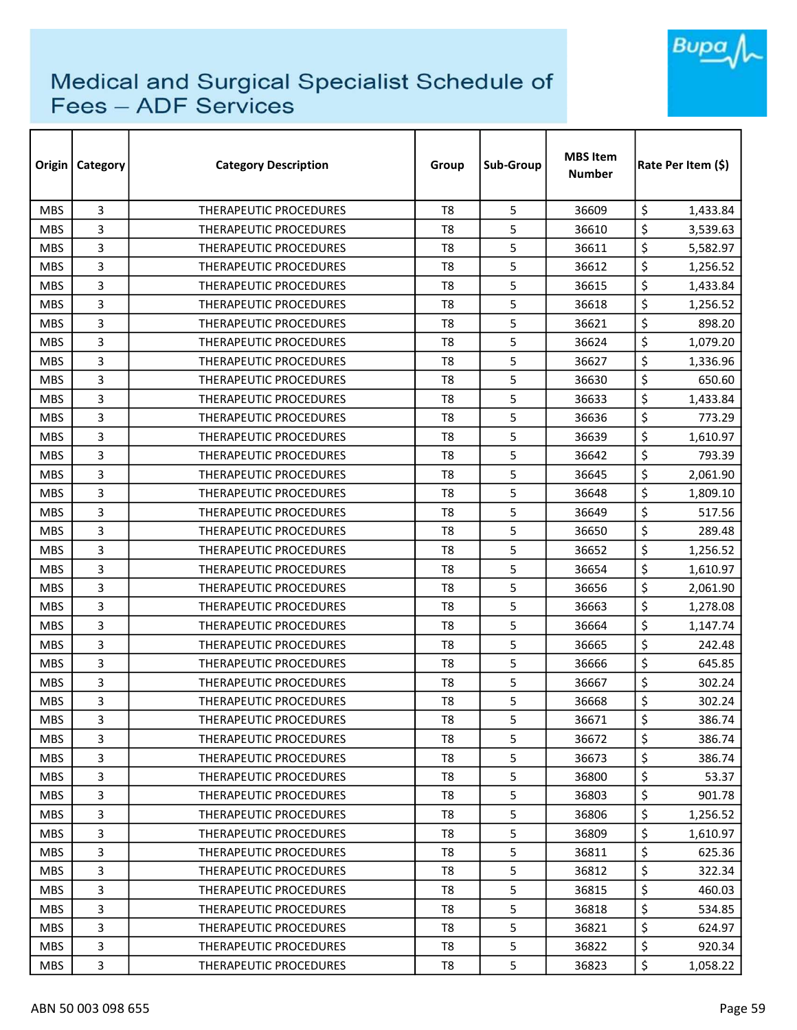# Medical and Surgical Specialist Schedule of Fees – ADF Services

| Origin | Category | Category Description | Group | Sub-Group | MBS Item Number | Rate Per Item ($) |
|---|---|---|---|---|---|---|
| MBS | 3 | THERAPEUTIC PROCEDURES | T8 | 5 | 36609 | $ 1,433.84 |
| MBS | 3 | THERAPEUTIC PROCEDURES | T8 | 5 | 36610 | $ 3,539.63 |
| MBS | 3 | THERAPEUTIC PROCEDURES | T8 | 5 | 36611 | $ 5,582.97 |
| MBS | 3 | THERAPEUTIC PROCEDURES | T8 | 5 | 36612 | $ 1,256.52 |
| MBS | 3 | THERAPEUTIC PROCEDURES | T8 | 5 | 36615 | $ 1,433.84 |
| MBS | 3 | THERAPEUTIC PROCEDURES | T8 | 5 | 36618 | $ 1,256.52 |
| MBS | 3 | THERAPEUTIC PROCEDURES | T8 | 5 | 36621 | $ 898.20 |
| MBS | 3 | THERAPEUTIC PROCEDURES | T8 | 5 | 36624 | $ 1,079.20 |
| MBS | 3 | THERAPEUTIC PROCEDURES | T8 | 5 | 36627 | $ 1,336.96 |
| MBS | 3 | THERAPEUTIC PROCEDURES | T8 | 5 | 36630 | $ 650.60 |
| MBS | 3 | THERAPEUTIC PROCEDURES | T8 | 5 | 36633 | $ 1,433.84 |
| MBS | 3 | THERAPEUTIC PROCEDURES | T8 | 5 | 36636 | $ 773.29 |
| MBS | 3 | THERAPEUTIC PROCEDURES | T8 | 5 | 36639 | $ 1,610.97 |
| MBS | 3 | THERAPEUTIC PROCEDURES | T8 | 5 | 36642 | $ 793.39 |
| MBS | 3 | THERAPEUTIC PROCEDURES | T8 | 5 | 36645 | $ 2,061.90 |
| MBS | 3 | THERAPEUTIC PROCEDURES | T8 | 5 | 36648 | $ 1,809.10 |
| MBS | 3 | THERAPEUTIC PROCEDURES | T8 | 5 | 36649 | $ 517.56 |
| MBS | 3 | THERAPEUTIC PROCEDURES | T8 | 5 | 36650 | $ 289.48 |
| MBS | 3 | THERAPEUTIC PROCEDURES | T8 | 5 | 36652 | $ 1,256.52 |
| MBS | 3 | THERAPEUTIC PROCEDURES | T8 | 5 | 36654 | $ 1,610.97 |
| MBS | 3 | THERAPEUTIC PROCEDURES | T8 | 5 | 36656 | $ 2,061.90 |
| MBS | 3 | THERAPEUTIC PROCEDURES | T8 | 5 | 36663 | $ 1,278.08 |
| MBS | 3 | THERAPEUTIC PROCEDURES | T8 | 5 | 36664 | $ 1,147.74 |
| MBS | 3 | THERAPEUTIC PROCEDURES | T8 | 5 | 36665 | $ 242.48 |
| MBS | 3 | THERAPEUTIC PROCEDURES | T8 | 5 | 36666 | $ 645.85 |
| MBS | 3 | THERAPEUTIC PROCEDURES | T8 | 5 | 36667 | $ 302.24 |
| MBS | 3 | THERAPEUTIC PROCEDURES | T8 | 5 | 36668 | $ 302.24 |
| MBS | 3 | THERAPEUTIC PROCEDURES | T8 | 5 | 36671 | $ 386.74 |
| MBS | 3 | THERAPEUTIC PROCEDURES | T8 | 5 | 36672 | $ 386.74 |
| MBS | 3 | THERAPEUTIC PROCEDURES | T8 | 5 | 36673 | $ 386.74 |
| MBS | 3 | THERAPEUTIC PROCEDURES | T8 | 5 | 36800 | $ 53.37 |
| MBS | 3 | THERAPEUTIC PROCEDURES | T8 | 5 | 36803 | $ 901.78 |
| MBS | 3 | THERAPEUTIC PROCEDURES | T8 | 5 | 36806 | $ 1,256.52 |
| MBS | 3 | THERAPEUTIC PROCEDURES | T8 | 5 | 36809 | $ 1,610.97 |
| MBS | 3 | THERAPEUTIC PROCEDURES | T8 | 5 | 36811 | $ 625.36 |
| MBS | 3 | THERAPEUTIC PROCEDURES | T8 | 5 | 36812 | $ 322.34 |
| MBS | 3 | THERAPEUTIC PROCEDURES | T8 | 5 | 36815 | $ 460.03 |
| MBS | 3 | THERAPEUTIC PROCEDURES | T8 | 5 | 36818 | $ 534.85 |
| MBS | 3 | THERAPEUTIC PROCEDURES | T8 | 5 | 36821 | $ 624.97 |
| MBS | 3 | THERAPEUTIC PROCEDURES | T8 | 5 | 36822 | $ 920.34 |
| MBS | 3 | THERAPEUTIC PROCEDURES | T8 | 5 | 36823 | $ 1,058.22 |

ABN 50 003 098 655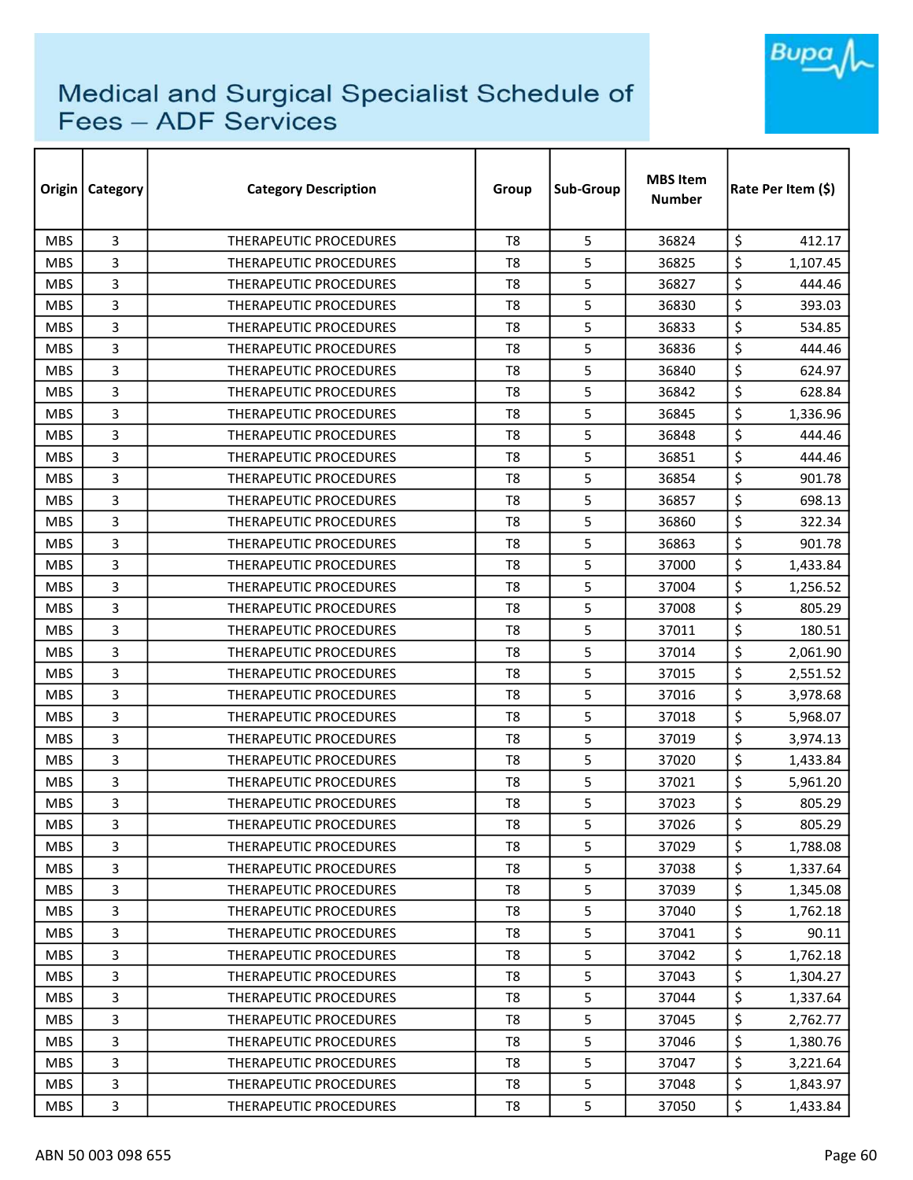# Medical and Surgical Specialist Schedule of Fees – ADF Services

| Origin | Category | Category Description | Group | Sub-Group | MBS Item Number | Rate Per Item ($) |
|---|---|---|---|---|---|---|
| MBS | 3 | THERAPEUTIC PROCEDURES | T8 | 5 | 36824 | $ 412.17 |
| MBS | 3 | THERAPEUTIC PROCEDURES | T8 | 5 | 36825 | $ 1,107.45 |
| MBS | 3 | THERAPEUTIC PROCEDURES | T8 | 5 | 36827 | $ 444.46 |
| MBS | 3 | THERAPEUTIC PROCEDURES | T8 | 5 | 36830 | $ 393.03 |
| MBS | 3 | THERAPEUTIC PROCEDURES | T8 | 5 | 36833 | $ 534.85 |
| MBS | 3 | THERAPEUTIC PROCEDURES | T8 | 5 | 36836 | $ 444.46 |
| MBS | 3 | THERAPEUTIC PROCEDURES | T8 | 5 | 36840 | $ 624.97 |
| MBS | 3 | THERAPEUTIC PROCEDURES | T8 | 5 | 36842 | $ 628.84 |
| MBS | 3 | THERAPEUTIC PROCEDURES | T8 | 5 | 36845 | $ 1,336.96 |
| MBS | 3 | THERAPEUTIC PROCEDURES | T8 | 5 | 36848 | $ 444.46 |
| MBS | 3 | THERAPEUTIC PROCEDURES | T8 | 5 | 36851 | $ 444.46 |
| MBS | 3 | THERAPEUTIC PROCEDURES | T8 | 5 | 36854 | $ 901.78 |
| MBS | 3 | THERAPEUTIC PROCEDURES | T8 | 5 | 36857 | $ 698.13 |
| MBS | 3 | THERAPEUTIC PROCEDURES | T8 | 5 | 36860 | $ 322.34 |
| MBS | 3 | THERAPEUTIC PROCEDURES | T8 | 5 | 36863 | $ 901.78 |
| MBS | 3 | THERAPEUTIC PROCEDURES | T8 | 5 | 37000 | $ 1,433.84 |
| MBS | 3 | THERAPEUTIC PROCEDURES | T8 | 5 | 37004 | $ 1,256.52 |
| MBS | 3 | THERAPEUTIC PROCEDURES | T8 | 5 | 37008 | $ 805.29 |
| MBS | 3 | THERAPEUTIC PROCEDURES | T8 | 5 | 37011 | $ 180.51 |
| MBS | 3 | THERAPEUTIC PROCEDURES | T8 | 5 | 37014 | $ 2,061.90 |
| MBS | 3 | THERAPEUTIC PROCEDURES | T8 | 5 | 37015 | $ 2,551.52 |
| MBS | 3 | THERAPEUTIC PROCEDURES | T8 | 5 | 37016 | $ 3,978.68 |
| MBS | 3 | THERAPEUTIC PROCEDURES | T8 | 5 | 37018 | $ 5,968.07 |
| MBS | 3 | THERAPEUTIC PROCEDURES | T8 | 5 | 37019 | $ 3,974.13 |
| MBS | 3 | THERAPEUTIC PROCEDURES | T8 | 5 | 37020 | $ 1,433.84 |
| MBS | 3 | THERAPEUTIC PROCEDURES | T8 | 5 | 37021 | $ 5,961.20 |
| MBS | 3 | THERAPEUTIC PROCEDURES | T8 | 5 | 37023 | $ 805.29 |
| MBS | 3 | THERAPEUTIC PROCEDURES | T8 | 5 | 37026 | $ 805.29 |
| MBS | 3 | THERAPEUTIC PROCEDURES | T8 | 5 | 37029 | $ 1,788.08 |
| MBS | 3 | THERAPEUTIC PROCEDURES | T8 | 5 | 37038 | $ 1,337.64 |
| MBS | 3 | THERAPEUTIC PROCEDURES | T8 | 5 | 37039 | $ 1,345.08 |
| MBS | 3 | THERAPEUTIC PROCEDURES | T8 | 5 | 37040 | $ 1,762.18 |
| MBS | 3 | THERAPEUTIC PROCEDURES | T8 | 5 | 37041 | $ 90.11 |
| MBS | 3 | THERAPEUTIC PROCEDURES | T8 | 5 | 37042 | $ 1,762.18 |
| MBS | 3 | THERAPEUTIC PROCEDURES | T8 | 5 | 37043 | $ 1,304.27 |
| MBS | 3 | THERAPEUTIC PROCEDURES | T8 | 5 | 37044 | $ 1,337.64 |
| MBS | 3 | THERAPEUTIC PROCEDURES | T8 | 5 | 37045 | $ 2,762.77 |
| MBS | 3 | THERAPEUTIC PROCEDURES | T8 | 5 | 37046 | $ 1,380.76 |
| MBS | 3 | THERAPEUTIC PROCEDURES | T8 | 5 | 37047 | $ 3,221.64 |
| MBS | 3 | THERAPEUTIC PROCEDURES | T8 | 5 | 37048 | $ 1,843.97 |
| MBS | 3 | THERAPEUTIC PROCEDURES | T8 | 5 | 37050 | $ 1,433.84 |

ABN 50 003 098 655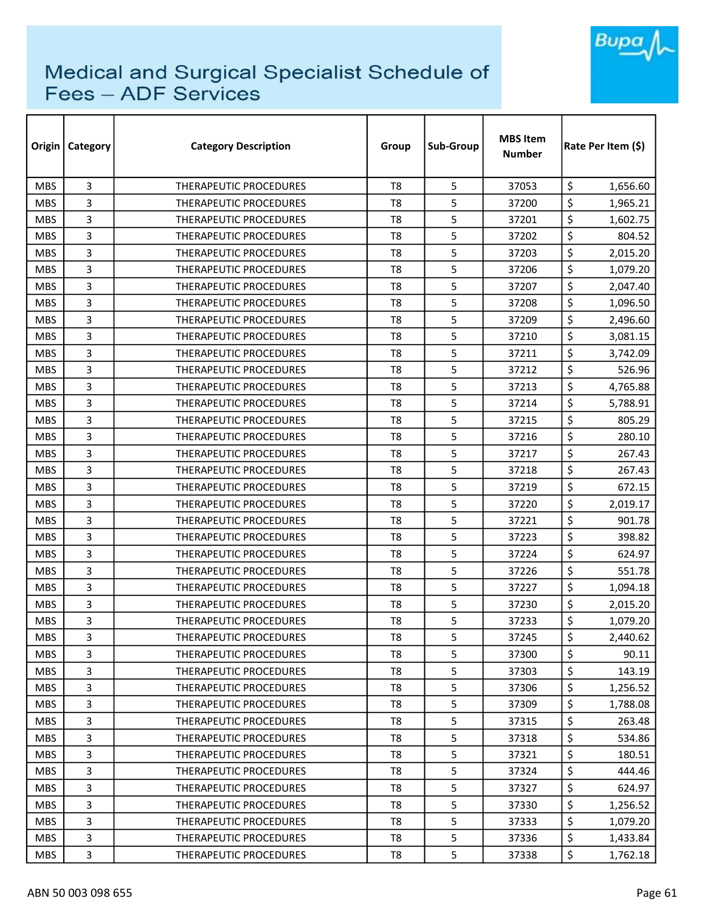# Medical and Surgical Specialist Schedule of Fees – ADF Services

| Origin | Category | Category Description | Group | Sub-Group | MBS Item Number | Rate Per Item ($) |
|---|---|---|---|---|---|---|
| MBS | 3 | THERAPEUTIC PROCEDURES | T8 | 5 | 37053 | $ 1,656.60 |
| MBS | 3 | THERAPEUTIC PROCEDURES | T8 | 5 | 37200 | $ 1,965.21 |
| MBS | 3 | THERAPEUTIC PROCEDURES | T8 | 5 | 37201 | $ 1,602.75 |
| MBS | 3 | THERAPEUTIC PROCEDURES | T8 | 5 | 37202 | $ 804.52 |
| MBS | 3 | THERAPEUTIC PROCEDURES | T8 | 5 | 37203 | $ 2,015.20 |
| MBS | 3 | THERAPEUTIC PROCEDURES | T8 | 5 | 37206 | $ 1,079.20 |
| MBS | 3 | THERAPEUTIC PROCEDURES | T8 | 5 | 37207 | $ 2,047.40 |
| MBS | 3 | THERAPEUTIC PROCEDURES | T8 | 5 | 37208 | $ 1,096.50 |
| MBS | 3 | THERAPEUTIC PROCEDURES | T8 | 5 | 37209 | $ 2,496.60 |
| MBS | 3 | THERAPEUTIC PROCEDURES | T8 | 5 | 37210 | $ 3,081.15 |
| MBS | 3 | THERAPEUTIC PROCEDURES | T8 | 5 | 37211 | $ 3,742.09 |
| MBS | 3 | THERAPEUTIC PROCEDURES | T8 | 5 | 37212 | $ 526.96 |
| MBS | 3 | THERAPEUTIC PROCEDURES | T8 | 5 | 37213 | $ 4,765.88 |
| MBS | 3 | THERAPEUTIC PROCEDURES | T8 | 5 | 37214 | $ 5,788.91 |
| MBS | 3 | THERAPEUTIC PROCEDURES | T8 | 5 | 37215 | $ 805.29 |
| MBS | 3 | THERAPEUTIC PROCEDURES | T8 | 5 | 37216 | $ 280.10 |
| MBS | 3 | THERAPEUTIC PROCEDURES | T8 | 5 | 37217 | $ 267.43 |
| MBS | 3 | THERAPEUTIC PROCEDURES | T8 | 5 | 37218 | $ 267.43 |
| MBS | 3 | THERAPEUTIC PROCEDURES | T8 | 5 | 37219 | $ 672.15 |
| MBS | 3 | THERAPEUTIC PROCEDURES | T8 | 5 | 37220 | $ 2,019.17 |
| MBS | 3 | THERAPEUTIC PROCEDURES | T8 | 5 | 37221 | $ 901.78 |
| MBS | 3 | THERAPEUTIC PROCEDURES | T8 | 5 | 37223 | $ 398.82 |
| MBS | 3 | THERAPEUTIC PROCEDURES | T8 | 5 | 37224 | $ 624.97 |
| MBS | 3 | THERAPEUTIC PROCEDURES | T8 | 5 | 37226 | $ 551.78 |
| MBS | 3 | THERAPEUTIC PROCEDURES | T8 | 5 | 37227 | $ 1,094.18 |
| MBS | 3 | THERAPEUTIC PROCEDURES | T8 | 5 | 37230 | $ 2,015.20 |
| MBS | 3 | THERAPEUTIC PROCEDURES | T8 | 5 | 37233 | $ 1,079.20 |
| MBS | 3 | THERAPEUTIC PROCEDURES | T8 | 5 | 37245 | $ 2,440.62 |
| MBS | 3 | THERAPEUTIC PROCEDURES | T8 | 5 | 37300 | $ 90.11 |
| MBS | 3 | THERAPEUTIC PROCEDURES | T8 | 5 | 37303 | $ 143.19 |
| MBS | 3 | THERAPEUTIC PROCEDURES | T8 | 5 | 37306 | $ 1,256.52 |
| MBS | 3 | THERAPEUTIC PROCEDURES | T8 | 5 | 37309 | $ 1,788.08 |
| MBS | 3 | THERAPEUTIC PROCEDURES | T8 | 5 | 37315 | $ 263.48 |
| MBS | 3 | THERAPEUTIC PROCEDURES | T8 | 5 | 37318 | $ 534.86 |
| MBS | 3 | THERAPEUTIC PROCEDURES | T8 | 5 | 37321 | $ 180.51 |
| MBS | 3 | THERAPEUTIC PROCEDURES | T8 | 5 | 37324 | $ 444.46 |
| MBS | 3 | THERAPEUTIC PROCEDURES | T8 | 5 | 37327 | $ 624.97 |
| MBS | 3 | THERAPEUTIC PROCEDURES | T8 | 5 | 37330 | $ 1,256.52 |
| MBS | 3 | THERAPEUTIC PROCEDURES | T8 | 5 | 37333 | $ 1,079.20 |
| MBS | 3 | THERAPEUTIC PROCEDURES | T8 | 5 | 37336 | $ 1,433.84 |
| MBS | 3 | THERAPEUTIC PROCEDURES | T8 | 5 | 37338 | $ 1,762.18 |

ABN 50 003 098 655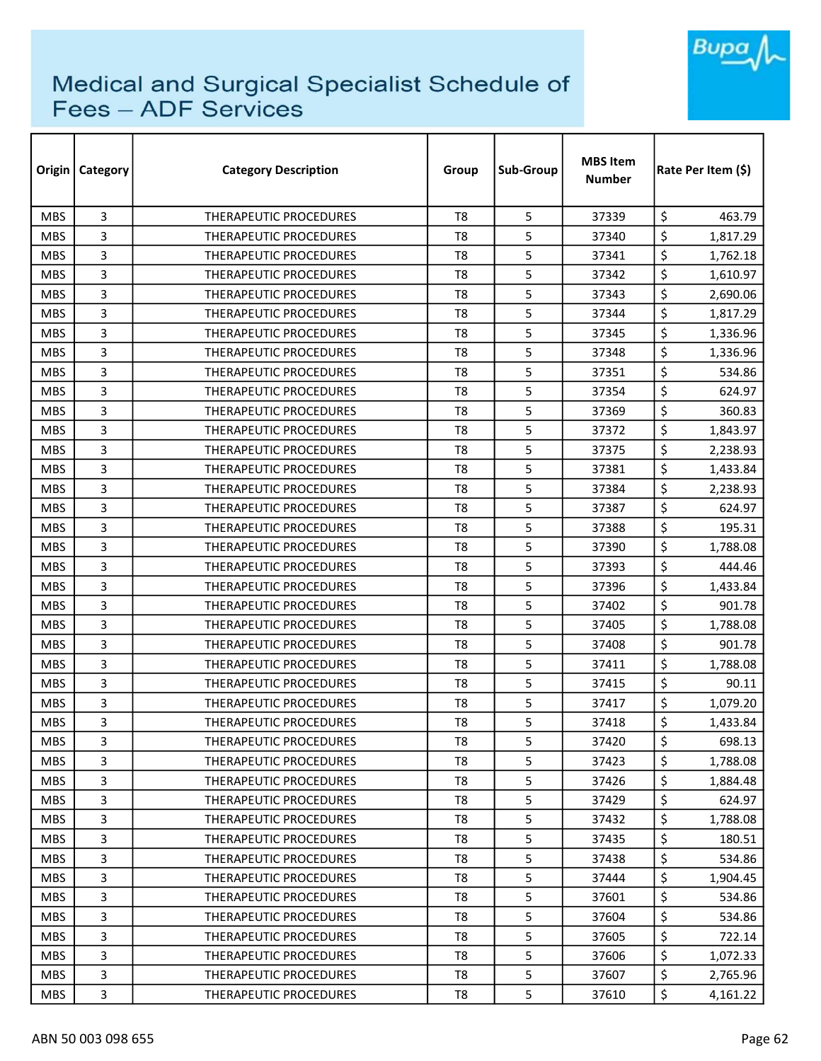# Medical and Surgical Specialist Schedule of Fees – ADF Services

| Origin | Category | Category Description | Group | Sub-Group | MBS Item Number | Rate Per Item ($) |
|---|---|---|---|---|---|---|
| MBS | 3 | THERAPEUTIC PROCEDURES | T8 | 5 | 37339 | $ 463.79 |
| MBS | 3 | THERAPEUTIC PROCEDURES | T8 | 5 | 37340 | $ 1,817.29 |
| MBS | 3 | THERAPEUTIC PROCEDURES | T8 | 5 | 37341 | $ 1,762.18 |
| MBS | 3 | THERAPEUTIC PROCEDURES | T8 | 5 | 37342 | $ 1,610.97 |
| MBS | 3 | THERAPEUTIC PROCEDURES | T8 | 5 | 37343 | $ 2,690.06 |
| MBS | 3 | THERAPEUTIC PROCEDURES | T8 | 5 | 37344 | $ 1,817.29 |
| MBS | 3 | THERAPEUTIC PROCEDURES | T8 | 5 | 37345 | $ 1,336.96 |
| MBS | 3 | THERAPEUTIC PROCEDURES | T8 | 5 | 37348 | $ 1,336.96 |
| MBS | 3 | THERAPEUTIC PROCEDURES | T8 | 5 | 37351 | $ 534.86 |
| MBS | 3 | THERAPEUTIC PROCEDURES | T8 | 5 | 37354 | $ 624.97 |
| MBS | 3 | THERAPEUTIC PROCEDURES | T8 | 5 | 37369 | $ 360.83 |
| MBS | 3 | THERAPEUTIC PROCEDURES | T8 | 5 | 37372 | $ 1,843.97 |
| MBS | 3 | THERAPEUTIC PROCEDURES | T8 | 5 | 37375 | $ 2,238.93 |
| MBS | 3 | THERAPEUTIC PROCEDURES | T8 | 5 | 37381 | $ 1,433.84 |
| MBS | 3 | THERAPEUTIC PROCEDURES | T8 | 5 | 37384 | $ 2,238.93 |
| MBS | 3 | THERAPEUTIC PROCEDURES | T8 | 5 | 37387 | $ 624.97 |
| MBS | 3 | THERAPEUTIC PROCEDURES | T8 | 5 | 37388 | $ 195.31 |
| MBS | 3 | THERAPEUTIC PROCEDURES | T8 | 5 | 37390 | $ 1,788.08 |
| MBS | 3 | THERAPEUTIC PROCEDURES | T8 | 5 | 37393 | $ 444.46 |
| MBS | 3 | THERAPEUTIC PROCEDURES | T8 | 5 | 37396 | $ 1,433.84 |
| MBS | 3 | THERAPEUTIC PROCEDURES | T8 | 5 | 37402 | $ 901.78 |
| MBS | 3 | THERAPEUTIC PROCEDURES | T8 | 5 | 37405 | $ 1,788.08 |
| MBS | 3 | THERAPEUTIC PROCEDURES | T8 | 5 | 37408 | $ 901.78 |
| MBS | 3 | THERAPEUTIC PROCEDURES | T8 | 5 | 37411 | $ 1,788.08 |
| MBS | 3 | THERAPEUTIC PROCEDURES | T8 | 5 | 37415 | $ 90.11 |
| MBS | 3 | THERAPEUTIC PROCEDURES | T8 | 5 | 37417 | $ 1,079.20 |
| MBS | 3 | THERAPEUTIC PROCEDURES | T8 | 5 | 37418 | $ 1,433.84 |
| MBS | 3 | THERAPEUTIC PROCEDURES | T8 | 5 | 37420 | $ 698.13 |
| MBS | 3 | THERAPEUTIC PROCEDURES | T8 | 5 | 37423 | $ 1,788.08 |
| MBS | 3 | THERAPEUTIC PROCEDURES | T8 | 5 | 37426 | $ 1,884.48 |
| MBS | 3 | THERAPEUTIC PROCEDURES | T8 | 5 | 37429 | $ 624.97 |
| MBS | 3 | THERAPEUTIC PROCEDURES | T8 | 5 | 37432 | $ 1,788.08 |
| MBS | 3 | THERAPEUTIC PROCEDURES | T8 | 5 | 37435 | $ 180.51 |
| MBS | 3 | THERAPEUTIC PROCEDURES | T8 | 5 | 37438 | $ 534.86 |
| MBS | 3 | THERAPEUTIC PROCEDURES | T8 | 5 | 37444 | $ 1,904.45 |
| MBS | 3 | THERAPEUTIC PROCEDURES | T8 | 5 | 37601 | $ 534.86 |
| MBS | 3 | THERAPEUTIC PROCEDURES | T8 | 5 | 37604 | $ 534.86 |
| MBS | 3 | THERAPEUTIC PROCEDURES | T8 | 5 | 37605 | $ 722.14 |
| MBS | 3 | THERAPEUTIC PROCEDURES | T8 | 5 | 37606 | $ 1,072.33 |
| MBS | 3 | THERAPEUTIC PROCEDURES | T8 | 5 | 37607 | $ 2,765.96 |
| MBS | 3 | THERAPEUTIC PROCEDURES | T8 | 5 | 37610 | $ 4,161.22 |

ABN 50 003 098 655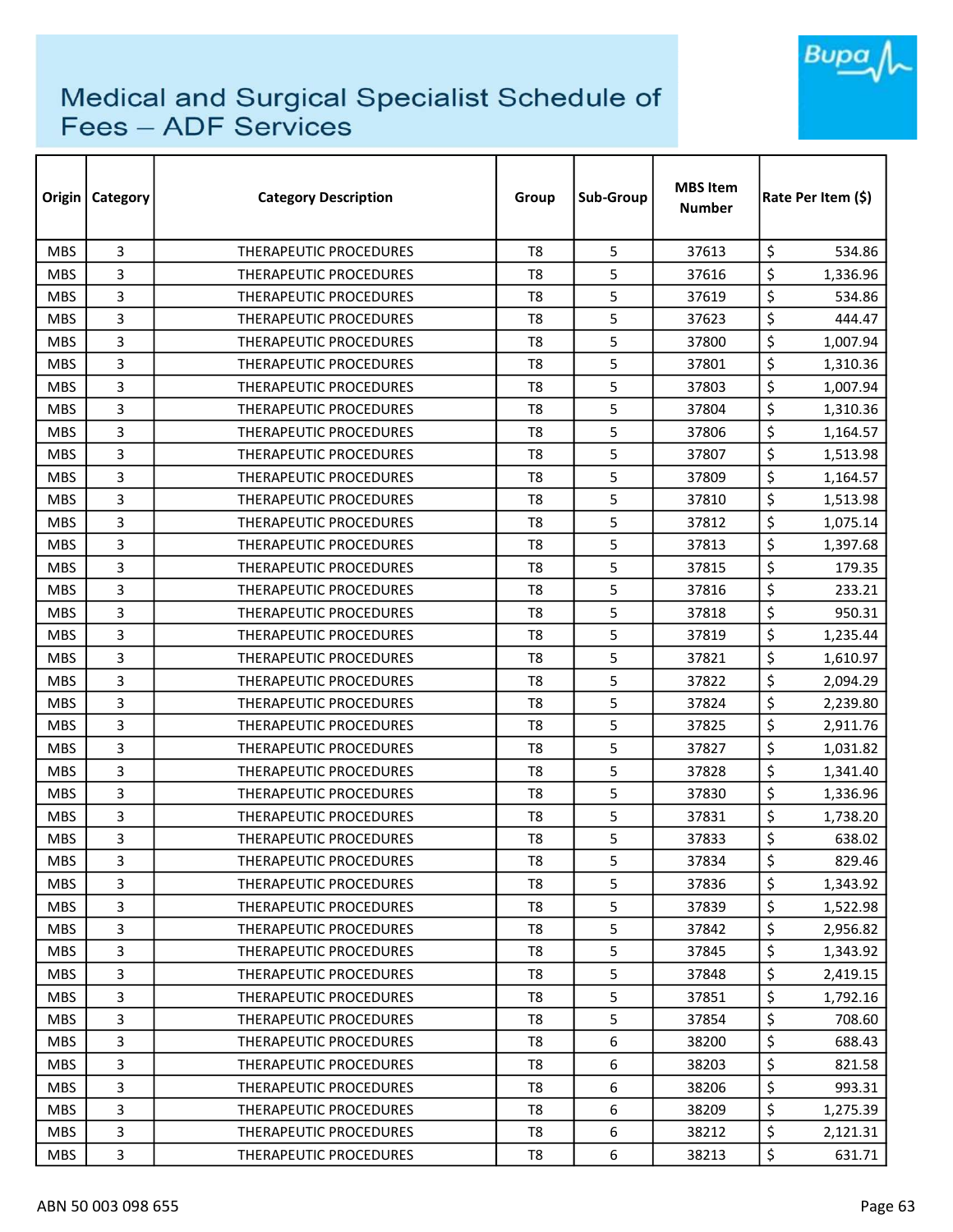# Medical and Surgical Specialist Schedule of Fees – ADF Services

| Origin | Category | Category Description | Group | Sub-Group | MBS Item Number | Rate Per Item ($) |
|---|---|---|---|---|---|---|
| MBS | 3 | THERAPEUTIC PROCEDURES | T8 | 5 | 37613 | $ 534.86 |
| MBS | 3 | THERAPEUTIC PROCEDURES | T8 | 5 | 37616 | $ 1,336.96 |
| MBS | 3 | THERAPEUTIC PROCEDURES | T8 | 5 | 37619 | $ 534.86 |
| MBS | 3 | THERAPEUTIC PROCEDURES | T8 | 5 | 37623 | $ 444.47 |
| MBS | 3 | THERAPEUTIC PROCEDURES | T8 | 5 | 37800 | $ 1,007.94 |
| MBS | 3 | THERAPEUTIC PROCEDURES | T8 | 5 | 37801 | $ 1,310.36 |
| MBS | 3 | THERAPEUTIC PROCEDURES | T8 | 5 | 37803 | $ 1,007.94 |
| MBS | 3 | THERAPEUTIC PROCEDURES | T8 | 5 | 37804 | $ 1,310.36 |
| MBS | 3 | THERAPEUTIC PROCEDURES | T8 | 5 | 37806 | $ 1,164.57 |
| MBS | 3 | THERAPEUTIC PROCEDURES | T8 | 5 | 37807 | $ 1,513.98 |
| MBS | 3 | THERAPEUTIC PROCEDURES | T8 | 5 | 37809 | $ 1,164.57 |
| MBS | 3 | THERAPEUTIC PROCEDURES | T8 | 5 | 37810 | $ 1,513.98 |
| MBS | 3 | THERAPEUTIC PROCEDURES | T8 | 5 | 37812 | $ 1,075.14 |
| MBS | 3 | THERAPEUTIC PROCEDURES | T8 | 5 | 37813 | $ 1,397.68 |
| MBS | 3 | THERAPEUTIC PROCEDURES | T8 | 5 | 37815 | $ 179.35 |
| MBS | 3 | THERAPEUTIC PROCEDURES | T8 | 5 | 37816 | $ 233.21 |
| MBS | 3 | THERAPEUTIC PROCEDURES | T8 | 5 | 37818 | $ 950.31 |
| MBS | 3 | THERAPEUTIC PROCEDURES | T8 | 5 | 37819 | $ 1,235.44 |
| MBS | 3 | THERAPEUTIC PROCEDURES | T8 | 5 | 37821 | $ 1,610.97 |
| MBS | 3 | THERAPEUTIC PROCEDURES | T8 | 5 | 37822 | $ 2,094.29 |
| MBS | 3 | THERAPEUTIC PROCEDURES | T8 | 5 | 37824 | $ 2,239.80 |
| MBS | 3 | THERAPEUTIC PROCEDURES | T8 | 5 | 37825 | $ 2,911.76 |
| MBS | 3 | THERAPEUTIC PROCEDURES | T8 | 5 | 37827 | $ 1,031.82 |
| MBS | 3 | THERAPEUTIC PROCEDURES | T8 | 5 | 37828 | $ 1,341.40 |
| MBS | 3 | THERAPEUTIC PROCEDURES | T8 | 5 | 37830 | $ 1,336.96 |
| MBS | 3 | THERAPEUTIC PROCEDURES | T8 | 5 | 37831 | $ 1,738.20 |
| MBS | 3 | THERAPEUTIC PROCEDURES | T8 | 5 | 37833 | $ 638.02 |
| MBS | 3 | THERAPEUTIC PROCEDURES | T8 | 5 | 37834 | $ 829.46 |
| MBS | 3 | THERAPEUTIC PROCEDURES | T8 | 5 | 37836 | $ 1,343.92 |
| MBS | 3 | THERAPEUTIC PROCEDURES | T8 | 5 | 37839 | $ 1,522.98 |
| MBS | 3 | THERAPEUTIC PROCEDURES | T8 | 5 | 37842 | $ 2,956.82 |
| MBS | 3 | THERAPEUTIC PROCEDURES | T8 | 5 | 37845 | $ 1,343.92 |
| MBS | 3 | THERAPEUTIC PROCEDURES | T8 | 5 | 37848 | $ 2,419.15 |
| MBS | 3 | THERAPEUTIC PROCEDURES | T8 | 5 | 37851 | $ 1,792.16 |
| MBS | 3 | THERAPEUTIC PROCEDURES | T8 | 5 | 37854 | $ 708.60 |
| MBS | 3 | THERAPEUTIC PROCEDURES | T8 | 6 | 38200 | $ 688.43 |
| MBS | 3 | THERAPEUTIC PROCEDURES | T8 | 6 | 38203 | $ 821.58 |
| MBS | 3 | THERAPEUTIC PROCEDURES | T8 | 6 | 38206 | $ 993.31 |
| MBS | 3 | THERAPEUTIC PROCEDURES | T8 | 6 | 38209 | $ 1,275.39 |
| MBS | 3 | THERAPEUTIC PROCEDURES | T8 | 6 | 38212 | $ 2,121.31 |
| MBS | 3 | THERAPEUTIC PROCEDURES | T8 | 6 | 38213 | $ 631.71 |

ABN 50 003 098 655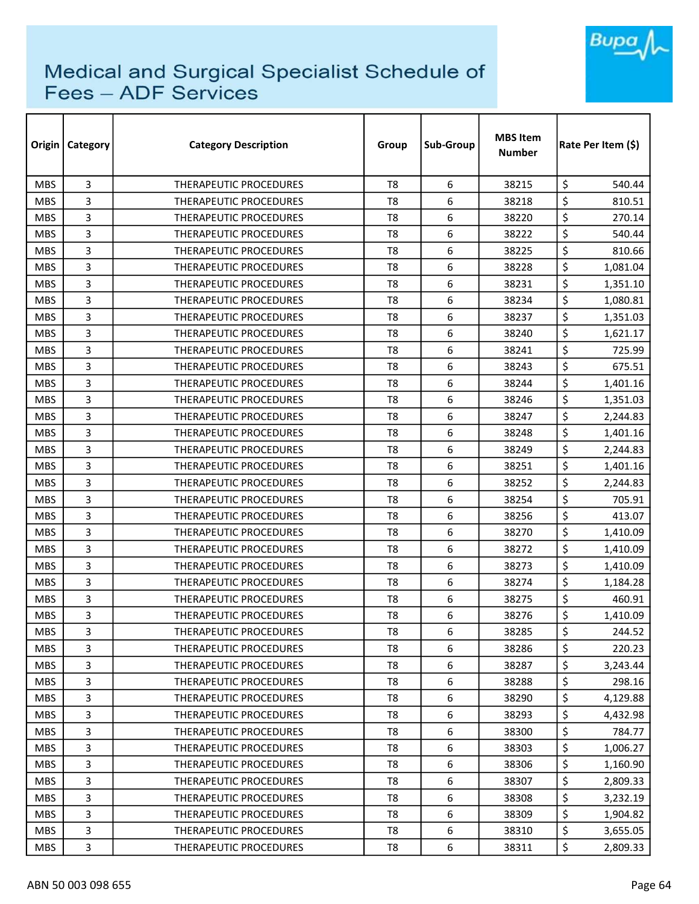# Medical and Surgical Specialist Schedule of Fees – ADF Services

| Origin | Category | Category Description | Group | Sub-Group | MBS Item Number | Rate Per Item ($) |
|---|---|---|---|---|---|---|
| MBS | 3 | THERAPEUTIC PROCEDURES | T8 | 6 | 38215 | $ 540.44 |
| MBS | 3 | THERAPEUTIC PROCEDURES | T8 | 6 | 38218 | $ 810.51 |
| MBS | 3 | THERAPEUTIC PROCEDURES | T8 | 6 | 38220 | $ 270.14 |
| MBS | 3 | THERAPEUTIC PROCEDURES | T8 | 6 | 38222 | $ 540.44 |
| MBS | 3 | THERAPEUTIC PROCEDURES | T8 | 6 | 38225 | $ 810.66 |
| MBS | 3 | THERAPEUTIC PROCEDURES | T8 | 6 | 38228 | $ 1,081.04 |
| MBS | 3 | THERAPEUTIC PROCEDURES | T8 | 6 | 38231 | $ 1,351.10 |
| MBS | 3 | THERAPEUTIC PROCEDURES | T8 | 6 | 38234 | $ 1,080.81 |
| MBS | 3 | THERAPEUTIC PROCEDURES | T8 | 6 | 38237 | $ 1,351.03 |
| MBS | 3 | THERAPEUTIC PROCEDURES | T8 | 6 | 38240 | $ 1,621.17 |
| MBS | 3 | THERAPEUTIC PROCEDURES | T8 | 6 | 38241 | $ 725.99 |
| MBS | 3 | THERAPEUTIC PROCEDURES | T8 | 6 | 38243 | $ 675.51 |
| MBS | 3 | THERAPEUTIC PROCEDURES | T8 | 6 | 38244 | $ 1,401.16 |
| MBS | 3 | THERAPEUTIC PROCEDURES | T8 | 6 | 38246 | $ 1,351.03 |
| MBS | 3 | THERAPEUTIC PROCEDURES | T8 | 6 | 38247 | $ 2,244.83 |
| MBS | 3 | THERAPEUTIC PROCEDURES | T8 | 6 | 38248 | $ 1,401.16 |
| MBS | 3 | THERAPEUTIC PROCEDURES | T8 | 6 | 38249 | $ 2,244.83 |
| MBS | 3 | THERAPEUTIC PROCEDURES | T8 | 6 | 38251 | $ 1,401.16 |
| MBS | 3 | THERAPEUTIC PROCEDURES | T8 | 6 | 38252 | $ 2,244.83 |
| MBS | 3 | THERAPEUTIC PROCEDURES | T8 | 6 | 38254 | $ 705.91 |
| MBS | 3 | THERAPEUTIC PROCEDURES | T8 | 6 | 38256 | $ 413.07 |
| MBS | 3 | THERAPEUTIC PROCEDURES | T8 | 6 | 38270 | $ 1,410.09 |
| MBS | 3 | THERAPEUTIC PROCEDURES | T8 | 6 | 38272 | $ 1,410.09 |
| MBS | 3 | THERAPEUTIC PROCEDURES | T8 | 6 | 38273 | $ 1,410.09 |
| MBS | 3 | THERAPEUTIC PROCEDURES | T8 | 6 | 38274 | $ 1,184.28 |
| MBS | 3 | THERAPEUTIC PROCEDURES | T8 | 6 | 38275 | $ 460.91 |
| MBS | 3 | THERAPEUTIC PROCEDURES | T8 | 6 | 38276 | $ 1,410.09 |
| MBS | 3 | THERAPEUTIC PROCEDURES | T8 | 6 | 38285 | $ 244.52 |
| MBS | 3 | THERAPEUTIC PROCEDURES | T8 | 6 | 38286 | $ 220.23 |
| MBS | 3 | THERAPEUTIC PROCEDURES | T8 | 6 | 38287 | $ 3,243.44 |
| MBS | 3 | THERAPEUTIC PROCEDURES | T8 | 6 | 38288 | $ 298.16 |
| MBS | 3 | THERAPEUTIC PROCEDURES | T8 | 6 | 38290 | $ 4,129.88 |
| MBS | 3 | THERAPEUTIC PROCEDURES | T8 | 6 | 38293 | $ 4,432.98 |
| MBS | 3 | THERAPEUTIC PROCEDURES | T8 | 6 | 38300 | $ 784.77 |
| MBS | 3 | THERAPEUTIC PROCEDURES | T8 | 6 | 38303 | $ 1,006.27 |
| MBS | 3 | THERAPEUTIC PROCEDURES | T8 | 6 | 38306 | $ 1,160.90 |
| MBS | 3 | THERAPEUTIC PROCEDURES | T8 | 6 | 38307 | $ 2,809.33 |
| MBS | 3 | THERAPEUTIC PROCEDURES | T8 | 6 | 38308 | $ 3,232.19 |
| MBS | 3 | THERAPEUTIC PROCEDURES | T8 | 6 | 38309 | $ 1,904.82 |
| MBS | 3 | THERAPEUTIC PROCEDURES | T8 | 6 | 38310 | $ 3,655.05 |
| MBS | 3 | THERAPEUTIC PROCEDURES | T8 | 6 | 38311 | $ 2,809.33 |

ABN 50 003 098 655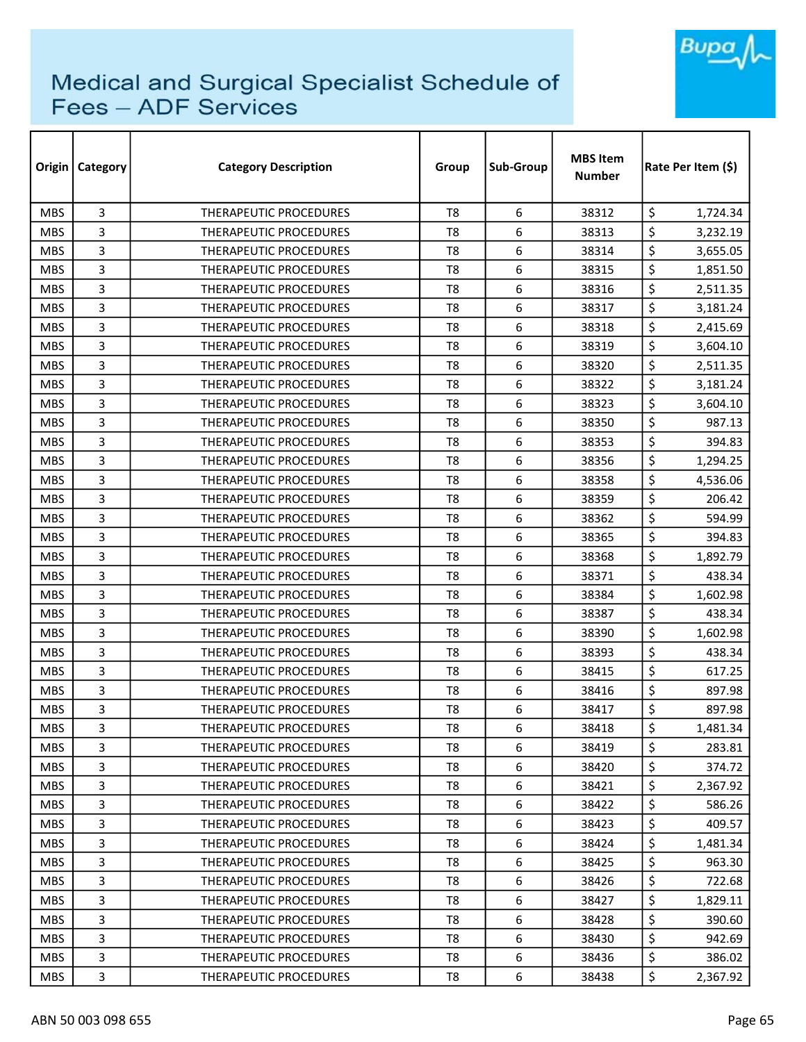# Medical and Surgical Specialist Schedule of Fees – ADF Services

| Origin | Category | Category Description | Group | Sub-Group | MBS Item Number | Rate Per Item ($) |
|---|---|---|---|---|---|---|
| MBS | 3 | THERAPEUTIC PROCEDURES | T8 | 6 | 38312 | $ 1,724.34 |
| MBS | 3 | THERAPEUTIC PROCEDURES | T8 | 6 | 38313 | $ 3,232.19 |
| MBS | 3 | THERAPEUTIC PROCEDURES | T8 | 6 | 38314 | $ 3,655.05 |
| MBS | 3 | THERAPEUTIC PROCEDURES | T8 | 6 | 38315 | $ 1,851.50 |
| MBS | 3 | THERAPEUTIC PROCEDURES | T8 | 6 | 38316 | $ 2,511.35 |
| MBS | 3 | THERAPEUTIC PROCEDURES | T8 | 6 | 38317 | $ 3,181.24 |
| MBS | 3 | THERAPEUTIC PROCEDURES | T8 | 6 | 38318 | $ 2,415.69 |
| MBS | 3 | THERAPEUTIC PROCEDURES | T8 | 6 | 38319 | $ 3,604.10 |
| MBS | 3 | THERAPEUTIC PROCEDURES | T8 | 6 | 38320 | $ 2,511.35 |
| MBS | 3 | THERAPEUTIC PROCEDURES | T8 | 6 | 38322 | $ 3,181.24 |
| MBS | 3 | THERAPEUTIC PROCEDURES | T8 | 6 | 38323 | $ 3,604.10 |
| MBS | 3 | THERAPEUTIC PROCEDURES | T8 | 6 | 38350 | $ 987.13 |
| MBS | 3 | THERAPEUTIC PROCEDURES | T8 | 6 | 38353 | $ 394.83 |
| MBS | 3 | THERAPEUTIC PROCEDURES | T8 | 6 | 38356 | $ 1,294.25 |
| MBS | 3 | THERAPEUTIC PROCEDURES | T8 | 6 | 38358 | $ 4,536.06 |
| MBS | 3 | THERAPEUTIC PROCEDURES | T8 | 6 | 38359 | $ 206.42 |
| MBS | 3 | THERAPEUTIC PROCEDURES | T8 | 6 | 38362 | $ 594.99 |
| MBS | 3 | THERAPEUTIC PROCEDURES | T8 | 6 | 38365 | $ 394.83 |
| MBS | 3 | THERAPEUTIC PROCEDURES | T8 | 6 | 38368 | $ 1,892.79 |
| MBS | 3 | THERAPEUTIC PROCEDURES | T8 | 6 | 38371 | $ 438.34 |
| MBS | 3 | THERAPEUTIC PROCEDURES | T8 | 6 | 38384 | $ 1,602.98 |
| MBS | 3 | THERAPEUTIC PROCEDURES | T8 | 6 | 38387 | $ 438.34 |
| MBS | 3 | THERAPEUTIC PROCEDURES | T8 | 6 | 38390 | $ 1,602.98 |
| MBS | 3 | THERAPEUTIC PROCEDURES | T8 | 6 | 38393 | $ 438.34 |
| MBS | 3 | THERAPEUTIC PROCEDURES | T8 | 6 | 38415 | $ 617.25 |
| MBS | 3 | THERAPEUTIC PROCEDURES | T8 | 6 | 38416 | $ 897.98 |
| MBS | 3 | THERAPEUTIC PROCEDURES | T8 | 6 | 38417 | $ 897.98 |
| MBS | 3 | THERAPEUTIC PROCEDURES | T8 | 6 | 38418 | $ 1,481.34 |
| MBS | 3 | THERAPEUTIC PROCEDURES | T8 | 6 | 38419 | $ 283.81 |
| MBS | 3 | THERAPEUTIC PROCEDURES | T8 | 6 | 38420 | $ 374.72 |
| MBS | 3 | THERAPEUTIC PROCEDURES | T8 | 6 | 38421 | $ 2,367.92 |
| MBS | 3 | THERAPEUTIC PROCEDURES | T8 | 6 | 38422 | $ 586.26 |
| MBS | 3 | THERAPEUTIC PROCEDURES | T8 | 6 | 38423 | $ 409.57 |
| MBS | 3 | THERAPEUTIC PROCEDURES | T8 | 6 | 38424 | $ 1,481.34 |
| MBS | 3 | THERAPEUTIC PROCEDURES | T8 | 6 | 38425 | $ 963.30 |
| MBS | 3 | THERAPEUTIC PROCEDURES | T8 | 6 | 38426 | $ 722.68 |
| MBS | 3 | THERAPEUTIC PROCEDURES | T8 | 6 | 38427 | $ 1,829.11 |
| MBS | 3 | THERAPEUTIC PROCEDURES | T8 | 6 | 38428 | $ 390.60 |
| MBS | 3 | THERAPEUTIC PROCEDURES | T8 | 6 | 38430 | $ 942.69 |
| MBS | 3 | THERAPEUTIC PROCEDURES | T8 | 6 | 38436 | $ 386.02 |
| MBS | 3 | THERAPEUTIC PROCEDURES | T8 | 6 | 38438 | $ 2,367.92 |

ABN 50 003 098 655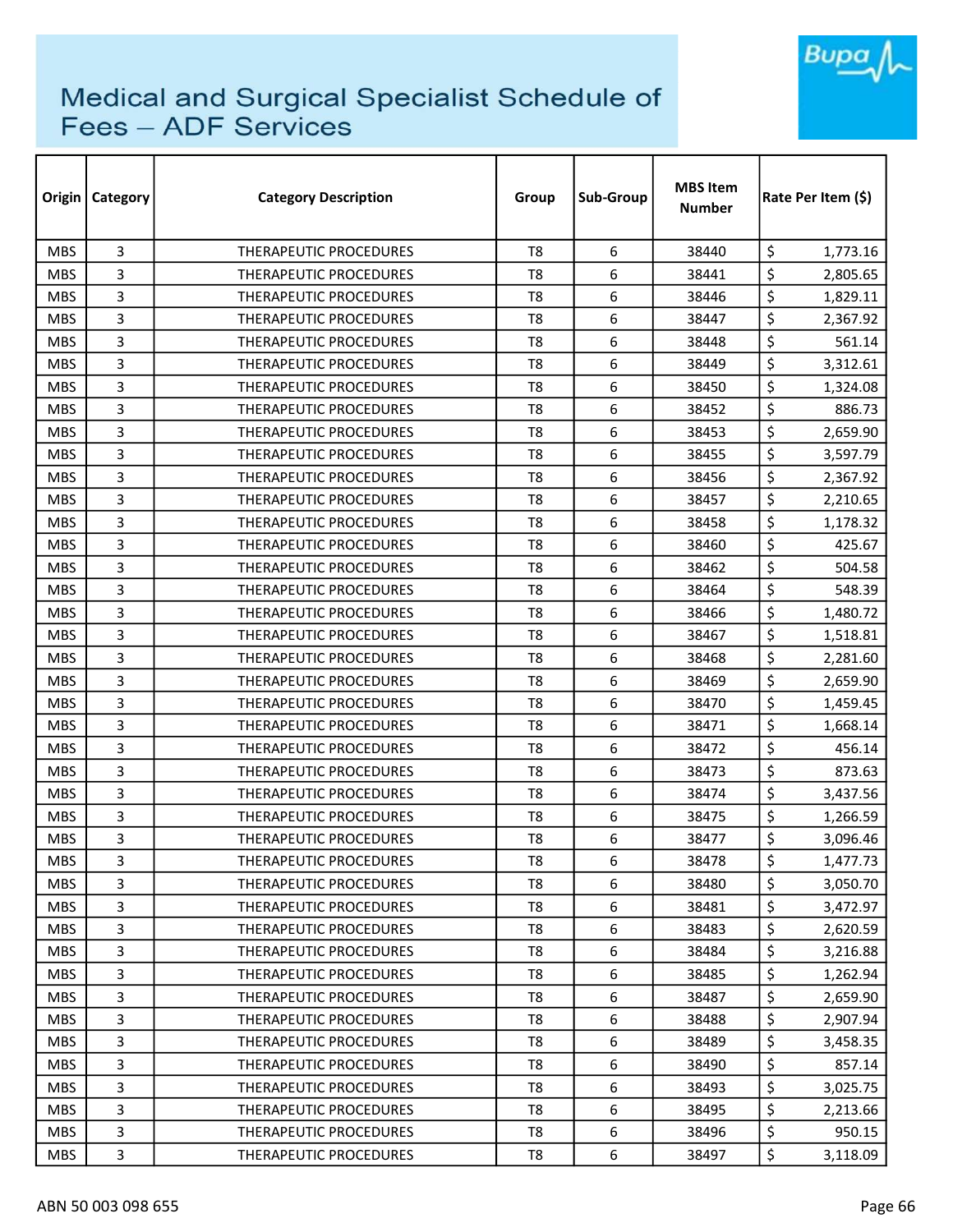# Medical and Surgical Specialist Schedule of Fees – ADF Services

| Origin | Category | Category Description | Group | Sub-Group | MBS Item Number | Rate Per Item ($) |
|---|---|---|---|---|---|---|
| MBS | 3 | THERAPEUTIC PROCEDURES | T8 | 6 | 38440 | $ 1,773.16 |
| MBS | 3 | THERAPEUTIC PROCEDURES | T8 | 6 | 38441 | $ 2,805.65 |
| MBS | 3 | THERAPEUTIC PROCEDURES | T8 | 6 | 38446 | $ 1,829.11 |
| MBS | 3 | THERAPEUTIC PROCEDURES | T8 | 6 | 38447 | $ 2,367.92 |
| MBS | 3 | THERAPEUTIC PROCEDURES | T8 | 6 | 38448 | $ 561.14 |
| MBS | 3 | THERAPEUTIC PROCEDURES | T8 | 6 | 38449 | $ 3,312.61 |
| MBS | 3 | THERAPEUTIC PROCEDURES | T8 | 6 | 38450 | $ 1,324.08 |
| MBS | 3 | THERAPEUTIC PROCEDURES | T8 | 6 | 38452 | $ 886.73 |
| MBS | 3 | THERAPEUTIC PROCEDURES | T8 | 6 | 38453 | $ 2,659.90 |
| MBS | 3 | THERAPEUTIC PROCEDURES | T8 | 6 | 38455 | $ 3,597.79 |
| MBS | 3 | THERAPEUTIC PROCEDURES | T8 | 6 | 38456 | $ 2,367.92 |
| MBS | 3 | THERAPEUTIC PROCEDURES | T8 | 6 | 38457 | $ 2,210.65 |
| MBS | 3 | THERAPEUTIC PROCEDURES | T8 | 6 | 38458 | $ 1,178.32 |
| MBS | 3 | THERAPEUTIC PROCEDURES | T8 | 6 | 38460 | $ 425.67 |
| MBS | 3 | THERAPEUTIC PROCEDURES | T8 | 6 | 38462 | $ 504.58 |
| MBS | 3 | THERAPEUTIC PROCEDURES | T8 | 6 | 38464 | $ 548.39 |
| MBS | 3 | THERAPEUTIC PROCEDURES | T8 | 6 | 38466 | $ 1,480.72 |
| MBS | 3 | THERAPEUTIC PROCEDURES | T8 | 6 | 38467 | $ 1,518.81 |
| MBS | 3 | THERAPEUTIC PROCEDURES | T8 | 6 | 38468 | $ 2,281.60 |
| MBS | 3 | THERAPEUTIC PROCEDURES | T8 | 6 | 38469 | $ 2,659.90 |
| MBS | 3 | THERAPEUTIC PROCEDURES | T8 | 6 | 38470 | $ 1,459.45 |
| MBS | 3 | THERAPEUTIC PROCEDURES | T8 | 6 | 38471 | $ 1,668.14 |
| MBS | 3 | THERAPEUTIC PROCEDURES | T8 | 6 | 38472 | $ 456.14 |
| MBS | 3 | THERAPEUTIC PROCEDURES | T8 | 6 | 38473 | $ 873.63 |
| MBS | 3 | THERAPEUTIC PROCEDURES | T8 | 6 | 38474 | $ 3,437.56 |
| MBS | 3 | THERAPEUTIC PROCEDURES | T8 | 6 | 38475 | $ 1,266.59 |
| MBS | 3 | THERAPEUTIC PROCEDURES | T8 | 6 | 38477 | $ 3,096.46 |
| MBS | 3 | THERAPEUTIC PROCEDURES | T8 | 6 | 38478 | $ 1,477.73 |
| MBS | 3 | THERAPEUTIC PROCEDURES | T8 | 6 | 38480 | $ 3,050.70 |
| MBS | 3 | THERAPEUTIC PROCEDURES | T8 | 6 | 38481 | $ 3,472.97 |
| MBS | 3 | THERAPEUTIC PROCEDURES | T8 | 6 | 38483 | $ 2,620.59 |
| MBS | 3 | THERAPEUTIC PROCEDURES | T8 | 6 | 38484 | $ 3,216.88 |
| MBS | 3 | THERAPEUTIC PROCEDURES | T8 | 6 | 38485 | $ 1,262.94 |
| MBS | 3 | THERAPEUTIC PROCEDURES | T8 | 6 | 38487 | $ 2,659.90 |
| MBS | 3 | THERAPEUTIC PROCEDURES | T8 | 6 | 38488 | $ 2,907.94 |
| MBS | 3 | THERAPEUTIC PROCEDURES | T8 | 6 | 38489 | $ 3,458.35 |
| MBS | 3 | THERAPEUTIC PROCEDURES | T8 | 6 | 38490 | $ 857.14 |
| MBS | 3 | THERAPEUTIC PROCEDURES | T8 | 6 | 38493 | $ 3,025.75 |
| MBS | 3 | THERAPEUTIC PROCEDURES | T8 | 6 | 38495 | $ 2,213.66 |
| MBS | 3 | THERAPEUTIC PROCEDURES | T8 | 6 | 38496 | $ 950.15 |
| MBS | 3 | THERAPEUTIC PROCEDURES | T8 | 6 | 38497 | $ 3,118.09 |

ABN 50 003 098 655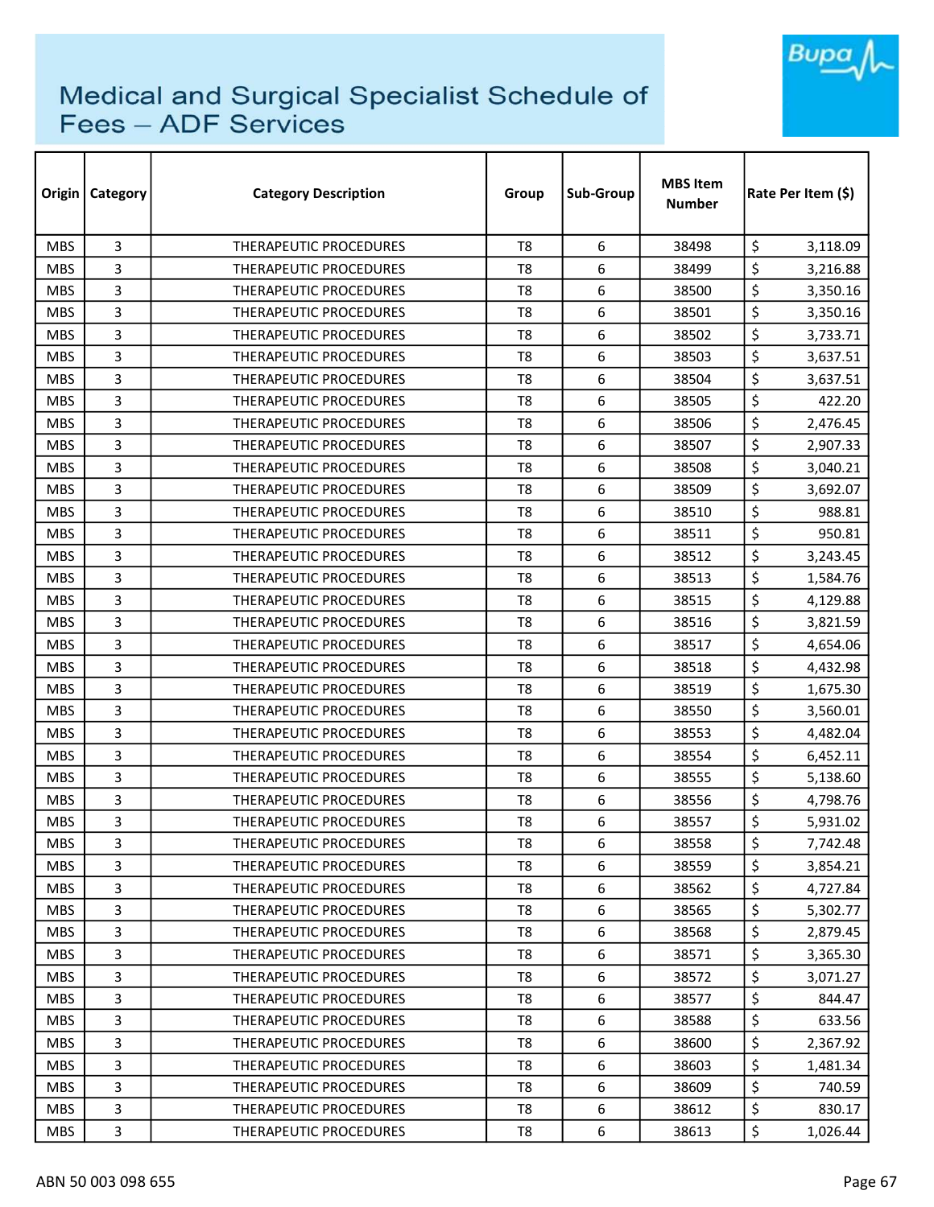# Medical and Surgical Specialist Schedule of Fees – ADF Services

| Origin | Category | Category Description | Group | Sub-Group | MBS Item Number | Rate Per Item ($) |
|---|---|---|---|---|---|---|
| MBS | 3 | THERAPEUTIC PROCEDURES | T8 | 6 | 38498 | $ 3,118.09 |
| MBS | 3 | THERAPEUTIC PROCEDURES | T8 | 6 | 38499 | $ 3,216.88 |
| MBS | 3 | THERAPEUTIC PROCEDURES | T8 | 6 | 38500 | $ 3,350.16 |
| MBS | 3 | THERAPEUTIC PROCEDURES | T8 | 6 | 38501 | $ 3,350.16 |
| MBS | 3 | THERAPEUTIC PROCEDURES | T8 | 6 | 38502 | $ 3,733.71 |
| MBS | 3 | THERAPEUTIC PROCEDURES | T8 | 6 | 38503 | $ 3,637.51 |
| MBS | 3 | THERAPEUTIC PROCEDURES | T8 | 6 | 38504 | $ 3,637.51 |
| MBS | 3 | THERAPEUTIC PROCEDURES | T8 | 6 | 38505 | $ 422.20 |
| MBS | 3 | THERAPEUTIC PROCEDURES | T8 | 6 | 38506 | $ 2,476.45 |
| MBS | 3 | THERAPEUTIC PROCEDURES | T8 | 6 | 38507 | $ 2,907.33 |
| MBS | 3 | THERAPEUTIC PROCEDURES | T8 | 6 | 38508 | $ 3,040.21 |
| MBS | 3 | THERAPEUTIC PROCEDURES | T8 | 6 | 38509 | $ 3,692.07 |
| MBS | 3 | THERAPEUTIC PROCEDURES | T8 | 6 | 38510 | $ 988.81 |
| MBS | 3 | THERAPEUTIC PROCEDURES | T8 | 6 | 38511 | $ 950.81 |
| MBS | 3 | THERAPEUTIC PROCEDURES | T8 | 6 | 38512 | $ 3,243.45 |
| MBS | 3 | THERAPEUTIC PROCEDURES | T8 | 6 | 38513 | $ 1,584.76 |
| MBS | 3 | THERAPEUTIC PROCEDURES | T8 | 6 | 38515 | $ 4,129.88 |
| MBS | 3 | THERAPEUTIC PROCEDURES | T8 | 6 | 38516 | $ 3,821.59 |
| MBS | 3 | THERAPEUTIC PROCEDURES | T8 | 6 | 38517 | $ 4,654.06 |
| MBS | 3 | THERAPEUTIC PROCEDURES | T8 | 6 | 38518 | $ 4,432.98 |
| MBS | 3 | THERAPEUTIC PROCEDURES | T8 | 6 | 38519 | $ 1,675.30 |
| MBS | 3 | THERAPEUTIC PROCEDURES | T8 | 6 | 38550 | $ 3,560.01 |
| MBS | 3 | THERAPEUTIC PROCEDURES | T8 | 6 | 38553 | $ 4,482.04 |
| MBS | 3 | THERAPEUTIC PROCEDURES | T8 | 6 | 38554 | $ 6,452.11 |
| MBS | 3 | THERAPEUTIC PROCEDURES | T8 | 6 | 38555 | $ 5,138.60 |
| MBS | 3 | THERAPEUTIC PROCEDURES | T8 | 6 | 38556 | $ 4,798.76 |
| MBS | 3 | THERAPEUTIC PROCEDURES | T8 | 6 | 38557 | $ 5,931.02 |
| MBS | 3 | THERAPEUTIC PROCEDURES | T8 | 6 | 38558 | $ 7,742.48 |
| MBS | 3 | THERAPEUTIC PROCEDURES | T8 | 6 | 38559 | $ 3,854.21 |
| MBS | 3 | THERAPEUTIC PROCEDURES | T8 | 6 | 38562 | $ 4,727.84 |
| MBS | 3 | THERAPEUTIC PROCEDURES | T8 | 6 | 38565 | $ 5,302.77 |
| MBS | 3 | THERAPEUTIC PROCEDURES | T8 | 6 | 38568 | $ 2,879.45 |
| MBS | 3 | THERAPEUTIC PROCEDURES | T8 | 6 | 38571 | $ 3,365.30 |
| MBS | 3 | THERAPEUTIC PROCEDURES | T8 | 6 | 38572 | $ 3,071.27 |
| MBS | 3 | THERAPEUTIC PROCEDURES | T8 | 6 | 38577 | $ 844.47 |
| MBS | 3 | THERAPEUTIC PROCEDURES | T8 | 6 | 38588 | $ 633.56 |
| MBS | 3 | THERAPEUTIC PROCEDURES | T8 | 6 | 38600 | $ 2,367.92 |
| MBS | 3 | THERAPEUTIC PROCEDURES | T8 | 6 | 38603 | $ 1,481.34 |
| MBS | 3 | THERAPEUTIC PROCEDURES | T8 | 6 | 38609 | $ 740.59 |
| MBS | 3 | THERAPEUTIC PROCEDURES | T8 | 6 | 38612 | $ 830.17 |
| MBS | 3 | THERAPEUTIC PROCEDURES | T8 | 6 | 38613 | $ 1,026.44 |

ABN 50 003 098 655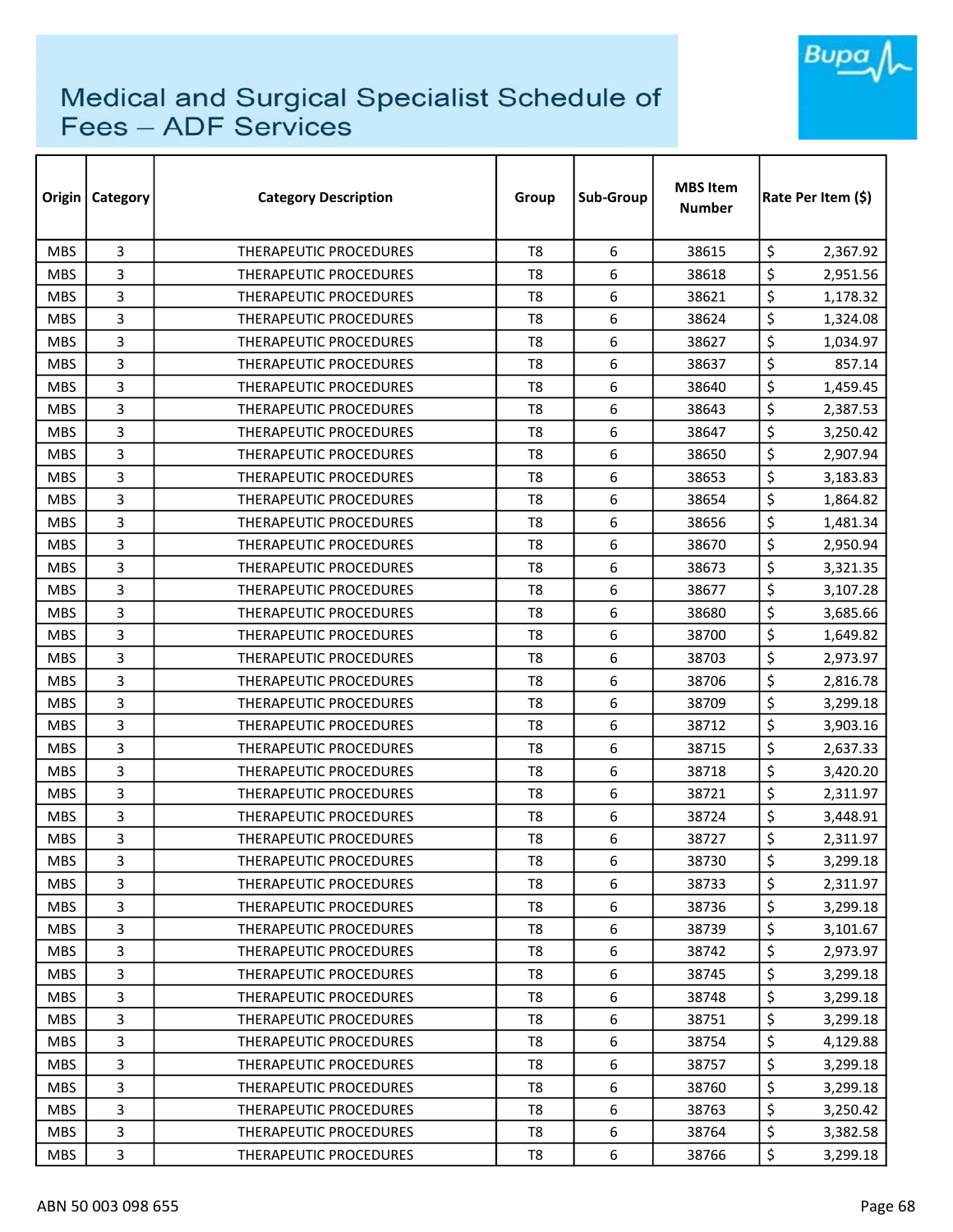# Medical and Surgical Specialist Schedule of Fees – ADF Services

| Origin | Category | Category Description | Group | Sub-Group | MBS Item Number | Rate Per Item ($) |
|---|---|---|---|---|---|---|
| MBS | 3 | THERAPEUTIC PROCEDURES | T8 | 6 | 38615 | $ 2,367.92 |
| MBS | 3 | THERAPEUTIC PROCEDURES | T8 | 6 | 38618 | $ 2,951.56 |
| MBS | 3 | THERAPEUTIC PROCEDURES | T8 | 6 | 38621 | $ 1,178.32 |
| MBS | 3 | THERAPEUTIC PROCEDURES | T8 | 6 | 38624 | $ 1,324.08 |
| MBS | 3 | THERAPEUTIC PROCEDURES | T8 | 6 | 38627 | $ 1,034.97 |
| MBS | 3 | THERAPEUTIC PROCEDURES | T8 | 6 | 38637 | $ 857.14 |
| MBS | 3 | THERAPEUTIC PROCEDURES | T8 | 6 | 38640 | $ 1,459.45 |
| MBS | 3 | THERAPEUTIC PROCEDURES | T8 | 6 | 38643 | $ 2,387.53 |
| MBS | 3 | THERAPEUTIC PROCEDURES | T8 | 6 | 38647 | $ 3,250.42 |
| MBS | 3 | THERAPEUTIC PROCEDURES | T8 | 6 | 38650 | $ 2,907.94 |
| MBS | 3 | THERAPEUTIC PROCEDURES | T8 | 6 | 38653 | $ 3,183.83 |
| MBS | 3 | THERAPEUTIC PROCEDURES | T8 | 6 | 38654 | $ 1,864.82 |
| MBS | 3 | THERAPEUTIC PROCEDURES | T8 | 6 | 38656 | $ 1,481.34 |
| MBS | 3 | THERAPEUTIC PROCEDURES | T8 | 6 | 38670 | $ 2,950.94 |
| MBS | 3 | THERAPEUTIC PROCEDURES | T8 | 6 | 38673 | $ 3,321.35 |
| MBS | 3 | THERAPEUTIC PROCEDURES | T8 | 6 | 38677 | $ 3,107.28 |
| MBS | 3 | THERAPEUTIC PROCEDURES | T8 | 6 | 38680 | $ 3,685.66 |
| MBS | 3 | THERAPEUTIC PROCEDURES | T8 | 6 | 38700 | $ 1,649.82 |
| MBS | 3 | THERAPEUTIC PROCEDURES | T8 | 6 | 38703 | $ 2,973.97 |
| MBS | 3 | THERAPEUTIC PROCEDURES | T8 | 6 | 38706 | $ 2,816.78 |
| MBS | 3 | THERAPEUTIC PROCEDURES | T8 | 6 | 38709 | $ 3,299.18 |
| MBS | 3 | THERAPEUTIC PROCEDURES | T8 | 6 | 38712 | $ 3,903.16 |
| MBS | 3 | THERAPEUTIC PROCEDURES | T8 | 6 | 38715 | $ 2,637.33 |
| MBS | 3 | THERAPEUTIC PROCEDURES | T8 | 6 | 38718 | $ 3,420.20 |
| MBS | 3 | THERAPEUTIC PROCEDURES | T8 | 6 | 38721 | $ 2,311.97 |
| MBS | 3 | THERAPEUTIC PROCEDURES | T8 | 6 | 38724 | $ 3,448.91 |
| MBS | 3 | THERAPEUTIC PROCEDURES | T8 | 6 | 38727 | $ 2,311.97 |
| MBS | 3 | THERAPEUTIC PROCEDURES | T8 | 6 | 38730 | $ 3,299.18 |
| MBS | 3 | THERAPEUTIC PROCEDURES | T8 | 6 | 38733 | $ 2,311.97 |
| MBS | 3 | THERAPEUTIC PROCEDURES | T8 | 6 | 38736 | $ 3,299.18 |
| MBS | 3 | THERAPEUTIC PROCEDURES | T8 | 6 | 38739 | $ 3,101.67 |
| MBS | 3 | THERAPEUTIC PROCEDURES | T8 | 6 | 38742 | $ 2,973.97 |
| MBS | 3 | THERAPEUTIC PROCEDURES | T8 | 6 | 38745 | $ 3,299.18 |
| MBS | 3 | THERAPEUTIC PROCEDURES | T8 | 6 | 38748 | $ 3,299.18 |
| MBS | 3 | THERAPEUTIC PROCEDURES | T8 | 6 | 38751 | $ 3,299.18 |
| MBS | 3 | THERAPEUTIC PROCEDURES | T8 | 6 | 38754 | $ 4,129.88 |
| MBS | 3 | THERAPEUTIC PROCEDURES | T8 | 6 | 38757 | $ 3,299.18 |
| MBS | 3 | THERAPEUTIC PROCEDURES | T8 | 6 | 38760 | $ 3,299.18 |
| MBS | 3 | THERAPEUTIC PROCEDURES | T8 | 6 | 38763 | $ 3,250.42 |
| MBS | 3 | THERAPEUTIC PROCEDURES | T8 | 6 | 38764 | $ 3,382.58 |
| MBS | 3 | THERAPEUTIC PROCEDURES | T8 | 6 | 38766 | $ 3,299.18 |

ABN 50 003 098 655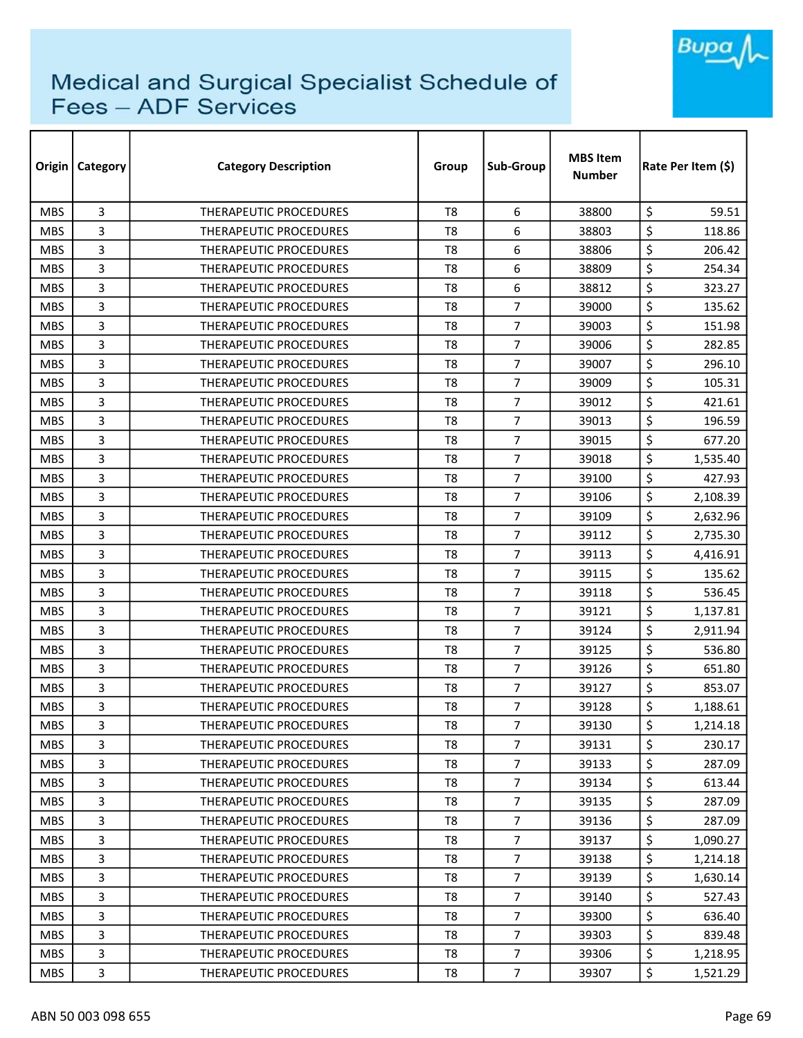# Medical and Surgical Specialist Schedule of Fees – ADF Services

| Origin | Category | Category Description | Group | Sub-Group | MBS Item Number | Rate Per Item ($) |
|---|---|---|---|---|---|---|
| MBS | 3 | THERAPEUTIC PROCEDURES | T8 | 6 | 38800 | $ 59.51 |
| MBS | 3 | THERAPEUTIC PROCEDURES | T8 | 6 | 38803 | $ 118.86 |
| MBS | 3 | THERAPEUTIC PROCEDURES | T8 | 6 | 38806 | $ 206.42 |
| MBS | 3 | THERAPEUTIC PROCEDURES | T8 | 6 | 38809 | $ 254.34 |
| MBS | 3 | THERAPEUTIC PROCEDURES | T8 | 6 | 38812 | $ 323.27 |
| MBS | 3 | THERAPEUTIC PROCEDURES | T8 | 7 | 39000 | $ 135.62 |
| MBS | 3 | THERAPEUTIC PROCEDURES | T8 | 7 | 39003 | $ 151.98 |
| MBS | 3 | THERAPEUTIC PROCEDURES | T8 | 7 | 39006 | $ 282.85 |
| MBS | 3 | THERAPEUTIC PROCEDURES | T8 | 7 | 39007 | $ 296.10 |
| MBS | 3 | THERAPEUTIC PROCEDURES | T8 | 7 | 39009 | $ 105.31 |
| MBS | 3 | THERAPEUTIC PROCEDURES | T8 | 7 | 39012 | $ 421.61 |
| MBS | 3 | THERAPEUTIC PROCEDURES | T8 | 7 | 39013 | $ 196.59 |
| MBS | 3 | THERAPEUTIC PROCEDURES | T8 | 7 | 39015 | $ 677.20 |
| MBS | 3 | THERAPEUTIC PROCEDURES | T8 | 7 | 39018 | $ 1,535.40 |
| MBS | 3 | THERAPEUTIC PROCEDURES | T8 | 7 | 39100 | $ 427.93 |
| MBS | 3 | THERAPEUTIC PROCEDURES | T8 | 7 | 39106 | $ 2,108.39 |
| MBS | 3 | THERAPEUTIC PROCEDURES | T8 | 7 | 39109 | $ 2,632.96 |
| MBS | 3 | THERAPEUTIC PROCEDURES | T8 | 7 | 39112 | $ 2,735.30 |
| MBS | 3 | THERAPEUTIC PROCEDURES | T8 | 7 | 39113 | $ 4,416.91 |
| MBS | 3 | THERAPEUTIC PROCEDURES | T8 | 7 | 39115 | $ 135.62 |
| MBS | 3 | THERAPEUTIC PROCEDURES | T8 | 7 | 39118 | $ 536.45 |
| MBS | 3 | THERAPEUTIC PROCEDURES | T8 | 7 | 39121 | $ 1,137.81 |
| MBS | 3 | THERAPEUTIC PROCEDURES | T8 | 7 | 39124 | $ 2,911.94 |
| MBS | 3 | THERAPEUTIC PROCEDURES | T8 | 7 | 39125 | $ 536.80 |
| MBS | 3 | THERAPEUTIC PROCEDURES | T8 | 7 | 39126 | $ 651.80 |
| MBS | 3 | THERAPEUTIC PROCEDURES | T8 | 7 | 39127 | $ 853.07 |
| MBS | 3 | THERAPEUTIC PROCEDURES | T8 | 7 | 39128 | $ 1,188.61 |
| MBS | 3 | THERAPEUTIC PROCEDURES | T8 | 7 | 39130 | $ 1,214.18 |
| MBS | 3 | THERAPEUTIC PROCEDURES | T8 | 7 | 39131 | $ 230.17 |
| MBS | 3 | THERAPEUTIC PROCEDURES | T8 | 7 | 39133 | $ 287.09 |
| MBS | 3 | THERAPEUTIC PROCEDURES | T8 | 7 | 39134 | $ 613.44 |
| MBS | 3 | THERAPEUTIC PROCEDURES | T8 | 7 | 39135 | $ 287.09 |
| MBS | 3 | THERAPEUTIC PROCEDURES | T8 | 7 | 39136 | $ 287.09 |
| MBS | 3 | THERAPEUTIC PROCEDURES | T8 | 7 | 39137 | $ 1,090.27 |
| MBS | 3 | THERAPEUTIC PROCEDURES | T8 | 7 | 39138 | $ 1,214.18 |
| MBS | 3 | THERAPEUTIC PROCEDURES | T8 | 7 | 39139 | $ 1,630.14 |
| MBS | 3 | THERAPEUTIC PROCEDURES | T8 | 7 | 39140 | $ 527.43 |
| MBS | 3 | THERAPEUTIC PROCEDURES | T8 | 7 | 39300 | $ 636.40 |
| MBS | 3 | THERAPEUTIC PROCEDURES | T8 | 7 | 39303 | $ 839.48 |
| MBS | 3 | THERAPEUTIC PROCEDURES | T8 | 7 | 39306 | $ 1,218.95 |
| MBS | 3 | THERAPEUTIC PROCEDURES | T8 | 7 | 39307 | $ 1,521.29 |

ABN 50 003 098 655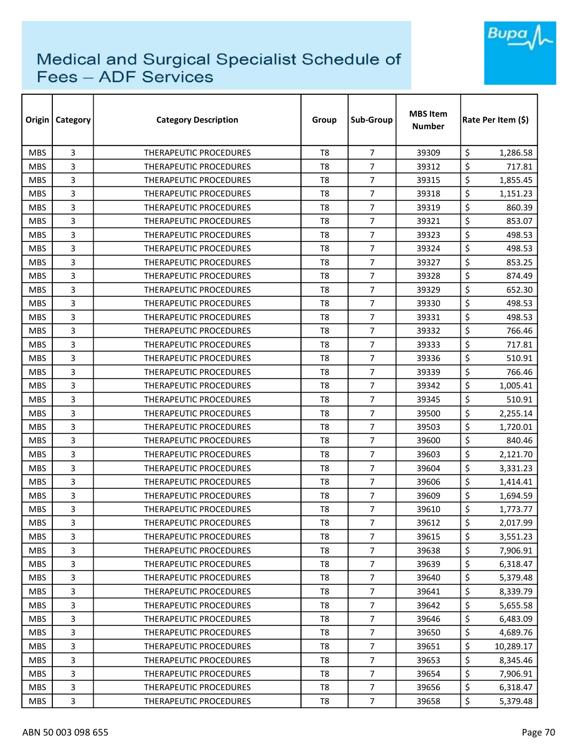# Medical and Surgical Specialist Schedule of Fees – ADF Services

| Origin | Category | Category Description | Group | Sub-Group | MBS Item Number | Rate Per Item ($) |
|---|---|---|---|---|---|---|
| MBS | 3 | THERAPEUTIC PROCEDURES | T8 | 7 | 39309 | $ 1,286.58 |
| MBS | 3 | THERAPEUTIC PROCEDURES | T8 | 7 | 39312 | $ 717.81 |
| MBS | 3 | THERAPEUTIC PROCEDURES | T8 | 7 | 39315 | $ 1,855.45 |
| MBS | 3 | THERAPEUTIC PROCEDURES | T8 | 7 | 39318 | $ 1,151.23 |
| MBS | 3 | THERAPEUTIC PROCEDURES | T8 | 7 | 39319 | $ 860.39 |
| MBS | 3 | THERAPEUTIC PROCEDURES | T8 | 7 | 39321 | $ 853.07 |
| MBS | 3 | THERAPEUTIC PROCEDURES | T8 | 7 | 39323 | $ 498.53 |
| MBS | 3 | THERAPEUTIC PROCEDURES | T8 | 7 | 39324 | $ 498.53 |
| MBS | 3 | THERAPEUTIC PROCEDURES | T8 | 7 | 39327 | $ 853.25 |
| MBS | 3 | THERAPEUTIC PROCEDURES | T8 | 7 | 39328 | $ 874.49 |
| MBS | 3 | THERAPEUTIC PROCEDURES | T8 | 7 | 39329 | $ 652.30 |
| MBS | 3 | THERAPEUTIC PROCEDURES | T8 | 7 | 39330 | $ 498.53 |
| MBS | 3 | THERAPEUTIC PROCEDURES | T8 | 7 | 39331 | $ 498.53 |
| MBS | 3 | THERAPEUTIC PROCEDURES | T8 | 7 | 39332 | $ 766.46 |
| MBS | 3 | THERAPEUTIC PROCEDURES | T8 | 7 | 39333 | $ 717.81 |
| MBS | 3 | THERAPEUTIC PROCEDURES | T8 | 7 | 39336 | $ 510.91 |
| MBS | 3 | THERAPEUTIC PROCEDURES | T8 | 7 | 39339 | $ 766.46 |
| MBS | 3 | THERAPEUTIC PROCEDURES | T8 | 7 | 39342 | $ 1,005.41 |
| MBS | 3 | THERAPEUTIC PROCEDURES | T8 | 7 | 39345 | $ 510.91 |
| MBS | 3 | THERAPEUTIC PROCEDURES | T8 | 7 | 39500 | $ 2,255.14 |
| MBS | 3 | THERAPEUTIC PROCEDURES | T8 | 7 | 39503 | $ 1,720.01 |
| MBS | 3 | THERAPEUTIC PROCEDURES | T8 | 7 | 39600 | $ 840.46 |
| MBS | 3 | THERAPEUTIC PROCEDURES | T8 | 7 | 39603 | $ 2,121.70 |
| MBS | 3 | THERAPEUTIC PROCEDURES | T8 | 7 | 39604 | $ 3,331.23 |
| MBS | 3 | THERAPEUTIC PROCEDURES | T8 | 7 | 39606 | $ 1,414.41 |
| MBS | 3 | THERAPEUTIC PROCEDURES | T8 | 7 | 39609 | $ 1,694.59 |
| MBS | 3 | THERAPEUTIC PROCEDURES | T8 | 7 | 39610 | $ 1,773.77 |
| MBS | 3 | THERAPEUTIC PROCEDURES | T8 | 7 | 39612 | $ 2,017.99 |
| MBS | 3 | THERAPEUTIC PROCEDURES | T8 | 7 | 39615 | $ 3,551.23 |
| MBS | 3 | THERAPEUTIC PROCEDURES | T8 | 7 | 39638 | $ 7,906.91 |
| MBS | 3 | THERAPEUTIC PROCEDURES | T8 | 7 | 39639 | $ 6,318.47 |
| MBS | 3 | THERAPEUTIC PROCEDURES | T8 | 7 | 39640 | $ 5,379.48 |
| MBS | 3 | THERAPEUTIC PROCEDURES | T8 | 7 | 39641 | $ 8,339.79 |
| MBS | 3 | THERAPEUTIC PROCEDURES | T8 | 7 | 39642 | $ 5,655.58 |
| MBS | 3 | THERAPEUTIC PROCEDURES | T8 | 7 | 39646 | $ 6,483.09 |
| MBS | 3 | THERAPEUTIC PROCEDURES | T8 | 7 | 39650 | $ 4,689.76 |
| MBS | 3 | THERAPEUTIC PROCEDURES | T8 | 7 | 39651 | $ 10,289.17 |
| MBS | 3 | THERAPEUTIC PROCEDURES | T8 | 7 | 39653 | $ 8,345.46 |
| MBS | 3 | THERAPEUTIC PROCEDURES | T8 | 7 | 39654 | $ 7,906.91 |
| MBS | 3 | THERAPEUTIC PROCEDURES | T8 | 7 | 39656 | $ 6,318.47 |
| MBS | 3 | THERAPEUTIC PROCEDURES | T8 | 7 | 39658 | $ 5,379.48 |

ABN 50 003 098 655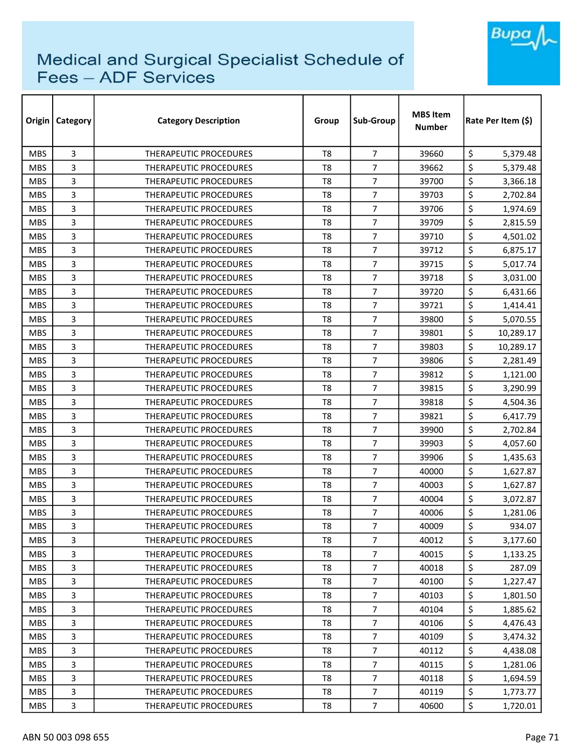# Medical and Surgical Specialist Schedule of Fees – ADF Services

| Origin | Category | Category Description | Group | Sub-Group | MBS Item Number | Rate Per Item ($) |
|---|---|---|---|---|---|---|
| MBS | 3 | THERAPEUTIC PROCEDURES | T8 | 7 | 39660 | $ 5,379.48 |
| MBS | 3 | THERAPEUTIC PROCEDURES | T8 | 7 | 39662 | $ 5,379.48 |
| MBS | 3 | THERAPEUTIC PROCEDURES | T8 | 7 | 39700 | $ 3,366.18 |
| MBS | 3 | THERAPEUTIC PROCEDURES | T8 | 7 | 39703 | $ 2,702.84 |
| MBS | 3 | THERAPEUTIC PROCEDURES | T8 | 7 | 39706 | $ 1,974.69 |
| MBS | 3 | THERAPEUTIC PROCEDURES | T8 | 7 | 39709 | $ 2,815.59 |
| MBS | 3 | THERAPEUTIC PROCEDURES | T8 | 7 | 39710 | $ 4,501.02 |
| MBS | 3 | THERAPEUTIC PROCEDURES | T8 | 7 | 39712 | $ 6,875.17 |
| MBS | 3 | THERAPEUTIC PROCEDURES | T8 | 7 | 39715 | $ 5,017.74 |
| MBS | 3 | THERAPEUTIC PROCEDURES | T8 | 7 | 39718 | $ 3,031.00 |
| MBS | 3 | THERAPEUTIC PROCEDURES | T8 | 7 | 39720 | $ 6,431.66 |
| MBS | 3 | THERAPEUTIC PROCEDURES | T8 | 7 | 39721 | $ 1,414.41 |
| MBS | 3 | THERAPEUTIC PROCEDURES | T8 | 7 | 39800 | $ 5,070.55 |
| MBS | 3 | THERAPEUTIC PROCEDURES | T8 | 7 | 39801 | $ 10,289.17 |
| MBS | 3 | THERAPEUTIC PROCEDURES | T8 | 7 | 39803 | $ 10,289.17 |
| MBS | 3 | THERAPEUTIC PROCEDURES | T8 | 7 | 39806 | $ 2,281.49 |
| MBS | 3 | THERAPEUTIC PROCEDURES | T8 | 7 | 39812 | $ 1,121.00 |
| MBS | 3 | THERAPEUTIC PROCEDURES | T8 | 7 | 39815 | $ 3,290.99 |
| MBS | 3 | THERAPEUTIC PROCEDURES | T8 | 7 | 39818 | $ 4,504.36 |
| MBS | 3 | THERAPEUTIC PROCEDURES | T8 | 7 | 39821 | $ 6,417.79 |
| MBS | 3 | THERAPEUTIC PROCEDURES | T8 | 7 | 39900 | $ 2,702.84 |
| MBS | 3 | THERAPEUTIC PROCEDURES | T8 | 7 | 39903 | $ 4,057.60 |
| MBS | 3 | THERAPEUTIC PROCEDURES | T8 | 7 | 39906 | $ 1,435.63 |
| MBS | 3 | THERAPEUTIC PROCEDURES | T8 | 7 | 40000 | $ 1,627.87 |
| MBS | 3 | THERAPEUTIC PROCEDURES | T8 | 7 | 40003 | $ 1,627.87 |
| MBS | 3 | THERAPEUTIC PROCEDURES | T8 | 7 | 40004 | $ 3,072.87 |
| MBS | 3 | THERAPEUTIC PROCEDURES | T8 | 7 | 40006 | $ 1,281.06 |
| MBS | 3 | THERAPEUTIC PROCEDURES | T8 | 7 | 40009 | $ 934.07 |
| MBS | 3 | THERAPEUTIC PROCEDURES | T8 | 7 | 40012 | $ 3,177.60 |
| MBS | 3 | THERAPEUTIC PROCEDURES | T8 | 7 | 40015 | $ 1,133.25 |
| MBS | 3 | THERAPEUTIC PROCEDURES | T8 | 7 | 40018 | $ 287.09 |
| MBS | 3 | THERAPEUTIC PROCEDURES | T8 | 7 | 40100 | $ 1,227.47 |
| MBS | 3 | THERAPEUTIC PROCEDURES | T8 | 7 | 40103 | $ 1,801.50 |
| MBS | 3 | THERAPEUTIC PROCEDURES | T8 | 7 | 40104 | $ 1,885.62 |
| MBS | 3 | THERAPEUTIC PROCEDURES | T8 | 7 | 40106 | $ 4,476.43 |
| MBS | 3 | THERAPEUTIC PROCEDURES | T8 | 7 | 40109 | $ 3,474.32 |
| MBS | 3 | THERAPEUTIC PROCEDURES | T8 | 7 | 40112 | $ 4,438.08 |
| MBS | 3 | THERAPEUTIC PROCEDURES | T8 | 7 | 40115 | $ 1,281.06 |
| MBS | 3 | THERAPEUTIC PROCEDURES | T8 | 7 | 40118 | $ 1,694.59 |
| MBS | 3 | THERAPEUTIC PROCEDURES | T8 | 7 | 40119 | $ 1,773.77 |
| MBS | 3 | THERAPEUTIC PROCEDURES | T8 | 7 | 40600 | $ 1,720.01 |

ABN 50 003 098 655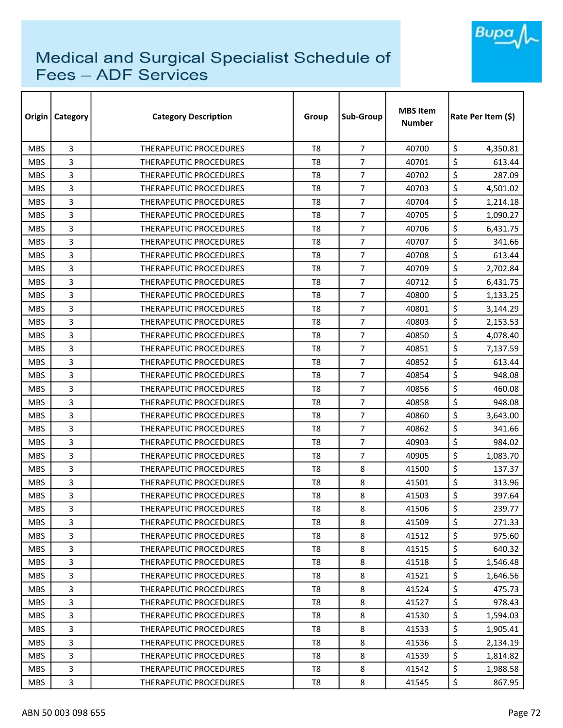# Medical and Surgical Specialist Schedule of Fees – ADF Services

| Origin | Category | Category Description | Group | Sub-Group | MBS Item Number | Rate Per Item ($) |
|---|---|---|---|---|---|---|
| MBS | 3 | THERAPEUTIC PROCEDURES | T8 | 7 | 40700 | $ 4,350.81 |
| MBS | 3 | THERAPEUTIC PROCEDURES | T8 | 7 | 40701 | $ 613.44 |
| MBS | 3 | THERAPEUTIC PROCEDURES | T8 | 7 | 40702 | $ 287.09 |
| MBS | 3 | THERAPEUTIC PROCEDURES | T8 | 7 | 40703 | $ 4,501.02 |
| MBS | 3 | THERAPEUTIC PROCEDURES | T8 | 7 | 40704 | $ 1,214.18 |
| MBS | 3 | THERAPEUTIC PROCEDURES | T8 | 7 | 40705 | $ 1,090.27 |
| MBS | 3 | THERAPEUTIC PROCEDURES | T8 | 7 | 40706 | $ 6,431.75 |
| MBS | 3 | THERAPEUTIC PROCEDURES | T8 | 7 | 40707 | $ 341.66 |
| MBS | 3 | THERAPEUTIC PROCEDURES | T8 | 7 | 40708 | $ 613.44 |
| MBS | 3 | THERAPEUTIC PROCEDURES | T8 | 7 | 40709 | $ 2,702.84 |
| MBS | 3 | THERAPEUTIC PROCEDURES | T8 | 7 | 40712 | $ 6,431.75 |
| MBS | 3 | THERAPEUTIC PROCEDURES | T8 | 7 | 40800 | $ 1,133.25 |
| MBS | 3 | THERAPEUTIC PROCEDURES | T8 | 7 | 40801 | $ 3,144.29 |
| MBS | 3 | THERAPEUTIC PROCEDURES | T8 | 7 | 40803 | $ 2,153.53 |
| MBS | 3 | THERAPEUTIC PROCEDURES | T8 | 7 | 40850 | $ 4,078.40 |
| MBS | 3 | THERAPEUTIC PROCEDURES | T8 | 7 | 40851 | $ 7,137.59 |
| MBS | 3 | THERAPEUTIC PROCEDURES | T8 | 7 | 40852 | $ 613.44 |
| MBS | 3 | THERAPEUTIC PROCEDURES | T8 | 7 | 40854 | $ 948.08 |
| MBS | 3 | THERAPEUTIC PROCEDURES | T8 | 7 | 40856 | $ 460.08 |
| MBS | 3 | THERAPEUTIC PROCEDURES | T8 | 7 | 40858 | $ 948.08 |
| MBS | 3 | THERAPEUTIC PROCEDURES | T8 | 7 | 40860 | $ 3,643.00 |
| MBS | 3 | THERAPEUTIC PROCEDURES | T8 | 7 | 40862 | $ 341.66 |
| MBS | 3 | THERAPEUTIC PROCEDURES | T8 | 7 | 40903 | $ 984.02 |
| MBS | 3 | THERAPEUTIC PROCEDURES | T8 | 7 | 40905 | $ 1,083.70 |
| MBS | 3 | THERAPEUTIC PROCEDURES | T8 | 8 | 41500 | $ 137.37 |
| MBS | 3 | THERAPEUTIC PROCEDURES | T8 | 8 | 41501 | $ 313.96 |
| MBS | 3 | THERAPEUTIC PROCEDURES | T8 | 8 | 41503 | $ 397.64 |
| MBS | 3 | THERAPEUTIC PROCEDURES | T8 | 8 | 41506 | $ 239.77 |
| MBS | 3 | THERAPEUTIC PROCEDURES | T8 | 8 | 41509 | $ 271.33 |
| MBS | 3 | THERAPEUTIC PROCEDURES | T8 | 8 | 41512 | $ 975.60 |
| MBS | 3 | THERAPEUTIC PROCEDURES | T8 | 8 | 41515 | $ 640.32 |
| MBS | 3 | THERAPEUTIC PROCEDURES | T8 | 8 | 41518 | $ 1,546.48 |
| MBS | 3 | THERAPEUTIC PROCEDURES | T8 | 8 | 41521 | $ 1,646.56 |
| MBS | 3 | THERAPEUTIC PROCEDURES | T8 | 8 | 41524 | $ 475.73 |
| MBS | 3 | THERAPEUTIC PROCEDURES | T8 | 8 | 41527 | $ 978.43 |
| MBS | 3 | THERAPEUTIC PROCEDURES | T8 | 8 | 41530 | $ 1,594.03 |
| MBS | 3 | THERAPEUTIC PROCEDURES | T8 | 8 | 41533 | $ 1,905.41 |
| MBS | 3 | THERAPEUTIC PROCEDURES | T8 | 8 | 41536 | $ 2,134.19 |
| MBS | 3 | THERAPEUTIC PROCEDURES | T8 | 8 | 41539 | $ 1,814.82 |
| MBS | 3 | THERAPEUTIC PROCEDURES | T8 | 8 | 41542 | $ 1,988.58 |
| MBS | 3 | THERAPEUTIC PROCEDURES | T8 | 8 | 41545 | $ 867.95 |

ABN 50 003 098 655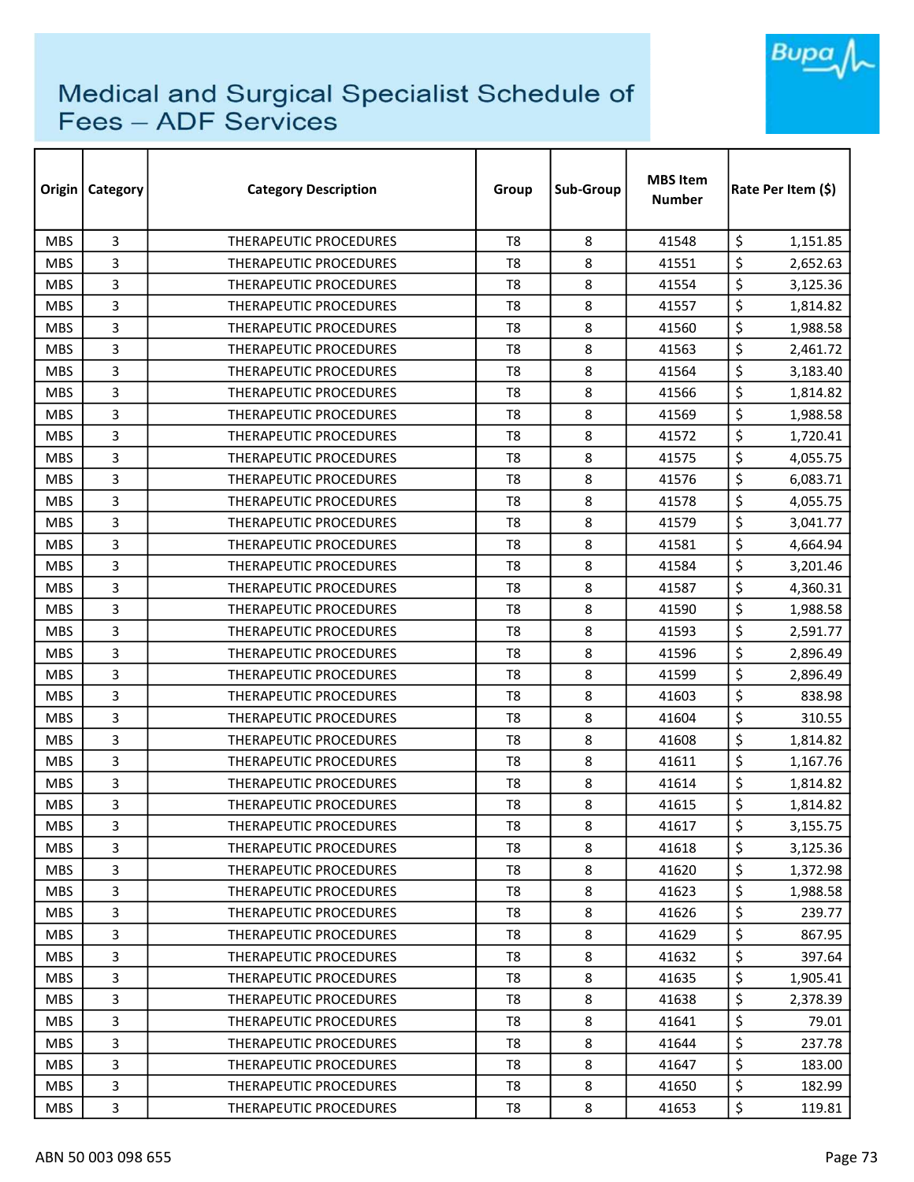# Medical and Surgical Specialist Schedule of Fees – ADF Services

| Origin | Category | Category Description | Group | Sub-Group | MBS Item Number | Rate Per Item ($) |
|---|---|---|---|---|---|---|
| MBS | 3 | THERAPEUTIC PROCEDURES | T8 | 8 | 41548 | $ 1,151.85 |
| MBS | 3 | THERAPEUTIC PROCEDURES | T8 | 8 | 41551 | $ 2,652.63 |
| MBS | 3 | THERAPEUTIC PROCEDURES | T8 | 8 | 41554 | $ 3,125.36 |
| MBS | 3 | THERAPEUTIC PROCEDURES | T8 | 8 | 41557 | $ 1,814.82 |
| MBS | 3 | THERAPEUTIC PROCEDURES | T8 | 8 | 41560 | $ 1,988.58 |
| MBS | 3 | THERAPEUTIC PROCEDURES | T8 | 8 | 41563 | $ 2,461.72 |
| MBS | 3 | THERAPEUTIC PROCEDURES | T8 | 8 | 41564 | $ 3,183.40 |
| MBS | 3 | THERAPEUTIC PROCEDURES | T8 | 8 | 41566 | $ 1,814.82 |
| MBS | 3 | THERAPEUTIC PROCEDURES | T8 | 8 | 41569 | $ 1,988.58 |
| MBS | 3 | THERAPEUTIC PROCEDURES | T8 | 8 | 41572 | $ 1,720.41 |
| MBS | 3 | THERAPEUTIC PROCEDURES | T8 | 8 | 41575 | $ 4,055.75 |
| MBS | 3 | THERAPEUTIC PROCEDURES | T8 | 8 | 41576 | $ 6,083.71 |
| MBS | 3 | THERAPEUTIC PROCEDURES | T8 | 8 | 41578 | $ 4,055.75 |
| MBS | 3 | THERAPEUTIC PROCEDURES | T8 | 8 | 41579 | $ 3,041.77 |
| MBS | 3 | THERAPEUTIC PROCEDURES | T8 | 8 | 41581 | $ 4,664.94 |
| MBS | 3 | THERAPEUTIC PROCEDURES | T8 | 8 | 41584 | $ 3,201.46 |
| MBS | 3 | THERAPEUTIC PROCEDURES | T8 | 8 | 41587 | $ 4,360.31 |
| MBS | 3 | THERAPEUTIC PROCEDURES | T8 | 8 | 41590 | $ 1,988.58 |
| MBS | 3 | THERAPEUTIC PROCEDURES | T8 | 8 | 41593 | $ 2,591.77 |
| MBS | 3 | THERAPEUTIC PROCEDURES | T8 | 8 | 41596 | $ 2,896.49 |
| MBS | 3 | THERAPEUTIC PROCEDURES | T8 | 8 | 41599 | $ 2,896.49 |
| MBS | 3 | THERAPEUTIC PROCEDURES | T8 | 8 | 41603 | $ 838.98 |
| MBS | 3 | THERAPEUTIC PROCEDURES | T8 | 8 | 41604 | $ 310.55 |
| MBS | 3 | THERAPEUTIC PROCEDURES | T8 | 8 | 41608 | $ 1,814.82 |
| MBS | 3 | THERAPEUTIC PROCEDURES | T8 | 8 | 41611 | $ 1,167.76 |
| MBS | 3 | THERAPEUTIC PROCEDURES | T8 | 8 | 41614 | $ 1,814.82 |
| MBS | 3 | THERAPEUTIC PROCEDURES | T8 | 8 | 41615 | $ 1,814.82 |
| MBS | 3 | THERAPEUTIC PROCEDURES | T8 | 8 | 41617 | $ 3,155.75 |
| MBS | 3 | THERAPEUTIC PROCEDURES | T8 | 8 | 41618 | $ 3,125.36 |
| MBS | 3 | THERAPEUTIC PROCEDURES | T8 | 8 | 41620 | $ 1,372.98 |
| MBS | 3 | THERAPEUTIC PROCEDURES | T8 | 8 | 41623 | $ 1,988.58 |
| MBS | 3 | THERAPEUTIC PROCEDURES | T8 | 8 | 41626 | $ 239.77 |
| MBS | 3 | THERAPEUTIC PROCEDURES | T8 | 8 | 41629 | $ 867.95 |
| MBS | 3 | THERAPEUTIC PROCEDURES | T8 | 8 | 41632 | $ 397.64 |
| MBS | 3 | THERAPEUTIC PROCEDURES | T8 | 8 | 41635 | $ 1,905.41 |
| MBS | 3 | THERAPEUTIC PROCEDURES | T8 | 8 | 41638 | $ 2,378.39 |
| MBS | 3 | THERAPEUTIC PROCEDURES | T8 | 8 | 41641 | $ 79.01 |
| MBS | 3 | THERAPEUTIC PROCEDURES | T8 | 8 | 41644 | $ 237.78 |
| MBS | 3 | THERAPEUTIC PROCEDURES | T8 | 8 | 41647 | $ 183.00 |
| MBS | 3 | THERAPEUTIC PROCEDURES | T8 | 8 | 41650 | $ 182.99 |
| MBS | 3 | THERAPEUTIC PROCEDURES | T8 | 8 | 41653 | $ 119.81 |

ABN 50 003 098 655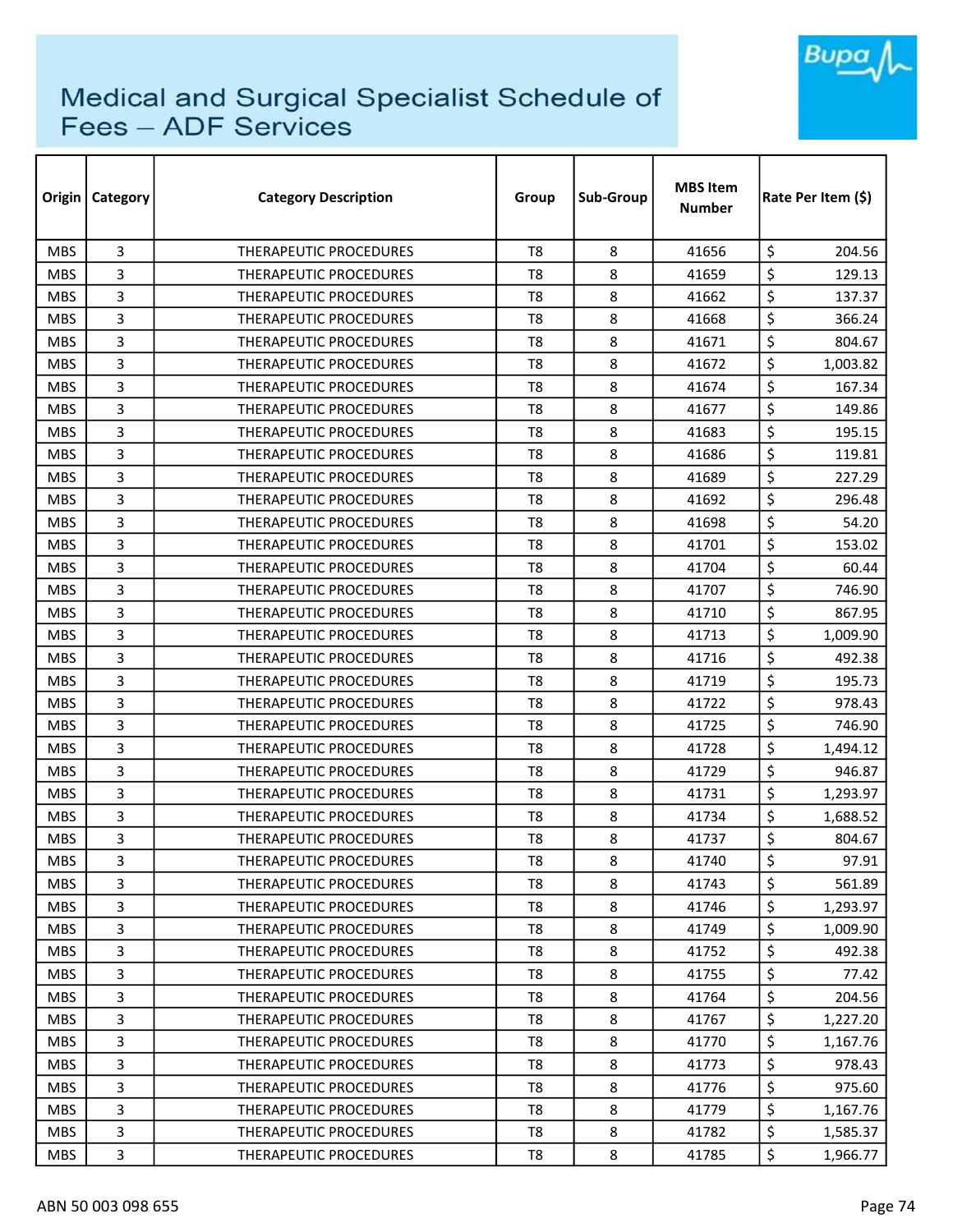# Medical and Surgical Specialist Schedule of Fees – ADF Services

| Origin | Category | Category Description | Group | Sub-Group | MBS Item Number | Rate Per Item ($) |
|---|---|---|---|---|---|---|
| MBS | 3 | THERAPEUTIC PROCEDURES | T8 | 8 | 41656 | $ 204.56 |
| MBS | 3 | THERAPEUTIC PROCEDURES | T8 | 8 | 41659 | $ 129.13 |
| MBS | 3 | THERAPEUTIC PROCEDURES | T8 | 8 | 41662 | $ 137.37 |
| MBS | 3 | THERAPEUTIC PROCEDURES | T8 | 8 | 41668 | $ 366.24 |
| MBS | 3 | THERAPEUTIC PROCEDURES | T8 | 8 | 41671 | $ 804.67 |
| MBS | 3 | THERAPEUTIC PROCEDURES | T8 | 8 | 41672 | $ 1,003.82 |
| MBS | 3 | THERAPEUTIC PROCEDURES | T8 | 8 | 41674 | $ 167.34 |
| MBS | 3 | THERAPEUTIC PROCEDURES | T8 | 8 | 41677 | $ 149.86 |
| MBS | 3 | THERAPEUTIC PROCEDURES | T8 | 8 | 41683 | $ 195.15 |
| MBS | 3 | THERAPEUTIC PROCEDURES | T8 | 8 | 41686 | $ 119.81 |
| MBS | 3 | THERAPEUTIC PROCEDURES | T8 | 8 | 41689 | $ 227.29 |
| MBS | 3 | THERAPEUTIC PROCEDURES | T8 | 8 | 41692 | $ 296.48 |
| MBS | 3 | THERAPEUTIC PROCEDURES | T8 | 8 | 41698 | $ 54.20 |
| MBS | 3 | THERAPEUTIC PROCEDURES | T8 | 8 | 41701 | $ 153.02 |
| MBS | 3 | THERAPEUTIC PROCEDURES | T8 | 8 | 41704 | $ 60.44 |
| MBS | 3 | THERAPEUTIC PROCEDURES | T8 | 8 | 41707 | $ 746.90 |
| MBS | 3 | THERAPEUTIC PROCEDURES | T8 | 8 | 41710 | $ 867.95 |
| MBS | 3 | THERAPEUTIC PROCEDURES | T8 | 8 | 41713 | $ 1,009.90 |
| MBS | 3 | THERAPEUTIC PROCEDURES | T8 | 8 | 41716 | $ 492.38 |
| MBS | 3 | THERAPEUTIC PROCEDURES | T8 | 8 | 41719 | $ 195.73 |
| MBS | 3 | THERAPEUTIC PROCEDURES | T8 | 8 | 41722 | $ 978.43 |
| MBS | 3 | THERAPEUTIC PROCEDURES | T8 | 8 | 41725 | $ 746.90 |
| MBS | 3 | THERAPEUTIC PROCEDURES | T8 | 8 | 41728 | $ 1,494.12 |
| MBS | 3 | THERAPEUTIC PROCEDURES | T8 | 8 | 41729 | $ 946.87 |
| MBS | 3 | THERAPEUTIC PROCEDURES | T8 | 8 | 41731 | $ 1,293.97 |
| MBS | 3 | THERAPEUTIC PROCEDURES | T8 | 8 | 41734 | $ 1,688.52 |
| MBS | 3 | THERAPEUTIC PROCEDURES | T8 | 8 | 41737 | $ 804.67 |
| MBS | 3 | THERAPEUTIC PROCEDURES | T8 | 8 | 41740 | $ 97.91 |
| MBS | 3 | THERAPEUTIC PROCEDURES | T8 | 8 | 41743 | $ 561.89 |
| MBS | 3 | THERAPEUTIC PROCEDURES | T8 | 8 | 41746 | $ 1,293.97 |
| MBS | 3 | THERAPEUTIC PROCEDURES | T8 | 8 | 41749 | $ 1,009.90 |
| MBS | 3 | THERAPEUTIC PROCEDURES | T8 | 8 | 41752 | $ 492.38 |
| MBS | 3 | THERAPEUTIC PROCEDURES | T8 | 8 | 41755 | $ 77.42 |
| MBS | 3 | THERAPEUTIC PROCEDURES | T8 | 8 | 41764 | $ 204.56 |
| MBS | 3 | THERAPEUTIC PROCEDURES | T8 | 8 | 41767 | $ 1,227.20 |
| MBS | 3 | THERAPEUTIC PROCEDURES | T8 | 8 | 41770 | $ 1,167.76 |
| MBS | 3 | THERAPEUTIC PROCEDURES | T8 | 8 | 41773 | $ 978.43 |
| MBS | 3 | THERAPEUTIC PROCEDURES | T8 | 8 | 41776 | $ 975.60 |
| MBS | 3 | THERAPEUTIC PROCEDURES | T8 | 8 | 41779 | $ 1,167.76 |
| MBS | 3 | THERAPEUTIC PROCEDURES | T8 | 8 | 41782 | $ 1,585.37 |
| MBS | 3 | THERAPEUTIC PROCEDURES | T8 | 8 | 41785 | $ 1,966.77 |

ABN 50 003 098 655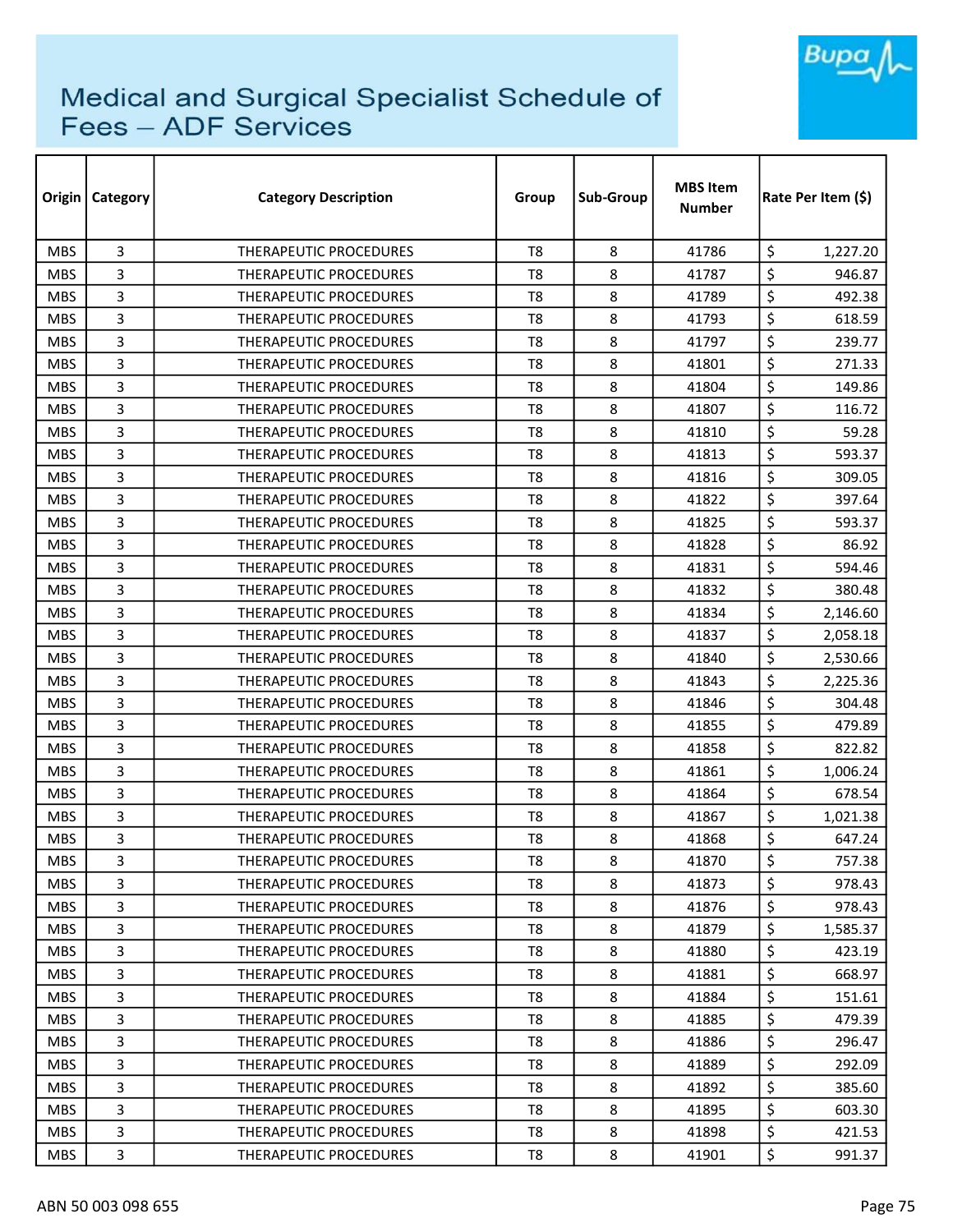# Medical and Surgical Specialist Schedule of Fees – ADF Services

| Origin | Category | Category Description | Group | Sub-Group | MBS Item Number | Rate Per Item ($) |
|---|---|---|---|---|---|---|
| MBS | 3 | THERAPEUTIC PROCEDURES | T8 | 8 | 41786 | $ 1,227.20 |
| MBS | 3 | THERAPEUTIC PROCEDURES | T8 | 8 | 41787 | $ 946.87 |
| MBS | 3 | THERAPEUTIC PROCEDURES | T8 | 8 | 41789 | $ 492.38 |
| MBS | 3 | THERAPEUTIC PROCEDURES | T8 | 8 | 41793 | $ 618.59 |
| MBS | 3 | THERAPEUTIC PROCEDURES | T8 | 8 | 41797 | $ 239.77 |
| MBS | 3 | THERAPEUTIC PROCEDURES | T8 | 8 | 41801 | $ 271.33 |
| MBS | 3 | THERAPEUTIC PROCEDURES | T8 | 8 | 41804 | $ 149.86 |
| MBS | 3 | THERAPEUTIC PROCEDURES | T8 | 8 | 41807 | $ 116.72 |
| MBS | 3 | THERAPEUTIC PROCEDURES | T8 | 8 | 41810 | $ 59.28 |
| MBS | 3 | THERAPEUTIC PROCEDURES | T8 | 8 | 41813 | $ 593.37 |
| MBS | 3 | THERAPEUTIC PROCEDURES | T8 | 8 | 41816 | $ 309.05 |
| MBS | 3 | THERAPEUTIC PROCEDURES | T8 | 8 | 41822 | $ 397.64 |
| MBS | 3 | THERAPEUTIC PROCEDURES | T8 | 8 | 41825 | $ 593.37 |
| MBS | 3 | THERAPEUTIC PROCEDURES | T8 | 8 | 41828 | $ 86.92 |
| MBS | 3 | THERAPEUTIC PROCEDURES | T8 | 8 | 41831 | $ 594.46 |
| MBS | 3 | THERAPEUTIC PROCEDURES | T8 | 8 | 41832 | $ 380.48 |
| MBS | 3 | THERAPEUTIC PROCEDURES | T8 | 8 | 41834 | $ 2,146.60 |
| MBS | 3 | THERAPEUTIC PROCEDURES | T8 | 8 | 41837 | $ 2,058.18 |
| MBS | 3 | THERAPEUTIC PROCEDURES | T8 | 8 | 41840 | $ 2,530.66 |
| MBS | 3 | THERAPEUTIC PROCEDURES | T8 | 8 | 41843 | $ 2,225.36 |
| MBS | 3 | THERAPEUTIC PROCEDURES | T8 | 8 | 41846 | $ 304.48 |
| MBS | 3 | THERAPEUTIC PROCEDURES | T8 | 8 | 41855 | $ 479.89 |
| MBS | 3 | THERAPEUTIC PROCEDURES | T8 | 8 | 41858 | $ 822.82 |
| MBS | 3 | THERAPEUTIC PROCEDURES | T8 | 8 | 41861 | $ 1,006.24 |
| MBS | 3 | THERAPEUTIC PROCEDURES | T8 | 8 | 41864 | $ 678.54 |
| MBS | 3 | THERAPEUTIC PROCEDURES | T8 | 8 | 41867 | $ 1,021.38 |
| MBS | 3 | THERAPEUTIC PROCEDURES | T8 | 8 | 41868 | $ 647.24 |
| MBS | 3 | THERAPEUTIC PROCEDURES | T8 | 8 | 41870 | $ 757.38 |
| MBS | 3 | THERAPEUTIC PROCEDURES | T8 | 8 | 41873 | $ 978.43 |
| MBS | 3 | THERAPEUTIC PROCEDURES | T8 | 8 | 41876 | $ 978.43 |
| MBS | 3 | THERAPEUTIC PROCEDURES | T8 | 8 | 41879 | $ 1,585.37 |
| MBS | 3 | THERAPEUTIC PROCEDURES | T8 | 8 | 41880 | $ 423.19 |
| MBS | 3 | THERAPEUTIC PROCEDURES | T8 | 8 | 41881 | $ 668.97 |
| MBS | 3 | THERAPEUTIC PROCEDURES | T8 | 8 | 41884 | $ 151.61 |
| MBS | 3 | THERAPEUTIC PROCEDURES | T8 | 8 | 41885 | $ 479.39 |
| MBS | 3 | THERAPEUTIC PROCEDURES | T8 | 8 | 41886 | $ 296.47 |
| MBS | 3 | THERAPEUTIC PROCEDURES | T8 | 8 | 41889 | $ 292.09 |
| MBS | 3 | THERAPEUTIC PROCEDURES | T8 | 8 | 41892 | $ 385.60 |
| MBS | 3 | THERAPEUTIC PROCEDURES | T8 | 8 | 41895 | $ 603.30 |
| MBS | 3 | THERAPEUTIC PROCEDURES | T8 | 8 | 41898 | $ 421.53 |
| MBS | 3 | THERAPEUTIC PROCEDURES | T8 | 8 | 41901 | $ 991.37 |

ABN 50 003 098 655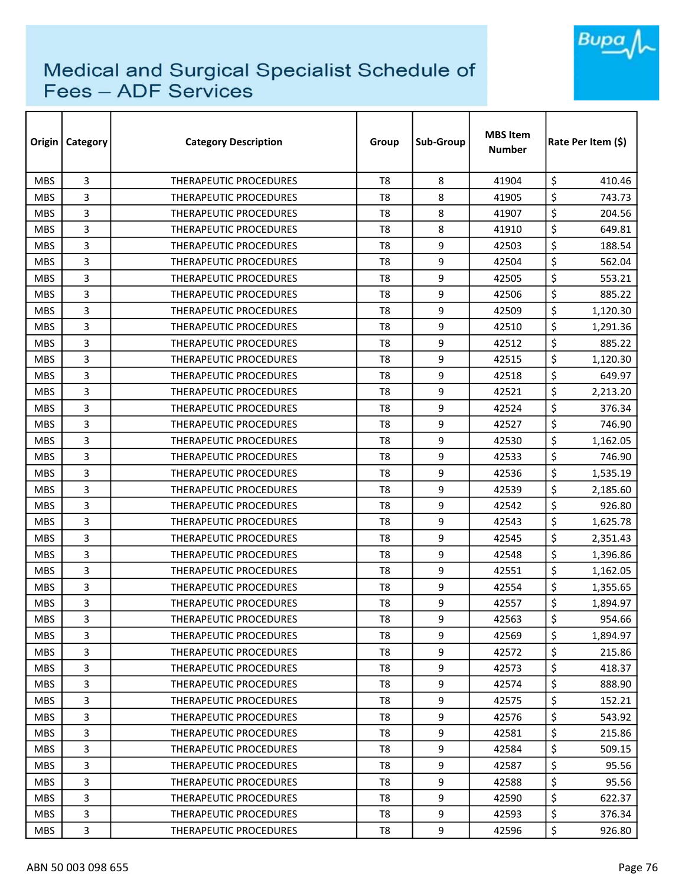# Medical and Surgical Specialist Schedule of Fees – ADF Services

| Origin | Category | Category Description | Group | Sub-Group | MBS Item Number | Rate Per Item ($) |
|---|---|---|---|---|---|---|
| MBS | 3 | THERAPEUTIC PROCEDURES | T8 | 8 | 41904 | $ 410.46 |
| MBS | 3 | THERAPEUTIC PROCEDURES | T8 | 8 | 41905 | $ 743.73 |
| MBS | 3 | THERAPEUTIC PROCEDURES | T8 | 8 | 41907 | $ 204.56 |
| MBS | 3 | THERAPEUTIC PROCEDURES | T8 | 8 | 41910 | $ 649.81 |
| MBS | 3 | THERAPEUTIC PROCEDURES | T8 | 9 | 42503 | $ 188.54 |
| MBS | 3 | THERAPEUTIC PROCEDURES | T8 | 9 | 42504 | $ 562.04 |
| MBS | 3 | THERAPEUTIC PROCEDURES | T8 | 9 | 42505 | $ 553.21 |
| MBS | 3 | THERAPEUTIC PROCEDURES | T8 | 9 | 42506 | $ 885.22 |
| MBS | 3 | THERAPEUTIC PROCEDURES | T8 | 9 | 42509 | $ 1,120.30 |
| MBS | 3 | THERAPEUTIC PROCEDURES | T8 | 9 | 42510 | $ 1,291.36 |
| MBS | 3 | THERAPEUTIC PROCEDURES | T8 | 9 | 42512 | $ 885.22 |
| MBS | 3 | THERAPEUTIC PROCEDURES | T8 | 9 | 42515 | $ 1,120.30 |
| MBS | 3 | THERAPEUTIC PROCEDURES | T8 | 9 | 42518 | $ 649.97 |
| MBS | 3 | THERAPEUTIC PROCEDURES | T8 | 9 | 42521 | $ 2,213.20 |
| MBS | 3 | THERAPEUTIC PROCEDURES | T8 | 9 | 42524 | $ 376.34 |
| MBS | 3 | THERAPEUTIC PROCEDURES | T8 | 9 | 42527 | $ 746.90 |
| MBS | 3 | THERAPEUTIC PROCEDURES | T8 | 9 | 42530 | $ 1,162.05 |
| MBS | 3 | THERAPEUTIC PROCEDURES | T8 | 9 | 42533 | $ 746.90 |
| MBS | 3 | THERAPEUTIC PROCEDURES | T8 | 9 | 42536 | $ 1,535.19 |
| MBS | 3 | THERAPEUTIC PROCEDURES | T8 | 9 | 42539 | $ 2,185.60 |
| MBS | 3 | THERAPEUTIC PROCEDURES | T8 | 9 | 42542 | $ 926.80 |
| MBS | 3 | THERAPEUTIC PROCEDURES | T8 | 9 | 42543 | $ 1,625.78 |
| MBS | 3 | THERAPEUTIC PROCEDURES | T8 | 9 | 42545 | $ 2,351.43 |
| MBS | 3 | THERAPEUTIC PROCEDURES | T8 | 9 | 42548 | $ 1,396.86 |
| MBS | 3 | THERAPEUTIC PROCEDURES | T8 | 9 | 42551 | $ 1,162.05 |
| MBS | 3 | THERAPEUTIC PROCEDURES | T8 | 9 | 42554 | $ 1,355.65 |
| MBS | 3 | THERAPEUTIC PROCEDURES | T8 | 9 | 42557 | $ 1,894.97 |
| MBS | 3 | THERAPEUTIC PROCEDURES | T8 | 9 | 42563 | $ 954.66 |
| MBS | 3 | THERAPEUTIC PROCEDURES | T8 | 9 | 42569 | $ 1,894.97 |
| MBS | 3 | THERAPEUTIC PROCEDURES | T8 | 9 | 42572 | $ 215.86 |
| MBS | 3 | THERAPEUTIC PROCEDURES | T8 | 9 | 42573 | $ 418.37 |
| MBS | 3 | THERAPEUTIC PROCEDURES | T8 | 9 | 42574 | $ 888.90 |
| MBS | 3 | THERAPEUTIC PROCEDURES | T8 | 9 | 42575 | $ 152.21 |
| MBS | 3 | THERAPEUTIC PROCEDURES | T8 | 9 | 42576 | $ 543.92 |
| MBS | 3 | THERAPEUTIC PROCEDURES | T8 | 9 | 42581 | $ 215.86 |
| MBS | 3 | THERAPEUTIC PROCEDURES | T8 | 9 | 42584 | $ 509.15 |
| MBS | 3 | THERAPEUTIC PROCEDURES | T8 | 9 | 42587 | $ 95.56 |
| MBS | 3 | THERAPEUTIC PROCEDURES | T8 | 9 | 42588 | $ 95.56 |
| MBS | 3 | THERAPEUTIC PROCEDURES | T8 | 9 | 42590 | $ 622.37 |
| MBS | 3 | THERAPEUTIC PROCEDURES | T8 | 9 | 42593 | $ 376.34 |
| MBS | 3 | THERAPEUTIC PROCEDURES | T8 | 9 | 42596 | $ 926.80 |

ABN 50 003 098 655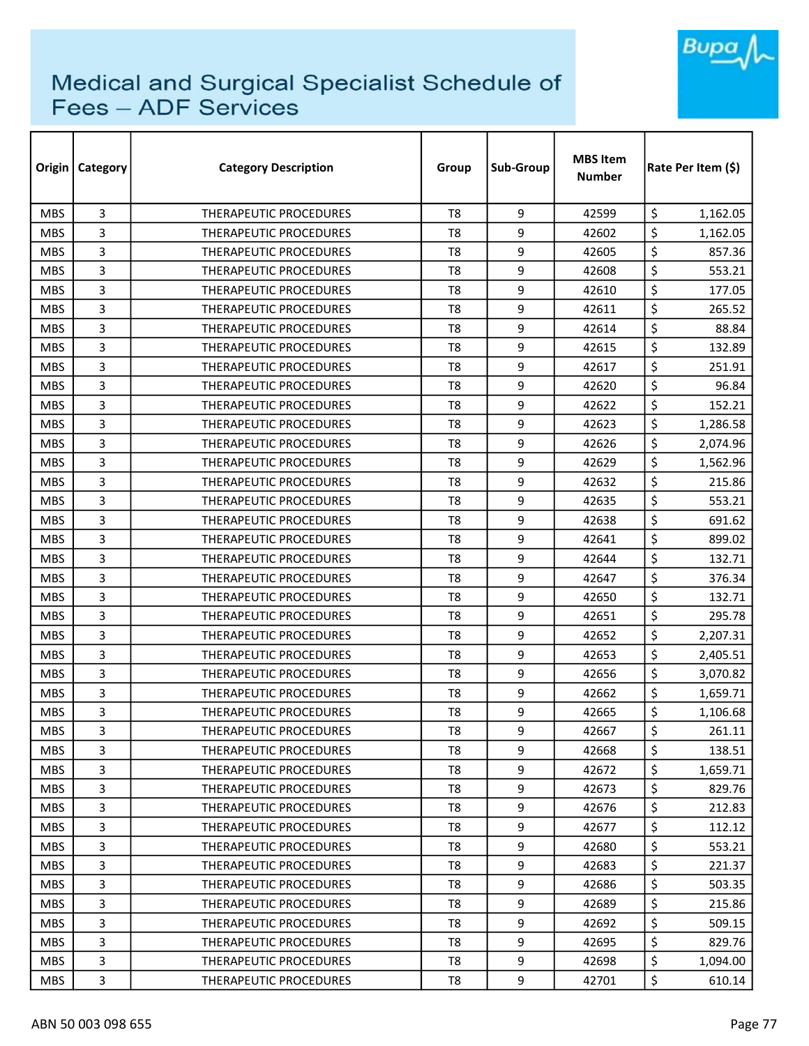# Medical and Surgical Specialist Schedule of Fees – ADF Services

| Origin | Category | Category Description | Group | Sub-Group | MBS Item Number | Rate Per Item ($) |
|---|---|---|---|---|---|---|
| MBS | 3 | THERAPEUTIC PROCEDURES | T8 | 9 | 42599 | $ 1,162.05 |
| MBS | 3 | THERAPEUTIC PROCEDURES | T8 | 9 | 42602 | $ 1,162.05 |
| MBS | 3 | THERAPEUTIC PROCEDURES | T8 | 9 | 42605 | $ 857.36 |
| MBS | 3 | THERAPEUTIC PROCEDURES | T8 | 9 | 42608 | $ 553.21 |
| MBS | 3 | THERAPEUTIC PROCEDURES | T8 | 9 | 42610 | $ 177.05 |
| MBS | 3 | THERAPEUTIC PROCEDURES | T8 | 9 | 42611 | $ 265.52 |
| MBS | 3 | THERAPEUTIC PROCEDURES | T8 | 9 | 42614 | $ 88.84 |
| MBS | 3 | THERAPEUTIC PROCEDURES | T8 | 9 | 42615 | $ 132.89 |
| MBS | 3 | THERAPEUTIC PROCEDURES | T8 | 9 | 42617 | $ 251.91 |
| MBS | 3 | THERAPEUTIC PROCEDURES | T8 | 9 | 42620 | $ 96.84 |
| MBS | 3 | THERAPEUTIC PROCEDURES | T8 | 9 | 42622 | $ 152.21 |
| MBS | 3 | THERAPEUTIC PROCEDURES | T8 | 9 | 42623 | $ 1,286.58 |
| MBS | 3 | THERAPEUTIC PROCEDURES | T8 | 9 | 42626 | $ 2,074.96 |
| MBS | 3 | THERAPEUTIC PROCEDURES | T8 | 9 | 42629 | $ 1,562.96 |
| MBS | 3 | THERAPEUTIC PROCEDURES | T8 | 9 | 42632 | $ 215.86 |
| MBS | 3 | THERAPEUTIC PROCEDURES | T8 | 9 | 42635 | $ 553.21 |
| MBS | 3 | THERAPEUTIC PROCEDURES | T8 | 9 | 42638 | $ 691.62 |
| MBS | 3 | THERAPEUTIC PROCEDURES | T8 | 9 | 42641 | $ 899.02 |
| MBS | 3 | THERAPEUTIC PROCEDURES | T8 | 9 | 42644 | $ 132.71 |
| MBS | 3 | THERAPEUTIC PROCEDURES | T8 | 9 | 42647 | $ 376.34 |
| MBS | 3 | THERAPEUTIC PROCEDURES | T8 | 9 | 42650 | $ 132.71 |
| MBS | 3 | THERAPEUTIC PROCEDURES | T8 | 9 | 42651 | $ 295.78 |
| MBS | 3 | THERAPEUTIC PROCEDURES | T8 | 9 | 42652 | $ 2,207.31 |
| MBS | 3 | THERAPEUTIC PROCEDURES | T8 | 9 | 42653 | $ 2,405.51 |
| MBS | 3 | THERAPEUTIC PROCEDURES | T8 | 9 | 42656 | $ 3,070.82 |
| MBS | 3 | THERAPEUTIC PROCEDURES | T8 | 9 | 42662 | $ 1,659.71 |
| MBS | 3 | THERAPEUTIC PROCEDURES | T8 | 9 | 42665 | $ 1,106.68 |
| MBS | 3 | THERAPEUTIC PROCEDURES | T8 | 9 | 42667 | $ 261.11 |
| MBS | 3 | THERAPEUTIC PROCEDURES | T8 | 9 | 42668 | $ 138.51 |
| MBS | 3 | THERAPEUTIC PROCEDURES | T8 | 9 | 42672 | $ 1,659.71 |
| MBS | 3 | THERAPEUTIC PROCEDURES | T8 | 9 | 42673 | $ 829.76 |
| MBS | 3 | THERAPEUTIC PROCEDURES | T8 | 9 | 42676 | $ 212.83 |
| MBS | 3 | THERAPEUTIC PROCEDURES | T8 | 9 | 42677 | $ 112.12 |
| MBS | 3 | THERAPEUTIC PROCEDURES | T8 | 9 | 42680 | $ 553.21 |
| MBS | 3 | THERAPEUTIC PROCEDURES | T8 | 9 | 42683 | $ 221.37 |
| MBS | 3 | THERAPEUTIC PROCEDURES | T8 | 9 | 42686 | $ 503.35 |
| MBS | 3 | THERAPEUTIC PROCEDURES | T8 | 9 | 42689 | $ 215.86 |
| MBS | 3 | THERAPEUTIC PROCEDURES | T8 | 9 | 42692 | $ 509.15 |
| MBS | 3 | THERAPEUTIC PROCEDURES | T8 | 9 | 42695 | $ 829.76 |
| MBS | 3 | THERAPEUTIC PROCEDURES | T8 | 9 | 42698 | $ 1,094.00 |
| MBS | 3 | THERAPEUTIC PROCEDURES | T8 | 9 | 42701 | $ 610.14 |

ABN 50 003 098 655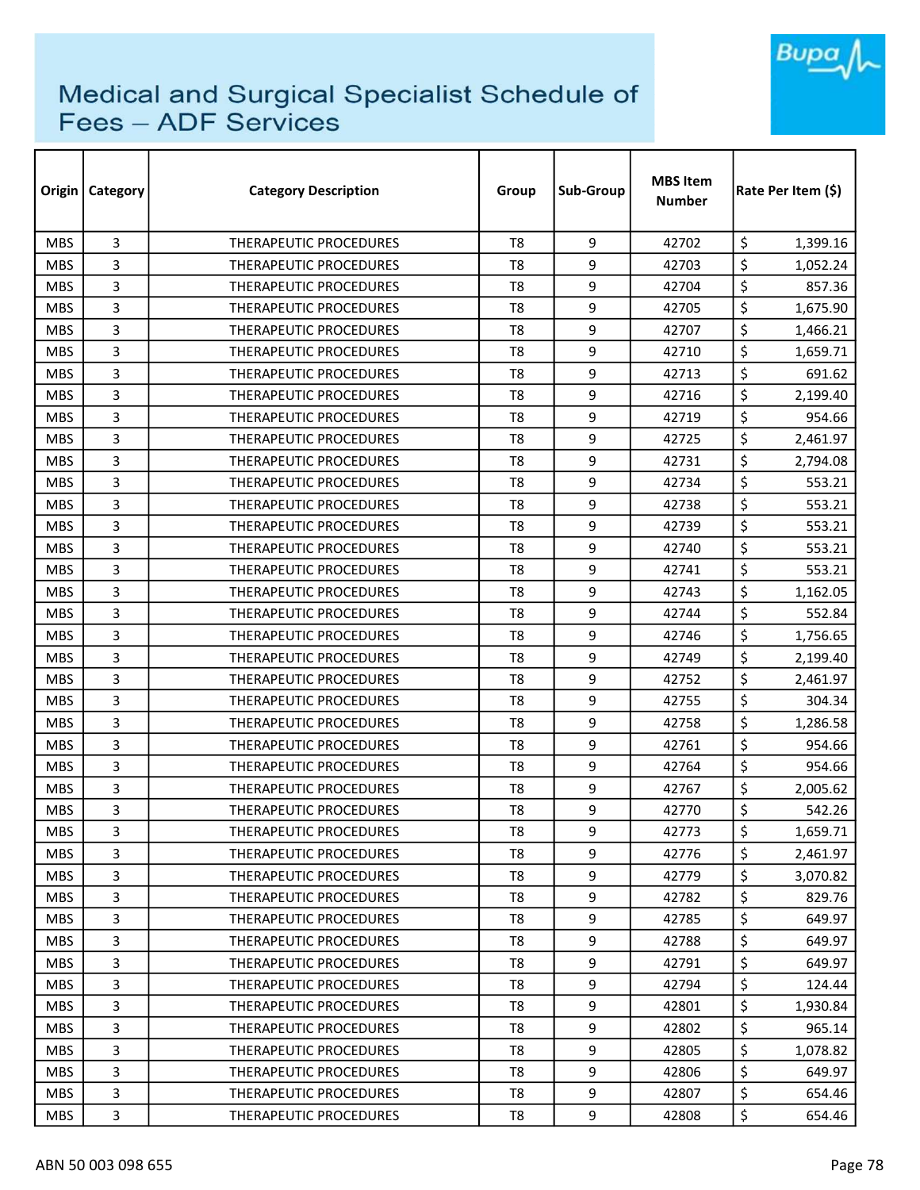# Medical and Surgical Specialist Schedule of Fees – ADF Services

| Origin | Category | Category Description | Group | Sub-Group | MBS Item Number | Rate Per Item ($) |
|---|---|---|---|---|---|---|
| MBS | 3 | THERAPEUTIC PROCEDURES | T8 | 9 | 42702 | $ 1,399.16 |
| MBS | 3 | THERAPEUTIC PROCEDURES | T8 | 9 | 42703 | $ 1,052.24 |
| MBS | 3 | THERAPEUTIC PROCEDURES | T8 | 9 | 42704 | $ 857.36 |
| MBS | 3 | THERAPEUTIC PROCEDURES | T8 | 9 | 42705 | $ 1,675.90 |
| MBS | 3 | THERAPEUTIC PROCEDURES | T8 | 9 | 42707 | $ 1,466.21 |
| MBS | 3 | THERAPEUTIC PROCEDURES | T8 | 9 | 42710 | $ 1,659.71 |
| MBS | 3 | THERAPEUTIC PROCEDURES | T8 | 9 | 42713 | $ 691.62 |
| MBS | 3 | THERAPEUTIC PROCEDURES | T8 | 9 | 42716 | $ 2,199.40 |
| MBS | 3 | THERAPEUTIC PROCEDURES | T8 | 9 | 42719 | $ 954.66 |
| MBS | 3 | THERAPEUTIC PROCEDURES | T8 | 9 | 42725 | $ 2,461.97 |
| MBS | 3 | THERAPEUTIC PROCEDURES | T8 | 9 | 42731 | $ 2,794.08 |
| MBS | 3 | THERAPEUTIC PROCEDURES | T8 | 9 | 42734 | $ 553.21 |
| MBS | 3 | THERAPEUTIC PROCEDURES | T8 | 9 | 42738 | $ 553.21 |
| MBS | 3 | THERAPEUTIC PROCEDURES | T8 | 9 | 42739 | $ 553.21 |
| MBS | 3 | THERAPEUTIC PROCEDURES | T8 | 9 | 42740 | $ 553.21 |
| MBS | 3 | THERAPEUTIC PROCEDURES | T8 | 9 | 42741 | $ 553.21 |
| MBS | 3 | THERAPEUTIC PROCEDURES | T8 | 9 | 42743 | $ 1,162.05 |
| MBS | 3 | THERAPEUTIC PROCEDURES | T8 | 9 | 42744 | $ 552.84 |
| MBS | 3 | THERAPEUTIC PROCEDURES | T8 | 9 | 42746 | $ 1,756.65 |
| MBS | 3 | THERAPEUTIC PROCEDURES | T8 | 9 | 42749 | $ 2,199.40 |
| MBS | 3 | THERAPEUTIC PROCEDURES | T8 | 9 | 42752 | $ 2,461.97 |
| MBS | 3 | THERAPEUTIC PROCEDURES | T8 | 9 | 42755 | $ 304.34 |
| MBS | 3 | THERAPEUTIC PROCEDURES | T8 | 9 | 42758 | $ 1,286.58 |
| MBS | 3 | THERAPEUTIC PROCEDURES | T8 | 9 | 42761 | $ 954.66 |
| MBS | 3 | THERAPEUTIC PROCEDURES | T8 | 9 | 42764 | $ 954.66 |
| MBS | 3 | THERAPEUTIC PROCEDURES | T8 | 9 | 42767 | $ 2,005.62 |
| MBS | 3 | THERAPEUTIC PROCEDURES | T8 | 9 | 42770 | $ 542.26 |
| MBS | 3 | THERAPEUTIC PROCEDURES | T8 | 9 | 42773 | $ 1,659.71 |
| MBS | 3 | THERAPEUTIC PROCEDURES | T8 | 9 | 42776 | $ 2,461.97 |
| MBS | 3 | THERAPEUTIC PROCEDURES | T8 | 9 | 42779 | $ 3,070.82 |
| MBS | 3 | THERAPEUTIC PROCEDURES | T8 | 9 | 42782 | $ 829.76 |
| MBS | 3 | THERAPEUTIC PROCEDURES | T8 | 9 | 42785 | $ 649.97 |
| MBS | 3 | THERAPEUTIC PROCEDURES | T8 | 9 | 42788 | $ 649.97 |
| MBS | 3 | THERAPEUTIC PROCEDURES | T8 | 9 | 42791 | $ 649.97 |
| MBS | 3 | THERAPEUTIC PROCEDURES | T8 | 9 | 42794 | $ 124.44 |
| MBS | 3 | THERAPEUTIC PROCEDURES | T8 | 9 | 42801 | $ 1,930.84 |
| MBS | 3 | THERAPEUTIC PROCEDURES | T8 | 9 | 42802 | $ 965.14 |
| MBS | 3 | THERAPEUTIC PROCEDURES | T8 | 9 | 42805 | $ 1,078.82 |
| MBS | 3 | THERAPEUTIC PROCEDURES | T8 | 9 | 42806 | $ 649.97 |
| MBS | 3 | THERAPEUTIC PROCEDURES | T8 | 9 | 42807 | $ 654.46 |
| MBS | 3 | THERAPEUTIC PROCEDURES | T8 | 9 | 42808 | $ 654.46 |

ABN 50 003 098 655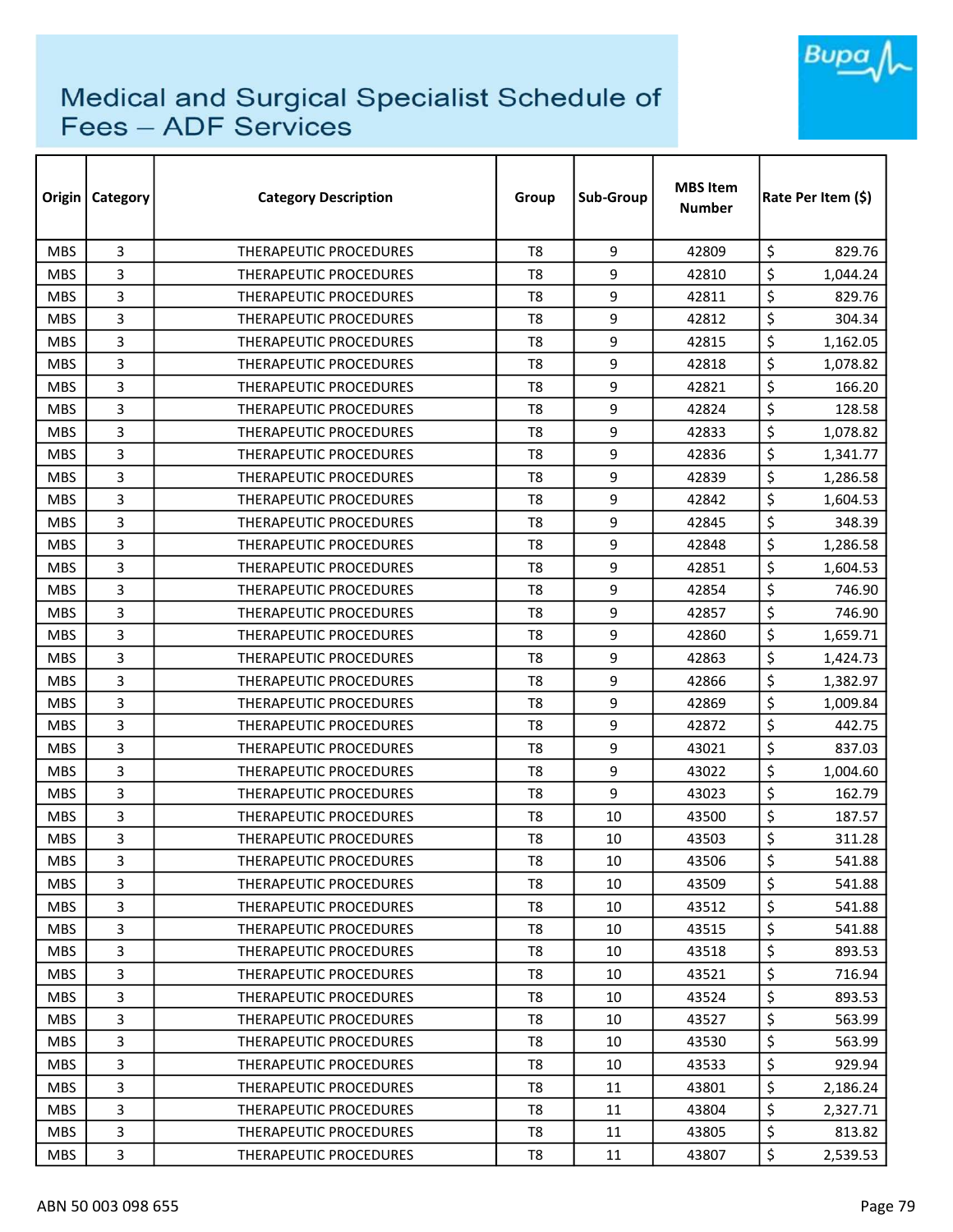# Medical and Surgical Specialist Schedule of Fees – ADF Services

| Origin | Category | Category Description | Group | Sub-Group | MBS Item Number | Rate Per Item ($) |
|---|---|---|---|---|---|---|
| MBS | 3 | THERAPEUTIC PROCEDURES | T8 | 9 | 42809 | $ 829.76 |
| MBS | 3 | THERAPEUTIC PROCEDURES | T8 | 9 | 42810 | $ 1,044.24 |
| MBS | 3 | THERAPEUTIC PROCEDURES | T8 | 9 | 42811 | $ 829.76 |
| MBS | 3 | THERAPEUTIC PROCEDURES | T8 | 9 | 42812 | $ 304.34 |
| MBS | 3 | THERAPEUTIC PROCEDURES | T8 | 9 | 42815 | $ 1,162.05 |
| MBS | 3 | THERAPEUTIC PROCEDURES | T8 | 9 | 42818 | $ 1,078.82 |
| MBS | 3 | THERAPEUTIC PROCEDURES | T8 | 9 | 42821 | $ 166.20 |
| MBS | 3 | THERAPEUTIC PROCEDURES | T8 | 9 | 42824 | $ 128.58 |
| MBS | 3 | THERAPEUTIC PROCEDURES | T8 | 9 | 42833 | $ 1,078.82 |
| MBS | 3 | THERAPEUTIC PROCEDURES | T8 | 9 | 42836 | $ 1,341.77 |
| MBS | 3 | THERAPEUTIC PROCEDURES | T8 | 9 | 42839 | $ 1,286.58 |
| MBS | 3 | THERAPEUTIC PROCEDURES | T8 | 9 | 42842 | $ 1,604.53 |
| MBS | 3 | THERAPEUTIC PROCEDURES | T8 | 9 | 42845 | $ 348.39 |
| MBS | 3 | THERAPEUTIC PROCEDURES | T8 | 9 | 42848 | $ 1,286.58 |
| MBS | 3 | THERAPEUTIC PROCEDURES | T8 | 9 | 42851 | $ 1,604.53 |
| MBS | 3 | THERAPEUTIC PROCEDURES | T8 | 9 | 42854 | $ 746.90 |
| MBS | 3 | THERAPEUTIC PROCEDURES | T8 | 9 | 42857 | $ 746.90 |
| MBS | 3 | THERAPEUTIC PROCEDURES | T8 | 9 | 42860 | $ 1,659.71 |
| MBS | 3 | THERAPEUTIC PROCEDURES | T8 | 9 | 42863 | $ 1,424.73 |
| MBS | 3 | THERAPEUTIC PROCEDURES | T8 | 9 | 42866 | $ 1,382.97 |
| MBS | 3 | THERAPEUTIC PROCEDURES | T8 | 9 | 42869 | $ 1,009.84 |
| MBS | 3 | THERAPEUTIC PROCEDURES | T8 | 9 | 42872 | $ 442.75 |
| MBS | 3 | THERAPEUTIC PROCEDURES | T8 | 9 | 43021 | $ 837.03 |
| MBS | 3 | THERAPEUTIC PROCEDURES | T8 | 9 | 43022 | $ 1,004.60 |
| MBS | 3 | THERAPEUTIC PROCEDURES | T8 | 9 | 43023 | $ 162.79 |
| MBS | 3 | THERAPEUTIC PROCEDURES | T8 | 10 | 43500 | $ 187.57 |
| MBS | 3 | THERAPEUTIC PROCEDURES | T8 | 10 | 43503 | $ 311.28 |
| MBS | 3 | THERAPEUTIC PROCEDURES | T8 | 10 | 43506 | $ 541.88 |
| MBS | 3 | THERAPEUTIC PROCEDURES | T8 | 10 | 43509 | $ 541.88 |
| MBS | 3 | THERAPEUTIC PROCEDURES | T8 | 10 | 43512 | $ 541.88 |
| MBS | 3 | THERAPEUTIC PROCEDURES | T8 | 10 | 43515 | $ 541.88 |
| MBS | 3 | THERAPEUTIC PROCEDURES | T8 | 10 | 43518 | $ 893.53 |
| MBS | 3 | THERAPEUTIC PROCEDURES | T8 | 10 | 43521 | $ 716.94 |
| MBS | 3 | THERAPEUTIC PROCEDURES | T8 | 10 | 43524 | $ 893.53 |
| MBS | 3 | THERAPEUTIC PROCEDURES | T8 | 10 | 43527 | $ 563.99 |
| MBS | 3 | THERAPEUTIC PROCEDURES | T8 | 10 | 43530 | $ 563.99 |
| MBS | 3 | THERAPEUTIC PROCEDURES | T8 | 10 | 43533 | $ 929.94 |
| MBS | 3 | THERAPEUTIC PROCEDURES | T8 | 11 | 43801 | $ 2,186.24 |
| MBS | 3 | THERAPEUTIC PROCEDURES | T8 | 11 | 43804 | $ 2,327.71 |
| MBS | 3 | THERAPEUTIC PROCEDURES | T8 | 11 | 43805 | $ 813.82 |
| MBS | 3 | THERAPEUTIC PROCEDURES | T8 | 11 | 43807 | $ 2,539.53 |

ABN 50 003 098 655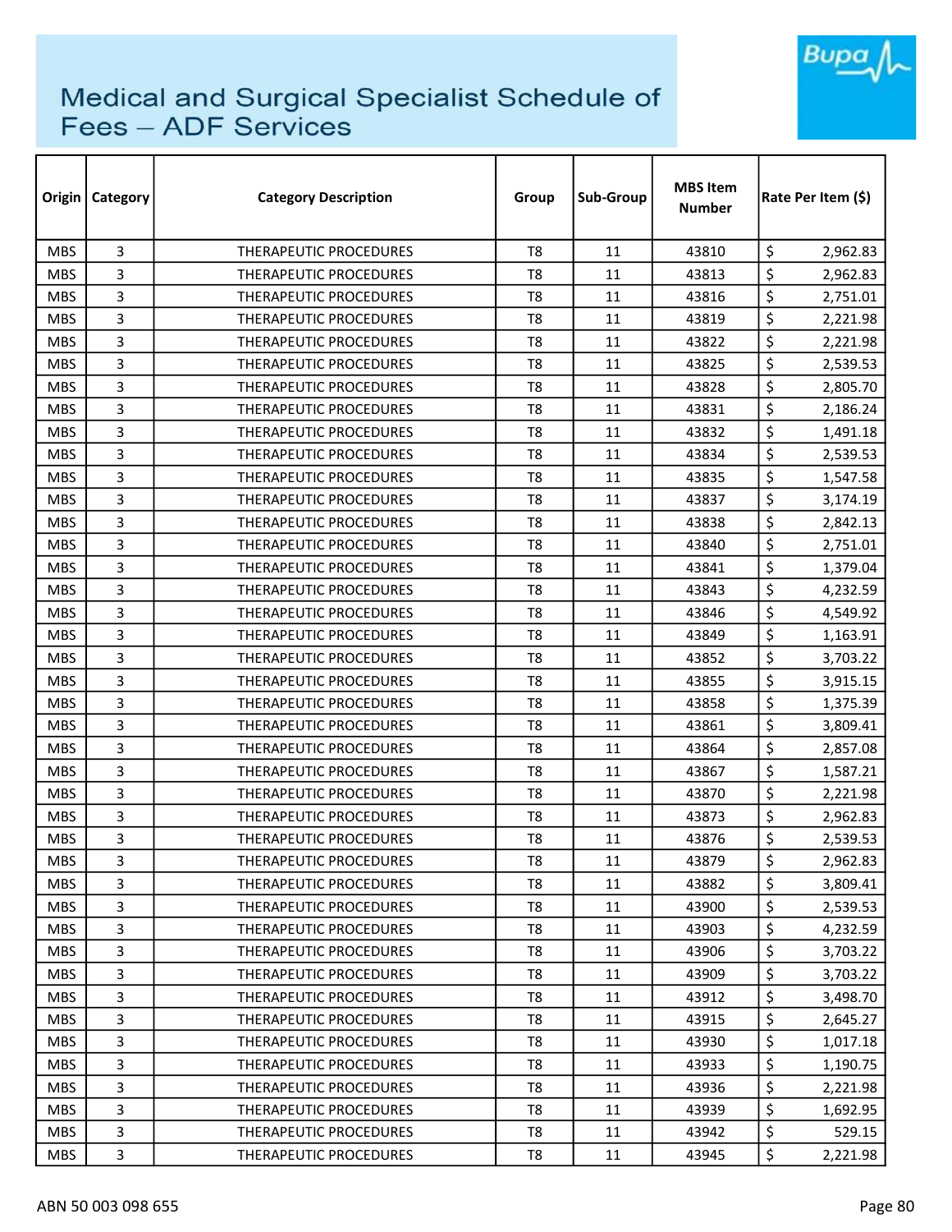# Medical and Surgical Specialist Schedule of Fees – ADF Services

| Origin | Category | Category Description | Group | Sub-Group | MBS Item Number | Rate Per Item ($) |
|---|---|---|---|---|---|---|
| MBS | 3 | THERAPEUTIC PROCEDURES | T8 | 11 | 43810 | $ 2,962.83 |
| MBS | 3 | THERAPEUTIC PROCEDURES | T8 | 11 | 43813 | $ 2,962.83 |
| MBS | 3 | THERAPEUTIC PROCEDURES | T8 | 11 | 43816 | $ 2,751.01 |
| MBS | 3 | THERAPEUTIC PROCEDURES | T8 | 11 | 43819 | $ 2,221.98 |
| MBS | 3 | THERAPEUTIC PROCEDURES | T8 | 11 | 43822 | $ 2,221.98 |
| MBS | 3 | THERAPEUTIC PROCEDURES | T8 | 11 | 43825 | $ 2,539.53 |
| MBS | 3 | THERAPEUTIC PROCEDURES | T8 | 11 | 43828 | $ 2,805.70 |
| MBS | 3 | THERAPEUTIC PROCEDURES | T8 | 11 | 43831 | $ 2,186.24 |
| MBS | 3 | THERAPEUTIC PROCEDURES | T8 | 11 | 43832 | $ 1,491.18 |
| MBS | 3 | THERAPEUTIC PROCEDURES | T8 | 11 | 43834 | $ 2,539.53 |
| MBS | 3 | THERAPEUTIC PROCEDURES | T8 | 11 | 43835 | $ 1,547.58 |
| MBS | 3 | THERAPEUTIC PROCEDURES | T8 | 11 | 43837 | $ 3,174.19 |
| MBS | 3 | THERAPEUTIC PROCEDURES | T8 | 11 | 43838 | $ 2,842.13 |
| MBS | 3 | THERAPEUTIC PROCEDURES | T8 | 11 | 43840 | $ 2,751.01 |
| MBS | 3 | THERAPEUTIC PROCEDURES | T8 | 11 | 43841 | $ 1,379.04 |
| MBS | 3 | THERAPEUTIC PROCEDURES | T8 | 11 | 43843 | $ 4,232.59 |
| MBS | 3 | THERAPEUTIC PROCEDURES | T8 | 11 | 43846 | $ 4,549.92 |
| MBS | 3 | THERAPEUTIC PROCEDURES | T8 | 11 | 43849 | $ 1,163.91 |
| MBS | 3 | THERAPEUTIC PROCEDURES | T8 | 11 | 43852 | $ 3,703.22 |
| MBS | 3 | THERAPEUTIC PROCEDURES | T8 | 11 | 43855 | $ 3,915.15 |
| MBS | 3 | THERAPEUTIC PROCEDURES | T8 | 11 | 43858 | $ 1,375.39 |
| MBS | 3 | THERAPEUTIC PROCEDURES | T8 | 11 | 43861 | $ 3,809.41 |
| MBS | 3 | THERAPEUTIC PROCEDURES | T8 | 11 | 43864 | $ 2,857.08 |
| MBS | 3 | THERAPEUTIC PROCEDURES | T8 | 11 | 43867 | $ 1,587.21 |
| MBS | 3 | THERAPEUTIC PROCEDURES | T8 | 11 | 43870 | $ 2,221.98 |
| MBS | 3 | THERAPEUTIC PROCEDURES | T8 | 11 | 43873 | $ 2,962.83 |
| MBS | 3 | THERAPEUTIC PROCEDURES | T8 | 11 | 43876 | $ 2,539.53 |
| MBS | 3 | THERAPEUTIC PROCEDURES | T8 | 11 | 43879 | $ 2,962.83 |
| MBS | 3 | THERAPEUTIC PROCEDURES | T8 | 11 | 43882 | $ 3,809.41 |
| MBS | 3 | THERAPEUTIC PROCEDURES | T8 | 11 | 43900 | $ 2,539.53 |
| MBS | 3 | THERAPEUTIC PROCEDURES | T8 | 11 | 43903 | $ 4,232.59 |
| MBS | 3 | THERAPEUTIC PROCEDURES | T8 | 11 | 43906 | $ 3,703.22 |
| MBS | 3 | THERAPEUTIC PROCEDURES | T8 | 11 | 43909 | $ 3,703.22 |
| MBS | 3 | THERAPEUTIC PROCEDURES | T8 | 11 | 43912 | $ 3,498.70 |
| MBS | 3 | THERAPEUTIC PROCEDURES | T8 | 11 | 43915 | $ 2,645.27 |
| MBS | 3 | THERAPEUTIC PROCEDURES | T8 | 11 | 43930 | $ 1,017.18 |
| MBS | 3 | THERAPEUTIC PROCEDURES | T8 | 11 | 43933 | $ 1,190.75 |
| MBS | 3 | THERAPEUTIC PROCEDURES | T8 | 11 | 43936 | $ 2,221.98 |
| MBS | 3 | THERAPEUTIC PROCEDURES | T8 | 11 | 43939 | $ 1,692.95 |
| MBS | 3 | THERAPEUTIC PROCEDURES | T8 | 11 | 43942 | $ 529.15 |
| MBS | 3 | THERAPEUTIC PROCEDURES | T8 | 11 | 43945 | $ 2,221.98 |

ABN 50 003 098 655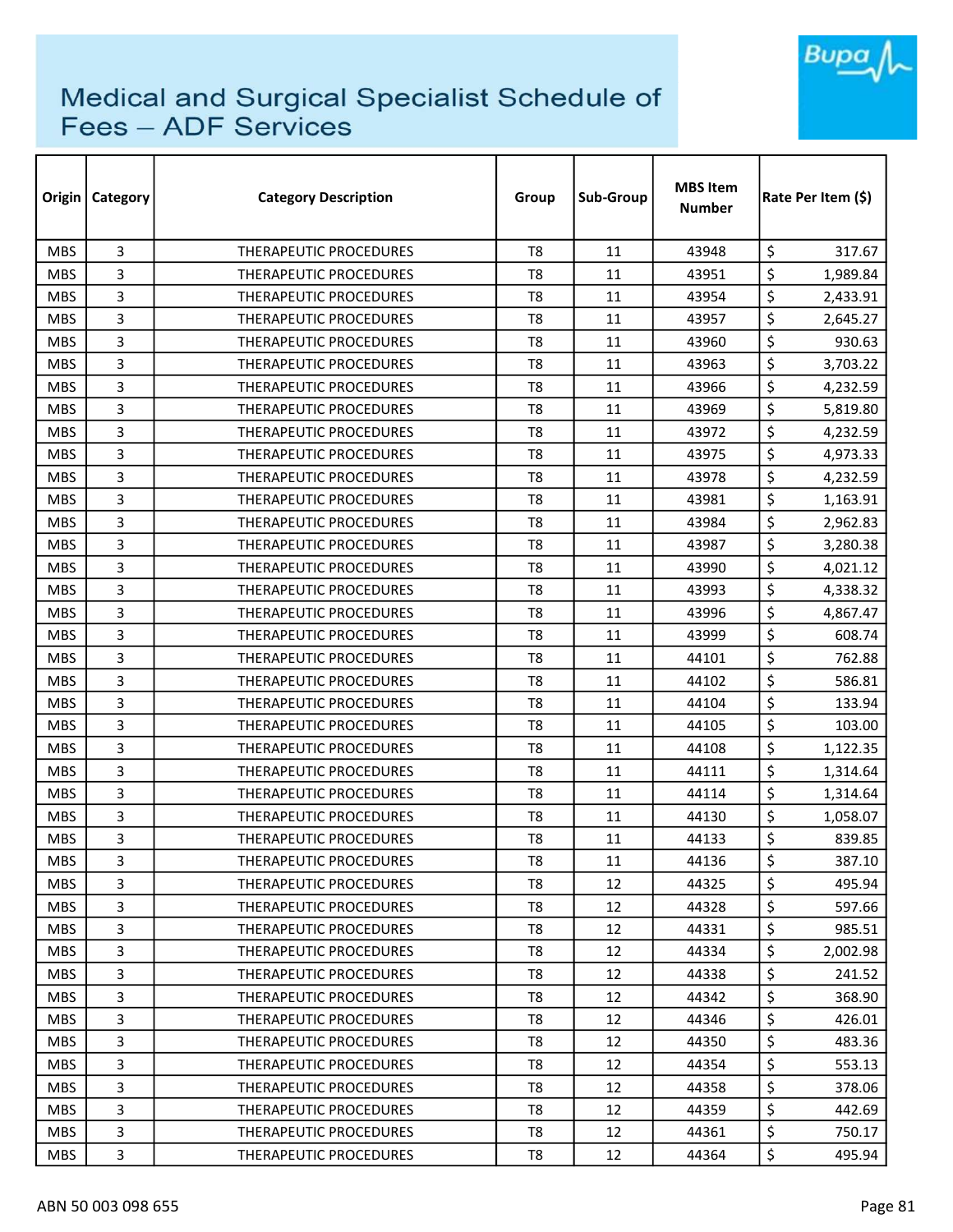# Medical and Surgical Specialist Schedule of Fees – ADF Services

| Origin | Category | Category Description | Group | Sub-Group | MBS Item Number | Rate Per Item ($) |
|---|---|---|---|---|---|---|
| MBS | 3 | THERAPEUTIC PROCEDURES | T8 | 11 | 43948 | $ 317.67 |
| MBS | 3 | THERAPEUTIC PROCEDURES | T8 | 11 | 43951 | $ 1,989.84 |
| MBS | 3 | THERAPEUTIC PROCEDURES | T8 | 11 | 43954 | $ 2,433.91 |
| MBS | 3 | THERAPEUTIC PROCEDURES | T8 | 11 | 43957 | $ 2,645.27 |
| MBS | 3 | THERAPEUTIC PROCEDURES | T8 | 11 | 43960 | $ 930.63 |
| MBS | 3 | THERAPEUTIC PROCEDURES | T8 | 11 | 43963 | $ 3,703.22 |
| MBS | 3 | THERAPEUTIC PROCEDURES | T8 | 11 | 43966 | $ 4,232.59 |
| MBS | 3 | THERAPEUTIC PROCEDURES | T8 | 11 | 43969 | $ 5,819.80 |
| MBS | 3 | THERAPEUTIC PROCEDURES | T8 | 11 | 43972 | $ 4,232.59 |
| MBS | 3 | THERAPEUTIC PROCEDURES | T8 | 11 | 43975 | $ 4,973.33 |
| MBS | 3 | THERAPEUTIC PROCEDURES | T8 | 11 | 43978 | $ 4,232.59 |
| MBS | 3 | THERAPEUTIC PROCEDURES | T8 | 11 | 43981 | $ 1,163.91 |
| MBS | 3 | THERAPEUTIC PROCEDURES | T8 | 11 | 43984 | $ 2,962.83 |
| MBS | 3 | THERAPEUTIC PROCEDURES | T8 | 11 | 43987 | $ 3,280.38 |
| MBS | 3 | THERAPEUTIC PROCEDURES | T8 | 11 | 43990 | $ 4,021.12 |
| MBS | 3 | THERAPEUTIC PROCEDURES | T8 | 11 | 43993 | $ 4,338.32 |
| MBS | 3 | THERAPEUTIC PROCEDURES | T8 | 11 | 43996 | $ 4,867.47 |
| MBS | 3 | THERAPEUTIC PROCEDURES | T8 | 11 | 43999 | $ 608.74 |
| MBS | 3 | THERAPEUTIC PROCEDURES | T8 | 11 | 44101 | $ 762.88 |
| MBS | 3 | THERAPEUTIC PROCEDURES | T8 | 11 | 44102 | $ 586.81 |
| MBS | 3 | THERAPEUTIC PROCEDURES | T8 | 11 | 44104 | $ 133.94 |
| MBS | 3 | THERAPEUTIC PROCEDURES | T8 | 11 | 44105 | $ 103.00 |
| MBS | 3 | THERAPEUTIC PROCEDURES | T8 | 11 | 44108 | $ 1,122.35 |
| MBS | 3 | THERAPEUTIC PROCEDURES | T8 | 11 | 44111 | $ 1,314.64 |
| MBS | 3 | THERAPEUTIC PROCEDURES | T8 | 11 | 44114 | $ 1,314.64 |
| MBS | 3 | THERAPEUTIC PROCEDURES | T8 | 11 | 44130 | $ 1,058.07 |
| MBS | 3 | THERAPEUTIC PROCEDURES | T8 | 11 | 44133 | $ 839.85 |
| MBS | 3 | THERAPEUTIC PROCEDURES | T8 | 11 | 44136 | $ 387.10 |
| MBS | 3 | THERAPEUTIC PROCEDURES | T8 | 12 | 44325 | $ 495.94 |
| MBS | 3 | THERAPEUTIC PROCEDURES | T8 | 12 | 44328 | $ 597.66 |
| MBS | 3 | THERAPEUTIC PROCEDURES | T8 | 12 | 44331 | $ 985.51 |
| MBS | 3 | THERAPEUTIC PROCEDURES | T8 | 12 | 44334 | $ 2,002.98 |
| MBS | 3 | THERAPEUTIC PROCEDURES | T8 | 12 | 44338 | $ 241.52 |
| MBS | 3 | THERAPEUTIC PROCEDURES | T8 | 12 | 44342 | $ 368.90 |
| MBS | 3 | THERAPEUTIC PROCEDURES | T8 | 12 | 44346 | $ 426.01 |
| MBS | 3 | THERAPEUTIC PROCEDURES | T8 | 12 | 44350 | $ 483.36 |
| MBS | 3 | THERAPEUTIC PROCEDURES | T8 | 12 | 44354 | $ 553.13 |
| MBS | 3 | THERAPEUTIC PROCEDURES | T8 | 12 | 44358 | $ 378.06 |
| MBS | 3 | THERAPEUTIC PROCEDURES | T8 | 12 | 44359 | $ 442.69 |
| MBS | 3 | THERAPEUTIC PROCEDURES | T8 | 12 | 44361 | $ 750.17 |
| MBS | 3 | THERAPEUTIC PROCEDURES | T8 | 12 | 44364 | $ 495.94 |

ABN 50 003 098 655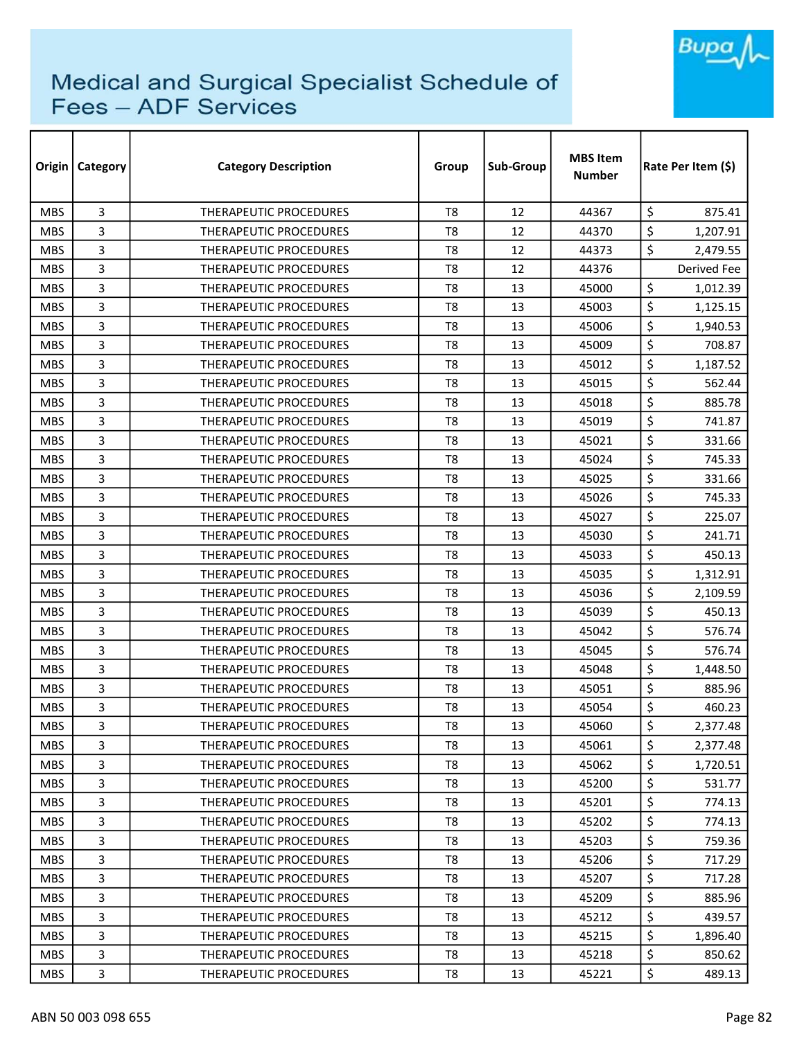# Medical and Surgical Specialist Schedule of Fees – ADF Services

| Origin | Category | Category Description | Group | Sub-Group | MBS Item Number | Rate Per Item ($) |
|---|---|---|---|---|---|---|
| MBS | 3 | THERAPEUTIC PROCEDURES | T8 | 12 | 44367 | $ 875.41 |
| MBS | 3 | THERAPEUTIC PROCEDURES | T8 | 12 | 44370 | $ 1,207.91 |
| MBS | 3 | THERAPEUTIC PROCEDURES | T8 | 12 | 44373 | $ 2,479.55 |
| MBS | 3 | THERAPEUTIC PROCEDURES | T8 | 12 | 44376 | Derived Fee |
| MBS | 3 | THERAPEUTIC PROCEDURES | T8 | 13 | 45000 | $ 1,012.39 |
| MBS | 3 | THERAPEUTIC PROCEDURES | T8 | 13 | 45003 | $ 1,125.15 |
| MBS | 3 | THERAPEUTIC PROCEDURES | T8 | 13 | 45006 | $ 1,940.53 |
| MBS | 3 | THERAPEUTIC PROCEDURES | T8 | 13 | 45009 | $ 708.87 |
| MBS | 3 | THERAPEUTIC PROCEDURES | T8 | 13 | 45012 | $ 1,187.52 |
| MBS | 3 | THERAPEUTIC PROCEDURES | T8 | 13 | 45015 | $ 562.44 |
| MBS | 3 | THERAPEUTIC PROCEDURES | T8 | 13 | 45018 | $ 885.78 |
| MBS | 3 | THERAPEUTIC PROCEDURES | T8 | 13 | 45019 | $ 741.87 |
| MBS | 3 | THERAPEUTIC PROCEDURES | T8 | 13 | 45021 | $ 331.66 |
| MBS | 3 | THERAPEUTIC PROCEDURES | T8 | 13 | 45024 | $ 745.33 |
| MBS | 3 | THERAPEUTIC PROCEDURES | T8 | 13 | 45025 | $ 331.66 |
| MBS | 3 | THERAPEUTIC PROCEDURES | T8 | 13 | 45026 | $ 745.33 |
| MBS | 3 | THERAPEUTIC PROCEDURES | T8 | 13 | 45027 | $ 225.07 |
| MBS | 3 | THERAPEUTIC PROCEDURES | T8 | 13 | 45030 | $ 241.71 |
| MBS | 3 | THERAPEUTIC PROCEDURES | T8 | 13 | 45033 | $ 450.13 |
| MBS | 3 | THERAPEUTIC PROCEDURES | T8 | 13 | 45035 | $ 1,312.91 |
| MBS | 3 | THERAPEUTIC PROCEDURES | T8 | 13 | 45036 | $ 2,109.59 |
| MBS | 3 | THERAPEUTIC PROCEDURES | T8 | 13 | 45039 | $ 450.13 |
| MBS | 3 | THERAPEUTIC PROCEDURES | T8 | 13 | 45042 | $ 576.74 |
| MBS | 3 | THERAPEUTIC PROCEDURES | T8 | 13 | 45045 | $ 576.74 |
| MBS | 3 | THERAPEUTIC PROCEDURES | T8 | 13 | 45048 | $ 1,448.50 |
| MBS | 3 | THERAPEUTIC PROCEDURES | T8 | 13 | 45051 | $ 885.96 |
| MBS | 3 | THERAPEUTIC PROCEDURES | T8 | 13 | 45054 | $ 460.23 |
| MBS | 3 | THERAPEUTIC PROCEDURES | T8 | 13 | 45060 | $ 2,377.48 |
| MBS | 3 | THERAPEUTIC PROCEDURES | T8 | 13 | 45061 | $ 2,377.48 |
| MBS | 3 | THERAPEUTIC PROCEDURES | T8 | 13 | 45062 | $ 1,720.51 |
| MBS | 3 | THERAPEUTIC PROCEDURES | T8 | 13 | 45200 | $ 531.77 |
| MBS | 3 | THERAPEUTIC PROCEDURES | T8 | 13 | 45201 | $ 774.13 |
| MBS | 3 | THERAPEUTIC PROCEDURES | T8 | 13 | 45202 | $ 774.13 |
| MBS | 3 | THERAPEUTIC PROCEDURES | T8 | 13 | 45203 | $ 759.36 |
| MBS | 3 | THERAPEUTIC PROCEDURES | T8 | 13 | 45206 | $ 717.29 |
| MBS | 3 | THERAPEUTIC PROCEDURES | T8 | 13 | 45207 | $ 717.28 |
| MBS | 3 | THERAPEUTIC PROCEDURES | T8 | 13 | 45209 | $ 885.96 |
| MBS | 3 | THERAPEUTIC PROCEDURES | T8 | 13 | 45212 | $ 439.57 |
| MBS | 3 | THERAPEUTIC PROCEDURES | T8 | 13 | 45215 | $ 1,896.40 |
| MBS | 3 | THERAPEUTIC PROCEDURES | T8 | 13 | 45218 | $ 850.62 |
| MBS | 3 | THERAPEUTIC PROCEDURES | T8 | 13 | 45221 | $ 489.13 |

ABN 50 003 098 655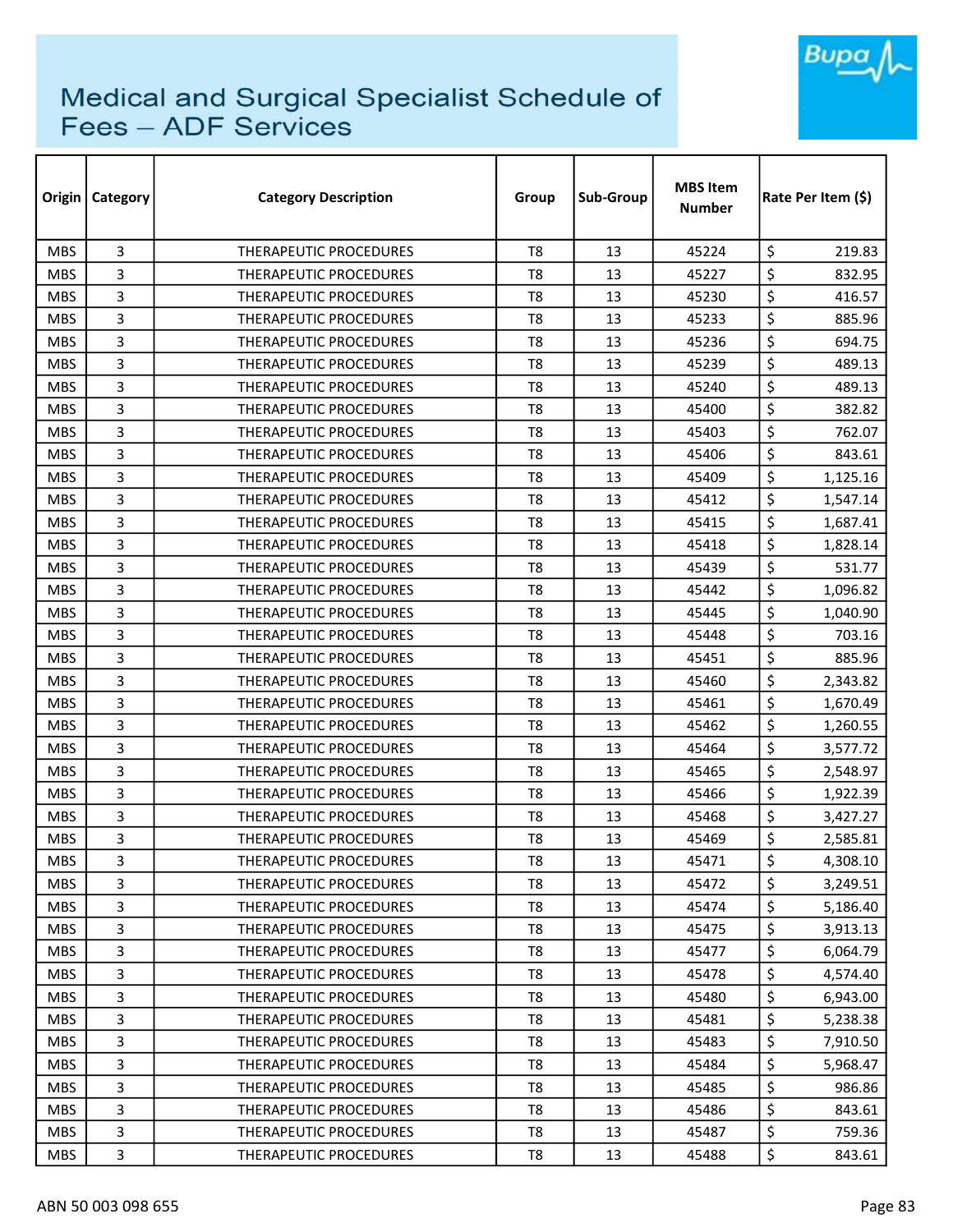# Medical and Surgical Specialist Schedule of Fees – ADF Services

| Origin | Category | Category Description | Group | Sub-Group | MBS Item Number | Rate Per Item ($) |
|---|---|---|---|---|---|---|
| MBS | 3 | THERAPEUTIC PROCEDURES | T8 | 13 | 45224 | $ 219.83 |
| MBS | 3 | THERAPEUTIC PROCEDURES | T8 | 13 | 45227 | $ 832.95 |
| MBS | 3 | THERAPEUTIC PROCEDURES | T8 | 13 | 45230 | $ 416.57 |
| MBS | 3 | THERAPEUTIC PROCEDURES | T8 | 13 | 45233 | $ 885.96 |
| MBS | 3 | THERAPEUTIC PROCEDURES | T8 | 13 | 45236 | $ 694.75 |
| MBS | 3 | THERAPEUTIC PROCEDURES | T8 | 13 | 45239 | $ 489.13 |
| MBS | 3 | THERAPEUTIC PROCEDURES | T8 | 13 | 45240 | $ 489.13 |
| MBS | 3 | THERAPEUTIC PROCEDURES | T8 | 13 | 45400 | $ 382.82 |
| MBS | 3 | THERAPEUTIC PROCEDURES | T8 | 13 | 45403 | $ 762.07 |
| MBS | 3 | THERAPEUTIC PROCEDURES | T8 | 13 | 45406 | $ 843.61 |
| MBS | 3 | THERAPEUTIC PROCEDURES | T8 | 13 | 45409 | $ 1,125.16 |
| MBS | 3 | THERAPEUTIC PROCEDURES | T8 | 13 | 45412 | $ 1,547.14 |
| MBS | 3 | THERAPEUTIC PROCEDURES | T8 | 13 | 45415 | $ 1,687.41 |
| MBS | 3 | THERAPEUTIC PROCEDURES | T8 | 13 | 45418 | $ 1,828.14 |
| MBS | 3 | THERAPEUTIC PROCEDURES | T8 | 13 | 45439 | $ 531.77 |
| MBS | 3 | THERAPEUTIC PROCEDURES | T8 | 13 | 45442 | $ 1,096.82 |
| MBS | 3 | THERAPEUTIC PROCEDURES | T8 | 13 | 45445 | $ 1,040.90 |
| MBS | 3 | THERAPEUTIC PROCEDURES | T8 | 13 | 45448 | $ 703.16 |
| MBS | 3 | THERAPEUTIC PROCEDURES | T8 | 13 | 45451 | $ 885.96 |
| MBS | 3 | THERAPEUTIC PROCEDURES | T8 | 13 | 45460 | $ 2,343.82 |
| MBS | 3 | THERAPEUTIC PROCEDURES | T8 | 13 | 45461 | $ 1,670.49 |
| MBS | 3 | THERAPEUTIC PROCEDURES | T8 | 13 | 45462 | $ 1,260.55 |
| MBS | 3 | THERAPEUTIC PROCEDURES | T8 | 13 | 45464 | $ 3,577.72 |
| MBS | 3 | THERAPEUTIC PROCEDURES | T8 | 13 | 45465 | $ 2,548.97 |
| MBS | 3 | THERAPEUTIC PROCEDURES | T8 | 13 | 45466 | $ 1,922.39 |
| MBS | 3 | THERAPEUTIC PROCEDURES | T8 | 13 | 45468 | $ 3,427.27 |
| MBS | 3 | THERAPEUTIC PROCEDURES | T8 | 13 | 45469 | $ 2,585.81 |
| MBS | 3 | THERAPEUTIC PROCEDURES | T8 | 13 | 45471 | $ 4,308.10 |
| MBS | 3 | THERAPEUTIC PROCEDURES | T8 | 13 | 45472 | $ 3,249.51 |
| MBS | 3 | THERAPEUTIC PROCEDURES | T8 | 13 | 45474 | $ 5,186.40 |
| MBS | 3 | THERAPEUTIC PROCEDURES | T8 | 13 | 45475 | $ 3,913.13 |
| MBS | 3 | THERAPEUTIC PROCEDURES | T8 | 13 | 45477 | $ 6,064.79 |
| MBS | 3 | THERAPEUTIC PROCEDURES | T8 | 13 | 45478 | $ 4,574.40 |
| MBS | 3 | THERAPEUTIC PROCEDURES | T8 | 13 | 45480 | $ 6,943.00 |
| MBS | 3 | THERAPEUTIC PROCEDURES | T8 | 13 | 45481 | $ 5,238.38 |
| MBS | 3 | THERAPEUTIC PROCEDURES | T8 | 13 | 45483 | $ 7,910.50 |
| MBS | 3 | THERAPEUTIC PROCEDURES | T8 | 13 | 45484 | $ 5,968.47 |
| MBS | 3 | THERAPEUTIC PROCEDURES | T8 | 13 | 45485 | $ 986.86 |
| MBS | 3 | THERAPEUTIC PROCEDURES | T8 | 13 | 45486 | $ 843.61 |
| MBS | 3 | THERAPEUTIC PROCEDURES | T8 | 13 | 45487 | $ 759.36 |
| MBS | 3 | THERAPEUTIC PROCEDURES | T8 | 13 | 45488 | $ 843.61 |

ABN 50 003 098 655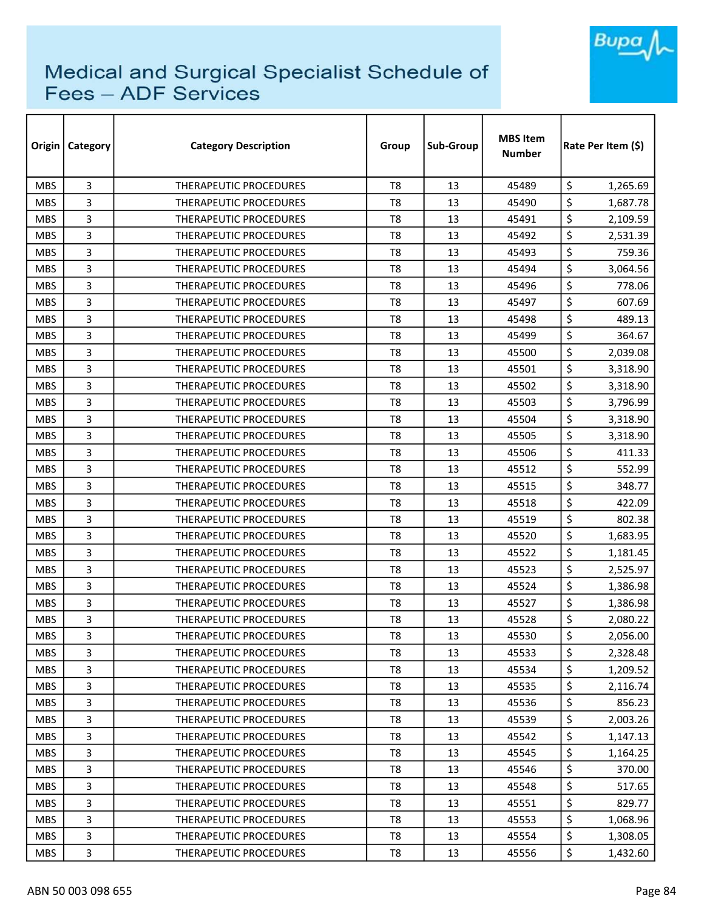# Medical and Surgical Specialist Schedule of Fees – ADF Services

| Origin | Category | Category Description | Group | Sub-Group | MBS Item Number | Rate Per Item ($) |
|---|---|---|---|---|---|---|
| MBS | 3 | THERAPEUTIC PROCEDURES | T8 | 13 | 45489 | $ 1,265.69 |
| MBS | 3 | THERAPEUTIC PROCEDURES | T8 | 13 | 45490 | $ 1,687.78 |
| MBS | 3 | THERAPEUTIC PROCEDURES | T8 | 13 | 45491 | $ 2,109.59 |
| MBS | 3 | THERAPEUTIC PROCEDURES | T8 | 13 | 45492 | $ 2,531.39 |
| MBS | 3 | THERAPEUTIC PROCEDURES | T8 | 13 | 45493 | $ 759.36 |
| MBS | 3 | THERAPEUTIC PROCEDURES | T8 | 13 | 45494 | $ 3,064.56 |
| MBS | 3 | THERAPEUTIC PROCEDURES | T8 | 13 | 45496 | $ 778.06 |
| MBS | 3 | THERAPEUTIC PROCEDURES | T8 | 13 | 45497 | $ 607.69 |
| MBS | 3 | THERAPEUTIC PROCEDURES | T8 | 13 | 45498 | $ 489.13 |
| MBS | 3 | THERAPEUTIC PROCEDURES | T8 | 13 | 45499 | $ 364.67 |
| MBS | 3 | THERAPEUTIC PROCEDURES | T8 | 13 | 45500 | $ 2,039.08 |
| MBS | 3 | THERAPEUTIC PROCEDURES | T8 | 13 | 45501 | $ 3,318.90 |
| MBS | 3 | THERAPEUTIC PROCEDURES | T8 | 13 | 45502 | $ 3,318.90 |
| MBS | 3 | THERAPEUTIC PROCEDURES | T8 | 13 | 45503 | $ 3,796.99 |
| MBS | 3 | THERAPEUTIC PROCEDURES | T8 | 13 | 45504 | $ 3,318.90 |
| MBS | 3 | THERAPEUTIC PROCEDURES | T8 | 13 | 45505 | $ 3,318.90 |
| MBS | 3 | THERAPEUTIC PROCEDURES | T8 | 13 | 45506 | $ 411.33 |
| MBS | 3 | THERAPEUTIC PROCEDURES | T8 | 13 | 45512 | $ 552.99 |
| MBS | 3 | THERAPEUTIC PROCEDURES | T8 | 13 | 45515 | $ 348.77 |
| MBS | 3 | THERAPEUTIC PROCEDURES | T8 | 13 | 45518 | $ 422.09 |
| MBS | 3 | THERAPEUTIC PROCEDURES | T8 | 13 | 45519 | $ 802.38 |
| MBS | 3 | THERAPEUTIC PROCEDURES | T8 | 13 | 45520 | $ 1,683.95 |
| MBS | 3 | THERAPEUTIC PROCEDURES | T8 | 13 | 45522 | $ 1,181.45 |
| MBS | 3 | THERAPEUTIC PROCEDURES | T8 | 13 | 45523 | $ 2,525.97 |
| MBS | 3 | THERAPEUTIC PROCEDURES | T8 | 13 | 45524 | $ 1,386.98 |
| MBS | 3 | THERAPEUTIC PROCEDURES | T8 | 13 | 45527 | $ 1,386.98 |
| MBS | 3 | THERAPEUTIC PROCEDURES | T8 | 13 | 45528 | $ 2,080.22 |
| MBS | 3 | THERAPEUTIC PROCEDURES | T8 | 13 | 45530 | $ 2,056.00 |
| MBS | 3 | THERAPEUTIC PROCEDURES | T8 | 13 | 45533 | $ 2,328.48 |
| MBS | 3 | THERAPEUTIC PROCEDURES | T8 | 13 | 45534 | $ 1,209.52 |
| MBS | 3 | THERAPEUTIC PROCEDURES | T8 | 13 | 45535 | $ 2,116.74 |
| MBS | 3 | THERAPEUTIC PROCEDURES | T8 | 13 | 45536 | $ 856.23 |
| MBS | 3 | THERAPEUTIC PROCEDURES | T8 | 13 | 45539 | $ 2,003.26 |
| MBS | 3 | THERAPEUTIC PROCEDURES | T8 | 13 | 45542 | $ 1,147.13 |
| MBS | 3 | THERAPEUTIC PROCEDURES | T8 | 13 | 45545 | $ 1,164.25 |
| MBS | 3 | THERAPEUTIC PROCEDURES | T8 | 13 | 45546 | $ 370.00 |
| MBS | 3 | THERAPEUTIC PROCEDURES | T8 | 13 | 45548 | $ 517.65 |
| MBS | 3 | THERAPEUTIC PROCEDURES | T8 | 13 | 45551 | $ 829.77 |
| MBS | 3 | THERAPEUTIC PROCEDURES | T8 | 13 | 45553 | $ 1,068.96 |
| MBS | 3 | THERAPEUTIC PROCEDURES | T8 | 13 | 45554 | $ 1,308.05 |
| MBS | 3 | THERAPEUTIC PROCEDURES | T8 | 13 | 45556 | $ 1,432.60 |

ABN 50 003 098 655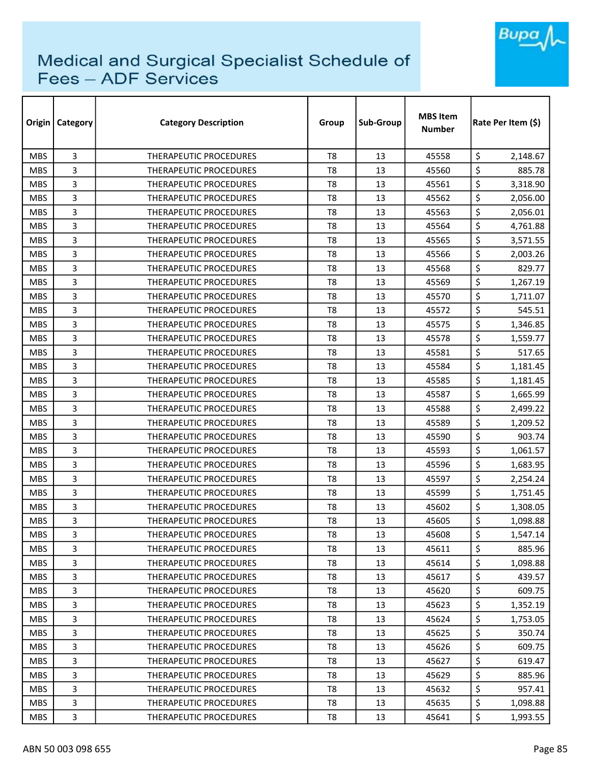# Medical and Surgical Specialist Schedule of Fees – ADF Services

| Origin | Category | Category Description | Group | Sub-Group | MBS Item Number | Rate Per Item ($) |
|---|---|---|---|---|---|---|
| MBS | 3 | THERAPEUTIC PROCEDURES | T8 | 13 | 45558 | $ 2,148.67 |
| MBS | 3 | THERAPEUTIC PROCEDURES | T8 | 13 | 45560 | $ 885.78 |
| MBS | 3 | THERAPEUTIC PROCEDURES | T8 | 13 | 45561 | $ 3,318.90 |
| MBS | 3 | THERAPEUTIC PROCEDURES | T8 | 13 | 45562 | $ 2,056.00 |
| MBS | 3 | THERAPEUTIC PROCEDURES | T8 | 13 | 45563 | $ 2,056.01 |
| MBS | 3 | THERAPEUTIC PROCEDURES | T8 | 13 | 45564 | $ 4,761.88 |
| MBS | 3 | THERAPEUTIC PROCEDURES | T8 | 13 | 45565 | $ 3,571.55 |
| MBS | 3 | THERAPEUTIC PROCEDURES | T8 | 13 | 45566 | $ 2,003.26 |
| MBS | 3 | THERAPEUTIC PROCEDURES | T8 | 13 | 45568 | $ 829.77 |
| MBS | 3 | THERAPEUTIC PROCEDURES | T8 | 13 | 45569 | $ 1,267.19 |
| MBS | 3 | THERAPEUTIC PROCEDURES | T8 | 13 | 45570 | $ 1,711.07 |
| MBS | 3 | THERAPEUTIC PROCEDURES | T8 | 13 | 45572 | $ 545.51 |
| MBS | 3 | THERAPEUTIC PROCEDURES | T8 | 13 | 45575 | $ 1,346.85 |
| MBS | 3 | THERAPEUTIC PROCEDURES | T8 | 13 | 45578 | $ 1,559.77 |
| MBS | 3 | THERAPEUTIC PROCEDURES | T8 | 13 | 45581 | $ 517.65 |
| MBS | 3 | THERAPEUTIC PROCEDURES | T8 | 13 | 45584 | $ 1,181.45 |
| MBS | 3 | THERAPEUTIC PROCEDURES | T8 | 13 | 45585 | $ 1,181.45 |
| MBS | 3 | THERAPEUTIC PROCEDURES | T8 | 13 | 45587 | $ 1,665.99 |
| MBS | 3 | THERAPEUTIC PROCEDURES | T8 | 13 | 45588 | $ 2,499.22 |
| MBS | 3 | THERAPEUTIC PROCEDURES | T8 | 13 | 45589 | $ 1,209.52 |
| MBS | 3 | THERAPEUTIC PROCEDURES | T8 | 13 | 45590 | $ 903.74 |
| MBS | 3 | THERAPEUTIC PROCEDURES | T8 | 13 | 45593 | $ 1,061.57 |
| MBS | 3 | THERAPEUTIC PROCEDURES | T8 | 13 | 45596 | $ 1,683.95 |
| MBS | 3 | THERAPEUTIC PROCEDURES | T8 | 13 | 45597 | $ 2,254.24 |
| MBS | 3 | THERAPEUTIC PROCEDURES | T8 | 13 | 45599 | $ 1,751.45 |
| MBS | 3 | THERAPEUTIC PROCEDURES | T8 | 13 | 45602 | $ 1,308.05 |
| MBS | 3 | THERAPEUTIC PROCEDURES | T8 | 13 | 45605 | $ 1,098.88 |
| MBS | 3 | THERAPEUTIC PROCEDURES | T8 | 13 | 45608 | $ 1,547.14 |
| MBS | 3 | THERAPEUTIC PROCEDURES | T8 | 13 | 45611 | $ 885.96 |
| MBS | 3 | THERAPEUTIC PROCEDURES | T8 | 13 | 45614 | $ 1,098.88 |
| MBS | 3 | THERAPEUTIC PROCEDURES | T8 | 13 | 45617 | $ 439.57 |
| MBS | 3 | THERAPEUTIC PROCEDURES | T8 | 13 | 45620 | $ 609.75 |
| MBS | 3 | THERAPEUTIC PROCEDURES | T8 | 13 | 45623 | $ 1,352.19 |
| MBS | 3 | THERAPEUTIC PROCEDURES | T8 | 13 | 45624 | $ 1,753.05 |
| MBS | 3 | THERAPEUTIC PROCEDURES | T8 | 13 | 45625 | $ 350.74 |
| MBS | 3 | THERAPEUTIC PROCEDURES | T8 | 13 | 45626 | $ 609.75 |
| MBS | 3 | THERAPEUTIC PROCEDURES | T8 | 13 | 45627 | $ 619.47 |
| MBS | 3 | THERAPEUTIC PROCEDURES | T8 | 13 | 45629 | $ 885.96 |
| MBS | 3 | THERAPEUTIC PROCEDURES | T8 | 13 | 45632 | $ 957.41 |
| MBS | 3 | THERAPEUTIC PROCEDURES | T8 | 13 | 45635 | $ 1,098.88 |
| MBS | 3 | THERAPEUTIC PROCEDURES | T8 | 13 | 45641 | $ 1,993.55 |

ABN 50 003 098 655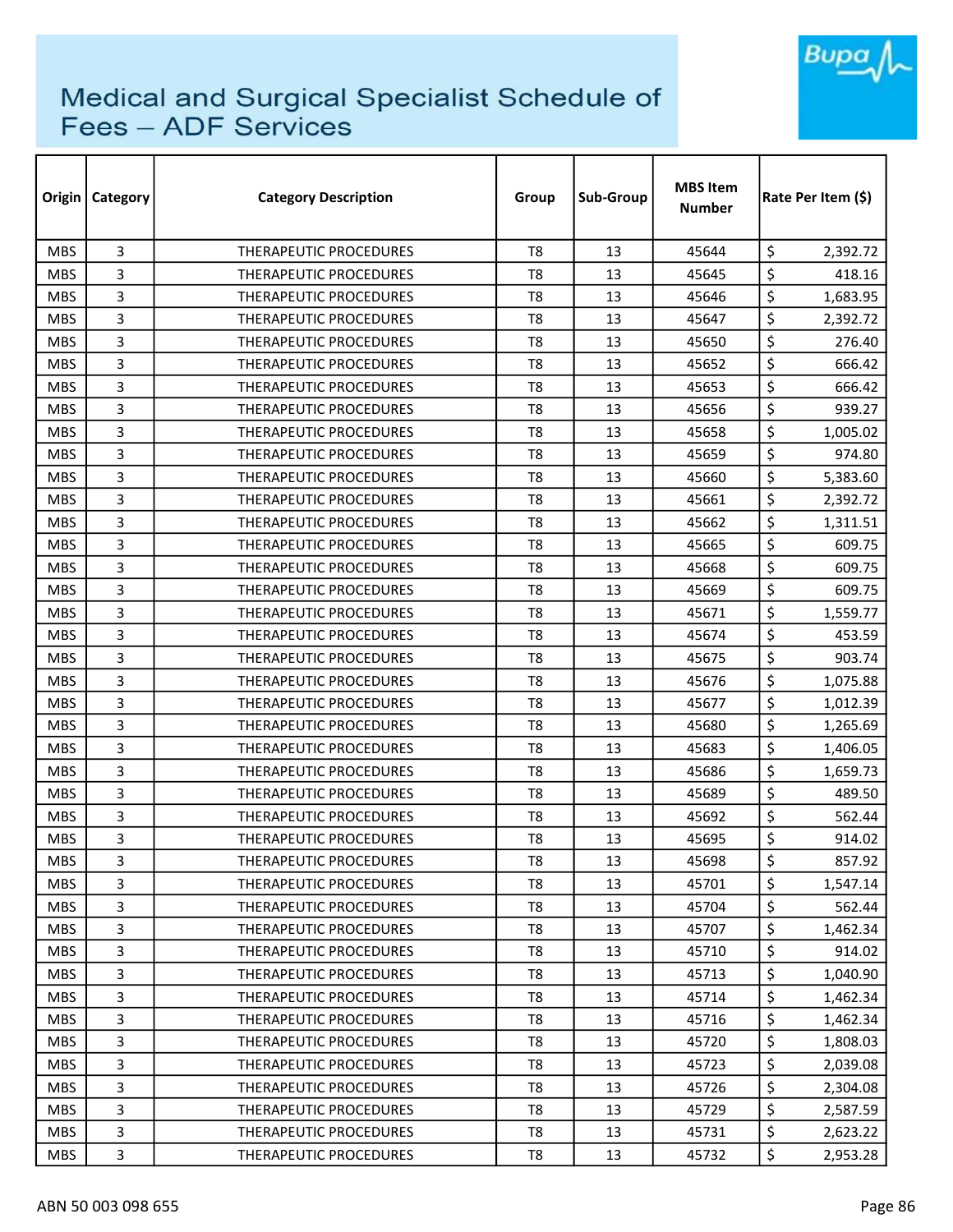# Medical and Surgical Specialist Schedule of Fees – ADF Services

| Origin | Category | Category Description | Group | Sub-Group | MBS Item Number | Rate Per Item ($) |
|---|---|---|---|---|---|---|
| MBS | 3 | THERAPEUTIC PROCEDURES | T8 | 13 | 45644 | $ 2,392.72 |
| MBS | 3 | THERAPEUTIC PROCEDURES | T8 | 13 | 45645 | $ 418.16 |
| MBS | 3 | THERAPEUTIC PROCEDURES | T8 | 13 | 45646 | $ 1,683.95 |
| MBS | 3 | THERAPEUTIC PROCEDURES | T8 | 13 | 45647 | $ 2,392.72 |
| MBS | 3 | THERAPEUTIC PROCEDURES | T8 | 13 | 45650 | $ 276.40 |
| MBS | 3 | THERAPEUTIC PROCEDURES | T8 | 13 | 45652 | $ 666.42 |
| MBS | 3 | THERAPEUTIC PROCEDURES | T8 | 13 | 45653 | $ 666.42 |
| MBS | 3 | THERAPEUTIC PROCEDURES | T8 | 13 | 45656 | $ 939.27 |
| MBS | 3 | THERAPEUTIC PROCEDURES | T8 | 13 | 45658 | $ 1,005.02 |
| MBS | 3 | THERAPEUTIC PROCEDURES | T8 | 13 | 45659 | $ 974.80 |
| MBS | 3 | THERAPEUTIC PROCEDURES | T8 | 13 | 45660 | $ 5,383.60 |
| MBS | 3 | THERAPEUTIC PROCEDURES | T8 | 13 | 45661 | $ 2,392.72 |
| MBS | 3 | THERAPEUTIC PROCEDURES | T8 | 13 | 45662 | $ 1,311.51 |
| MBS | 3 | THERAPEUTIC PROCEDURES | T8 | 13 | 45665 | $ 609.75 |
| MBS | 3 | THERAPEUTIC PROCEDURES | T8 | 13 | 45668 | $ 609.75 |
| MBS | 3 | THERAPEUTIC PROCEDURES | T8 | 13 | 45669 | $ 609.75 |
| MBS | 3 | THERAPEUTIC PROCEDURES | T8 | 13 | 45671 | $ 1,559.77 |
| MBS | 3 | THERAPEUTIC PROCEDURES | T8 | 13 | 45674 | $ 453.59 |
| MBS | 3 | THERAPEUTIC PROCEDURES | T8 | 13 | 45675 | $ 903.74 |
| MBS | 3 | THERAPEUTIC PROCEDURES | T8 | 13 | 45676 | $ 1,075.88 |
| MBS | 3 | THERAPEUTIC PROCEDURES | T8 | 13 | 45677 | $ 1,012.39 |
| MBS | 3 | THERAPEUTIC PROCEDURES | T8 | 13 | 45680 | $ 1,265.69 |
| MBS | 3 | THERAPEUTIC PROCEDURES | T8 | 13 | 45683 | $ 1,406.05 |
| MBS | 3 | THERAPEUTIC PROCEDURES | T8 | 13 | 45686 | $ 1,659.73 |
| MBS | 3 | THERAPEUTIC PROCEDURES | T8 | 13 | 45689 | $ 489.50 |
| MBS | 3 | THERAPEUTIC PROCEDURES | T8 | 13 | 45692 | $ 562.44 |
| MBS | 3 | THERAPEUTIC PROCEDURES | T8 | 13 | 45695 | $ 914.02 |
| MBS | 3 | THERAPEUTIC PROCEDURES | T8 | 13 | 45698 | $ 857.92 |
| MBS | 3 | THERAPEUTIC PROCEDURES | T8 | 13 | 45701 | $ 1,547.14 |
| MBS | 3 | THERAPEUTIC PROCEDURES | T8 | 13 | 45704 | $ 562.44 |
| MBS | 3 | THERAPEUTIC PROCEDURES | T8 | 13 | 45707 | $ 1,462.34 |
| MBS | 3 | THERAPEUTIC PROCEDURES | T8 | 13 | 45710 | $ 914.02 |
| MBS | 3 | THERAPEUTIC PROCEDURES | T8 | 13 | 45713 | $ 1,040.90 |
| MBS | 3 | THERAPEUTIC PROCEDURES | T8 | 13 | 45714 | $ 1,462.34 |
| MBS | 3 | THERAPEUTIC PROCEDURES | T8 | 13 | 45716 | $ 1,462.34 |
| MBS | 3 | THERAPEUTIC PROCEDURES | T8 | 13 | 45720 | $ 1,808.03 |
| MBS | 3 | THERAPEUTIC PROCEDURES | T8 | 13 | 45723 | $ 2,039.08 |
| MBS | 3 | THERAPEUTIC PROCEDURES | T8 | 13 | 45726 | $ 2,304.08 |
| MBS | 3 | THERAPEUTIC PROCEDURES | T8 | 13 | 45729 | $ 2,587.59 |
| MBS | 3 | THERAPEUTIC PROCEDURES | T8 | 13 | 45731 | $ 2,623.22 |
| MBS | 3 | THERAPEUTIC PROCEDURES | T8 | 13 | 45732 | $ 2,953.28 |

ABN 50 003 098 655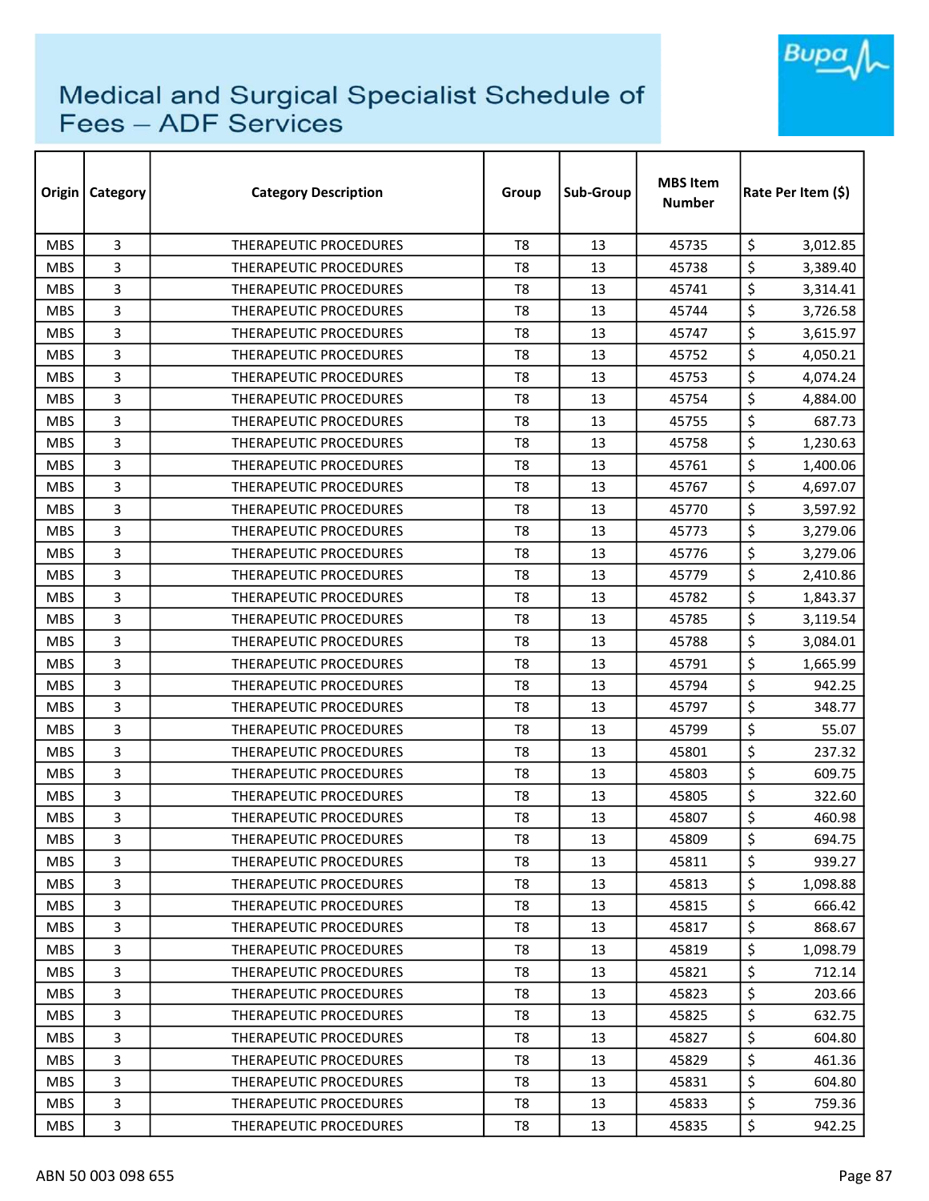# Medical and Surgical Specialist Schedule of Fees – ADF Services

| Origin | Category | Category Description | Group | Sub-Group | MBS Item Number | Rate Per Item ($) |
|---|---|---|---|---|---|---|
| MBS | 3 | THERAPEUTIC PROCEDURES | T8 | 13 | 45735 | $ 3,012.85 |
| MBS | 3 | THERAPEUTIC PROCEDURES | T8 | 13 | 45738 | $ 3,389.40 |
| MBS | 3 | THERAPEUTIC PROCEDURES | T8 | 13 | 45741 | $ 3,314.41 |
| MBS | 3 | THERAPEUTIC PROCEDURES | T8 | 13 | 45744 | $ 3,726.58 |
| MBS | 3 | THERAPEUTIC PROCEDURES | T8 | 13 | 45747 | $ 3,615.97 |
| MBS | 3 | THERAPEUTIC PROCEDURES | T8 | 13 | 45752 | $ 4,050.21 |
| MBS | 3 | THERAPEUTIC PROCEDURES | T8 | 13 | 45753 | $ 4,074.24 |
| MBS | 3 | THERAPEUTIC PROCEDURES | T8 | 13 | 45754 | $ 4,884.00 |
| MBS | 3 | THERAPEUTIC PROCEDURES | T8 | 13 | 45755 | $ 687.73 |
| MBS | 3 | THERAPEUTIC PROCEDURES | T8 | 13 | 45758 | $ 1,230.63 |
| MBS | 3 | THERAPEUTIC PROCEDURES | T8 | 13 | 45761 | $ 1,400.06 |
| MBS | 3 | THERAPEUTIC PROCEDURES | T8 | 13 | 45767 | $ 4,697.07 |
| MBS | 3 | THERAPEUTIC PROCEDURES | T8 | 13 | 45770 | $ 3,597.92 |
| MBS | 3 | THERAPEUTIC PROCEDURES | T8 | 13 | 45773 | $ 3,279.06 |
| MBS | 3 | THERAPEUTIC PROCEDURES | T8 | 13 | 45776 | $ 3,279.06 |
| MBS | 3 | THERAPEUTIC PROCEDURES | T8 | 13 | 45779 | $ 2,410.86 |
| MBS | 3 | THERAPEUTIC PROCEDURES | T8 | 13 | 45782 | $ 1,843.37 |
| MBS | 3 | THERAPEUTIC PROCEDURES | T8 | 13 | 45785 | $ 3,119.54 |
| MBS | 3 | THERAPEUTIC PROCEDURES | T8 | 13 | 45788 | $ 3,084.01 |
| MBS | 3 | THERAPEUTIC PROCEDURES | T8 | 13 | 45791 | $ 1,665.99 |
| MBS | 3 | THERAPEUTIC PROCEDURES | T8 | 13 | 45794 | $ 942.25 |
| MBS | 3 | THERAPEUTIC PROCEDURES | T8 | 13 | 45797 | $ 348.77 |
| MBS | 3 | THERAPEUTIC PROCEDURES | T8 | 13 | 45799 | $ 55.07 |
| MBS | 3 | THERAPEUTIC PROCEDURES | T8 | 13 | 45801 | $ 237.32 |
| MBS | 3 | THERAPEUTIC PROCEDURES | T8 | 13 | 45803 | $ 609.75 |
| MBS | 3 | THERAPEUTIC PROCEDURES | T8 | 13 | 45805 | $ 322.60 |
| MBS | 3 | THERAPEUTIC PROCEDURES | T8 | 13 | 45807 | $ 460.98 |
| MBS | 3 | THERAPEUTIC PROCEDURES | T8 | 13 | 45809 | $ 694.75 |
| MBS | 3 | THERAPEUTIC PROCEDURES | T8 | 13 | 45811 | $ 939.27 |
| MBS | 3 | THERAPEUTIC PROCEDURES | T8 | 13 | 45813 | $ 1,098.88 |
| MBS | 3 | THERAPEUTIC PROCEDURES | T8 | 13 | 45815 | $ 666.42 |
| MBS | 3 | THERAPEUTIC PROCEDURES | T8 | 13 | 45817 | $ 868.67 |
| MBS | 3 | THERAPEUTIC PROCEDURES | T8 | 13 | 45819 | $ 1,098.79 |
| MBS | 3 | THERAPEUTIC PROCEDURES | T8 | 13 | 45821 | $ 712.14 |
| MBS | 3 | THERAPEUTIC PROCEDURES | T8 | 13 | 45823 | $ 203.66 |
| MBS | 3 | THERAPEUTIC PROCEDURES | T8 | 13 | 45825 | $ 632.75 |
| MBS | 3 | THERAPEUTIC PROCEDURES | T8 | 13 | 45827 | $ 604.80 |
| MBS | 3 | THERAPEUTIC PROCEDURES | T8 | 13 | 45829 | $ 461.36 |
| MBS | 3 | THERAPEUTIC PROCEDURES | T8 | 13 | 45831 | $ 604.80 |
| MBS | 3 | THERAPEUTIC PROCEDURES | T8 | 13 | 45833 | $ 759.36 |
| MBS | 3 | THERAPEUTIC PROCEDURES | T8 | 13 | 45835 | $ 942.25 |

ABN 50 003 098 655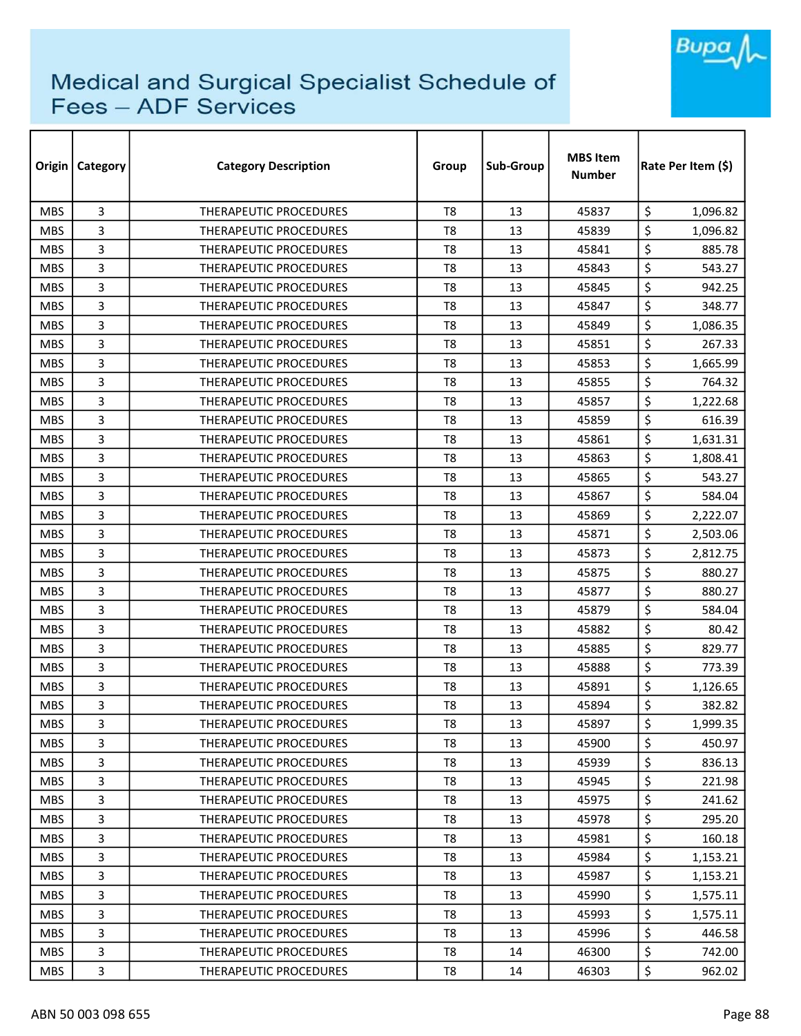# Medical and Surgical Specialist Schedule of Fees – ADF Services

| Origin | Category | Category Description | Group | Sub-Group | MBS Item Number | Rate Per Item ($) |
|---|---|---|---|---|---|---|
| MBS | 3 | THERAPEUTIC PROCEDURES | T8 | 13 | 45837 | $ 1,096.82 |
| MBS | 3 | THERAPEUTIC PROCEDURES | T8 | 13 | 45839 | $ 1,096.82 |
| MBS | 3 | THERAPEUTIC PROCEDURES | T8 | 13 | 45841 | $ 885.78 |
| MBS | 3 | THERAPEUTIC PROCEDURES | T8 | 13 | 45843 | $ 543.27 |
| MBS | 3 | THERAPEUTIC PROCEDURES | T8 | 13 | 45845 | $ 942.25 |
| MBS | 3 | THERAPEUTIC PROCEDURES | T8 | 13 | 45847 | $ 348.77 |
| MBS | 3 | THERAPEUTIC PROCEDURES | T8 | 13 | 45849 | $ 1,086.35 |
| MBS | 3 | THERAPEUTIC PROCEDURES | T8 | 13 | 45851 | $ 267.33 |
| MBS | 3 | THERAPEUTIC PROCEDURES | T8 | 13 | 45853 | $ 1,665.99 |
| MBS | 3 | THERAPEUTIC PROCEDURES | T8 | 13 | 45855 | $ 764.32 |
| MBS | 3 | THERAPEUTIC PROCEDURES | T8 | 13 | 45857 | $ 1,222.68 |
| MBS | 3 | THERAPEUTIC PROCEDURES | T8 | 13 | 45859 | $ 616.39 |
| MBS | 3 | THERAPEUTIC PROCEDURES | T8 | 13 | 45861 | $ 1,631.31 |
| MBS | 3 | THERAPEUTIC PROCEDURES | T8 | 13 | 45863 | $ 1,808.41 |
| MBS | 3 | THERAPEUTIC PROCEDURES | T8 | 13 | 45865 | $ 543.27 |
| MBS | 3 | THERAPEUTIC PROCEDURES | T8 | 13 | 45867 | $ 584.04 |
| MBS | 3 | THERAPEUTIC PROCEDURES | T8 | 13 | 45869 | $ 2,222.07 |
| MBS | 3 | THERAPEUTIC PROCEDURES | T8 | 13 | 45871 | $ 2,503.06 |
| MBS | 3 | THERAPEUTIC PROCEDURES | T8 | 13 | 45873 | $ 2,812.75 |
| MBS | 3 | THERAPEUTIC PROCEDURES | T8 | 13 | 45875 | $ 880.27 |
| MBS | 3 | THERAPEUTIC PROCEDURES | T8 | 13 | 45877 | $ 880.27 |
| MBS | 3 | THERAPEUTIC PROCEDURES | T8 | 13 | 45879 | $ 584.04 |
| MBS | 3 | THERAPEUTIC PROCEDURES | T8 | 13 | 45882 | $ 80.42 |
| MBS | 3 | THERAPEUTIC PROCEDURES | T8 | 13 | 45885 | $ 829.77 |
| MBS | 3 | THERAPEUTIC PROCEDURES | T8 | 13 | 45888 | $ 773.39 |
| MBS | 3 | THERAPEUTIC PROCEDURES | T8 | 13 | 45891 | $ 1,126.65 |
| MBS | 3 | THERAPEUTIC PROCEDURES | T8 | 13 | 45894 | $ 382.82 |
| MBS | 3 | THERAPEUTIC PROCEDURES | T8 | 13 | 45897 | $ 1,999.35 |
| MBS | 3 | THERAPEUTIC PROCEDURES | T8 | 13 | 45900 | $ 450.97 |
| MBS | 3 | THERAPEUTIC PROCEDURES | T8 | 13 | 45939 | $ 836.13 |
| MBS | 3 | THERAPEUTIC PROCEDURES | T8 | 13 | 45945 | $ 221.98 |
| MBS | 3 | THERAPEUTIC PROCEDURES | T8 | 13 | 45975 | $ 241.62 |
| MBS | 3 | THERAPEUTIC PROCEDURES | T8 | 13 | 45978 | $ 295.20 |
| MBS | 3 | THERAPEUTIC PROCEDURES | T8 | 13 | 45981 | $ 160.18 |
| MBS | 3 | THERAPEUTIC PROCEDURES | T8 | 13 | 45984 | $ 1,153.21 |
| MBS | 3 | THERAPEUTIC PROCEDURES | T8 | 13 | 45987 | $ 1,153.21 |
| MBS | 3 | THERAPEUTIC PROCEDURES | T8 | 13 | 45990 | $ 1,575.11 |
| MBS | 3 | THERAPEUTIC PROCEDURES | T8 | 13 | 45993 | $ 1,575.11 |
| MBS | 3 | THERAPEUTIC PROCEDURES | T8 | 13 | 45996 | $ 446.58 |
| MBS | 3 | THERAPEUTIC PROCEDURES | T8 | 14 | 46300 | $ 742.00 |
| MBS | 3 | THERAPEUTIC PROCEDURES | T8 | 14 | 46303 | $ 962.02 |

ABN 50 003 098 655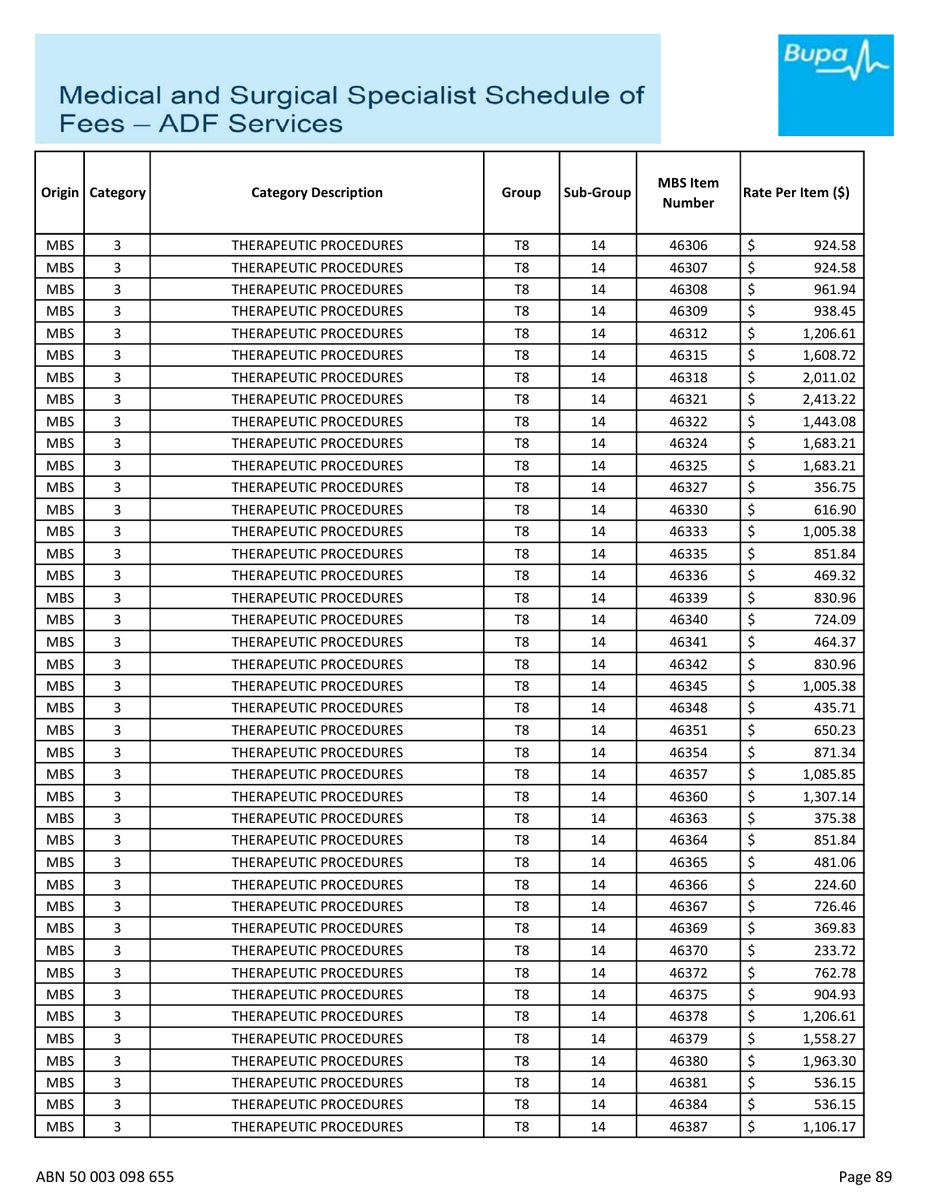# Medical and Surgical Specialist Schedule of Fees – ADF Services

| Origin | Category | Category Description | Group | Sub-Group | MBS Item Number | Rate Per Item ($) |
|---|---|---|---|---|---|---|
| MBS | 3 | THERAPEUTIC PROCEDURES | T8 | 14 | 46306 | $ 924.58 |
| MBS | 3 | THERAPEUTIC PROCEDURES | T8 | 14 | 46307 | $ 924.58 |
| MBS | 3 | THERAPEUTIC PROCEDURES | T8 | 14 | 46308 | $ 961.94 |
| MBS | 3 | THERAPEUTIC PROCEDURES | T8 | 14 | 46309 | $ 938.45 |
| MBS | 3 | THERAPEUTIC PROCEDURES | T8 | 14 | 46312 | $ 1,206.61 |
| MBS | 3 | THERAPEUTIC PROCEDURES | T8 | 14 | 46315 | $ 1,608.72 |
| MBS | 3 | THERAPEUTIC PROCEDURES | T8 | 14 | 46318 | $ 2,011.02 |
| MBS | 3 | THERAPEUTIC PROCEDURES | T8 | 14 | 46321 | $ 2,413.22 |
| MBS | 3 | THERAPEUTIC PROCEDURES | T8 | 14 | 46322 | $ 1,443.08 |
| MBS | 3 | THERAPEUTIC PROCEDURES | T8 | 14 | 46324 | $ 1,683.21 |
| MBS | 3 | THERAPEUTIC PROCEDURES | T8 | 14 | 46325 | $ 1,683.21 |
| MBS | 3 | THERAPEUTIC PROCEDURES | T8 | 14 | 46327 | $ 356.75 |
| MBS | 3 | THERAPEUTIC PROCEDURES | T8 | 14 | 46330 | $ 616.90 |
| MBS | 3 | THERAPEUTIC PROCEDURES | T8 | 14 | 46333 | $ 1,005.38 |
| MBS | 3 | THERAPEUTIC PROCEDURES | T8 | 14 | 46335 | $ 851.84 |
| MBS | 3 | THERAPEUTIC PROCEDURES | T8 | 14 | 46336 | $ 469.32 |
| MBS | 3 | THERAPEUTIC PROCEDURES | T8 | 14 | 46339 | $ 830.96 |
| MBS | 3 | THERAPEUTIC PROCEDURES | T8 | 14 | 46340 | $ 724.09 |
| MBS | 3 | THERAPEUTIC PROCEDURES | T8 | 14 | 46341 | $ 464.37 |
| MBS | 3 | THERAPEUTIC PROCEDURES | T8 | 14 | 46342 | $ 830.96 |
| MBS | 3 | THERAPEUTIC PROCEDURES | T8 | 14 | 46345 | $ 1,005.38 |
| MBS | 3 | THERAPEUTIC PROCEDURES | T8 | 14 | 46348 | $ 435.71 |
| MBS | 3 | THERAPEUTIC PROCEDURES | T8 | 14 | 46351 | $ 650.23 |
| MBS | 3 | THERAPEUTIC PROCEDURES | T8 | 14 | 46354 | $ 871.34 |
| MBS | 3 | THERAPEUTIC PROCEDURES | T8 | 14 | 46357 | $ 1,085.85 |
| MBS | 3 | THERAPEUTIC PROCEDURES | T8 | 14 | 46360 | $ 1,307.14 |
| MBS | 3 | THERAPEUTIC PROCEDURES | T8 | 14 | 46363 | $ 375.38 |
| MBS | 3 | THERAPEUTIC PROCEDURES | T8 | 14 | 46364 | $ 851.84 |
| MBS | 3 | THERAPEUTIC PROCEDURES | T8 | 14 | 46365 | $ 481.06 |
| MBS | 3 | THERAPEUTIC PROCEDURES | T8 | 14 | 46366 | $ 224.60 |
| MBS | 3 | THERAPEUTIC PROCEDURES | T8 | 14 | 46367 | $ 726.46 |
| MBS | 3 | THERAPEUTIC PROCEDURES | T8 | 14 | 46369 | $ 369.83 |
| MBS | 3 | THERAPEUTIC PROCEDURES | T8 | 14 | 46370 | $ 233.72 |
| MBS | 3 | THERAPEUTIC PROCEDURES | T8 | 14 | 46372 | $ 762.78 |
| MBS | 3 | THERAPEUTIC PROCEDURES | T8 | 14 | 46375 | $ 904.93 |
| MBS | 3 | THERAPEUTIC PROCEDURES | T8 | 14 | 46378 | $ 1,206.61 |
| MBS | 3 | THERAPEUTIC PROCEDURES | T8 | 14 | 46379 | $ 1,558.27 |
| MBS | 3 | THERAPEUTIC PROCEDURES | T8 | 14 | 46380 | $ 1,963.30 |
| MBS | 3 | THERAPEUTIC PROCEDURES | T8 | 14 | 46381 | $ 536.15 |
| MBS | 3 | THERAPEUTIC PROCEDURES | T8 | 14 | 46384 | $ 536.15 |
| MBS | 3 | THERAPEUTIC PROCEDURES | T8 | 14 | 46387 | $ 1,106.17 |

ABN 50 003 098 655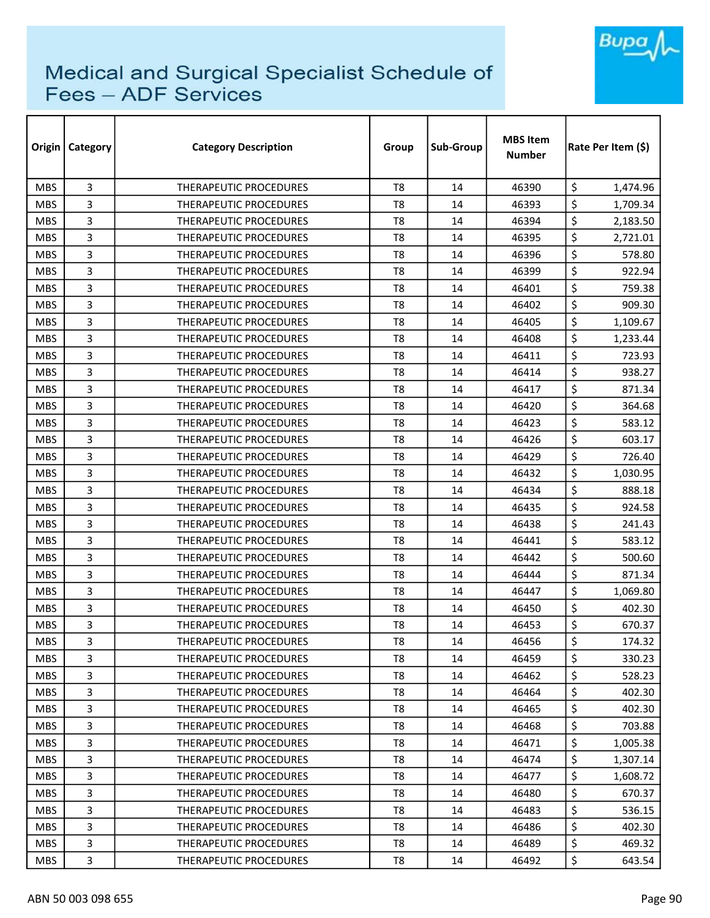# Medical and Surgical Specialist Schedule of Fees – ADF Services

| Origin | Category | Category Description | Group | Sub-Group | MBS Item Number | Rate Per Item ($) |
|---|---|---|---|---|---|---|
| MBS | 3 | THERAPEUTIC PROCEDURES | T8 | 14 | 46390 | $ 1,474.96 |
| MBS | 3 | THERAPEUTIC PROCEDURES | T8 | 14 | 46393 | $ 1,709.34 |
| MBS | 3 | THERAPEUTIC PROCEDURES | T8 | 14 | 46394 | $ 2,183.50 |
| MBS | 3 | THERAPEUTIC PROCEDURES | T8 | 14 | 46395 | $ 2,721.01 |
| MBS | 3 | THERAPEUTIC PROCEDURES | T8 | 14 | 46396 | $ 578.80 |
| MBS | 3 | THERAPEUTIC PROCEDURES | T8 | 14 | 46399 | $ 922.94 |
| MBS | 3 | THERAPEUTIC PROCEDURES | T8 | 14 | 46401 | $ 759.38 |
| MBS | 3 | THERAPEUTIC PROCEDURES | T8 | 14 | 46402 | $ 909.30 |
| MBS | 3 | THERAPEUTIC PROCEDURES | T8 | 14 | 46405 | $ 1,109.67 |
| MBS | 3 | THERAPEUTIC PROCEDURES | T8 | 14 | 46408 | $ 1,233.44 |
| MBS | 3 | THERAPEUTIC PROCEDURES | T8 | 14 | 46411 | $ 723.93 |
| MBS | 3 | THERAPEUTIC PROCEDURES | T8 | 14 | 46414 | $ 938.27 |
| MBS | 3 | THERAPEUTIC PROCEDURES | T8 | 14 | 46417 | $ 871.34 |
| MBS | 3 | THERAPEUTIC PROCEDURES | T8 | 14 | 46420 | $ 364.68 |
| MBS | 3 | THERAPEUTIC PROCEDURES | T8 | 14 | 46423 | $ 583.12 |
| MBS | 3 | THERAPEUTIC PROCEDURES | T8 | 14 | 46426 | $ 603.17 |
| MBS | 3 | THERAPEUTIC PROCEDURES | T8 | 14 | 46429 | $ 726.40 |
| MBS | 3 | THERAPEUTIC PROCEDURES | T8 | 14 | 46432 | $ 1,030.95 |
| MBS | 3 | THERAPEUTIC PROCEDURES | T8 | 14 | 46434 | $ 888.18 |
| MBS | 3 | THERAPEUTIC PROCEDURES | T8 | 14 | 46435 | $ 924.58 |
| MBS | 3 | THERAPEUTIC PROCEDURES | T8 | 14 | 46438 | $ 241.43 |
| MBS | 3 | THERAPEUTIC PROCEDURES | T8 | 14 | 46441 | $ 583.12 |
| MBS | 3 | THERAPEUTIC PROCEDURES | T8 | 14 | 46442 | $ 500.60 |
| MBS | 3 | THERAPEUTIC PROCEDURES | T8 | 14 | 46444 | $ 871.34 |
| MBS | 3 | THERAPEUTIC PROCEDURES | T8 | 14 | 46447 | $ 1,069.80 |
| MBS | 3 | THERAPEUTIC PROCEDURES | T8 | 14 | 46450 | $ 402.30 |
| MBS | 3 | THERAPEUTIC PROCEDURES | T8 | 14 | 46453 | $ 670.37 |
| MBS | 3 | THERAPEUTIC PROCEDURES | T8 | 14 | 46456 | $ 174.32 |
| MBS | 3 | THERAPEUTIC PROCEDURES | T8 | 14 | 46459 | $ 330.23 |
| MBS | 3 | THERAPEUTIC PROCEDURES | T8 | 14 | 46462 | $ 528.23 |
| MBS | 3 | THERAPEUTIC PROCEDURES | T8 | 14 | 46464 | $ 402.30 |
| MBS | 3 | THERAPEUTIC PROCEDURES | T8 | 14 | 46465 | $ 402.30 |
| MBS | 3 | THERAPEUTIC PROCEDURES | T8 | 14 | 46468 | $ 703.88 |
| MBS | 3 | THERAPEUTIC PROCEDURES | T8 | 14 | 46471 | $ 1,005.38 |
| MBS | 3 | THERAPEUTIC PROCEDURES | T8 | 14 | 46474 | $ 1,307.14 |
| MBS | 3 | THERAPEUTIC PROCEDURES | T8 | 14 | 46477 | $ 1,608.72 |
| MBS | 3 | THERAPEUTIC PROCEDURES | T8 | 14 | 46480 | $ 670.37 |
| MBS | 3 | THERAPEUTIC PROCEDURES | T8 | 14 | 46483 | $ 536.15 |
| MBS | 3 | THERAPEUTIC PROCEDURES | T8 | 14 | 46486 | $ 402.30 |
| MBS | 3 | THERAPEUTIC PROCEDURES | T8 | 14 | 46489 | $ 469.32 |
| MBS | 3 | THERAPEUTIC PROCEDURES | T8 | 14 | 46492 | $ 643.54 |

ABN 50 003 098 655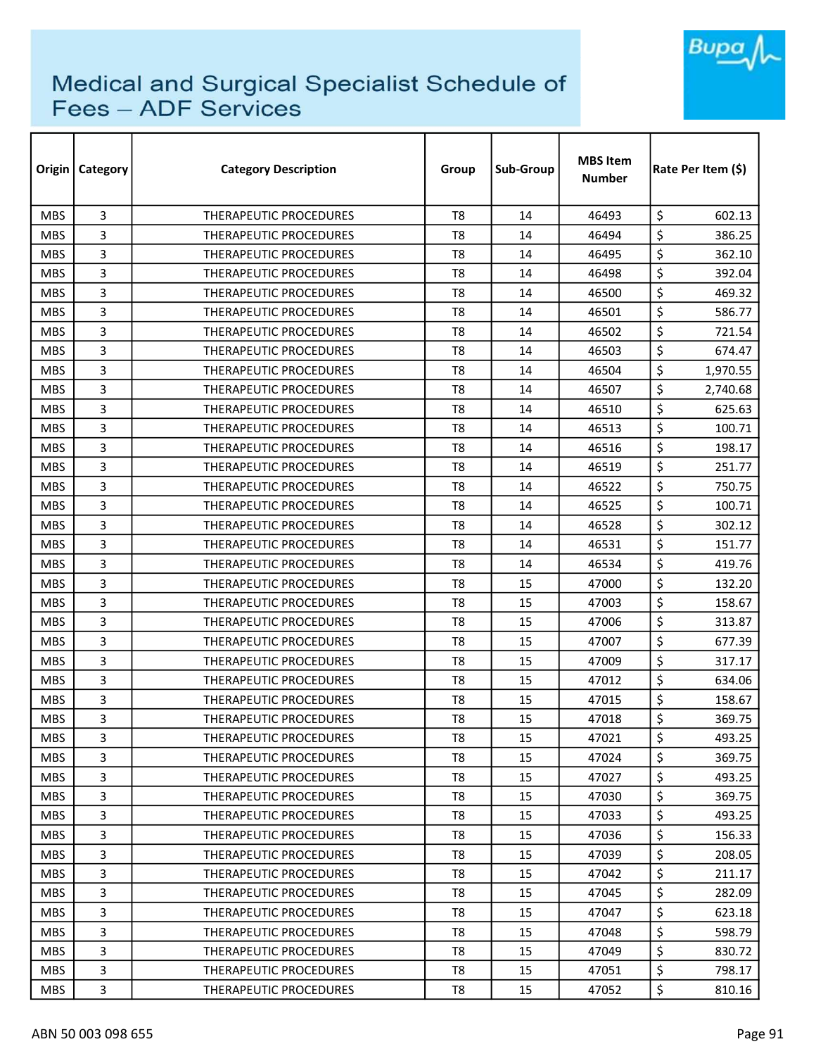# Medical and Surgical Specialist Schedule of Fees – ADF Services

| Origin | Category | Category Description | Group | Sub-Group | MBS Item Number | Rate Per Item ($) |
|---|---|---|---|---|---|---|
| MBS | 3 | THERAPEUTIC PROCEDURES | T8 | 14 | 46493 | $ 602.13 |
| MBS | 3 | THERAPEUTIC PROCEDURES | T8 | 14 | 46494 | $ 386.25 |
| MBS | 3 | THERAPEUTIC PROCEDURES | T8 | 14 | 46495 | $ 362.10 |
| MBS | 3 | THERAPEUTIC PROCEDURES | T8 | 14 | 46498 | $ 392.04 |
| MBS | 3 | THERAPEUTIC PROCEDURES | T8 | 14 | 46500 | $ 469.32 |
| MBS | 3 | THERAPEUTIC PROCEDURES | T8 | 14 | 46501 | $ 586.77 |
| MBS | 3 | THERAPEUTIC PROCEDURES | T8 | 14 | 46502 | $ 721.54 |
| MBS | 3 | THERAPEUTIC PROCEDURES | T8 | 14 | 46503 | $ 674.47 |
| MBS | 3 | THERAPEUTIC PROCEDURES | T8 | 14 | 46504 | $ 1,970.55 |
| MBS | 3 | THERAPEUTIC PROCEDURES | T8 | 14 | 46507 | $ 2,740.68 |
| MBS | 3 | THERAPEUTIC PROCEDURES | T8 | 14 | 46510 | $ 625.63 |
| MBS | 3 | THERAPEUTIC PROCEDURES | T8 | 14 | 46513 | $ 100.71 |
| MBS | 3 | THERAPEUTIC PROCEDURES | T8 | 14 | 46516 | $ 198.17 |
| MBS | 3 | THERAPEUTIC PROCEDURES | T8 | 14 | 46519 | $ 251.77 |
| MBS | 3 | THERAPEUTIC PROCEDURES | T8 | 14 | 46522 | $ 750.75 |
| MBS | 3 | THERAPEUTIC PROCEDURES | T8 | 14 | 46525 | $ 100.71 |
| MBS | 3 | THERAPEUTIC PROCEDURES | T8 | 14 | 46528 | $ 302.12 |
| MBS | 3 | THERAPEUTIC PROCEDURES | T8 | 14 | 46531 | $ 151.77 |
| MBS | 3 | THERAPEUTIC PROCEDURES | T8 | 14 | 46534 | $ 419.76 |
| MBS | 3 | THERAPEUTIC PROCEDURES | T8 | 15 | 47000 | $ 132.20 |
| MBS | 3 | THERAPEUTIC PROCEDURES | T8 | 15 | 47003 | $ 158.67 |
| MBS | 3 | THERAPEUTIC PROCEDURES | T8 | 15 | 47006 | $ 313.87 |
| MBS | 3 | THERAPEUTIC PROCEDURES | T8 | 15 | 47007 | $ 677.39 |
| MBS | 3 | THERAPEUTIC PROCEDURES | T8 | 15 | 47009 | $ 317.17 |
| MBS | 3 | THERAPEUTIC PROCEDURES | T8 | 15 | 47012 | $ 634.06 |
| MBS | 3 | THERAPEUTIC PROCEDURES | T8 | 15 | 47015 | $ 158.67 |
| MBS | 3 | THERAPEUTIC PROCEDURES | T8 | 15 | 47018 | $ 369.75 |
| MBS | 3 | THERAPEUTIC PROCEDURES | T8 | 15 | 47021 | $ 493.25 |
| MBS | 3 | THERAPEUTIC PROCEDURES | T8 | 15 | 47024 | $ 369.75 |
| MBS | 3 | THERAPEUTIC PROCEDURES | T8 | 15 | 47027 | $ 493.25 |
| MBS | 3 | THERAPEUTIC PROCEDURES | T8 | 15 | 47030 | $ 369.75 |
| MBS | 3 | THERAPEUTIC PROCEDURES | T8 | 15 | 47033 | $ 493.25 |
| MBS | 3 | THERAPEUTIC PROCEDURES | T8 | 15 | 47036 | $ 156.33 |
| MBS | 3 | THERAPEUTIC PROCEDURES | T8 | 15 | 47039 | $ 208.05 |
| MBS | 3 | THERAPEUTIC PROCEDURES | T8 | 15 | 47042 | $ 211.17 |
| MBS | 3 | THERAPEUTIC PROCEDURES | T8 | 15 | 47045 | $ 282.09 |
| MBS | 3 | THERAPEUTIC PROCEDURES | T8 | 15 | 47047 | $ 623.18 |
| MBS | 3 | THERAPEUTIC PROCEDURES | T8 | 15 | 47048 | $ 598.79 |
| MBS | 3 | THERAPEUTIC PROCEDURES | T8 | 15 | 47049 | $ 830.72 |
| MBS | 3 | THERAPEUTIC PROCEDURES | T8 | 15 | 47051 | $ 798.17 |
| MBS | 3 | THERAPEUTIC PROCEDURES | T8 | 15 | 47052 | $ 810.16 |

ABN 50 003 098 655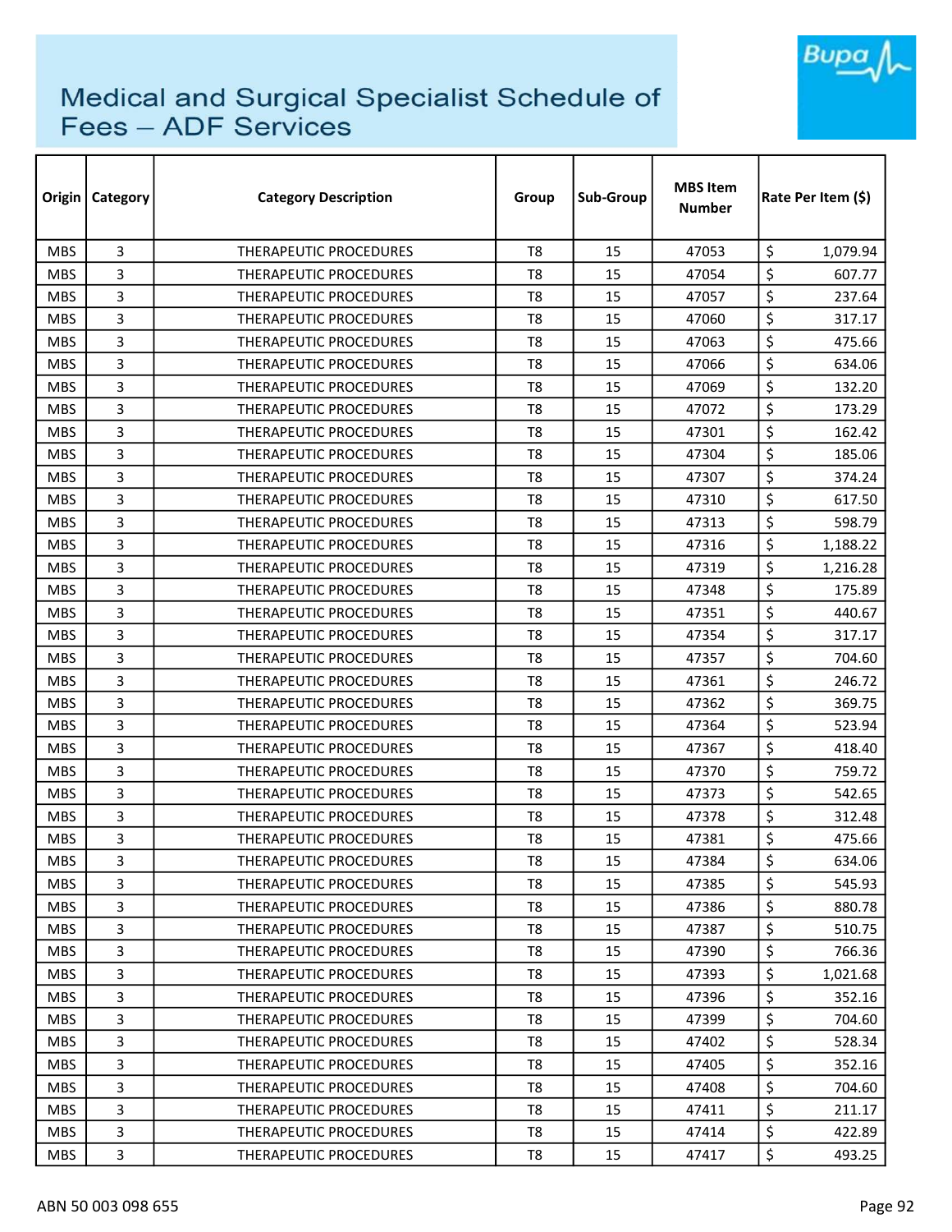# Medical and Surgical Specialist Schedule of Fees – ADF Services

| Origin | Category | Category Description | Group | Sub-Group | MBS Item Number | Rate Per Item ($) |
|---|---|---|---|---|---|---|
| MBS | 3 | THERAPEUTIC PROCEDURES | T8 | 15 | 47053 | $ 1,079.94 |
| MBS | 3 | THERAPEUTIC PROCEDURES | T8 | 15 | 47054 | $ 607.77 |
| MBS | 3 | THERAPEUTIC PROCEDURES | T8 | 15 | 47057 | $ 237.64 |
| MBS | 3 | THERAPEUTIC PROCEDURES | T8 | 15 | 47060 | $ 317.17 |
| MBS | 3 | THERAPEUTIC PROCEDURES | T8 | 15 | 47063 | $ 475.66 |
| MBS | 3 | THERAPEUTIC PROCEDURES | T8 | 15 | 47066 | $ 634.06 |
| MBS | 3 | THERAPEUTIC PROCEDURES | T8 | 15 | 47069 | $ 132.20 |
| MBS | 3 | THERAPEUTIC PROCEDURES | T8 | 15 | 47072 | $ 173.29 |
| MBS | 3 | THERAPEUTIC PROCEDURES | T8 | 15 | 47301 | $ 162.42 |
| MBS | 3 | THERAPEUTIC PROCEDURES | T8 | 15 | 47304 | $ 185.06 |
| MBS | 3 | THERAPEUTIC PROCEDURES | T8 | 15 | 47307 | $ 374.24 |
| MBS | 3 | THERAPEUTIC PROCEDURES | T8 | 15 | 47310 | $ 617.50 |
| MBS | 3 | THERAPEUTIC PROCEDURES | T8 | 15 | 47313 | $ 598.79 |
| MBS | 3 | THERAPEUTIC PROCEDURES | T8 | 15 | 47316 | $ 1,188.22 |
| MBS | 3 | THERAPEUTIC PROCEDURES | T8 | 15 | 47319 | $ 1,216.28 |
| MBS | 3 | THERAPEUTIC PROCEDURES | T8 | 15 | 47348 | $ 175.89 |
| MBS | 3 | THERAPEUTIC PROCEDURES | T8 | 15 | 47351 | $ 440.67 |
| MBS | 3 | THERAPEUTIC PROCEDURES | T8 | 15 | 47354 | $ 317.17 |
| MBS | 3 | THERAPEUTIC PROCEDURES | T8 | 15 | 47357 | $ 704.60 |
| MBS | 3 | THERAPEUTIC PROCEDURES | T8 | 15 | 47361 | $ 246.72 |
| MBS | 3 | THERAPEUTIC PROCEDURES | T8 | 15 | 47362 | $ 369.75 |
| MBS | 3 | THERAPEUTIC PROCEDURES | T8 | 15 | 47364 | $ 523.94 |
| MBS | 3 | THERAPEUTIC PROCEDURES | T8 | 15 | 47367 | $ 418.40 |
| MBS | 3 | THERAPEUTIC PROCEDURES | T8 | 15 | 47370 | $ 759.72 |
| MBS | 3 | THERAPEUTIC PROCEDURES | T8 | 15 | 47373 | $ 542.65 |
| MBS | 3 | THERAPEUTIC PROCEDURES | T8 | 15 | 47378 | $ 312.48 |
| MBS | 3 | THERAPEUTIC PROCEDURES | T8 | 15 | 47381 | $ 475.66 |
| MBS | 3 | THERAPEUTIC PROCEDURES | T8 | 15 | 47384 | $ 634.06 |
| MBS | 3 | THERAPEUTIC PROCEDURES | T8 | 15 | 47385 | $ 545.93 |
| MBS | 3 | THERAPEUTIC PROCEDURES | T8 | 15 | 47386 | $ 880.78 |
| MBS | 3 | THERAPEUTIC PROCEDURES | T8 | 15 | 47387 | $ 510.75 |
| MBS | 3 | THERAPEUTIC PROCEDURES | T8 | 15 | 47390 | $ 766.36 |
| MBS | 3 | THERAPEUTIC PROCEDURES | T8 | 15 | 47393 | $ 1,021.68 |
| MBS | 3 | THERAPEUTIC PROCEDURES | T8 | 15 | 47396 | $ 352.16 |
| MBS | 3 | THERAPEUTIC PROCEDURES | T8 | 15 | 47399 | $ 704.60 |
| MBS | 3 | THERAPEUTIC PROCEDURES | T8 | 15 | 47402 | $ 528.34 |
| MBS | 3 | THERAPEUTIC PROCEDURES | T8 | 15 | 47405 | $ 352.16 |
| MBS | 3 | THERAPEUTIC PROCEDURES | T8 | 15 | 47408 | $ 704.60 |
| MBS | 3 | THERAPEUTIC PROCEDURES | T8 | 15 | 47411 | $ 211.17 |
| MBS | 3 | THERAPEUTIC PROCEDURES | T8 | 15 | 47414 | $ 422.89 |
| MBS | 3 | THERAPEUTIC PROCEDURES | T8 | 15 | 47417 | $ 493.25 |

ABN 50 003 098 655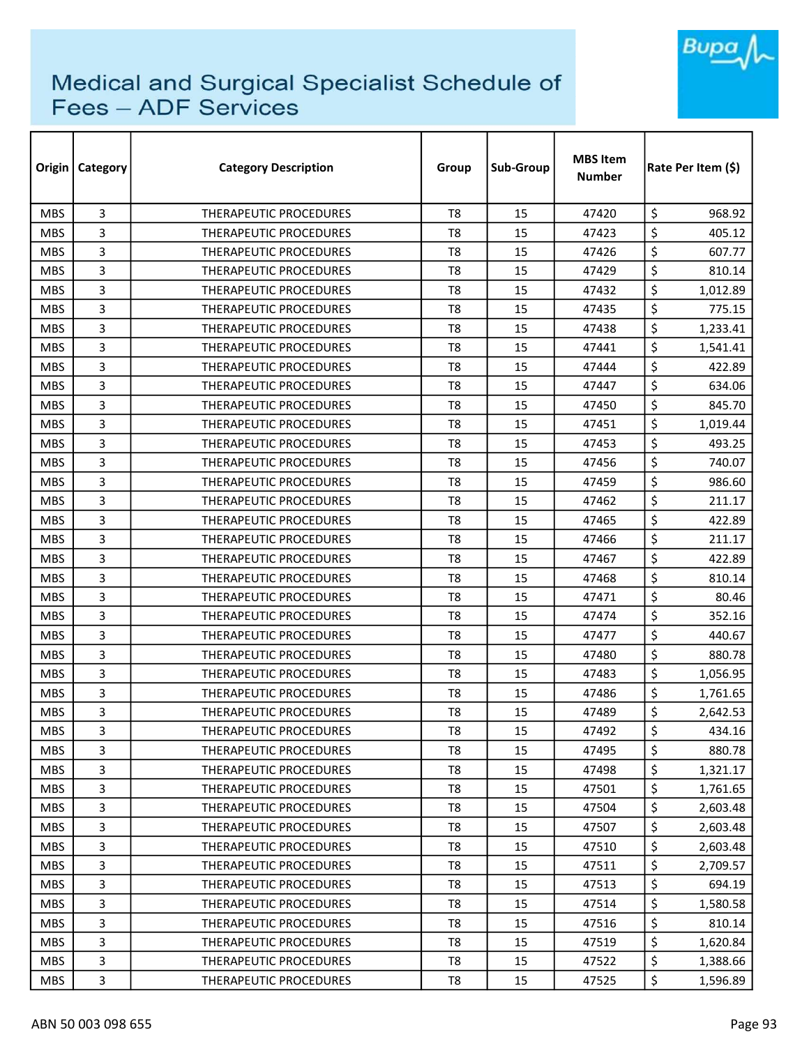# Medical and Surgical Specialist Schedule of Fees – ADF Services

| Origin | Category | Category Description | Group | Sub-Group | MBS Item Number | Rate Per Item ($) |
|---|---|---|---|---|---|---|
| MBS | 3 | THERAPEUTIC PROCEDURES | T8 | 15 | 47420 | $ 968.92 |
| MBS | 3 | THERAPEUTIC PROCEDURES | T8 | 15 | 47423 | $ 405.12 |
| MBS | 3 | THERAPEUTIC PROCEDURES | T8 | 15 | 47426 | $ 607.77 |
| MBS | 3 | THERAPEUTIC PROCEDURES | T8 | 15 | 47429 | $ 810.14 |
| MBS | 3 | THERAPEUTIC PROCEDURES | T8 | 15 | 47432 | $ 1,012.89 |
| MBS | 3 | THERAPEUTIC PROCEDURES | T8 | 15 | 47435 | $ 775.15 |
| MBS | 3 | THERAPEUTIC PROCEDURES | T8 | 15 | 47438 | $ 1,233.41 |
| MBS | 3 | THERAPEUTIC PROCEDURES | T8 | 15 | 47441 | $ 1,541.41 |
| MBS | 3 | THERAPEUTIC PROCEDURES | T8 | 15 | 47444 | $ 422.89 |
| MBS | 3 | THERAPEUTIC PROCEDURES | T8 | 15 | 47447 | $ 634.06 |
| MBS | 3 | THERAPEUTIC PROCEDURES | T8 | 15 | 47450 | $ 845.70 |
| MBS | 3 | THERAPEUTIC PROCEDURES | T8 | 15 | 47451 | $ 1,019.44 |
| MBS | 3 | THERAPEUTIC PROCEDURES | T8 | 15 | 47453 | $ 493.25 |
| MBS | 3 | THERAPEUTIC PROCEDURES | T8 | 15 | 47456 | $ 740.07 |
| MBS | 3 | THERAPEUTIC PROCEDURES | T8 | 15 | 47459 | $ 986.60 |
| MBS | 3 | THERAPEUTIC PROCEDURES | T8 | 15 | 47462 | $ 211.17 |
| MBS | 3 | THERAPEUTIC PROCEDURES | T8 | 15 | 47465 | $ 422.89 |
| MBS | 3 | THERAPEUTIC PROCEDURES | T8 | 15 | 47466 | $ 211.17 |
| MBS | 3 | THERAPEUTIC PROCEDURES | T8 | 15 | 47467 | $ 422.89 |
| MBS | 3 | THERAPEUTIC PROCEDURES | T8 | 15 | 47468 | $ 810.14 |
| MBS | 3 | THERAPEUTIC PROCEDURES | T8 | 15 | 47471 | $ 80.46 |
| MBS | 3 | THERAPEUTIC PROCEDURES | T8 | 15 | 47474 | $ 352.16 |
| MBS | 3 | THERAPEUTIC PROCEDURES | T8 | 15 | 47477 | $ 440.67 |
| MBS | 3 | THERAPEUTIC PROCEDURES | T8 | 15 | 47480 | $ 880.78 |
| MBS | 3 | THERAPEUTIC PROCEDURES | T8 | 15 | 47483 | $ 1,056.95 |
| MBS | 3 | THERAPEUTIC PROCEDURES | T8 | 15 | 47486 | $ 1,761.65 |
| MBS | 3 | THERAPEUTIC PROCEDURES | T8 | 15 | 47489 | $ 2,642.53 |
| MBS | 3 | THERAPEUTIC PROCEDURES | T8 | 15 | 47492 | $ 434.16 |
| MBS | 3 | THERAPEUTIC PROCEDURES | T8 | 15 | 47495 | $ 880.78 |
| MBS | 3 | THERAPEUTIC PROCEDURES | T8 | 15 | 47498 | $ 1,321.17 |
| MBS | 3 | THERAPEUTIC PROCEDURES | T8 | 15 | 47501 | $ 1,761.65 |
| MBS | 3 | THERAPEUTIC PROCEDURES | T8 | 15 | 47504 | $ 2,603.48 |
| MBS | 3 | THERAPEUTIC PROCEDURES | T8 | 15 | 47507 | $ 2,603.48 |
| MBS | 3 | THERAPEUTIC PROCEDURES | T8 | 15 | 47510 | $ 2,603.48 |
| MBS | 3 | THERAPEUTIC PROCEDURES | T8 | 15 | 47511 | $ 2,709.57 |
| MBS | 3 | THERAPEUTIC PROCEDURES | T8 | 15 | 47513 | $ 694.19 |
| MBS | 3 | THERAPEUTIC PROCEDURES | T8 | 15 | 47514 | $ 1,580.58 |
| MBS | 3 | THERAPEUTIC PROCEDURES | T8 | 15 | 47516 | $ 810.14 |
| MBS | 3 | THERAPEUTIC PROCEDURES | T8 | 15 | 47519 | $ 1,620.84 |
| MBS | 3 | THERAPEUTIC PROCEDURES | T8 | 15 | 47522 | $ 1,388.66 |
| MBS | 3 | THERAPEUTIC PROCEDURES | T8 | 15 | 47525 | $ 1,596.89 |

ABN 50 003 098 655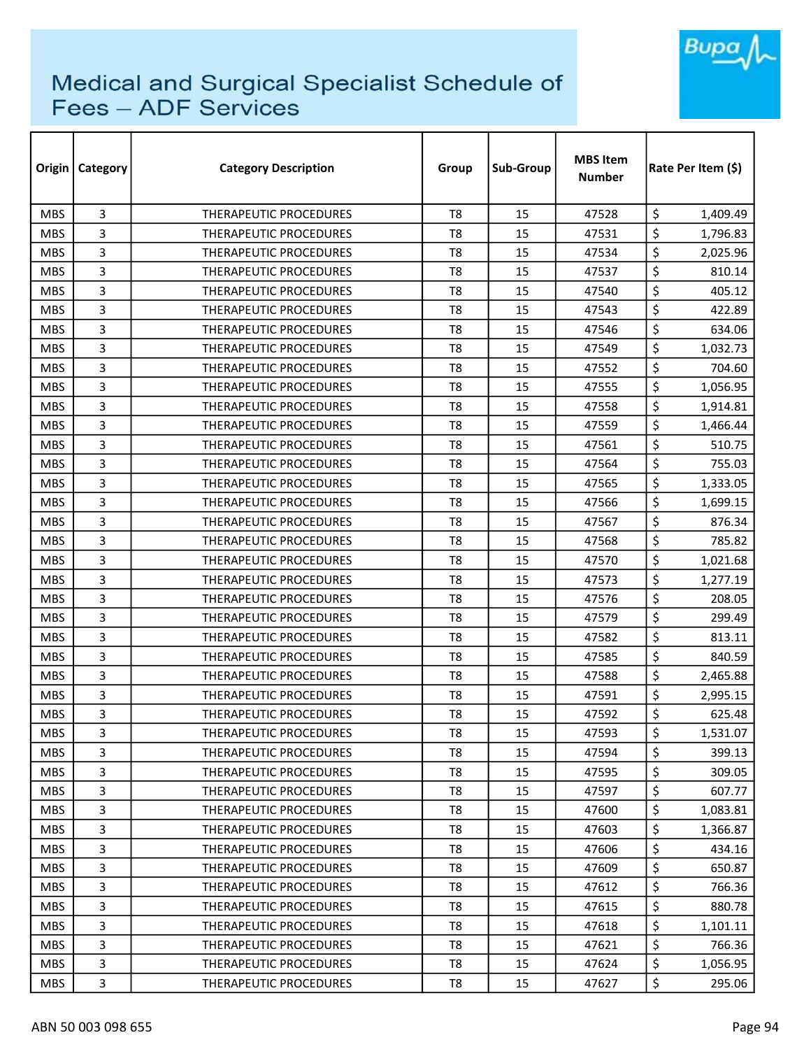# Medical and Surgical Specialist Schedule of Fees – ADF Services

| Origin | Category | Category Description | Group | Sub-Group | MBS Item Number | Rate Per Item ($) |
|---|---|---|---|---|---|---|
| MBS | 3 | THERAPEUTIC PROCEDURES | T8 | 15 | 47528 | $ 1,409.49 |
| MBS | 3 | THERAPEUTIC PROCEDURES | T8 | 15 | 47531 | $ 1,796.83 |
| MBS | 3 | THERAPEUTIC PROCEDURES | T8 | 15 | 47534 | $ 2,025.96 |
| MBS | 3 | THERAPEUTIC PROCEDURES | T8 | 15 | 47537 | $ 810.14 |
| MBS | 3 | THERAPEUTIC PROCEDURES | T8 | 15 | 47540 | $ 405.12 |
| MBS | 3 | THERAPEUTIC PROCEDURES | T8 | 15 | 47543 | $ 422.89 |
| MBS | 3 | THERAPEUTIC PROCEDURES | T8 | 15 | 47546 | $ 634.06 |
| MBS | 3 | THERAPEUTIC PROCEDURES | T8 | 15 | 47549 | $ 1,032.73 |
| MBS | 3 | THERAPEUTIC PROCEDURES | T8 | 15 | 47552 | $ 704.60 |
| MBS | 3 | THERAPEUTIC PROCEDURES | T8 | 15 | 47555 | $ 1,056.95 |
| MBS | 3 | THERAPEUTIC PROCEDURES | T8 | 15 | 47558 | $ 1,914.81 |
| MBS | 3 | THERAPEUTIC PROCEDURES | T8 | 15 | 47559 | $ 1,466.44 |
| MBS | 3 | THERAPEUTIC PROCEDURES | T8 | 15 | 47561 | $ 510.75 |
| MBS | 3 | THERAPEUTIC PROCEDURES | T8 | 15 | 47564 | $ 755.03 |
| MBS | 3 | THERAPEUTIC PROCEDURES | T8 | 15 | 47565 | $ 1,333.05 |
| MBS | 3 | THERAPEUTIC PROCEDURES | T8 | 15 | 47566 | $ 1,699.15 |
| MBS | 3 | THERAPEUTIC PROCEDURES | T8 | 15 | 47567 | $ 876.34 |
| MBS | 3 | THERAPEUTIC PROCEDURES | T8 | 15 | 47568 | $ 785.82 |
| MBS | 3 | THERAPEUTIC PROCEDURES | T8 | 15 | 47570 | $ 1,021.68 |
| MBS | 3 | THERAPEUTIC PROCEDURES | T8 | 15 | 47573 | $ 1,277.19 |
| MBS | 3 | THERAPEUTIC PROCEDURES | T8 | 15 | 47576 | $ 208.05 |
| MBS | 3 | THERAPEUTIC PROCEDURES | T8 | 15 | 47579 | $ 299.49 |
| MBS | 3 | THERAPEUTIC PROCEDURES | T8 | 15 | 47582 | $ 813.11 |
| MBS | 3 | THERAPEUTIC PROCEDURES | T8 | 15 | 47585 | $ 840.59 |
| MBS | 3 | THERAPEUTIC PROCEDURES | T8 | 15 | 47588 | $ 2,465.88 |
| MBS | 3 | THERAPEUTIC PROCEDURES | T8 | 15 | 47591 | $ 2,995.15 |
| MBS | 3 | THERAPEUTIC PROCEDURES | T8 | 15 | 47592 | $ 625.48 |
| MBS | 3 | THERAPEUTIC PROCEDURES | T8 | 15 | 47593 | $ 1,531.07 |
| MBS | 3 | THERAPEUTIC PROCEDURES | T8 | 15 | 47594 | $ 399.13 |
| MBS | 3 | THERAPEUTIC PROCEDURES | T8 | 15 | 47595 | $ 309.05 |
| MBS | 3 | THERAPEUTIC PROCEDURES | T8 | 15 | 47597 | $ 607.77 |
| MBS | 3 | THERAPEUTIC PROCEDURES | T8 | 15 | 47600 | $ 1,083.81 |
| MBS | 3 | THERAPEUTIC PROCEDURES | T8 | 15 | 47603 | $ 1,366.87 |
| MBS | 3 | THERAPEUTIC PROCEDURES | T8 | 15 | 47606 | $ 434.16 |
| MBS | 3 | THERAPEUTIC PROCEDURES | T8 | 15 | 47609 | $ 650.87 |
| MBS | 3 | THERAPEUTIC PROCEDURES | T8 | 15 | 47612 | $ 766.36 |
| MBS | 3 | THERAPEUTIC PROCEDURES | T8 | 15 | 47615 | $ 880.78 |
| MBS | 3 | THERAPEUTIC PROCEDURES | T8 | 15 | 47618 | $ 1,101.11 |
| MBS | 3 | THERAPEUTIC PROCEDURES | T8 | 15 | 47621 | $ 766.36 |
| MBS | 3 | THERAPEUTIC PROCEDURES | T8 | 15 | 47624 | $ 1,056.95 |
| MBS | 3 | THERAPEUTIC PROCEDURES | T8 | 15 | 47627 | $ 295.06 |

ABN 50 003 098 655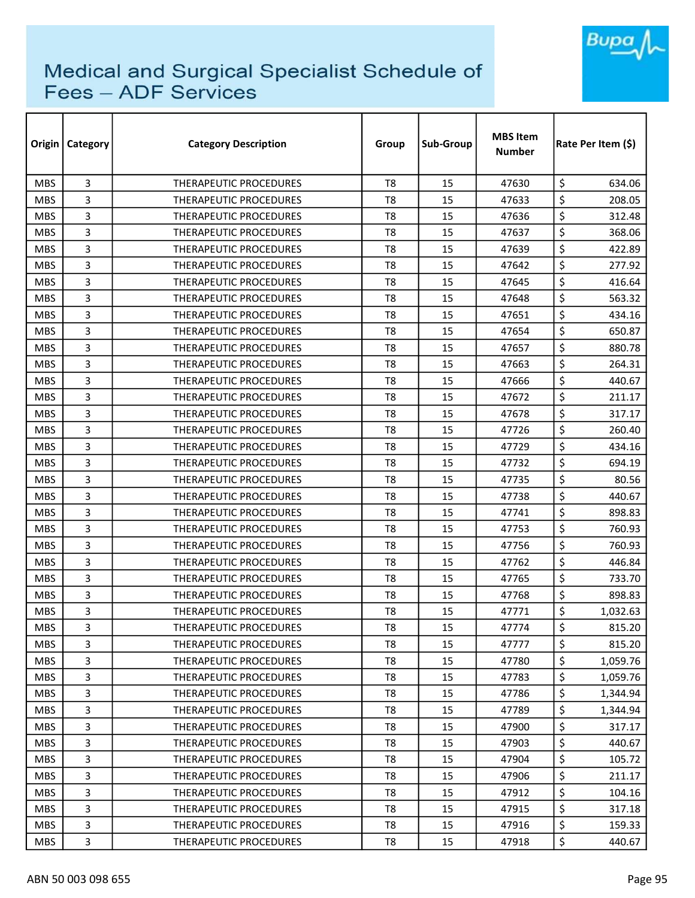# Medical and Surgical Specialist Schedule of Fees – ADF Services

| Origin | Category | Category Description | Group | Sub-Group | MBS Item Number | Rate Per Item ($) |
|---|---|---|---|---|---|---|
| MBS | 3 | THERAPEUTIC PROCEDURES | T8 | 15 | 47630 | $ 634.06 |
| MBS | 3 | THERAPEUTIC PROCEDURES | T8 | 15 | 47633 | $ 208.05 |
| MBS | 3 | THERAPEUTIC PROCEDURES | T8 | 15 | 47636 | $ 312.48 |
| MBS | 3 | THERAPEUTIC PROCEDURES | T8 | 15 | 47637 | $ 368.06 |
| MBS | 3 | THERAPEUTIC PROCEDURES | T8 | 15 | 47639 | $ 422.89 |
| MBS | 3 | THERAPEUTIC PROCEDURES | T8 | 15 | 47642 | $ 277.92 |
| MBS | 3 | THERAPEUTIC PROCEDURES | T8 | 15 | 47645 | $ 416.64 |
| MBS | 3 | THERAPEUTIC PROCEDURES | T8 | 15 | 47648 | $ 563.32 |
| MBS | 3 | THERAPEUTIC PROCEDURES | T8 | 15 | 47651 | $ 434.16 |
| MBS | 3 | THERAPEUTIC PROCEDURES | T8 | 15 | 47654 | $ 650.87 |
| MBS | 3 | THERAPEUTIC PROCEDURES | T8 | 15 | 47657 | $ 880.78 |
| MBS | 3 | THERAPEUTIC PROCEDURES | T8 | 15 | 47663 | $ 264.31 |
| MBS | 3 | THERAPEUTIC PROCEDURES | T8 | 15 | 47666 | $ 440.67 |
| MBS | 3 | THERAPEUTIC PROCEDURES | T8 | 15 | 47672 | $ 211.17 |
| MBS | 3 | THERAPEUTIC PROCEDURES | T8 | 15 | 47678 | $ 317.17 |
| MBS | 3 | THERAPEUTIC PROCEDURES | T8 | 15 | 47726 | $ 260.40 |
| MBS | 3 | THERAPEUTIC PROCEDURES | T8 | 15 | 47729 | $ 434.16 |
| MBS | 3 | THERAPEUTIC PROCEDURES | T8 | 15 | 47732 | $ 694.19 |
| MBS | 3 | THERAPEUTIC PROCEDURES | T8 | 15 | 47735 | $ 80.56 |
| MBS | 3 | THERAPEUTIC PROCEDURES | T8 | 15 | 47738 | $ 440.67 |
| MBS | 3 | THERAPEUTIC PROCEDURES | T8 | 15 | 47741 | $ 898.83 |
| MBS | 3 | THERAPEUTIC PROCEDURES | T8 | 15 | 47753 | $ 760.93 |
| MBS | 3 | THERAPEUTIC PROCEDURES | T8 | 15 | 47756 | $ 760.93 |
| MBS | 3 | THERAPEUTIC PROCEDURES | T8 | 15 | 47762 | $ 446.84 |
| MBS | 3 | THERAPEUTIC PROCEDURES | T8 | 15 | 47765 | $ 733.70 |
| MBS | 3 | THERAPEUTIC PROCEDURES | T8 | 15 | 47768 | $ 898.83 |
| MBS | 3 | THERAPEUTIC PROCEDURES | T8 | 15 | 47771 | $ 1,032.63 |
| MBS | 3 | THERAPEUTIC PROCEDURES | T8 | 15 | 47774 | $ 815.20 |
| MBS | 3 | THERAPEUTIC PROCEDURES | T8 | 15 | 47777 | $ 815.20 |
| MBS | 3 | THERAPEUTIC PROCEDURES | T8 | 15 | 47780 | $ 1,059.76 |
| MBS | 3 | THERAPEUTIC PROCEDURES | T8 | 15 | 47783 | $ 1,059.76 |
| MBS | 3 | THERAPEUTIC PROCEDURES | T8 | 15 | 47786 | $ 1,344.94 |
| MBS | 3 | THERAPEUTIC PROCEDURES | T8 | 15 | 47789 | $ 1,344.94 |
| MBS | 3 | THERAPEUTIC PROCEDURES | T8 | 15 | 47900 | $ 317.17 |
| MBS | 3 | THERAPEUTIC PROCEDURES | T8 | 15 | 47903 | $ 440.67 |
| MBS | 3 | THERAPEUTIC PROCEDURES | T8 | 15 | 47904 | $ 105.72 |
| MBS | 3 | THERAPEUTIC PROCEDURES | T8 | 15 | 47906 | $ 211.17 |
| MBS | 3 | THERAPEUTIC PROCEDURES | T8 | 15 | 47912 | $ 104.16 |
| MBS | 3 | THERAPEUTIC PROCEDURES | T8 | 15 | 47915 | $ 317.18 |
| MBS | 3 | THERAPEUTIC PROCEDURES | T8 | 15 | 47916 | $ 159.33 |
| MBS | 3 | THERAPEUTIC PROCEDURES | T8 | 15 | 47918 | $ 440.67 |

ABN 50 003 098 655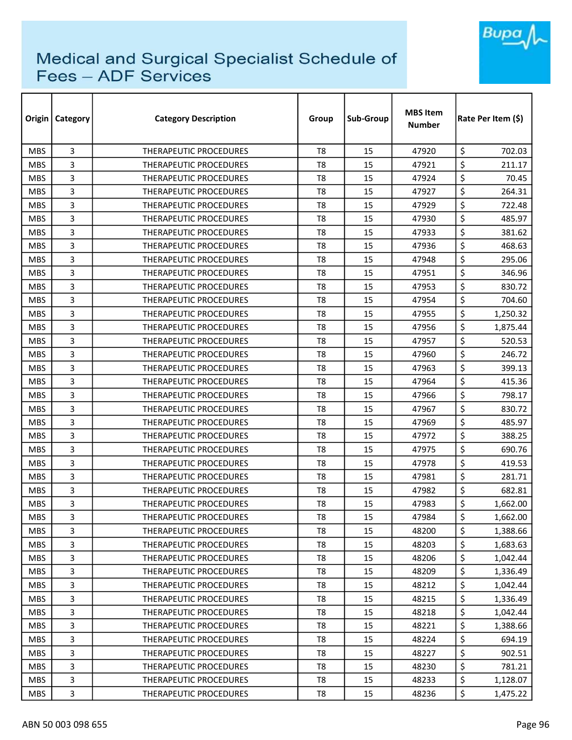# Medical and Surgical Specialist Schedule of Fees – ADF Services

| Origin | Category | Category Description | Group | Sub-Group | MBS Item Number | Rate Per Item ($) |
|---|---|---|---|---|---|---|
| MBS | 3 | THERAPEUTIC PROCEDURES | T8 | 15 | 47920 | $ 702.03 |
| MBS | 3 | THERAPEUTIC PROCEDURES | T8 | 15 | 47921 | $ 211.17 |
| MBS | 3 | THERAPEUTIC PROCEDURES | T8 | 15 | 47924 | $ 70.45 |
| MBS | 3 | THERAPEUTIC PROCEDURES | T8 | 15 | 47927 | $ 264.31 |
| MBS | 3 | THERAPEUTIC PROCEDURES | T8 | 15 | 47929 | $ 722.48 |
| MBS | 3 | THERAPEUTIC PROCEDURES | T8 | 15 | 47930 | $ 485.97 |
| MBS | 3 | THERAPEUTIC PROCEDURES | T8 | 15 | 47933 | $ 381.62 |
| MBS | 3 | THERAPEUTIC PROCEDURES | T8 | 15 | 47936 | $ 468.63 |
| MBS | 3 | THERAPEUTIC PROCEDURES | T8 | 15 | 47948 | $ 295.06 |
| MBS | 3 | THERAPEUTIC PROCEDURES | T8 | 15 | 47951 | $ 346.96 |
| MBS | 3 | THERAPEUTIC PROCEDURES | T8 | 15 | 47953 | $ 830.72 |
| MBS | 3 | THERAPEUTIC PROCEDURES | T8 | 15 | 47954 | $ 704.60 |
| MBS | 3 | THERAPEUTIC PROCEDURES | T8 | 15 | 47955 | $ 1,250.32 |
| MBS | 3 | THERAPEUTIC PROCEDURES | T8 | 15 | 47956 | $ 1,875.44 |
| MBS | 3 | THERAPEUTIC PROCEDURES | T8 | 15 | 47957 | $ 520.53 |
| MBS | 3 | THERAPEUTIC PROCEDURES | T8 | 15 | 47960 | $ 246.72 |
| MBS | 3 | THERAPEUTIC PROCEDURES | T8 | 15 | 47963 | $ 399.13 |
| MBS | 3 | THERAPEUTIC PROCEDURES | T8 | 15 | 47964 | $ 415.36 |
| MBS | 3 | THERAPEUTIC PROCEDURES | T8 | 15 | 47966 | $ 798.17 |
| MBS | 3 | THERAPEUTIC PROCEDURES | T8 | 15 | 47967 | $ 830.72 |
| MBS | 3 | THERAPEUTIC PROCEDURES | T8 | 15 | 47969 | $ 485.97 |
| MBS | 3 | THERAPEUTIC PROCEDURES | T8 | 15 | 47972 | $ 388.25 |
| MBS | 3 | THERAPEUTIC PROCEDURES | T8 | 15 | 47975 | $ 690.76 |
| MBS | 3 | THERAPEUTIC PROCEDURES | T8 | 15 | 47978 | $ 419.53 |
| MBS | 3 | THERAPEUTIC PROCEDURES | T8 | 15 | 47981 | $ 281.71 |
| MBS | 3 | THERAPEUTIC PROCEDURES | T8 | 15 | 47982 | $ 682.81 |
| MBS | 3 | THERAPEUTIC PROCEDURES | T8 | 15 | 47983 | $ 1,662.00 |
| MBS | 3 | THERAPEUTIC PROCEDURES | T8 | 15 | 47984 | $ 1,662.00 |
| MBS | 3 | THERAPEUTIC PROCEDURES | T8 | 15 | 48200 | $ 1,388.66 |
| MBS | 3 | THERAPEUTIC PROCEDURES | T8 | 15 | 48203 | $ 1,683.63 |
| MBS | 3 | THERAPEUTIC PROCEDURES | T8 | 15 | 48206 | $ 1,042.44 |
| MBS | 3 | THERAPEUTIC PROCEDURES | T8 | 15 | 48209 | $ 1,336.49 |
| MBS | 3 | THERAPEUTIC PROCEDURES | T8 | 15 | 48212 | $ 1,042.44 |
| MBS | 3 | THERAPEUTIC PROCEDURES | T8 | 15 | 48215 | $ 1,336.49 |
| MBS | 3 | THERAPEUTIC PROCEDURES | T8 | 15 | 48218 | $ 1,042.44 |
| MBS | 3 | THERAPEUTIC PROCEDURES | T8 | 15 | 48221 | $ 1,388.66 |
| MBS | 3 | THERAPEUTIC PROCEDURES | T8 | 15 | 48224 | $ 694.19 |
| MBS | 3 | THERAPEUTIC PROCEDURES | T8 | 15 | 48227 | $ 902.51 |
| MBS | 3 | THERAPEUTIC PROCEDURES | T8 | 15 | 48230 | $ 781.21 |
| MBS | 3 | THERAPEUTIC PROCEDURES | T8 | 15 | 48233 | $ 1,128.07 |
| MBS | 3 | THERAPEUTIC PROCEDURES | T8 | 15 | 48236 | $ 1,475.22 |

ABN 50 003 098 655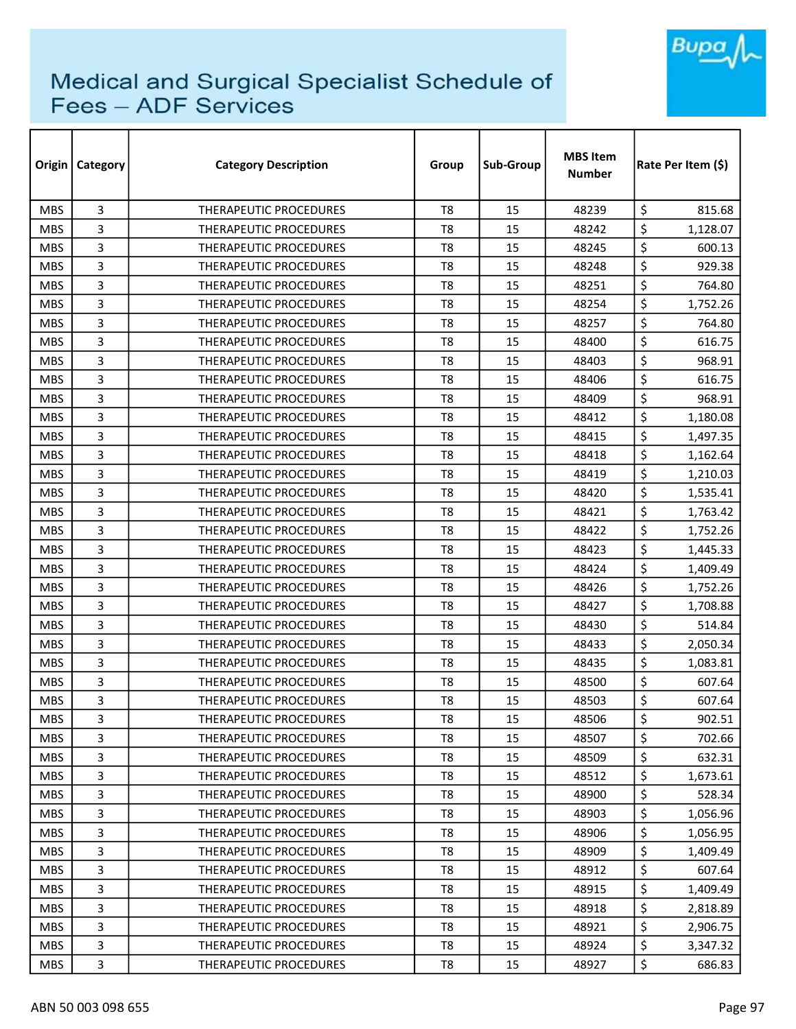# Medical and Surgical Specialist Schedule of Fees – ADF Services

| Origin | Category | Category Description | Group | Sub-Group | MBS Item Number | Rate Per Item ($) |
|---|---|---|---|---|---|---|
| MBS | 3 | THERAPEUTIC PROCEDURES | T8 | 15 | 48239 | $ 815.68 |
| MBS | 3 | THERAPEUTIC PROCEDURES | T8 | 15 | 48242 | $ 1,128.07 |
| MBS | 3 | THERAPEUTIC PROCEDURES | T8 | 15 | 48245 | $ 600.13 |
| MBS | 3 | THERAPEUTIC PROCEDURES | T8 | 15 | 48248 | $ 929.38 |
| MBS | 3 | THERAPEUTIC PROCEDURES | T8 | 15 | 48251 | $ 764.80 |
| MBS | 3 | THERAPEUTIC PROCEDURES | T8 | 15 | 48254 | $ 1,752.26 |
| MBS | 3 | THERAPEUTIC PROCEDURES | T8 | 15 | 48257 | $ 764.80 |
| MBS | 3 | THERAPEUTIC PROCEDURES | T8 | 15 | 48400 | $ 616.75 |
| MBS | 3 | THERAPEUTIC PROCEDURES | T8 | 15 | 48403 | $ 968.91 |
| MBS | 3 | THERAPEUTIC PROCEDURES | T8 | 15 | 48406 | $ 616.75 |
| MBS | 3 | THERAPEUTIC PROCEDURES | T8 | 15 | 48409 | $ 968.91 |
| MBS | 3 | THERAPEUTIC PROCEDURES | T8 | 15 | 48412 | $ 1,180.08 |
| MBS | 3 | THERAPEUTIC PROCEDURES | T8 | 15 | 48415 | $ 1,497.35 |
| MBS | 3 | THERAPEUTIC PROCEDURES | T8 | 15 | 48418 | $ 1,162.64 |
| MBS | 3 | THERAPEUTIC PROCEDURES | T8 | 15 | 48419 | $ 1,210.03 |
| MBS | 3 | THERAPEUTIC PROCEDURES | T8 | 15 | 48420 | $ 1,535.41 |
| MBS | 3 | THERAPEUTIC PROCEDURES | T8 | 15 | 48421 | $ 1,763.42 |
| MBS | 3 | THERAPEUTIC PROCEDURES | T8 | 15 | 48422 | $ 1,752.26 |
| MBS | 3 | THERAPEUTIC PROCEDURES | T8 | 15 | 48423 | $ 1,445.33 |
| MBS | 3 | THERAPEUTIC PROCEDURES | T8 | 15 | 48424 | $ 1,409.49 |
| MBS | 3 | THERAPEUTIC PROCEDURES | T8 | 15 | 48426 | $ 1,752.26 |
| MBS | 3 | THERAPEUTIC PROCEDURES | T8 | 15 | 48427 | $ 1,708.88 |
| MBS | 3 | THERAPEUTIC PROCEDURES | T8 | 15 | 48430 | $ 514.84 |
| MBS | 3 | THERAPEUTIC PROCEDURES | T8 | 15 | 48433 | $ 2,050.34 |
| MBS | 3 | THERAPEUTIC PROCEDURES | T8 | 15 | 48435 | $ 1,083.81 |
| MBS | 3 | THERAPEUTIC PROCEDURES | T8 | 15 | 48500 | $ 607.64 |
| MBS | 3 | THERAPEUTIC PROCEDURES | T8 | 15 | 48503 | $ 607.64 |
| MBS | 3 | THERAPEUTIC PROCEDURES | T8 | 15 | 48506 | $ 902.51 |
| MBS | 3 | THERAPEUTIC PROCEDURES | T8 | 15 | 48507 | $ 702.66 |
| MBS | 3 | THERAPEUTIC PROCEDURES | T8 | 15 | 48509 | $ 632.31 |
| MBS | 3 | THERAPEUTIC PROCEDURES | T8 | 15 | 48512 | $ 1,673.61 |
| MBS | 3 | THERAPEUTIC PROCEDURES | T8 | 15 | 48900 | $ 528.34 |
| MBS | 3 | THERAPEUTIC PROCEDURES | T8 | 15 | 48903 | $ 1,056.96 |
| MBS | 3 | THERAPEUTIC PROCEDURES | T8 | 15 | 48906 | $ 1,056.95 |
| MBS | 3 | THERAPEUTIC PROCEDURES | T8 | 15 | 48909 | $ 1,409.49 |
| MBS | 3 | THERAPEUTIC PROCEDURES | T8 | 15 | 48912 | $ 607.64 |
| MBS | 3 | THERAPEUTIC PROCEDURES | T8 | 15 | 48915 | $ 1,409.49 |
| MBS | 3 | THERAPEUTIC PROCEDURES | T8 | 15 | 48918 | $ 2,818.89 |
| MBS | 3 | THERAPEUTIC PROCEDURES | T8 | 15 | 48921 | $ 2,906.75 |
| MBS | 3 | THERAPEUTIC PROCEDURES | T8 | 15 | 48924 | $ 3,347.32 |
| MBS | 3 | THERAPEUTIC PROCEDURES | T8 | 15 | 48927 | $ 686.83 |

ABN 50 003 098 655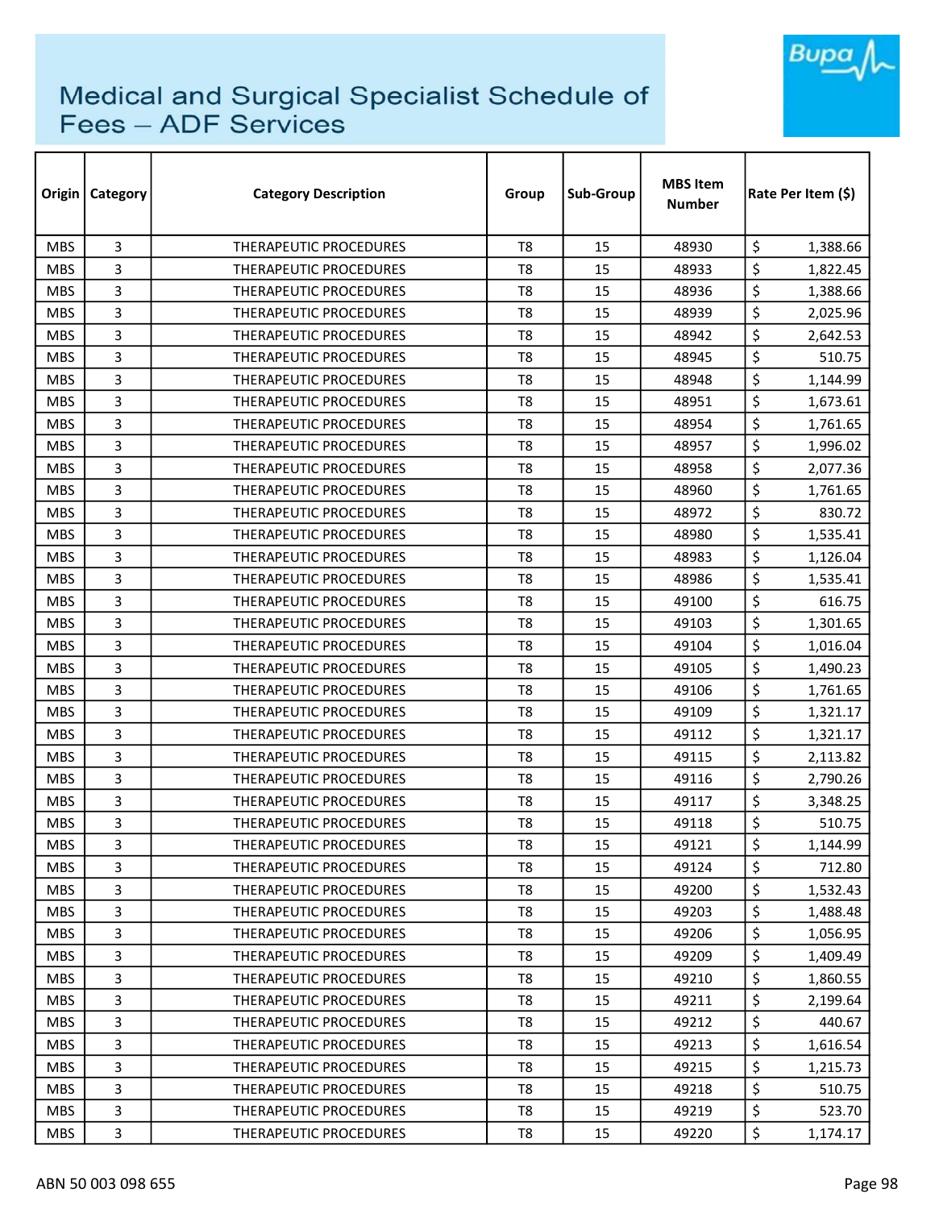# Medical and Surgical Specialist Schedule of Fees – ADF Services

| Origin | Category | Category Description | Group | Sub-Group | MBS Item Number | Rate Per Item ($) |
|---|---|---|---|---|---|---|
| MBS | 3 | THERAPEUTIC PROCEDURES | T8 | 15 | 48930 | $ 1,388.66 |
| MBS | 3 | THERAPEUTIC PROCEDURES | T8 | 15 | 48933 | $ 1,822.45 |
| MBS | 3 | THERAPEUTIC PROCEDURES | T8 | 15 | 48936 | $ 1,388.66 |
| MBS | 3 | THERAPEUTIC PROCEDURES | T8 | 15 | 48939 | $ 2,025.96 |
| MBS | 3 | THERAPEUTIC PROCEDURES | T8 | 15 | 48942 | $ 2,642.53 |
| MBS | 3 | THERAPEUTIC PROCEDURES | T8 | 15 | 48945 | $ 510.75 |
| MBS | 3 | THERAPEUTIC PROCEDURES | T8 | 15 | 48948 | $ 1,144.99 |
| MBS | 3 | THERAPEUTIC PROCEDURES | T8 | 15 | 48951 | $ 1,673.61 |
| MBS | 3 | THERAPEUTIC PROCEDURES | T8 | 15 | 48954 | $ 1,761.65 |
| MBS | 3 | THERAPEUTIC PROCEDURES | T8 | 15 | 48957 | $ 1,996.02 |
| MBS | 3 | THERAPEUTIC PROCEDURES | T8 | 15 | 48958 | $ 2,077.36 |
| MBS | 3 | THERAPEUTIC PROCEDURES | T8 | 15 | 48960 | $ 1,761.65 |
| MBS | 3 | THERAPEUTIC PROCEDURES | T8 | 15 | 48972 | $ 830.72 |
| MBS | 3 | THERAPEUTIC PROCEDURES | T8 | 15 | 48980 | $ 1,535.41 |
| MBS | 3 | THERAPEUTIC PROCEDURES | T8 | 15 | 48983 | $ 1,126.04 |
| MBS | 3 | THERAPEUTIC PROCEDURES | T8 | 15 | 48986 | $ 1,535.41 |
| MBS | 3 | THERAPEUTIC PROCEDURES | T8 | 15 | 49100 | $ 616.75 |
| MBS | 3 | THERAPEUTIC PROCEDURES | T8 | 15 | 49103 | $ 1,301.65 |
| MBS | 3 | THERAPEUTIC PROCEDURES | T8 | 15 | 49104 | $ 1,016.04 |
| MBS | 3 | THERAPEUTIC PROCEDURES | T8 | 15 | 49105 | $ 1,490.23 |
| MBS | 3 | THERAPEUTIC PROCEDURES | T8 | 15 | 49106 | $ 1,761.65 |
| MBS | 3 | THERAPEUTIC PROCEDURES | T8 | 15 | 49109 | $ 1,321.17 |
| MBS | 3 | THERAPEUTIC PROCEDURES | T8 | 15 | 49112 | $ 1,321.17 |
| MBS | 3 | THERAPEUTIC PROCEDURES | T8 | 15 | 49115 | $ 2,113.82 |
| MBS | 3 | THERAPEUTIC PROCEDURES | T8 | 15 | 49116 | $ 2,790.26 |
| MBS | 3 | THERAPEUTIC PROCEDURES | T8 | 15 | 49117 | $ 3,348.25 |
| MBS | 3 | THERAPEUTIC PROCEDURES | T8 | 15 | 49118 | $ 510.75 |
| MBS | 3 | THERAPEUTIC PROCEDURES | T8 | 15 | 49121 | $ 1,144.99 |
| MBS | 3 | THERAPEUTIC PROCEDURES | T8 | 15 | 49124 | $ 712.80 |
| MBS | 3 | THERAPEUTIC PROCEDURES | T8 | 15 | 49200 | $ 1,532.43 |
| MBS | 3 | THERAPEUTIC PROCEDURES | T8 | 15 | 49203 | $ 1,488.48 |
| MBS | 3 | THERAPEUTIC PROCEDURES | T8 | 15 | 49206 | $ 1,056.95 |
| MBS | 3 | THERAPEUTIC PROCEDURES | T8 | 15 | 49209 | $ 1,409.49 |
| MBS | 3 | THERAPEUTIC PROCEDURES | T8 | 15 | 49210 | $ 1,860.55 |
| MBS | 3 | THERAPEUTIC PROCEDURES | T8 | 15 | 49211 | $ 2,199.64 |
| MBS | 3 | THERAPEUTIC PROCEDURES | T8 | 15 | 49212 | $ 440.67 |
| MBS | 3 | THERAPEUTIC PROCEDURES | T8 | 15 | 49213 | $ 1,616.54 |
| MBS | 3 | THERAPEUTIC PROCEDURES | T8 | 15 | 49215 | $ 1,215.73 |
| MBS | 3 | THERAPEUTIC PROCEDURES | T8 | 15 | 49218 | $ 510.75 |
| MBS | 3 | THERAPEUTIC PROCEDURES | T8 | 15 | 49219 | $ 523.70 |
| MBS | 3 | THERAPEUTIC PROCEDURES | T8 | 15 | 49220 | $ 1,174.17 |

ABN 50 003 098 655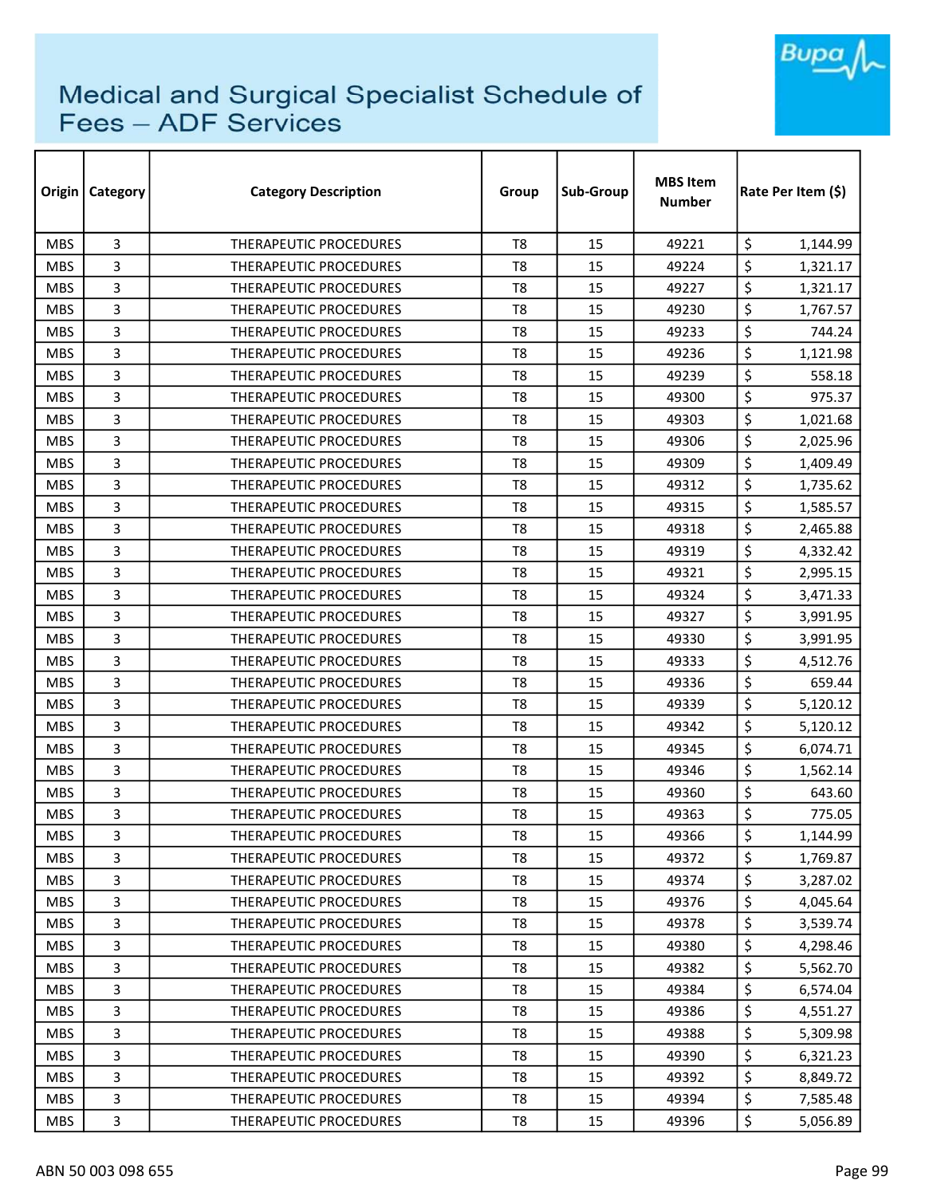# Medical and Surgical Specialist Schedule of Fees – ADF Services

| Origin | Category | Category Description | Group | Sub-Group | MBS Item Number | Rate Per Item ($) |
|---|---|---|---|---|---|---|
| MBS | 3 | THERAPEUTIC PROCEDURES | T8 | 15 | 49221 | $ 1,144.99 |
| MBS | 3 | THERAPEUTIC PROCEDURES | T8 | 15 | 49224 | $ 1,321.17 |
| MBS | 3 | THERAPEUTIC PROCEDURES | T8 | 15 | 49227 | $ 1,321.17 |
| MBS | 3 | THERAPEUTIC PROCEDURES | T8 | 15 | 49230 | $ 1,767.57 |
| MBS | 3 | THERAPEUTIC PROCEDURES | T8 | 15 | 49233 | $ 744.24 |
| MBS | 3 | THERAPEUTIC PROCEDURES | T8 | 15 | 49236 | $ 1,121.98 |
| MBS | 3 | THERAPEUTIC PROCEDURES | T8 | 15 | 49239 | $ 558.18 |
| MBS | 3 | THERAPEUTIC PROCEDURES | T8 | 15 | 49300 | $ 975.37 |
| MBS | 3 | THERAPEUTIC PROCEDURES | T8 | 15 | 49303 | $ 1,021.68 |
| MBS | 3 | THERAPEUTIC PROCEDURES | T8 | 15 | 49306 | $ 2,025.96 |
| MBS | 3 | THERAPEUTIC PROCEDURES | T8 | 15 | 49309 | $ 1,409.49 |
| MBS | 3 | THERAPEUTIC PROCEDURES | T8 | 15 | 49312 | $ 1,735.62 |
| MBS | 3 | THERAPEUTIC PROCEDURES | T8 | 15 | 49315 | $ 1,585.57 |
| MBS | 3 | THERAPEUTIC PROCEDURES | T8 | 15 | 49318 | $ 2,465.88 |
| MBS | 3 | THERAPEUTIC PROCEDURES | T8 | 15 | 49319 | $ 4,332.42 |
| MBS | 3 | THERAPEUTIC PROCEDURES | T8 | 15 | 49321 | $ 2,995.15 |
| MBS | 3 | THERAPEUTIC PROCEDURES | T8 | 15 | 49324 | $ 3,471.33 |
| MBS | 3 | THERAPEUTIC PROCEDURES | T8 | 15 | 49327 | $ 3,991.95 |
| MBS | 3 | THERAPEUTIC PROCEDURES | T8 | 15 | 49330 | $ 3,991.95 |
| MBS | 3 | THERAPEUTIC PROCEDURES | T8 | 15 | 49333 | $ 4,512.76 |
| MBS | 3 | THERAPEUTIC PROCEDURES | T8 | 15 | 49336 | $ 659.44 |
| MBS | 3 | THERAPEUTIC PROCEDURES | T8 | 15 | 49339 | $ 5,120.12 |
| MBS | 3 | THERAPEUTIC PROCEDURES | T8 | 15 | 49342 | $ 5,120.12 |
| MBS | 3 | THERAPEUTIC PROCEDURES | T8 | 15 | 49345 | $ 6,074.71 |
| MBS | 3 | THERAPEUTIC PROCEDURES | T8 | 15 | 49346 | $ 1,562.14 |
| MBS | 3 | THERAPEUTIC PROCEDURES | T8 | 15 | 49360 | $ 643.60 |
| MBS | 3 | THERAPEUTIC PROCEDURES | T8 | 15 | 49363 | $ 775.05 |
| MBS | 3 | THERAPEUTIC PROCEDURES | T8 | 15 | 49366 | $ 1,144.99 |
| MBS | 3 | THERAPEUTIC PROCEDURES | T8 | 15 | 49372 | $ 1,769.87 |
| MBS | 3 | THERAPEUTIC PROCEDURES | T8 | 15 | 49374 | $ 3,287.02 |
| MBS | 3 | THERAPEUTIC PROCEDURES | T8 | 15 | 49376 | $ 4,045.64 |
| MBS | 3 | THERAPEUTIC PROCEDURES | T8 | 15 | 49378 | $ 3,539.74 |
| MBS | 3 | THERAPEUTIC PROCEDURES | T8 | 15 | 49380 | $ 4,298.46 |
| MBS | 3 | THERAPEUTIC PROCEDURES | T8 | 15 | 49382 | $ 5,562.70 |
| MBS | 3 | THERAPEUTIC PROCEDURES | T8 | 15 | 49384 | $ 6,574.04 |
| MBS | 3 | THERAPEUTIC PROCEDURES | T8 | 15 | 49386 | $ 4,551.27 |
| MBS | 3 | THERAPEUTIC PROCEDURES | T8 | 15 | 49388 | $ 5,309.98 |
| MBS | 3 | THERAPEUTIC PROCEDURES | T8 | 15 | 49390 | $ 6,321.23 |
| MBS | 3 | THERAPEUTIC PROCEDURES | T8 | 15 | 49392 | $ 8,849.72 |
| MBS | 3 | THERAPEUTIC PROCEDURES | T8 | 15 | 49394 | $ 7,585.48 |
| MBS | 3 | THERAPEUTIC PROCEDURES | T8 | 15 | 49396 | $ 5,056.89 |

ABN 50 003 098 655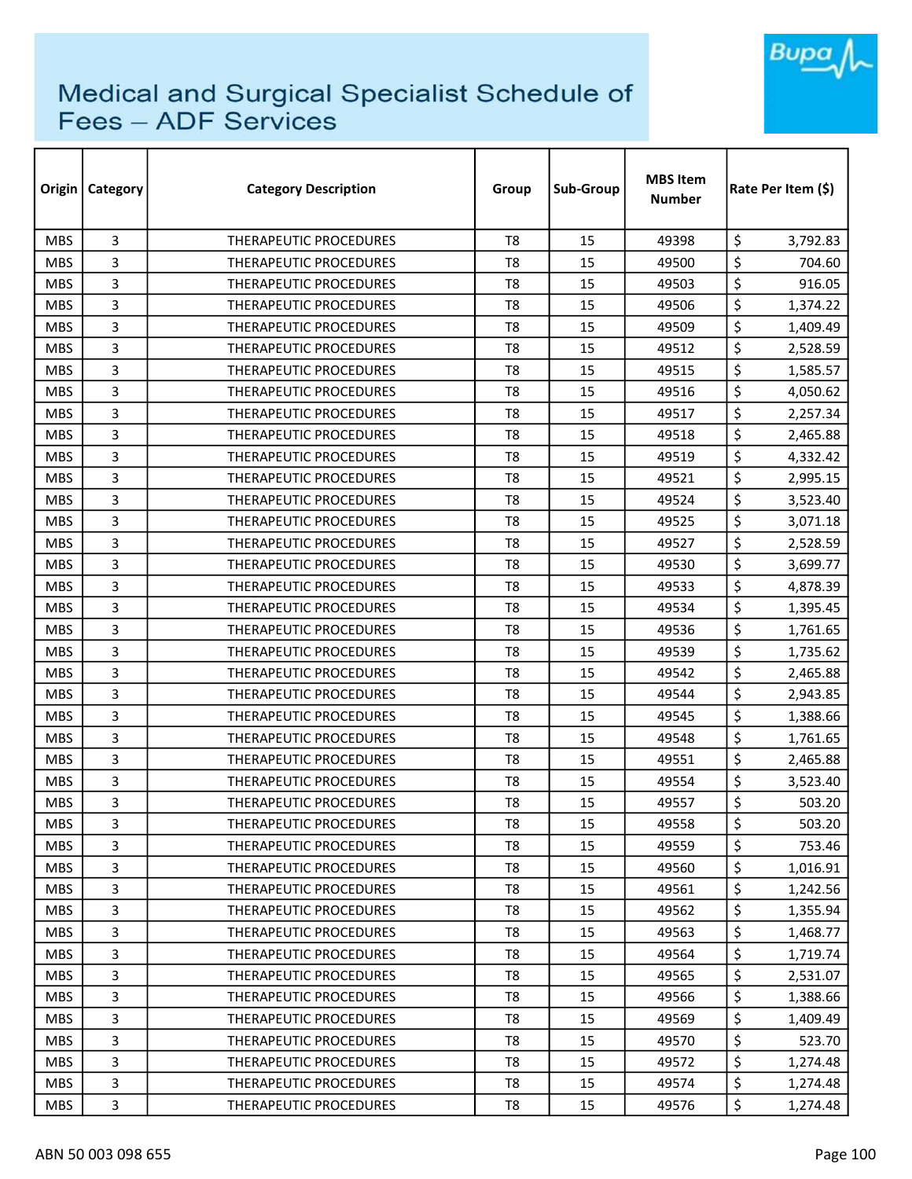# Medical and Surgical Specialist Schedule of Fees – ADF Services

| Origin | Category | Category Description | Group | Sub-Group | MBS Item Number | Rate Per Item ($) |
|---|---|---|---|---|---|---|
| MBS | 3 | THERAPEUTIC PROCEDURES | T8 | 15 | 49398 | $ 3,792.83 |
| MBS | 3 | THERAPEUTIC PROCEDURES | T8 | 15 | 49500 | $ 704.60 |
| MBS | 3 | THERAPEUTIC PROCEDURES | T8 | 15 | 49503 | $ 916.05 |
| MBS | 3 | THERAPEUTIC PROCEDURES | T8 | 15 | 49506 | $ 1,374.22 |
| MBS | 3 | THERAPEUTIC PROCEDURES | T8 | 15 | 49509 | $ 1,409.49 |
| MBS | 3 | THERAPEUTIC PROCEDURES | T8 | 15 | 49512 | $ 2,528.59 |
| MBS | 3 | THERAPEUTIC PROCEDURES | T8 | 15 | 49515 | $ 1,585.57 |
| MBS | 3 | THERAPEUTIC PROCEDURES | T8 | 15 | 49516 | $ 4,050.62 |
| MBS | 3 | THERAPEUTIC PROCEDURES | T8 | 15 | 49517 | $ 2,257.34 |
| MBS | 3 | THERAPEUTIC PROCEDURES | T8 | 15 | 49518 | $ 2,465.88 |
| MBS | 3 | THERAPEUTIC PROCEDURES | T8 | 15 | 49519 | $ 4,332.42 |
| MBS | 3 | THERAPEUTIC PROCEDURES | T8 | 15 | 49521 | $ 2,995.15 |
| MBS | 3 | THERAPEUTIC PROCEDURES | T8 | 15 | 49524 | $ 3,523.40 |
| MBS | 3 | THERAPEUTIC PROCEDURES | T8 | 15 | 49525 | $ 3,071.18 |
| MBS | 3 | THERAPEUTIC PROCEDURES | T8 | 15 | 49527 | $ 2,528.59 |
| MBS | 3 | THERAPEUTIC PROCEDURES | T8 | 15 | 49530 | $ 3,699.77 |
| MBS | 3 | THERAPEUTIC PROCEDURES | T8 | 15 | 49533 | $ 4,878.39 |
| MBS | 3 | THERAPEUTIC PROCEDURES | T8 | 15 | 49534 | $ 1,395.45 |
| MBS | 3 | THERAPEUTIC PROCEDURES | T8 | 15 | 49536 | $ 1,761.65 |
| MBS | 3 | THERAPEUTIC PROCEDURES | T8 | 15 | 49539 | $ 1,735.62 |
| MBS | 3 | THERAPEUTIC PROCEDURES | T8 | 15 | 49542 | $ 2,465.88 |
| MBS | 3 | THERAPEUTIC PROCEDURES | T8 | 15 | 49544 | $ 2,943.85 |
| MBS | 3 | THERAPEUTIC PROCEDURES | T8 | 15 | 49545 | $ 1,388.66 |
| MBS | 3 | THERAPEUTIC PROCEDURES | T8 | 15 | 49548 | $ 1,761.65 |
| MBS | 3 | THERAPEUTIC PROCEDURES | T8 | 15 | 49551 | $ 2,465.88 |
| MBS | 3 | THERAPEUTIC PROCEDURES | T8 | 15 | 49554 | $ 3,523.40 |
| MBS | 3 | THERAPEUTIC PROCEDURES | T8 | 15 | 49557 | $ 503.20 |
| MBS | 3 | THERAPEUTIC PROCEDURES | T8 | 15 | 49558 | $ 503.20 |
| MBS | 3 | THERAPEUTIC PROCEDURES | T8 | 15 | 49559 | $ 753.46 |
| MBS | 3 | THERAPEUTIC PROCEDURES | T8 | 15 | 49560 | $ 1,016.91 |
| MBS | 3 | THERAPEUTIC PROCEDURES | T8 | 15 | 49561 | $ 1,242.56 |
| MBS | 3 | THERAPEUTIC PROCEDURES | T8 | 15 | 49562 | $ 1,355.94 |
| MBS | 3 | THERAPEUTIC PROCEDURES | T8 | 15 | 49563 | $ 1,468.77 |
| MBS | 3 | THERAPEUTIC PROCEDURES | T8 | 15 | 49564 | $ 1,719.74 |
| MBS | 3 | THERAPEUTIC PROCEDURES | T8 | 15 | 49565 | $ 2,531.07 |
| MBS | 3 | THERAPEUTIC PROCEDURES | T8 | 15 | 49566 | $ 1,388.66 |
| MBS | 3 | THERAPEUTIC PROCEDURES | T8 | 15 | 49569 | $ 1,409.49 |
| MBS | 3 | THERAPEUTIC PROCEDURES | T8 | 15 | 49570 | $ 523.70 |
| MBS | 3 | THERAPEUTIC PROCEDURES | T8 | 15 | 49572 | $ 1,274.48 |
| MBS | 3 | THERAPEUTIC PROCEDURES | T8 | 15 | 49574 | $ 1,274.48 |
| MBS | 3 | THERAPEUTIC PROCEDURES | T8 | 15 | 49576 | $ 1,274.48 |

ABN 50 003 098 655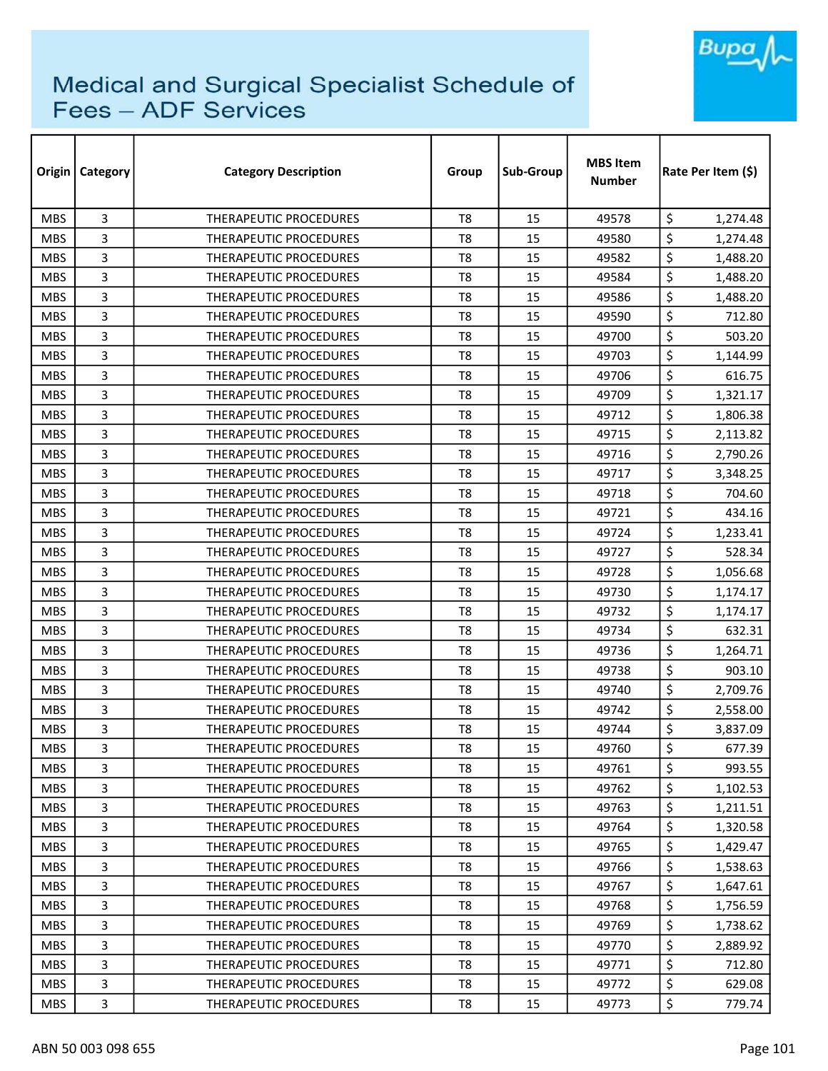# Medical and Surgical Specialist Schedule of Fees – ADF Services

| Origin | Category | Category Description | Group | Sub-Group | MBS Item Number | Rate Per Item ($) |
|---|---|---|---|---|---|---|
| MBS | 3 | THERAPEUTIC PROCEDURES | T8 | 15 | 49578 | $ 1,274.48 |
| MBS | 3 | THERAPEUTIC PROCEDURES | T8 | 15 | 49580 | $ 1,274.48 |
| MBS | 3 | THERAPEUTIC PROCEDURES | T8 | 15 | 49582 | $ 1,488.20 |
| MBS | 3 | THERAPEUTIC PROCEDURES | T8 | 15 | 49584 | $ 1,488.20 |
| MBS | 3 | THERAPEUTIC PROCEDURES | T8 | 15 | 49586 | $ 1,488.20 |
| MBS | 3 | THERAPEUTIC PROCEDURES | T8 | 15 | 49590 | $ 712.80 |
| MBS | 3 | THERAPEUTIC PROCEDURES | T8 | 15 | 49700 | $ 503.20 |
| MBS | 3 | THERAPEUTIC PROCEDURES | T8 | 15 | 49703 | $ 1,144.99 |
| MBS | 3 | THERAPEUTIC PROCEDURES | T8 | 15 | 49706 | $ 616.75 |
| MBS | 3 | THERAPEUTIC PROCEDURES | T8 | 15 | 49709 | $ 1,321.17 |
| MBS | 3 | THERAPEUTIC PROCEDURES | T8 | 15 | 49712 | $ 1,806.38 |
| MBS | 3 | THERAPEUTIC PROCEDURES | T8 | 15 | 49715 | $ 2,113.82 |
| MBS | 3 | THERAPEUTIC PROCEDURES | T8 | 15 | 49716 | $ 2,790.26 |
| MBS | 3 | THERAPEUTIC PROCEDURES | T8 | 15 | 49717 | $ 3,348.25 |
| MBS | 3 | THERAPEUTIC PROCEDURES | T8 | 15 | 49718 | $ 704.60 |
| MBS | 3 | THERAPEUTIC PROCEDURES | T8 | 15 | 49721 | $ 434.16 |
| MBS | 3 | THERAPEUTIC PROCEDURES | T8 | 15 | 49724 | $ 1,233.41 |
| MBS | 3 | THERAPEUTIC PROCEDURES | T8 | 15 | 49727 | $ 528.34 |
| MBS | 3 | THERAPEUTIC PROCEDURES | T8 | 15 | 49728 | $ 1,056.68 |
| MBS | 3 | THERAPEUTIC PROCEDURES | T8 | 15 | 49730 | $ 1,174.17 |
| MBS | 3 | THERAPEUTIC PROCEDURES | T8 | 15 | 49732 | $ 1,174.17 |
| MBS | 3 | THERAPEUTIC PROCEDURES | T8 | 15 | 49734 | $ 632.31 |
| MBS | 3 | THERAPEUTIC PROCEDURES | T8 | 15 | 49736 | $ 1,264.71 |
| MBS | 3 | THERAPEUTIC PROCEDURES | T8 | 15 | 49738 | $ 903.10 |
| MBS | 3 | THERAPEUTIC PROCEDURES | T8 | 15 | 49740 | $ 2,709.76 |
| MBS | 3 | THERAPEUTIC PROCEDURES | T8 | 15 | 49742 | $ 2,558.00 |
| MBS | 3 | THERAPEUTIC PROCEDURES | T8 | 15 | 49744 | $ 3,837.09 |
| MBS | 3 | THERAPEUTIC PROCEDURES | T8 | 15 | 49760 | $ 677.39 |
| MBS | 3 | THERAPEUTIC PROCEDURES | T8 | 15 | 49761 | $ 993.55 |
| MBS | 3 | THERAPEUTIC PROCEDURES | T8 | 15 | 49762 | $ 1,102.53 |
| MBS | 3 | THERAPEUTIC PROCEDURES | T8 | 15 | 49763 | $ 1,211.51 |
| MBS | 3 | THERAPEUTIC PROCEDURES | T8 | 15 | 49764 | $ 1,320.58 |
| MBS | 3 | THERAPEUTIC PROCEDURES | T8 | 15 | 49765 | $ 1,429.47 |
| MBS | 3 | THERAPEUTIC PROCEDURES | T8 | 15 | 49766 | $ 1,538.63 |
| MBS | 3 | THERAPEUTIC PROCEDURES | T8 | 15 | 49767 | $ 1,647.61 |
| MBS | 3 | THERAPEUTIC PROCEDURES | T8 | 15 | 49768 | $ 1,756.59 |
| MBS | 3 | THERAPEUTIC PROCEDURES | T8 | 15 | 49769 | $ 1,738.62 |
| MBS | 3 | THERAPEUTIC PROCEDURES | T8 | 15 | 49770 | $ 2,889.92 |
| MBS | 3 | THERAPEUTIC PROCEDURES | T8 | 15 | 49771 | $ 712.80 |
| MBS | 3 | THERAPEUTIC PROCEDURES | T8 | 15 | 49772 | $ 629.08 |
| MBS | 3 | THERAPEUTIC PROCEDURES | T8 | 15 | 49773 | $ 779.74 |

ABN 50 003 098 655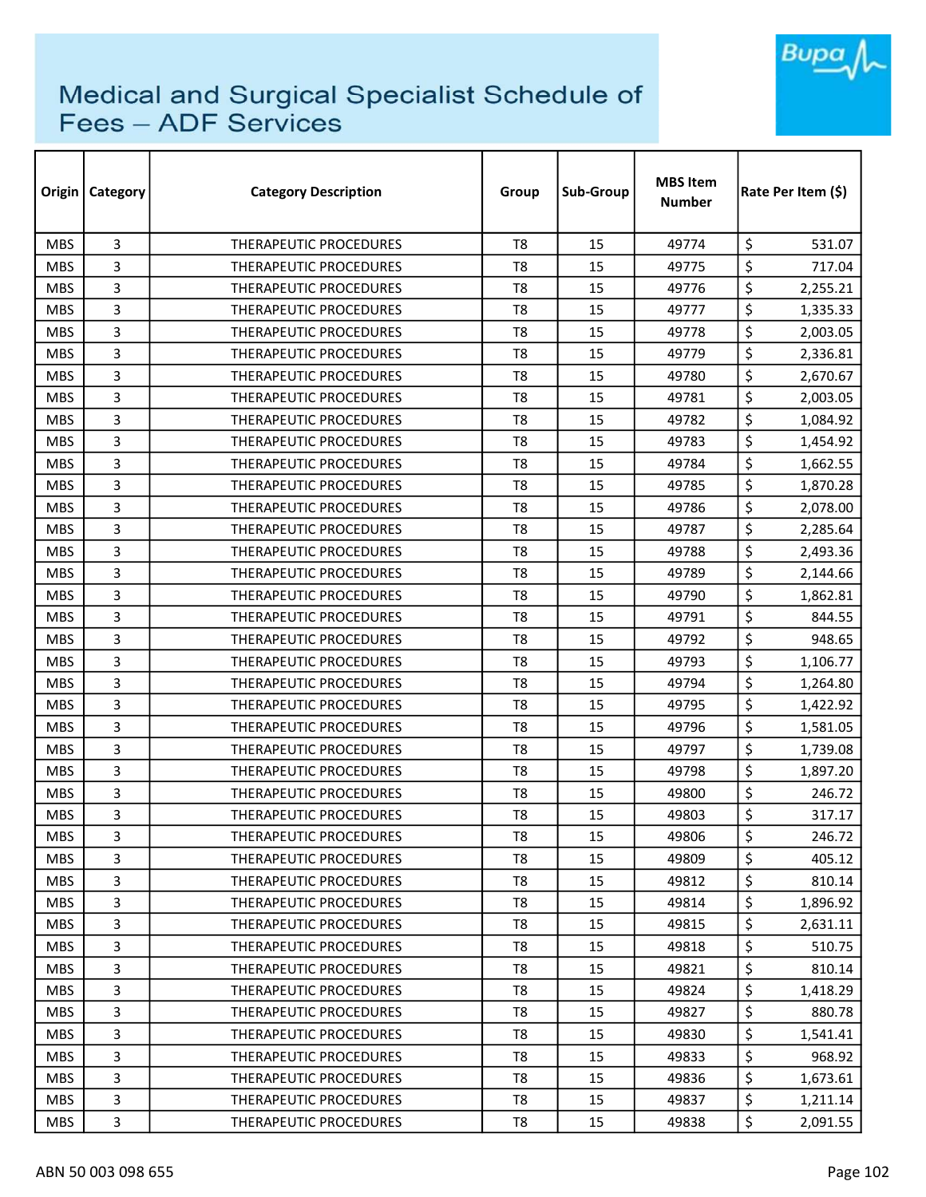# Medical and Surgical Specialist Schedule of Fees – ADF Services

| Origin | Category | Category Description | Group | Sub-Group | MBS Item Number | Rate Per Item ($) |
|---|---|---|---|---|---|---|
| MBS | 3 | THERAPEUTIC PROCEDURES | T8 | 15 | 49774 | $ 531.07 |
| MBS | 3 | THERAPEUTIC PROCEDURES | T8 | 15 | 49775 | $ 717.04 |
| MBS | 3 | THERAPEUTIC PROCEDURES | T8 | 15 | 49776 | $ 2,255.21 |
| MBS | 3 | THERAPEUTIC PROCEDURES | T8 | 15 | 49777 | $ 1,335.33 |
| MBS | 3 | THERAPEUTIC PROCEDURES | T8 | 15 | 49778 | $ 2,003.05 |
| MBS | 3 | THERAPEUTIC PROCEDURES | T8 | 15 | 49779 | $ 2,336.81 |
| MBS | 3 | THERAPEUTIC PROCEDURES | T8 | 15 | 49780 | $ 2,670.67 |
| MBS | 3 | THERAPEUTIC PROCEDURES | T8 | 15 | 49781 | $ 2,003.05 |
| MBS | 3 | THERAPEUTIC PROCEDURES | T8 | 15 | 49782 | $ 1,084.92 |
| MBS | 3 | THERAPEUTIC PROCEDURES | T8 | 15 | 49783 | $ 1,454.92 |
| MBS | 3 | THERAPEUTIC PROCEDURES | T8 | 15 | 49784 | $ 1,662.55 |
| MBS | 3 | THERAPEUTIC PROCEDURES | T8 | 15 | 49785 | $ 1,870.28 |
| MBS | 3 | THERAPEUTIC PROCEDURES | T8 | 15 | 49786 | $ 2,078.00 |
| MBS | 3 | THERAPEUTIC PROCEDURES | T8 | 15 | 49787 | $ 2,285.64 |
| MBS | 3 | THERAPEUTIC PROCEDURES | T8 | 15 | 49788 | $ 2,493.36 |
| MBS | 3 | THERAPEUTIC PROCEDURES | T8 | 15 | 49789 | $ 2,144.66 |
| MBS | 3 | THERAPEUTIC PROCEDURES | T8 | 15 | 49790 | $ 1,862.81 |
| MBS | 3 | THERAPEUTIC PROCEDURES | T8 | 15 | 49791 | $ 844.55 |
| MBS | 3 | THERAPEUTIC PROCEDURES | T8 | 15 | 49792 | $ 948.65 |
| MBS | 3 | THERAPEUTIC PROCEDURES | T8 | 15 | 49793 | $ 1,106.77 |
| MBS | 3 | THERAPEUTIC PROCEDURES | T8 | 15 | 49794 | $ 1,264.80 |
| MBS | 3 | THERAPEUTIC PROCEDURES | T8 | 15 | 49795 | $ 1,422.92 |
| MBS | 3 | THERAPEUTIC PROCEDURES | T8 | 15 | 49796 | $ 1,581.05 |
| MBS | 3 | THERAPEUTIC PROCEDURES | T8 | 15 | 49797 | $ 1,739.08 |
| MBS | 3 | THERAPEUTIC PROCEDURES | T8 | 15 | 49798 | $ 1,897.20 |
| MBS | 3 | THERAPEUTIC PROCEDURES | T8 | 15 | 49800 | $ 246.72 |
| MBS | 3 | THERAPEUTIC PROCEDURES | T8 | 15 | 49803 | $ 317.17 |
| MBS | 3 | THERAPEUTIC PROCEDURES | T8 | 15 | 49806 | $ 246.72 |
| MBS | 3 | THERAPEUTIC PROCEDURES | T8 | 15 | 49809 | $ 405.12 |
| MBS | 3 | THERAPEUTIC PROCEDURES | T8 | 15 | 49812 | $ 810.14 |
| MBS | 3 | THERAPEUTIC PROCEDURES | T8 | 15 | 49814 | $ 1,896.92 |
| MBS | 3 | THERAPEUTIC PROCEDURES | T8 | 15 | 49815 | $ 2,631.11 |
| MBS | 3 | THERAPEUTIC PROCEDURES | T8 | 15 | 49818 | $ 510.75 |
| MBS | 3 | THERAPEUTIC PROCEDURES | T8 | 15 | 49821 | $ 810.14 |
| MBS | 3 | THERAPEUTIC PROCEDURES | T8 | 15 | 49824 | $ 1,418.29 |
| MBS | 3 | THERAPEUTIC PROCEDURES | T8 | 15 | 49827 | $ 880.78 |
| MBS | 3 | THERAPEUTIC PROCEDURES | T8 | 15 | 49830 | $ 1,541.41 |
| MBS | 3 | THERAPEUTIC PROCEDURES | T8 | 15 | 49833 | $ 968.92 |
| MBS | 3 | THERAPEUTIC PROCEDURES | T8 | 15 | 49836 | $ 1,673.61 |
| MBS | 3 | THERAPEUTIC PROCEDURES | T8 | 15 | 49837 | $ 1,211.14 |
| MBS | 3 | THERAPEUTIC PROCEDURES | T8 | 15 | 49838 | $ 2,091.55 |

ABN 50 003 098 655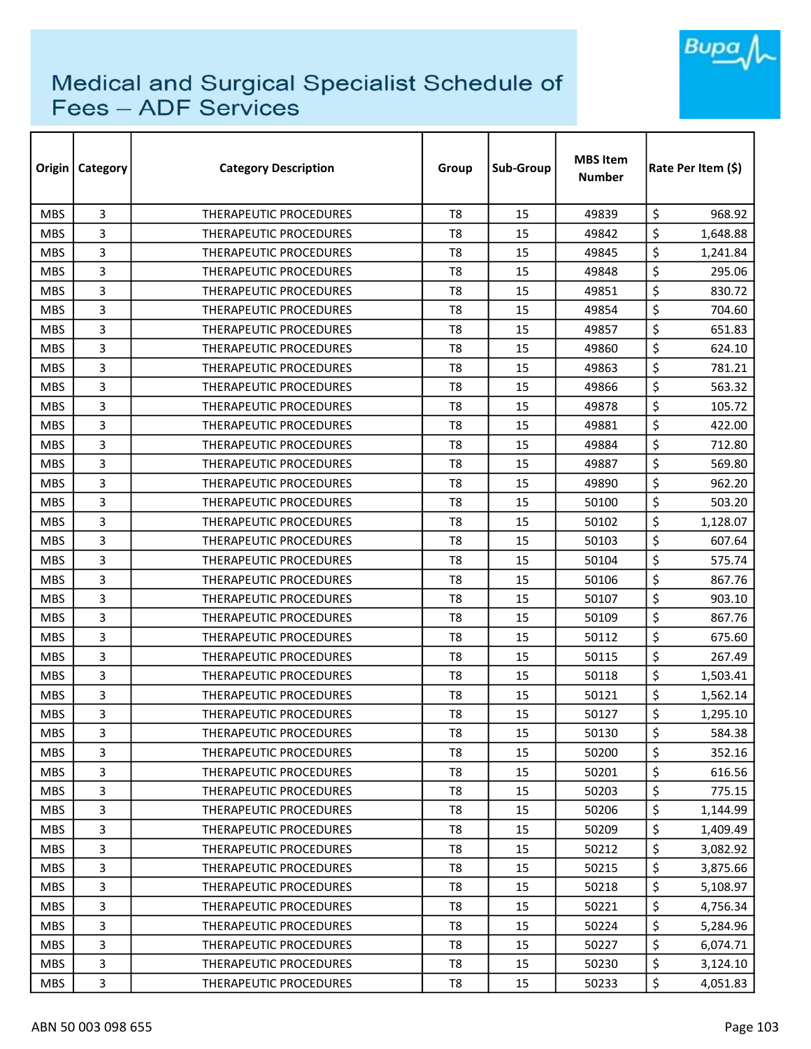# Medical and Surgical Specialist Schedule of Fees – ADF Services

| Origin | Category | Category Description | Group | Sub-Group | MBS Item Number | Rate Per Item ($) |
|---|---|---|---|---|---|---|
| MBS | 3 | THERAPEUTIC PROCEDURES | T8 | 15 | 49839 | $ 968.92 |
| MBS | 3 | THERAPEUTIC PROCEDURES | T8 | 15 | 49842 | $ 1,648.88 |
| MBS | 3 | THERAPEUTIC PROCEDURES | T8 | 15 | 49845 | $ 1,241.84 |
| MBS | 3 | THERAPEUTIC PROCEDURES | T8 | 15 | 49848 | $ 295.06 |
| MBS | 3 | THERAPEUTIC PROCEDURES | T8 | 15 | 49851 | $ 830.72 |
| MBS | 3 | THERAPEUTIC PROCEDURES | T8 | 15 | 49854 | $ 704.60 |
| MBS | 3 | THERAPEUTIC PROCEDURES | T8 | 15 | 49857 | $ 651.83 |
| MBS | 3 | THERAPEUTIC PROCEDURES | T8 | 15 | 49860 | $ 624.10 |
| MBS | 3 | THERAPEUTIC PROCEDURES | T8 | 15 | 49863 | $ 781.21 |
| MBS | 3 | THERAPEUTIC PROCEDURES | T8 | 15 | 49866 | $ 563.32 |
| MBS | 3 | THERAPEUTIC PROCEDURES | T8 | 15 | 49878 | $ 105.72 |
| MBS | 3 | THERAPEUTIC PROCEDURES | T8 | 15 | 49881 | $ 422.00 |
| MBS | 3 | THERAPEUTIC PROCEDURES | T8 | 15 | 49884 | $ 712.80 |
| MBS | 3 | THERAPEUTIC PROCEDURES | T8 | 15 | 49887 | $ 569.80 |
| MBS | 3 | THERAPEUTIC PROCEDURES | T8 | 15 | 49890 | $ 962.20 |
| MBS | 3 | THERAPEUTIC PROCEDURES | T8 | 15 | 50100 | $ 503.20 |
| MBS | 3 | THERAPEUTIC PROCEDURES | T8 | 15 | 50102 | $ 1,128.07 |
| MBS | 3 | THERAPEUTIC PROCEDURES | T8 | 15 | 50103 | $ 607.64 |
| MBS | 3 | THERAPEUTIC PROCEDURES | T8 | 15 | 50104 | $ 575.74 |
| MBS | 3 | THERAPEUTIC PROCEDURES | T8 | 15 | 50106 | $ 867.76 |
| MBS | 3 | THERAPEUTIC PROCEDURES | T8 | 15 | 50107 | $ 903.10 |
| MBS | 3 | THERAPEUTIC PROCEDURES | T8 | 15 | 50109 | $ 867.76 |
| MBS | 3 | THERAPEUTIC PROCEDURES | T8 | 15 | 50112 | $ 675.60 |
| MBS | 3 | THERAPEUTIC PROCEDURES | T8 | 15 | 50115 | $ 267.49 |
| MBS | 3 | THERAPEUTIC PROCEDURES | T8 | 15 | 50118 | $ 1,503.41 |
| MBS | 3 | THERAPEUTIC PROCEDURES | T8 | 15 | 50121 | $ 1,562.14 |
| MBS | 3 | THERAPEUTIC PROCEDURES | T8 | 15 | 50127 | $ 1,295.10 |
| MBS | 3 | THERAPEUTIC PROCEDURES | T8 | 15 | 50130 | $ 584.38 |
| MBS | 3 | THERAPEUTIC PROCEDURES | T8 | 15 | 50200 | $ 352.16 |
| MBS | 3 | THERAPEUTIC PROCEDURES | T8 | 15 | 50201 | $ 616.56 |
| MBS | 3 | THERAPEUTIC PROCEDURES | T8 | 15 | 50203 | $ 775.15 |
| MBS | 3 | THERAPEUTIC PROCEDURES | T8 | 15 | 50206 | $ 1,144.99 |
| MBS | 3 | THERAPEUTIC PROCEDURES | T8 | 15 | 50209 | $ 1,409.49 |
| MBS | 3 | THERAPEUTIC PROCEDURES | T8 | 15 | 50212 | $ 3,082.92 |
| MBS | 3 | THERAPEUTIC PROCEDURES | T8 | 15 | 50215 | $ 3,875.66 |
| MBS | 3 | THERAPEUTIC PROCEDURES | T8 | 15 | 50218 | $ 5,108.97 |
| MBS | 3 | THERAPEUTIC PROCEDURES | T8 | 15 | 50221 | $ 4,756.34 |
| MBS | 3 | THERAPEUTIC PROCEDURES | T8 | 15 | 50224 | $ 5,284.96 |
| MBS | 3 | THERAPEUTIC PROCEDURES | T8 | 15 | 50227 | $ 6,074.71 |
| MBS | 3 | THERAPEUTIC PROCEDURES | T8 | 15 | 50230 | $ 3,124.10 |
| MBS | 3 | THERAPEUTIC PROCEDURES | T8 | 15 | 50233 | $ 4,051.83 |

ABN 50 003 098 655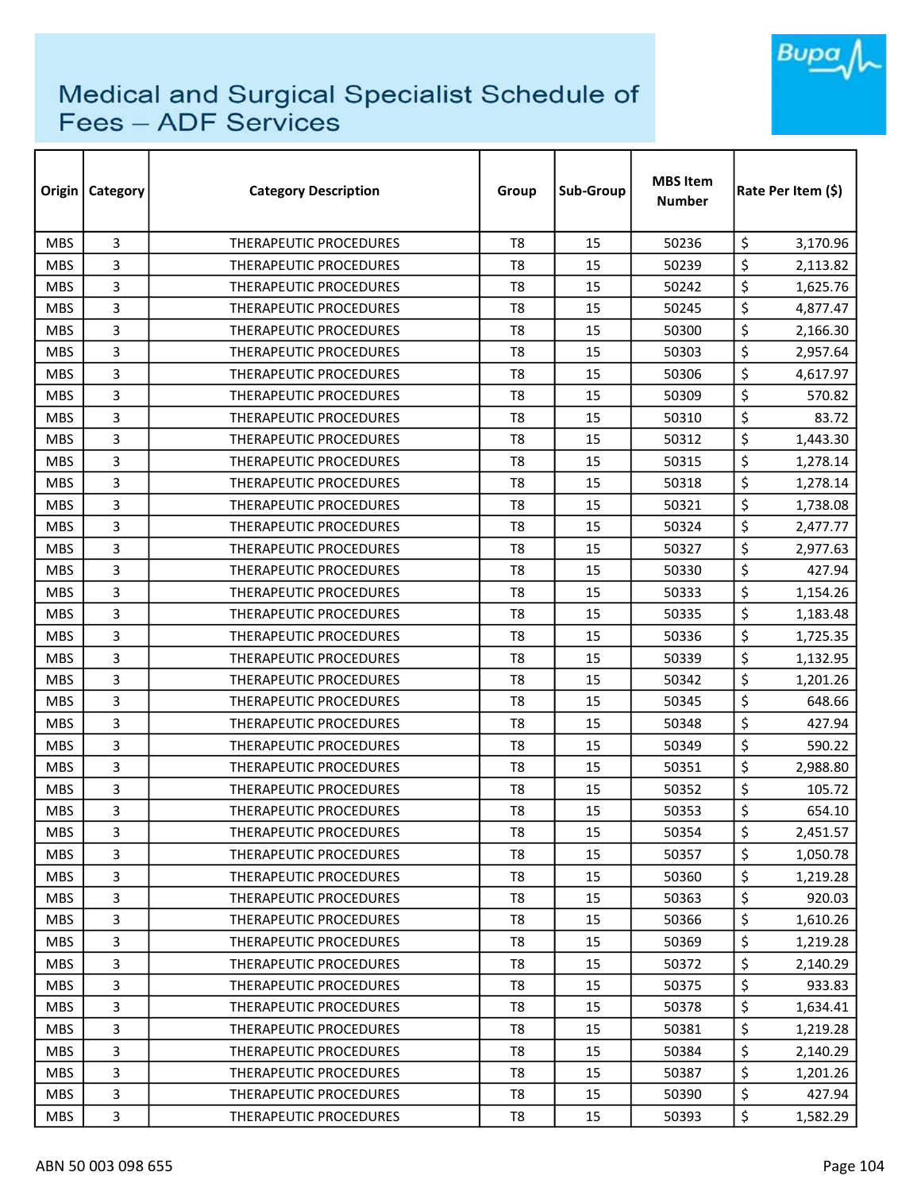# Medical and Surgical Specialist Schedule of Fees – ADF Services

| Origin | Category | Category Description | Group | Sub-Group | MBS Item Number | Rate Per Item ($) |
|---|---|---|---|---|---|---|
| MBS | 3 | THERAPEUTIC PROCEDURES | T8 | 15 | 50236 | $ 3,170.96 |
| MBS | 3 | THERAPEUTIC PROCEDURES | T8 | 15 | 50239 | $ 2,113.82 |
| MBS | 3 | THERAPEUTIC PROCEDURES | T8 | 15 | 50242 | $ 1,625.76 |
| MBS | 3 | THERAPEUTIC PROCEDURES | T8 | 15 | 50245 | $ 4,877.47 |
| MBS | 3 | THERAPEUTIC PROCEDURES | T8 | 15 | 50300 | $ 2,166.30 |
| MBS | 3 | THERAPEUTIC PROCEDURES | T8 | 15 | 50303 | $ 2,957.64 |
| MBS | 3 | THERAPEUTIC PROCEDURES | T8 | 15 | 50306 | $ 4,617.97 |
| MBS | 3 | THERAPEUTIC PROCEDURES | T8 | 15 | 50309 | $ 570.82 |
| MBS | 3 | THERAPEUTIC PROCEDURES | T8 | 15 | 50310 | $ 83.72 |
| MBS | 3 | THERAPEUTIC PROCEDURES | T8 | 15 | 50312 | $ 1,443.30 |
| MBS | 3 | THERAPEUTIC PROCEDURES | T8 | 15 | 50315 | $ 1,278.14 |
| MBS | 3 | THERAPEUTIC PROCEDURES | T8 | 15 | 50318 | $ 1,278.14 |
| MBS | 3 | THERAPEUTIC PROCEDURES | T8 | 15 | 50321 | $ 1,738.08 |
| MBS | 3 | THERAPEUTIC PROCEDURES | T8 | 15 | 50324 | $ 2,477.77 |
| MBS | 3 | THERAPEUTIC PROCEDURES | T8 | 15 | 50327 | $ 2,977.63 |
| MBS | 3 | THERAPEUTIC PROCEDURES | T8 | 15 | 50330 | $ 427.94 |
| MBS | 3 | THERAPEUTIC PROCEDURES | T8 | 15 | 50333 | $ 1,154.26 |
| MBS | 3 | THERAPEUTIC PROCEDURES | T8 | 15 | 50335 | $ 1,183.48 |
| MBS | 3 | THERAPEUTIC PROCEDURES | T8 | 15 | 50336 | $ 1,725.35 |
| MBS | 3 | THERAPEUTIC PROCEDURES | T8 | 15 | 50339 | $ 1,132.95 |
| MBS | 3 | THERAPEUTIC PROCEDURES | T8 | 15 | 50342 | $ 1,201.26 |
| MBS | 3 | THERAPEUTIC PROCEDURES | T8 | 15 | 50345 | $ 648.66 |
| MBS | 3 | THERAPEUTIC PROCEDURES | T8 | 15 | 50348 | $ 427.94 |
| MBS | 3 | THERAPEUTIC PROCEDURES | T8 | 15 | 50349 | $ 590.22 |
| MBS | 3 | THERAPEUTIC PROCEDURES | T8 | 15 | 50351 | $ 2,988.80 |
| MBS | 3 | THERAPEUTIC PROCEDURES | T8 | 15 | 50352 | $ 105.72 |
| MBS | 3 | THERAPEUTIC PROCEDURES | T8 | 15 | 50353 | $ 654.10 |
| MBS | 3 | THERAPEUTIC PROCEDURES | T8 | 15 | 50354 | $ 2,451.57 |
| MBS | 3 | THERAPEUTIC PROCEDURES | T8 | 15 | 50357 | $ 1,050.78 |
| MBS | 3 | THERAPEUTIC PROCEDURES | T8 | 15 | 50360 | $ 1,219.28 |
| MBS | 3 | THERAPEUTIC PROCEDURES | T8 | 15 | 50363 | $ 920.03 |
| MBS | 3 | THERAPEUTIC PROCEDURES | T8 | 15 | 50366 | $ 1,610.26 |
| MBS | 3 | THERAPEUTIC PROCEDURES | T8 | 15 | 50369 | $ 1,219.28 |
| MBS | 3 | THERAPEUTIC PROCEDURES | T8 | 15 | 50372 | $ 2,140.29 |
| MBS | 3 | THERAPEUTIC PROCEDURES | T8 | 15 | 50375 | $ 933.83 |
| MBS | 3 | THERAPEUTIC PROCEDURES | T8 | 15 | 50378 | $ 1,634.41 |
| MBS | 3 | THERAPEUTIC PROCEDURES | T8 | 15 | 50381 | $ 1,219.28 |
| MBS | 3 | THERAPEUTIC PROCEDURES | T8 | 15 | 50384 | $ 2,140.29 |
| MBS | 3 | THERAPEUTIC PROCEDURES | T8 | 15 | 50387 | $ 1,201.26 |
| MBS | 3 | THERAPEUTIC PROCEDURES | T8 | 15 | 50390 | $ 427.94 |
| MBS | 3 | THERAPEUTIC PROCEDURES | T8 | 15 | 50393 | $ 1,582.29 |

ABN 50 003 098 655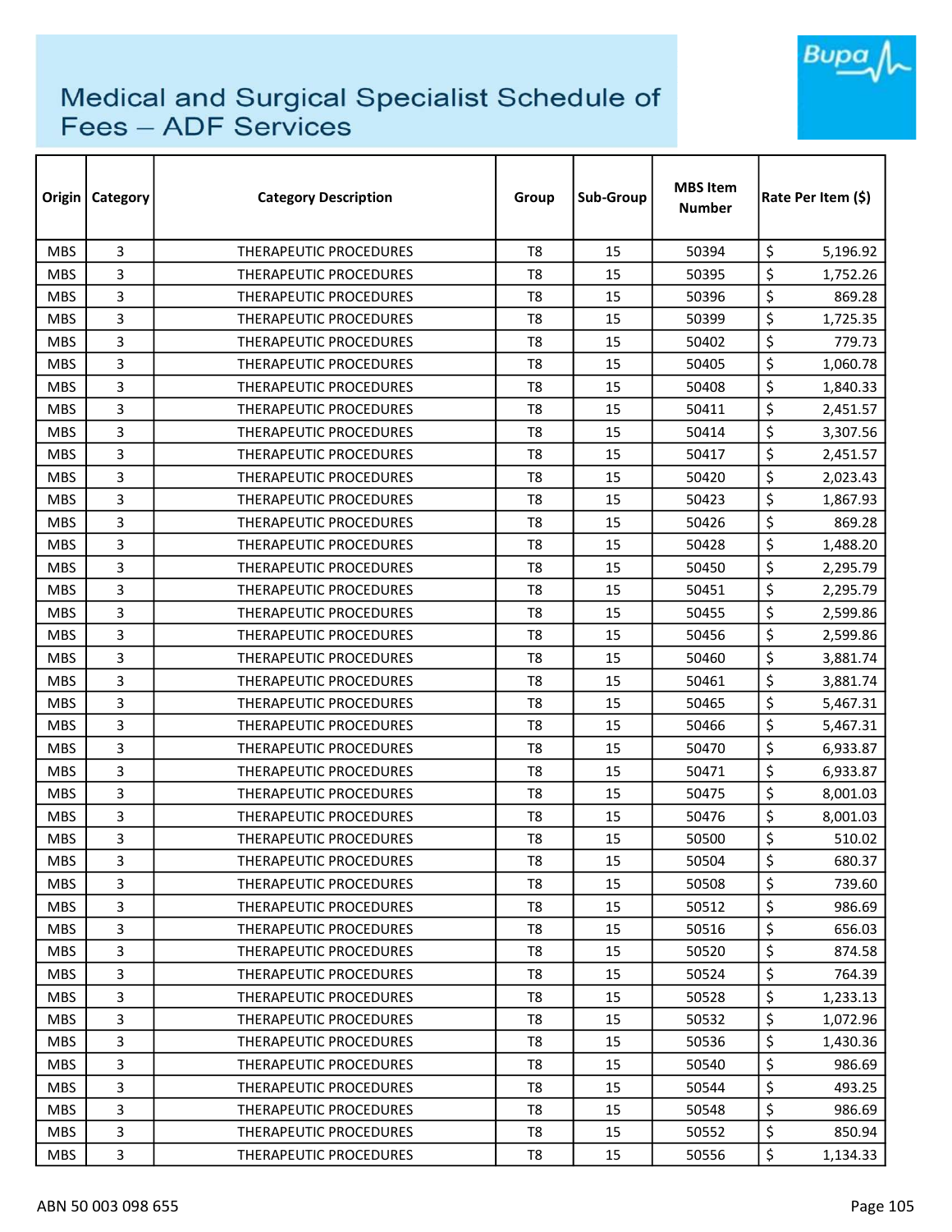# Medical and Surgical Specialist Schedule of Fees – ADF Services

| Origin | Category | Category Description | Group | Sub-Group | MBS Item Number | Rate Per Item ($) |
|---|---|---|---|---|---|---|
| MBS | 3 | THERAPEUTIC PROCEDURES | T8 | 15 | 50394 | $ 5,196.92 |
| MBS | 3 | THERAPEUTIC PROCEDURES | T8 | 15 | 50395 | $ 1,752.26 |
| MBS | 3 | THERAPEUTIC PROCEDURES | T8 | 15 | 50396 | $ 869.28 |
| MBS | 3 | THERAPEUTIC PROCEDURES | T8 | 15 | 50399 | $ 1,725.35 |
| MBS | 3 | THERAPEUTIC PROCEDURES | T8 | 15 | 50402 | $ 779.73 |
| MBS | 3 | THERAPEUTIC PROCEDURES | T8 | 15 | 50405 | $ 1,060.78 |
| MBS | 3 | THERAPEUTIC PROCEDURES | T8 | 15 | 50408 | $ 1,840.33 |
| MBS | 3 | THERAPEUTIC PROCEDURES | T8 | 15 | 50411 | $ 2,451.57 |
| MBS | 3 | THERAPEUTIC PROCEDURES | T8 | 15 | 50414 | $ 3,307.56 |
| MBS | 3 | THERAPEUTIC PROCEDURES | T8 | 15 | 50417 | $ 2,451.57 |
| MBS | 3 | THERAPEUTIC PROCEDURES | T8 | 15 | 50420 | $ 2,023.43 |
| MBS | 3 | THERAPEUTIC PROCEDURES | T8 | 15 | 50423 | $ 1,867.93 |
| MBS | 3 | THERAPEUTIC PROCEDURES | T8 | 15 | 50426 | $ 869.28 |
| MBS | 3 | THERAPEUTIC PROCEDURES | T8 | 15 | 50428 | $ 1,488.20 |
| MBS | 3 | THERAPEUTIC PROCEDURES | T8 | 15 | 50450 | $ 2,295.79 |
| MBS | 3 | THERAPEUTIC PROCEDURES | T8 | 15 | 50451 | $ 2,295.79 |
| MBS | 3 | THERAPEUTIC PROCEDURES | T8 | 15 | 50455 | $ 2,599.86 |
| MBS | 3 | THERAPEUTIC PROCEDURES | T8 | 15 | 50456 | $ 2,599.86 |
| MBS | 3 | THERAPEUTIC PROCEDURES | T8 | 15 | 50460 | $ 3,881.74 |
| MBS | 3 | THERAPEUTIC PROCEDURES | T8 | 15 | 50461 | $ 3,881.74 |
| MBS | 3 | THERAPEUTIC PROCEDURES | T8 | 15 | 50465 | $ 5,467.31 |
| MBS | 3 | THERAPEUTIC PROCEDURES | T8 | 15 | 50466 | $ 5,467.31 |
| MBS | 3 | THERAPEUTIC PROCEDURES | T8 | 15 | 50470 | $ 6,933.87 |
| MBS | 3 | THERAPEUTIC PROCEDURES | T8 | 15 | 50471 | $ 6,933.87 |
| MBS | 3 | THERAPEUTIC PROCEDURES | T8 | 15 | 50475 | $ 8,001.03 |
| MBS | 3 | THERAPEUTIC PROCEDURES | T8 | 15 | 50476 | $ 8,001.03 |
| MBS | 3 | THERAPEUTIC PROCEDURES | T8 | 15 | 50500 | $ 510.02 |
| MBS | 3 | THERAPEUTIC PROCEDURES | T8 | 15 | 50504 | $ 680.37 |
| MBS | 3 | THERAPEUTIC PROCEDURES | T8 | 15 | 50508 | $ 739.60 |
| MBS | 3 | THERAPEUTIC PROCEDURES | T8 | 15 | 50512 | $ 986.69 |
| MBS | 3 | THERAPEUTIC PROCEDURES | T8 | 15 | 50516 | $ 656.03 |
| MBS | 3 | THERAPEUTIC PROCEDURES | T8 | 15 | 50520 | $ 874.58 |
| MBS | 3 | THERAPEUTIC PROCEDURES | T8 | 15 | 50524 | $ 764.39 |
| MBS | 3 | THERAPEUTIC PROCEDURES | T8 | 15 | 50528 | $ 1,233.13 |
| MBS | 3 | THERAPEUTIC PROCEDURES | T8 | 15 | 50532 | $ 1,072.96 |
| MBS | 3 | THERAPEUTIC PROCEDURES | T8 | 15 | 50536 | $ 1,430.36 |
| MBS | 3 | THERAPEUTIC PROCEDURES | T8 | 15 | 50540 | $ 986.69 |
| MBS | 3 | THERAPEUTIC PROCEDURES | T8 | 15 | 50544 | $ 493.25 |
| MBS | 3 | THERAPEUTIC PROCEDURES | T8 | 15 | 50548 | $ 986.69 |
| MBS | 3 | THERAPEUTIC PROCEDURES | T8 | 15 | 50552 | $ 850.94 |
| MBS | 3 | THERAPEUTIC PROCEDURES | T8 | 15 | 50556 | $ 1,134.33 |

ABN 50 003 098 655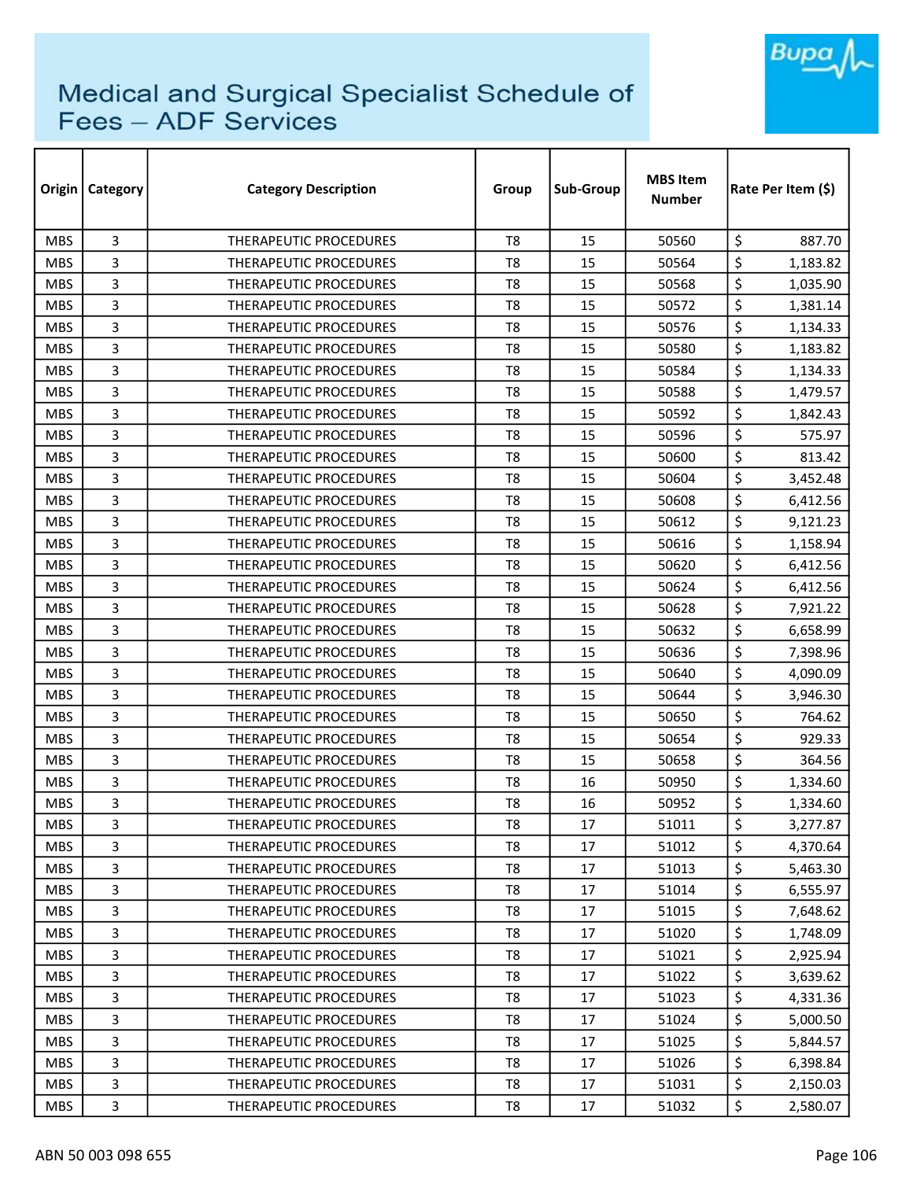# Medical and Surgical Specialist Schedule of Fees – ADF Services

| Origin | Category | Category Description | Group | Sub-Group | MBS Item Number | Rate Per Item ($) |
|---|---|---|---|---|---|---|
| MBS | 3 | THERAPEUTIC PROCEDURES | T8 | 15 | 50560 | $ 887.70 |
| MBS | 3 | THERAPEUTIC PROCEDURES | T8 | 15 | 50564 | $ 1,183.82 |
| MBS | 3 | THERAPEUTIC PROCEDURES | T8 | 15 | 50568 | $ 1,035.90 |
| MBS | 3 | THERAPEUTIC PROCEDURES | T8 | 15 | 50572 | $ 1,381.14 |
| MBS | 3 | THERAPEUTIC PROCEDURES | T8 | 15 | 50576 | $ 1,134.33 |
| MBS | 3 | THERAPEUTIC PROCEDURES | T8 | 15 | 50580 | $ 1,183.82 |
| MBS | 3 | THERAPEUTIC PROCEDURES | T8 | 15 | 50584 | $ 1,134.33 |
| MBS | 3 | THERAPEUTIC PROCEDURES | T8 | 15 | 50588 | $ 1,479.57 |
| MBS | 3 | THERAPEUTIC PROCEDURES | T8 | 15 | 50592 | $ 1,842.43 |
| MBS | 3 | THERAPEUTIC PROCEDURES | T8 | 15 | 50596 | $ 575.97 |
| MBS | 3 | THERAPEUTIC PROCEDURES | T8 | 15 | 50600 | $ 813.42 |
| MBS | 3 | THERAPEUTIC PROCEDURES | T8 | 15 | 50604 | $ 3,452.48 |
| MBS | 3 | THERAPEUTIC PROCEDURES | T8 | 15 | 50608 | $ 6,412.56 |
| MBS | 3 | THERAPEUTIC PROCEDURES | T8 | 15 | 50612 | $ 9,121.23 |
| MBS | 3 | THERAPEUTIC PROCEDURES | T8 | 15 | 50616 | $ 1,158.94 |
| MBS | 3 | THERAPEUTIC PROCEDURES | T8 | 15 | 50620 | $ 6,412.56 |
| MBS | 3 | THERAPEUTIC PROCEDURES | T8 | 15 | 50624 | $ 6,412.56 |
| MBS | 3 | THERAPEUTIC PROCEDURES | T8 | 15 | 50628 | $ 7,921.22 |
| MBS | 3 | THERAPEUTIC PROCEDURES | T8 | 15 | 50632 | $ 6,658.99 |
| MBS | 3 | THERAPEUTIC PROCEDURES | T8 | 15 | 50636 | $ 7,398.96 |
| MBS | 3 | THERAPEUTIC PROCEDURES | T8 | 15 | 50640 | $ 4,090.09 |
| MBS | 3 | THERAPEUTIC PROCEDURES | T8 | 15 | 50644 | $ 3,946.30 |
| MBS | 3 | THERAPEUTIC PROCEDURES | T8 | 15 | 50650 | $ 764.62 |
| MBS | 3 | THERAPEUTIC PROCEDURES | T8 | 15 | 50654 | $ 929.33 |
| MBS | 3 | THERAPEUTIC PROCEDURES | T8 | 15 | 50658 | $ 364.56 |
| MBS | 3 | THERAPEUTIC PROCEDURES | T8 | 16 | 50950 | $ 1,334.60 |
| MBS | 3 | THERAPEUTIC PROCEDURES | T8 | 16 | 50952 | $ 1,334.60 |
| MBS | 3 | THERAPEUTIC PROCEDURES | T8 | 17 | 51011 | $ 3,277.87 |
| MBS | 3 | THERAPEUTIC PROCEDURES | T8 | 17 | 51012 | $ 4,370.64 |
| MBS | 3 | THERAPEUTIC PROCEDURES | T8 | 17 | 51013 | $ 5,463.30 |
| MBS | 3 | THERAPEUTIC PROCEDURES | T8 | 17 | 51014 | $ 6,555.97 |
| MBS | 3 | THERAPEUTIC PROCEDURES | T8 | 17 | 51015 | $ 7,648.62 |
| MBS | 3 | THERAPEUTIC PROCEDURES | T8 | 17 | 51020 | $ 1,748.09 |
| MBS | 3 | THERAPEUTIC PROCEDURES | T8 | 17 | 51021 | $ 2,925.94 |
| MBS | 3 | THERAPEUTIC PROCEDURES | T8 | 17 | 51022 | $ 3,639.62 |
| MBS | 3 | THERAPEUTIC PROCEDURES | T8 | 17 | 51023 | $ 4,331.36 |
| MBS | 3 | THERAPEUTIC PROCEDURES | T8 | 17 | 51024 | $ 5,000.50 |
| MBS | 3 | THERAPEUTIC PROCEDURES | T8 | 17 | 51025 | $ 5,844.57 |
| MBS | 3 | THERAPEUTIC PROCEDURES | T8 | 17 | 51026 | $ 6,398.84 |
| MBS | 3 | THERAPEUTIC PROCEDURES | T8 | 17 | 51031 | $ 2,150.03 |
| MBS | 3 | THERAPEUTIC PROCEDURES | T8 | 17 | 51032 | $ 2,580.07 |

ABN 50 003 098 655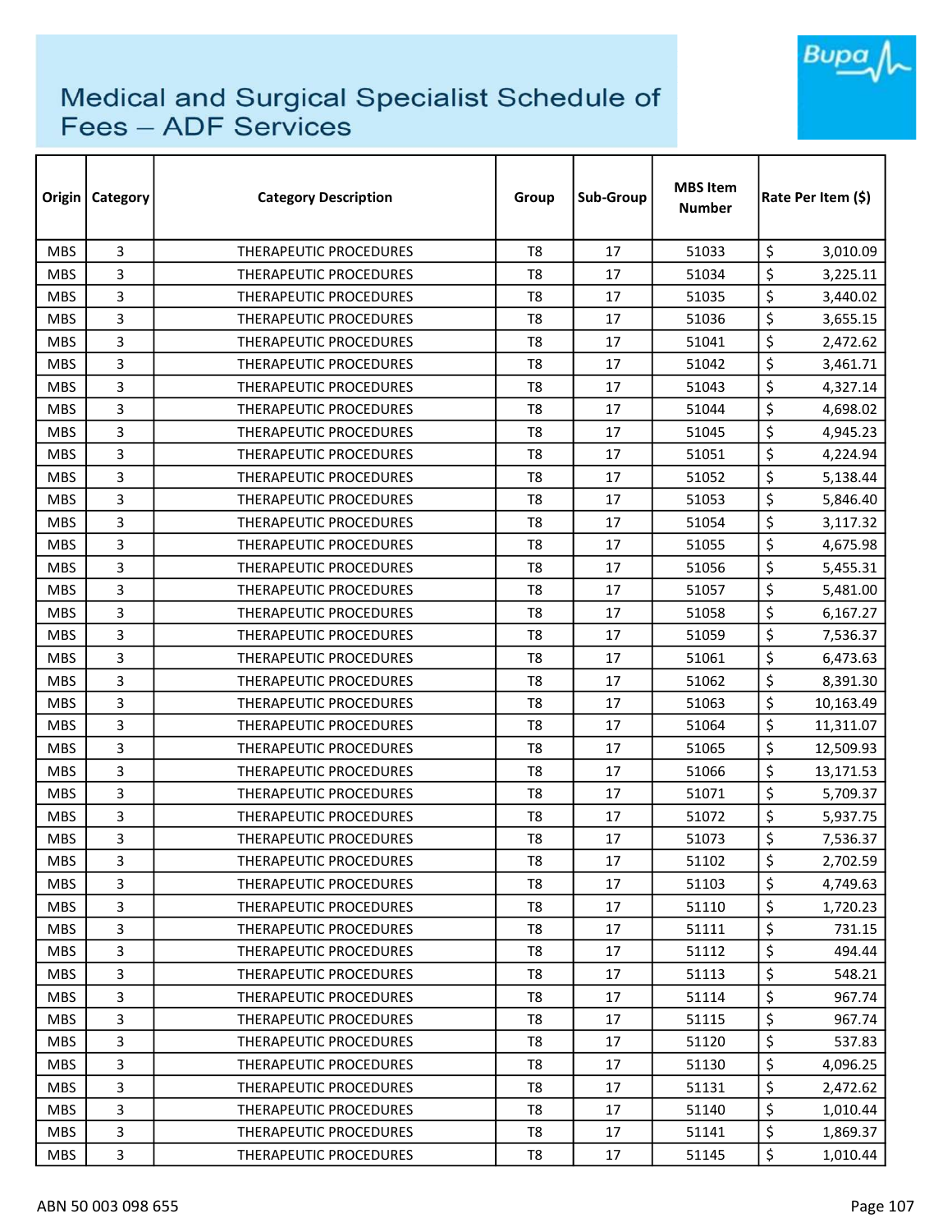# Medical and Surgical Specialist Schedule of Fees – ADF Services

| Origin | Category | Category Description | Group | Sub-Group | MBS Item Number | Rate Per Item ($) |
|---|---|---|---|---|---|---|
| MBS | 3 | THERAPEUTIC PROCEDURES | T8 | 17 | 51033 | $ 3,010.09 |
| MBS | 3 | THERAPEUTIC PROCEDURES | T8 | 17 | 51034 | $ 3,225.11 |
| MBS | 3 | THERAPEUTIC PROCEDURES | T8 | 17 | 51035 | $ 3,440.02 |
| MBS | 3 | THERAPEUTIC PROCEDURES | T8 | 17 | 51036 | $ 3,655.15 |
| MBS | 3 | THERAPEUTIC PROCEDURES | T8 | 17 | 51041 | $ 2,472.62 |
| MBS | 3 | THERAPEUTIC PROCEDURES | T8 | 17 | 51042 | $ 3,461.71 |
| MBS | 3 | THERAPEUTIC PROCEDURES | T8 | 17 | 51043 | $ 4,327.14 |
| MBS | 3 | THERAPEUTIC PROCEDURES | T8 | 17 | 51044 | $ 4,698.02 |
| MBS | 3 | THERAPEUTIC PROCEDURES | T8 | 17 | 51045 | $ 4,945.23 |
| MBS | 3 | THERAPEUTIC PROCEDURES | T8 | 17 | 51051 | $ 4,224.94 |
| MBS | 3 | THERAPEUTIC PROCEDURES | T8 | 17 | 51052 | $ 5,138.44 |
| MBS | 3 | THERAPEUTIC PROCEDURES | T8 | 17 | 51053 | $ 5,846.40 |
| MBS | 3 | THERAPEUTIC PROCEDURES | T8 | 17 | 51054 | $ 3,117.32 |
| MBS | 3 | THERAPEUTIC PROCEDURES | T8 | 17 | 51055 | $ 4,675.98 |
| MBS | 3 | THERAPEUTIC PROCEDURES | T8 | 17 | 51056 | $ 5,455.31 |
| MBS | 3 | THERAPEUTIC PROCEDURES | T8 | 17 | 51057 | $ 5,481.00 |
| MBS | 3 | THERAPEUTIC PROCEDURES | T8 | 17 | 51058 | $ 6,167.27 |
| MBS | 3 | THERAPEUTIC PROCEDURES | T8 | 17 | 51059 | $ 7,536.37 |
| MBS | 3 | THERAPEUTIC PROCEDURES | T8 | 17 | 51061 | $ 6,473.63 |
| MBS | 3 | THERAPEUTIC PROCEDURES | T8 | 17 | 51062 | $ 8,391.30 |
| MBS | 3 | THERAPEUTIC PROCEDURES | T8 | 17 | 51063 | $ 10,163.49 |
| MBS | 3 | THERAPEUTIC PROCEDURES | T8 | 17 | 51064 | $ 11,311.07 |
| MBS | 3 | THERAPEUTIC PROCEDURES | T8 | 17 | 51065 | $ 12,509.93 |
| MBS | 3 | THERAPEUTIC PROCEDURES | T8 | 17 | 51066 | $ 13,171.53 |
| MBS | 3 | THERAPEUTIC PROCEDURES | T8 | 17 | 51071 | $ 5,709.37 |
| MBS | 3 | THERAPEUTIC PROCEDURES | T8 | 17 | 51072 | $ 5,937.75 |
| MBS | 3 | THERAPEUTIC PROCEDURES | T8 | 17 | 51073 | $ 7,536.37 |
| MBS | 3 | THERAPEUTIC PROCEDURES | T8 | 17 | 51102 | $ 2,702.59 |
| MBS | 3 | THERAPEUTIC PROCEDURES | T8 | 17 | 51103 | $ 4,749.63 |
| MBS | 3 | THERAPEUTIC PROCEDURES | T8 | 17 | 51110 | $ 1,720.23 |
| MBS | 3 | THERAPEUTIC PROCEDURES | T8 | 17 | 51111 | $ 731.15 |
| MBS | 3 | THERAPEUTIC PROCEDURES | T8 | 17 | 51112 | $ 494.44 |
| MBS | 3 | THERAPEUTIC PROCEDURES | T8 | 17 | 51113 | $ 548.21 |
| MBS | 3 | THERAPEUTIC PROCEDURES | T8 | 17 | 51114 | $ 967.74 |
| MBS | 3 | THERAPEUTIC PROCEDURES | T8 | 17 | 51115 | $ 967.74 |
| MBS | 3 | THERAPEUTIC PROCEDURES | T8 | 17 | 51120 | $ 537.83 |
| MBS | 3 | THERAPEUTIC PROCEDURES | T8 | 17 | 51130 | $ 4,096.25 |
| MBS | 3 | THERAPEUTIC PROCEDURES | T8 | 17 | 51131 | $ 2,472.62 |
| MBS | 3 | THERAPEUTIC PROCEDURES | T8 | 17 | 51140 | $ 1,010.44 |
| MBS | 3 | THERAPEUTIC PROCEDURES | T8 | 17 | 51141 | $ 1,869.37 |
| MBS | 3 | THERAPEUTIC PROCEDURES | T8 | 17 | 51145 | $ 1,010.44 |

ABN 50 003 098 655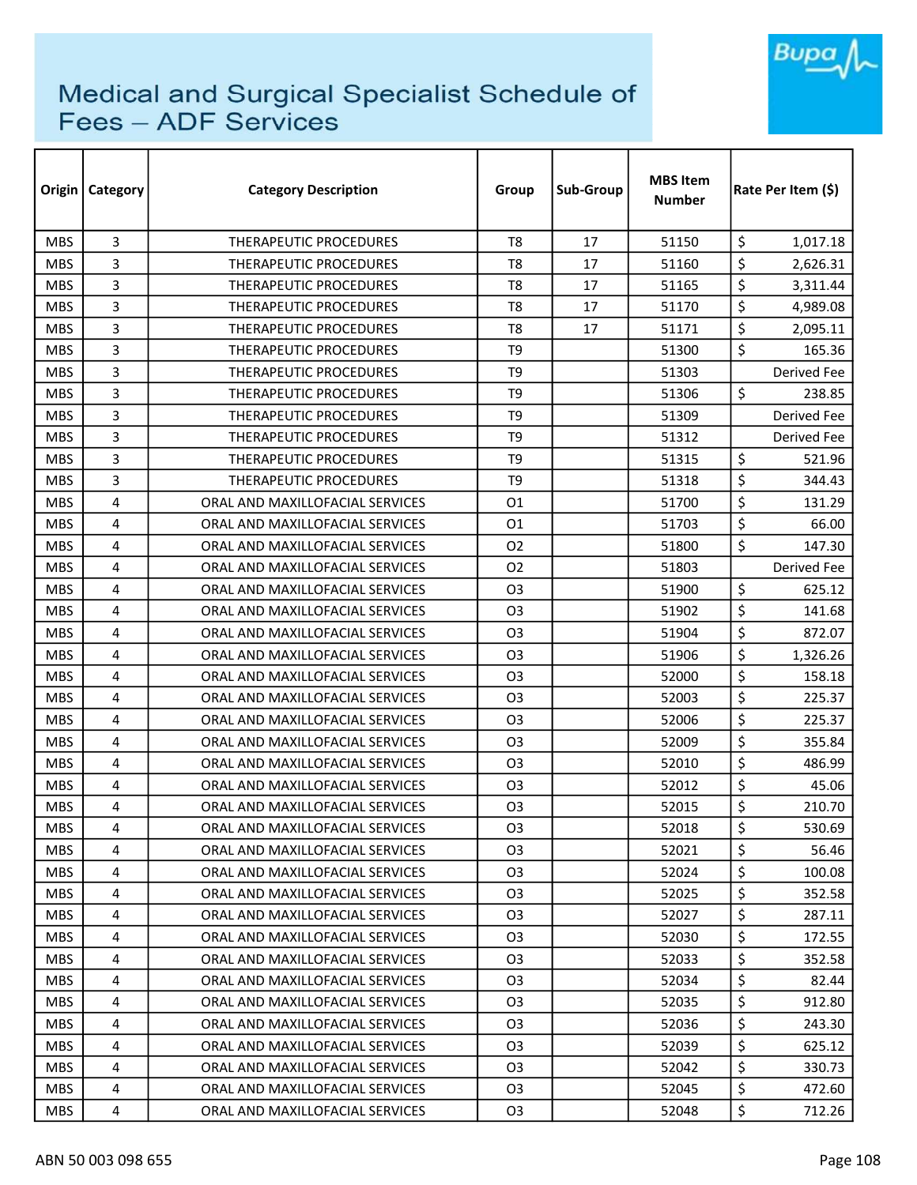# Medical and Surgical Specialist Schedule of Fees – ADF Services

| Origin | Category | Category Description | Group | Sub-Group | MBS Item Number | Rate Per Item ($) |
|---|---|---|---|---|---|---|
| MBS | 3 | THERAPEUTIC PROCEDURES | T8 | 17 | 51150 | $ 1,017.18 |
| MBS | 3 | THERAPEUTIC PROCEDURES | T8 | 17 | 51160 | $ 2,626.31 |
| MBS | 3 | THERAPEUTIC PROCEDURES | T8 | 17 | 51165 | $ 3,311.44 |
| MBS | 3 | THERAPEUTIC PROCEDURES | T8 | 17 | 51170 | $ 4,989.08 |
| MBS | 3 | THERAPEUTIC PROCEDURES | T8 | 17 | 51171 | $ 2,095.11 |
| MBS | 3 | THERAPEUTIC PROCEDURES | T9 | | 51300 | $ 165.36 |
| MBS | 3 | THERAPEUTIC PROCEDURES | T9 | | 51303 | Derived Fee |
| MBS | 3 | THERAPEUTIC PROCEDURES | T9 | | 51306 | $ 238.85 |
| MBS | 3 | THERAPEUTIC PROCEDURES | T9 | | 51309 | Derived Fee |
| MBS | 3 | THERAPEUTIC PROCEDURES | T9 | | 51312 | Derived Fee |
| MBS | 3 | THERAPEUTIC PROCEDURES | T9 | | 51315 | $ 521.96 |
| MBS | 3 | THERAPEUTIC PROCEDURES | T9 | | 51318 | $ 344.43 |
| MBS | 4 | ORAL AND MAXILLOFACIAL SERVICES | O1 | | 51700 | $ 131.29 |
| MBS | 4 | ORAL AND MAXILLOFACIAL SERVICES | O1 | | 51703 | $ 66.00 |
| MBS | 4 | ORAL AND MAXILLOFACIAL SERVICES | O2 | | 51800 | $ 147.30 |
| MBS | 4 | ORAL AND MAXILLOFACIAL SERVICES | O2 | | 51803 | Derived Fee |
| MBS | 4 | ORAL AND MAXILLOFACIAL SERVICES | O3 | | 51900 | $ 625.12 |
| MBS | 4 | ORAL AND MAXILLOFACIAL SERVICES | O3 | | 51902 | $ 141.68 |
| MBS | 4 | ORAL AND MAXILLOFACIAL SERVICES | O3 | | 51904 | $ 872.07 |
| MBS | 4 | ORAL AND MAXILLOFACIAL SERVICES | O3 | | 51906 | $ 1,326.26 |
| MBS | 4 | ORAL AND MAXILLOFACIAL SERVICES | O3 | | 52000 | $ 158.18 |
| MBS | 4 | ORAL AND MAXILLOFACIAL SERVICES | O3 | | 52003 | $ 225.37 |
| MBS | 4 | ORAL AND MAXILLOFACIAL SERVICES | O3 | | 52006 | $ 225.37 |
| MBS | 4 | ORAL AND MAXILLOFACIAL SERVICES | O3 | | 52009 | $ 355.84 |
| MBS | 4 | ORAL AND MAXILLOFACIAL SERVICES | O3 | | 52010 | $ 486.99 |
| MBS | 4 | ORAL AND MAXILLOFACIAL SERVICES | O3 | | 52012 | $ 45.06 |
| MBS | 4 | ORAL AND MAXILLOFACIAL SERVICES | O3 | | 52015 | $ 210.70 |
| MBS | 4 | ORAL AND MAXILLOFACIAL SERVICES | O3 | | 52018 | $ 530.69 |
| MBS | 4 | ORAL AND MAXILLOFACIAL SERVICES | O3 | | 52021 | $ 56.46 |
| MBS | 4 | ORAL AND MAXILLOFACIAL SERVICES | O3 | | 52024 | $ 100.08 |
| MBS | 4 | ORAL AND MAXILLOFACIAL SERVICES | O3 | | 52025 | $ 352.58 |
| MBS | 4 | ORAL AND MAXILLOFACIAL SERVICES | O3 | | 52027 | $ 287.11 |
| MBS | 4 | ORAL AND MAXILLOFACIAL SERVICES | O3 | | 52030 | $ 172.55 |
| MBS | 4 | ORAL AND MAXILLOFACIAL SERVICES | O3 | | 52033 | $ 352.58 |
| MBS | 4 | ORAL AND MAXILLOFACIAL SERVICES | O3 | | 52034 | $ 82.44 |
| MBS | 4 | ORAL AND MAXILLOFACIAL SERVICES | O3 | | 52035 | $ 912.80 |
| MBS | 4 | ORAL AND MAXILLOFACIAL SERVICES | O3 | | 52036 | $ 243.30 |
| MBS | 4 | ORAL AND MAXILLOFACIAL SERVICES | O3 | | 52039 | $ 625.12 |
| MBS | 4 | ORAL AND MAXILLOFACIAL SERVICES | O3 | | 52042 | $ 330.73 |
| MBS | 4 | ORAL AND MAXILLOFACIAL SERVICES | O3 | | 52045 | $ 472.60 |
| MBS | 4 | ORAL AND MAXILLOFACIAL SERVICES | O3 | | 52048 | $ 712.26 |

ABN 50 003 098 655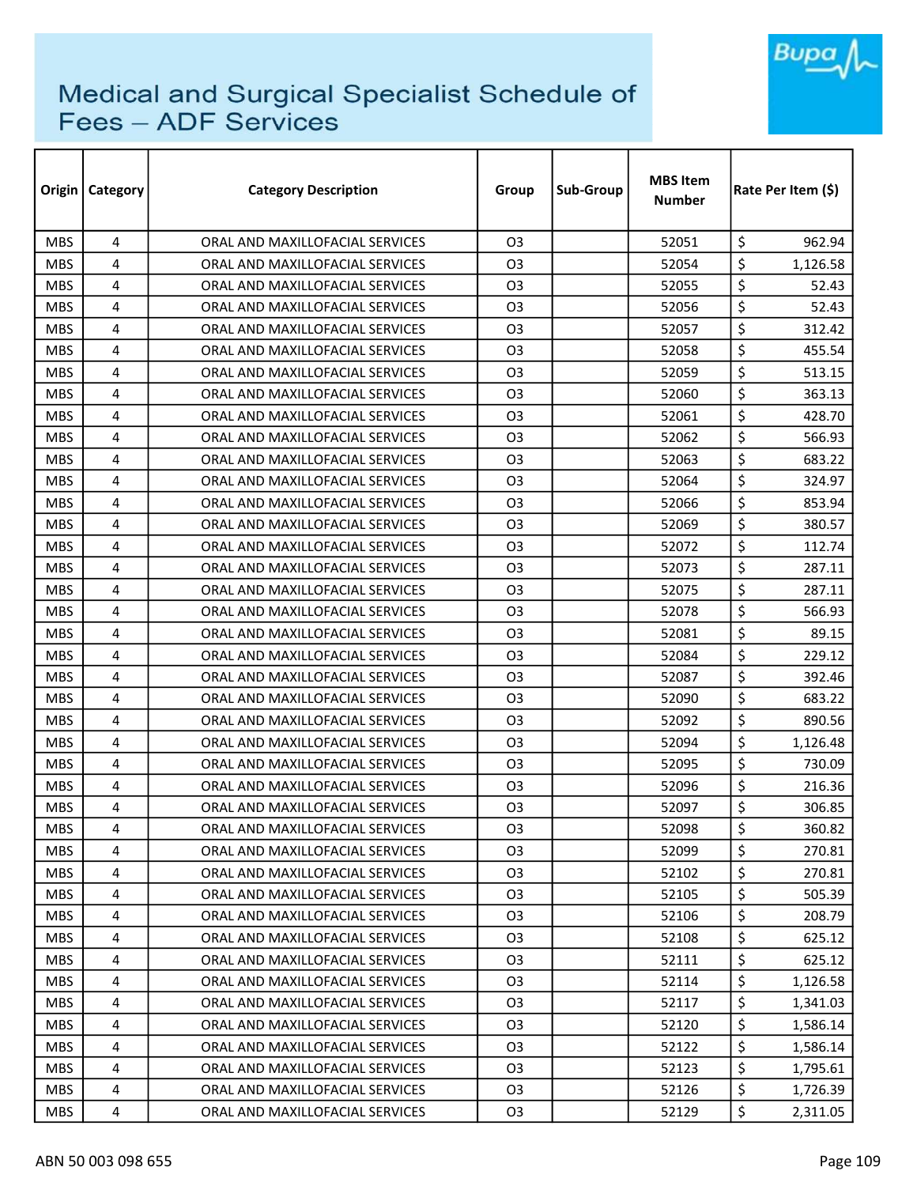# Medical and Surgical Specialist Schedule of Fees – ADF Services

| Origin | Category | Category Description | Group | Sub-Group | MBS Item Number | Rate Per Item ($) |
|---|---|---|---|---|---|---|
| MBS | 4 | ORAL AND MAXILLOFACIAL SERVICES | O3 | | 52051 | $ 962.94 |
| MBS | 4 | ORAL AND MAXILLOFACIAL SERVICES | O3 | | 52054 | $ 1,126.58 |
| MBS | 4 | ORAL AND MAXILLOFACIAL SERVICES | O3 | | 52055 | $ 52.43 |
| MBS | 4 | ORAL AND MAXILLOFACIAL SERVICES | O3 | | 52056 | $ 52.43 |
| MBS | 4 | ORAL AND MAXILLOFACIAL SERVICES | O3 | | 52057 | $ 312.42 |
| MBS | 4 | ORAL AND MAXILLOFACIAL SERVICES | O3 | | 52058 | $ 455.54 |
| MBS | 4 | ORAL AND MAXILLOFACIAL SERVICES | O3 | | 52059 | $ 513.15 |
| MBS | 4 | ORAL AND MAXILLOFACIAL SERVICES | O3 | | 52060 | $ 363.13 |
| MBS | 4 | ORAL AND MAXILLOFACIAL SERVICES | O3 | | 52061 | $ 428.70 |
| MBS | 4 | ORAL AND MAXILLOFACIAL SERVICES | O3 | | 52062 | $ 566.93 |
| MBS | 4 | ORAL AND MAXILLOFACIAL SERVICES | O3 | | 52063 | $ 683.22 |
| MBS | 4 | ORAL AND MAXILLOFACIAL SERVICES | O3 | | 52064 | $ 324.97 |
| MBS | 4 | ORAL AND MAXILLOFACIAL SERVICES | O3 | | 52066 | $ 853.94 |
| MBS | 4 | ORAL AND MAXILLOFACIAL SERVICES | O3 | | 52069 | $ 380.57 |
| MBS | 4 | ORAL AND MAXILLOFACIAL SERVICES | O3 | | 52072 | $ 112.74 |
| MBS | 4 | ORAL AND MAXILLOFACIAL SERVICES | O3 | | 52073 | $ 287.11 |
| MBS | 4 | ORAL AND MAXILLOFACIAL SERVICES | O3 | | 52075 | $ 287.11 |
| MBS | 4 | ORAL AND MAXILLOFACIAL SERVICES | O3 | | 52078 | $ 566.93 |
| MBS | 4 | ORAL AND MAXILLOFACIAL SERVICES | O3 | | 52081 | $ 89.15 |
| MBS | 4 | ORAL AND MAXILLOFACIAL SERVICES | O3 | | 52084 | $ 229.12 |
| MBS | 4 | ORAL AND MAXILLOFACIAL SERVICES | O3 | | 52087 | $ 392.46 |
| MBS | 4 | ORAL AND MAXILLOFACIAL SERVICES | O3 | | 52090 | $ 683.22 |
| MBS | 4 | ORAL AND MAXILLOFACIAL SERVICES | O3 | | 52092 | $ 890.56 |
| MBS | 4 | ORAL AND MAXILLOFACIAL SERVICES | O3 | | 52094 | $ 1,126.48 |
| MBS | 4 | ORAL AND MAXILLOFACIAL SERVICES | O3 | | 52095 | $ 730.09 |
| MBS | 4 | ORAL AND MAXILLOFACIAL SERVICES | O3 | | 52096 | $ 216.36 |
| MBS | 4 | ORAL AND MAXILLOFACIAL SERVICES | O3 | | 52097 | $ 306.85 |
| MBS | 4 | ORAL AND MAXILLOFACIAL SERVICES | O3 | | 52098 | $ 360.82 |
| MBS | 4 | ORAL AND MAXILLOFACIAL SERVICES | O3 | | 52099 | $ 270.81 |
| MBS | 4 | ORAL AND MAXILLOFACIAL SERVICES | O3 | | 52102 | $ 270.81 |
| MBS | 4 | ORAL AND MAXILLOFACIAL SERVICES | O3 | | 52105 | $ 505.39 |
| MBS | 4 | ORAL AND MAXILLOFACIAL SERVICES | O3 | | 52106 | $ 208.79 |
| MBS | 4 | ORAL AND MAXILLOFACIAL SERVICES | O3 | | 52108 | $ 625.12 |
| MBS | 4 | ORAL AND MAXILLOFACIAL SERVICES | O3 | | 52111 | $ 625.12 |
| MBS | 4 | ORAL AND MAXILLOFACIAL SERVICES | O3 | | 52114 | $ 1,126.58 |
| MBS | 4 | ORAL AND MAXILLOFACIAL SERVICES | O3 | | 52117 | $ 1,341.03 |
| MBS | 4 | ORAL AND MAXILLOFACIAL SERVICES | O3 | | 52120 | $ 1,586.14 |
| MBS | 4 | ORAL AND MAXILLOFACIAL SERVICES | O3 | | 52122 | $ 1,586.14 |
| MBS | 4 | ORAL AND MAXILLOFACIAL SERVICES | O3 | | 52123 | $ 1,795.61 |
| MBS | 4 | ORAL AND MAXILLOFACIAL SERVICES | O3 | | 52126 | $ 1,726.39 |
| MBS | 4 | ORAL AND MAXILLOFACIAL SERVICES | O3 | | 52129 | $ 2,311.05 |

ABN 50 003 098 655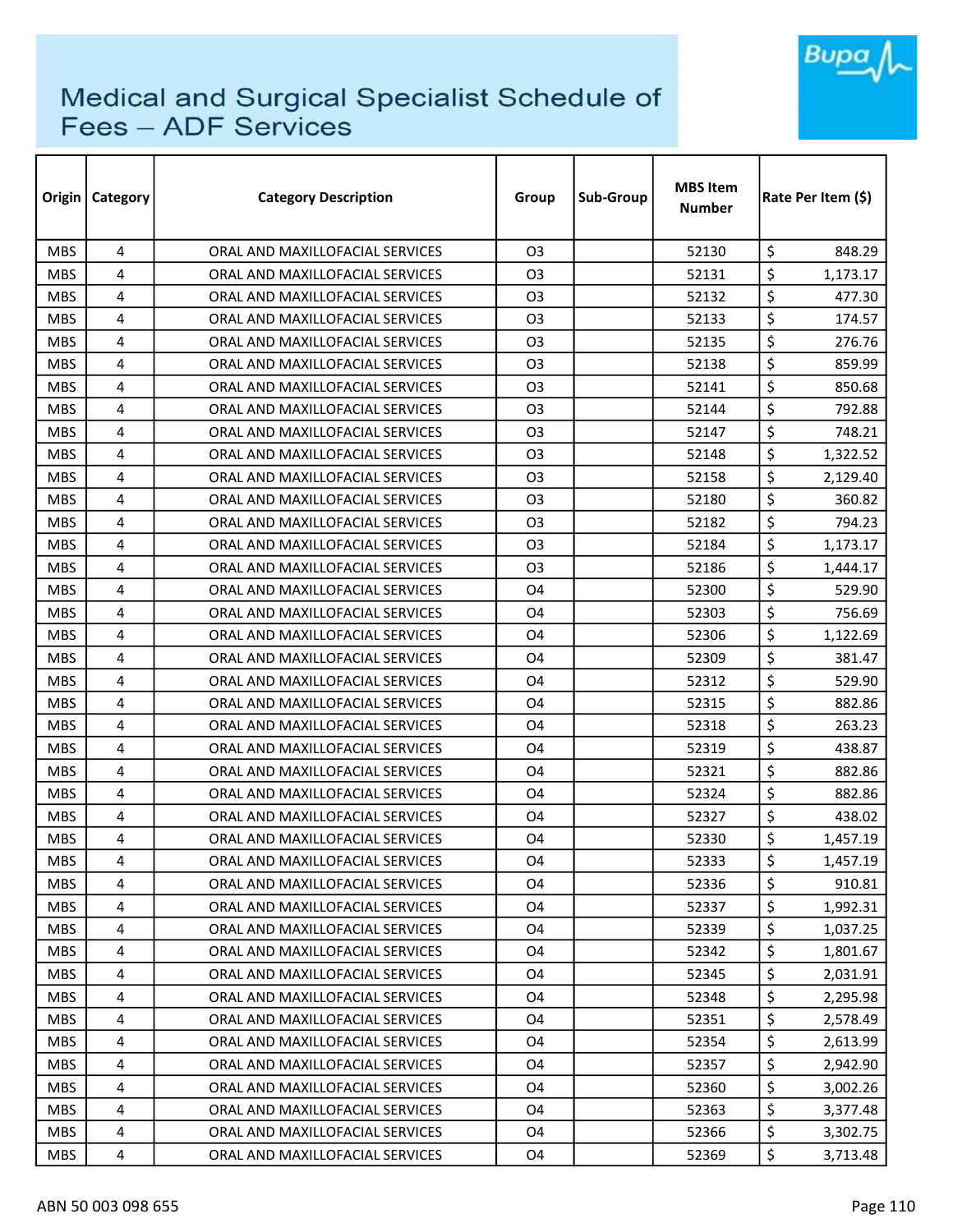# Medical and Surgical Specialist Schedule of Fees – ADF Services

| Origin | Category | Category Description | Group | Sub-Group | MBS Item Number | Rate Per Item ($) |
|---|---|---|---|---|---|---|
| MBS | 4 | ORAL AND MAXILLOFACIAL SERVICES | O3 | | 52130 | $ 848.29 |
| MBS | 4 | ORAL AND MAXILLOFACIAL SERVICES | O3 | | 52131 | $ 1,173.17 |
| MBS | 4 | ORAL AND MAXILLOFACIAL SERVICES | O3 | | 52132 | $ 477.30 |
| MBS | 4 | ORAL AND MAXILLOFACIAL SERVICES | O3 | | 52133 | $ 174.57 |
| MBS | 4 | ORAL AND MAXILLOFACIAL SERVICES | O3 | | 52135 | $ 276.76 |
| MBS | 4 | ORAL AND MAXILLOFACIAL SERVICES | O3 | | 52138 | $ 859.99 |
| MBS | 4 | ORAL AND MAXILLOFACIAL SERVICES | O3 | | 52141 | $ 850.68 |
| MBS | 4 | ORAL AND MAXILLOFACIAL SERVICES | O3 | | 52144 | $ 792.88 |
| MBS | 4 | ORAL AND MAXILLOFACIAL SERVICES | O3 | | 52147 | $ 748.21 |
| MBS | 4 | ORAL AND MAXILLOFACIAL SERVICES | O3 | | 52148 | $ 1,322.52 |
| MBS | 4 | ORAL AND MAXILLOFACIAL SERVICES | O3 | | 52158 | $ 2,129.40 |
| MBS | 4 | ORAL AND MAXILLOFACIAL SERVICES | O3 | | 52180 | $ 360.82 |
| MBS | 4 | ORAL AND MAXILLOFACIAL SERVICES | O3 | | 52182 | $ 794.23 |
| MBS | 4 | ORAL AND MAXILLOFACIAL SERVICES | O3 | | 52184 | $ 1,173.17 |
| MBS | 4 | ORAL AND MAXILLOFACIAL SERVICES | O3 | | 52186 | $ 1,444.17 |
| MBS | 4 | ORAL AND MAXILLOFACIAL SERVICES | O4 | | 52300 | $ 529.90 |
| MBS | 4 | ORAL AND MAXILLOFACIAL SERVICES | O4 | | 52303 | $ 756.69 |
| MBS | 4 | ORAL AND MAXILLOFACIAL SERVICES | O4 | | 52306 | $ 1,122.69 |
| MBS | 4 | ORAL AND MAXILLOFACIAL SERVICES | O4 | | 52309 | $ 381.47 |
| MBS | 4 | ORAL AND MAXILLOFACIAL SERVICES | O4 | | 52312 | $ 529.90 |
| MBS | 4 | ORAL AND MAXILLOFACIAL SERVICES | O4 | | 52315 | $ 882.86 |
| MBS | 4 | ORAL AND MAXILLOFACIAL SERVICES | O4 | | 52318 | $ 263.23 |
| MBS | 4 | ORAL AND MAXILLOFACIAL SERVICES | O4 | | 52319 | $ 438.87 |
| MBS | 4 | ORAL AND MAXILLOFACIAL SERVICES | O4 | | 52321 | $ 882.86 |
| MBS | 4 | ORAL AND MAXILLOFACIAL SERVICES | O4 | | 52324 | $ 882.86 |
| MBS | 4 | ORAL AND MAXILLOFACIAL SERVICES | O4 | | 52327 | $ 438.02 |
| MBS | 4 | ORAL AND MAXILLOFACIAL SERVICES | O4 | | 52330 | $ 1,457.19 |
| MBS | 4 | ORAL AND MAXILLOFACIAL SERVICES | O4 | | 52333 | $ 1,457.19 |
| MBS | 4 | ORAL AND MAXILLOFACIAL SERVICES | O4 | | 52336 | $ 910.81 |
| MBS | 4 | ORAL AND MAXILLOFACIAL SERVICES | O4 | | 52337 | $ 1,992.31 |
| MBS | 4 | ORAL AND MAXILLOFACIAL SERVICES | O4 | | 52339 | $ 1,037.25 |
| MBS | 4 | ORAL AND MAXILLOFACIAL SERVICES | O4 | | 52342 | $ 1,801.67 |
| MBS | 4 | ORAL AND MAXILLOFACIAL SERVICES | O4 | | 52345 | $ 2,031.91 |
| MBS | 4 | ORAL AND MAXILLOFACIAL SERVICES | O4 | | 52348 | $ 2,295.98 |
| MBS | 4 | ORAL AND MAXILLOFACIAL SERVICES | O4 | | 52351 | $ 2,578.49 |
| MBS | 4 | ORAL AND MAXILLOFACIAL SERVICES | O4 | | 52354 | $ 2,613.99 |
| MBS | 4 | ORAL AND MAXILLOFACIAL SERVICES | O4 | | 52357 | $ 2,942.90 |
| MBS | 4 | ORAL AND MAXILLOFACIAL SERVICES | O4 | | 52360 | $ 3,002.26 |
| MBS | 4 | ORAL AND MAXILLOFACIAL SERVICES | O4 | | 52363 | $ 3,377.48 |
| MBS | 4 | ORAL AND MAXILLOFACIAL SERVICES | O4 | | 52366 | $ 3,302.75 |
| MBS | 4 | ORAL AND MAXILLOFACIAL SERVICES | O4 | | 52369 | $ 3,713.48 |

ABN 50 003 098 655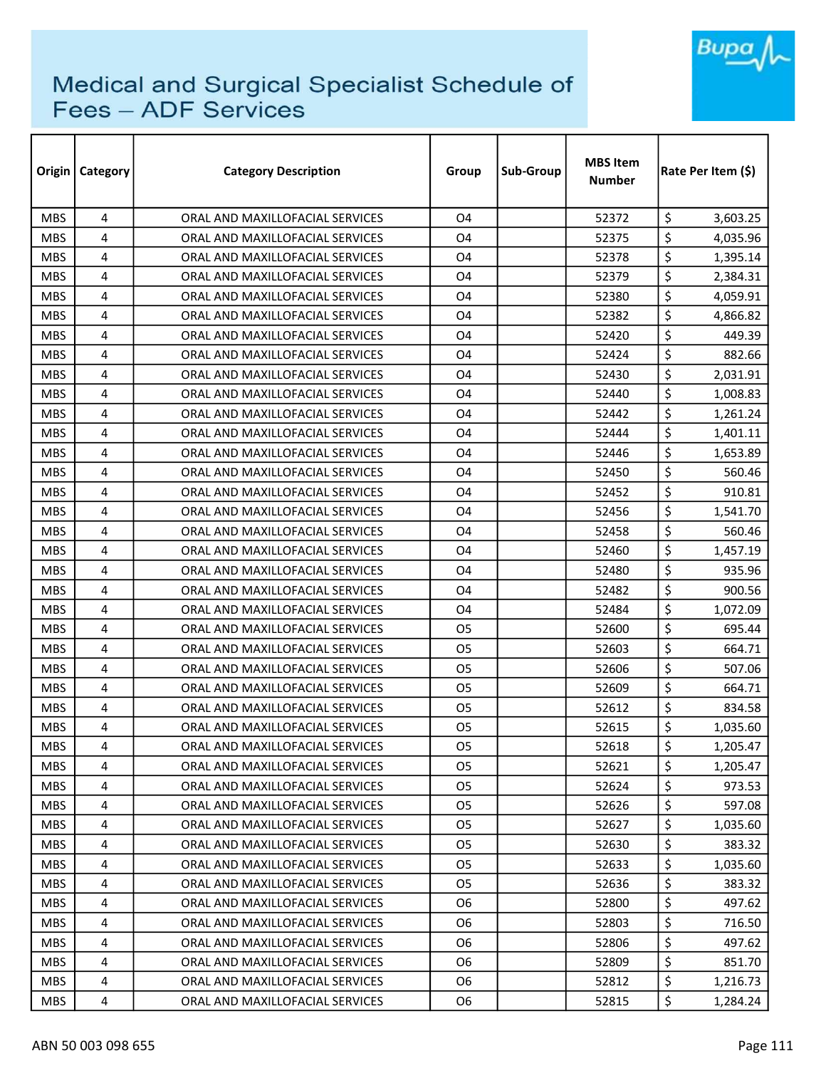# Medical and Surgical Specialist Schedule of Fees – ADF Services

| Origin | Category | Category Description | Group | Sub-Group | MBS Item Number | Rate Per Item ($) |
|---|---|---|---|---|---|---|
| MBS | 4 | ORAL AND MAXILLOFACIAL SERVICES | O4 | | 52372 | $ 3,603.25 |
| MBS | 4 | ORAL AND MAXILLOFACIAL SERVICES | O4 | | 52375 | $ 4,035.96 |
| MBS | 4 | ORAL AND MAXILLOFACIAL SERVICES | O4 | | 52378 | $ 1,395.14 |
| MBS | 4 | ORAL AND MAXILLOFACIAL SERVICES | O4 | | 52379 | $ 2,384.31 |
| MBS | 4 | ORAL AND MAXILLOFACIAL SERVICES | O4 | | 52380 | $ 4,059.91 |
| MBS | 4 | ORAL AND MAXILLOFACIAL SERVICES | O4 | | 52382 | $ 4,866.82 |
| MBS | 4 | ORAL AND MAXILLOFACIAL SERVICES | O4 | | 52420 | $ 449.39 |
| MBS | 4 | ORAL AND MAXILLOFACIAL SERVICES | O4 | | 52424 | $ 882.66 |
| MBS | 4 | ORAL AND MAXILLOFACIAL SERVICES | O4 | | 52430 | $ 2,031.91 |
| MBS | 4 | ORAL AND MAXILLOFACIAL SERVICES | O4 | | 52440 | $ 1,008.83 |
| MBS | 4 | ORAL AND MAXILLOFACIAL SERVICES | O4 | | 52442 | $ 1,261.24 |
| MBS | 4 | ORAL AND MAXILLOFACIAL SERVICES | O4 | | 52444 | $ 1,401.11 |
| MBS | 4 | ORAL AND MAXILLOFACIAL SERVICES | O4 | | 52446 | $ 1,653.89 |
| MBS | 4 | ORAL AND MAXILLOFACIAL SERVICES | O4 | | 52450 | $ 560.46 |
| MBS | 4 | ORAL AND MAXILLOFACIAL SERVICES | O4 | | 52452 | $ 910.81 |
| MBS | 4 | ORAL AND MAXILLOFACIAL SERVICES | O4 | | 52456 | $ 1,541.70 |
| MBS | 4 | ORAL AND MAXILLOFACIAL SERVICES | O4 | | 52458 | $ 560.46 |
| MBS | 4 | ORAL AND MAXILLOFACIAL SERVICES | O4 | | 52460 | $ 1,457.19 |
| MBS | 4 | ORAL AND MAXILLOFACIAL SERVICES | O4 | | 52480 | $ 935.96 |
| MBS | 4 | ORAL AND MAXILLOFACIAL SERVICES | O4 | | 52482 | $ 900.56 |
| MBS | 4 | ORAL AND MAXILLOFACIAL SERVICES | O4 | | 52484 | $ 1,072.09 |
| MBS | 4 | ORAL AND MAXILLOFACIAL SERVICES | O5 | | 52600 | $ 695.44 |
| MBS | 4 | ORAL AND MAXILLOFACIAL SERVICES | O5 | | 52603 | $ 664.71 |
| MBS | 4 | ORAL AND MAXILLOFACIAL SERVICES | O5 | | 52606 | $ 507.06 |
| MBS | 4 | ORAL AND MAXILLOFACIAL SERVICES | O5 | | 52609 | $ 664.71 |
| MBS | 4 | ORAL AND MAXILLOFACIAL SERVICES | O5 | | 52612 | $ 834.58 |
| MBS | 4 | ORAL AND MAXILLOFACIAL SERVICES | O5 | | 52615 | $ 1,035.60 |
| MBS | 4 | ORAL AND MAXILLOFACIAL SERVICES | O5 | | 52618 | $ 1,205.47 |
| MBS | 4 | ORAL AND MAXILLOFACIAL SERVICES | O5 | | 52621 | $ 1,205.47 |
| MBS | 4 | ORAL AND MAXILLOFACIAL SERVICES | O5 | | 52624 | $ 973.53 |
| MBS | 4 | ORAL AND MAXILLOFACIAL SERVICES | O5 | | 52626 | $ 597.08 |
| MBS | 4 | ORAL AND MAXILLOFACIAL SERVICES | O5 | | 52627 | $ 1,035.60 |
| MBS | 4 | ORAL AND MAXILLOFACIAL SERVICES | O5 | | 52630 | $ 383.32 |
| MBS | 4 | ORAL AND MAXILLOFACIAL SERVICES | O5 | | 52633 | $ 1,035.60 |
| MBS | 4 | ORAL AND MAXILLOFACIAL SERVICES | O5 | | 52636 | $ 383.32 |
| MBS | 4 | ORAL AND MAXILLOFACIAL SERVICES | O6 | | 52800 | $ 497.62 |
| MBS | 4 | ORAL AND MAXILLOFACIAL SERVICES | O6 | | 52803 | $ 716.50 |
| MBS | 4 | ORAL AND MAXILLOFACIAL SERVICES | O6 | | 52806 | $ 497.62 |
| MBS | 4 | ORAL AND MAXILLOFACIAL SERVICES | O6 | | 52809 | $ 851.70 |
| MBS | 4 | ORAL AND MAXILLOFACIAL SERVICES | O6 | | 52812 | $ 1,216.73 |
| MBS | 4 | ORAL AND MAXILLOFACIAL SERVICES | O6 | | 52815 | $ 1,284.24 |

ABN 50 003 098 655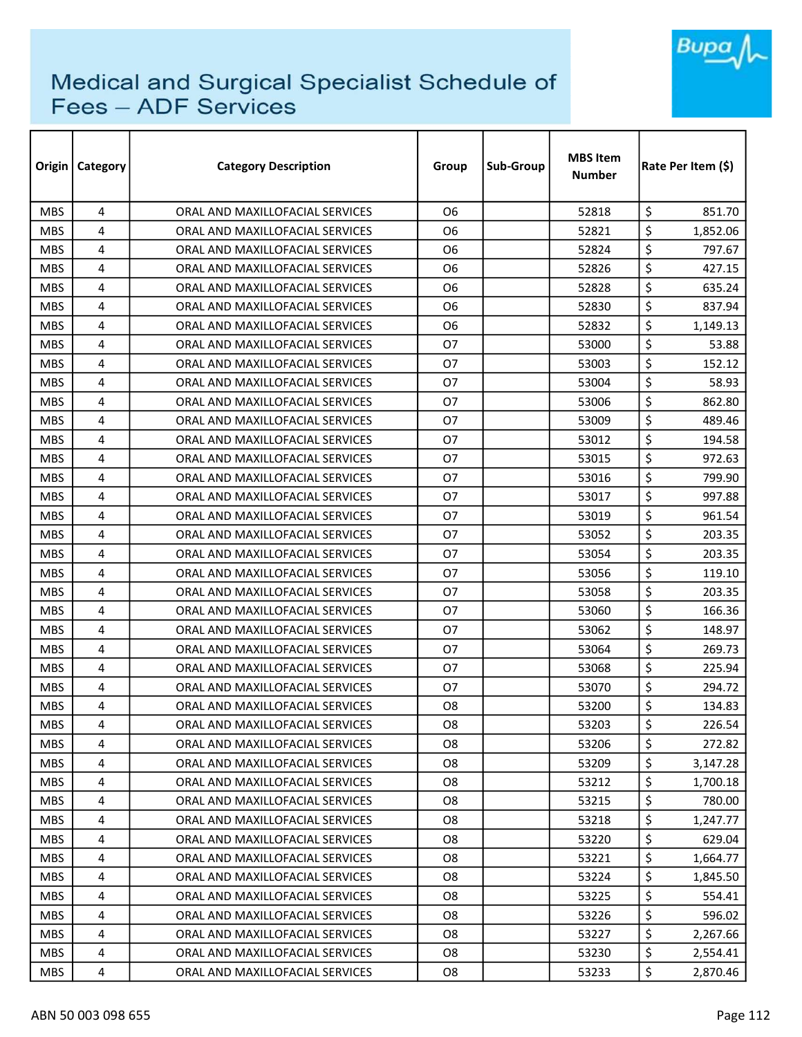# Medical and Surgical Specialist Schedule of Fees – ADF Services

| Origin | Category | Category Description | Group | Sub-Group | MBS Item Number | Rate Per Item ($) |
|---|---|---|---|---|---|---|
| MBS | 4 | ORAL AND MAXILLOFACIAL SERVICES | O6 | | 52818 | $ 851.70 |
| MBS | 4 | ORAL AND MAXILLOFACIAL SERVICES | O6 | | 52821 | $ 1,852.06 |
| MBS | 4 | ORAL AND MAXILLOFACIAL SERVICES | O6 | | 52824 | $ 797.67 |
| MBS | 4 | ORAL AND MAXILLOFACIAL SERVICES | O6 | | 52826 | $ 427.15 |
| MBS | 4 | ORAL AND MAXILLOFACIAL SERVICES | O6 | | 52828 | $ 635.24 |
| MBS | 4 | ORAL AND MAXILLOFACIAL SERVICES | O6 | | 52830 | $ 837.94 |
| MBS | 4 | ORAL AND MAXILLOFACIAL SERVICES | O6 | | 52832 | $ 1,149.13 |
| MBS | 4 | ORAL AND MAXILLOFACIAL SERVICES | O7 | | 53000 | $ 53.88 |
| MBS | 4 | ORAL AND MAXILLOFACIAL SERVICES | O7 | | 53003 | $ 152.12 |
| MBS | 4 | ORAL AND MAXILLOFACIAL SERVICES | O7 | | 53004 | $ 58.93 |
| MBS | 4 | ORAL AND MAXILLOFACIAL SERVICES | O7 | | 53006 | $ 862.80 |
| MBS | 4 | ORAL AND MAXILLOFACIAL SERVICES | O7 | | 53009 | $ 489.46 |
| MBS | 4 | ORAL AND MAXILLOFACIAL SERVICES | O7 | | 53012 | $ 194.58 |
| MBS | 4 | ORAL AND MAXILLOFACIAL SERVICES | O7 | | 53015 | $ 972.63 |
| MBS | 4 | ORAL AND MAXILLOFACIAL SERVICES | O7 | | 53016 | $ 799.90 |
| MBS | 4 | ORAL AND MAXILLOFACIAL SERVICES | O7 | | 53017 | $ 997.88 |
| MBS | 4 | ORAL AND MAXILLOFACIAL SERVICES | O7 | | 53019 | $ 961.54 |
| MBS | 4 | ORAL AND MAXILLOFACIAL SERVICES | O7 | | 53052 | $ 203.35 |
| MBS | 4 | ORAL AND MAXILLOFACIAL SERVICES | O7 | | 53054 | $ 203.35 |
| MBS | 4 | ORAL AND MAXILLOFACIAL SERVICES | O7 | | 53056 | $ 119.10 |
| MBS | 4 | ORAL AND MAXILLOFACIAL SERVICES | O7 | | 53058 | $ 203.35 |
| MBS | 4 | ORAL AND MAXILLOFACIAL SERVICES | O7 | | 53060 | $ 166.36 |
| MBS | 4 | ORAL AND MAXILLOFACIAL SERVICES | O7 | | 53062 | $ 148.97 |
| MBS | 4 | ORAL AND MAXILLOFACIAL SERVICES | O7 | | 53064 | $ 269.73 |
| MBS | 4 | ORAL AND MAXILLOFACIAL SERVICES | O7 | | 53068 | $ 225.94 |
| MBS | 4 | ORAL AND MAXILLOFACIAL SERVICES | O7 | | 53070 | $ 294.72 |
| MBS | 4 | ORAL AND MAXILLOFACIAL SERVICES | O8 | | 53200 | $ 134.83 |
| MBS | 4 | ORAL AND MAXILLOFACIAL SERVICES | O8 | | 53203 | $ 226.54 |
| MBS | 4 | ORAL AND MAXILLOFACIAL SERVICES | O8 | | 53206 | $ 272.82 |
| MBS | 4 | ORAL AND MAXILLOFACIAL SERVICES | O8 | | 53209 | $ 3,147.28 |
| MBS | 4 | ORAL AND MAXILLOFACIAL SERVICES | O8 | | 53212 | $ 1,700.18 |
| MBS | 4 | ORAL AND MAXILLOFACIAL SERVICES | O8 | | 53215 | $ 780.00 |
| MBS | 4 | ORAL AND MAXILLOFACIAL SERVICES | O8 | | 53218 | $ 1,247.77 |
| MBS | 4 | ORAL AND MAXILLOFACIAL SERVICES | O8 | | 53220 | $ 629.04 |
| MBS | 4 | ORAL AND MAXILLOFACIAL SERVICES | O8 | | 53221 | $ 1,664.77 |
| MBS | 4 | ORAL AND MAXILLOFACIAL SERVICES | O8 | | 53224 | $ 1,845.50 |
| MBS | 4 | ORAL AND MAXILLOFACIAL SERVICES | O8 | | 53225 | $ 554.41 |
| MBS | 4 | ORAL AND MAXILLOFACIAL SERVICES | O8 | | 53226 | $ 596.02 |
| MBS | 4 | ORAL AND MAXILLOFACIAL SERVICES | O8 | | 53227 | $ 2,267.66 |
| MBS | 4 | ORAL AND MAXILLOFACIAL SERVICES | O8 | | 53230 | $ 2,554.41 |
| MBS | 4 | ORAL AND MAXILLOFACIAL SERVICES | O8 | | 53233 | $ 2,870.46 |

ABN 50 003 098 655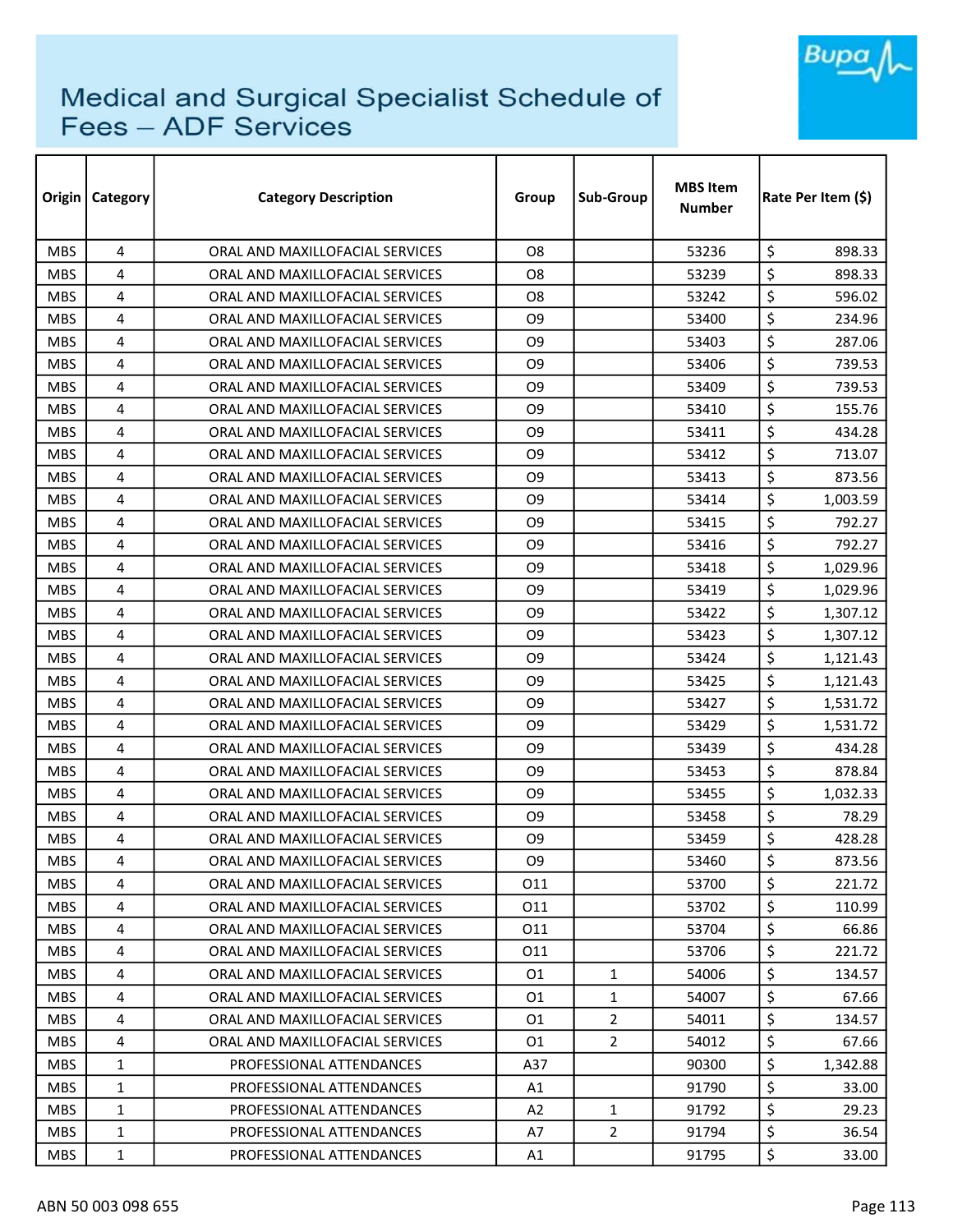# Medical and Surgical Specialist Schedule of Fees – ADF Services

| Origin | Category | Category Description | Group | Sub-Group | MBS Item Number | Rate Per Item ($) |
|---|---|---|---|---|---|---|
| MBS | 4 | ORAL AND MAXILLOFACIAL SERVICES | O8 | | 53236 | $ 898.33 |
| MBS | 4 | ORAL AND MAXILLOFACIAL SERVICES | O8 | | 53239 | $ 898.33 |
| MBS | 4 | ORAL AND MAXILLOFACIAL SERVICES | O8 | | 53242 | $ 596.02 |
| MBS | 4 | ORAL AND MAXILLOFACIAL SERVICES | O9 | | 53400 | $ 234.96 |
| MBS | 4 | ORAL AND MAXILLOFACIAL SERVICES | O9 | | 53403 | $ 287.06 |
| MBS | 4 | ORAL AND MAXILLOFACIAL SERVICES | O9 | | 53406 | $ 739.53 |
| MBS | 4 | ORAL AND MAXILLOFACIAL SERVICES | O9 | | 53409 | $ 739.53 |
| MBS | 4 | ORAL AND MAXILLOFACIAL SERVICES | O9 | | 53410 | $ 155.76 |
| MBS | 4 | ORAL AND MAXILLOFACIAL SERVICES | O9 | | 53411 | $ 434.28 |
| MBS | 4 | ORAL AND MAXILLOFACIAL SERVICES | O9 | | 53412 | $ 713.07 |
| MBS | 4 | ORAL AND MAXILLOFACIAL SERVICES | O9 | | 53413 | $ 873.56 |
| MBS | 4 | ORAL AND MAXILLOFACIAL SERVICES | O9 | | 53414 | $ 1,003.59 |
| MBS | 4 | ORAL AND MAXILLOFACIAL SERVICES | O9 | | 53415 | $ 792.27 |
| MBS | 4 | ORAL AND MAXILLOFACIAL SERVICES | O9 | | 53416 | $ 792.27 |
| MBS | 4 | ORAL AND MAXILLOFACIAL SERVICES | O9 | | 53418 | $ 1,029.96 |
| MBS | 4 | ORAL AND MAXILLOFACIAL SERVICES | O9 | | 53419 | $ 1,029.96 |
| MBS | 4 | ORAL AND MAXILLOFACIAL SERVICES | O9 | | 53422 | $ 1,307.12 |
| MBS | 4 | ORAL AND MAXILLOFACIAL SERVICES | O9 | | 53423 | $ 1,307.12 |
| MBS | 4 | ORAL AND MAXILLOFACIAL SERVICES | O9 | | 53424 | $ 1,121.43 |
| MBS | 4 | ORAL AND MAXILLOFACIAL SERVICES | O9 | | 53425 | $ 1,121.43 |
| MBS | 4 | ORAL AND MAXILLOFACIAL SERVICES | O9 | | 53427 | $ 1,531.72 |
| MBS | 4 | ORAL AND MAXILLOFACIAL SERVICES | O9 | | 53429 | $ 1,531.72 |
| MBS | 4 | ORAL AND MAXILLOFACIAL SERVICES | O9 | | 53439 | $ 434.28 |
| MBS | 4 | ORAL AND MAXILLOFACIAL SERVICES | O9 | | 53453 | $ 878.84 |
| MBS | 4 | ORAL AND MAXILLOFACIAL SERVICES | O9 | | 53455 | $ 1,032.33 |
| MBS | 4 | ORAL AND MAXILLOFACIAL SERVICES | O9 | | 53458 | $ 78.29 |
| MBS | 4 | ORAL AND MAXILLOFACIAL SERVICES | O9 | | 53459 | $ 428.28 |
| MBS | 4 | ORAL AND MAXILLOFACIAL SERVICES | O9 | | 53460 | $ 873.56 |
| MBS | 4 | ORAL AND MAXILLOFACIAL SERVICES | O11 | | 53700 | $ 221.72 |
| MBS | 4 | ORAL AND MAXILLOFACIAL SERVICES | O11 | | 53702 | $ 110.99 |
| MBS | 4 | ORAL AND MAXILLOFACIAL SERVICES | O11 | | 53704 | $ 66.86 |
| MBS | 4 | ORAL AND MAXILLOFACIAL SERVICES | O11 | | 53706 | $ 221.72 |
| MBS | 4 | ORAL AND MAXILLOFACIAL SERVICES | O1 | 1 | 54006 | $ 134.57 |
| MBS | 4 | ORAL AND MAXILLOFACIAL SERVICES | O1 | 1 | 54007 | $ 67.66 |
| MBS | 4 | ORAL AND MAXILLOFACIAL SERVICES | O1 | 2 | 54011 | $ 134.57 |
| MBS | 4 | ORAL AND MAXILLOFACIAL SERVICES | O1 | 2 | 54012 | $ 67.66 |
| MBS | 1 | PROFESSIONAL ATTENDANCES | A37 | | 90300 | $ 1,342.88 |
| MBS | 1 | PROFESSIONAL ATTENDANCES | A1 | | 91790 | $ 33.00 |
| MBS | 1 | PROFESSIONAL ATTENDANCES | A2 | 1 | 91792 | $ 29.23 |
| MBS | 1 | PROFESSIONAL ATTENDANCES | A7 | 2 | 91794 | $ 36.54 |
| MBS | 1 | PROFESSIONAL ATTENDANCES | A1 | | 91795 | $ 33.00 |

ABN 50 003 098 655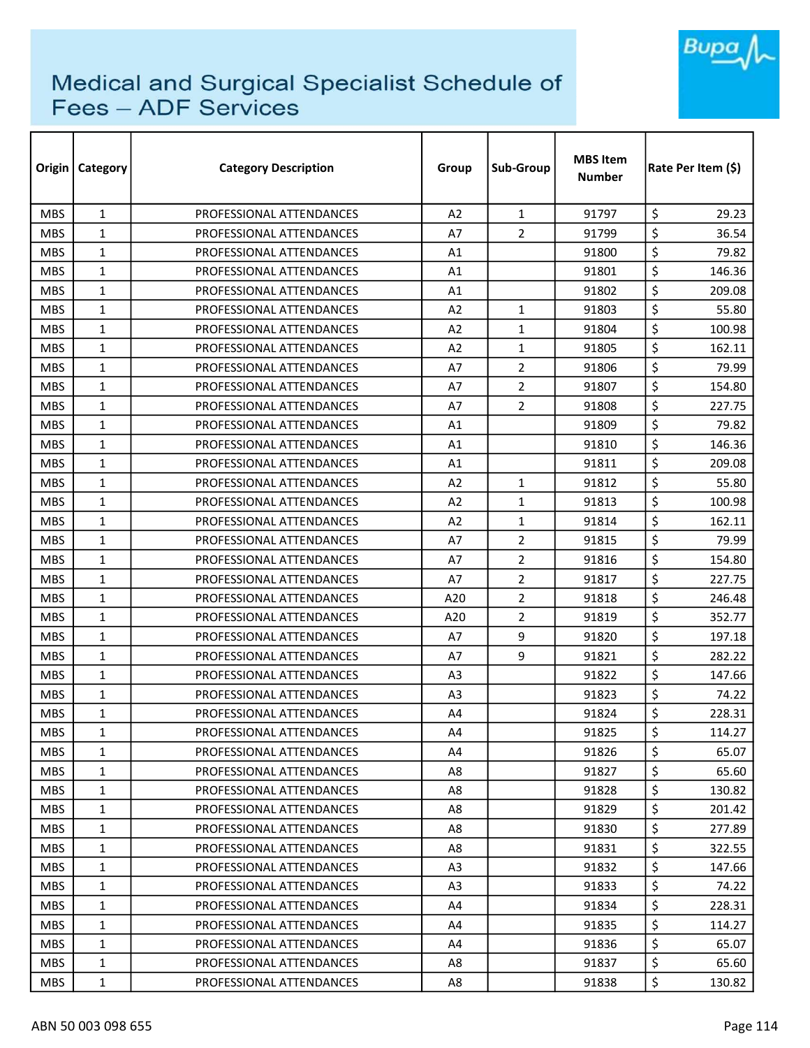# Medical and Surgical Specialist Schedule of Fees – ADF Services

| Origin | Category | Category Description | Group | Sub-Group | MBS Item Number | Rate Per Item ($) |
|---|---|---|---|---|---|---|
| MBS | 1 | PROFESSIONAL ATTENDANCES | A2 | 1 | 91797 | $ 29.23 |
| MBS | 1 | PROFESSIONAL ATTENDANCES | A7 | 2 | 91799 | $ 36.54 |
| MBS | 1 | PROFESSIONAL ATTENDANCES | A1 | | 91800 | $ 79.82 |
| MBS | 1 | PROFESSIONAL ATTENDANCES | A1 | | 91801 | $ 146.36 |
| MBS | 1 | PROFESSIONAL ATTENDANCES | A1 | | 91802 | $ 209.08 |
| MBS | 1 | PROFESSIONAL ATTENDANCES | A2 | 1 | 91803 | $ 55.80 |
| MBS | 1 | PROFESSIONAL ATTENDANCES | A2 | 1 | 91804 | $ 100.98 |
| MBS | 1 | PROFESSIONAL ATTENDANCES | A2 | 1 | 91805 | $ 162.11 |
| MBS | 1 | PROFESSIONAL ATTENDANCES | A7 | 2 | 91806 | $ 79.99 |
| MBS | 1 | PROFESSIONAL ATTENDANCES | A7 | 2 | 91807 | $ 154.80 |
| MBS | 1 | PROFESSIONAL ATTENDANCES | A7 | 2 | 91808 | $ 227.75 |
| MBS | 1 | PROFESSIONAL ATTENDANCES | A1 | | 91809 | $ 79.82 |
| MBS | 1 | PROFESSIONAL ATTENDANCES | A1 | | 91810 | $ 146.36 |
| MBS | 1 | PROFESSIONAL ATTENDANCES | A1 | | 91811 | $ 209.08 |
| MBS | 1 | PROFESSIONAL ATTENDANCES | A2 | 1 | 91812 | $ 55.80 |
| MBS | 1 | PROFESSIONAL ATTENDANCES | A2 | 1 | 91813 | $ 100.98 |
| MBS | 1 | PROFESSIONAL ATTENDANCES | A2 | 1 | 91814 | $ 162.11 |
| MBS | 1 | PROFESSIONAL ATTENDANCES | A7 | 2 | 91815 | $ 79.99 |
| MBS | 1 | PROFESSIONAL ATTENDANCES | A7 | 2 | 91816 | $ 154.80 |
| MBS | 1 | PROFESSIONAL ATTENDANCES | A7 | 2 | 91817 | $ 227.75 |
| MBS | 1 | PROFESSIONAL ATTENDANCES | A20 | 2 | 91818 | $ 246.48 |
| MBS | 1 | PROFESSIONAL ATTENDANCES | A20 | 2 | 91819 | $ 352.77 |
| MBS | 1 | PROFESSIONAL ATTENDANCES | A7 | 9 | 91820 | $ 197.18 |
| MBS | 1 | PROFESSIONAL ATTENDANCES | A7 | 9 | 91821 | $ 282.22 |
| MBS | 1 | PROFESSIONAL ATTENDANCES | A3 | | 91822 | $ 147.66 |
| MBS | 1 | PROFESSIONAL ATTENDANCES | A3 | | 91823 | $ 74.22 |
| MBS | 1 | PROFESSIONAL ATTENDANCES | A4 | | 91824 | $ 228.31 |
| MBS | 1 | PROFESSIONAL ATTENDANCES | A4 | | 91825 | $ 114.27 |
| MBS | 1 | PROFESSIONAL ATTENDANCES | A4 | | 91826 | $ 65.07 |
| MBS | 1 | PROFESSIONAL ATTENDANCES | A8 | | 91827 | $ 65.60 |
| MBS | 1 | PROFESSIONAL ATTENDANCES | A8 | | 91828 | $ 130.82 |
| MBS | 1 | PROFESSIONAL ATTENDANCES | A8 | | 91829 | $ 201.42 |
| MBS | 1 | PROFESSIONAL ATTENDANCES | A8 | | 91830 | $ 277.89 |
| MBS | 1 | PROFESSIONAL ATTENDANCES | A8 | | 91831 | $ 322.55 |
| MBS | 1 | PROFESSIONAL ATTENDANCES | A3 | | 91832 | $ 147.66 |
| MBS | 1 | PROFESSIONAL ATTENDANCES | A3 | | 91833 | $ 74.22 |
| MBS | 1 | PROFESSIONAL ATTENDANCES | A4 | | 91834 | $ 228.31 |
| MBS | 1 | PROFESSIONAL ATTENDANCES | A4 | | 91835 | $ 114.27 |
| MBS | 1 | PROFESSIONAL ATTENDANCES | A4 | | 91836 | $ 65.07 |
| MBS | 1 | PROFESSIONAL ATTENDANCES | A8 | | 91837 | $ 65.60 |
| MBS | 1 | PROFESSIONAL ATTENDANCES | A8 | | 91838 | $ 130.82 |

ABN 50 003 098 655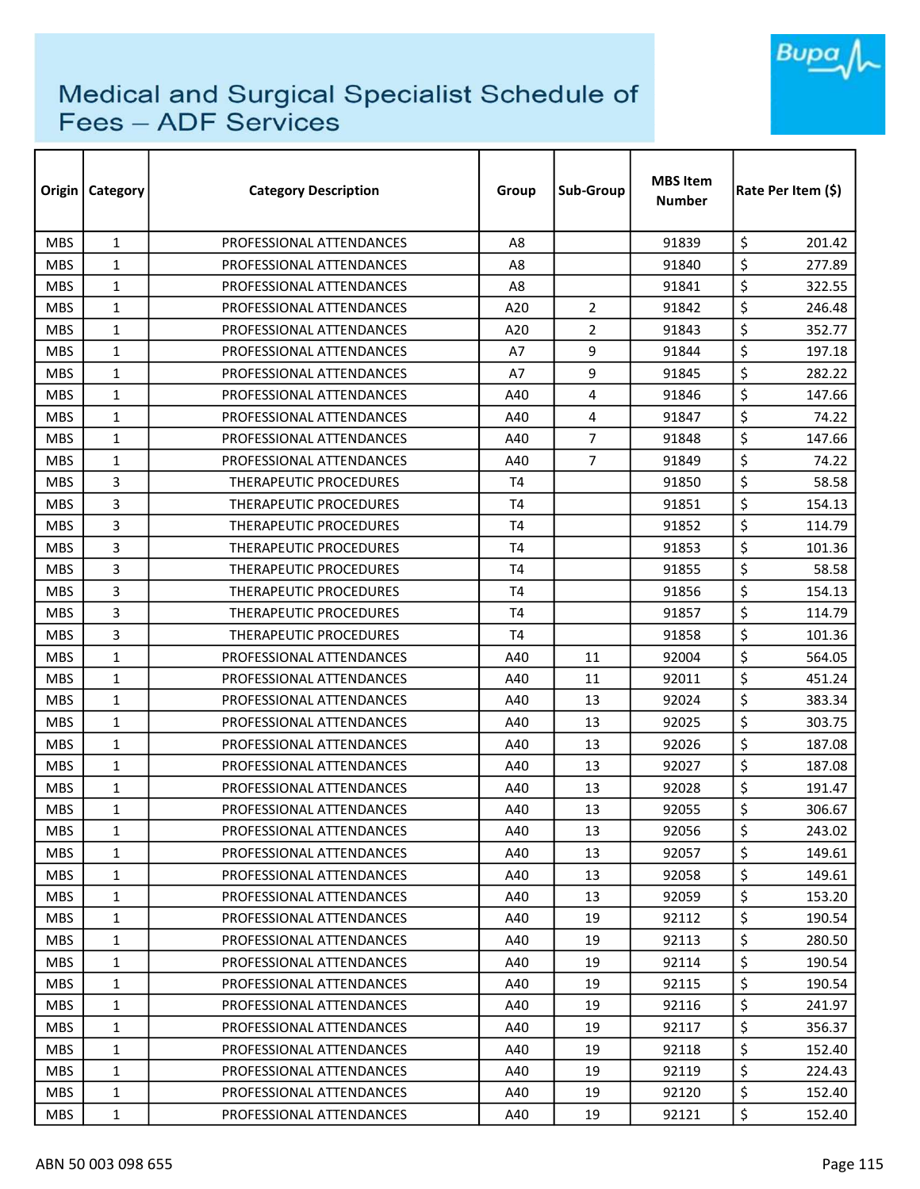# Medical and Surgical Specialist Schedule of Fees – ADF Services

| Origin | Category | Category Description | Group | Sub-Group | MBS Item Number | Rate Per Item ($) |
|---|---|---|---|---|---|---|
| MBS | 1 | PROFESSIONAL ATTENDANCES | A8 | | 91839 | $ 201.42 |
| MBS | 1 | PROFESSIONAL ATTENDANCES | A8 | | 91840 | $ 277.89 |
| MBS | 1 | PROFESSIONAL ATTENDANCES | A8 | | 91841 | $ 322.55 |
| MBS | 1 | PROFESSIONAL ATTENDANCES | A20 | 2 | 91842 | $ 246.48 |
| MBS | 1 | PROFESSIONAL ATTENDANCES | A20 | 2 | 91843 | $ 352.77 |
| MBS | 1 | PROFESSIONAL ATTENDANCES | A7 | 9 | 91844 | $ 197.18 |
| MBS | 1 | PROFESSIONAL ATTENDANCES | A7 | 9 | 91845 | $ 282.22 |
| MBS | 1 | PROFESSIONAL ATTENDANCES | A40 | 4 | 91846 | $ 147.66 |
| MBS | 1 | PROFESSIONAL ATTENDANCES | A40 | 4 | 91847 | $ 74.22 |
| MBS | 1 | PROFESSIONAL ATTENDANCES | A40 | 7 | 91848 | $ 147.66 |
| MBS | 1 | PROFESSIONAL ATTENDANCES | A40 | 7 | 91849 | $ 74.22 |
| MBS | 3 | THERAPEUTIC PROCEDURES | T4 | | 91850 | $ 58.58 |
| MBS | 3 | THERAPEUTIC PROCEDURES | T4 | | 91851 | $ 154.13 |
| MBS | 3 | THERAPEUTIC PROCEDURES | T4 | | 91852 | $ 114.79 |
| MBS | 3 | THERAPEUTIC PROCEDURES | T4 | | 91853 | $ 101.36 |
| MBS | 3 | THERAPEUTIC PROCEDURES | T4 | | 91855 | $ 58.58 |
| MBS | 3 | THERAPEUTIC PROCEDURES | T4 | | 91856 | $ 154.13 |
| MBS | 3 | THERAPEUTIC PROCEDURES | T4 | | 91857 | $ 114.79 |
| MBS | 3 | THERAPEUTIC PROCEDURES | T4 | | 91858 | $ 101.36 |
| MBS | 1 | PROFESSIONAL ATTENDANCES | A40 | 11 | 92004 | $ 564.05 |
| MBS | 1 | PROFESSIONAL ATTENDANCES | A40 | 11 | 92011 | $ 451.24 |
| MBS | 1 | PROFESSIONAL ATTENDANCES | A40 | 13 | 92024 | $ 383.34 |
| MBS | 1 | PROFESSIONAL ATTENDANCES | A40 | 13 | 92025 | $ 303.75 |
| MBS | 1 | PROFESSIONAL ATTENDANCES | A40 | 13 | 92026 | $ 187.08 |
| MBS | 1 | PROFESSIONAL ATTENDANCES | A40 | 13 | 92027 | $ 187.08 |
| MBS | 1 | PROFESSIONAL ATTENDANCES | A40 | 13 | 92028 | $ 191.47 |
| MBS | 1 | PROFESSIONAL ATTENDANCES | A40 | 13 | 92055 | $ 306.67 |
| MBS | 1 | PROFESSIONAL ATTENDANCES | A40 | 13 | 92056 | $ 243.02 |
| MBS | 1 | PROFESSIONAL ATTENDANCES | A40 | 13 | 92057 | $ 149.61 |
| MBS | 1 | PROFESSIONAL ATTENDANCES | A40 | 13 | 92058 | $ 149.61 |
| MBS | 1 | PROFESSIONAL ATTENDANCES | A40 | 13 | 92059 | $ 153.20 |
| MBS | 1 | PROFESSIONAL ATTENDANCES | A40 | 19 | 92112 | $ 190.54 |
| MBS | 1 | PROFESSIONAL ATTENDANCES | A40 | 19 | 92113 | $ 280.50 |
| MBS | 1 | PROFESSIONAL ATTENDANCES | A40 | 19 | 92114 | $ 190.54 |
| MBS | 1 | PROFESSIONAL ATTENDANCES | A40 | 19 | 92115 | $ 190.54 |
| MBS | 1 | PROFESSIONAL ATTENDANCES | A40 | 19 | 92116 | $ 241.97 |
| MBS | 1 | PROFESSIONAL ATTENDANCES | A40 | 19 | 92117 | $ 356.37 |
| MBS | 1 | PROFESSIONAL ATTENDANCES | A40 | 19 | 92118 | $ 152.40 |
| MBS | 1 | PROFESSIONAL ATTENDANCES | A40 | 19 | 92119 | $ 224.43 |
| MBS | 1 | PROFESSIONAL ATTENDANCES | A40 | 19 | 92120 | $ 152.40 |
| MBS | 1 | PROFESSIONAL ATTENDANCES | A40 | 19 | 92121 | $ 152.40 |

ABN 50 003 098 655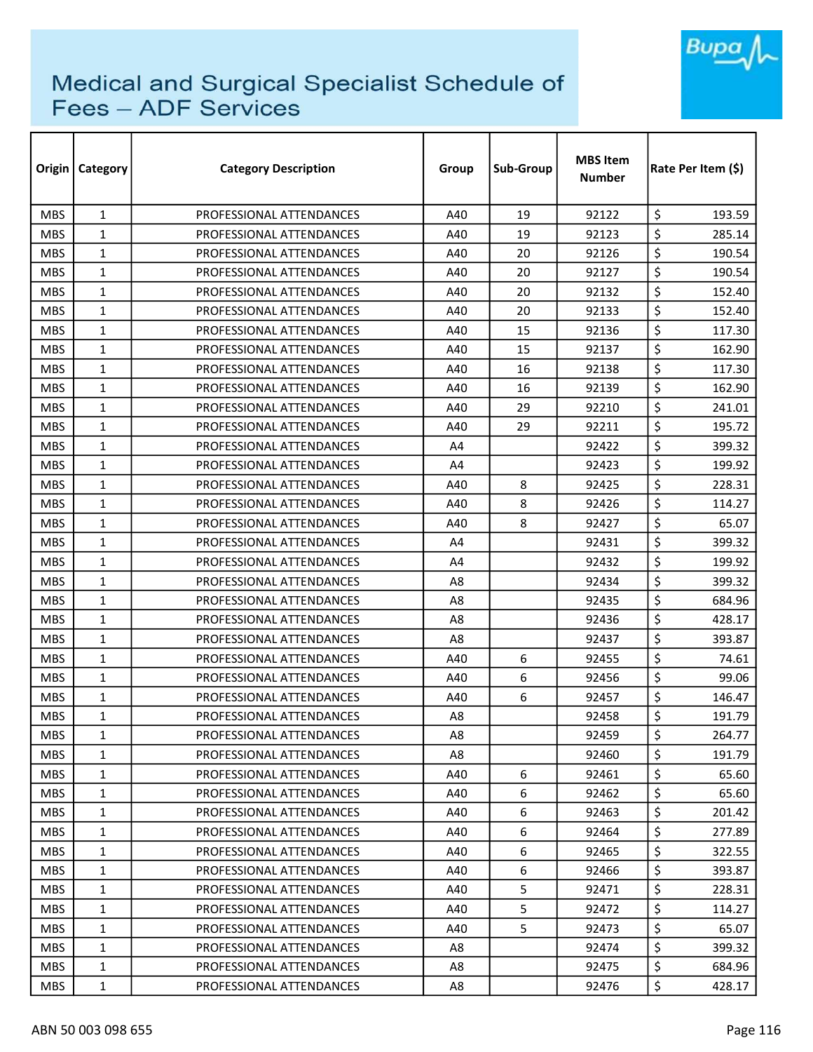# Medical and Surgical Specialist Schedule of Fees – ADF Services

| Origin | Category | Category Description | Group | Sub-Group | MBS Item Number | Rate Per Item ($) |
|---|---|---|---|---|---|---|
| MBS | 1 | PROFESSIONAL ATTENDANCES | A40 | 19 | 92122 | $ 193.59 |
| MBS | 1 | PROFESSIONAL ATTENDANCES | A40 | 19 | 92123 | $ 285.14 |
| MBS | 1 | PROFESSIONAL ATTENDANCES | A40 | 20 | 92126 | $ 190.54 |
| MBS | 1 | PROFESSIONAL ATTENDANCES | A40 | 20 | 92127 | $ 190.54 |
| MBS | 1 | PROFESSIONAL ATTENDANCES | A40 | 20 | 92132 | $ 152.40 |
| MBS | 1 | PROFESSIONAL ATTENDANCES | A40 | 20 | 92133 | $ 152.40 |
| MBS | 1 | PROFESSIONAL ATTENDANCES | A40 | 15 | 92136 | $ 117.30 |
| MBS | 1 | PROFESSIONAL ATTENDANCES | A40 | 15 | 92137 | $ 162.90 |
| MBS | 1 | PROFESSIONAL ATTENDANCES | A40 | 16 | 92138 | $ 117.30 |
| MBS | 1 | PROFESSIONAL ATTENDANCES | A40 | 16 | 92139 | $ 162.90 |
| MBS | 1 | PROFESSIONAL ATTENDANCES | A40 | 29 | 92210 | $ 241.01 |
| MBS | 1 | PROFESSIONAL ATTENDANCES | A40 | 29 | 92211 | $ 195.72 |
| MBS | 1 | PROFESSIONAL ATTENDANCES | A4 | | 92422 | $ 399.32 |
| MBS | 1 | PROFESSIONAL ATTENDANCES | A4 | | 92423 | $ 199.92 |
| MBS | 1 | PROFESSIONAL ATTENDANCES | A40 | 8 | 92425 | $ 228.31 |
| MBS | 1 | PROFESSIONAL ATTENDANCES | A40 | 8 | 92426 | $ 114.27 |
| MBS | 1 | PROFESSIONAL ATTENDANCES | A40 | 8 | 92427 | $ 65.07 |
| MBS | 1 | PROFESSIONAL ATTENDANCES | A4 | | 92431 | $ 399.32 |
| MBS | 1 | PROFESSIONAL ATTENDANCES | A4 | | 92432 | $ 199.92 |
| MBS | 1 | PROFESSIONAL ATTENDANCES | A8 | | 92434 | $ 399.32 |
| MBS | 1 | PROFESSIONAL ATTENDANCES | A8 | | 92435 | $ 684.96 |
| MBS | 1 | PROFESSIONAL ATTENDANCES | A8 | | 92436 | $ 428.17 |
| MBS | 1 | PROFESSIONAL ATTENDANCES | A8 | | 92437 | $ 393.87 |
| MBS | 1 | PROFESSIONAL ATTENDANCES | A40 | 6 | 92455 | $ 74.61 |
| MBS | 1 | PROFESSIONAL ATTENDANCES | A40 | 6 | 92456 | $ 99.06 |
| MBS | 1 | PROFESSIONAL ATTENDANCES | A40 | 6 | 92457 | $ 146.47 |
| MBS | 1 | PROFESSIONAL ATTENDANCES | A8 | | 92458 | $ 191.79 |
| MBS | 1 | PROFESSIONAL ATTENDANCES | A8 | | 92459 | $ 264.77 |
| MBS | 1 | PROFESSIONAL ATTENDANCES | A8 | | 92460 | $ 191.79 |
| MBS | 1 | PROFESSIONAL ATTENDANCES | A40 | 6 | 92461 | $ 65.60 |
| MBS | 1 | PROFESSIONAL ATTENDANCES | A40 | 6 | 92462 | $ 65.60 |
| MBS | 1 | PROFESSIONAL ATTENDANCES | A40 | 6 | 92463 | $ 201.42 |
| MBS | 1 | PROFESSIONAL ATTENDANCES | A40 | 6 | 92464 | $ 277.89 |
| MBS | 1 | PROFESSIONAL ATTENDANCES | A40 | 6 | 92465 | $ 322.55 |
| MBS | 1 | PROFESSIONAL ATTENDANCES | A40 | 6 | 92466 | $ 393.87 |
| MBS | 1 | PROFESSIONAL ATTENDANCES | A40 | 5 | 92471 | $ 228.31 |
| MBS | 1 | PROFESSIONAL ATTENDANCES | A40 | 5 | 92472 | $ 114.27 |
| MBS | 1 | PROFESSIONAL ATTENDANCES | A40 | 5 | 92473 | $ 65.07 |
| MBS | 1 | PROFESSIONAL ATTENDANCES | A8 | | 92474 | $ 399.32 |
| MBS | 1 | PROFESSIONAL ATTENDANCES | A8 | | 92475 | $ 684.96 |
| MBS | 1 | PROFESSIONAL ATTENDANCES | A8 | | 92476 | $ 428.17 |

ABN 50 003 098 655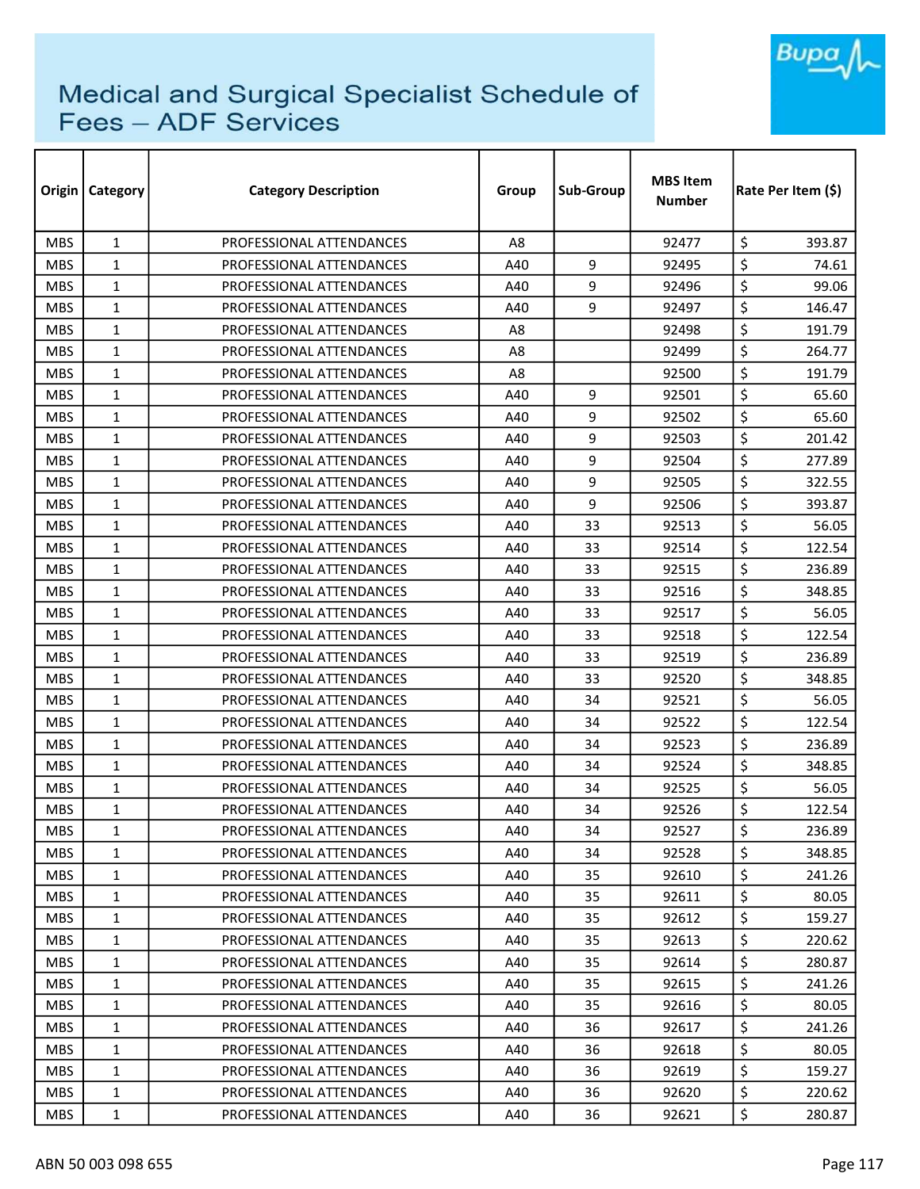# Medical and Surgical Specialist Schedule of Fees – ADF Services

| Origin | Category | Category Description | Group | Sub-Group | MBS Item Number | Rate Per Item ($) |
|---|---|---|---|---|---|---|
| MBS | 1 | PROFESSIONAL ATTENDANCES | A8 | | 92477 | $ 393.87 |
| MBS | 1 | PROFESSIONAL ATTENDANCES | A40 | 9 | 92495 | $ 74.61 |
| MBS | 1 | PROFESSIONAL ATTENDANCES | A40 | 9 | 92496 | $ 99.06 |
| MBS | 1 | PROFESSIONAL ATTENDANCES | A40 | 9 | 92497 | $ 146.47 |
| MBS | 1 | PROFESSIONAL ATTENDANCES | A8 | | 92498 | $ 191.79 |
| MBS | 1 | PROFESSIONAL ATTENDANCES | A8 | | 92499 | $ 264.77 |
| MBS | 1 | PROFESSIONAL ATTENDANCES | A8 | | 92500 | $ 191.79 |
| MBS | 1 | PROFESSIONAL ATTENDANCES | A40 | 9 | 92501 | $ 65.60 |
| MBS | 1 | PROFESSIONAL ATTENDANCES | A40 | 9 | 92502 | $ 65.60 |
| MBS | 1 | PROFESSIONAL ATTENDANCES | A40 | 9 | 92503 | $ 201.42 |
| MBS | 1 | PROFESSIONAL ATTENDANCES | A40 | 9 | 92504 | $ 277.89 |
| MBS | 1 | PROFESSIONAL ATTENDANCES | A40 | 9 | 92505 | $ 322.55 |
| MBS | 1 | PROFESSIONAL ATTENDANCES | A40 | 9 | 92506 | $ 393.87 |
| MBS | 1 | PROFESSIONAL ATTENDANCES | A40 | 33 | 92513 | $ 56.05 |
| MBS | 1 | PROFESSIONAL ATTENDANCES | A40 | 33 | 92514 | $ 122.54 |
| MBS | 1 | PROFESSIONAL ATTENDANCES | A40 | 33 | 92515 | $ 236.89 |
| MBS | 1 | PROFESSIONAL ATTENDANCES | A40 | 33 | 92516 | $ 348.85 |
| MBS | 1 | PROFESSIONAL ATTENDANCES | A40 | 33 | 92517 | $ 56.05 |
| MBS | 1 | PROFESSIONAL ATTENDANCES | A40 | 33 | 92518 | $ 122.54 |
| MBS | 1 | PROFESSIONAL ATTENDANCES | A40 | 33 | 92519 | $ 236.89 |
| MBS | 1 | PROFESSIONAL ATTENDANCES | A40 | 33 | 92520 | $ 348.85 |
| MBS | 1 | PROFESSIONAL ATTENDANCES | A40 | 34 | 92521 | $ 56.05 |
| MBS | 1 | PROFESSIONAL ATTENDANCES | A40 | 34 | 92522 | $ 122.54 |
| MBS | 1 | PROFESSIONAL ATTENDANCES | A40 | 34 | 92523 | $ 236.89 |
| MBS | 1 | PROFESSIONAL ATTENDANCES | A40 | 34 | 92524 | $ 348.85 |
| MBS | 1 | PROFESSIONAL ATTENDANCES | A40 | 34 | 92525 | $ 56.05 |
| MBS | 1 | PROFESSIONAL ATTENDANCES | A40 | 34 | 92526 | $ 122.54 |
| MBS | 1 | PROFESSIONAL ATTENDANCES | A40 | 34 | 92527 | $ 236.89 |
| MBS | 1 | PROFESSIONAL ATTENDANCES | A40 | 34 | 92528 | $ 348.85 |
| MBS | 1 | PROFESSIONAL ATTENDANCES | A40 | 35 | 92610 | $ 241.26 |
| MBS | 1 | PROFESSIONAL ATTENDANCES | A40 | 35 | 92611 | $ 80.05 |
| MBS | 1 | PROFESSIONAL ATTENDANCES | A40 | 35 | 92612 | $ 159.27 |
| MBS | 1 | PROFESSIONAL ATTENDANCES | A40 | 35 | 92613 | $ 220.62 |
| MBS | 1 | PROFESSIONAL ATTENDANCES | A40 | 35 | 92614 | $ 280.87 |
| MBS | 1 | PROFESSIONAL ATTENDANCES | A40 | 35 | 92615 | $ 241.26 |
| MBS | 1 | PROFESSIONAL ATTENDANCES | A40 | 35 | 92616 | $ 80.05 |
| MBS | 1 | PROFESSIONAL ATTENDANCES | A40 | 36 | 92617 | $ 241.26 |
| MBS | 1 | PROFESSIONAL ATTENDANCES | A40 | 36 | 92618 | $ 80.05 |
| MBS | 1 | PROFESSIONAL ATTENDANCES | A40 | 36 | 92619 | $ 159.27 |
| MBS | 1 | PROFESSIONAL ATTENDANCES | A40 | 36 | 92620 | $ 220.62 |
| MBS | 1 | PROFESSIONAL ATTENDANCES | A40 | 36 | 92621 | $ 280.87 |

ABN 50 003 098 655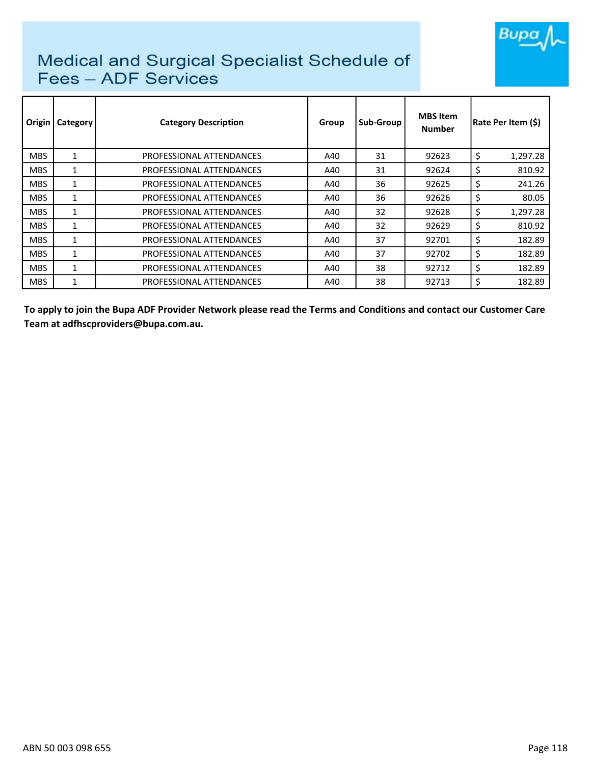# Medical and Surgical Specialist Schedule of Fees – ADF Services

| Origin | Category | Category Description | Group | Sub-Group | MBS Item Number | Rate Per Item ($) |
|---|---|---|---|---|---|---|
| MBS | 1 | PROFESSIONAL ATTENDANCES | A40 | 31 | 92623 | $ 1,297.28 |
| MBS | 1 | PROFESSIONAL ATTENDANCES | A40 | 31 | 92624 | $ 810.92 |
| MBS | 1 | PROFESSIONAL ATTENDANCES | A40 | 36 | 92625 | $ 241.26 |
| MBS | 1 | PROFESSIONAL ATTENDANCES | A40 | 36 | 92626 | $ 80.05 |
| MBS | 1 | PROFESSIONAL ATTENDANCES | A40 | 32 | 92628 | $ 1,297.28 |
| MBS | 1 | PROFESSIONAL ATTENDANCES | A40 | 32 | 92629 | $ 810.92 |
| MBS | 1 | PROFESSIONAL ATTENDANCES | A40 | 37 | 92701 | $ 182.89 |
| MBS | 1 | PROFESSIONAL ATTENDANCES | A40 | 37 | 92702 | $ 182.89 |
| MBS | 1 | PROFESSIONAL ATTENDANCES | A40 | 38 | 92712 | $ 182.89 |
| MBS | 1 | PROFESSIONAL ATTENDANCES | A40 | 38 | 92713 | $ 182.89 |

**To apply to join the Bupa ADF Provider Network please read the Terms and Conditions and contact our Customer Care Team at adfhscproviders@bupa.com.au.**

ABN 50 003 098 655